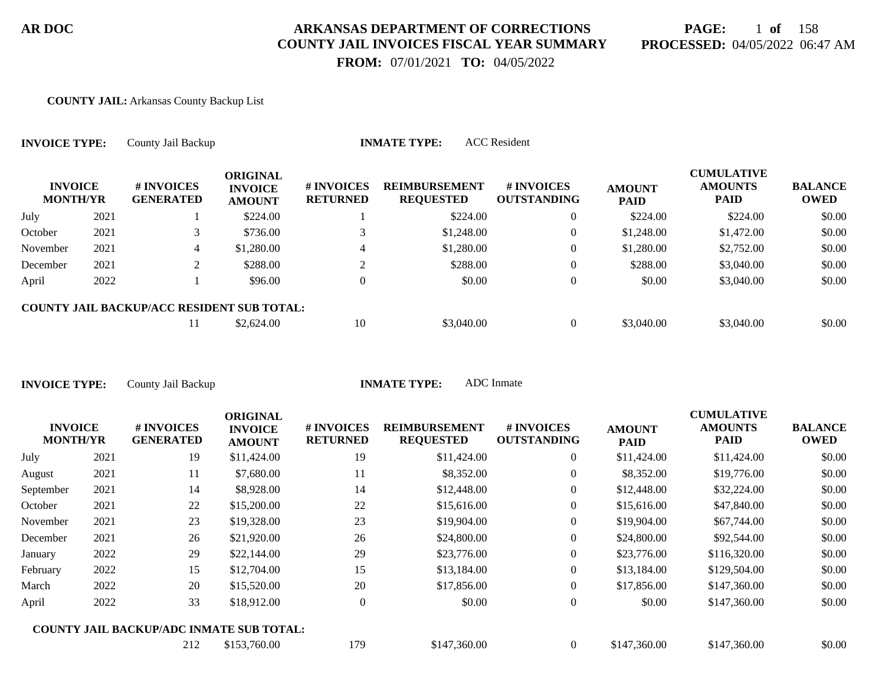**AR DOC**

# ARKANSAS DEPARTMENT OF CORRECTIONS
## COUNTY JAIL INVOICES FISCAL YEAR SUMMARY

**FROM:** 07/01/2021 **TO:** 04/05/2022

**PROCESSED:** 04/05/2022 06:47 AM

**COUNTY JAIL:** Arkansas County Backup List

**INVOICE TYPE:** County Jail Backup **INMATE TYPE:** ACC Resident

| INVOICE MONTH/YR | | # INVOICES GENERATED | ORIGINAL INVOICE AMOUNT | # INVOICES RETURNED | REIMBURSEMENT REQUESTED | # INVOICES OUTSTANDING | AMOUNT PAID | CUMULATIVE AMOUNTS PAID | BALANCE OWED |
|---|---|---|---|---|---|---|---|---|---|
| July | 2021 | 1 | $224.00 | 1 | $224.00 | 0 | $224.00 | $224.00 | $0.00 |
| October | 2021 | 3 | $736.00 | 3 | $1,248.00 | 0 | $1,248.00 | $1,472.00 | $0.00 |
| November | 2021 | 4 | $1,280.00 | 4 | $1,280.00 | 0 | $1,280.00 | $2,752.00 | $0.00 |
| December | 2021 | 2 | $288.00 | 2 | $288.00 | 0 | $288.00 | $3,040.00 | $0.00 |
| April | 2022 | 1 | $96.00 | 0 | $0.00 | 0 | $0.00 | $3,040.00 | $0.00 |
| **COUNTY JAIL BACKUP/ACC RESIDENT SUB TOTAL:** | | 11 | $2,624.00 | 10 | $3,040.00 | 0 | $3,040.00 | $3,040.00 | $0.00 |

**INVOICE TYPE:** County Jail Backup **INMATE TYPE:** ADC Inmate

| INVOICE MONTH/YR | | # INVOICES GENERATED | ORIGINAL INVOICE AMOUNT | # INVOICES RETURNED | REIMBURSEMENT REQUESTED | # INVOICES OUTSTANDING | AMOUNT PAID | CUMULATIVE AMOUNTS PAID | BALANCE OWED |
|---|---|---|---|---|---|---|---|---|---|
| July | 2021 | 19 | $11,424.00 | 19 | $11,424.00 | 0 | $11,424.00 | $11,424.00 | $0.00 |
| August | 2021 | 11 | $7,680.00 | 11 | $8,352.00 | 0 | $8,352.00 | $19,776.00 | $0.00 |
| September | 2021 | 14 | $8,928.00 | 14 | $12,448.00 | 0 | $12,448.00 | $32,224.00 | $0.00 |
| October | 2021 | 22 | $15,200.00 | 22 | $15,616.00 | 0 | $15,616.00 | $47,840.00 | $0.00 |
| November | 2021 | 23 | $19,328.00 | 23 | $19,904.00 | 0 | $19,904.00 | $67,744.00 | $0.00 |
| December | 2021 | 26 | $21,920.00 | 26 | $24,800.00 | 0 | $24,800.00 | $92,544.00 | $0.00 |
| January | 2022 | 29 | $22,144.00 | 29 | $23,776.00 | 0 | $23,776.00 | $116,320.00 | $0.00 |
| February | 2022 | 15 | $12,704.00 | 15 | $13,184.00 | 0 | $13,184.00 | $129,504.00 | $0.00 |
| March | 2022 | 20 | $15,520.00 | 20 | $17,856.00 | 0 | $17,856.00 | $147,360.00 | $0.00 |
| April | 2022 | 33 | $18,912.00 | 0 | $0.00 | 0 | $0.00 | $147,360.00 | $0.00 |
| **COUNTY JAIL BACKUP/ADC INMATE SUB TOTAL:** | | 212 | $153,760.00 | 179 | $147,360.00 | 0 | $147,360.00 | $147,360.00 | $0.00 |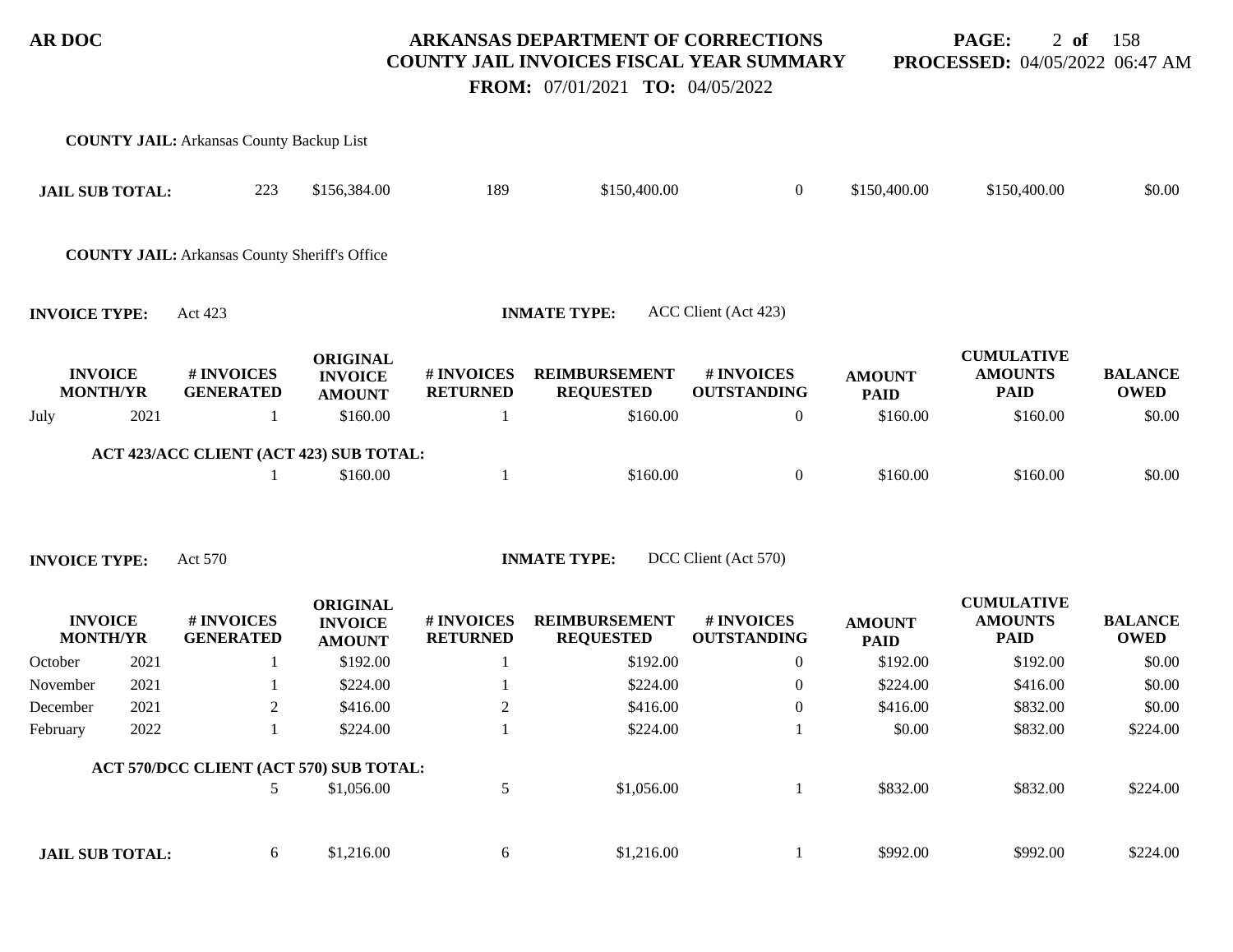**COUNTY JAIL:** Arkansas County Backup List

| | # INVOICES GENERATED | ORIGINAL INVOICE AMOUNT | # INVOICES RETURNED | REIMBURSEMENT REQUESTED | # INVOICES OUTSTANDING | AMOUNT PAID | CUMULATIVE AMOUNTS PAID | BALANCE OWED |
|---|---|---|---|---|---|---|---|---|
| **JAIL SUB TOTAL:** | 223 | $156,384.00 | 189 | $150,400.00 | 0 | $150,400.00 | $150,400.00 | $0.00 |

**COUNTY JAIL:** Arkansas County Sheriff's Office

**INVOICE TYPE:** Act 423 **INMATE TYPE:** ACC Client (Act 423)

| INVOICE MONTH/YR | | # INVOICES GENERATED | ORIGINAL INVOICE AMOUNT | # INVOICES RETURNED | REIMBURSEMENT REQUESTED | # INVOICES OUTSTANDING | AMOUNT PAID | CUMULATIVE AMOUNTS PAID | BALANCE OWED |
|---|---|---|---|---|---|---|---|---|---|
| July | 2021 | 1 | $160.00 | 1 | $160.00 | 0 | $160.00 | $160.00 | $0.00 |
| **ACT 423/ACC CLIENT (ACT 423) SUB TOTAL:** | | 1 | $160.00 | 1 | $160.00 | 0 | $160.00 | $160.00 | $0.00 |

**INVOICE TYPE:** Act 570 **INMATE TYPE:** DCC Client (Act 570)

| INVOICE MONTH/YR | | # INVOICES GENERATED | ORIGINAL INVOICE AMOUNT | # INVOICES RETURNED | REIMBURSEMENT REQUESTED | # INVOICES OUTSTANDING | AMOUNT PAID | CUMULATIVE AMOUNTS PAID | BALANCE OWED |
|---|---|---|---|---|---|---|---|---|---|
| October | 2021 | 1 | $192.00 | 1 | $192.00 | 0 | $192.00 | $192.00 | $0.00 |
| November | 2021 | 1 | $224.00 | 1 | $224.00 | 0 | $224.00 | $416.00 | $0.00 |
| December | 2021 | 2 | $416.00 | 2 | $416.00 | 0 | $416.00 | $832.00 | $0.00 |
| February | 2022 | 1 | $224.00 | 1 | $224.00 | 1 | $0.00 | $832.00 | $224.00 |
| **ACT 570/DCC CLIENT (ACT 570) SUB TOTAL:** | | 5 | $1,056.00 | 5 | $1,056.00 | 1 | $832.00 | $832.00 | $224.00 |
| **JAIL SUB TOTAL:** | | 6 | $1,216.00 | 6 | $1,216.00 | 1 | $992.00 | $992.00 | $224.00 |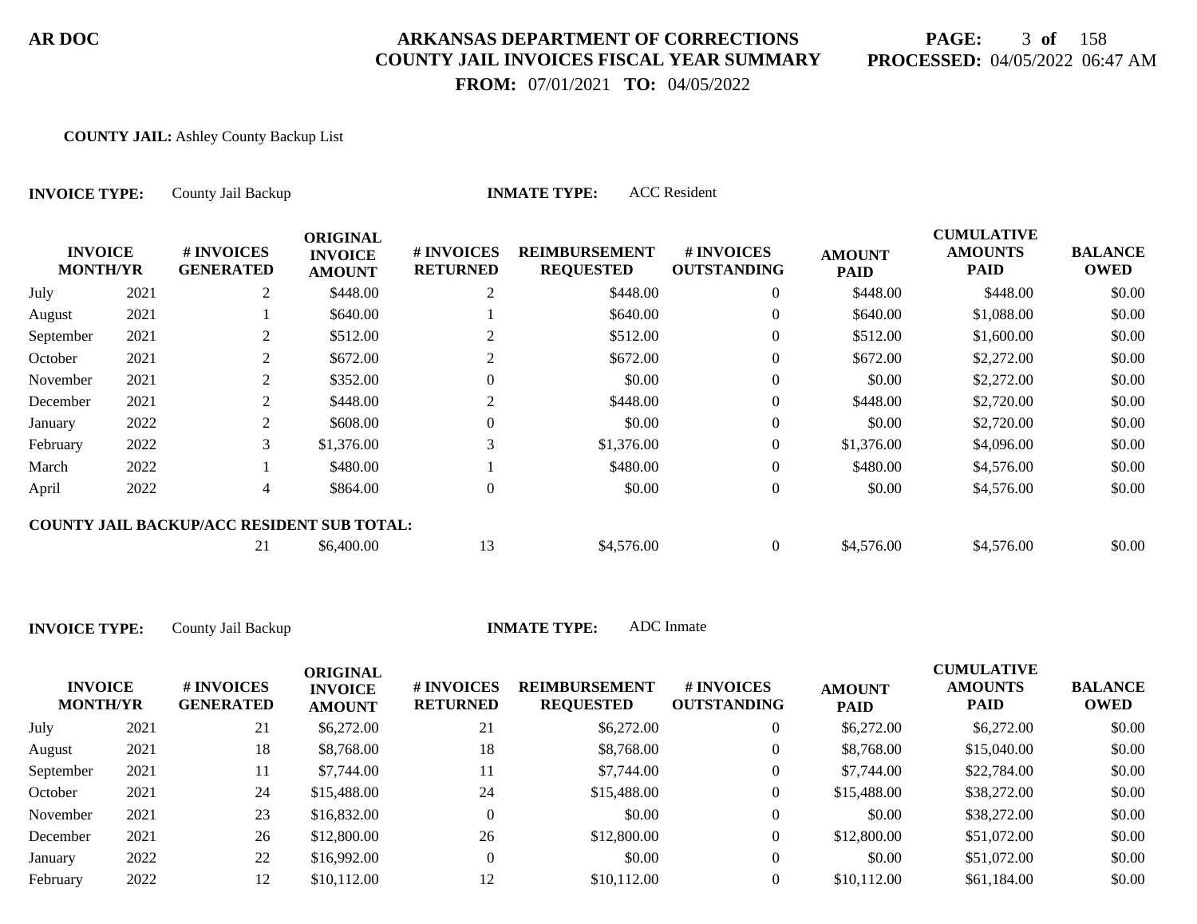**AR DOC**

# ARKANSAS DEPARTMENT OF CORRECTIONS
## COUNTY JAIL INVOICES FISCAL YEAR SUMMARY

**FROM:** 07/01/2021 **TO:** 04/05/2022

**PROCESSED:** 04/05/2022 06:47 AM

**COUNTY JAIL:** Ashley County Backup List

**INVOICE TYPE:** County Jail Backup **INMATE TYPE:** ACC Resident

| INVOICE MONTH/YR | | # INVOICES GENERATED | ORIGINAL INVOICE AMOUNT | # INVOICES RETURNED | REIMBURSEMENT REQUESTED | # INVOICES OUTSTANDING | AMOUNT PAID | CUMULATIVE AMOUNTS PAID | BALANCE OWED |
|---|---|---|---|---|---|---|---|---|---|
| July | 2021 | 2 | $448.00 | 2 | $448.00 | 0 | $448.00 | $448.00 | $0.00 |
| August | 2021 | 1 | $640.00 | 1 | $640.00 | 0 | $640.00 | $1,088.00 | $0.00 |
| September | 2021 | 2 | $512.00 | 2 | $512.00 | 0 | $512.00 | $1,600.00 | $0.00 |
| October | 2021 | 2 | $672.00 | 2 | $672.00 | 0 | $672.00 | $2,272.00 | $0.00 |
| November | 2021 | 2 | $352.00 | 0 | $0.00 | 0 | $0.00 | $2,272.00 | $0.00 |
| December | 2021 | 2 | $448.00 | 2 | $448.00 | 0 | $448.00 | $2,720.00 | $0.00 |
| January | 2022 | 2 | $608.00 | 0 | $0.00 | 0 | $0.00 | $2,720.00 | $0.00 |
| February | 2022 | 3 | $1,376.00 | 3 | $1,376.00 | 0 | $1,376.00 | $4,096.00 | $0.00 |
| March | 2022 | 1 | $480.00 | 1 | $480.00 | 0 | $480.00 | $4,576.00 | $0.00 |
| April | 2022 | 4 | $864.00 | 0 | $0.00 | 0 | $0.00 | $4,576.00 | $0.00 |
| **COUNTY JAIL BACKUP/ACC RESIDENT SUB TOTAL:** | | 21 | $6,400.00 | 13 | $4,576.00 | 0 | $4,576.00 | $4,576.00 | $0.00 |

**INVOICE TYPE:** County Jail Backup **INMATE TYPE:** ADC Inmate

| INVOICE MONTH/YR | | # INVOICES GENERATED | ORIGINAL INVOICE AMOUNT | # INVOICES RETURNED | REIMBURSEMENT REQUESTED | # INVOICES OUTSTANDING | AMOUNT PAID | CUMULATIVE AMOUNTS PAID | BALANCE OWED |
|---|---|---|---|---|---|---|---|---|---|
| July | 2021 | 21 | $6,272.00 | 21 | $6,272.00 | 0 | $6,272.00 | $6,272.00 | $0.00 |
| August | 2021 | 18 | $8,768.00 | 18 | $8,768.00 | 0 | $8,768.00 | $15,040.00 | $0.00 |
| September | 2021 | 11 | $7,744.00 | 11 | $7,744.00 | 0 | $7,744.00 | $22,784.00 | $0.00 |
| October | 2021 | 24 | $15,488.00 | 24 | $15,488.00 | 0 | $15,488.00 | $38,272.00 | $0.00 |
| November | 2021 | 23 | $16,832.00 | 0 | $0.00 | 0 | $0.00 | $38,272.00 | $0.00 |
| December | 2021 | 26 | $12,800.00 | 26 | $12,800.00 | 0 | $12,800.00 | $51,072.00 | $0.00 |
| January | 2022 | 22 | $16,992.00 | 0 | $0.00 | 0 | $0.00 | $51,072.00 | $0.00 |
| February | 2022 | 12 | $10,112.00 | 12 | $10,112.00 | 0 | $10,112.00 | $61,184.00 | $0.00 |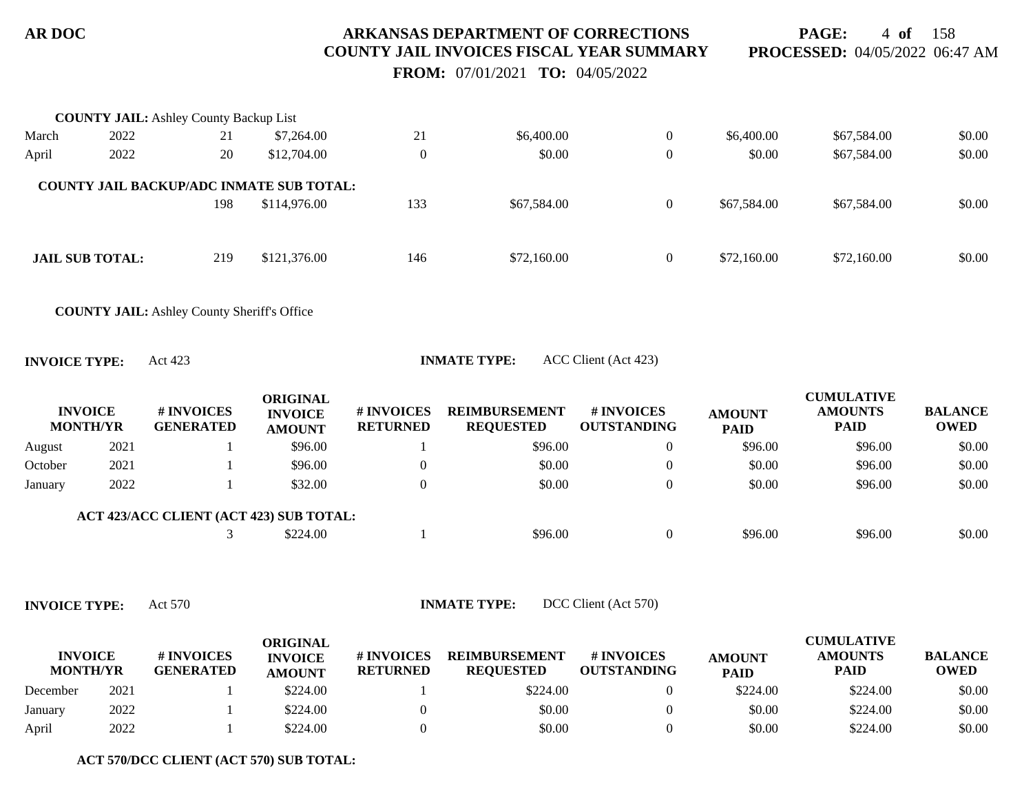**COUNTY JAIL:** Ashley County Backup List

| INVOICE MONTH/YR | | # INVOICES GENERATED | ORIGINAL INVOICE AMOUNT | # INVOICES RETURNED | REIMBURSEMENT REQUESTED | # INVOICES OUTSTANDING | AMOUNT PAID | CUMULATIVE AMOUNTS PAID | BALANCE OWED |
|---|---|---|---|---|---|---|---|---|---|
| March | 2022 | 21 | $7,264.00 | 21 | $6,400.00 | 0 | $6,400.00 | $67,584.00 | $0.00 |
| April | 2022 | 20 | $12,704.00 | 0 | $0.00 | 0 | $0.00 | $67,584.00 | $0.00 |

**COUNTY JAIL BACKUP/ADC INMATE SUB TOTAL:**

| # INVOICES GENERATED | ORIGINAL INVOICE AMOUNT | # INVOICES RETURNED | REIMBURSEMENT REQUESTED | # INVOICES OUTSTANDING | AMOUNT PAID | CUMULATIVE AMOUNTS PAID | BALANCE OWED |
|---|---|---|---|---|---|---|---|
| 198 | $114,976.00 | 133 | $67,584.00 | 0 | $67,584.00 | $67,584.00 | $0.00 |

**JAIL SUB TOTAL:**

| # INVOICES GENERATED | ORIGINAL INVOICE AMOUNT | # INVOICES RETURNED | REIMBURSEMENT REQUESTED | # INVOICES OUTSTANDING | AMOUNT PAID | CUMULATIVE AMOUNTS PAID | BALANCE OWED |
|---|---|---|---|---|---|---|---|
| 219 | $121,376.00 | 146 | $72,160.00 | 0 | $72,160.00 | $72,160.00 | $0.00 |

**COUNTY JAIL:** Ashley County Sheriff's Office

**INVOICE TYPE:** Act 423 **INMATE TYPE:** ACC Client (Act 423)

| INVOICE MONTH/YR | | # INVOICES GENERATED | ORIGINAL INVOICE AMOUNT | # INVOICES RETURNED | REIMBURSEMENT REQUESTED | # INVOICES OUTSTANDING | AMOUNT PAID | CUMULATIVE AMOUNTS PAID | BALANCE OWED |
|---|---|---|---|---|---|---|---|---|---|
| August | 2021 | 1 | $96.00 | 1 | $96.00 | 0 | $96.00 | $96.00 | $0.00 |
| October | 2021 | 1 | $96.00 | 0 | $0.00 | 0 | $0.00 | $96.00 | $0.00 |
| January | 2022 | 1 | $32.00 | 0 | $0.00 | 0 | $0.00 | $96.00 | $0.00 |

**ACT 423/ACC CLIENT (ACT 423) SUB TOTAL:**

| # INVOICES GENERATED | ORIGINAL INVOICE AMOUNT | # INVOICES RETURNED | REIMBURSEMENT REQUESTED | # INVOICES OUTSTANDING | AMOUNT PAID | CUMULATIVE AMOUNTS PAID | BALANCE OWED |
|---|---|---|---|---|---|---|---|
| 3 | $224.00 | 1 | $96.00 | 0 | $96.00 | $96.00 | $0.00 |

**INVOICE TYPE:** Act 570 **INMATE TYPE:** DCC Client (Act 570)

| INVOICE MONTH/YR | | # INVOICES GENERATED | ORIGINAL INVOICE AMOUNT | # INVOICES RETURNED | REIMBURSEMENT REQUESTED | # INVOICES OUTSTANDING | AMOUNT PAID | CUMULATIVE AMOUNTS PAID | BALANCE OWED |
|---|---|---|---|---|---|---|---|---|---|
| December | 2021 | 1 | $224.00 | 1 | $224.00 | 0 | $224.00 | $224.00 | $0.00 |
| January | 2022 | 1 | $224.00 | 0 | $0.00 | 0 | $0.00 | $224.00 | $0.00 |
| April | 2022 | 1 | $224.00 | 0 | $0.00 | 0 | $0.00 | $224.00 | $0.00 |

**ACT 570/DCC CLIENT (ACT 570) SUB TOTAL:**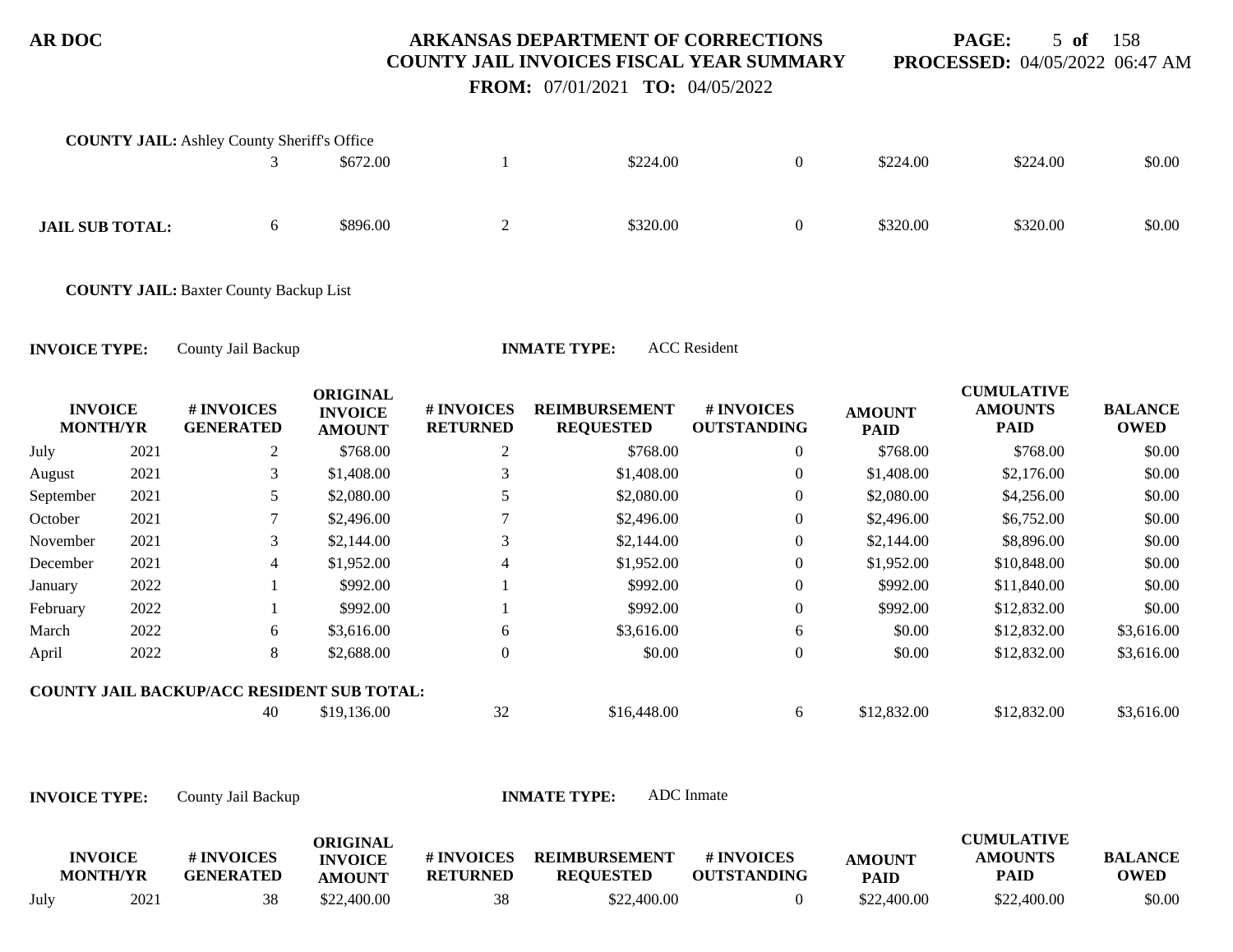**COUNTY JAIL:** Ashley County Sheriff's Office

| | | | | | | | | | |
|---|---|---|---|---|---|---|---|---|---|
| | | 3 | $672.00 | 1 | $224.00 | 0 | $224.00 | $224.00 | $0.00 |
| **JAIL SUB TOTAL:** | | 6 | $896.00 | 2 | $320.00 | 0 | $320.00 | $320.00 | $0.00 |

**COUNTY JAIL:** Baxter County Backup List

**INVOICE TYPE:** County Jail Backup **INMATE TYPE:** ACC Resident

| INVOICE MONTH/YR | | # INVOICES GENERATED | ORIGINAL INVOICE AMOUNT | # INVOICES RETURNED | REIMBURSEMENT REQUESTED | # INVOICES OUTSTANDING | AMOUNT PAID | CUMULATIVE AMOUNTS PAID | BALANCE OWED |
|---|---|---|---|---|---|---|---|---|---|
| July | 2021 | 2 | $768.00 | 2 | $768.00 | 0 | $768.00 | $768.00 | $0.00 |
| August | 2021 | 3 | $1,408.00 | 3 | $1,408.00 | 0 | $1,408.00 | $2,176.00 | $0.00 |
| September | 2021 | 5 | $2,080.00 | 5 | $2,080.00 | 0 | $2,080.00 | $4,256.00 | $0.00 |
| October | 2021 | 7 | $2,496.00 | 7 | $2,496.00 | 0 | $2,496.00 | $6,752.00 | $0.00 |
| November | 2021 | 3 | $2,144.00 | 3 | $2,144.00 | 0 | $2,144.00 | $8,896.00 | $0.00 |
| December | 2021 | 4 | $1,952.00 | 4 | $1,952.00 | 0 | $1,952.00 | $10,848.00 | $0.00 |
| January | 2022 | 1 | $992.00 | 1 | $992.00 | 0 | $992.00 | $11,840.00 | $0.00 |
| February | 2022 | 1 | $992.00 | 1 | $992.00 | 0 | $992.00 | $12,832.00 | $0.00 |
| March | 2022 | 6 | $3,616.00 | 6 | $3,616.00 | 6 | $0.00 | $12,832.00 | $3,616.00 |
| April | 2022 | 8 | $2,688.00 | 0 | $0.00 | 0 | $0.00 | $12,832.00 | $3,616.00 |
| **COUNTY JAIL BACKUP/ACC RESIDENT SUB TOTAL:** | | 40 | $19,136.00 | 32 | $16,448.00 | 6 | $12,832.00 | $12,832.00 | $3,616.00 |

**INVOICE TYPE:** County Jail Backup **INMATE TYPE:** ADC Inmate

| INVOICE MONTH/YR | | # INVOICES GENERATED | ORIGINAL INVOICE AMOUNT | # INVOICES RETURNED | REIMBURSEMENT REQUESTED | # INVOICES OUTSTANDING | AMOUNT PAID | CUMULATIVE AMOUNTS PAID | BALANCE OWED |
|---|---|---|---|---|---|---|---|---|---|
| July | 2021 | 38 | $22,400.00 | 38 | $22,400.00 | 0 | $22,400.00 | $22,400.00 | $0.00 |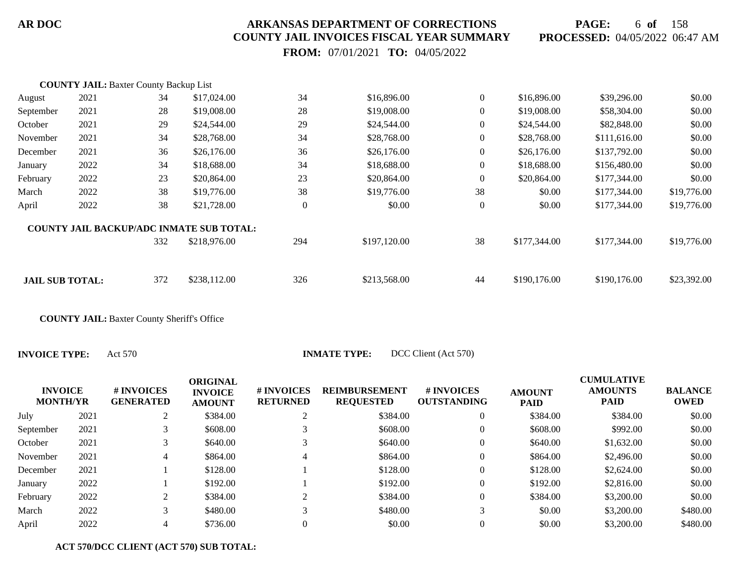**COUNTY JAIL:** Baxter County Backup List

| INVOICE MONTH/YR | | # INVOICES GENERATED | ORIGINAL INVOICE AMOUNT | # INVOICES RETURNED | REIMBURSEMENT REQUESTED | # INVOICES OUTSTANDING | AMOUNT PAID | CUMULATIVE AMOUNTS PAID | BALANCE OWED |
|---|---|---|---|---|---|---|---|---|---|
| August | 2021 | 34 | $17,024.00 | 34 | $16,896.00 | 0 | $16,896.00 | $39,296.00 | $0.00 |
| September | 2021 | 28 | $19,008.00 | 28 | $19,008.00 | 0 | $19,008.00 | $58,304.00 | $0.00 |
| October | 2021 | 29 | $24,544.00 | 29 | $24,544.00 | 0 | $24,544.00 | $82,848.00 | $0.00 |
| November | 2021 | 34 | $28,768.00 | 34 | $28,768.00 | 0 | $28,768.00 | $111,616.00 | $0.00 |
| December | 2021 | 36 | $26,176.00 | 36 | $26,176.00 | 0 | $26,176.00 | $137,792.00 | $0.00 |
| January | 2022 | 34 | $18,688.00 | 34 | $18,688.00 | 0 | $18,688.00 | $156,480.00 | $0.00 |
| February | 2022 | 23 | $20,864.00 | 23 | $20,864.00 | 0 | $20,864.00 | $177,344.00 | $0.00 |
| March | 2022 | 38 | $19,776.00 | 38 | $19,776.00 | 38 | $0.00 | $177,344.00 | $19,776.00 |
| April | 2022 | 38 | $21,728.00 | 0 | $0.00 | 0 | $0.00 | $177,344.00 | $19,776.00 |
| **COUNTY JAIL BACKUP/ADC INMATE SUB TOTAL:** | | 332 | $218,976.00 | 294 | $197,120.00 | 38 | $177,344.00 | $177,344.00 | $19,776.00 |
| **JAIL SUB TOTAL:** | | 372 | $238,112.00 | 326 | $213,568.00 | 44 | $190,176.00 | $190,176.00 | $23,392.00 |

**COUNTY JAIL:** Baxter County Sheriff's Office

**INVOICE TYPE:** Act 570 **INMATE TYPE:** DCC Client (Act 570)

| INVOICE MONTH/YR | | # INVOICES GENERATED | ORIGINAL INVOICE AMOUNT | # INVOICES RETURNED | REIMBURSEMENT REQUESTED | # INVOICES OUTSTANDING | AMOUNT PAID | CUMULATIVE AMOUNTS PAID | BALANCE OWED |
|---|---|---|---|---|---|---|---|---|---|
| July | 2021 | 2 | $384.00 | 2 | $384.00 | 0 | $384.00 | $384.00 | $0.00 |
| September | 2021 | 3 | $608.00 | 3 | $608.00 | 0 | $608.00 | $992.00 | $0.00 |
| October | 2021 | 3 | $640.00 | 3 | $640.00 | 0 | $640.00 | $1,632.00 | $0.00 |
| November | 2021 | 4 | $864.00 | 4 | $864.00 | 0 | $864.00 | $2,496.00 | $0.00 |
| December | 2021 | 1 | $128.00 | 1 | $128.00 | 0 | $128.00 | $2,624.00 | $0.00 |
| January | 2022 | 1 | $192.00 | 1 | $192.00 | 0 | $192.00 | $2,816.00 | $0.00 |
| February | 2022 | 2 | $384.00 | 2 | $384.00 | 0 | $384.00 | $3,200.00 | $0.00 |
| March | 2022 | 3 | $480.00 | 3 | $480.00 | 3 | $0.00 | $3,200.00 | $480.00 |
| April | 2022 | 4 | $736.00 | 0 | $0.00 | 0 | $0.00 | $3,200.00 | $480.00 |

**ACT 570/DCC CLIENT (ACT 570) SUB TOTAL:**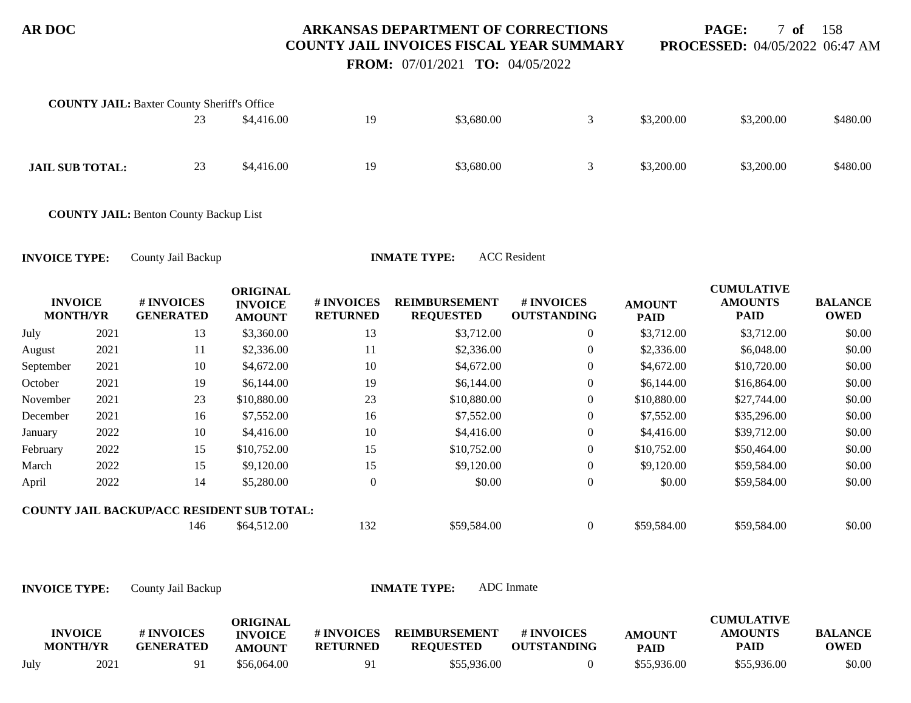**COUNTY JAIL:** Baxter County Sheriff's Office

| | | # INVOICES GENERATED | ORIGINAL INVOICE AMOUNT | # INVOICES RETURNED | REIMBURSEMENT REQUESTED | # INVOICES OUTSTANDING | AMOUNT PAID | CUMULATIVE AMOUNTS PAID | BALANCE OWED |
|---|---|---|---|---|---|---|---|---|---|
| | | 23 | $4,416.00 | 19 | $3,680.00 | 3 | $3,200.00 | $3,200.00 | $480.00 |
| **JAIL SUB TOTAL:** | | 23 | $4,416.00 | 19 | $3,680.00 | 3 | $3,200.00 | $3,200.00 | $480.00 |

**COUNTY JAIL:** Benton County Backup List

**INVOICE TYPE:** County Jail Backup **INMATE TYPE:** ACC Resident

| INVOICE MONTH/YR | | # INVOICES GENERATED | ORIGINAL INVOICE AMOUNT | # INVOICES RETURNED | REIMBURSEMENT REQUESTED | # INVOICES OUTSTANDING | AMOUNT PAID | CUMULATIVE AMOUNTS PAID | BALANCE OWED |
|---|---|---|---|---|---|---|---|---|---|
| July | 2021 | 13 | $3,360.00 | 13 | $3,712.00 | 0 | $3,712.00 | $3,712.00 | $0.00 |
| August | 2021 | 11 | $2,336.00 | 11 | $2,336.00 | 0 | $2,336.00 | $6,048.00 | $0.00 |
| September | 2021 | 10 | $4,672.00 | 10 | $4,672.00 | 0 | $4,672.00 | $10,720.00 | $0.00 |
| October | 2021 | 19 | $6,144.00 | 19 | $6,144.00 | 0 | $6,144.00 | $16,864.00 | $0.00 |
| November | 2021 | 23 | $10,880.00 | 23 | $10,880.00 | 0 | $10,880.00 | $27,744.00 | $0.00 |
| December | 2021 | 16 | $7,552.00 | 16 | $7,552.00 | 0 | $7,552.00 | $35,296.00 | $0.00 |
| January | 2022 | 10 | $4,416.00 | 10 | $4,416.00 | 0 | $4,416.00 | $39,712.00 | $0.00 |
| February | 2022 | 15 | $10,752.00 | 15 | $10,752.00 | 0 | $10,752.00 | $50,464.00 | $0.00 |
| March | 2022 | 15 | $9,120.00 | 15 | $9,120.00 | 0 | $9,120.00 | $59,584.00 | $0.00 |
| April | 2022 | 14 | $5,280.00 | 0 | $0.00 | 0 | $0.00 | $59,584.00 | $0.00 |
| **COUNTY JAIL BACKUP/ACC RESIDENT SUB TOTAL:** | | 146 | $64,512.00 | 132 | $59,584.00 | 0 | $59,584.00 | $59,584.00 | $0.00 |

**INVOICE TYPE:** County Jail Backup **INMATE TYPE:** ADC Inmate

| INVOICE MONTH/YR | | # INVOICES GENERATED | ORIGINAL INVOICE AMOUNT | # INVOICES RETURNED | REIMBURSEMENT REQUESTED | # INVOICES OUTSTANDING | AMOUNT PAID | CUMULATIVE AMOUNTS PAID | BALANCE OWED |
|---|---|---|---|---|---|---|---|---|---|
| July | 2021 | 91 | $56,064.00 | 91 | $55,936.00 | 0 | $55,936.00 | $55,936.00 | $0.00 |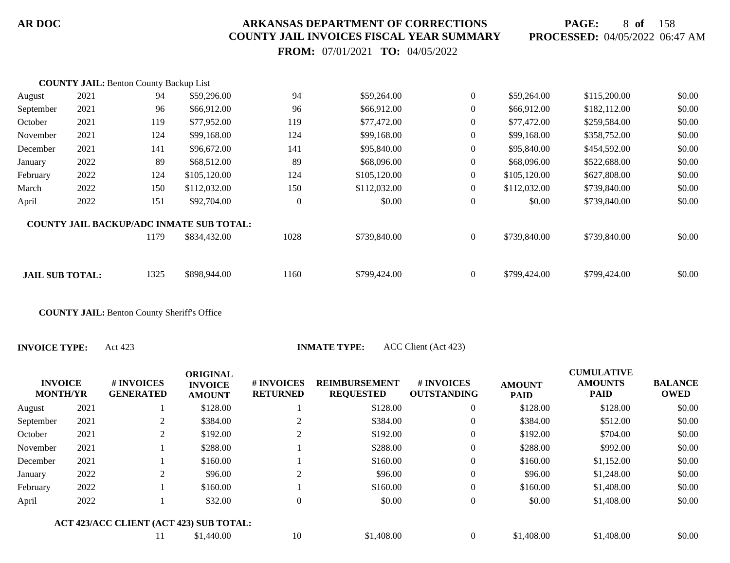**COUNTY JAIL:** Benton County Backup List

| INVOICE MONTH/YR | | # INVOICES GENERATED | ORIGINAL INVOICE AMOUNT | # INVOICES RETURNED | REIMBURSEMENT REQUESTED | # INVOICES OUTSTANDING | AMOUNT PAID | CUMULATIVE AMOUNTS PAID | BALANCE OWED |
|---|---|---|---|---|---|---|---|---|---|
| August | 2021 | 94 | $59,296.00 | 94 | $59,264.00 | 0 | $59,264.00 | $115,200.00 | $0.00 |
| September | 2021 | 96 | $66,912.00 | 96 | $66,912.00 | 0 | $66,912.00 | $182,112.00 | $0.00 |
| October | 2021 | 119 | $77,952.00 | 119 | $77,472.00 | 0 | $77,472.00 | $259,584.00 | $0.00 |
| November | 2021 | 124 | $99,168.00 | 124 | $99,168.00 | 0 | $99,168.00 | $358,752.00 | $0.00 |
| December | 2021 | 141 | $96,672.00 | 141 | $95,840.00 | 0 | $95,840.00 | $454,592.00 | $0.00 |
| January | 2022 | 89 | $68,512.00 | 89 | $68,096.00 | 0 | $68,096.00 | $522,688.00 | $0.00 |
| February | 2022 | 124 | $105,120.00 | 124 | $105,120.00 | 0 | $105,120.00 | $627,808.00 | $0.00 |
| March | 2022 | 150 | $112,032.00 | 150 | $112,032.00 | 0 | $112,032.00 | $739,840.00 | $0.00 |
| April | 2022 | 151 | $92,704.00 | 0 | $0.00 | 0 | $0.00 | $739,840.00 | $0.00 |

**COUNTY JAIL BACKUP/ADC INMATE SUB TOTAL:**

| | # INVOICES GENERATED | ORIGINAL INVOICE AMOUNT | # INVOICES RETURNED | REIMBURSEMENT REQUESTED | # INVOICES OUTSTANDING | AMOUNT PAID | CUMULATIVE AMOUNTS PAID | BALANCE OWED |
|---|---|---|---|---|---|---|---|---|
| COUNTY JAIL BACKUP/ADC INMATE SUB TOTAL | 1179 | $834,432.00 | 1028 | $739,840.00 | 0 | $739,840.00 | $739,840.00 | $0.00 |
| **JAIL SUB TOTAL:** | 1325 | $898,944.00 | 1160 | $799,424.00 | 0 | $799,424.00 | $799,424.00 | $0.00 |

**COUNTY JAIL:** Benton County Sheriff's Office

**INVOICE TYPE:** Act 423 **INMATE TYPE:** ACC Client (Act 423)

| INVOICE MONTH/YR | | # INVOICES GENERATED | ORIGINAL INVOICE AMOUNT | # INVOICES RETURNED | REIMBURSEMENT REQUESTED | # INVOICES OUTSTANDING | AMOUNT PAID | CUMULATIVE AMOUNTS PAID | BALANCE OWED |
|---|---|---|---|---|---|---|---|---|---|
| August | 2021 | 1 | $128.00 | 1 | $128.00 | 0 | $128.00 | $128.00 | $0.00 |
| September | 2021 | 2 | $384.00 | 2 | $384.00 | 0 | $384.00 | $512.00 | $0.00 |
| October | 2021 | 2 | $192.00 | 2 | $192.00 | 0 | $192.00 | $704.00 | $0.00 |
| November | 2021 | 1 | $288.00 | 1 | $288.00 | 0 | $288.00 | $992.00 | $0.00 |
| December | 2021 | 1 | $160.00 | 1 | $160.00 | 0 | $160.00 | $1,152.00 | $0.00 |
| January | 2022 | 2 | $96.00 | 2 | $96.00 | 0 | $96.00 | $1,248.00 | $0.00 |
| February | 2022 | 1 | $160.00 | 1 | $160.00 | 0 | $160.00 | $1,408.00 | $0.00 |
| April | 2022 | 1 | $32.00 | 0 | $0.00 | 0 | $0.00 | $1,408.00 | $0.00 |

**ACT 423/ACC CLIENT (ACT 423) SUB TOTAL:**

| # INVOICES GENERATED | ORIGINAL INVOICE AMOUNT | # INVOICES RETURNED | REIMBURSEMENT REQUESTED | # INVOICES OUTSTANDING | AMOUNT PAID | CUMULATIVE AMOUNTS PAID | BALANCE OWED |
|---|---|---|---|---|---|---|---|
| 11 | $1,440.00 | 10 | $1,408.00 | 0 | $1,408.00 | $1,408.00 | $0.00 |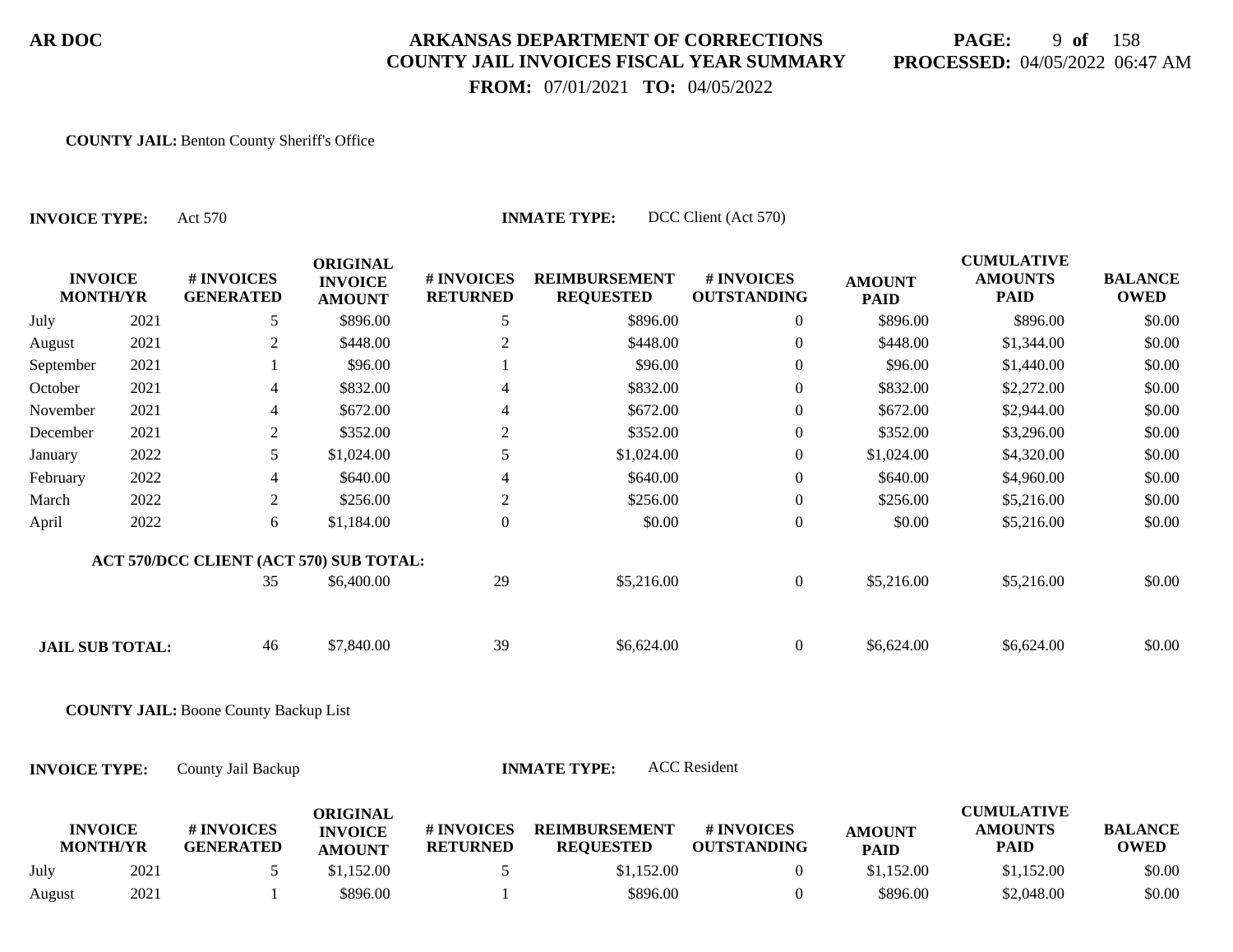**COUNTY JAIL:** Benton County Sheriff's Office

**INVOICE TYPE:** Act 570 **INMATE TYPE:** DCC Client (Act 570)

| INVOICE MONTH/YR | | # INVOICES GENERATED | ORIGINAL INVOICE AMOUNT | # INVOICES RETURNED | REIMBURSEMENT REQUESTED | # INVOICES OUTSTANDING | AMOUNT PAID | CUMULATIVE AMOUNTS PAID | BALANCE OWED |
|---|---|---|---|---|---|---|---|---|---|
| July | 2021 | 5 | $896.00 | 5 | $896.00 | 0 | $896.00 | $896.00 | $0.00 |
| August | 2021 | 2 | $448.00 | 2 | $448.00 | 0 | $448.00 | $1,344.00 | $0.00 |
| September | 2021 | 1 | $96.00 | 1 | $96.00 | 0 | $96.00 | $1,440.00 | $0.00 |
| October | 2021 | 4 | $832.00 | 4 | $832.00 | 0 | $832.00 | $2,272.00 | $0.00 |
| November | 2021 | 4 | $672.00 | 4 | $672.00 | 0 | $672.00 | $2,944.00 | $0.00 |
| December | 2021 | 2 | $352.00 | 2 | $352.00 | 0 | $352.00 | $3,296.00 | $0.00 |
| January | 2022 | 5 | $1,024.00 | 5 | $1,024.00 | 0 | $1,024.00 | $4,320.00 | $0.00 |
| February | 2022 | 4 | $640.00 | 4 | $640.00 | 0 | $640.00 | $4,960.00 | $0.00 |
| March | 2022 | 2 | $256.00 | 2 | $256.00 | 0 | $256.00 | $5,216.00 | $0.00 |
| April | 2022 | 6 | $1,184.00 | 0 | $0.00 | 0 | $0.00 | $5,216.00 | $0.00 |
| **ACT 570/DCC CLIENT (ACT 570) SUB TOTAL:** | | 35 | $6,400.00 | 29 | $5,216.00 | 0 | $5,216.00 | $5,216.00 | $0.00 |
| **JAIL SUB TOTAL:** | | 46 | $7,840.00 | 39 | $6,624.00 | 0 | $6,624.00 | $6,624.00 | $0.00 |

**COUNTY JAIL:** Boone County Backup List

**INVOICE TYPE:** County Jail Backup **INMATE TYPE:** ACC Resident

| INVOICE MONTH/YR | | # INVOICES GENERATED | ORIGINAL INVOICE AMOUNT | # INVOICES RETURNED | REIMBURSEMENT REQUESTED | # INVOICES OUTSTANDING | AMOUNT PAID | CUMULATIVE AMOUNTS PAID | BALANCE OWED |
|---|---|---|---|---|---|---|---|---|---|
| July | 2021 | 5 | $1,152.00 | 5 | $1,152.00 | 0 | $1,152.00 | $1,152.00 | $0.00 |
| August | 2021 | 1 | $896.00 | 1 | $896.00 | 0 | $896.00 | $2,048.00 | $0.00 |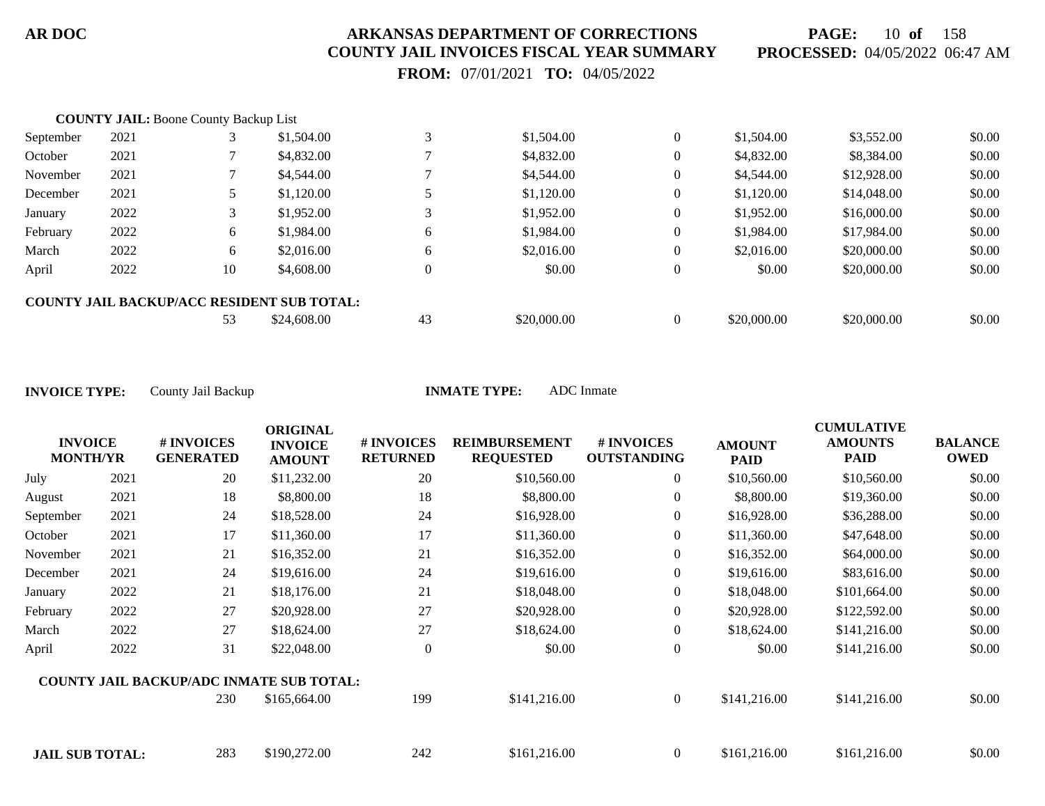**COUNTY JAIL:** Boone County Backup List

| INVOICE MONTH/YR | | # INVOICES GENERATED | ORIGINAL INVOICE AMOUNT | # INVOICES RETURNED | REIMBURSEMENT REQUESTED | # INVOICES OUTSTANDING | AMOUNT PAID | CUMULATIVE AMOUNTS PAID | BALANCE OWED |
|---|---|---|---|---|---|---|---|---|---|
| September | 2021 | 3 | $1,504.00 | 3 | $1,504.00 | 0 | $1,504.00 | $3,552.00 | $0.00 |
| October | 2021 | 7 | $4,832.00 | 7 | $4,832.00 | 0 | $4,832.00 | $8,384.00 | $0.00 |
| November | 2021 | 7 | $4,544.00 | 7 | $4,544.00 | 0 | $4,544.00 | $12,928.00 | $0.00 |
| December | 2021 | 5 | $1,120.00 | 5 | $1,120.00 | 0 | $1,120.00 | $14,048.00 | $0.00 |
| January | 2022 | 3 | $1,952.00 | 3 | $1,952.00 | 0 | $1,952.00 | $16,000.00 | $0.00 |
| February | 2022 | 6 | $1,984.00 | 6 | $1,984.00 | 0 | $1,984.00 | $17,984.00 | $0.00 |
| March | 2022 | 6 | $2,016.00 | 6 | $2,016.00 | 0 | $2,016.00 | $20,000.00 | $0.00 |
| April | 2022 | 10 | $4,608.00 | 0 | $0.00 | 0 | $0.00 | $20,000.00 | $0.00 |
| **COUNTY JAIL BACKUP/ACC RESIDENT SUB TOTAL:** | | 53 | $24,608.00 | 43 | $20,000.00 | 0 | $20,000.00 | $20,000.00 | $0.00 |

**INVOICE TYPE:** County Jail Backup **INMATE TYPE:** ADC Inmate

| INVOICE MONTH/YR | | # INVOICES GENERATED | ORIGINAL INVOICE AMOUNT | # INVOICES RETURNED | REIMBURSEMENT REQUESTED | # INVOICES OUTSTANDING | AMOUNT PAID | CUMULATIVE AMOUNTS PAID | BALANCE OWED |
|---|---|---|---|---|---|---|---|---|---|
| July | 2021 | 20 | $11,232.00 | 20 | $10,560.00 | 0 | $10,560.00 | $10,560.00 | $0.00 |
| August | 2021 | 18 | $8,800.00 | 18 | $8,800.00 | 0 | $8,800.00 | $19,360.00 | $0.00 |
| September | 2021 | 24 | $18,528.00 | 24 | $16,928.00 | 0 | $16,928.00 | $36,288.00 | $0.00 |
| October | 2021 | 17 | $11,360.00 | 17 | $11,360.00 | 0 | $11,360.00 | $47,648.00 | $0.00 |
| November | 2021 | 21 | $16,352.00 | 21 | $16,352.00 | 0 | $16,352.00 | $64,000.00 | $0.00 |
| December | 2021 | 24 | $19,616.00 | 24 | $19,616.00 | 0 | $19,616.00 | $83,616.00 | $0.00 |
| January | 2022 | 21 | $18,176.00 | 21 | $18,048.00 | 0 | $18,048.00 | $101,664.00 | $0.00 |
| February | 2022 | 27 | $20,928.00 | 27 | $20,928.00 | 0 | $20,928.00 | $122,592.00 | $0.00 |
| March | 2022 | 27 | $18,624.00 | 27 | $18,624.00 | 0 | $18,624.00 | $141,216.00 | $0.00 |
| April | 2022 | 31 | $22,048.00 | 0 | $0.00 | 0 | $0.00 | $141,216.00 | $0.00 |
| **COUNTY JAIL BACKUP/ADC INMATE SUB TOTAL:** | | 230 | $165,664.00 | 199 | $141,216.00 | 0 | $141,216.00 | $141,216.00 | $0.00 |
| **JAIL SUB TOTAL:** | | 283 | $190,272.00 | 242 | $161,216.00 | 0 | $161,216.00 | $161,216.00 | $0.00 |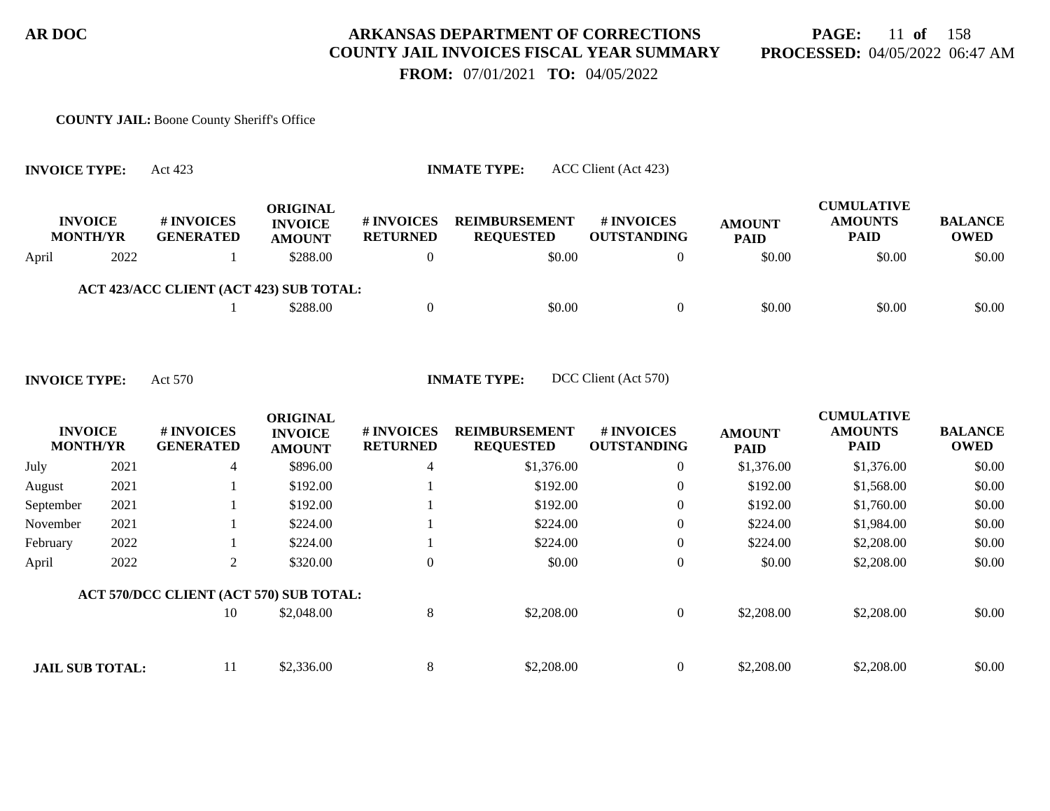**AR DOC**

# ARKANSAS DEPARTMENT OF CORRECTIONS
## COUNTY JAIL INVOICES FISCAL YEAR SUMMARY

**PROCESSED:** 04/05/2022 06:47 AM

**FROM:** 07/01/2021 **TO:** 04/05/2022

**COUNTY JAIL:** Boone County Sheriff's Office

**INVOICE TYPE:** Act 423 **INMATE TYPE:** ACC Client (Act 423)

| INVOICE MONTH/YR | | # INVOICES GENERATED | ORIGINAL INVOICE AMOUNT | # INVOICES RETURNED | REIMBURSEMENT REQUESTED | # INVOICES OUTSTANDING | AMOUNT PAID | CUMULATIVE AMOUNTS PAID | BALANCE OWED |
|---|---|---|---|---|---|---|---|---|---|
| April | 2022 | 1 | $288.00 | 0 | $0.00 | 0 | $0.00 | $0.00 | $0.00 |
| ACT 423/ACC CLIENT (ACT 423) SUB TOTAL: | | 1 | $288.00 | 0 | $0.00 | 0 | $0.00 | $0.00 | $0.00 |

**INVOICE TYPE:** Act 570 **INMATE TYPE:** DCC Client (Act 570)

| INVOICE MONTH/YR | | # INVOICES GENERATED | ORIGINAL INVOICE AMOUNT | # INVOICES RETURNED | REIMBURSEMENT REQUESTED | # INVOICES OUTSTANDING | AMOUNT PAID | CUMULATIVE AMOUNTS PAID | BALANCE OWED |
|---|---|---|---|---|---|---|---|---|---|
| July | 2021 | 4 | $896.00 | 4 | $1,376.00 | 0 | $1,376.00 | $1,376.00 | $0.00 |
| August | 2021 | 1 | $192.00 | 1 | $192.00 | 0 | $192.00 | $1,568.00 | $0.00 |
| September | 2021 | 1 | $192.00 | 1 | $192.00 | 0 | $192.00 | $1,760.00 | $0.00 |
| November | 2021 | 1 | $224.00 | 1 | $224.00 | 0 | $224.00 | $1,984.00 | $0.00 |
| February | 2022 | 1 | $224.00 | 1 | $224.00 | 0 | $224.00 | $2,208.00 | $0.00 |
| April | 2022 | 2 | $320.00 | 0 | $0.00 | 0 | $0.00 | $2,208.00 | $0.00 |
| ACT 570/DCC CLIENT (ACT 570) SUB TOTAL: | | 10 | $2,048.00 | 8 | $2,208.00 | 0 | $2,208.00 | $2,208.00 | $0.00 |
| **JAIL SUB TOTAL:** | | 11 | $2,336.00 | 8 | $2,208.00 | 0 | $2,208.00 | $2,208.00 | $0.00 |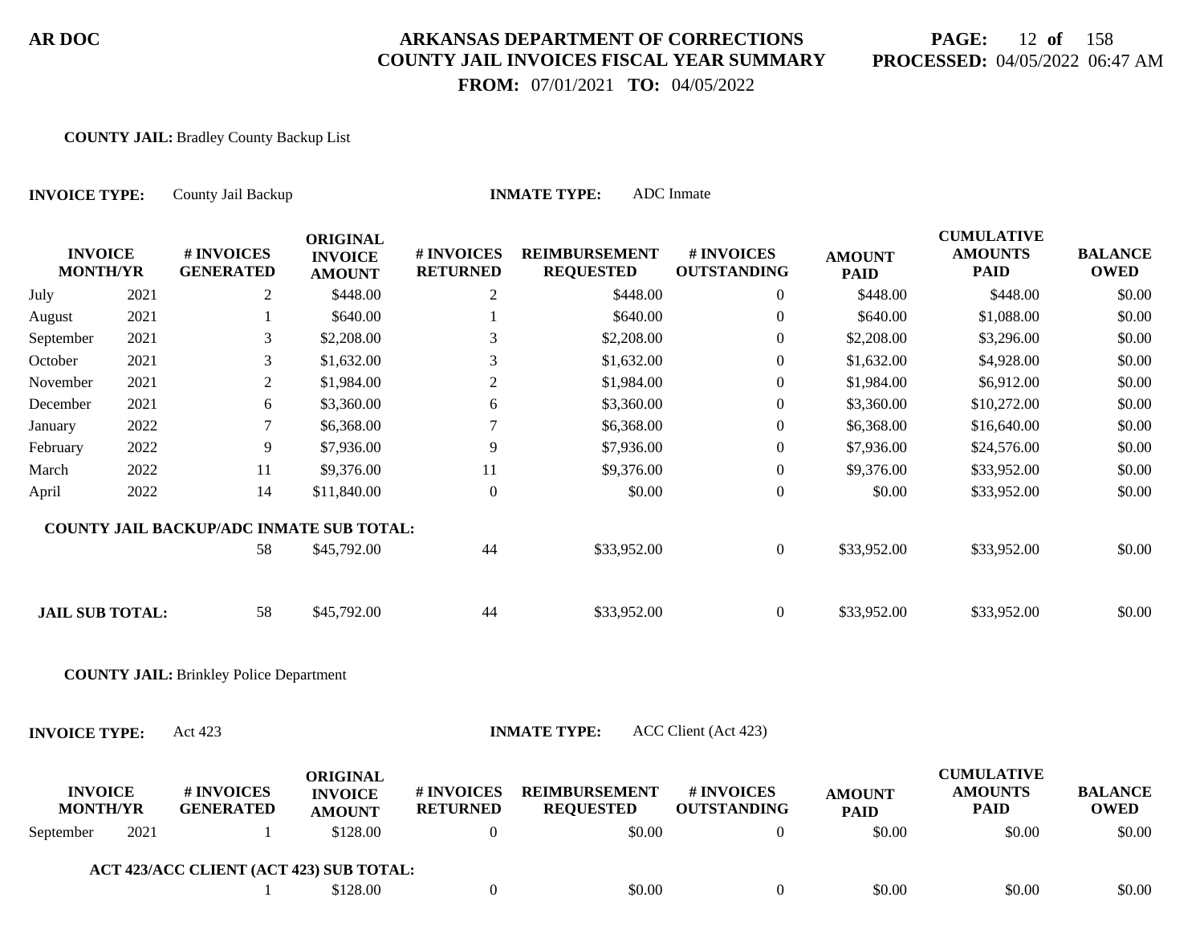**COUNTY JAIL:** Bradley County Backup List

**INVOICE TYPE:** County Jail Backup **INMATE TYPE:** ADC Inmate

| INVOICE MONTH/YR | | # INVOICES GENERATED | ORIGINAL INVOICE AMOUNT | # INVOICES RETURNED | REIMBURSEMENT REQUESTED | # INVOICES OUTSTANDING | AMOUNT PAID | CUMULATIVE AMOUNTS PAID | BALANCE OWED |
|---|---|---|---|---|---|---|---|---|---|
| July | 2021 | 2 | $448.00 | 2 | $448.00 | 0 | $448.00 | $448.00 | $0.00 |
| August | 2021 | 1 | $640.00 | 1 | $640.00 | 0 | $640.00 | $1,088.00 | $0.00 |
| September | 2021 | 3 | $2,208.00 | 3 | $2,208.00 | 0 | $2,208.00 | $3,296.00 | $0.00 |
| October | 2021 | 3 | $1,632.00 | 3 | $1,632.00 | 0 | $1,632.00 | $4,928.00 | $0.00 |
| November | 2021 | 2 | $1,984.00 | 2 | $1,984.00 | 0 | $1,984.00 | $6,912.00 | $0.00 |
| December | 2021 | 6 | $3,360.00 | 6 | $3,360.00 | 0 | $3,360.00 | $10,272.00 | $0.00 |
| January | 2022 | 7 | $6,368.00 | 7 | $6,368.00 | 0 | $6,368.00 | $16,640.00 | $0.00 |
| February | 2022 | 9 | $7,936.00 | 9 | $7,936.00 | 0 | $7,936.00 | $24,576.00 | $0.00 |
| March | 2022 | 11 | $9,376.00 | 11 | $9,376.00 | 0 | $9,376.00 | $33,952.00 | $0.00 |
| April | 2022 | 14 | $11,840.00 | 0 | $0.00 | 0 | $0.00 | $33,952.00 | $0.00 |
| **COUNTY JAIL BACKUP/ADC INMATE SUB TOTAL:** | | 58 | $45,792.00 | 44 | $33,952.00 | 0 | $33,952.00 | $33,952.00 | $0.00 |
| **JAIL SUB TOTAL:** | | 58 | $45,792.00 | 44 | $33,952.00 | 0 | $33,952.00 | $33,952.00 | $0.00 |

**COUNTY JAIL:** Brinkley Police Department

**INVOICE TYPE:** Act 423 **INMATE TYPE:** ACC Client (Act 423)

| INVOICE MONTH/YR | | # INVOICES GENERATED | ORIGINAL INVOICE AMOUNT | # INVOICES RETURNED | REIMBURSEMENT REQUESTED | # INVOICES OUTSTANDING | AMOUNT PAID | CUMULATIVE AMOUNTS PAID | BALANCE OWED |
|---|---|---|---|---|---|---|---|---|---|
| September | 2021 | 1 | $128.00 | 0 | $0.00 | 0 | $0.00 | $0.00 | $0.00 |
| **ACT 423/ACC CLIENT (ACT 423) SUB TOTAL:** | | 1 | $128.00 | 0 | $0.00 | 0 | $0.00 | $0.00 | $0.00 |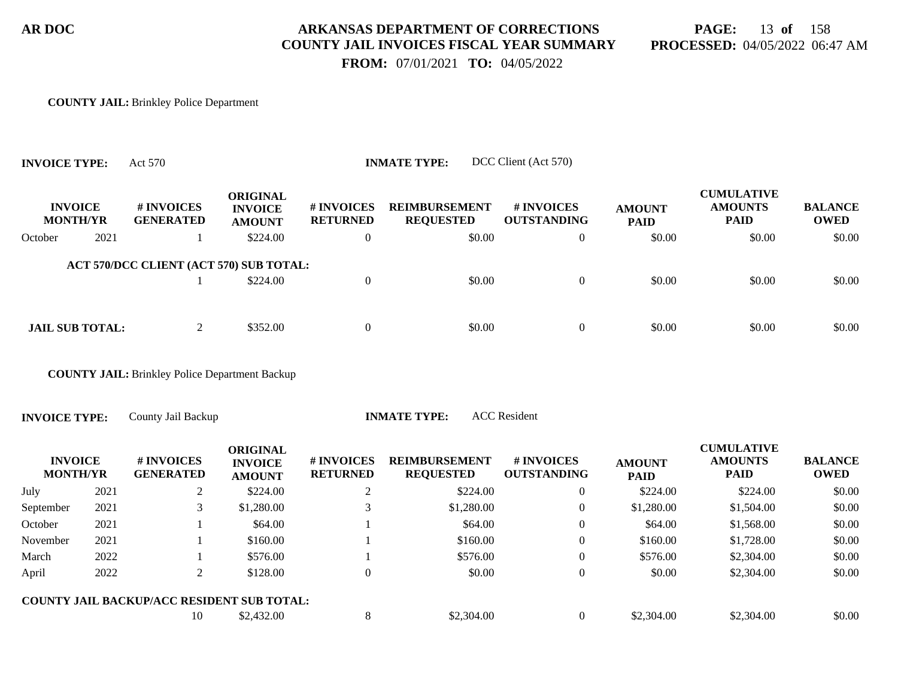**AR DOC**

# ARKANSAS DEPARTMENT OF CORRECTIONS
## COUNTY JAIL INVOICES FISCAL YEAR SUMMARY
**FROM:** 07/01/2021 **TO:** 04/05/2022

**PROCESSED:** 04/05/2022 06:47 AM

**COUNTY JAIL:** Brinkley Police Department

**INVOICE TYPE:** Act 570 **INMATE TYPE:** DCC Client (Act 570)

| INVOICE MONTH/YR | | # INVOICES GENERATED | ORIGINAL INVOICE AMOUNT | # INVOICES RETURNED | REIMBURSEMENT REQUESTED | # INVOICES OUTSTANDING | AMOUNT PAID | CUMULATIVE AMOUNTS PAID | BALANCE OWED |
|---|---|---|---|---|---|---|---|---|---|
| October | 2021 | 1 | \$224.00 | 0 | \$0.00 | 0 | \$0.00 | \$0.00 | \$0.00 |
| **ACT 570/DCC CLIENT (ACT 570) SUB TOTAL:** | | 1 | \$224.00 | 0 | \$0.00 | 0 | \$0.00 | \$0.00 | \$0.00 |
| **JAIL SUB TOTAL:** | | 2 | \$352.00 | 0 | \$0.00 | 0 | \$0.00 | \$0.00 | \$0.00 |

**COUNTY JAIL:** Brinkley Police Department Backup

**INVOICE TYPE:** County Jail Backup **INMATE TYPE:** ACC Resident

| INVOICE MONTH/YR | | # INVOICES GENERATED | ORIGINAL INVOICE AMOUNT | # INVOICES RETURNED | REIMBURSEMENT REQUESTED | # INVOICES OUTSTANDING | AMOUNT PAID | CUMULATIVE AMOUNTS PAID | BALANCE OWED |
|---|---|---|---|---|---|---|---|---|---|
| July | 2021 | 2 | \$224.00 | 2 | \$224.00 | 0 | \$224.00 | \$224.00 | \$0.00 |
| September | 2021 | 3 | \$1,280.00 | 3 | \$1,280.00 | 0 | \$1,280.00 | \$1,504.00 | \$0.00 |
| October | 2021 | 1 | \$64.00 | 1 | \$64.00 | 0 | \$64.00 | \$1,568.00 | \$0.00 |
| November | 2021 | 1 | \$160.00 | 1 | \$160.00 | 0 | \$160.00 | \$1,728.00 | \$0.00 |
| March | 2022 | 1 | \$576.00 | 1 | \$576.00 | 0 | \$576.00 | \$2,304.00 | \$0.00 |
| April | 2022 | 2 | \$128.00 | 0 | \$0.00 | 0 | \$0.00 | \$2,304.00 | \$0.00 |
| **COUNTY JAIL BACKUP/ACC RESIDENT SUB TOTAL:** | | 10 | \$2,432.00 | 8 | \$2,304.00 | 0 | \$2,304.00 | \$2,304.00 | \$0.00 |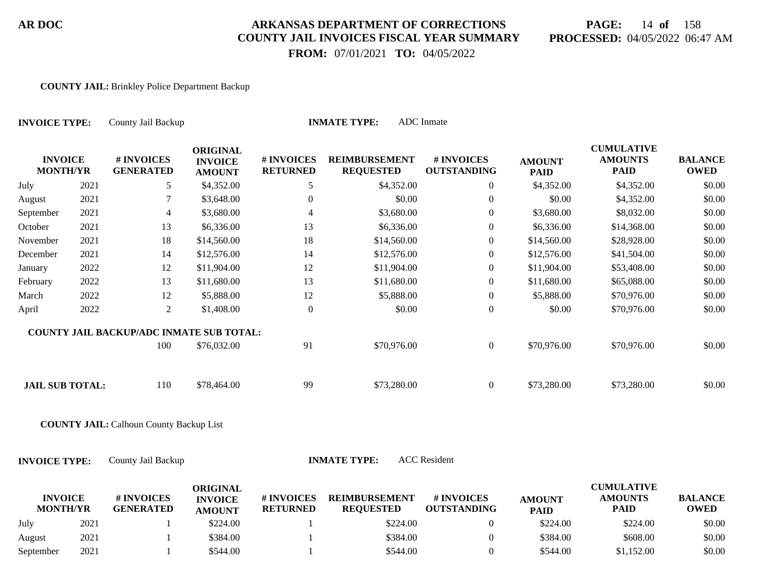**COUNTY JAIL:** Brinkley Police Department Backup

**INVOICE TYPE:** County Jail Backup **INMATE TYPE:** ADC Inmate

| INVOICE MONTH/YR | | # INVOICES GENERATED | ORIGINAL INVOICE AMOUNT | # INVOICES RETURNED | REIMBURSEMENT REQUESTED | # INVOICES OUTSTANDING | AMOUNT PAID | CUMULATIVE AMOUNTS PAID | BALANCE OWED |
|---|---|---|---|---|---|---|---|---|---|
| July | 2021 | 5 | $4,352.00 | 5 | $4,352.00 | 0 | $4,352.00 | $4,352.00 | $0.00 |
| August | 2021 | 7 | $3,648.00 | 0 | $0.00 | 0 | $0.00 | $4,352.00 | $0.00 |
| September | 2021 | 4 | $3,680.00 | 4 | $3,680.00 | 0 | $3,680.00 | $8,032.00 | $0.00 |
| October | 2021 | 13 | $6,336.00 | 13 | $6,336.00 | 0 | $6,336.00 | $14,368.00 | $0.00 |
| November | 2021 | 18 | $14,560.00 | 18 | $14,560.00 | 0 | $14,560.00 | $28,928.00 | $0.00 |
| December | 2021 | 14 | $12,576.00 | 14 | $12,576.00 | 0 | $12,576.00 | $41,504.00 | $0.00 |
| January | 2022 | 12 | $11,904.00 | 12 | $11,904.00 | 0 | $11,904.00 | $53,408.00 | $0.00 |
| February | 2022 | 13 | $11,680.00 | 13 | $11,680.00 | 0 | $11,680.00 | $65,088.00 | $0.00 |
| March | 2022 | 12 | $5,888.00 | 12 | $5,888.00 | 0 | $5,888.00 | $70,976.00 | $0.00 |
| April | 2022 | 2 | $1,408.00 | 0 | $0.00 | 0 | $0.00 | $70,976.00 | $0.00 |
| **COUNTY JAIL BACKUP/ADC INMATE SUB TOTAL:** | | 100 | $76,032.00 | 91 | $70,976.00 | 0 | $70,976.00 | $70,976.00 | $0.00 |
| **JAIL SUB TOTAL:** | | 110 | $78,464.00 | 99 | $73,280.00 | 0 | $73,280.00 | $73,280.00 | $0.00 |

**COUNTY JAIL:** Calhoun County Backup List

**INVOICE TYPE:** County Jail Backup **INMATE TYPE:** ACC Resident

| INVOICE MONTH/YR | | # INVOICES GENERATED | ORIGINAL INVOICE AMOUNT | # INVOICES RETURNED | REIMBURSEMENT REQUESTED | # INVOICES OUTSTANDING | AMOUNT PAID | CUMULATIVE AMOUNTS PAID | BALANCE OWED |
|---|---|---|---|---|---|---|---|---|---|
| July | 2021 | 1 | $224.00 | 1 | $224.00 | 0 | $224.00 | $224.00 | $0.00 |
| August | 2021 | 1 | $384.00 | 1 | $384.00 | 0 | $384.00 | $608.00 | $0.00 |
| September | 2021 | 1 | $544.00 | 1 | $544.00 | 0 | $544.00 | $1,152.00 | $0.00 |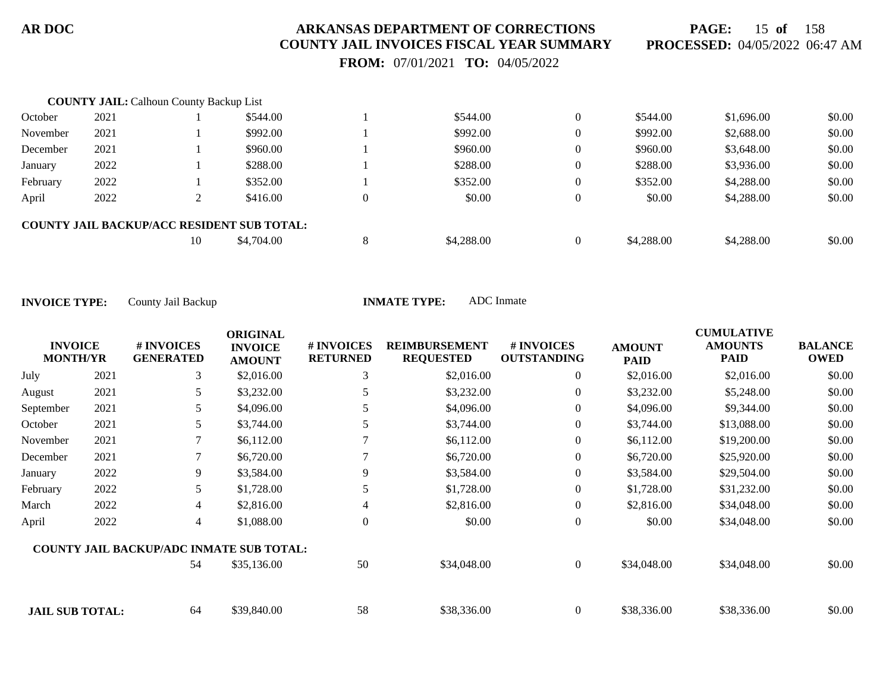**COUNTY JAIL:** Calhoun County Backup List

| INVOICE MONTH/YR | | # INVOICES GENERATED | ORIGINAL INVOICE AMOUNT | # INVOICES RETURNED | REIMBURSEMENT REQUESTED | # INVOICES OUTSTANDING | AMOUNT PAID | CUMULATIVE AMOUNTS PAID | BALANCE OWED |
|---|---|---|---|---|---|---|---|---|---|
| October | 2021 | 1 | $544.00 | 1 | $544.00 | 0 | $544.00 | $1,696.00 | $0.00 |
| November | 2021 | 1 | $992.00 | 1 | $992.00 | 0 | $992.00 | $2,688.00 | $0.00 |
| December | 2021 | 1 | $960.00 | 1 | $960.00 | 0 | $960.00 | $3,648.00 | $0.00 |
| January | 2022 | 1 | $288.00 | 1 | $288.00 | 0 | $288.00 | $3,936.00 | $0.00 |
| February | 2022 | 1 | $352.00 | 1 | $352.00 | 0 | $352.00 | $4,288.00 | $0.00 |
| April | 2022 | 2 | $416.00 | 0 | $0.00 | 0 | $0.00 | $4,288.00 | $0.00 |
| **COUNTY JAIL BACKUP/ACC RESIDENT SUB TOTAL:** | | 10 | $4,704.00 | 8 | $4,288.00 | 0 | $4,288.00 | $4,288.00 | $0.00 |

**INVOICE TYPE:** County Jail Backup **INMATE TYPE:** ADC Inmate

| INVOICE MONTH/YR | | # INVOICES GENERATED | ORIGINAL INVOICE AMOUNT | # INVOICES RETURNED | REIMBURSEMENT REQUESTED | # INVOICES OUTSTANDING | AMOUNT PAID | CUMULATIVE AMOUNTS PAID | BALANCE OWED |
|---|---|---|---|---|---|---|---|---|---|
| July | 2021 | 3 | $2,016.00 | 3 | $2,016.00 | 0 | $2,016.00 | $2,016.00 | $0.00 |
| August | 2021 | 5 | $3,232.00 | 5 | $3,232.00 | 0 | $3,232.00 | $5,248.00 | $0.00 |
| September | 2021 | 5 | $4,096.00 | 5 | $4,096.00 | 0 | $4,096.00 | $9,344.00 | $0.00 |
| October | 2021 | 5 | $3,744.00 | 5 | $3,744.00 | 0 | $3,744.00 | $13,088.00 | $0.00 |
| November | 2021 | 7 | $6,112.00 | 7 | $6,112.00 | 0 | $6,112.00 | $19,200.00 | $0.00 |
| December | 2021 | 7 | $6,720.00 | 7 | $6,720.00 | 0 | $6,720.00 | $25,920.00 | $0.00 |
| January | 2022 | 9 | $3,584.00 | 9 | $3,584.00 | 0 | $3,584.00 | $29,504.00 | $0.00 |
| February | 2022 | 5 | $1,728.00 | 5 | $1,728.00 | 0 | $1,728.00 | $31,232.00 | $0.00 |
| March | 2022 | 4 | $2,816.00 | 4 | $2,816.00 | 0 | $2,816.00 | $34,048.00 | $0.00 |
| April | 2022 | 4 | $1,088.00 | 0 | $0.00 | 0 | $0.00 | $34,048.00 | $0.00 |
| **COUNTY JAIL BACKUP/ADC INMATE SUB TOTAL:** | | 54 | $35,136.00 | 50 | $34,048.00 | 0 | $34,048.00 | $34,048.00 | $0.00 |
| **JAIL SUB TOTAL:** | | 64 | $39,840.00 | 58 | $38,336.00 | 0 | $38,336.00 | $38,336.00 | $0.00 |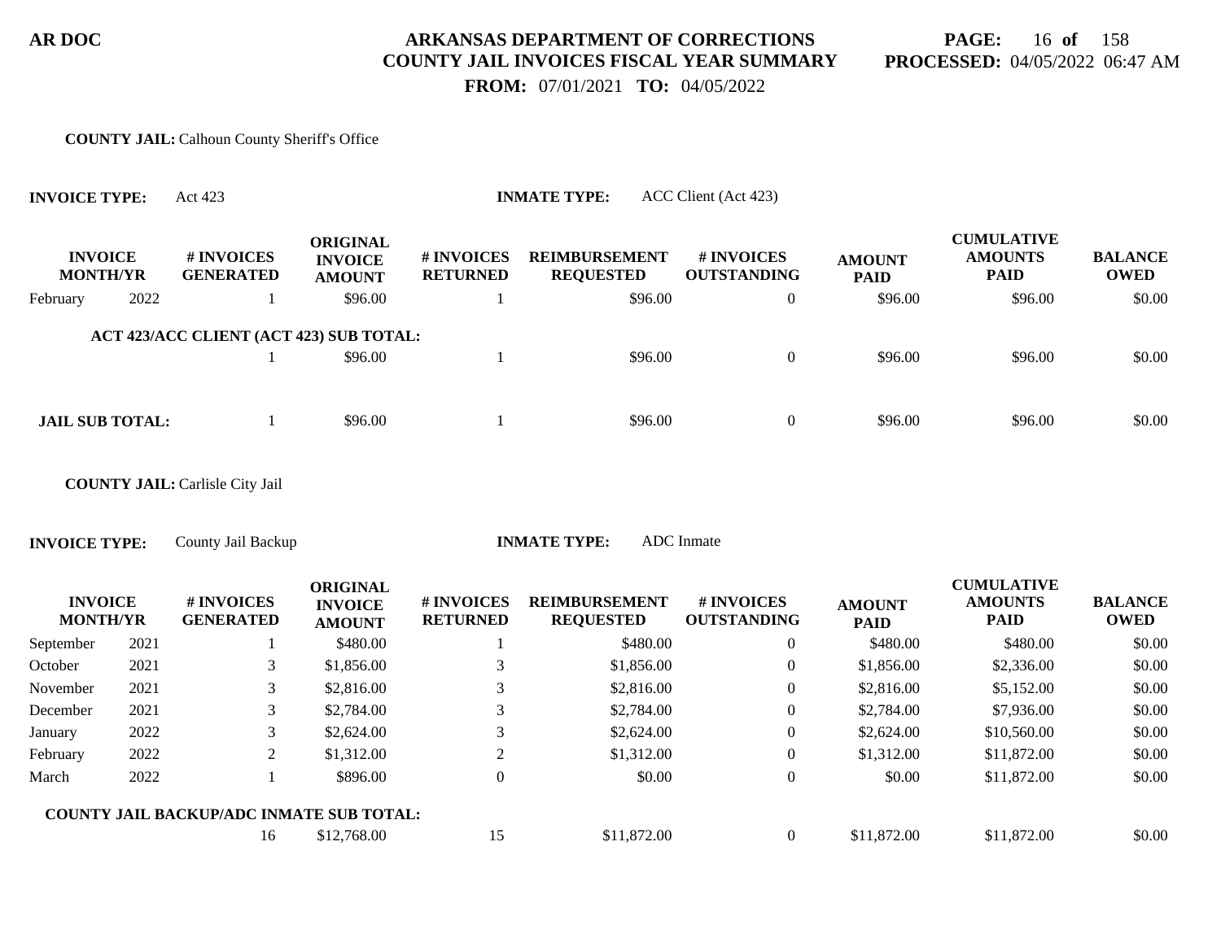**COUNTY JAIL:** Calhoun County Sheriff's Office

**INVOICE TYPE:** Act 423 **INMATE TYPE:** ACC Client (Act 423)

| INVOICE MONTH/YR | | # INVOICES GENERATED | ORIGINAL INVOICE AMOUNT | # INVOICES RETURNED | REIMBURSEMENT REQUESTED | # INVOICES OUTSTANDING | AMOUNT PAID | CUMULATIVE AMOUNTS PAID | BALANCE OWED |
|---|---|---|---|---|---|---|---|---|---|
| February | 2022 | 1 | $96.00 | 1 | $96.00 | 0 | $96.00 | $96.00 | $0.00 |
| **ACT 423/ACC CLIENT (ACT 423) SUB TOTAL:** | | 1 | $96.00 | 1 | $96.00 | 0 | $96.00 | $96.00 | $0.00 |
| **JAIL SUB TOTAL:** | | 1 | $96.00 | 1 | $96.00 | 0 | $96.00 | $96.00 | $0.00 |

**COUNTY JAIL:** Carlisle City Jail

**INVOICE TYPE:** County Jail Backup **INMATE TYPE:** ADC Inmate

| INVOICE MONTH/YR | | # INVOICES GENERATED | ORIGINAL INVOICE AMOUNT | # INVOICES RETURNED | REIMBURSEMENT REQUESTED | # INVOICES OUTSTANDING | AMOUNT PAID | CUMULATIVE AMOUNTS PAID | BALANCE OWED |
|---|---|---|---|---|---|---|---|---|---|
| September | 2021 | 1 | $480.00 | 1 | $480.00 | 0 | $480.00 | $480.00 | $0.00 |
| October | 2021 | 3 | $1,856.00 | 3 | $1,856.00 | 0 | $1,856.00 | $2,336.00 | $0.00 |
| November | 2021 | 3 | $2,816.00 | 3 | $2,816.00 | 0 | $2,816.00 | $5,152.00 | $0.00 |
| December | 2021 | 3 | $2,784.00 | 3 | $2,784.00 | 0 | $2,784.00 | $7,936.00 | $0.00 |
| January | 2022 | 3 | $2,624.00 | 3 | $2,624.00 | 0 | $2,624.00 | $10,560.00 | $0.00 |
| February | 2022 | 2 | $1,312.00 | 2 | $1,312.00 | 0 | $1,312.00 | $11,872.00 | $0.00 |
| March | 2022 | 1 | $896.00 | 0 | $0.00 | 0 | $0.00 | $11,872.00 | $0.00 |
| **COUNTY JAIL BACKUP/ADC INMATE SUB TOTAL:** | | 16 | $12,768.00 | 15 | $11,872.00 | 0 | $11,872.00 | $11,872.00 | $0.00 |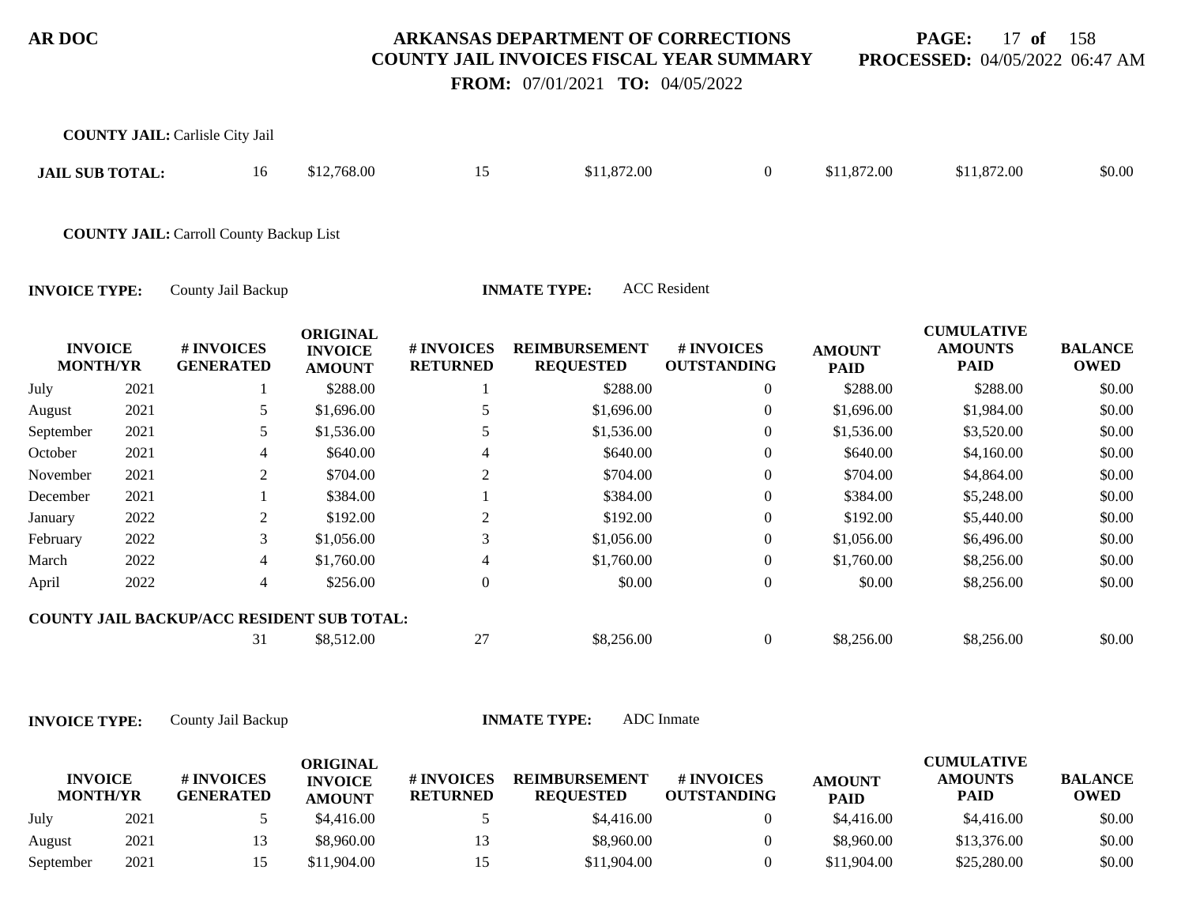**COUNTY JAIL:** Carlisle City Jail

| | # INVOICES GENERATED | ORIGINAL INVOICE AMOUNT | # INVOICES RETURNED | REIMBURSEMENT REQUESTED | # INVOICES OUTSTANDING | AMOUNT PAID | CUMULATIVE AMOUNTS PAID | BALANCE OWED |
|---|---|---|---|---|---|---|---|---|
| **JAIL SUB TOTAL:** | 16 | $12,768.00 | 15 | $11,872.00 | 0 | $11,872.00 | $11,872.00 | $0.00 |

**COUNTY JAIL:** Carroll County Backup List

**INVOICE TYPE:** County Jail Backup **INMATE TYPE:** ACC Resident

| INVOICE MONTH/YR | | # INVOICES GENERATED | ORIGINAL INVOICE AMOUNT | # INVOICES RETURNED | REIMBURSEMENT REQUESTED | # INVOICES OUTSTANDING | AMOUNT PAID | CUMULATIVE AMOUNTS PAID | BALANCE OWED |
|---|---|---|---|---|---|---|---|---|---|
| July | 2021 | 1 | $288.00 | 1 | $288.00 | 0 | $288.00 | $288.00 | $0.00 |
| August | 2021 | 5 | $1,696.00 | 5 | $1,696.00 | 0 | $1,696.00 | $1,984.00 | $0.00 |
| September | 2021 | 5 | $1,536.00 | 5 | $1,536.00 | 0 | $1,536.00 | $3,520.00 | $0.00 |
| October | 2021 | 4 | $640.00 | 4 | $640.00 | 0 | $640.00 | $4,160.00 | $0.00 |
| November | 2021 | 2 | $704.00 | 2 | $704.00 | 0 | $704.00 | $4,864.00 | $0.00 |
| December | 2021 | 1 | $384.00 | 1 | $384.00 | 0 | $384.00 | $5,248.00 | $0.00 |
| January | 2022 | 2 | $192.00 | 2 | $192.00 | 0 | $192.00 | $5,440.00 | $0.00 |
| February | 2022 | 3 | $1,056.00 | 3 | $1,056.00 | 0 | $1,056.00 | $6,496.00 | $0.00 |
| March | 2022 | 4 | $1,760.00 | 4 | $1,760.00 | 0 | $1,760.00 | $8,256.00 | $0.00 |
| April | 2022 | 4 | $256.00 | 0 | $0.00 | 0 | $0.00 | $8,256.00 | $0.00 |
| **COUNTY JAIL BACKUP/ACC RESIDENT SUB TOTAL:** | | 31 | $8,512.00 | 27 | $8,256.00 | 0 | $8,256.00 | $8,256.00 | $0.00 |

**INVOICE TYPE:** County Jail Backup **INMATE TYPE:** ADC Inmate

| INVOICE MONTH/YR | | # INVOICES GENERATED | ORIGINAL INVOICE AMOUNT | # INVOICES RETURNED | REIMBURSEMENT REQUESTED | # INVOICES OUTSTANDING | AMOUNT PAID | CUMULATIVE AMOUNTS PAID | BALANCE OWED |
|---|---|---|---|---|---|---|---|---|---|
| July | 2021 | 5 | $4,416.00 | 5 | $4,416.00 | 0 | $4,416.00 | $4,416.00 | $0.00 |
| August | 2021 | 13 | $8,960.00 | 13 | $8,960.00 | 0 | $8,960.00 | $13,376.00 | $0.00 |
| September | 2021 | 15 | $11,904.00 | 15 | $11,904.00 | 0 | $11,904.00 | $25,280.00 | $0.00 |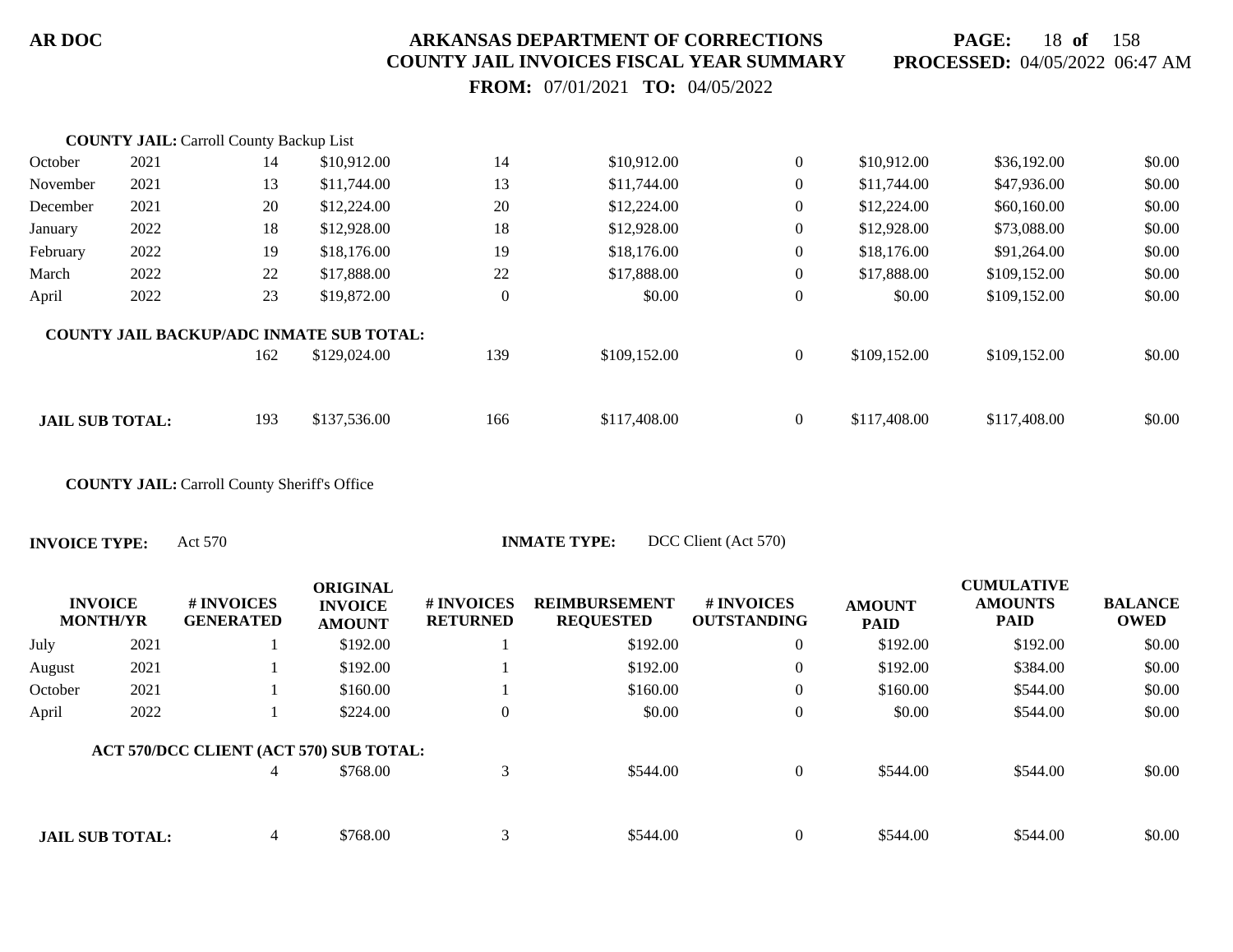**COUNTY JAIL:** Carroll County Backup List

| INVOICE MONTH/YR | | # INVOICES GENERATED | ORIGINAL INVOICE AMOUNT | # INVOICES RETURNED | REIMBURSEMENT REQUESTED | # INVOICES OUTSTANDING | AMOUNT PAID | CUMULATIVE AMOUNTS PAID | BALANCE OWED |
|---|---|---|---|---|---|---|---|---|---|
| October | 2021 | 14 | $10,912.00 | 14 | $10,912.00 | 0 | $10,912.00 | $36,192.00 | $0.00 |
| November | 2021 | 13 | $11,744.00 | 13 | $11,744.00 | 0 | $11,744.00 | $47,936.00 | $0.00 |
| December | 2021 | 20 | $12,224.00 | 20 | $12,224.00 | 0 | $12,224.00 | $60,160.00 | $0.00 |
| January | 2022 | 18 | $12,928.00 | 18 | $12,928.00 | 0 | $12,928.00 | $73,088.00 | $0.00 |
| February | 2022 | 19 | $18,176.00 | 19 | $18,176.00 | 0 | $18,176.00 | $91,264.00 | $0.00 |
| March | 2022 | 22 | $17,888.00 | 22 | $17,888.00 | 0 | $17,888.00 | $109,152.00 | $0.00 |
| April | 2022 | 23 | $19,872.00 | 0 | $0.00 | 0 | $0.00 | $109,152.00 | $0.00 |
| **COUNTY JAIL BACKUP/ADC INMATE SUB TOTAL:** | | 162 | $129,024.00 | 139 | $109,152.00 | 0 | $109,152.00 | $109,152.00 | $0.00 |
| **JAIL SUB TOTAL:** | | 193 | $137,536.00 | 166 | $117,408.00 | 0 | $117,408.00 | $117,408.00 | $0.00 |

**COUNTY JAIL:** Carroll County Sheriff's Office

**INVOICE TYPE:** Act 570 **INMATE TYPE:** DCC Client (Act 570)

| INVOICE MONTH/YR | | # INVOICES GENERATED | ORIGINAL INVOICE AMOUNT | # INVOICES RETURNED | REIMBURSEMENT REQUESTED | # INVOICES OUTSTANDING | AMOUNT PAID | CUMULATIVE AMOUNTS PAID | BALANCE OWED |
|---|---|---|---|---|---|---|---|---|---|
| July | 2021 | 1 | $192.00 | 1 | $192.00 | 0 | $192.00 | $192.00 | $0.00 |
| August | 2021 | 1 | $192.00 | 1 | $192.00 | 0 | $192.00 | $384.00 | $0.00 |
| October | 2021 | 1 | $160.00 | 1 | $160.00 | 0 | $160.00 | $544.00 | $0.00 |
| April | 2022 | 1 | $224.00 | 0 | $0.00 | 0 | $0.00 | $544.00 | $0.00 |
| **ACT 570/DCC CLIENT (ACT 570) SUB TOTAL:** | | 4 | $768.00 | 3 | $544.00 | 0 | $544.00 | $544.00 | $0.00 |
| **JAIL SUB TOTAL:** | | 4 | $768.00 | 3 | $544.00 | 0 | $544.00 | $544.00 | $0.00 |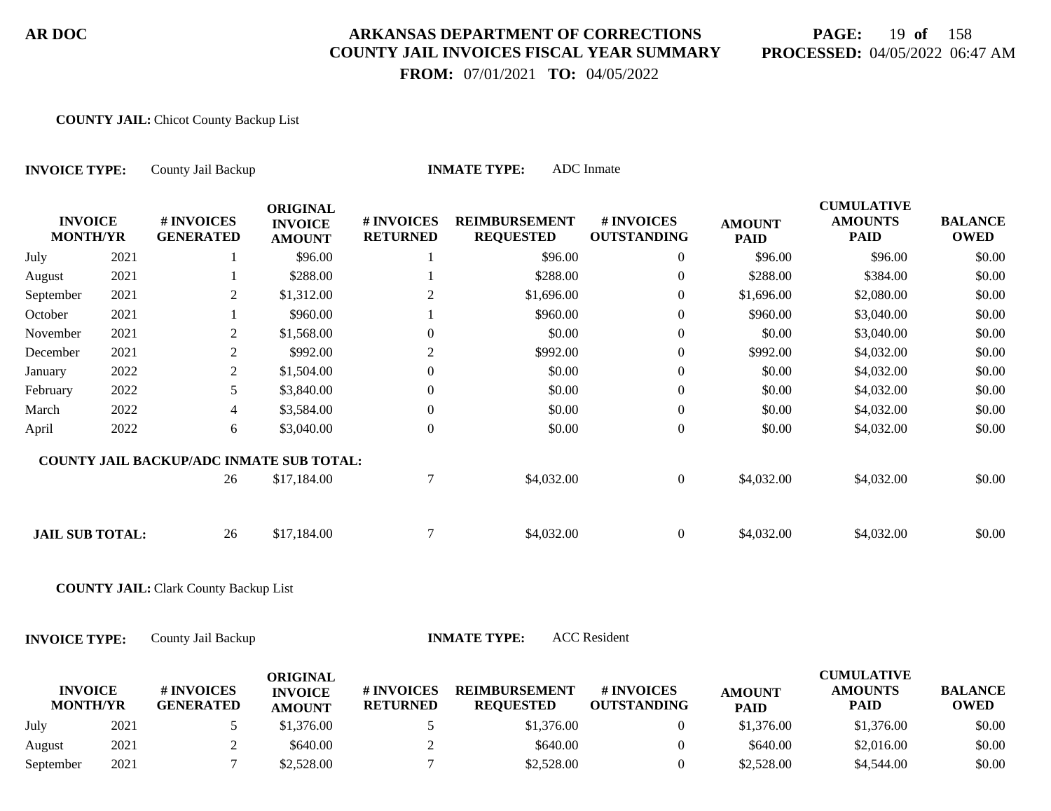**COUNTY JAIL:** Chicot County Backup List

**INVOICE TYPE:** County Jail Backup **INMATE TYPE:** ADC Inmate

| INVOICE MONTH/YR | | # INVOICES GENERATED | ORIGINAL INVOICE AMOUNT | # INVOICES RETURNED | REIMBURSEMENT REQUESTED | # INVOICES OUTSTANDING | AMOUNT PAID | CUMULATIVE AMOUNTS PAID | BALANCE OWED |
|---|---|---|---|---|---|---|---|---|---|
| July | 2021 | 1 | $96.00 | 1 | $96.00 | 0 | $96.00 | $96.00 | $0.00 |
| August | 2021 | 1 | $288.00 | 1 | $288.00 | 0 | $288.00 | $384.00 | $0.00 |
| September | 2021 | 2 | $1,312.00 | 2 | $1,696.00 | 0 | $1,696.00 | $2,080.00 | $0.00 |
| October | 2021 | 1 | $960.00 | 1 | $960.00 | 0 | $960.00 | $3,040.00 | $0.00 |
| November | 2021 | 2 | $1,568.00 | 0 | $0.00 | 0 | $0.00 | $3,040.00 | $0.00 |
| December | 2021 | 2 | $992.00 | 2 | $992.00 | 0 | $992.00 | $4,032.00 | $0.00 |
| January | 2022 | 2 | $1,504.00 | 0 | $0.00 | 0 | $0.00 | $4,032.00 | $0.00 |
| February | 2022 | 5 | $3,840.00 | 0 | $0.00 | 0 | $0.00 | $4,032.00 | $0.00 |
| March | 2022 | 4 | $3,584.00 | 0 | $0.00 | 0 | $0.00 | $4,032.00 | $0.00 |
| April | 2022 | 6 | $3,040.00 | 0 | $0.00 | 0 | $0.00 | $4,032.00 | $0.00 |
| **COUNTY JAIL BACKUP/ADC INMATE SUB TOTAL:** | | 26 | $17,184.00 | 7 | $4,032.00 | 0 | $4,032.00 | $4,032.00 | $0.00 |
| **JAIL SUB TOTAL:** | | 26 | $17,184.00 | 7 | $4,032.00 | 0 | $4,032.00 | $4,032.00 | $0.00 |

**COUNTY JAIL:** Clark County Backup List

**INVOICE TYPE:** County Jail Backup **INMATE TYPE:** ACC Resident

| INVOICE MONTH/YR | | # INVOICES GENERATED | ORIGINAL INVOICE AMOUNT | # INVOICES RETURNED | REIMBURSEMENT REQUESTED | # INVOICES OUTSTANDING | AMOUNT PAID | CUMULATIVE AMOUNTS PAID | BALANCE OWED |
|---|---|---|---|---|---|---|---|---|---|
| July | 2021 | 5 | $1,376.00 | 5 | $1,376.00 | 0 | $1,376.00 | $1,376.00 | $0.00 |
| August | 2021 | 2 | $640.00 | 2 | $640.00 | 0 | $640.00 | $2,016.00 | $0.00 |
| September | 2021 | 7 | $2,528.00 | 7 | $2,528.00 | 0 | $2,528.00 | $4,544.00 | $0.00 |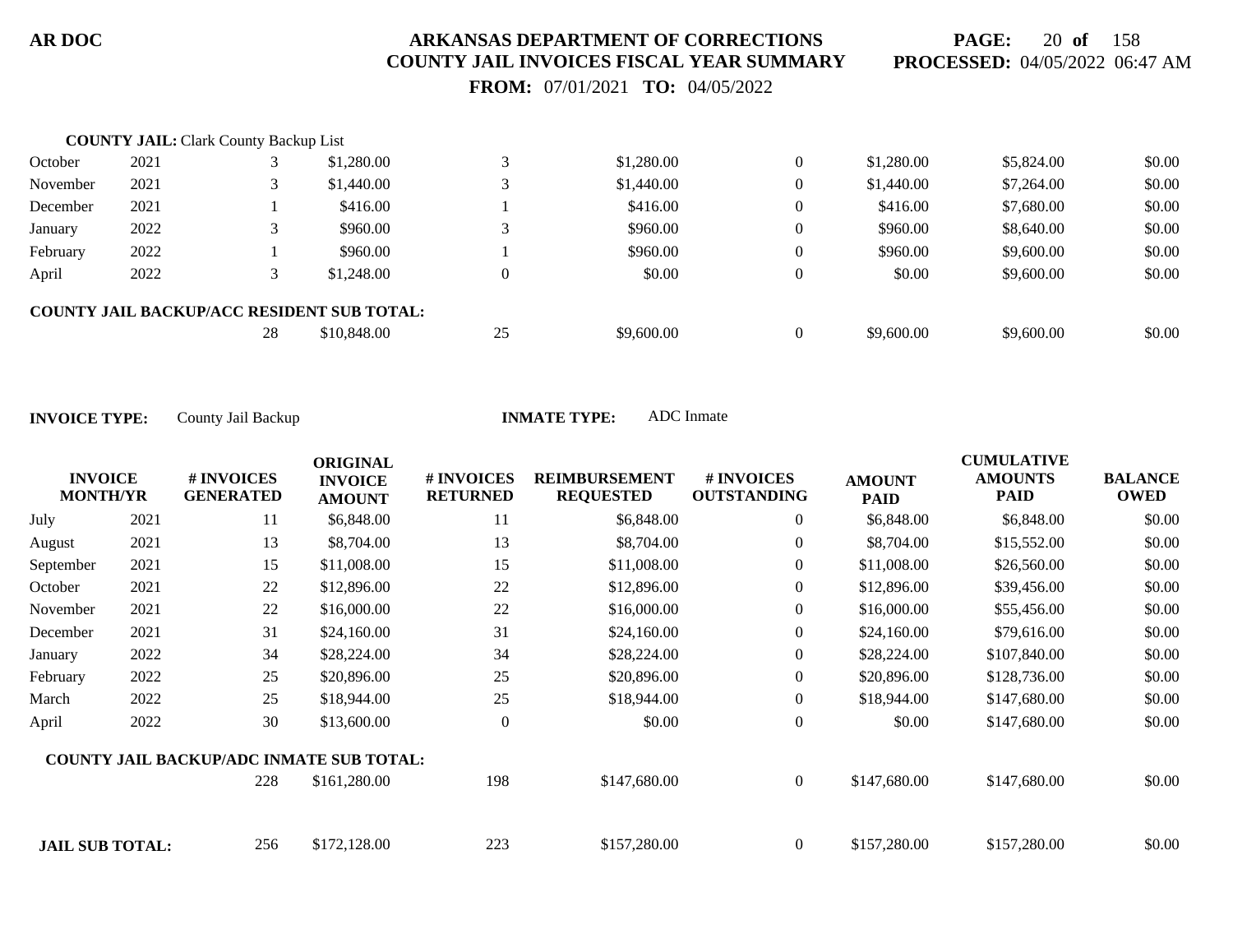**COUNTY JAIL:** Clark County Backup List

| | | | | | | | | | |
|---|---|---|---|---|---|---|---|---|---|
| October | 2021 | 3 | $1,280.00 | 3 | $1,280.00 | 0 | $1,280.00 | $5,824.00 | $0.00 |
| November | 2021 | 3 | $1,440.00 | 3 | $1,440.00 | 0 | $1,440.00 | $7,264.00 | $0.00 |
| December | 2021 | 1 | $416.00 | 1 | $416.00 | 0 | $416.00 | $7,680.00 | $0.00 |
| January | 2022 | 3 | $960.00 | 3 | $960.00 | 0 | $960.00 | $8,640.00 | $0.00 |
| February | 2022 | 1 | $960.00 | 1 | $960.00 | 0 | $960.00 | $9,600.00 | $0.00 |
| April | 2022 | 3 | $1,248.00 | 0 | $0.00 | 0 | $0.00 | $9,600.00 | $0.00 |
| **COUNTY JAIL BACKUP/ACC RESIDENT SUB TOTAL:** | | 28 | $10,848.00 | 25 | $9,600.00 | 0 | $9,600.00 | $9,600.00 | $0.00 |

**INVOICE TYPE:** County Jail Backup **INMATE TYPE:** ADC Inmate

| INVOICE MONTH/YR | | # INVOICES GENERATED | ORIGINAL INVOICE AMOUNT | # INVOICES RETURNED | REIMBURSEMENT REQUESTED | # INVOICES OUTSTANDING | AMOUNT PAID | CUMULATIVE AMOUNTS PAID | BALANCE OWED |
|---|---|---|---|---|---|---|---|---|---|
| July | 2021 | 11 | $6,848.00 | 11 | $6,848.00 | 0 | $6,848.00 | $6,848.00 | $0.00 |
| August | 2021 | 13 | $8,704.00 | 13 | $8,704.00 | 0 | $8,704.00 | $15,552.00 | $0.00 |
| September | 2021 | 15 | $11,008.00 | 15 | $11,008.00 | 0 | $11,008.00 | $26,560.00 | $0.00 |
| October | 2021 | 22 | $12,896.00 | 22 | $12,896.00 | 0 | $12,896.00 | $39,456.00 | $0.00 |
| November | 2021 | 22 | $16,000.00 | 22 | $16,000.00 | 0 | $16,000.00 | $55,456.00 | $0.00 |
| December | 2021 | 31 | $24,160.00 | 31 | $24,160.00 | 0 | $24,160.00 | $79,616.00 | $0.00 |
| January | 2022 | 34 | $28,224.00 | 34 | $28,224.00 | 0 | $28,224.00 | $107,840.00 | $0.00 |
| February | 2022 | 25 | $20,896.00 | 25 | $20,896.00 | 0 | $20,896.00 | $128,736.00 | $0.00 |
| March | 2022 | 25 | $18,944.00 | 25 | $18,944.00 | 0 | $18,944.00 | $147,680.00 | $0.00 |
| April | 2022 | 30 | $13,600.00 | 0 | $0.00 | 0 | $0.00 | $147,680.00 | $0.00 |
| **COUNTY JAIL BACKUP/ADC INMATE SUB TOTAL:** | | 228 | $161,280.00 | 198 | $147,680.00 | 0 | $147,680.00 | $147,680.00 | $0.00 |
| **JAIL SUB TOTAL:** | | 256 | $172,128.00 | 223 | $157,280.00 | 0 | $157,280.00 | $157,280.00 | $0.00 |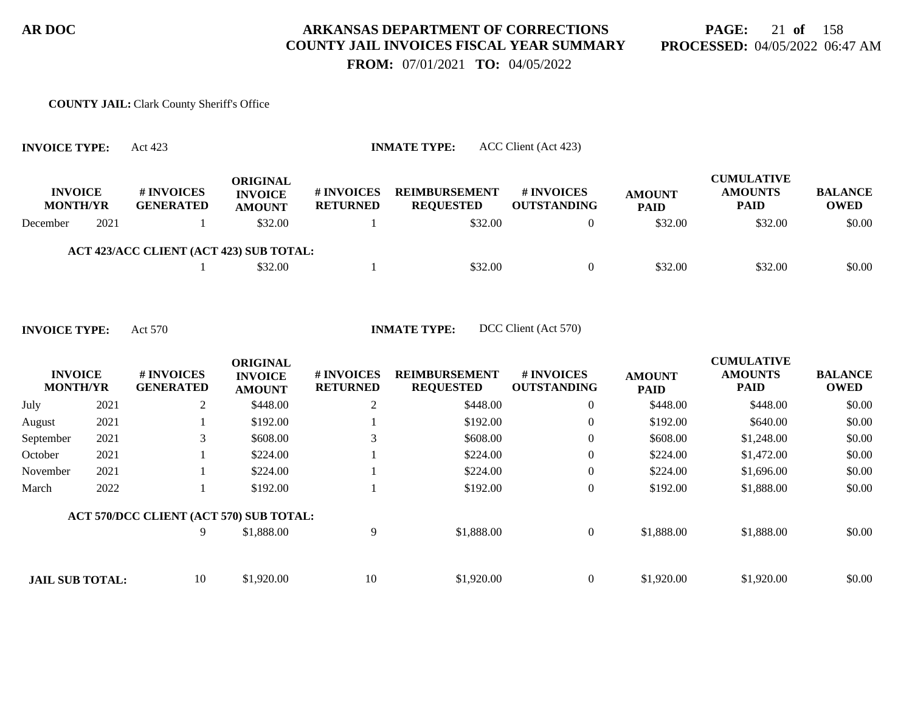**AR DOC**

# ARKANSAS DEPARTMENT OF CORRECTIONS
## COUNTY JAIL INVOICES FISCAL YEAR SUMMARY

**FROM:** 07/01/2021 **TO:** 04/05/2022

**PROCESSED:** 04/05/2022 06:47 AM

**COUNTY JAIL:** Clark County Sheriff's Office

**INVOICE TYPE:** Act 423 **INMATE TYPE:** ACC Client (Act 423)

| INVOICE MONTH/YR | | # INVOICES GENERATED | ORIGINAL INVOICE AMOUNT | # INVOICES RETURNED | REIMBURSEMENT REQUESTED | # INVOICES OUTSTANDING | AMOUNT PAID | CUMULATIVE AMOUNTS PAID | BALANCE OWED |
|---|---|---|---|---|---|---|---|---|---|
| December | 2021 | 1 | $32.00 | 1 | $32.00 | 0 | $32.00 | $32.00 | $0.00 |
| **ACT 423/ACC CLIENT (ACT 423) SUB TOTAL:** | | 1 | $32.00 | 1 | $32.00 | 0 | $32.00 | $32.00 | $0.00 |

**INVOICE TYPE:** Act 570 **INMATE TYPE:** DCC Client (Act 570)

| INVOICE MONTH/YR | | # INVOICES GENERATED | ORIGINAL INVOICE AMOUNT | # INVOICES RETURNED | REIMBURSEMENT REQUESTED | # INVOICES OUTSTANDING | AMOUNT PAID | CUMULATIVE AMOUNTS PAID | BALANCE OWED |
|---|---|---|---|---|---|---|---|---|---|
| July | 2021 | 2 | $448.00 | 2 | $448.00 | 0 | $448.00 | $448.00 | $0.00 |
| August | 2021 | 1 | $192.00 | 1 | $192.00 | 0 | $192.00 | $640.00 | $0.00 |
| September | 2021 | 3 | $608.00 | 3 | $608.00 | 0 | $608.00 | $1,248.00 | $0.00 |
| October | 2021 | 1 | $224.00 | 1 | $224.00 | 0 | $224.00 | $1,472.00 | $0.00 |
| November | 2021 | 1 | $224.00 | 1 | $224.00 | 0 | $224.00 | $1,696.00 | $0.00 |
| March | 2022 | 1 | $192.00 | 1 | $192.00 | 0 | $192.00 | $1,888.00 | $0.00 |
| **ACT 570/DCC CLIENT (ACT 570) SUB TOTAL:** | | 9 | $1,888.00 | 9 | $1,888.00 | 0 | $1,888.00 | $1,888.00 | $0.00 |
| **JAIL SUB TOTAL:** | | 10 | $1,920.00 | 10 | $1,920.00 | 0 | $1,920.00 | $1,920.00 | $0.00 |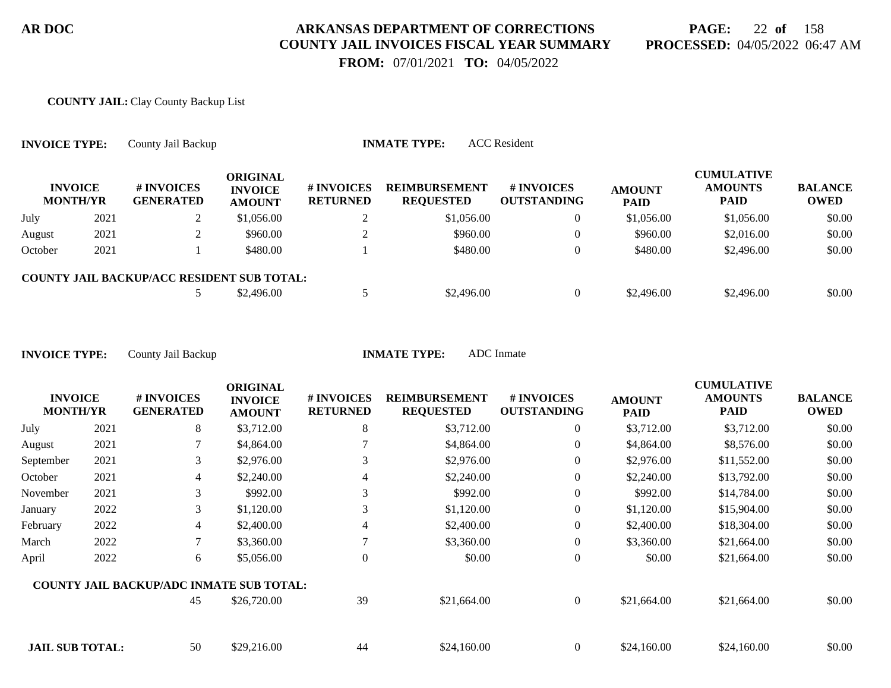**AR DOC**

**ARKANSAS DEPARTMENT OF CORRECTIONS**
**COUNTY JAIL INVOICES FISCAL YEAR SUMMARY**
**FROM:** 07/01/2021 **TO:** 04/05/2022

**PROCESSED:** 04/05/2022 06:47 AM

**COUNTY JAIL:** Clay County Backup List

**INVOICE TYPE:** County Jail Backup **INMATE TYPE:** ACC Resident

| INVOICE MONTH/YR | | # INVOICES GENERATED | ORIGINAL INVOICE AMOUNT | # INVOICES RETURNED | REIMBURSEMENT REQUESTED | # INVOICES OUTSTANDING | AMOUNT PAID | CUMULATIVE AMOUNTS PAID | BALANCE OWED |
|---|---|---|---|---|---|---|---|---|---|
| July | 2021 | 2 | $1,056.00 | 2 | $1,056.00 | 0 | $1,056.00 | $1,056.00 | $0.00 |
| August | 2021 | 2 | $960.00 | 2 | $960.00 | 0 | $960.00 | $2,016.00 | $0.00 |
| October | 2021 | 1 | $480.00 | 1 | $480.00 | 0 | $480.00 | $2,496.00 | $0.00 |
| **COUNTY JAIL BACKUP/ACC RESIDENT SUB TOTAL:** | | 5 | $2,496.00 | 5 | $2,496.00 | 0 | $2,496.00 | $2,496.00 | $0.00 |

**INVOICE TYPE:** County Jail Backup **INMATE TYPE:** ADC Inmate

| INVOICE MONTH/YR | | # INVOICES GENERATED | ORIGINAL INVOICE AMOUNT | # INVOICES RETURNED | REIMBURSEMENT REQUESTED | # INVOICES OUTSTANDING | AMOUNT PAID | CUMULATIVE AMOUNTS PAID | BALANCE OWED |
|---|---|---|---|---|---|---|---|---|---|
| July | 2021 | 8 | $3,712.00 | 8 | $3,712.00 | 0 | $3,712.00 | $3,712.00 | $0.00 |
| August | 2021 | 7 | $4,864.00 | 7 | $4,864.00 | 0 | $4,864.00 | $8,576.00 | $0.00 |
| September | 2021 | 3 | $2,976.00 | 3 | $2,976.00 | 0 | $2,976.00 | $11,552.00 | $0.00 |
| October | 2021 | 4 | $2,240.00 | 4 | $2,240.00 | 0 | $2,240.00 | $13,792.00 | $0.00 |
| November | 2021 | 3 | $992.00 | 3 | $992.00 | 0 | $992.00 | $14,784.00 | $0.00 |
| January | 2022 | 3 | $1,120.00 | 3 | $1,120.00 | 0 | $1,120.00 | $15,904.00 | $0.00 |
| February | 2022 | 4 | $2,400.00 | 4 | $2,400.00 | 0 | $2,400.00 | $18,304.00 | $0.00 |
| March | 2022 | 7 | $3,360.00 | 7 | $3,360.00 | 0 | $3,360.00 | $21,664.00 | $0.00 |
| April | 2022 | 6 | $5,056.00 | 0 | $0.00 | 0 | $0.00 | $21,664.00 | $0.00 |
| **COUNTY JAIL BACKUP/ADC INMATE SUB TOTAL:** | | 45 | $26,720.00 | 39 | $21,664.00 | 0 | $21,664.00 | $21,664.00 | $0.00 |
| **JAIL SUB TOTAL:** | | 50 | $29,216.00 | 44 | $24,160.00 | 0 | $24,160.00 | $24,160.00 | $0.00 |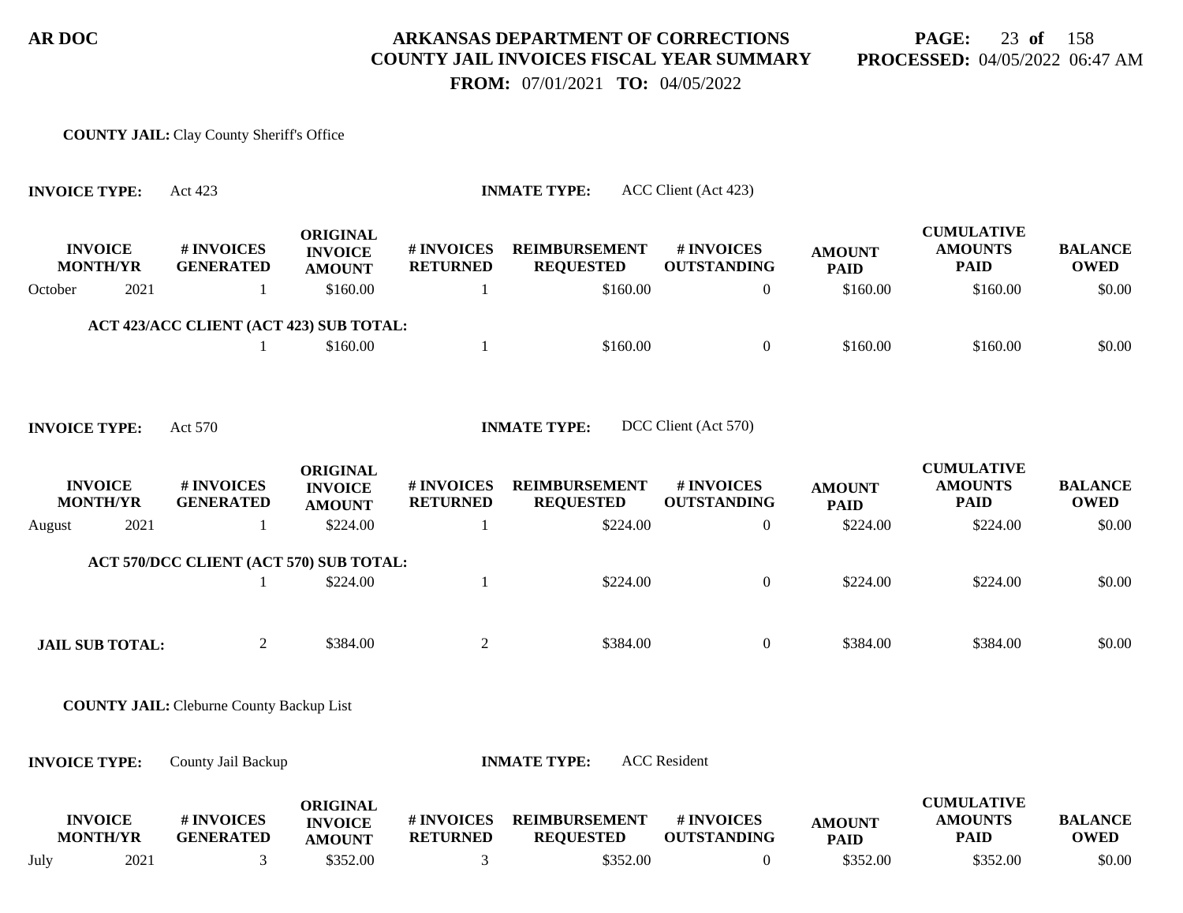**COUNTY JAIL:** Clay County Sheriff's Office

**INVOICE TYPE:** Act 423 **INMATE TYPE:** ACC Client (Act 423)

| INVOICE MONTH/YR | | # INVOICES GENERATED | ORIGINAL INVOICE AMOUNT | # INVOICES RETURNED | REIMBURSEMENT REQUESTED | # INVOICES OUTSTANDING | AMOUNT PAID | CUMULATIVE AMOUNTS PAID | BALANCE OWED |
|---|---|---|---|---|---|---|---|---|---|
| October | 2021 | 1 | $160.00 | 1 | $160.00 | 0 | $160.00 | $160.00 | $0.00 |
| ACT 423/ACC CLIENT (ACT 423) SUB TOTAL: | | 1 | $160.00 | 1 | $160.00 | 0 | $160.00 | $160.00 | $0.00 |

**INVOICE TYPE:** Act 570 **INMATE TYPE:** DCC Client (Act 570)

| INVOICE MONTH/YR | | # INVOICES GENERATED | ORIGINAL INVOICE AMOUNT | # INVOICES RETURNED | REIMBURSEMENT REQUESTED | # INVOICES OUTSTANDING | AMOUNT PAID | CUMULATIVE AMOUNTS PAID | BALANCE OWED |
|---|---|---|---|---|---|---|---|---|---|
| August | 2021 | 1 | $224.00 | 1 | $224.00 | 0 | $224.00 | $224.00 | $0.00 |
| ACT 570/DCC CLIENT (ACT 570) SUB TOTAL: | | 1 | $224.00 | 1 | $224.00 | 0 | $224.00 | $224.00 | $0.00 |
| JAIL SUB TOTAL: | | 2 | $384.00 | 2 | $384.00 | 0 | $384.00 | $384.00 | $0.00 |

**COUNTY JAIL:** Cleburne County Backup List

**INVOICE TYPE:** County Jail Backup **INMATE TYPE:** ACC Resident

| INVOICE MONTH/YR | | # INVOICES GENERATED | ORIGINAL INVOICE AMOUNT | # INVOICES RETURNED | REIMBURSEMENT REQUESTED | # INVOICES OUTSTANDING | AMOUNT PAID | CUMULATIVE AMOUNTS PAID | BALANCE OWED |
|---|---|---|---|---|---|---|---|---|---|
| July | 2021 | 3 | $352.00 | 3 | $352.00 | 0 | $352.00 | $352.00 | $0.00 |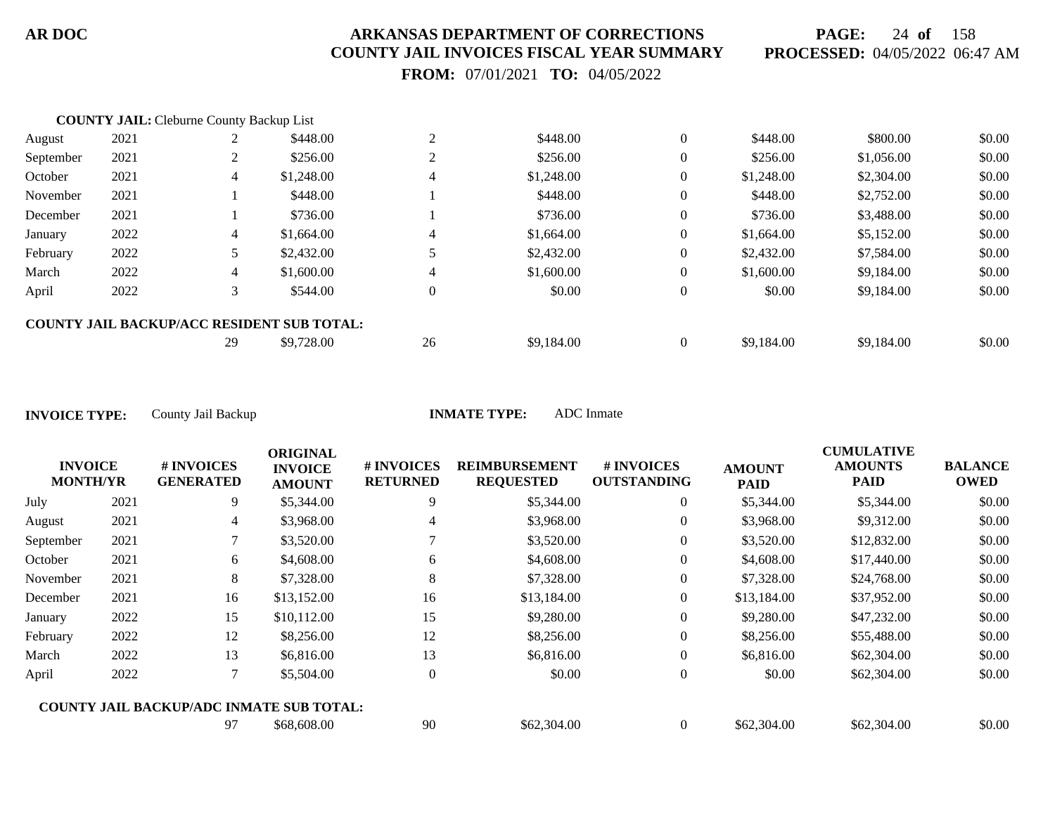**COUNTY JAIL:** Cleburne County Backup List

| | | | | | | | | | |
|---|---|---|---|---|---|---|---|---|---|
| August | 2021 | 2 | $448.00 | 2 | $448.00 | 0 | $448.00 | $800.00 | $0.00 |
| September | 2021 | 2 | $256.00 | 2 | $256.00 | 0 | $256.00 | $1,056.00 | $0.00 |
| October | 2021 | 4 | $1,248.00 | 4 | $1,248.00 | 0 | $1,248.00 | $2,304.00 | $0.00 |
| November | 2021 | 1 | $448.00 | 1 | $448.00 | 0 | $448.00 | $2,752.00 | $0.00 |
| December | 2021 | 1 | $736.00 | 1 | $736.00 | 0 | $736.00 | $3,488.00 | $0.00 |
| January | 2022 | 4 | $1,664.00 | 4 | $1,664.00 | 0 | $1,664.00 | $5,152.00 | $0.00 |
| February | 2022 | 5 | $2,432.00 | 5 | $2,432.00 | 0 | $2,432.00 | $7,584.00 | $0.00 |
| March | 2022 | 4 | $1,600.00 | 4 | $1,600.00 | 0 | $1,600.00 | $9,184.00 | $0.00 |
| April | 2022 | 3 | $544.00 | 0 | $0.00 | 0 | $0.00 | $9,184.00 | $0.00 |

**COUNTY JAIL BACKUP/ACC RESIDENT SUB TOTAL:**

| | | | | | | | |
|---|---|---|---|---|---|---|---|
| 29 | $9,728.00 | 26 | $9,184.00 | 0 | $9,184.00 | $9,184.00 | $0.00 |

**INVOICE TYPE:** County Jail Backup **INMATE TYPE:** ADC Inmate

| INVOICE MONTH/YR | | # INVOICES GENERATED | ORIGINAL INVOICE AMOUNT | # INVOICES RETURNED | REIMBURSEMENT REQUESTED | # INVOICES OUTSTANDING | AMOUNT PAID | CUMULATIVE AMOUNTS PAID | BALANCE OWED |
|---|---|---|---|---|---|---|---|---|---|
| July | 2021 | 9 | $5,344.00 | 9 | $5,344.00 | 0 | $5,344.00 | $5,344.00 | $0.00 |
| August | 2021 | 4 | $3,968.00 | 4 | $3,968.00 | 0 | $3,968.00 | $9,312.00 | $0.00 |
| September | 2021 | 7 | $3,520.00 | 7 | $3,520.00 | 0 | $3,520.00 | $12,832.00 | $0.00 |
| October | 2021 | 6 | $4,608.00 | 6 | $4,608.00 | 0 | $4,608.00 | $17,440.00 | $0.00 |
| November | 2021 | 8 | $7,328.00 | 8 | $7,328.00 | 0 | $7,328.00 | $24,768.00 | $0.00 |
| December | 2021 | 16 | $13,152.00 | 16 | $13,184.00 | 0 | $13,184.00 | $37,952.00 | $0.00 |
| January | 2022 | 15 | $10,112.00 | 15 | $9,280.00 | 0 | $9,280.00 | $47,232.00 | $0.00 |
| February | 2022 | 12 | $8,256.00 | 12 | $8,256.00 | 0 | $8,256.00 | $55,488.00 | $0.00 |
| March | 2022 | 13 | $6,816.00 | 13 | $6,816.00 | 0 | $6,816.00 | $62,304.00 | $0.00 |
| April | 2022 | 7 | $5,504.00 | 0 | $0.00 | 0 | $0.00 | $62,304.00 | $0.00 |

**COUNTY JAIL BACKUP/ADC INMATE SUB TOTAL:**

| | | | | | | | |
|---|---|---|---|---|---|---|---|
| 97 | $68,608.00 | 90 | $62,304.00 | 0 | $62,304.00 | $62,304.00 | $0.00 |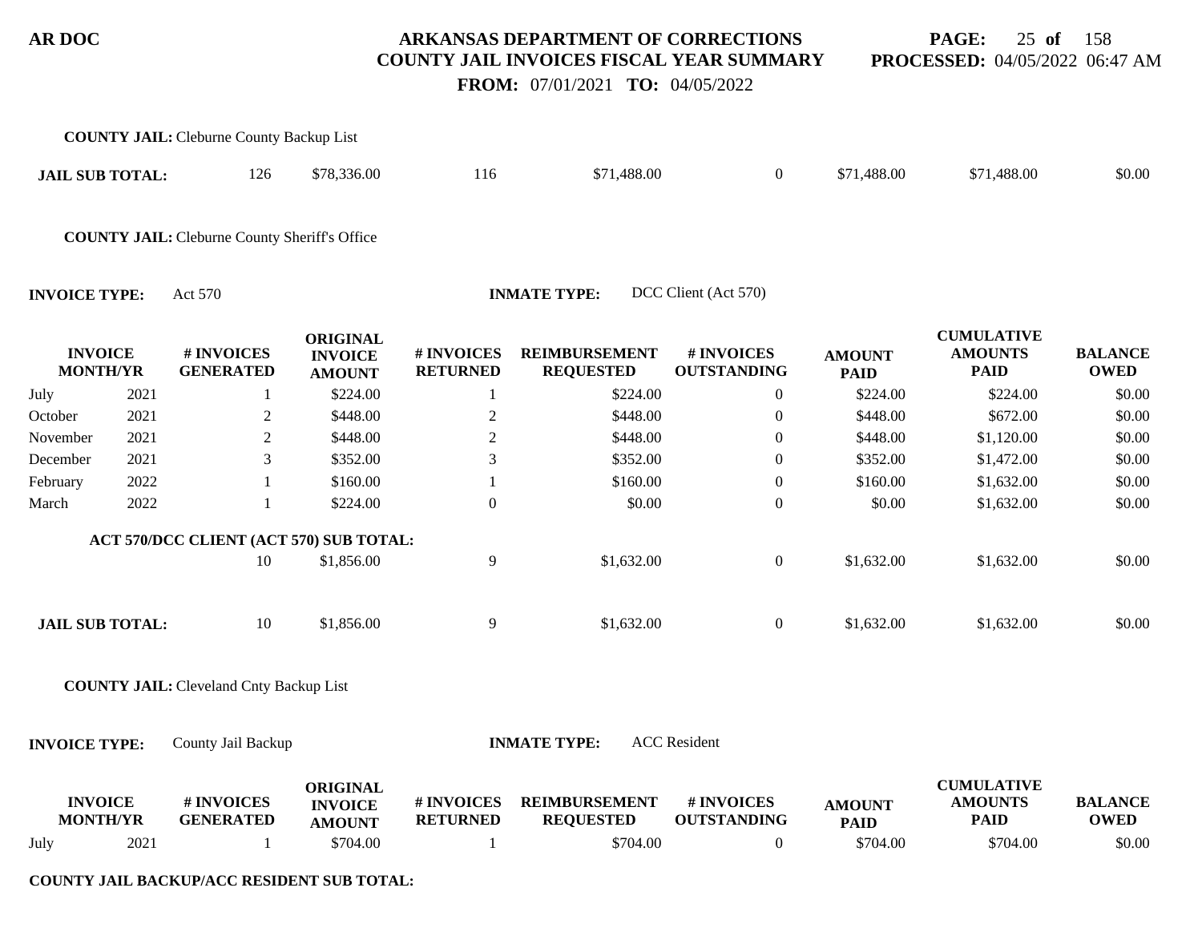**COUNTY JAIL:** Cleburne County Backup List

| | # INVOICES GENERATED | ORIGINAL INVOICE AMOUNT | # INVOICES RETURNED | REIMBURSEMENT REQUESTED | # INVOICES OUTSTANDING | AMOUNT PAID | CUMULATIVE AMOUNTS PAID | BALANCE OWED |
|---|---|---|---|---|---|---|---|---|
| **JAIL SUB TOTAL:** | 126 | $78,336.00 | 116 | $71,488.00 | 0 | $71,488.00 | $71,488.00 | $0.00 |

**COUNTY JAIL:** Cleburne County Sheriff's Office

**INVOICE TYPE:** Act 570 **INMATE TYPE:** DCC Client (Act 570)

| INVOICE MONTH | YR | # INVOICES GENERATED | ORIGINAL INVOICE AMOUNT | # INVOICES RETURNED | REIMBURSEMENT REQUESTED | # INVOICES OUTSTANDING | AMOUNT PAID | CUMULATIVE AMOUNTS PAID | BALANCE OWED |
|---|---|---|---|---|---|---|---|---|---|
| July | 2021 | 1 | $224.00 | 1 | $224.00 | 0 | $224.00 | $224.00 | $0.00 |
| October | 2021 | 2 | $448.00 | 2 | $448.00 | 0 | $448.00 | $672.00 | $0.00 |
| November | 2021 | 2 | $448.00 | 2 | $448.00 | 0 | $448.00 | $1,120.00 | $0.00 |
| December | 2021 | 3 | $352.00 | 3 | $352.00 | 0 | $352.00 | $1,472.00 | $0.00 |
| February | 2022 | 1 | $160.00 | 1 | $160.00 | 0 | $160.00 | $1,632.00 | $0.00 |
| March | 2022 | 1 | $224.00 | 0 | $0.00 | 0 | $0.00 | $1,632.00 | $0.00 |
| **ACT 570/DCC CLIENT (ACT 570) SUB TOTAL:** | | 10 | $1,856.00 | 9 | $1,632.00 | 0 | $1,632.00 | $1,632.00 | $0.00 |
| **JAIL SUB TOTAL:** | | 10 | $1,856.00 | 9 | $1,632.00 | 0 | $1,632.00 | $1,632.00 | $0.00 |

**COUNTY JAIL:** Cleveland Cnty Backup List

**INVOICE TYPE:** County Jail Backup **INMATE TYPE:** ACC Resident

| INVOICE MONTH | YR | # INVOICES GENERATED | ORIGINAL INVOICE AMOUNT | # INVOICES RETURNED | REIMBURSEMENT REQUESTED | # INVOICES OUTSTANDING | AMOUNT PAID | CUMULATIVE AMOUNTS PAID | BALANCE OWED |
|---|---|---|---|---|---|---|---|---|---|
| July | 2021 | 1 | $704.00 | 1 | $704.00 | 0 | $704.00 | $704.00 | $0.00 |

**COUNTY JAIL BACKUP/ACC RESIDENT SUB TOTAL:**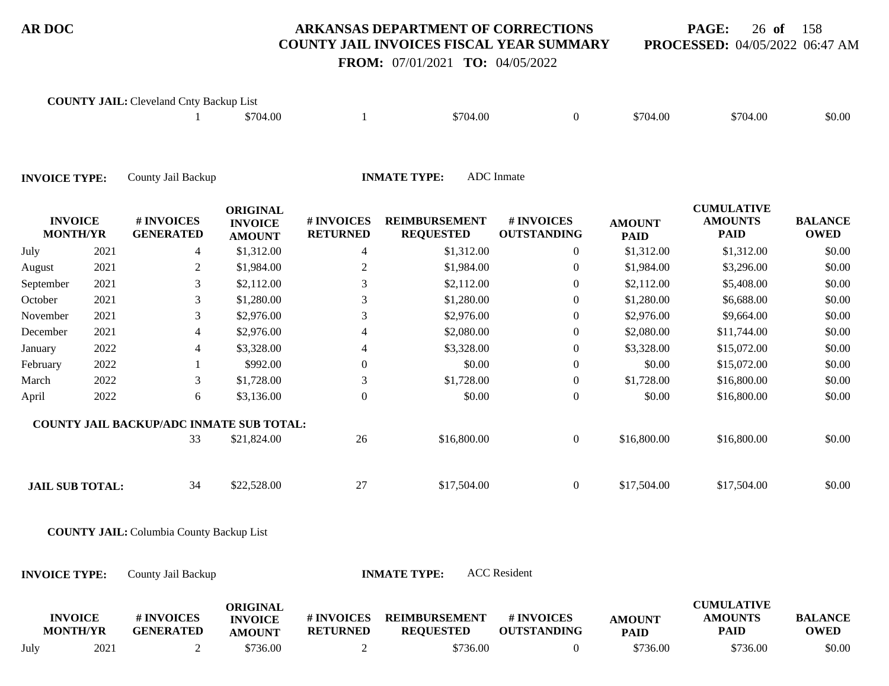**COUNTY JAIL:** Cleveland Cnty Backup List

| | # INVOICES GENERATED | ORIGINAL INVOICE AMOUNT | # INVOICES RETURNED | REIMBURSEMENT REQUESTED | # INVOICES OUTSTANDING | AMOUNT PAID | CUMULATIVE AMOUNTS PAID | BALANCE OWED |
|---|---|---|---|---|---|---|---|---|
| | 1 | $704.00 | 1 | $704.00 | 0 | $704.00 | $704.00 | $0.00 |

**INVOICE TYPE:** County Jail Backup **INMATE TYPE:** ADC Inmate

| INVOICE MONTH/YR | | # INVOICES GENERATED | ORIGINAL INVOICE AMOUNT | # INVOICES RETURNED | REIMBURSEMENT REQUESTED | # INVOICES OUTSTANDING | AMOUNT PAID | CUMULATIVE AMOUNTS PAID | BALANCE OWED |
|---|---|---|---|---|---|---|---|---|---|
| July | 2021 | 4 | $1,312.00 | 4 | $1,312.00 | 0 | $1,312.00 | $1,312.00 | $0.00 |
| August | 2021 | 2 | $1,984.00 | 2 | $1,984.00 | 0 | $1,984.00 | $3,296.00 | $0.00 |
| September | 2021 | 3 | $2,112.00 | 3 | $2,112.00 | 0 | $2,112.00 | $5,408.00 | $0.00 |
| October | 2021 | 3 | $1,280.00 | 3 | $1,280.00 | 0 | $1,280.00 | $6,688.00 | $0.00 |
| November | 2021 | 3 | $2,976.00 | 3 | $2,976.00 | 0 | $2,976.00 | $9,664.00 | $0.00 |
| December | 2021 | 4 | $2,976.00 | 4 | $2,080.00 | 0 | $2,080.00 | $11,744.00 | $0.00 |
| January | 2022 | 4 | $3,328.00 | 4 | $3,328.00 | 0 | $3,328.00 | $15,072.00 | $0.00 |
| February | 2022 | 1 | $992.00 | 0 | $0.00 | 0 | $0.00 | $15,072.00 | $0.00 |
| March | 2022 | 3 | $1,728.00 | 3 | $1,728.00 | 0 | $1,728.00 | $16,800.00 | $0.00 |
| April | 2022 | 6 | $3,136.00 | 0 | $0.00 | 0 | $0.00 | $16,800.00 | $0.00 |
| **COUNTY JAIL BACKUP/ADC INMATE SUB TOTAL:** | | 33 | $21,824.00 | 26 | $16,800.00 | 0 | $16,800.00 | $16,800.00 | $0.00 |
| **JAIL SUB TOTAL:** | | 34 | $22,528.00 | 27 | $17,504.00 | 0 | $17,504.00 | $17,504.00 | $0.00 |

**COUNTY JAIL:** Columbia County Backup List

**INVOICE TYPE:** County Jail Backup **INMATE TYPE:** ACC Resident

| INVOICE MONTH/YR | | # INVOICES GENERATED | ORIGINAL INVOICE AMOUNT | # INVOICES RETURNED | REIMBURSEMENT REQUESTED | # INVOICES OUTSTANDING | AMOUNT PAID | CUMULATIVE AMOUNTS PAID | BALANCE OWED |
|---|---|---|---|---|---|---|---|---|---|
| July | 2021 | 2 | $736.00 | 2 | $736.00 | 0 | $736.00 | $736.00 | $0.00 |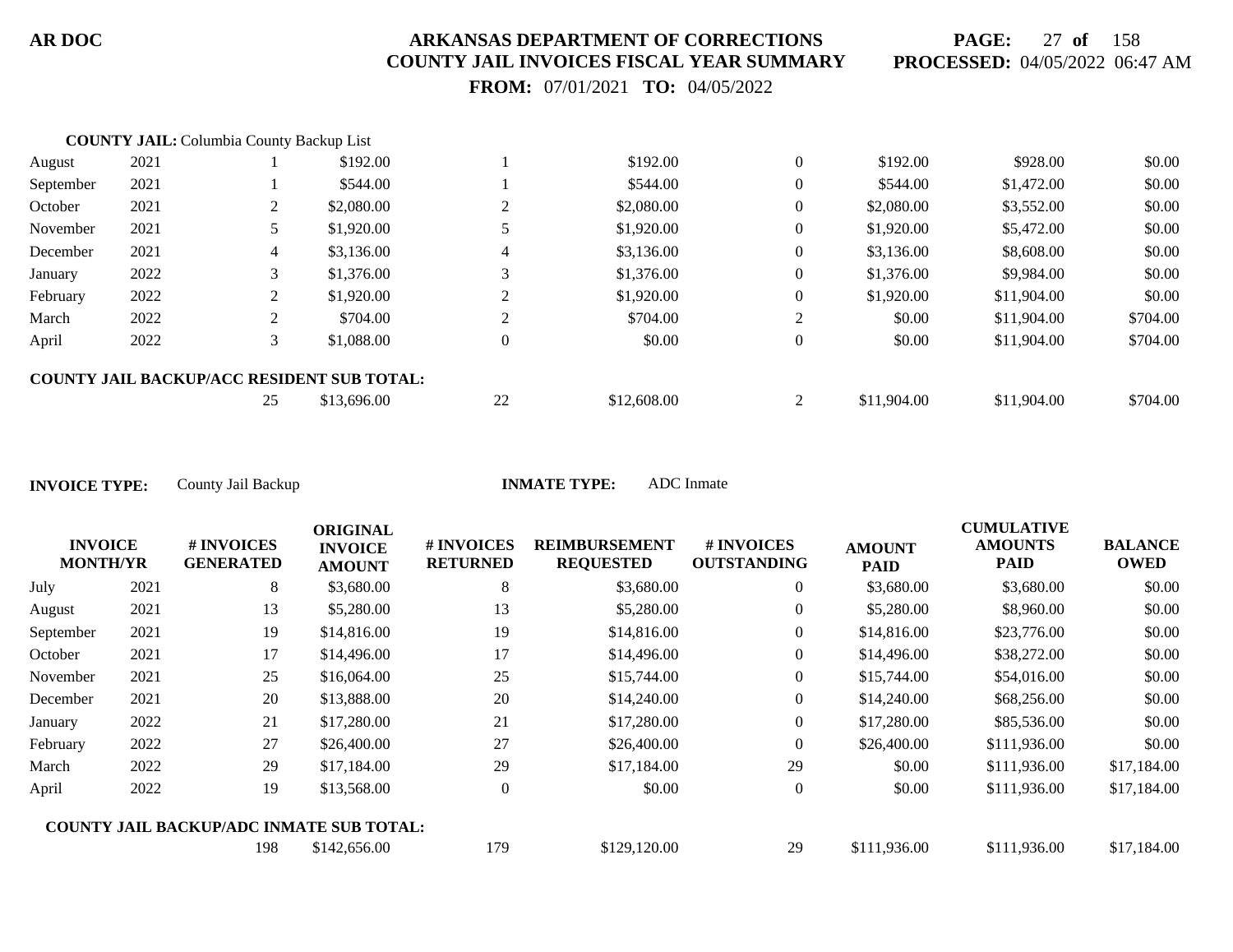**COUNTY JAIL:** Columbia County Backup List

| | | | | | | | | | |
|---|---|---|---|---|---|---|---|---|---|
| August | 2021 | 1 | $192.00 | 1 | $192.00 | 0 | $192.00 | $928.00 | $0.00 |
| September | 2021 | 1 | $544.00 | 1 | $544.00 | 0 | $544.00 | $1,472.00 | $0.00 |
| October | 2021 | 2 | $2,080.00 | 2 | $2,080.00 | 0 | $2,080.00 | $3,552.00 | $0.00 |
| November | 2021 | 5 | $1,920.00 | 5 | $1,920.00 | 0 | $1,920.00 | $5,472.00 | $0.00 |
| December | 2021 | 4 | $3,136.00 | 4 | $3,136.00 | 0 | $3,136.00 | $8,608.00 | $0.00 |
| January | 2022 | 3 | $1,376.00 | 3 | $1,376.00 | 0 | $1,376.00 | $9,984.00 | $0.00 |
| February | 2022 | 2 | $1,920.00 | 2 | $1,920.00 | 0 | $1,920.00 | $11,904.00 | $0.00 |
| March | 2022 | 2 | $704.00 | 2 | $704.00 | 2 | $0.00 | $11,904.00 | $704.00 |
| April | 2022 | 3 | $1,088.00 | 0 | $0.00 | 0 | $0.00 | $11,904.00 | $704.00 |
| **COUNTY JAIL BACKUP/ACC RESIDENT SUB TOTAL:** | | | | | | | | | |
| | | 25 | $13,696.00 | 22 | $12,608.00 | 2 | $11,904.00 | $11,904.00 | $704.00 |

**INVOICE TYPE:** County Jail Backup **INMATE TYPE:** ADC Inmate

| INVOICE MONTH/YR | | # INVOICES GENERATED | ORIGINAL INVOICE AMOUNT | # INVOICES RETURNED | REIMBURSEMENT REQUESTED | # INVOICES OUTSTANDING | AMOUNT PAID | CUMULATIVE AMOUNTS PAID | BALANCE OWED |
|---|---|---|---|---|---|---|---|---|---|
| July | 2021 | 8 | $3,680.00 | 8 | $3,680.00 | 0 | $3,680.00 | $3,680.00 | $0.00 |
| August | 2021 | 13 | $5,280.00 | 13 | $5,280.00 | 0 | $5,280.00 | $8,960.00 | $0.00 |
| September | 2021 | 19 | $14,816.00 | 19 | $14,816.00 | 0 | $14,816.00 | $23,776.00 | $0.00 |
| October | 2021 | 17 | $14,496.00 | 17 | $14,496.00 | 0 | $14,496.00 | $38,272.00 | $0.00 |
| November | 2021 | 25 | $16,064.00 | 25 | $15,744.00 | 0 | $15,744.00 | $54,016.00 | $0.00 |
| December | 2021 | 20 | $13,888.00 | 20 | $14,240.00 | 0 | $14,240.00 | $68,256.00 | $0.00 |
| January | 2022 | 21 | $17,280.00 | 21 | $17,280.00 | 0 | $17,280.00 | $85,536.00 | $0.00 |
| February | 2022 | 27 | $26,400.00 | 27 | $26,400.00 | 0 | $26,400.00 | $111,936.00 | $0.00 |
| March | 2022 | 29 | $17,184.00 | 29 | $17,184.00 | 29 | $0.00 | $111,936.00 | $17,184.00 |
| April | 2022 | 19 | $13,568.00 | 0 | $0.00 | 0 | $0.00 | $111,936.00 | $17,184.00 |
| **COUNTY JAIL BACKUP/ADC INMATE SUB TOTAL:** | | | | | | | | | |
| | | 198 | $142,656.00 | 179 | $129,120.00 | 29 | $111,936.00 | $111,936.00 | $17,184.00 |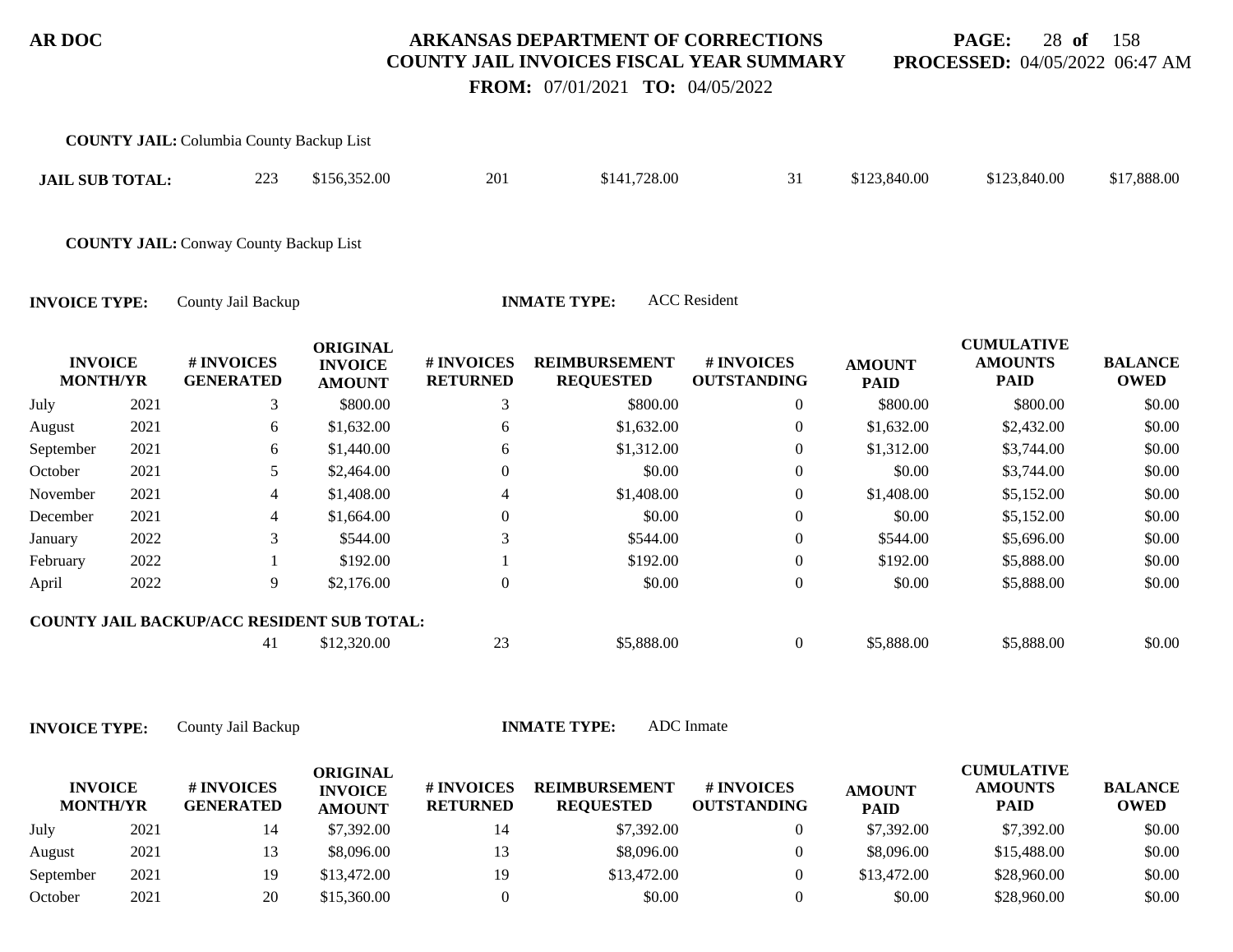**COUNTY JAIL:** Columbia County Backup List

| JAIL SUB TOTAL: | 223 | $156,352.00 | 201 | $141,728.00 | 31 | $123,840.00 | $123,840.00 | $17,888.00 |
|---|---|---|---|---|---|---|---|---|

**COUNTY JAIL:** Conway County Backup List

**INVOICE TYPE:** County Jail Backup **INMATE TYPE:** ACC Resident

| INVOICE MONTH/YR | | # INVOICES GENERATED | ORIGINAL INVOICE AMOUNT | # INVOICES RETURNED | REIMBURSEMENT REQUESTED | # INVOICES OUTSTANDING | AMOUNT PAID | CUMULATIVE AMOUNTS PAID | BALANCE OWED |
|---|---|---|---|---|---|---|---|---|---|
| July | 2021 | 3 | $800.00 | 3 | $800.00 | 0 | $800.00 | $800.00 | $0.00 |
| August | 2021 | 6 | $1,632.00 | 6 | $1,632.00 | 0 | $1,632.00 | $2,432.00 | $0.00 |
| September | 2021 | 6 | $1,440.00 | 6 | $1,312.00 | 0 | $1,312.00 | $3,744.00 | $0.00 |
| October | 2021 | 5 | $2,464.00 | 0 | $0.00 | 0 | $0.00 | $3,744.00 | $0.00 |
| November | 2021 | 4 | $1,408.00 | 4 | $1,408.00 | 0 | $1,408.00 | $5,152.00 | $0.00 |
| December | 2021 | 4 | $1,664.00 | 0 | $0.00 | 0 | $0.00 | $5,152.00 | $0.00 |
| January | 2022 | 3 | $544.00 | 3 | $544.00 | 0 | $544.00 | $5,696.00 | $0.00 |
| February | 2022 | 1 | $192.00 | 1 | $192.00 | 0 | $192.00 | $5,888.00 | $0.00 |
| April | 2022 | 9 | $2,176.00 | 0 | $0.00 | 0 | $0.00 | $5,888.00 | $0.00 |
| **COUNTY JAIL BACKUP/ACC RESIDENT SUB TOTAL:** | | 41 | $12,320.00 | 23 | $5,888.00 | 0 | $5,888.00 | $5,888.00 | $0.00 |

**INVOICE TYPE:** County Jail Backup **INMATE TYPE:** ADC Inmate

| INVOICE MONTH/YR | | # INVOICES GENERATED | ORIGINAL INVOICE AMOUNT | # INVOICES RETURNED | REIMBURSEMENT REQUESTED | # INVOICES OUTSTANDING | AMOUNT PAID | CUMULATIVE AMOUNTS PAID | BALANCE OWED |
|---|---|---|---|---|---|---|---|---|---|
| July | 2021 | 14 | $7,392.00 | 14 | $7,392.00 | 0 | $7,392.00 | $7,392.00 | $0.00 |
| August | 2021 | 13 | $8,096.00 | 13 | $8,096.00 | 0 | $8,096.00 | $15,488.00 | $0.00 |
| September | 2021 | 19 | $13,472.00 | 19 | $13,472.00 | 0 | $13,472.00 | $28,960.00 | $0.00 |
| October | 2021 | 20 | $15,360.00 | 0 | $0.00 | 0 | $0.00 | $28,960.00 | $0.00 |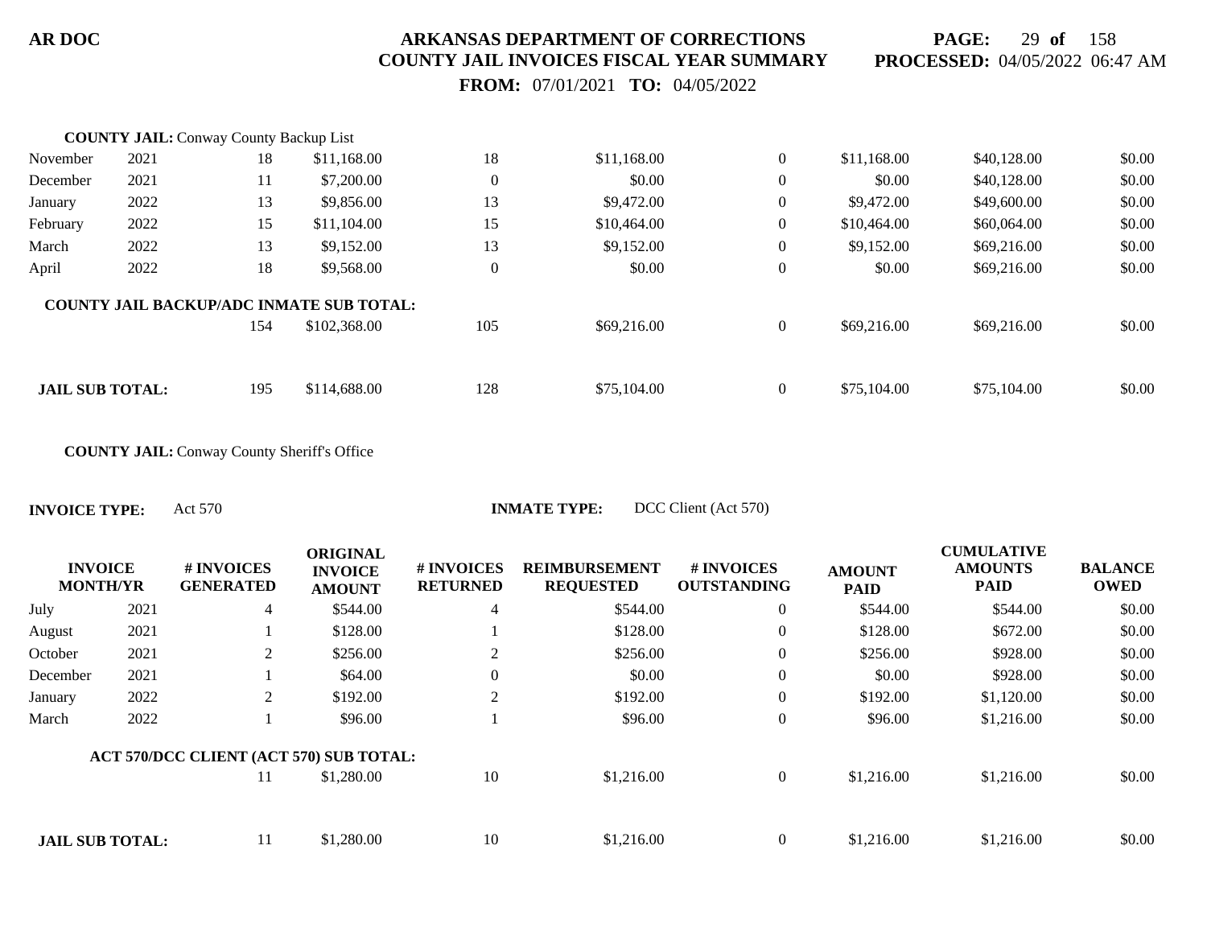**AR DOC**

**ARKANSAS DEPARTMENT OF CORRECTIONS**
**COUNTY JAIL INVOICES FISCAL YEAR SUMMARY**
**FROM:** 07/01/2021 **TO:** 04/05/2022

**PROCESSED:** 04/05/2022 06:47 AM

**COUNTY JAIL:** Conway County Backup List

| INVOICE MONTH | YR | # INVOICES GENERATED | ORIGINAL INVOICE AMOUNT | # INVOICES RETURNED | REIMBURSEMENT REQUESTED | # INVOICES OUTSTANDING | AMOUNT PAID | CUMULATIVE AMOUNTS PAID | BALANCE OWED |
|---|---|---|---|---|---|---|---|---|---|
| November | 2021 | 18 | $11,168.00 | 18 | $11,168.00 | 0 | $11,168.00 | $40,128.00 | $0.00 |
| December | 2021 | 11 | $7,200.00 | 0 | $0.00 | 0 | $0.00 | $40,128.00 | $0.00 |
| January | 2022 | 13 | $9,856.00 | 13 | $9,472.00 | 0 | $9,472.00 | $49,600.00 | $0.00 |
| February | 2022 | 15 | $11,104.00 | 15 | $10,464.00 | 0 | $10,464.00 | $60,064.00 | $0.00 |
| March | 2022 | 13 | $9,152.00 | 13 | $9,152.00 | 0 | $9,152.00 | $69,216.00 | $0.00 |
| April | 2022 | 18 | $9,568.00 | 0 | $0.00 | 0 | $0.00 | $69,216.00 | $0.00 |
| **COUNTY JAIL BACKUP/ADC INMATE SUB TOTAL:** | | 154 | $102,368.00 | 105 | $69,216.00 | 0 | $69,216.00 | $69,216.00 | $0.00 |
| **JAIL SUB TOTAL:** | | 195 | $114,688.00 | 128 | $75,104.00 | 0 | $75,104.00 | $75,104.00 | $0.00 |

**COUNTY JAIL:** Conway County Sheriff's Office

**INVOICE TYPE:** Act 570 **INMATE TYPE:** DCC Client (Act 570)

| INVOICE MONTH | YR | # INVOICES GENERATED | ORIGINAL INVOICE AMOUNT | # INVOICES RETURNED | REIMBURSEMENT REQUESTED | # INVOICES OUTSTANDING | AMOUNT PAID | CUMULATIVE AMOUNTS PAID | BALANCE OWED |
|---|---|---|---|---|---|---|---|---|---|
| July | 2021 | 4 | $544.00 | 4 | $544.00 | 0 | $544.00 | $544.00 | $0.00 |
| August | 2021 | 1 | $128.00 | 1 | $128.00 | 0 | $128.00 | $672.00 | $0.00 |
| October | 2021 | 2 | $256.00 | 2 | $256.00 | 0 | $256.00 | $928.00 | $0.00 |
| December | 2021 | 1 | $64.00 | 0 | $0.00 | 0 | $0.00 | $928.00 | $0.00 |
| January | 2022 | 2 | $192.00 | 2 | $192.00 | 0 | $192.00 | $1,120.00 | $0.00 |
| March | 2022 | 1 | $96.00 | 1 | $96.00 | 0 | $96.00 | $1,216.00 | $0.00 |
| **ACT 570/DCC CLIENT (ACT 570) SUB TOTAL:** | | 11 | $1,280.00 | 10 | $1,216.00 | 0 | $1,216.00 | $1,216.00 | $0.00 |
| **JAIL SUB TOTAL:** | | 11 | $1,280.00 | 10 | $1,216.00 | 0 | $1,216.00 | $1,216.00 | $0.00 |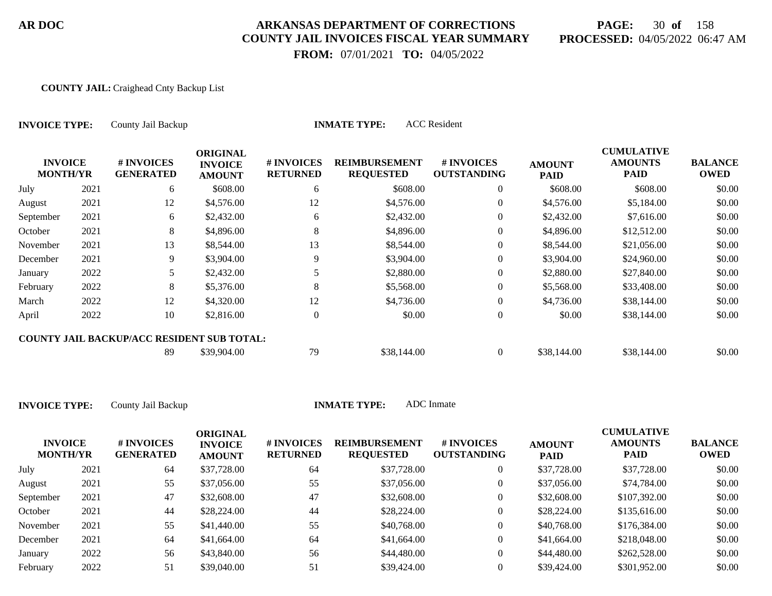**COUNTY JAIL:** Craighead Cnty Backup List

**INVOICE TYPE:** County Jail Backup **INMATE TYPE:** ACC Resident

| INVOICE MONTH/YR | | # INVOICES GENERATED | ORIGINAL INVOICE AMOUNT | # INVOICES RETURNED | REIMBURSEMENT REQUESTED | # INVOICES OUTSTANDING | AMOUNT PAID | CUMULATIVE AMOUNTS PAID | BALANCE OWED |
|---|---|---|---|---|---|---|---|---|---|
| July | 2021 | 6 | $608.00 | 6 | $608.00 | 0 | $608.00 | $608.00 | $0.00 |
| August | 2021 | 12 | $4,576.00 | 12 | $4,576.00 | 0 | $4,576.00 | $5,184.00 | $0.00 |
| September | 2021 | 6 | $2,432.00 | 6 | $2,432.00 | 0 | $2,432.00 | $7,616.00 | $0.00 |
| October | 2021 | 8 | $4,896.00 | 8 | $4,896.00 | 0 | $4,896.00 | $12,512.00 | $0.00 |
| November | 2021 | 13 | $8,544.00 | 13 | $8,544.00 | 0 | $8,544.00 | $21,056.00 | $0.00 |
| December | 2021 | 9 | $3,904.00 | 9 | $3,904.00 | 0 | $3,904.00 | $24,960.00 | $0.00 |
| January | 2022 | 5 | $2,432.00 | 5 | $2,880.00 | 0 | $2,880.00 | $27,840.00 | $0.00 |
| February | 2022 | 8 | $5,376.00 | 8 | $5,568.00 | 0 | $5,568.00 | $33,408.00 | $0.00 |
| March | 2022 | 12 | $4,320.00 | 12 | $4,736.00 | 0 | $4,736.00 | $38,144.00 | $0.00 |
| April | 2022 | 10 | $2,816.00 | 0 | $0.00 | 0 | $0.00 | $38,144.00 | $0.00 |
| **COUNTY JAIL BACKUP/ACC RESIDENT SUB TOTAL:** | | 89 | $39,904.00 | 79 | $38,144.00 | 0 | $38,144.00 | $38,144.00 | $0.00 |

**INVOICE TYPE:** County Jail Backup **INMATE TYPE:** ADC Inmate

| INVOICE MONTH/YR | | # INVOICES GENERATED | ORIGINAL INVOICE AMOUNT | # INVOICES RETURNED | REIMBURSEMENT REQUESTED | # INVOICES OUTSTANDING | AMOUNT PAID | CUMULATIVE AMOUNTS PAID | BALANCE OWED |
|---|---|---|---|---|---|---|---|---|---|
| July | 2021 | 64 | $37,728.00 | 64 | $37,728.00 | 0 | $37,728.00 | $37,728.00 | $0.00 |
| August | 2021 | 55 | $37,056.00 | 55 | $37,056.00 | 0 | $37,056.00 | $74,784.00 | $0.00 |
| September | 2021 | 47 | $32,608.00 | 47 | $32,608.00 | 0 | $32,608.00 | $107,392.00 | $0.00 |
| October | 2021 | 44 | $28,224.00 | 44 | $28,224.00 | 0 | $28,224.00 | $135,616.00 | $0.00 |
| November | 2021 | 55 | $41,440.00 | 55 | $40,768.00 | 0 | $40,768.00 | $176,384.00 | $0.00 |
| December | 2021 | 64 | $41,664.00 | 64 | $41,664.00 | 0 | $41,664.00 | $218,048.00 | $0.00 |
| January | 2022 | 56 | $43,840.00 | 56 | $44,480.00 | 0 | $44,480.00 | $262,528.00 | $0.00 |
| February | 2022 | 51 | $39,040.00 | 51 | $39,424.00 | 0 | $39,424.00 | $301,952.00 | $0.00 |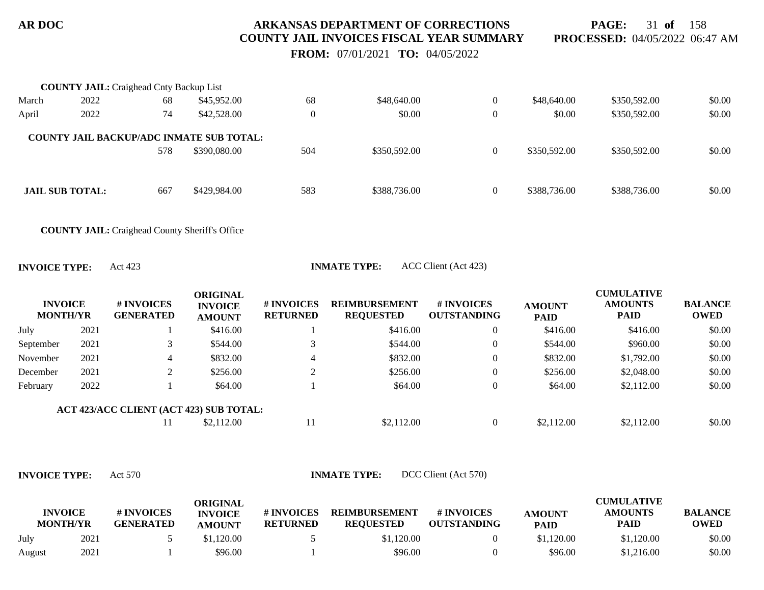**COUNTY JAIL:** Craighead Cnty Backup List

| INVOICE MONTH | /YR | # INVOICES GENERATED | ORIGINAL INVOICE AMOUNT | # INVOICES RETURNED | REIMBURSEMENT REQUESTED | # INVOICES OUTSTANDING | AMOUNT PAID | CUMULATIVE AMOUNTS PAID | BALANCE OWED |
|---|---|---|---|---|---|---|---|---|---|
| March | 2022 | 68 | $45,952.00 | 68 | $48,640.00 | 0 | $48,640.00 | $350,592.00 | $0.00 |
| April | 2022 | 74 | $42,528.00 | 0 | $0.00 | 0 | $0.00 | $350,592.00 | $0.00 |
| **COUNTY JAIL BACKUP/ADC INMATE SUB TOTAL:** | | 578 | $390,080.00 | 504 | $350,592.00 | 0 | $350,592.00 | $350,592.00 | $0.00 |
| **JAIL SUB TOTAL:** | | 667 | $429,984.00 | 583 | $388,736.00 | 0 | $388,736.00 | $388,736.00 | $0.00 |

**COUNTY JAIL:** Craighead County Sheriff's Office

**INVOICE TYPE:** Act 423 **INMATE TYPE:** ACC Client (Act 423)

| INVOICE MONTH/YR | | # INVOICES GENERATED | ORIGINAL INVOICE AMOUNT | # INVOICES RETURNED | REIMBURSEMENT REQUESTED | # INVOICES OUTSTANDING | AMOUNT PAID | CUMULATIVE AMOUNTS PAID | BALANCE OWED |
|---|---|---|---|---|---|---|---|---|---|
| July | 2021 | 1 | $416.00 | 1 | $416.00 | 0 | $416.00 | $416.00 | $0.00 |
| September | 2021 | 3 | $544.00 | 3 | $544.00 | 0 | $544.00 | $960.00 | $0.00 |
| November | 2021 | 4 | $832.00 | 4 | $832.00 | 0 | $832.00 | $1,792.00 | $0.00 |
| December | 2021 | 2 | $256.00 | 2 | $256.00 | 0 | $256.00 | $2,048.00 | $0.00 |
| February | 2022 | 1 | $64.00 | 1 | $64.00 | 0 | $64.00 | $2,112.00 | $0.00 |
| **ACT 423/ACC CLIENT (ACT 423) SUB TOTAL:** | | 11 | $2,112.00 | 11 | $2,112.00 | 0 | $2,112.00 | $2,112.00 | $0.00 |

**INVOICE TYPE:** Act 570 **INMATE TYPE:** DCC Client (Act 570)

| INVOICE MONTH/YR | | # INVOICES GENERATED | ORIGINAL INVOICE AMOUNT | # INVOICES RETURNED | REIMBURSEMENT REQUESTED | # INVOICES OUTSTANDING | AMOUNT PAID | CUMULATIVE AMOUNTS PAID | BALANCE OWED |
|---|---|---|---|---|---|---|---|---|---|
| July | 2021 | 5 | $1,120.00 | 5 | $1,120.00 | 0 | $1,120.00 | $1,120.00 | $0.00 |
| August | 2021 | 1 | $96.00 | 1 | $96.00 | 0 | $96.00 | $1,216.00 | $0.00 |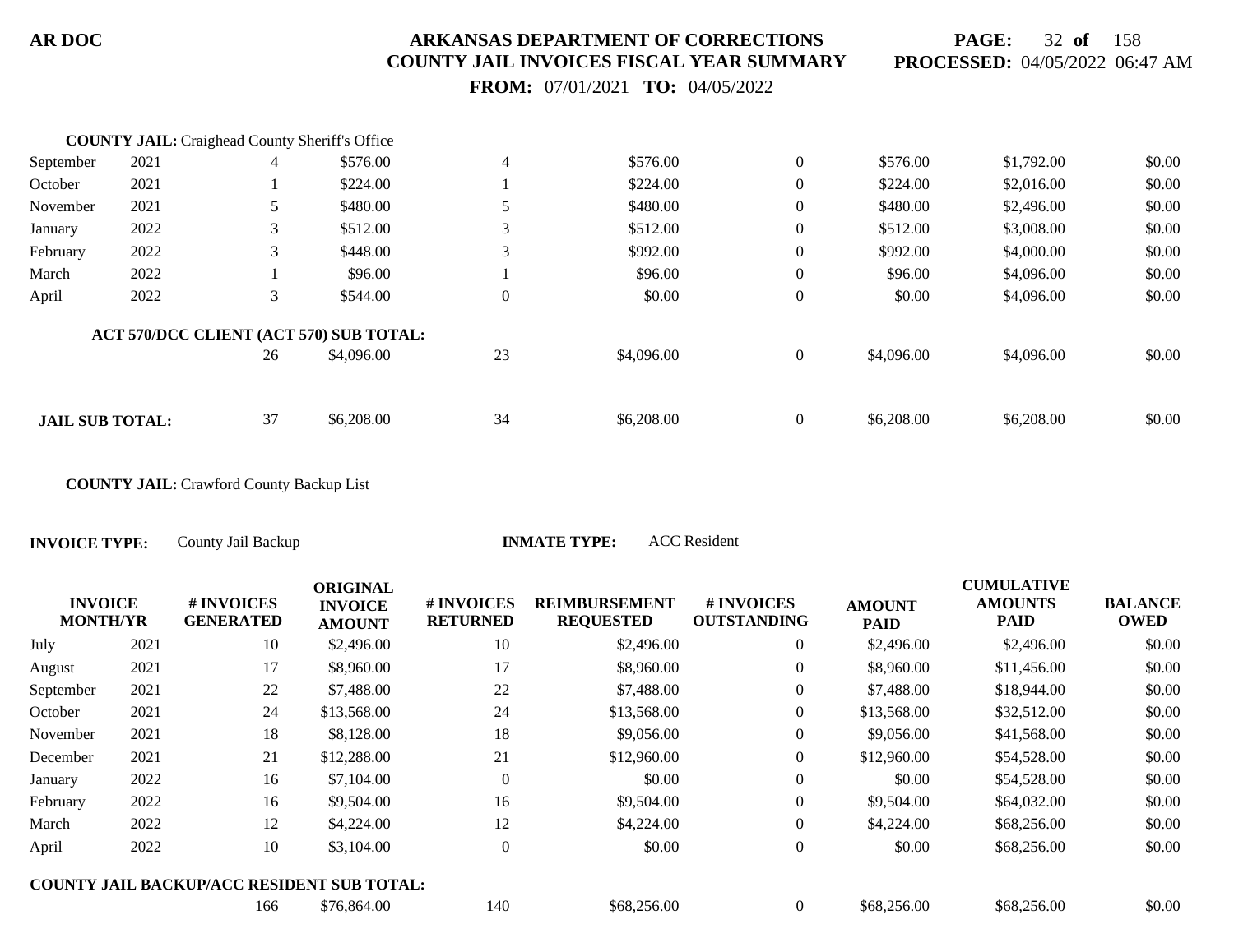**COUNTY JAIL:** Craighead County Sheriff's Office

| INVOICE MONTH/YR | | # INVOICES GENERATED | ORIGINAL INVOICE AMOUNT | # INVOICES RETURNED | REIMBURSEMENT REQUESTED | # INVOICES OUTSTANDING | AMOUNT PAID | CUMULATIVE AMOUNTS PAID | BALANCE OWED |
|---|---|---|---|---|---|---|---|---|---|
| September | 2021 | 4 | $576.00 | 4 | $576.00 | 0 | $576.00 | $1,792.00 | $0.00 |
| October | 2021 | 1 | $224.00 | 1 | $224.00 | 0 | $224.00 | $2,016.00 | $0.00 |
| November | 2021 | 5 | $480.00 | 5 | $480.00 | 0 | $480.00 | $2,496.00 | $0.00 |
| January | 2022 | 3 | $512.00 | 3 | $512.00 | 0 | $512.00 | $3,008.00 | $0.00 |
| February | 2022 | 3 | $448.00 | 3 | $992.00 | 0 | $992.00 | $4,000.00 | $0.00 |
| March | 2022 | 1 | $96.00 | 1 | $96.00 | 0 | $96.00 | $4,096.00 | $0.00 |
| April | 2022 | 3 | $544.00 | 0 | $0.00 | 0 | $0.00 | $4,096.00 | $0.00 |
| **ACT 570/DCC CLIENT (ACT 570) SUB TOTAL:** | | 26 | $4,096.00 | 23 | $4,096.00 | 0 | $4,096.00 | $4,096.00 | $0.00 |
| **JAIL SUB TOTAL:** | | 37 | $6,208.00 | 34 | $6,208.00 | 0 | $6,208.00 | $6,208.00 | $0.00 |

**COUNTY JAIL:** Crawford County Backup List

**INVOICE TYPE:** County Jail Backup **INMATE TYPE:** ACC Resident

| INVOICE MONTH/YR | | # INVOICES GENERATED | ORIGINAL INVOICE AMOUNT | # INVOICES RETURNED | REIMBURSEMENT REQUESTED | # INVOICES OUTSTANDING | AMOUNT PAID | CUMULATIVE AMOUNTS PAID | BALANCE OWED |
|---|---|---|---|---|---|---|---|---|---|
| July | 2021 | 10 | $2,496.00 | 10 | $2,496.00 | 0 | $2,496.00 | $2,496.00 | $0.00 |
| August | 2021 | 17 | $8,960.00 | 17 | $8,960.00 | 0 | $8,960.00 | $11,456.00 | $0.00 |
| September | 2021 | 22 | $7,488.00 | 22 | $7,488.00 | 0 | $7,488.00 | $18,944.00 | $0.00 |
| October | 2021 | 24 | $13,568.00 | 24 | $13,568.00 | 0 | $13,568.00 | $32,512.00 | $0.00 |
| November | 2021 | 18 | $8,128.00 | 18 | $9,056.00 | 0 | $9,056.00 | $41,568.00 | $0.00 |
| December | 2021 | 21 | $12,288.00 | 21 | $12,960.00 | 0 | $12,960.00 | $54,528.00 | $0.00 |
| January | 2022 | 16 | $7,104.00 | 0 | $0.00 | 0 | $0.00 | $54,528.00 | $0.00 |
| February | 2022 | 16 | $9,504.00 | 16 | $9,504.00 | 0 | $9,504.00 | $64,032.00 | $0.00 |
| March | 2022 | 12 | $4,224.00 | 12 | $4,224.00 | 0 | $4,224.00 | $68,256.00 | $0.00 |
| April | 2022 | 10 | $3,104.00 | 0 | $0.00 | 0 | $0.00 | $68,256.00 | $0.00 |
| **COUNTY JAIL BACKUP/ACC RESIDENT SUB TOTAL:** | | 166 | $76,864.00 | 140 | $68,256.00 | 0 | $68,256.00 | $68,256.00 | $0.00 |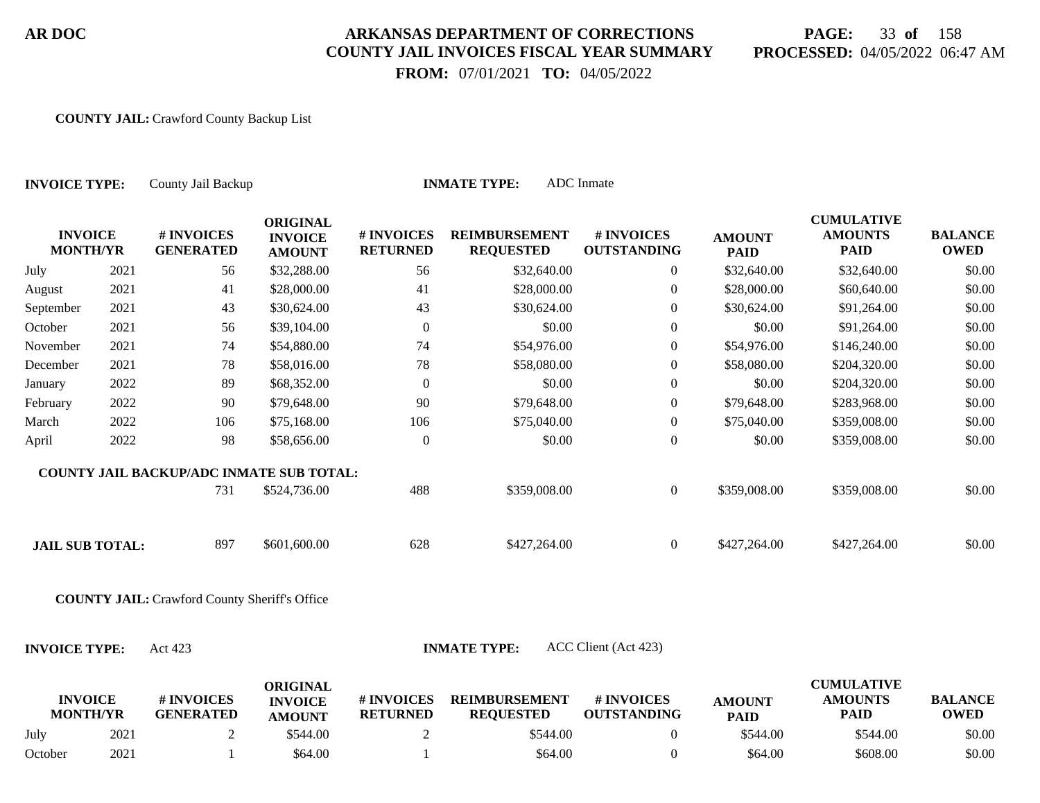**AR DOC**

# ARKANSAS DEPARTMENT OF CORRECTIONS
## COUNTY JAIL INVOICES FISCAL YEAR SUMMARY

**FROM:** 07/01/2021 **TO:** 04/05/2022

**PAGE:** 33 **of** 158
**PROCESSED:** 04/05/2022 06:47 AM

**COUNTY JAIL:** Crawford County Backup List

**INVOICE TYPE:** County Jail Backup **INMATE TYPE:** ADC Inmate

| INVOICE MONTH/YR | | # INVOICES GENERATED | ORIGINAL INVOICE AMOUNT | # INVOICES RETURNED | REIMBURSEMENT REQUESTED | # INVOICES OUTSTANDING | AMOUNT PAID | CUMULATIVE AMOUNTS PAID | BALANCE OWED |
|---|---|---|---|---|---|---|---|---|---|
| July | 2021 | 56 | $32,288.00 | 56 | $32,640.00 | 0 | $32,640.00 | $32,640.00 | $0.00 |
| August | 2021 | 41 | $28,000.00 | 41 | $28,000.00 | 0 | $28,000.00 | $60,640.00 | $0.00 |
| September | 2021 | 43 | $30,624.00 | 43 | $30,624.00 | 0 | $30,624.00 | $91,264.00 | $0.00 |
| October | 2021 | 56 | $39,104.00 | 0 | $0.00 | 0 | $0.00 | $91,264.00 | $0.00 |
| November | 2021 | 74 | $54,880.00 | 74 | $54,976.00 | 0 | $54,976.00 | $146,240.00 | $0.00 |
| December | 2021 | 78 | $58,016.00 | 78 | $58,080.00 | 0 | $58,080.00 | $204,320.00 | $0.00 |
| January | 2022 | 89 | $68,352.00 | 0 | $0.00 | 0 | $0.00 | $204,320.00 | $0.00 |
| February | 2022 | 90 | $79,648.00 | 90 | $79,648.00 | 0 | $79,648.00 | $283,968.00 | $0.00 |
| March | 2022 | 106 | $75,168.00 | 106 | $75,040.00 | 0 | $75,040.00 | $359,008.00 | $0.00 |
| April | 2022 | 98 | $58,656.00 | 0 | $0.00 | 0 | $0.00 | $359,008.00 | $0.00 |
| **COUNTY JAIL BACKUP/ADC INMATE SUB TOTAL:** | | 731 | $524,736.00 | 488 | $359,008.00 | 0 | $359,008.00 | $359,008.00 | $0.00 |
| **JAIL SUB TOTAL:** | | 897 | $601,600.00 | 628 | $427,264.00 | 0 | $427,264.00 | $427,264.00 | $0.00 |

**COUNTY JAIL:** Crawford County Sheriff's Office

**INVOICE TYPE:** Act 423 **INMATE TYPE:** ACC Client (Act 423)

| INVOICE MONTH/YR | | # INVOICES GENERATED | ORIGINAL INVOICE AMOUNT | # INVOICES RETURNED | REIMBURSEMENT REQUESTED | # INVOICES OUTSTANDING | AMOUNT PAID | CUMULATIVE AMOUNTS PAID | BALANCE OWED |
|---|---|---|---|---|---|---|---|---|---|
| July | 2021 | 2 | $544.00 | 2 | $544.00 | 0 | $544.00 | $544.00 | $0.00 |
| October | 2021 | 1 | $64.00 | 1 | $64.00 | 0 | $64.00 | $608.00 | $0.00 |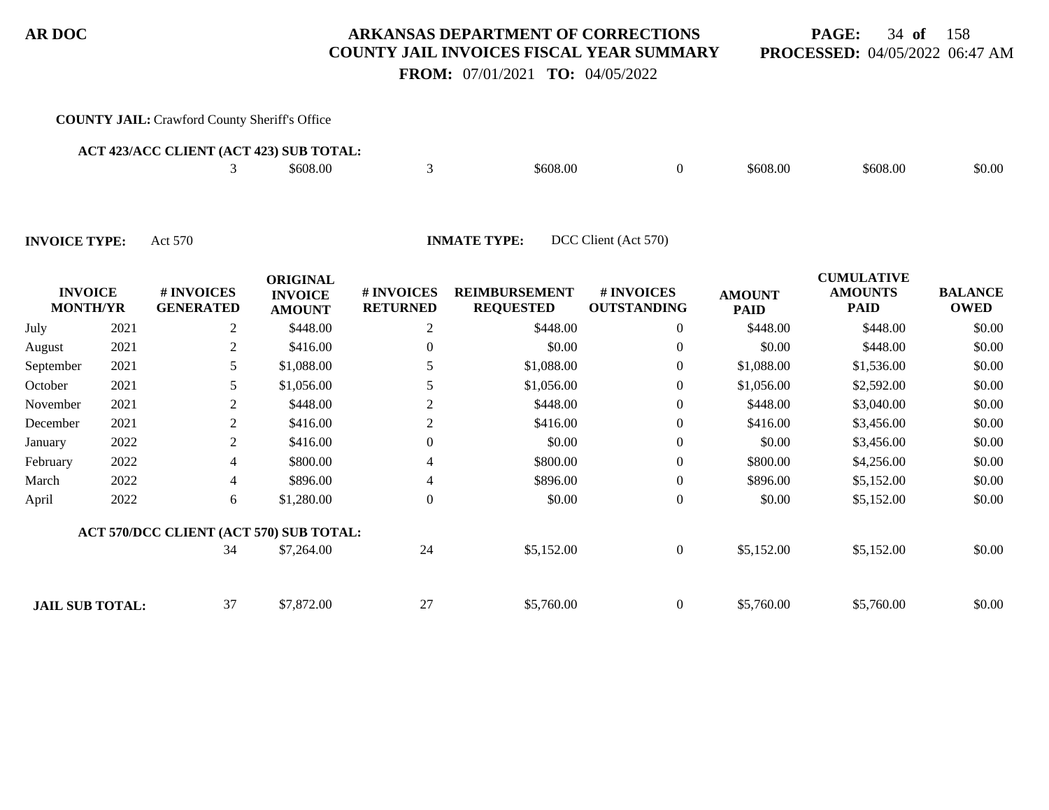**COUNTY JAIL:** Crawford County Sheriff's Office

**ACT 423/ACC CLIENT (ACT 423) SUB TOTAL:**

| | # INVOICES GENERATED | ORIGINAL INVOICE AMOUNT | # INVOICES RETURNED | REIMBURSEMENT REQUESTED | # INVOICES OUTSTANDING | AMOUNT PAID | CUMULATIVE AMOUNTS PAID | BALANCE OWED |
|---|---|---|---|---|---|---|---|---|
| | 3 | $608.00 | 3 | $608.00 | 0 | $608.00 | $608.00 | $0.00 |

**INVOICE TYPE:** Act 570 **INMATE TYPE:** DCC Client (Act 570)

| INVOICE MONTH/YR | | # INVOICES GENERATED | ORIGINAL INVOICE AMOUNT | # INVOICES RETURNED | REIMBURSEMENT REQUESTED | # INVOICES OUTSTANDING | AMOUNT PAID | CUMULATIVE AMOUNTS PAID | BALANCE OWED |
|---|---|---|---|---|---|---|---|---|---|
| July | 2021 | 2 | $448.00 | 2 | $448.00 | 0 | $448.00 | $448.00 | $0.00 |
| August | 2021 | 2 | $416.00 | 0 | $0.00 | 0 | $0.00 | $448.00 | $0.00 |
| September | 2021 | 5 | $1,088.00 | 5 | $1,088.00 | 0 | $1,088.00 | $1,536.00 | $0.00 |
| October | 2021 | 5 | $1,056.00 | 5 | $1,056.00 | 0 | $1,056.00 | $2,592.00 | $0.00 |
| November | 2021 | 2 | $448.00 | 2 | $448.00 | 0 | $448.00 | $3,040.00 | $0.00 |
| December | 2021 | 2 | $416.00 | 2 | $416.00 | 0 | $416.00 | $3,456.00 | $0.00 |
| January | 2022 | 2 | $416.00 | 0 | $0.00 | 0 | $0.00 | $3,456.00 | $0.00 |
| February | 2022 | 4 | $800.00 | 4 | $800.00 | 0 | $800.00 | $4,256.00 | $0.00 |
| March | 2022 | 4 | $896.00 | 4 | $896.00 | 0 | $896.00 | $5,152.00 | $0.00 |
| April | 2022 | 6 | $1,280.00 | 0 | $0.00 | 0 | $0.00 | $5,152.00 | $0.00 |
| **ACT 570/DCC CLIENT (ACT 570) SUB TOTAL:** | | 34 | $7,264.00 | 24 | $5,152.00 | 0 | $5,152.00 | $5,152.00 | $0.00 |
| **JAIL SUB TOTAL:** | | 37 | $7,872.00 | 27 | $5,760.00 | 0 | $5,760.00 | $5,760.00 | $0.00 |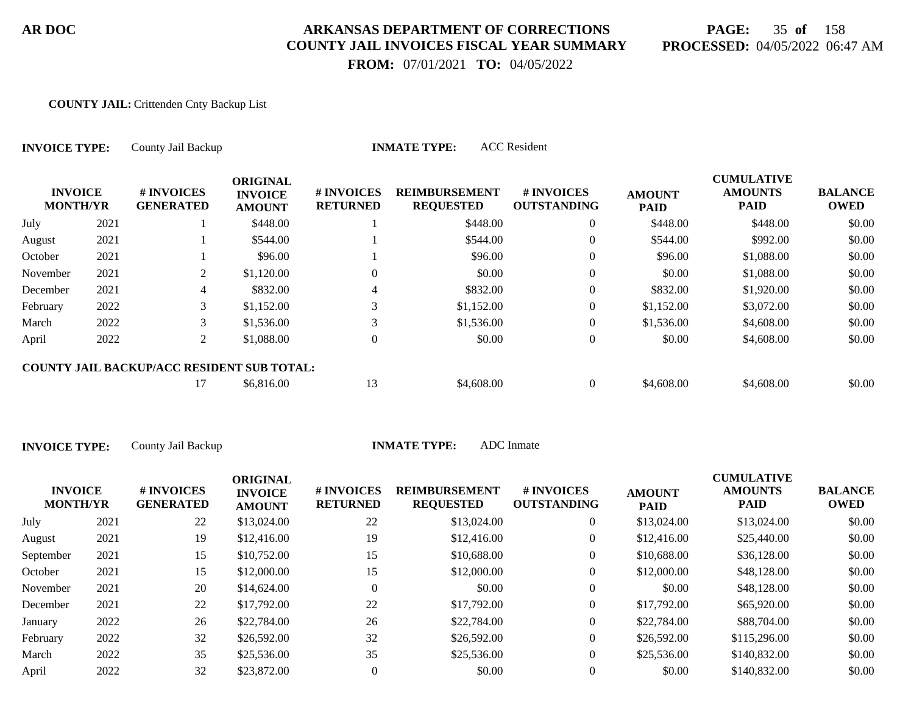**AR DOC**

# ARKANSAS DEPARTMENT OF CORRECTIONS
## COUNTY JAIL INVOICES FISCAL YEAR SUMMARY

**PROCESSED:** 04/05/2022 06:47 AM

**FROM:** 07/01/2021 **TO:** 04/05/2022

**COUNTY JAIL:** Crittenden Cnty Backup List

**INVOICE TYPE:** County Jail Backup **INMATE TYPE:** ACC Resident

| INVOICE MONTH/YR | | # INVOICES GENERATED | ORIGINAL INVOICE AMOUNT | # INVOICES RETURNED | REIMBURSEMENT REQUESTED | # INVOICES OUTSTANDING | AMOUNT PAID | CUMULATIVE AMOUNTS PAID | BALANCE OWED |
|---|---|---|---|---|---|---|---|---|---|
| July | 2021 | 1 | $448.00 | 1 | $448.00 | 0 | $448.00 | $448.00 | $0.00 |
| August | 2021 | 1 | $544.00 | 1 | $544.00 | 0 | $544.00 | $992.00 | $0.00 |
| October | 2021 | 1 | $96.00 | 1 | $96.00 | 0 | $96.00 | $1,088.00 | $0.00 |
| November | 2021 | 2 | $1,120.00 | 0 | $0.00 | 0 | $0.00 | $1,088.00 | $0.00 |
| December | 2021 | 4 | $832.00 | 4 | $832.00 | 0 | $832.00 | $1,920.00 | $0.00 |
| February | 2022 | 3 | $1,152.00 | 3 | $1,152.00 | 0 | $1,152.00 | $3,072.00 | $0.00 |
| March | 2022 | 3 | $1,536.00 | 3 | $1,536.00 | 0 | $1,536.00 | $4,608.00 | $0.00 |
| April | 2022 | 2 | $1,088.00 | 0 | $0.00 | 0 | $0.00 | $4,608.00 | $0.00 |
| **COUNTY JAIL BACKUP/ACC RESIDENT SUB TOTAL:** | | 17 | $6,816.00 | 13 | $4,608.00 | 0 | $4,608.00 | $4,608.00 | $0.00 |

**INVOICE TYPE:** County Jail Backup **INMATE TYPE:** ADC Inmate

| INVOICE MONTH/YR | | # INVOICES GENERATED | ORIGINAL INVOICE AMOUNT | # INVOICES RETURNED | REIMBURSEMENT REQUESTED | # INVOICES OUTSTANDING | AMOUNT PAID | CUMULATIVE AMOUNTS PAID | BALANCE OWED |
|---|---|---|---|---|---|---|---|---|---|
| July | 2021 | 22 | $13,024.00 | 22 | $13,024.00 | 0 | $13,024.00 | $13,024.00 | $0.00 |
| August | 2021 | 19 | $12,416.00 | 19 | $12,416.00 | 0 | $12,416.00 | $25,440.00 | $0.00 |
| September | 2021 | 15 | $10,752.00 | 15 | $10,688.00 | 0 | $10,688.00 | $36,128.00 | $0.00 |
| October | 2021 | 15 | $12,000.00 | 15 | $12,000.00 | 0 | $12,000.00 | $48,128.00 | $0.00 |
| November | 2021 | 20 | $14,624.00 | 0 | $0.00 | 0 | $0.00 | $48,128.00 | $0.00 |
| December | 2021 | 22 | $17,792.00 | 22 | $17,792.00 | 0 | $17,792.00 | $65,920.00 | $0.00 |
| January | 2022 | 26 | $22,784.00 | 26 | $22,784.00 | 0 | $22,784.00 | $88,704.00 | $0.00 |
| February | 2022 | 32 | $26,592.00 | 32 | $26,592.00 | 0 | $26,592.00 | $115,296.00 | $0.00 |
| March | 2022 | 35 | $25,536.00 | 35 | $25,536.00 | 0 | $25,536.00 | $140,832.00 | $0.00 |
| April | 2022 | 32 | $23,872.00 | 0 | $0.00 | 0 | $0.00 | $140,832.00 | $0.00 |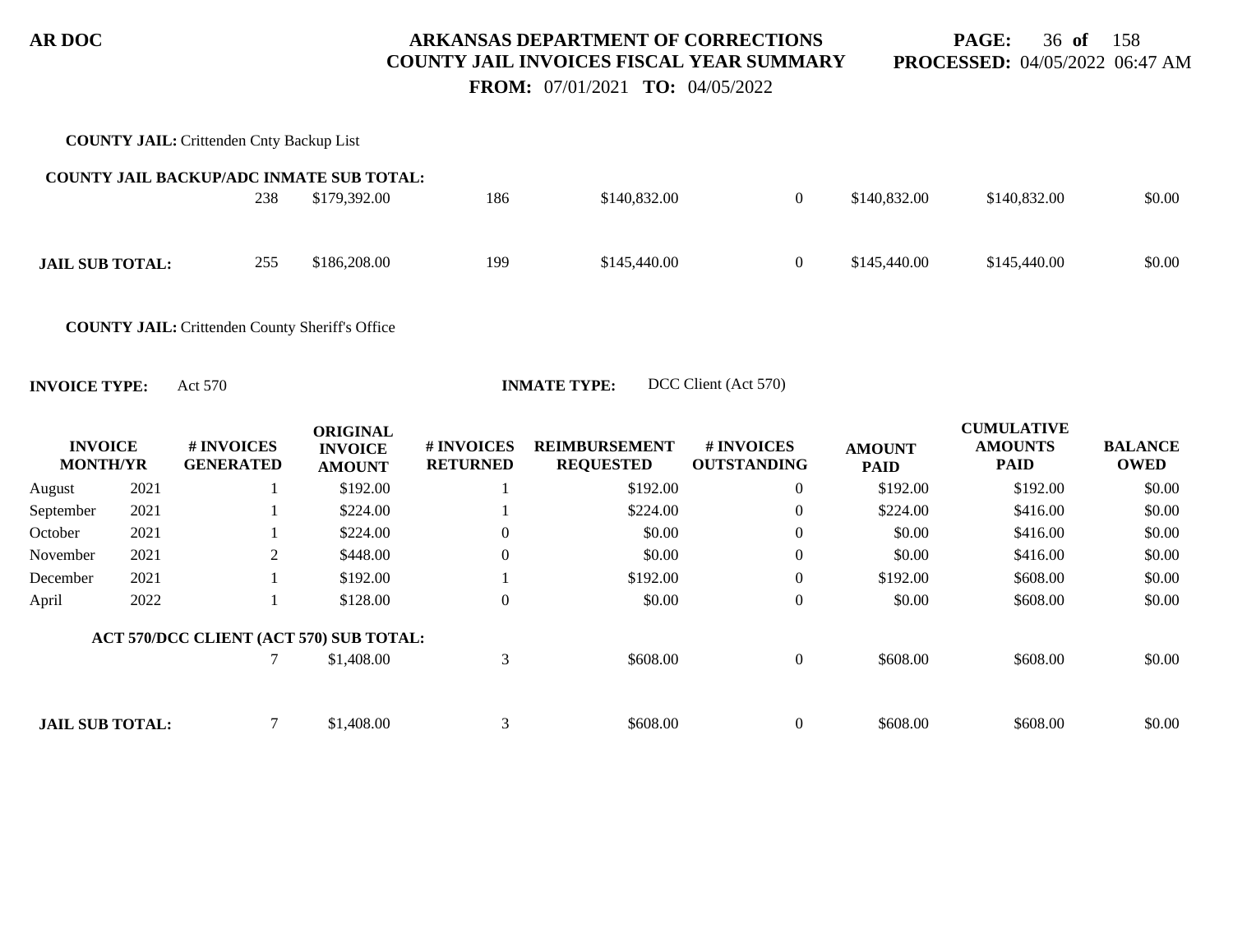**AR DOC**

# ARKANSAS DEPARTMENT OF CORRECTIONS
## COUNTY JAIL INVOICES FISCAL YEAR SUMMARY

**FROM:** 07/01/2021 **TO:** 04/05/2022

**PROCESSED:** 04/05/2022 06:47 AM

**COUNTY JAIL:** Crittenden Cnty Backup List

| | # INVOICES GENERATED | ORIGINAL INVOICE AMOUNT | # INVOICES RETURNED | REIMBURSEMENT REQUESTED | # INVOICES OUTSTANDING | AMOUNT PAID | CUMULATIVE AMOUNTS PAID | BALANCE OWED |
|---|---|---|---|---|---|---|---|---|
| **COUNTY JAIL BACKUP/ADC INMATE SUB TOTAL:** | 238 | $179,392.00 | 186 | $140,832.00 | 0 | $140,832.00 | $140,832.00 | $0.00 |
| **JAIL SUB TOTAL:** | 255 | $186,208.00 | 199 | $145,440.00 | 0 | $145,440.00 | $145,440.00 | $0.00 |

**COUNTY JAIL:** Crittenden County Sheriff's Office

**INVOICE TYPE:** Act 570 **INMATE TYPE:** DCC Client (Act 570)

| INVOICE MONTH/YR | | # INVOICES GENERATED | ORIGINAL INVOICE AMOUNT | # INVOICES RETURNED | REIMBURSEMENT REQUESTED | # INVOICES OUTSTANDING | AMOUNT PAID | CUMULATIVE AMOUNTS PAID | BALANCE OWED |
|---|---|---|---|---|---|---|---|---|---|
| August | 2021 | 1 | $192.00 | 1 | $192.00 | 0 | $192.00 | $192.00 | $0.00 |
| September | 2021 | 1 | $224.00 | 1 | $224.00 | 0 | $224.00 | $416.00 | $0.00 |
| October | 2021 | 1 | $224.00 | 0 | $0.00 | 0 | $0.00 | $416.00 | $0.00 |
| November | 2021 | 2 | $448.00 | 0 | $0.00 | 0 | $0.00 | $416.00 | $0.00 |
| December | 2021 | 1 | $192.00 | 1 | $192.00 | 0 | $192.00 | $608.00 | $0.00 |
| April | 2022 | 1 | $128.00 | 0 | $0.00 | 0 | $0.00 | $608.00 | $0.00 |
| **ACT 570/DCC CLIENT (ACT 570) SUB TOTAL:** | | 7 | $1,408.00 | 3 | $608.00 | 0 | $608.00 | $608.00 | $0.00 |
| **JAIL SUB TOTAL:** | | 7 | $1,408.00 | 3 | $608.00 | 0 | $608.00 | $608.00 | $0.00 |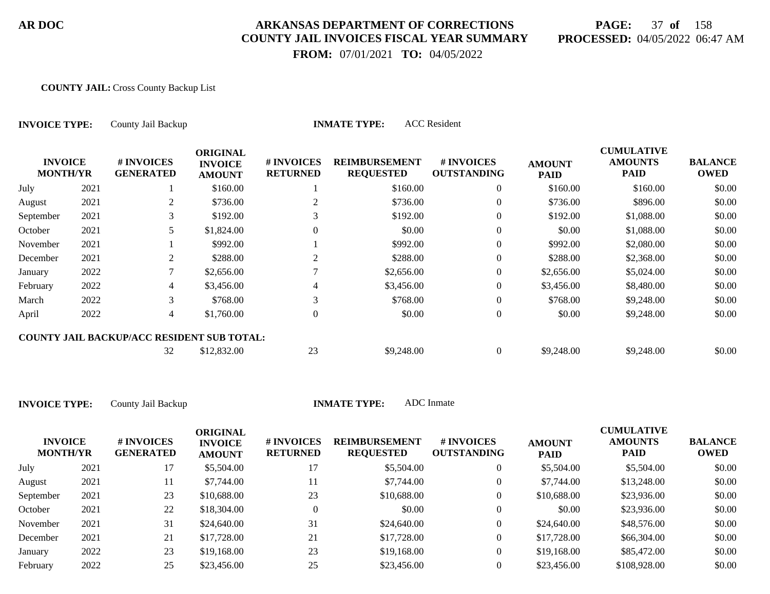**AR DOC**

# ARKANSAS DEPARTMENT OF CORRECTIONS
## COUNTY JAIL INVOICES FISCAL YEAR SUMMARY

**FROM:** 07/01/2021 **TO:** 04/05/2022

**PAGE:** 37 **of** 158
**PROCESSED:** 04/05/2022 06:47 AM

**COUNTY JAIL:** Cross County Backup List

**INVOICE TYPE:** County Jail Backup **INMATE TYPE:** ACC Resident

| INVOICE MONTH/YR | | # INVOICES GENERATED | ORIGINAL INVOICE AMOUNT | # INVOICES RETURNED | REIMBURSEMENT REQUESTED | # INVOICES OUTSTANDING | AMOUNT PAID | CUMULATIVE AMOUNTS PAID | BALANCE OWED |
|---|---|---|---|---|---|---|---|---|---|
| July | 2021 | 1 | $160.00 | 1 | $160.00 | 0 | $160.00 | $160.00 | $0.00 |
| August | 2021 | 2 | $736.00 | 2 | $736.00 | 0 | $736.00 | $896.00 | $0.00 |
| September | 2021 | 3 | $192.00 | 3 | $192.00 | 0 | $192.00 | $1,088.00 | $0.00 |
| October | 2021 | 5 | $1,824.00 | 0 | $0.00 | 0 | $0.00 | $1,088.00 | $0.00 |
| November | 2021 | 1 | $992.00 | 1 | $992.00 | 0 | $992.00 | $2,080.00 | $0.00 |
| December | 2021 | 2 | $288.00 | 2 | $288.00 | 0 | $288.00 | $2,368.00 | $0.00 |
| January | 2022 | 7 | $2,656.00 | 7 | $2,656.00 | 0 | $2,656.00 | $5,024.00 | $0.00 |
| February | 2022 | 4 | $3,456.00 | 4 | $3,456.00 | 0 | $3,456.00 | $8,480.00 | $0.00 |
| March | 2022 | 3 | $768.00 | 3 | $768.00 | 0 | $768.00 | $9,248.00 | $0.00 |
| April | 2022 | 4 | $1,760.00 | 0 | $0.00 | 0 | $0.00 | $9,248.00 | $0.00 |
| **COUNTY JAIL BACKUP/ACC RESIDENT SUB TOTAL:** | | | | | | | | | |
| | | 32 | $12,832.00 | 23 | $9,248.00 | 0 | $9,248.00 | $9,248.00 | $0.00 |

**INVOICE TYPE:** County Jail Backup **INMATE TYPE:** ADC Inmate

| INVOICE MONTH/YR | | # INVOICES GENERATED | ORIGINAL INVOICE AMOUNT | # INVOICES RETURNED | REIMBURSEMENT REQUESTED | # INVOICES OUTSTANDING | AMOUNT PAID | CUMULATIVE AMOUNTS PAID | BALANCE OWED |
|---|---|---|---|---|---|---|---|---|---|
| July | 2021 | 17 | $5,504.00 | 17 | $5,504.00 | 0 | $5,504.00 | $5,504.00 | $0.00 |
| August | 2021 | 11 | $7,744.00 | 11 | $7,744.00 | 0 | $7,744.00 | $13,248.00 | $0.00 |
| September | 2021 | 23 | $10,688.00 | 23 | $10,688.00 | 0 | $10,688.00 | $23,936.00 | $0.00 |
| October | 2021 | 22 | $18,304.00 | 0 | $0.00 | 0 | $0.00 | $23,936.00 | $0.00 |
| November | 2021 | 31 | $24,640.00 | 31 | $24,640.00 | 0 | $24,640.00 | $48,576.00 | $0.00 |
| December | 2021 | 21 | $17,728.00 | 21 | $17,728.00 | 0 | $17,728.00 | $66,304.00 | $0.00 |
| January | 2022 | 23 | $19,168.00 | 23 | $19,168.00 | 0 | $19,168.00 | $85,472.00 | $0.00 |
| February | 2022 | 25 | $23,456.00 | 25 | $23,456.00 | 0 | $23,456.00 | $108,928.00 | $0.00 |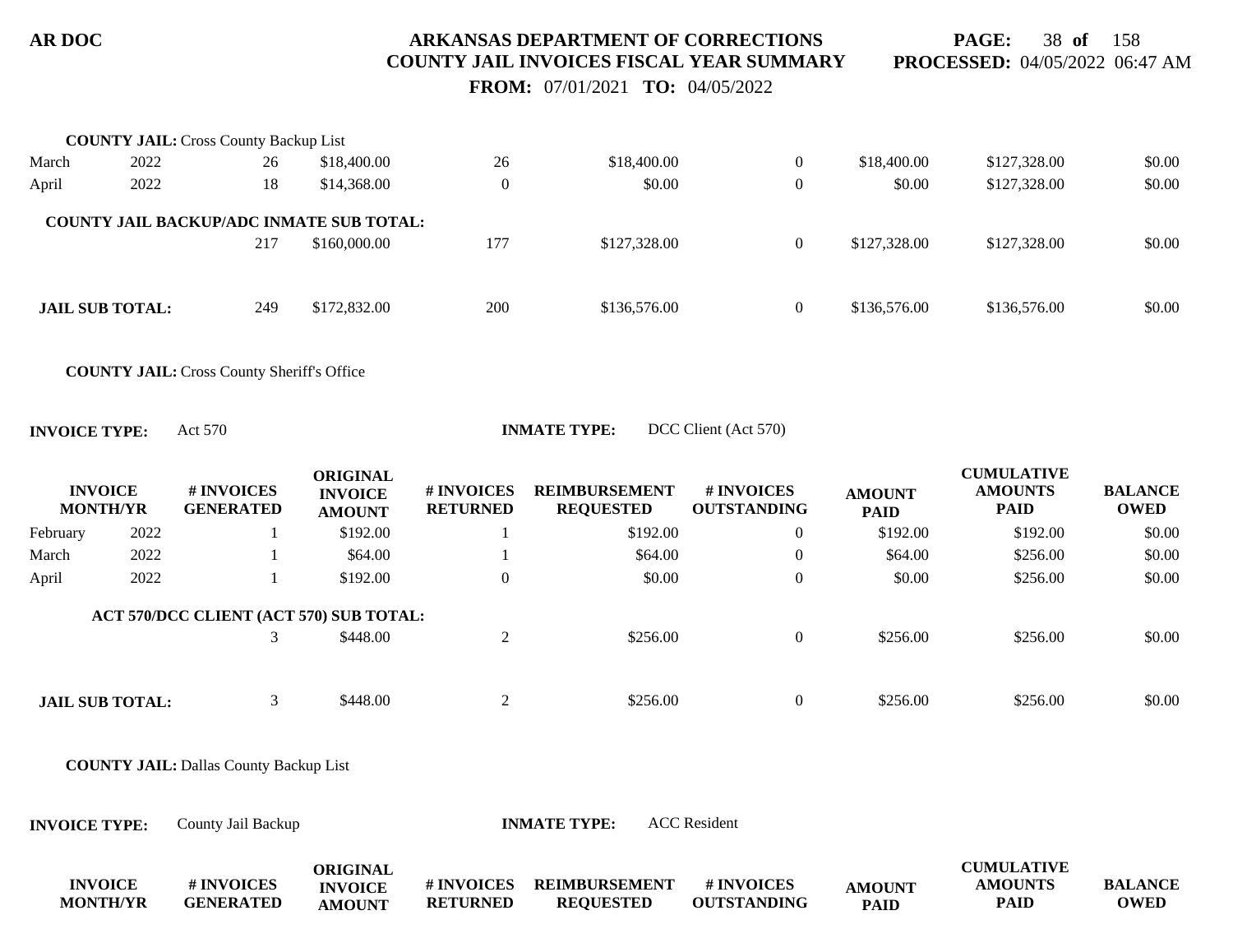**COUNTY JAIL:** Cross County Backup List

| INVOICE MONTH/YR | | # INVOICES GENERATED | ORIGINAL INVOICE AMOUNT | # INVOICES RETURNED | REIMBURSEMENT REQUESTED | # INVOICES OUTSTANDING | AMOUNT PAID | CUMULATIVE AMOUNTS PAID | BALANCE OWED |
|---|---|---|---|---|---|---|---|---|---|
| March | 2022 | 26 | $18,400.00 | 26 | $18,400.00 | 0 | $18,400.00 | $127,328.00 | $0.00 |
| April | 2022 | 18 | $14,368.00 | 0 | $0.00 | 0 | $0.00 | $127,328.00 | $0.00 |
| **COUNTY JAIL BACKUP/ADC INMATE SUB TOTAL:** | | 217 | $160,000.00 | 177 | $127,328.00 | 0 | $127,328.00 | $127,328.00 | $0.00 |
| **JAIL SUB TOTAL:** | | 249 | $172,832.00 | 200 | $136,576.00 | 0 | $136,576.00 | $136,576.00 | $0.00 |

**COUNTY JAIL:** Cross County Sheriff's Office

**INVOICE TYPE:** Act 570 **INMATE TYPE:** DCC Client (Act 570)

| INVOICE MONTH/YR | | # INVOICES GENERATED | ORIGINAL INVOICE AMOUNT | # INVOICES RETURNED | REIMBURSEMENT REQUESTED | # INVOICES OUTSTANDING | AMOUNT PAID | CUMULATIVE AMOUNTS PAID | BALANCE OWED |
|---|---|---|---|---|---|---|---|---|---|
| February | 2022 | 1 | $192.00 | 1 | $192.00 | 0 | $192.00 | $192.00 | $0.00 |
| March | 2022 | 1 | $64.00 | 1 | $64.00 | 0 | $64.00 | $256.00 | $0.00 |
| April | 2022 | 1 | $192.00 | 0 | $0.00 | 0 | $0.00 | $256.00 | $0.00 |
| **ACT 570/DCC CLIENT (ACT 570) SUB TOTAL:** | | 3 | $448.00 | 2 | $256.00 | 0 | $256.00 | $256.00 | $0.00 |
| **JAIL SUB TOTAL:** | | 3 | $448.00 | 2 | $256.00 | 0 | $256.00 | $256.00 | $0.00 |

**COUNTY JAIL:** Dallas County Backup List

**INVOICE TYPE:** County Jail Backup **INMATE TYPE:** ACC Resident

| INVOICE MONTH/YR | # INVOICES GENERATED | ORIGINAL INVOICE AMOUNT | # INVOICES RETURNED | REIMBURSEMENT REQUESTED | # INVOICES OUTSTANDING | AMOUNT PAID | CUMULATIVE AMOUNTS PAID | BALANCE OWED |
|---|---|---|---|---|---|---|---|---|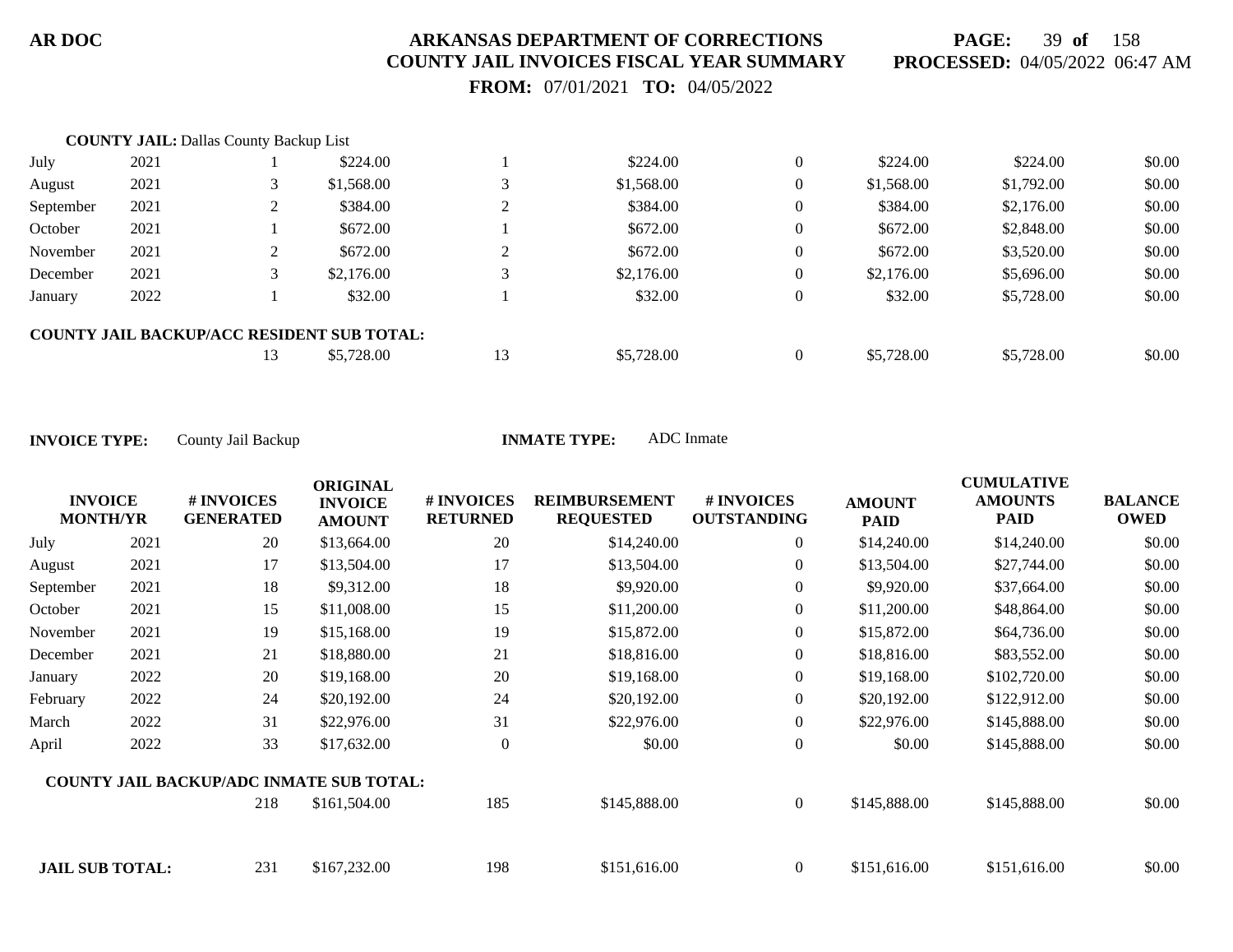**AR DOC** **ARKANSAS DEPARTMENT OF CORRECTIONS**
**COUNTY JAIL INVOICES FISCAL YEAR SUMMARY**
**FROM:** 07/01/2021 **TO:** 04/05/2022

**PROCESSED:** 04/05/2022 06:47 AM

**COUNTY JAIL:** Dallas County Backup List

| INVOICE MONTH/YR | | # INVOICES GENERATED | ORIGINAL INVOICE AMOUNT | # INVOICES RETURNED | REIMBURSEMENT REQUESTED | # INVOICES OUTSTANDING | AMOUNT PAID | CUMULATIVE AMOUNTS PAID | BALANCE OWED |
|---|---|---|---|---|---|---|---|---|---|
| July | 2021 | 1 | $224.00 | 1 | $224.00 | 0 | $224.00 | $224.00 | $0.00 |
| August | 2021 | 3 | $1,568.00 | 3 | $1,568.00 | 0 | $1,568.00 | $1,792.00 | $0.00 |
| September | 2021 | 2 | $384.00 | 2 | $384.00 | 0 | $384.00 | $2,176.00 | $0.00 |
| October | 2021 | 1 | $672.00 | 1 | $672.00 | 0 | $672.00 | $2,848.00 | $0.00 |
| November | 2021 | 2 | $672.00 | 2 | $672.00 | 0 | $672.00 | $3,520.00 | $0.00 |
| December | 2021 | 3 | $2,176.00 | 3 | $2,176.00 | 0 | $2,176.00 | $5,696.00 | $0.00 |
| January | 2022 | 1 | $32.00 | 1 | $32.00 | 0 | $32.00 | $5,728.00 | $0.00 |
| **COUNTY JAIL BACKUP/ACC RESIDENT SUB TOTAL:** | | 13 | $5,728.00 | 13 | $5,728.00 | 0 | $5,728.00 | $5,728.00 | $0.00 |

**INVOICE TYPE:** County Jail Backup **INMATE TYPE:** ADC Inmate

| INVOICE MONTH/YR | | # INVOICES GENERATED | ORIGINAL INVOICE AMOUNT | # INVOICES RETURNED | REIMBURSEMENT REQUESTED | # INVOICES OUTSTANDING | AMOUNT PAID | CUMULATIVE AMOUNTS PAID | BALANCE OWED |
|---|---|---|---|---|---|---|---|---|---|
| July | 2021 | 20 | $13,664.00 | 20 | $14,240.00 | 0 | $14,240.00 | $14,240.00 | $0.00 |
| August | 2021 | 17 | $13,504.00 | 17 | $13,504.00 | 0 | $13,504.00 | $27,744.00 | $0.00 |
| September | 2021 | 18 | $9,312.00 | 18 | $9,920.00 | 0 | $9,920.00 | $37,664.00 | $0.00 |
| October | 2021 | 15 | $11,008.00 | 15 | $11,200.00 | 0 | $11,200.00 | $48,864.00 | $0.00 |
| November | 2021 | 19 | $15,168.00 | 19 | $15,872.00 | 0 | $15,872.00 | $64,736.00 | $0.00 |
| December | 2021 | 21 | $18,880.00 | 21 | $18,816.00 | 0 | $18,816.00 | $83,552.00 | $0.00 |
| January | 2022 | 20 | $19,168.00 | 20 | $19,168.00 | 0 | $19,168.00 | $102,720.00 | $0.00 |
| February | 2022 | 24 | $20,192.00 | 24 | $20,192.00 | 0 | $20,192.00 | $122,912.00 | $0.00 |
| March | 2022 | 31 | $22,976.00 | 31 | $22,976.00 | 0 | $22,976.00 | $145,888.00 | $0.00 |
| April | 2022 | 33 | $17,632.00 | 0 | $0.00 | 0 | $0.00 | $145,888.00 | $0.00 |
| **COUNTY JAIL BACKUP/ADC INMATE SUB TOTAL:** | | 218 | $161,504.00 | 185 | $145,888.00 | 0 | $145,888.00 | $145,888.00 | $0.00 |
| **JAIL SUB TOTAL:** | | 231 | $167,232.00 | 198 | $151,616.00 | 0 | $151,616.00 | $151,616.00 | $0.00 |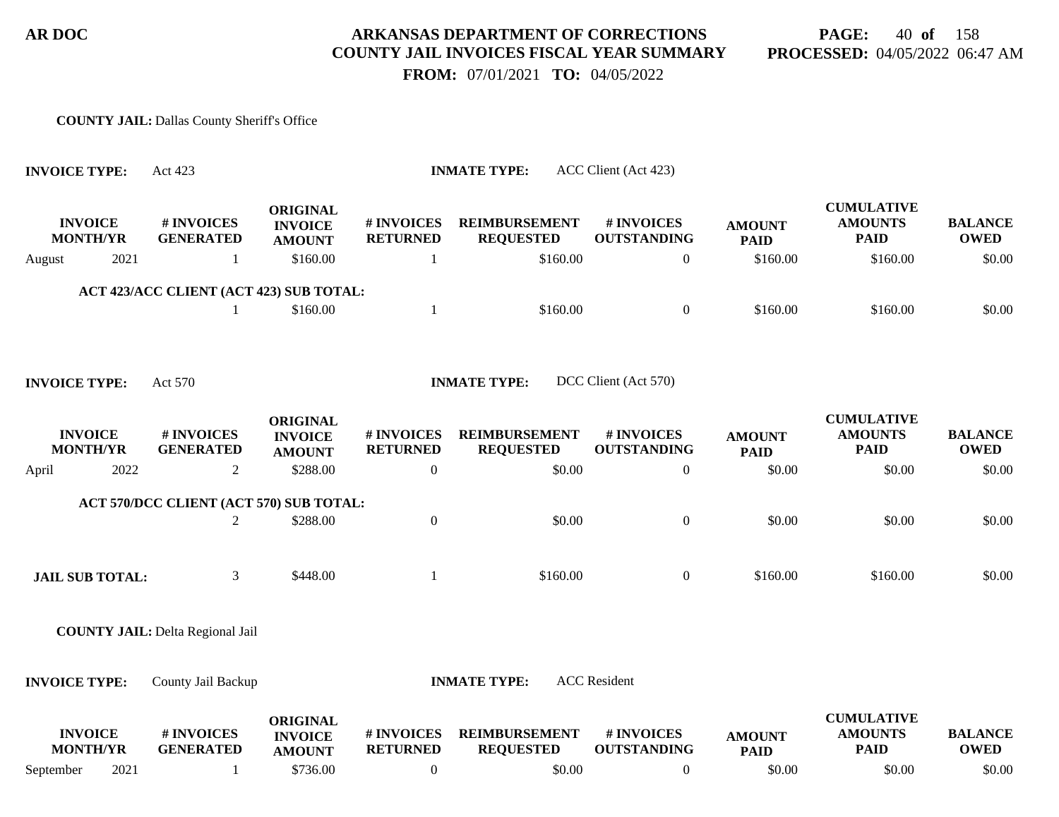**COUNTY JAIL:** Dallas County Sheriff's Office

**INVOICE TYPE:** Act 423 **INMATE TYPE:** ACC Client (Act 423)

| INVOICE MONTH/YR | | # INVOICES GENERATED | ORIGINAL INVOICE AMOUNT | # INVOICES RETURNED | REIMBURSEMENT REQUESTED | # INVOICES OUTSTANDING | AMOUNT PAID | CUMULATIVE AMOUNTS PAID | BALANCE OWED |
|---|---|---|---|---|---|---|---|---|---|
| August | 2021 | 1 | $160.00 | 1 | $160.00 | 0 | $160.00 | $160.00 | $0.00 |
| **ACT 423/ACC CLIENT (ACT 423) SUB TOTAL:** | | 1 | $160.00 | 1 | $160.00 | 0 | $160.00 | $160.00 | $0.00 |

**INVOICE TYPE:** Act 570 **INMATE TYPE:** DCC Client (Act 570)

| INVOICE MONTH/YR | | # INVOICES GENERATED | ORIGINAL INVOICE AMOUNT | # INVOICES RETURNED | REIMBURSEMENT REQUESTED | # INVOICES OUTSTANDING | AMOUNT PAID | CUMULATIVE AMOUNTS PAID | BALANCE OWED |
|---|---|---|---|---|---|---|---|---|---|
| April | 2022 | 2 | $288.00 | 0 | $0.00 | 0 | $0.00 | $0.00 | $0.00 |
| **ACT 570/DCC CLIENT (ACT 570) SUB TOTAL:** | | 2 | $288.00 | 0 | $0.00 | 0 | $0.00 | $0.00 | $0.00 |

| | | # INVOICES GENERATED | ORIGINAL INVOICE AMOUNT | # INVOICES RETURNED | REIMBURSEMENT REQUESTED | # INVOICES OUTSTANDING | AMOUNT PAID | CUMULATIVE AMOUNTS PAID | BALANCE OWED |
|---|---|---|---|---|---|---|---|---|---|
| **JAIL SUB TOTAL:** | | 3 | $448.00 | 1 | $160.00 | 0 | $160.00 | $160.00 | $0.00 |

**COUNTY JAIL:** Delta Regional Jail

**INVOICE TYPE:** County Jail Backup **INMATE TYPE:** ACC Resident

| INVOICE MONTH/YR | | # INVOICES GENERATED | ORIGINAL INVOICE AMOUNT | # INVOICES RETURNED | REIMBURSEMENT REQUESTED | # INVOICES OUTSTANDING | AMOUNT PAID | CUMULATIVE AMOUNTS PAID | BALANCE OWED |
|---|---|---|---|---|---|---|---|---|---|
| September | 2021 | 1 | $736.00 | 0 | $0.00 | 0 | $0.00 | $0.00 | $0.00 |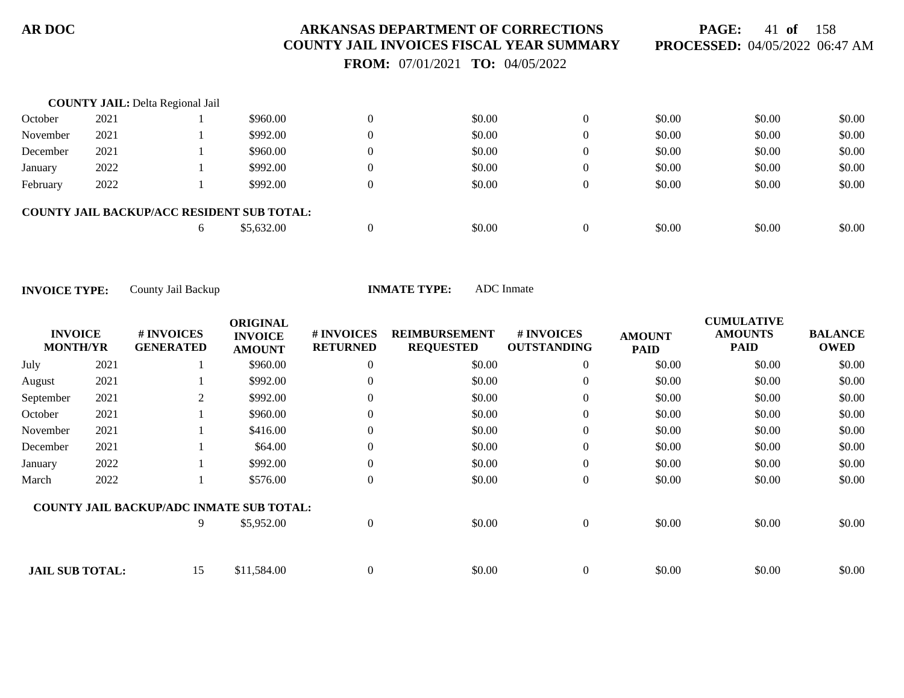**COUNTY JAIL:** Delta Regional Jail

| INVOICE MONTH/YR | | # INVOICES GENERATED | ORIGINAL INVOICE AMOUNT | # INVOICES RETURNED | REIMBURSEMENT REQUESTED | # INVOICES OUTSTANDING | AMOUNT PAID | CUMULATIVE AMOUNTS PAID | BALANCE OWED |
|---|---|---|---|---|---|---|---|---|---|
| October | 2021 | 1 | $960.00 | 0 | $0.00 | 0 | $0.00 | $0.00 | $0.00 |
| November | 2021 | 1 | $992.00 | 0 | $0.00 | 0 | $0.00 | $0.00 | $0.00 |
| December | 2021 | 1 | $960.00 | 0 | $0.00 | 0 | $0.00 | $0.00 | $0.00 |
| January | 2022 | 1 | $992.00 | 0 | $0.00 | 0 | $0.00 | $0.00 | $0.00 |
| February | 2022 | 1 | $992.00 | 0 | $0.00 | 0 | $0.00 | $0.00 | $0.00 |
| **COUNTY JAIL BACKUP/ACC RESIDENT SUB TOTAL:** | | 6 | $5,632.00 | 0 | $0.00 | 0 | $0.00 | $0.00 | $0.00 |

**INVOICE TYPE:** County Jail Backup **INMATE TYPE:** ADC Inmate

| INVOICE MONTH/YR | | # INVOICES GENERATED | ORIGINAL INVOICE AMOUNT | # INVOICES RETURNED | REIMBURSEMENT REQUESTED | # INVOICES OUTSTANDING | AMOUNT PAID | CUMULATIVE AMOUNTS PAID | BALANCE OWED |
|---|---|---|---|---|---|---|---|---|---|
| July | 2021 | 1 | $960.00 | 0 | $0.00 | 0 | $0.00 | $0.00 | $0.00 |
| August | 2021 | 1 | $992.00 | 0 | $0.00 | 0 | $0.00 | $0.00 | $0.00 |
| September | 2021 | 2 | $992.00 | 0 | $0.00 | 0 | $0.00 | $0.00 | $0.00 |
| October | 2021 | 1 | $960.00 | 0 | $0.00 | 0 | $0.00 | $0.00 | $0.00 |
| November | 2021 | 1 | $416.00 | 0 | $0.00 | 0 | $0.00 | $0.00 | $0.00 |
| December | 2021 | 1 | $64.00 | 0 | $0.00 | 0 | $0.00 | $0.00 | $0.00 |
| January | 2022 | 1 | $992.00 | 0 | $0.00 | 0 | $0.00 | $0.00 | $0.00 |
| March | 2022 | 1 | $576.00 | 0 | $0.00 | 0 | $0.00 | $0.00 | $0.00 |
| **COUNTY JAIL BACKUP/ADC INMATE SUB TOTAL:** | | 9 | $5,952.00 | 0 | $0.00 | 0 | $0.00 | $0.00 | $0.00 |
| **JAIL SUB TOTAL:** | | 15 | $11,584.00 | 0 | $0.00 | 0 | $0.00 | $0.00 | $0.00 |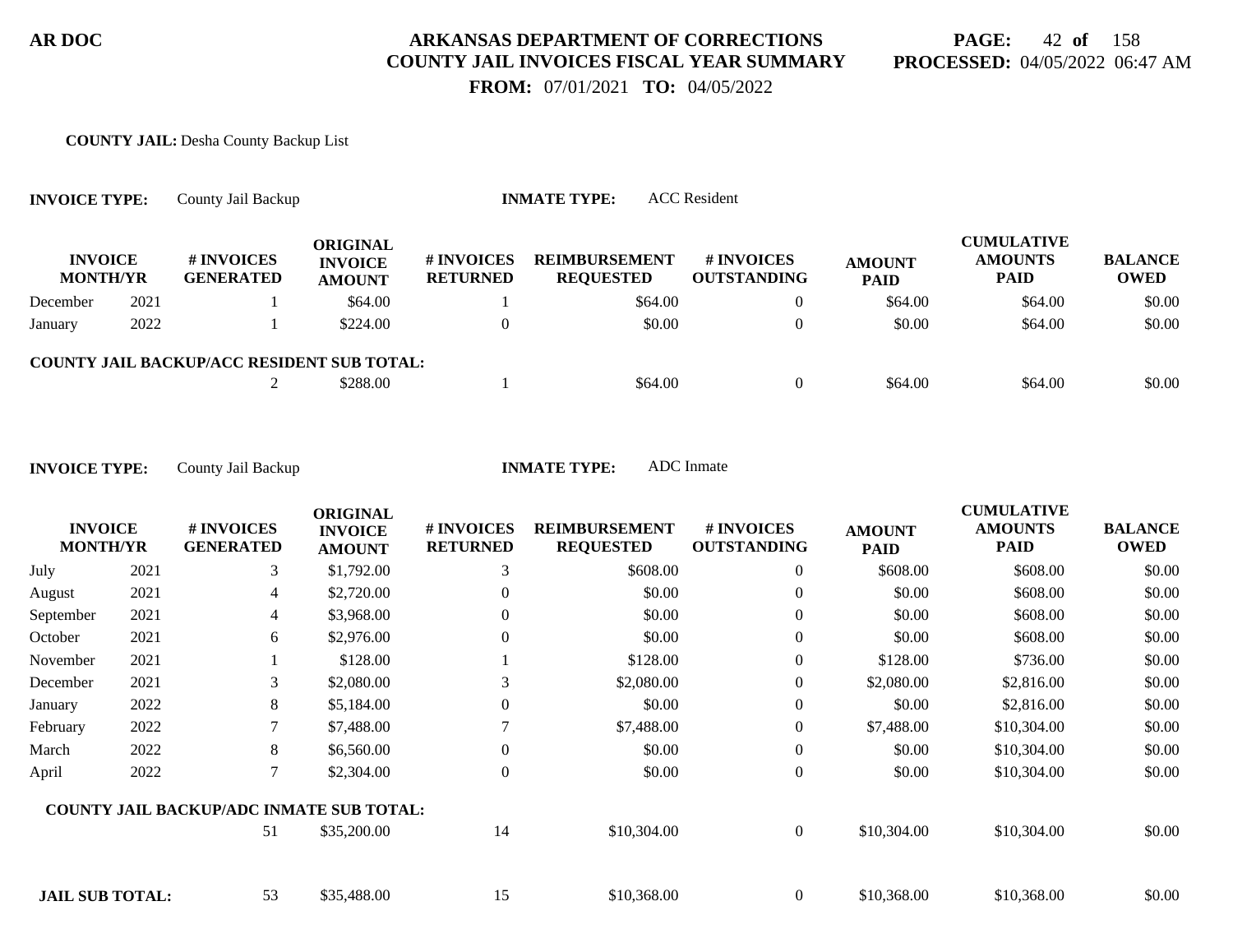**AR DOC**

# ARKANSAS DEPARTMENT OF CORRECTIONS
## COUNTY JAIL INVOICES FISCAL YEAR SUMMARY

**FROM:** 07/01/2021 **TO:** 04/05/2022

**PAGE:** 42 **of** 158
**PROCESSED:** 04/05/2022 06:47 AM

**COUNTY JAIL:** Desha County Backup List

**INVOICE TYPE:** County Jail Backup **INMATE TYPE:** ACC Resident

| INVOICE MONTH | YR | # INVOICES GENERATED | ORIGINAL INVOICE AMOUNT | # INVOICES RETURNED | REIMBURSEMENT REQUESTED | # INVOICES OUTSTANDING | AMOUNT PAID | CUMULATIVE AMOUNTS PAID | BALANCE OWED |
|---|---|---|---|---|---|---|---|---|---|
| December | 2021 | 1 | $64.00 | 1 | $64.00 | 0 | $64.00 | $64.00 | $0.00 |
| January | 2022 | 1 | $224.00 | 0 | $0.00 | 0 | $0.00 | $64.00 | $0.00 |
| **COUNTY JAIL BACKUP/ACC RESIDENT SUB TOTAL:** | | 2 | $288.00 | 1 | $64.00 | 0 | $64.00 | $64.00 | $0.00 |

**INVOICE TYPE:** County Jail Backup **INMATE TYPE:** ADC Inmate

| INVOICE MONTH | YR | # INVOICES GENERATED | ORIGINAL INVOICE AMOUNT | # INVOICES RETURNED | REIMBURSEMENT REQUESTED | # INVOICES OUTSTANDING | AMOUNT PAID | CUMULATIVE AMOUNTS PAID | BALANCE OWED |
|---|---|---|---|---|---|---|---|---|---|
| July | 2021 | 3 | $1,792.00 | 3 | $608.00 | 0 | $608.00 | $608.00 | $0.00 |
| August | 2021 | 4 | $2,720.00 | 0 | $0.00 | 0 | $0.00 | $608.00 | $0.00 |
| September | 2021 | 4 | $3,968.00 | 0 | $0.00 | 0 | $0.00 | $608.00 | $0.00 |
| October | 2021 | 6 | $2,976.00 | 0 | $0.00 | 0 | $0.00 | $608.00 | $0.00 |
| November | 2021 | 1 | $128.00 | 1 | $128.00 | 0 | $128.00 | $736.00 | $0.00 |
| December | 2021 | 3 | $2,080.00 | 3 | $2,080.00 | 0 | $2,080.00 | $2,816.00 | $0.00 |
| January | 2022 | 8 | $5,184.00 | 0 | $0.00 | 0 | $0.00 | $2,816.00 | $0.00 |
| February | 2022 | 7 | $7,488.00 | 7 | $7,488.00 | 0 | $7,488.00 | $10,304.00 | $0.00 |
| March | 2022 | 8 | $6,560.00 | 0 | $0.00 | 0 | $0.00 | $10,304.00 | $0.00 |
| April | 2022 | 7 | $2,304.00 | 0 | $0.00 | 0 | $0.00 | $10,304.00 | $0.00 |
| **COUNTY JAIL BACKUP/ADC INMATE SUB TOTAL:** | | 51 | $35,200.00 | 14 | $10,304.00 | 0 | $10,304.00 | $10,304.00 | $0.00 |
| **JAIL SUB TOTAL:** | | 53 | $35,488.00 | 15 | $10,368.00 | 0 | $10,368.00 | $10,368.00 | $0.00 |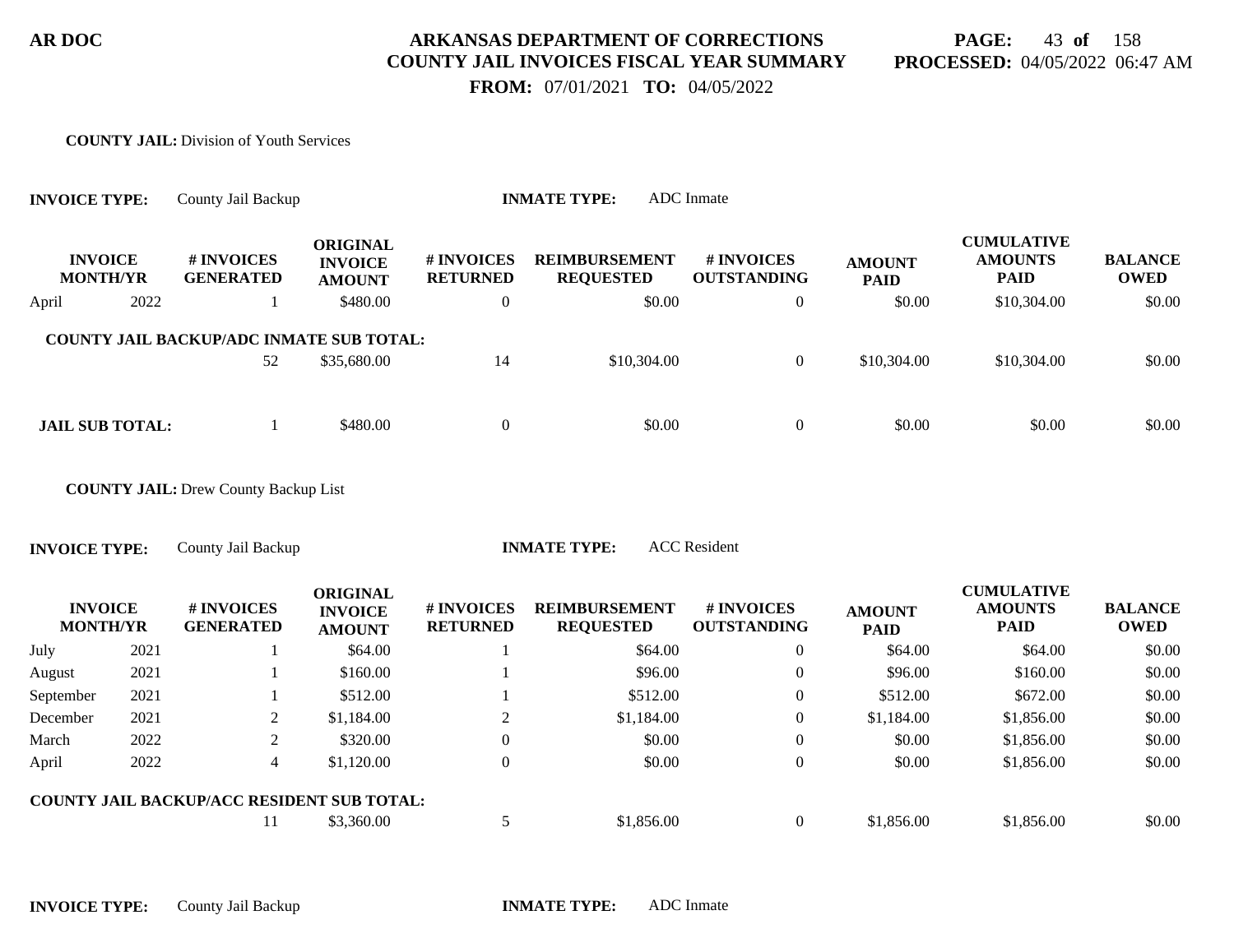**COUNTY JAIL:** Division of Youth Services

**INVOICE TYPE:** County Jail Backup **INMATE TYPE:** ADC Inmate

| INVOICE MONTH/YR | | # INVOICES GENERATED | ORIGINAL INVOICE AMOUNT | # INVOICES RETURNED | REIMBURSEMENT REQUESTED | # INVOICES OUTSTANDING | AMOUNT PAID | CUMULATIVE AMOUNTS PAID | BALANCE OWED |
|---|---|---|---|---|---|---|---|---|---|
| April | 2022 | 1 | $480.00 | 0 | $0.00 | 0 | $0.00 | $10,304.00 | $0.00 |
| **COUNTY JAIL BACKUP/ADC INMATE SUB TOTAL:** | | 52 | $35,680.00 | 14 | $10,304.00 | 0 | $10,304.00 | $10,304.00 | $0.00 |
| **JAIL SUB TOTAL:** | | 1 | $480.00 | 0 | $0.00 | 0 | $0.00 | $0.00 | $0.00 |

**COUNTY JAIL:** Drew County Backup List

**INVOICE TYPE:** County Jail Backup **INMATE TYPE:** ACC Resident

| INVOICE MONTH/YR | | # INVOICES GENERATED | ORIGINAL INVOICE AMOUNT | # INVOICES RETURNED | REIMBURSEMENT REQUESTED | # INVOICES OUTSTANDING | AMOUNT PAID | CUMULATIVE AMOUNTS PAID | BALANCE OWED |
|---|---|---|---|---|---|---|---|---|---|
| July | 2021 | 1 | $64.00 | 1 | $64.00 | 0 | $64.00 | $64.00 | $0.00 |
| August | 2021 | 1 | $160.00 | 1 | $96.00 | 0 | $96.00 | $160.00 | $0.00 |
| September | 2021 | 1 | $512.00 | 1 | $512.00 | 0 | $512.00 | $672.00 | $0.00 |
| December | 2021 | 2 | $1,184.00 | 2 | $1,184.00 | 0 | $1,184.00 | $1,856.00 | $0.00 |
| March | 2022 | 2 | $320.00 | 0 | $0.00 | 0 | $0.00 | $1,856.00 | $0.00 |
| April | 2022 | 4 | $1,120.00 | 0 | $0.00 | 0 | $0.00 | $1,856.00 | $0.00 |
| **COUNTY JAIL BACKUP/ACC RESIDENT SUB TOTAL:** | | 11 | $3,360.00 | 5 | $1,856.00 | 0 | $1,856.00 | $1,856.00 | $0.00 |

**INVOICE TYPE:** County Jail Backup **INMATE TYPE:** ADC Inmate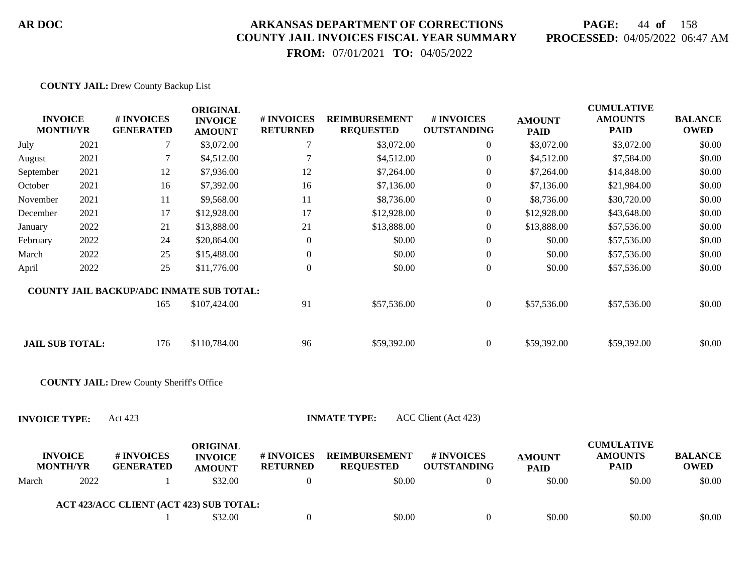**ARKANSAS DEPARTMENT OF CORRECTIONS**
**COUNTY JAIL INVOICES FISCAL YEAR SUMMARY**
**FROM:** 07/01/2021 **TO:** 04/05/2022

**PROCESSED:** 04/05/2022 06:47 AM

**COUNTY JAIL:** Drew County Backup List

| INVOICE MONTH/YR | | # INVOICES GENERATED | ORIGINAL INVOICE AMOUNT | # INVOICES RETURNED | REIMBURSEMENT REQUESTED | # INVOICES OUTSTANDING | AMOUNT PAID | CUMULATIVE AMOUNTS PAID | BALANCE OWED |
|---|---|---|---|---|---|---|---|---|---|
| July | 2021 | 7 | $3,072.00 | 7 | $3,072.00 | 0 | $3,072.00 | $3,072.00 | $0.00 |
| August | 2021 | 7 | $4,512.00 | 7 | $4,512.00 | 0 | $4,512.00 | $7,584.00 | $0.00 |
| September | 2021 | 12 | $7,936.00 | 12 | $7,264.00 | 0 | $7,264.00 | $14,848.00 | $0.00 |
| October | 2021 | 16 | $7,392.00 | 16 | $7,136.00 | 0 | $7,136.00 | $21,984.00 | $0.00 |
| November | 2021 | 11 | $9,568.00 | 11 | $8,736.00 | 0 | $8,736.00 | $30,720.00 | $0.00 |
| December | 2021 | 17 | $12,928.00 | 17 | $12,928.00 | 0 | $12,928.00 | $43,648.00 | $0.00 |
| January | 2022 | 21 | $13,888.00 | 21 | $13,888.00 | 0 | $13,888.00 | $57,536.00 | $0.00 |
| February | 2022 | 24 | $20,864.00 | 0 | $0.00 | 0 | $0.00 | $57,536.00 | $0.00 |
| March | 2022 | 25 | $15,488.00 | 0 | $0.00 | 0 | $0.00 | $57,536.00 | $0.00 |
| April | 2022 | 25 | $11,776.00 | 0 | $0.00 | 0 | $0.00 | $57,536.00 | $0.00 |
| **COUNTY JAIL BACKUP/ADC INMATE SUB TOTAL:** | | 165 | $107,424.00 | 91 | $57,536.00 | 0 | $57,536.00 | $57,536.00 | $0.00 |
| **JAIL SUB TOTAL:** | | 176 | $110,784.00 | 96 | $59,392.00 | 0 | $59,392.00 | $59,392.00 | $0.00 |

**COUNTY JAIL:** Drew County Sheriff's Office

**INVOICE TYPE:** Act 423 **INMATE TYPE:** ACC Client (Act 423)

| INVOICE MONTH/YR | | # INVOICES GENERATED | ORIGINAL INVOICE AMOUNT | # INVOICES RETURNED | REIMBURSEMENT REQUESTED | # INVOICES OUTSTANDING | AMOUNT PAID | CUMULATIVE AMOUNTS PAID | BALANCE OWED |
|---|---|---|---|---|---|---|---|---|---|
| March | 2022 | 1 | $32.00 | 0 | $0.00 | 0 | $0.00 | $0.00 | $0.00 |
| **ACT 423/ACC CLIENT (ACT 423) SUB TOTAL:** | | 1 | $32.00 | 0 | $0.00 | 0 | $0.00 | $0.00 | $0.00 |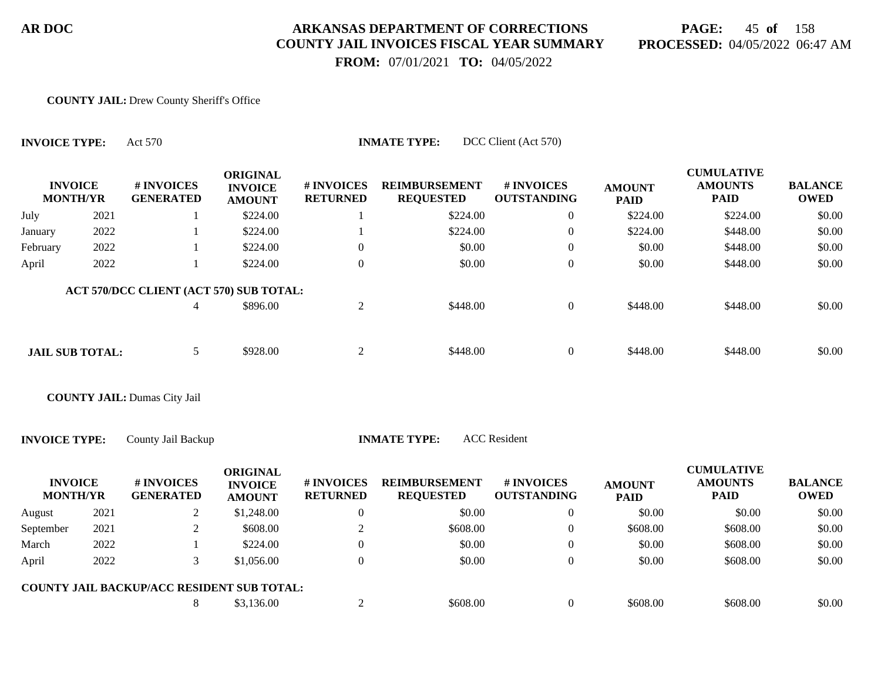**COUNTY JAIL:** Drew County Sheriff's Office

**INVOICE TYPE:** Act 570 **INMATE TYPE:** DCC Client (Act 570)

| INVOICE MONTH/YR | | # INVOICES GENERATED | ORIGINAL INVOICE AMOUNT | # INVOICES RETURNED | REIMBURSEMENT REQUESTED | # INVOICES OUTSTANDING | AMOUNT PAID | CUMULATIVE AMOUNTS PAID | BALANCE OWED |
|---|---|---|---|---|---|---|---|---|---|
| July | 2021 | 1 | $224.00 | 1 | $224.00 | 0 | $224.00 | $224.00 | $0.00 |
| January | 2022 | 1 | $224.00 | 1 | $224.00 | 0 | $224.00 | $448.00 | $0.00 |
| February | 2022 | 1 | $224.00 | 0 | $0.00 | 0 | $0.00 | $448.00 | $0.00 |
| April | 2022 | 1 | $224.00 | 0 | $0.00 | 0 | $0.00 | $448.00 | $0.00 |
| **ACT 570/DCC CLIENT (ACT 570) SUB TOTAL:** | | 4 | $896.00 | 2 | $448.00 | 0 | $448.00 | $448.00 | $0.00 |
| **JAIL SUB TOTAL:** | | 5 | $928.00 | 2 | $448.00 | 0 | $448.00 | $448.00 | $0.00 |

**COUNTY JAIL:** Dumas City Jail

**INVOICE TYPE:** County Jail Backup **INMATE TYPE:** ACC Resident

| INVOICE MONTH/YR | | # INVOICES GENERATED | ORIGINAL INVOICE AMOUNT | # INVOICES RETURNED | REIMBURSEMENT REQUESTED | # INVOICES OUTSTANDING | AMOUNT PAID | CUMULATIVE AMOUNTS PAID | BALANCE OWED |
|---|---|---|---|---|---|---|---|---|---|
| August | 2021 | 2 | $1,248.00 | 0 | $0.00 | 0 | $0.00 | $0.00 | $0.00 |
| September | 2021 | 2 | $608.00 | 2 | $608.00 | 0 | $608.00 | $608.00 | $0.00 |
| March | 2022 | 1 | $224.00 | 0 | $0.00 | 0 | $0.00 | $608.00 | $0.00 |
| April | 2022 | 3 | $1,056.00 | 0 | $0.00 | 0 | $0.00 | $608.00 | $0.00 |
| **COUNTY JAIL BACKUP/ACC RESIDENT SUB TOTAL:** | | 8 | $3,136.00 | 2 | $608.00 | 0 | $608.00 | $608.00 | $0.00 |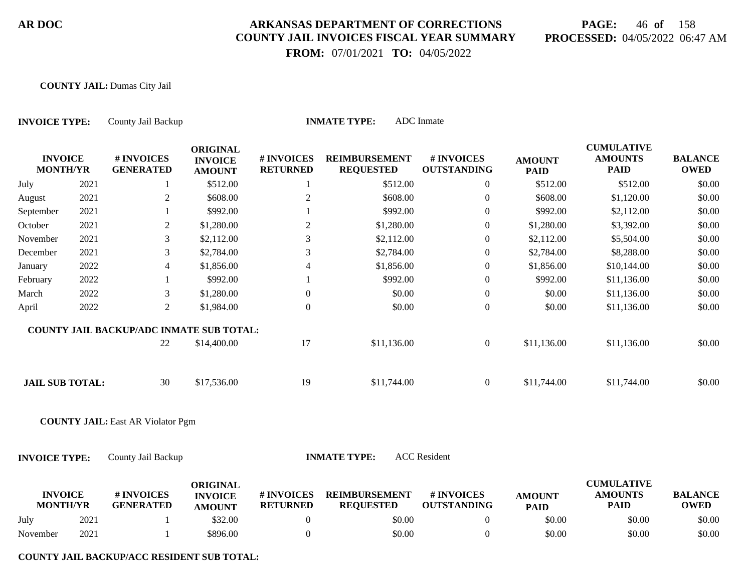**COUNTY JAIL:** Dumas City Jail

**INVOICE TYPE:** County Jail Backup **INMATE TYPE:** ADC Inmate

| INVOICE MONTH/YR | | # INVOICES GENERATED | ORIGINAL INVOICE AMOUNT | # INVOICES RETURNED | REIMBURSEMENT REQUESTED | # INVOICES OUTSTANDING | AMOUNT PAID | CUMULATIVE AMOUNTS PAID | BALANCE OWED |
|---|---|---|---|---|---|---|---|---|---|
| July | 2021 | 1 | $512.00 | 1 | $512.00 | 0 | $512.00 | $512.00 | $0.00 |
| August | 2021 | 2 | $608.00 | 2 | $608.00 | 0 | $608.00 | $1,120.00 | $0.00 |
| September | 2021 | 1 | $992.00 | 1 | $992.00 | 0 | $992.00 | $2,112.00 | $0.00 |
| October | 2021 | 2 | $1,280.00 | 2 | $1,280.00 | 0 | $1,280.00 | $3,392.00 | $0.00 |
| November | 2021 | 3 | $2,112.00 | 3 | $2,112.00 | 0 | $2,112.00 | $5,504.00 | $0.00 |
| December | 2021 | 3 | $2,784.00 | 3 | $2,784.00 | 0 | $2,784.00 | $8,288.00 | $0.00 |
| January | 2022 | 4 | $1,856.00 | 4 | $1,856.00 | 0 | $1,856.00 | $10,144.00 | $0.00 |
| February | 2022 | 1 | $992.00 | 1 | $992.00 | 0 | $992.00 | $11,136.00 | $0.00 |
| March | 2022 | 3 | $1,280.00 | 0 | $0.00 | 0 | $0.00 | $11,136.00 | $0.00 |
| April | 2022 | 2 | $1,984.00 | 0 | $0.00 | 0 | $0.00 | $11,136.00 | $0.00 |
| **COUNTY JAIL BACKUP/ADC INMATE SUB TOTAL:** | | 22 | $14,400.00 | 17 | $11,136.00 | 0 | $11,136.00 | $11,136.00 | $0.00 |
| **JAIL SUB TOTAL:** | | 30 | $17,536.00 | 19 | $11,744.00 | 0 | $11,744.00 | $11,744.00 | $0.00 |

**COUNTY JAIL:** East AR Violator Pgm

**INVOICE TYPE:** County Jail Backup **INMATE TYPE:** ACC Resident

| INVOICE MONTH/YR | | # INVOICES GENERATED | ORIGINAL INVOICE AMOUNT | # INVOICES RETURNED | REIMBURSEMENT REQUESTED | # INVOICES OUTSTANDING | AMOUNT PAID | CUMULATIVE AMOUNTS PAID | BALANCE OWED |
|---|---|---|---|---|---|---|---|---|---|
| July | 2021 | 1 | $32.00 | 0 | $0.00 | 0 | $0.00 | $0.00 | $0.00 |
| November | 2021 | 1 | $896.00 | 0 | $0.00 | 0 | $0.00 | $0.00 | $0.00 |

**COUNTY JAIL BACKUP/ACC RESIDENT SUB TOTAL:**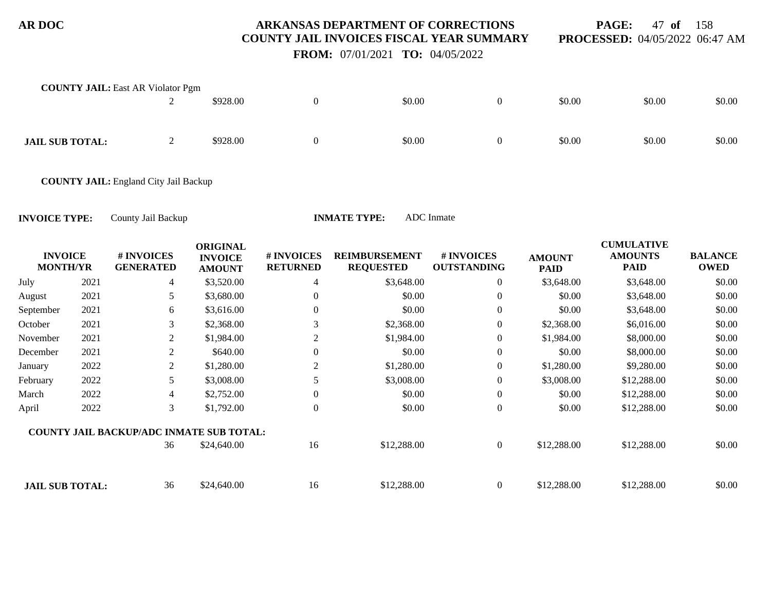**COUNTY JAIL:** East AR Violator Pgm

| | # INVOICES GENERATED | ORIGINAL INVOICE AMOUNT | # INVOICES RETURNED | REIMBURSEMENT REQUESTED | # INVOICES OUTSTANDING | AMOUNT PAID | CUMULATIVE AMOUNTS PAID | BALANCE OWED |
|---|---|---|---|---|---|---|---|---|
| | 2 | $928.00 | 0 | $0.00 | 0 | $0.00 | $0.00 | $0.00 |
| **JAIL SUB TOTAL:** | 2 | $928.00 | 0 | $0.00 | 0 | $0.00 | $0.00 | $0.00 |

**COUNTY JAIL:** England City Jail Backup

**INVOICE TYPE:** County Jail Backup **INMATE TYPE:** ADC Inmate

| INVOICE MONTH/YR | | # INVOICES GENERATED | ORIGINAL INVOICE AMOUNT | # INVOICES RETURNED | REIMBURSEMENT REQUESTED | # INVOICES OUTSTANDING | AMOUNT PAID | CUMULATIVE AMOUNTS PAID | BALANCE OWED |
|---|---|---|---|---|---|---|---|---|---|
| July | 2021 | 4 | $3,520.00 | 4 | $3,648.00 | 0 | $3,648.00 | $3,648.00 | $0.00 |
| August | 2021 | 5 | $3,680.00 | 0 | $0.00 | 0 | $0.00 | $3,648.00 | $0.00 |
| September | 2021 | 6 | $3,616.00 | 0 | $0.00 | 0 | $0.00 | $3,648.00 | $0.00 |
| October | 2021 | 3 | $2,368.00 | 3 | $2,368.00 | 0 | $2,368.00 | $6,016.00 | $0.00 |
| November | 2021 | 2 | $1,984.00 | 2 | $1,984.00 | 0 | $1,984.00 | $8,000.00 | $0.00 |
| December | 2021 | 2 | $640.00 | 0 | $0.00 | 0 | $0.00 | $8,000.00 | $0.00 |
| January | 2022 | 2 | $1,280.00 | 2 | $1,280.00 | 0 | $1,280.00 | $9,280.00 | $0.00 |
| February | 2022 | 5 | $3,008.00 | 5 | $3,008.00 | 0 | $3,008.00 | $12,288.00 | $0.00 |
| March | 2022 | 4 | $2,752.00 | 0 | $0.00 | 0 | $0.00 | $12,288.00 | $0.00 |
| April | 2022 | 3 | $1,792.00 | 0 | $0.00 | 0 | $0.00 | $12,288.00 | $0.00 |
| **COUNTY JAIL BACKUP/ADC INMATE SUB TOTAL:** | | 36 | $24,640.00 | 16 | $12,288.00 | 0 | $12,288.00 | $12,288.00 | $0.00 |
| **JAIL SUB TOTAL:** | | 36 | $24,640.00 | 16 | $12,288.00 | 0 | $12,288.00 | $12,288.00 | $0.00 |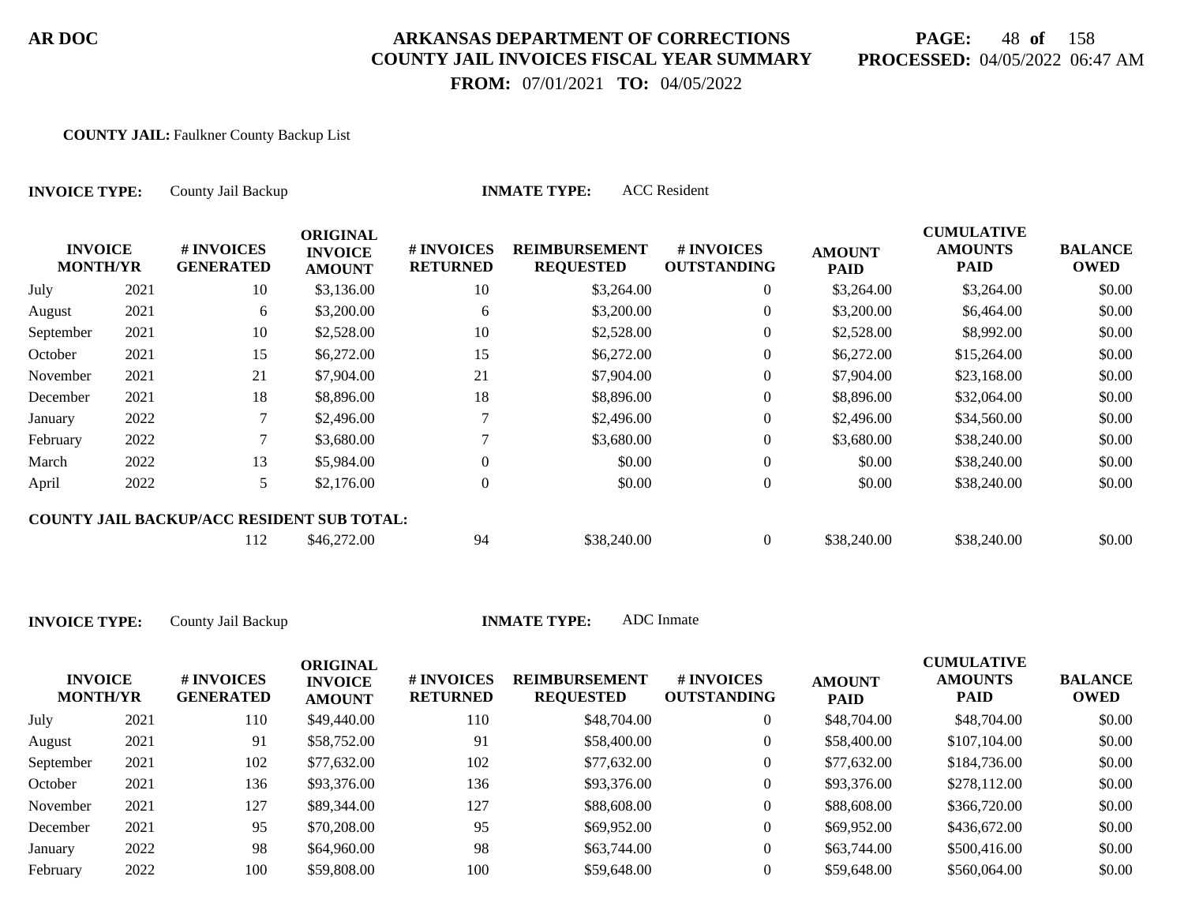**AR DOC**

# ARKANSAS DEPARTMENT OF CORRECTIONS
## COUNTY JAIL INVOICES FISCAL YEAR SUMMARY

**FROM:** 07/01/2021 **TO:** 04/05/2022

**PROCESSED:** 04/05/2022 06:47 AM

**COUNTY JAIL:** Faulkner County Backup List

**INVOICE TYPE:** County Jail Backup **INMATE TYPE:** ACC Resident

| INVOICE MONTH/YR | | # INVOICES GENERATED | ORIGINAL INVOICE AMOUNT | # INVOICES RETURNED | REIMBURSEMENT REQUESTED | # INVOICES OUTSTANDING | AMOUNT PAID | CUMULATIVE AMOUNTS PAID | BALANCE OWED |
|---|---|---|---|---|---|---|---|---|---|
| July | 2021 | 10 | $3,136.00 | 10 | $3,264.00 | 0 | $3,264.00 | $3,264.00 | $0.00 |
| August | 2021 | 6 | $3,200.00 | 6 | $3,200.00 | 0 | $3,200.00 | $6,464.00 | $0.00 |
| September | 2021 | 10 | $2,528.00 | 10 | $2,528.00 | 0 | $2,528.00 | $8,992.00 | $0.00 |
| October | 2021 | 15 | $6,272.00 | 15 | $6,272.00 | 0 | $6,272.00 | $15,264.00 | $0.00 |
| November | 2021 | 21 | $7,904.00 | 21 | $7,904.00 | 0 | $7,904.00 | $23,168.00 | $0.00 |
| December | 2021 | 18 | $8,896.00 | 18 | $8,896.00 | 0 | $8,896.00 | $32,064.00 | $0.00 |
| January | 2022 | 7 | $2,496.00 | 7 | $2,496.00 | 0 | $2,496.00 | $34,560.00 | $0.00 |
| February | 2022 | 7 | $3,680.00 | 7 | $3,680.00 | 0 | $3,680.00 | $38,240.00 | $0.00 |
| March | 2022 | 13 | $5,984.00 | 0 | $0.00 | 0 | $0.00 | $38,240.00 | $0.00 |
| April | 2022 | 5 | $2,176.00 | 0 | $0.00 | 0 | $0.00 | $38,240.00 | $0.00 |
| **COUNTY JAIL BACKUP/ACC RESIDENT SUB TOTAL:** | | 112 | $46,272.00 | 94 | $38,240.00 | 0 | $38,240.00 | $38,240.00 | $0.00 |

**INVOICE TYPE:** County Jail Backup **INMATE TYPE:** ADC Inmate

| INVOICE MONTH/YR | | # INVOICES GENERATED | ORIGINAL INVOICE AMOUNT | # INVOICES RETURNED | REIMBURSEMENT REQUESTED | # INVOICES OUTSTANDING | AMOUNT PAID | CUMULATIVE AMOUNTS PAID | BALANCE OWED |
|---|---|---|---|---|---|---|---|---|---|
| July | 2021 | 110 | $49,440.00 | 110 | $48,704.00 | 0 | $48,704.00 | $48,704.00 | $0.00 |
| August | 2021 | 91 | $58,752.00 | 91 | $58,400.00 | 0 | $58,400.00 | $107,104.00 | $0.00 |
| September | 2021 | 102 | $77,632.00 | 102 | $77,632.00 | 0 | $77,632.00 | $184,736.00 | $0.00 |
| October | 2021 | 136 | $93,376.00 | 136 | $93,376.00 | 0 | $93,376.00 | $278,112.00 | $0.00 |
| November | 2021 | 127 | $89,344.00 | 127 | $88,608.00 | 0 | $88,608.00 | $366,720.00 | $0.00 |
| December | 2021 | 95 | $70,208.00 | 95 | $69,952.00 | 0 | $69,952.00 | $436,672.00 | $0.00 |
| January | 2022 | 98 | $64,960.00 | 98 | $63,744.00 | 0 | $63,744.00 | $500,416.00 | $0.00 |
| February | 2022 | 100 | $59,808.00 | 100 | $59,648.00 | 0 | $59,648.00 | $560,064.00 | $0.00 |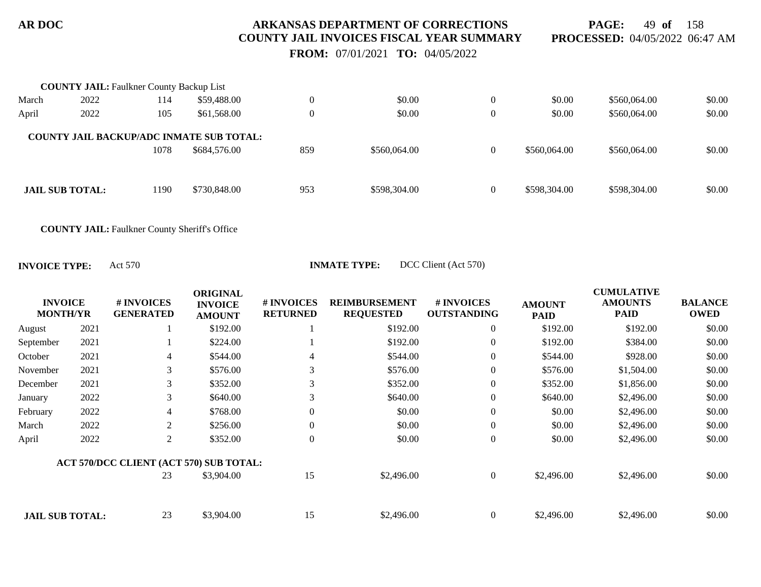**COUNTY JAIL:** Faulkner County Backup List

| | | | | | | | | | |
|---|---|---|---|---|---|---|---|---|---|
| March | 2022 | 114 | $59,488.00 | 0 | $0.00 | 0 | $0.00 | $560,064.00 | $0.00 |
| April | 2022 | 105 | $61,568.00 | 0 | $0.00 | 0 | $0.00 | $560,064.00 | $0.00 |
| **COUNTY JAIL BACKUP/ADC INMATE SUB TOTAL:** | | 1078 | $684,576.00 | 859 | $560,064.00 | 0 | $560,064.00 | $560,064.00 | $0.00 |
| **JAIL SUB TOTAL:** | | 1190 | $730,848.00 | 953 | $598,304.00 | 0 | $598,304.00 | $598,304.00 | $0.00 |

**COUNTY JAIL:** Faulkner County Sheriff's Office

**INVOICE TYPE:** Act 570 **INMATE TYPE:** DCC Client (Act 570)

| INVOICE MONTH/YR | | # INVOICES GENERATED | ORIGINAL INVOICE AMOUNT | # INVOICES RETURNED | REIMBURSEMENT REQUESTED | # INVOICES OUTSTANDING | AMOUNT PAID | CUMULATIVE AMOUNTS PAID | BALANCE OWED |
|---|---|---|---|---|---|---|---|---|---|
| August | 2021 | 1 | $192.00 | 1 | $192.00 | 0 | $192.00 | $192.00 | $0.00 |
| September | 2021 | 1 | $224.00 | 1 | $192.00 | 0 | $192.00 | $384.00 | $0.00 |
| October | 2021 | 4 | $544.00 | 4 | $544.00 | 0 | $544.00 | $928.00 | $0.00 |
| November | 2021 | 3 | $576.00 | 3 | $576.00 | 0 | $576.00 | $1,504.00 | $0.00 |
| December | 2021 | 3 | $352.00 | 3 | $352.00 | 0 | $352.00 | $1,856.00 | $0.00 |
| January | 2022 | 3 | $640.00 | 3 | $640.00 | 0 | $640.00 | $2,496.00 | $0.00 |
| February | 2022 | 4 | $768.00 | 0 | $0.00 | 0 | $0.00 | $2,496.00 | $0.00 |
| March | 2022 | 2 | $256.00 | 0 | $0.00 | 0 | $0.00 | $2,496.00 | $0.00 |
| April | 2022 | 2 | $352.00 | 0 | $0.00 | 0 | $0.00 | $2,496.00 | $0.00 |
| **ACT 570/DCC CLIENT (ACT 570) SUB TOTAL:** | | 23 | $3,904.00 | 15 | $2,496.00 | 0 | $2,496.00 | $2,496.00 | $0.00 |
| **JAIL SUB TOTAL:** | | 23 | $3,904.00 | 15 | $2,496.00 | 0 | $2,496.00 | $2,496.00 | $0.00 |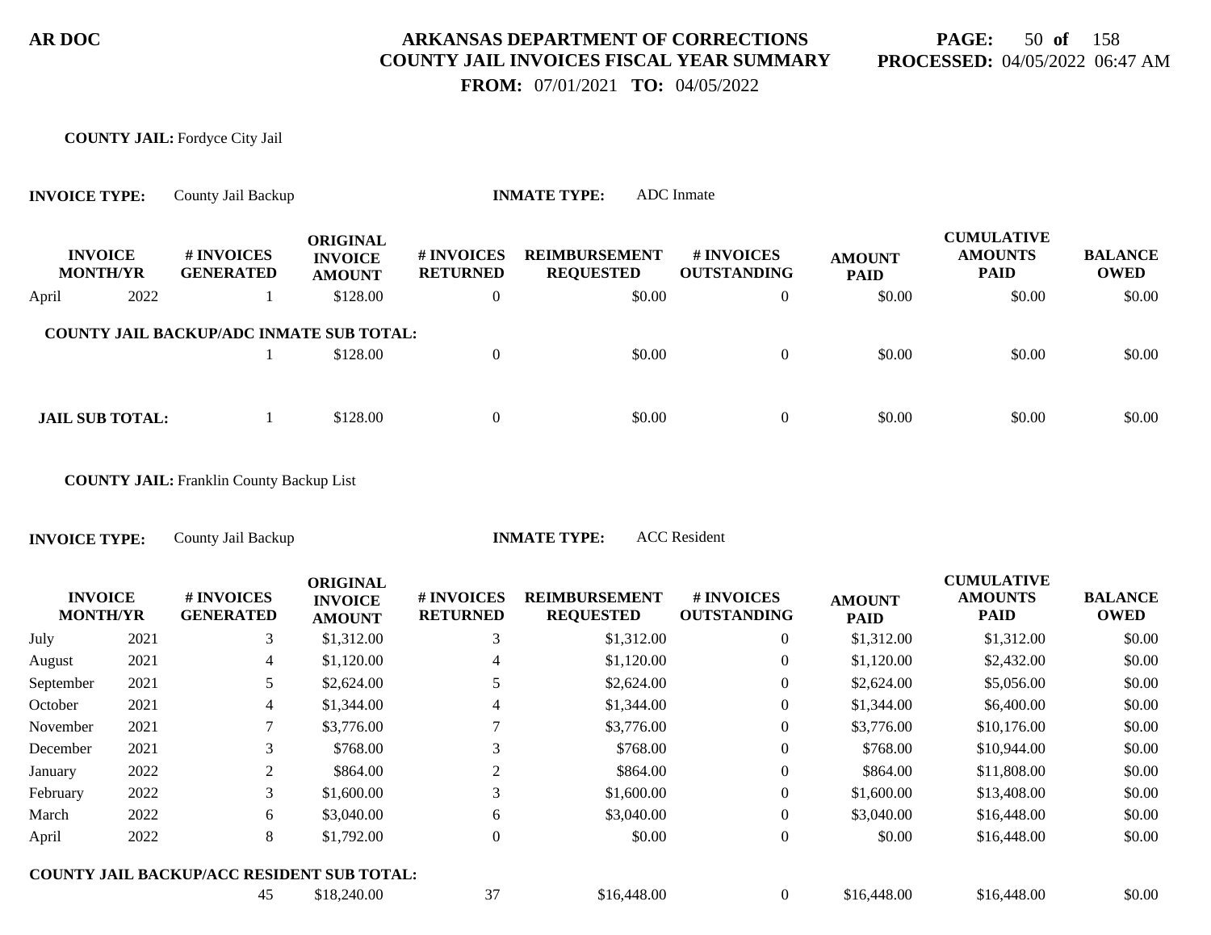**COUNTY JAIL:** Fordyce City Jail

**INVOICE TYPE:** County Jail Backup **INMATE TYPE:** ADC Inmate

| INVOICE MONTH/YR | | # INVOICES GENERATED | ORIGINAL INVOICE AMOUNT | # INVOICES RETURNED | REIMBURSEMENT REQUESTED | # INVOICES OUTSTANDING | AMOUNT PAID | CUMULATIVE AMOUNTS PAID | BALANCE OWED |
|---|---|---|---|---|---|---|---|---|---|
| April | 2022 | 1 | $128.00 | 0 | $0.00 | 0 | $0.00 | $0.00 | $0.00 |
| **COUNTY JAIL BACKUP/ADC INMATE SUB TOTAL:** | | 1 | $128.00 | 0 | $0.00 | 0 | $0.00 | $0.00 | $0.00 |
| **JAIL SUB TOTAL:** | | 1 | $128.00 | 0 | $0.00 | 0 | $0.00 | $0.00 | $0.00 |

**COUNTY JAIL:** Franklin County Backup List

**INVOICE TYPE:** County Jail Backup **INMATE TYPE:** ACC Resident

| INVOICE MONTH/YR | | # INVOICES GENERATED | ORIGINAL INVOICE AMOUNT | # INVOICES RETURNED | REIMBURSEMENT REQUESTED | # INVOICES OUTSTANDING | AMOUNT PAID | CUMULATIVE AMOUNTS PAID | BALANCE OWED |
|---|---|---|---|---|---|---|---|---|---|
| July | 2021 | 3 | $1,312.00 | 3 | $1,312.00 | 0 | $1,312.00 | $1,312.00 | $0.00 |
| August | 2021 | 4 | $1,120.00 | 4 | $1,120.00 | 0 | $1,120.00 | $2,432.00 | $0.00 |
| September | 2021 | 5 | $2,624.00 | 5 | $2,624.00 | 0 | $2,624.00 | $5,056.00 | $0.00 |
| October | 2021 | 4 | $1,344.00 | 4 | $1,344.00 | 0 | $1,344.00 | $6,400.00 | $0.00 |
| November | 2021 | 7 | $3,776.00 | 7 | $3,776.00 | 0 | $3,776.00 | $10,176.00 | $0.00 |
| December | 2021 | 3 | $768.00 | 3 | $768.00 | 0 | $768.00 | $10,944.00 | $0.00 |
| January | 2022 | 2 | $864.00 | 2 | $864.00 | 0 | $864.00 | $11,808.00 | $0.00 |
| February | 2022 | 3 | $1,600.00 | 3 | $1,600.00 | 0 | $1,600.00 | $13,408.00 | $0.00 |
| March | 2022 | 6 | $3,040.00 | 6 | $3,040.00 | 0 | $3,040.00 | $16,448.00 | $0.00 |
| April | 2022 | 8 | $1,792.00 | 0 | $0.00 | 0 | $0.00 | $16,448.00 | $0.00 |
| **COUNTY JAIL BACKUP/ACC RESIDENT SUB TOTAL:** | | 45 | $18,240.00 | 37 | $16,448.00 | 0 | $16,448.00 | $16,448.00 | $0.00 |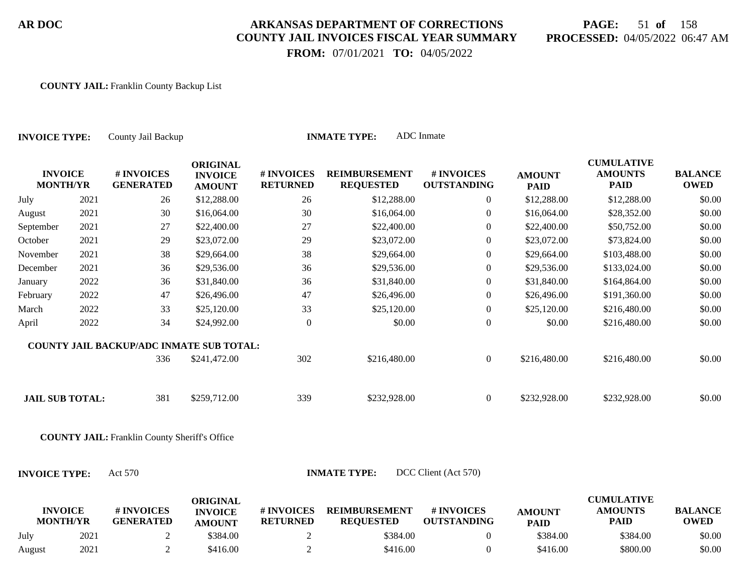**COUNTY JAIL:** Franklin County Backup List

**INVOICE TYPE:** County Jail Backup **INMATE TYPE:** ADC Inmate

| INVOICE MONTH/YR | | # INVOICES GENERATED | ORIGINAL INVOICE AMOUNT | # INVOICES RETURNED | REIMBURSEMENT REQUESTED | # INVOICES OUTSTANDING | AMOUNT PAID | CUMULATIVE AMOUNTS PAID | BALANCE OWED |
|---|---|---|---|---|---|---|---|---|---|
| July | 2021 | 26 | $12,288.00 | 26 | $12,288.00 | 0 | $12,288.00 | $12,288.00 | $0.00 |
| August | 2021 | 30 | $16,064.00 | 30 | $16,064.00 | 0 | $16,064.00 | $28,352.00 | $0.00 |
| September | 2021 | 27 | $22,400.00 | 27 | $22,400.00 | 0 | $22,400.00 | $50,752.00 | $0.00 |
| October | 2021 | 29 | $23,072.00 | 29 | $23,072.00 | 0 | $23,072.00 | $73,824.00 | $0.00 |
| November | 2021 | 38 | $29,664.00 | 38 | $29,664.00 | 0 | $29,664.00 | $103,488.00 | $0.00 |
| December | 2021 | 36 | $29,536.00 | 36 | $29,536.00 | 0 | $29,536.00 | $133,024.00 | $0.00 |
| January | 2022 | 36 | $31,840.00 | 36 | $31,840.00 | 0 | $31,840.00 | $164,864.00 | $0.00 |
| February | 2022 | 47 | $26,496.00 | 47 | $26,496.00 | 0 | $26,496.00 | $191,360.00 | $0.00 |
| March | 2022 | 33 | $25,120.00 | 33 | $25,120.00 | 0 | $25,120.00 | $216,480.00 | $0.00 |
| April | 2022 | 34 | $24,992.00 | 0 | $0.00 | 0 | $0.00 | $216,480.00 | $0.00 |
| **COUNTY JAIL BACKUP/ADC INMATE SUB TOTAL:** | | 336 | $241,472.00 | 302 | $216,480.00 | 0 | $216,480.00 | $216,480.00 | $0.00 |

| | | | | | | | | |
|---|---|---|---|---|---|---|---|---|
| **JAIL SUB TOTAL:** | 381 | $259,712.00 | 339 | $232,928.00 | 0 | $232,928.00 | $232,928.00 | $0.00 |

**COUNTY JAIL:** Franklin County Sheriff's Office

**INVOICE TYPE:** Act 570 **INMATE TYPE:** DCC Client (Act 570)

| INVOICE MONTH/YR | | # INVOICES GENERATED | ORIGINAL INVOICE AMOUNT | # INVOICES RETURNED | REIMBURSEMENT REQUESTED | # INVOICES OUTSTANDING | AMOUNT PAID | CUMULATIVE AMOUNTS PAID | BALANCE OWED |
|---|---|---|---|---|---|---|---|---|---|
| July | 2021 | 2 | $384.00 | 2 | $384.00 | 0 | $384.00 | $384.00 | $0.00 |
| August | 2021 | 2 | $416.00 | 2 | $416.00 | 0 | $416.00 | $800.00 | $0.00 |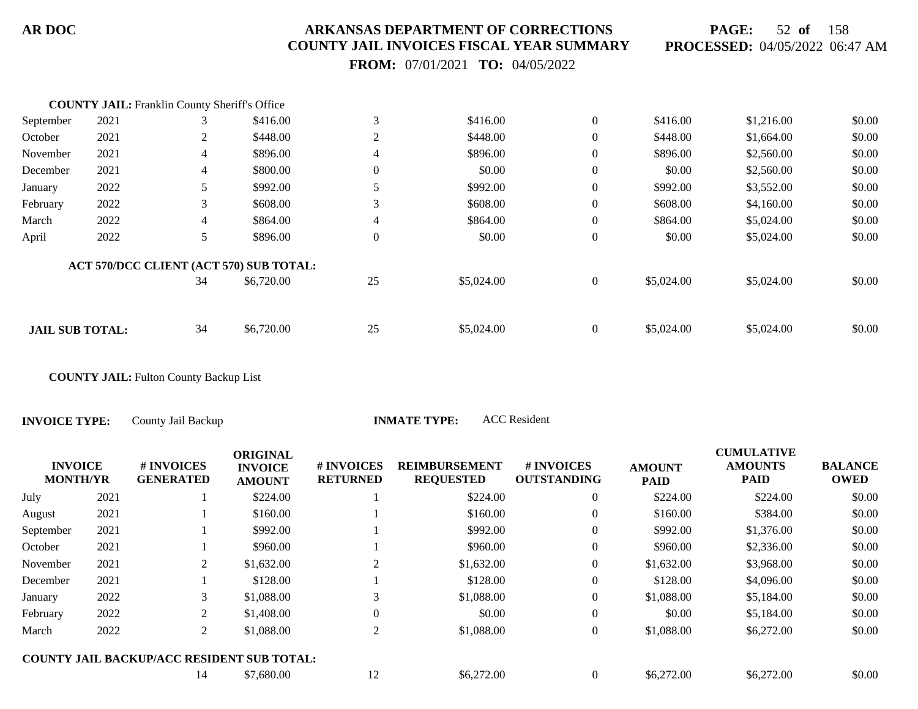**COUNTY JAIL:** Franklin County Sheriff's Office

| | | | | | | | | | |
|---|---|---|---|---|---|---|---|---|---|
| September | 2021 | 3 | $416.00 | 3 | $416.00 | 0 | $416.00 | $1,216.00 | $0.00 |
| October | 2021 | 2 | $448.00 | 2 | $448.00 | 0 | $448.00 | $1,664.00 | $0.00 |
| November | 2021 | 4 | $896.00 | 4 | $896.00 | 0 | $896.00 | $2,560.00 | $0.00 |
| December | 2021 | 4 | $800.00 | 0 | $0.00 | 0 | $0.00 | $2,560.00 | $0.00 |
| January | 2022 | 5 | $992.00 | 5 | $992.00 | 0 | $992.00 | $3,552.00 | $0.00 |
| February | 2022 | 3 | $608.00 | 3 | $608.00 | 0 | $608.00 | $4,160.00 | $0.00 |
| March | 2022 | 4 | $864.00 | 4 | $864.00 | 0 | $864.00 | $5,024.00 | $0.00 |
| April | 2022 | 5 | $896.00 | 0 | $0.00 | 0 | $0.00 | $5,024.00 | $0.00 |
| **ACT 570/DCC CLIENT (ACT 570) SUB TOTAL:** | | 34 | $6,720.00 | 25 | $5,024.00 | 0 | $5,024.00 | $5,024.00 | $0.00 |
| **JAIL SUB TOTAL:** | | 34 | $6,720.00 | 25 | $5,024.00 | 0 | $5,024.00 | $5,024.00 | $0.00 |

**COUNTY JAIL:** Fulton County Backup List

**INVOICE TYPE:** County Jail Backup **INMATE TYPE:** ACC Resident

| INVOICE MONTH/YR | | # INVOICES GENERATED | ORIGINAL INVOICE AMOUNT | # INVOICES RETURNED | REIMBURSEMENT REQUESTED | # INVOICES OUTSTANDING | AMOUNT PAID | CUMULATIVE AMOUNTS PAID | BALANCE OWED |
|---|---|---|---|---|---|---|---|---|---|
| July | 2021 | 1 | $224.00 | 1 | $224.00 | 0 | $224.00 | $224.00 | $0.00 |
| August | 2021 | 1 | $160.00 | 1 | $160.00 | 0 | $160.00 | $384.00 | $0.00 |
| September | 2021 | 1 | $992.00 | 1 | $992.00 | 0 | $992.00 | $1,376.00 | $0.00 |
| October | 2021 | 1 | $960.00 | 1 | $960.00 | 0 | $960.00 | $2,336.00 | $0.00 |
| November | 2021 | 2 | $1,632.00 | 2 | $1,632.00 | 0 | $1,632.00 | $3,968.00 | $0.00 |
| December | 2021 | 1 | $128.00 | 1 | $128.00 | 0 | $128.00 | $4,096.00 | $0.00 |
| January | 2022 | 3 | $1,088.00 | 3 | $1,088.00 | 0 | $1,088.00 | $5,184.00 | $0.00 |
| February | 2022 | 2 | $1,408.00 | 0 | $0.00 | 0 | $0.00 | $5,184.00 | $0.00 |
| March | 2022 | 2 | $1,088.00 | 2 | $1,088.00 | 0 | $1,088.00 | $6,272.00 | $0.00 |
| **COUNTY JAIL BACKUP/ACC RESIDENT SUB TOTAL:** | | 14 | $7,680.00 | 12 | $6,272.00 | 0 | $6,272.00 | $6,272.00 | $0.00 |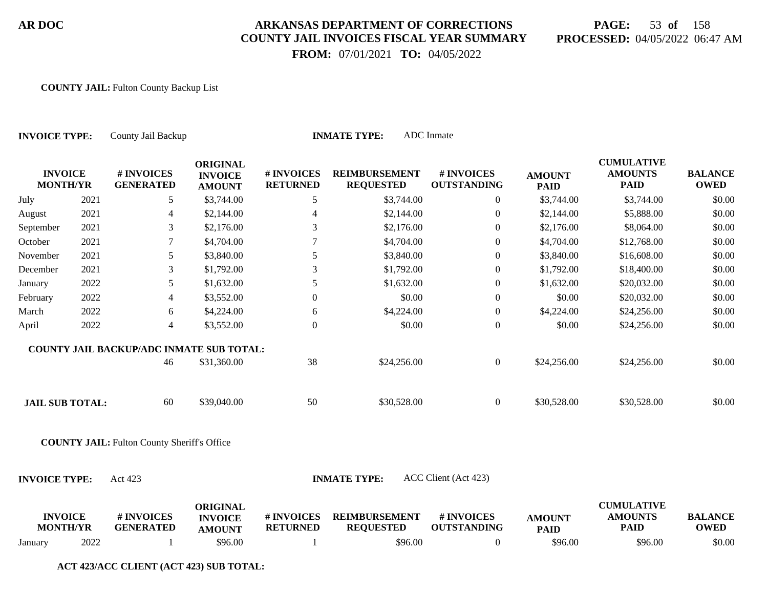**COUNTY JAIL:** Fulton County Backup List

**INVOICE TYPE:** County Jail Backup **INMATE TYPE:** ADC Inmate

| INVOICE MONTH/YR | | # INVOICES GENERATED | ORIGINAL INVOICE AMOUNT | # INVOICES RETURNED | REIMBURSEMENT REQUESTED | # INVOICES OUTSTANDING | AMOUNT PAID | CUMULATIVE AMOUNTS PAID | BALANCE OWED |
|---|---|---|---|---|---|---|---|---|---|
| July | 2021 | 5 | $3,744.00 | 5 | $3,744.00 | 0 | $3,744.00 | $3,744.00 | $0.00 |
| August | 2021 | 4 | $2,144.00 | 4 | $2,144.00 | 0 | $2,144.00 | $5,888.00 | $0.00 |
| September | 2021 | 3 | $2,176.00 | 3 | $2,176.00 | 0 | $2,176.00 | $8,064.00 | $0.00 |
| October | 2021 | 7 | $4,704.00 | 7 | $4,704.00 | 0 | $4,704.00 | $12,768.00 | $0.00 |
| November | 2021 | 5 | $3,840.00 | 5 | $3,840.00 | 0 | $3,840.00 | $16,608.00 | $0.00 |
| December | 2021 | 3 | $1,792.00 | 3 | $1,792.00 | 0 | $1,792.00 | $18,400.00 | $0.00 |
| January | 2022 | 5 | $1,632.00 | 5 | $1,632.00 | 0 | $1,632.00 | $20,032.00 | $0.00 |
| February | 2022 | 4 | $3,552.00 | 0 | $0.00 | 0 | $0.00 | $20,032.00 | $0.00 |
| March | 2022 | 6 | $4,224.00 | 6 | $4,224.00 | 0 | $4,224.00 | $24,256.00 | $0.00 |
| April | 2022 | 4 | $3,552.00 | 0 | $0.00 | 0 | $0.00 | $24,256.00 | $0.00 |
| **COUNTY JAIL BACKUP/ADC INMATE SUB TOTAL:** | | 46 | $31,360.00 | 38 | $24,256.00 | 0 | $24,256.00 | $24,256.00 | $0.00 |
| **JAIL SUB TOTAL:** | | 60 | $39,040.00 | 50 | $30,528.00 | 0 | $30,528.00 | $30,528.00 | $0.00 |

**COUNTY JAIL:** Fulton County Sheriff's Office

**INVOICE TYPE:** Act 423 **INMATE TYPE:** ACC Client (Act 423)

| INVOICE MONTH/YR | | # INVOICES GENERATED | ORIGINAL INVOICE AMOUNT | # INVOICES RETURNED | REIMBURSEMENT REQUESTED | # INVOICES OUTSTANDING | AMOUNT PAID | CUMULATIVE AMOUNTS PAID | BALANCE OWED |
|---|---|---|---|---|---|---|---|---|---|
| January | 2022 | 1 | $96.00 | 1 | $96.00 | 0 | $96.00 | $96.00 | $0.00 |

**ACT 423/ACC CLIENT (ACT 423) SUB TOTAL:**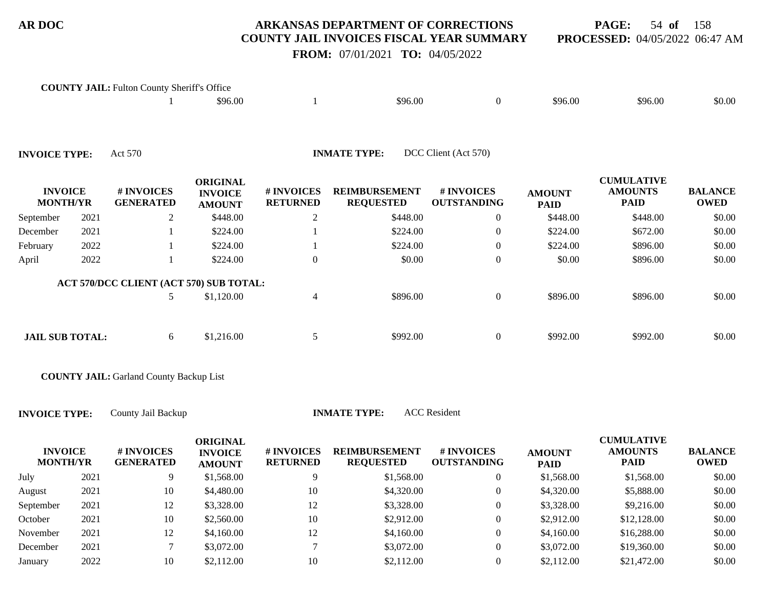**COUNTY JAIL:** Fulton County Sheriff's Office

| | | # INVOICES GENERATED | ORIGINAL INVOICE AMOUNT | # INVOICES RETURNED | REIMBURSEMENT REQUESTED | # INVOICES OUTSTANDING | AMOUNT PAID | CUMULATIVE AMOUNTS PAID | BALANCE OWED |
|---|---|---|---|---|---|---|---|---|---|
| | | 1 | $96.00 | 1 | $96.00 | 0 | $96.00 | $96.00 | $0.00 |

**INVOICE TYPE:** Act 570 **INMATE TYPE:** DCC Client (Act 570)

| INVOICE MONTH/YR | | # INVOICES GENERATED | ORIGINAL INVOICE AMOUNT | # INVOICES RETURNED | REIMBURSEMENT REQUESTED | # INVOICES OUTSTANDING | AMOUNT PAID | CUMULATIVE AMOUNTS PAID | BALANCE OWED |
|---|---|---|---|---|---|---|---|---|---|
| September | 2021 | 2 | $448.00 | 2 | $448.00 | 0 | $448.00 | $448.00 | $0.00 |
| December | 2021 | 1 | $224.00 | 1 | $224.00 | 0 | $224.00 | $672.00 | $0.00 |
| February | 2022 | 1 | $224.00 | 1 | $224.00 | 0 | $224.00 | $896.00 | $0.00 |
| April | 2022 | 1 | $224.00 | 0 | $0.00 | 0 | $0.00 | $896.00 | $0.00 |
| **ACT 570/DCC CLIENT (ACT 570) SUB TOTAL:** | | 5 | $1,120.00 | 4 | $896.00 | 0 | $896.00 | $896.00 | $0.00 |
| **JAIL SUB TOTAL:** | | 6 | $1,216.00 | 5 | $992.00 | 0 | $992.00 | $992.00 | $0.00 |

**COUNTY JAIL:** Garland County Backup List

**INVOICE TYPE:** County Jail Backup **INMATE TYPE:** ACC Resident

| INVOICE MONTH/YR | | # INVOICES GENERATED | ORIGINAL INVOICE AMOUNT | # INVOICES RETURNED | REIMBURSEMENT REQUESTED | # INVOICES OUTSTANDING | AMOUNT PAID | CUMULATIVE AMOUNTS PAID | BALANCE OWED |
|---|---|---|---|---|---|---|---|---|---|
| July | 2021 | 9 | $1,568.00 | 9 | $1,568.00 | 0 | $1,568.00 | $1,568.00 | $0.00 |
| August | 2021 | 10 | $4,480.00 | 10 | $4,320.00 | 0 | $4,320.00 | $5,888.00 | $0.00 |
| September | 2021 | 12 | $3,328.00 | 12 | $3,328.00 | 0 | $3,328.00 | $9,216.00 | $0.00 |
| October | 2021 | 10 | $2,560.00 | 10 | $2,912.00 | 0 | $2,912.00 | $12,128.00 | $0.00 |
| November | 2021 | 12 | $4,160.00 | 12 | $4,160.00 | 0 | $4,160.00 | $16,288.00 | $0.00 |
| December | 2021 | 7 | $3,072.00 | 7 | $3,072.00 | 0 | $3,072.00 | $19,360.00 | $0.00 |
| January | 2022 | 10 | $2,112.00 | 10 | $2,112.00 | 0 | $2,112.00 | $21,472.00 | $0.00 |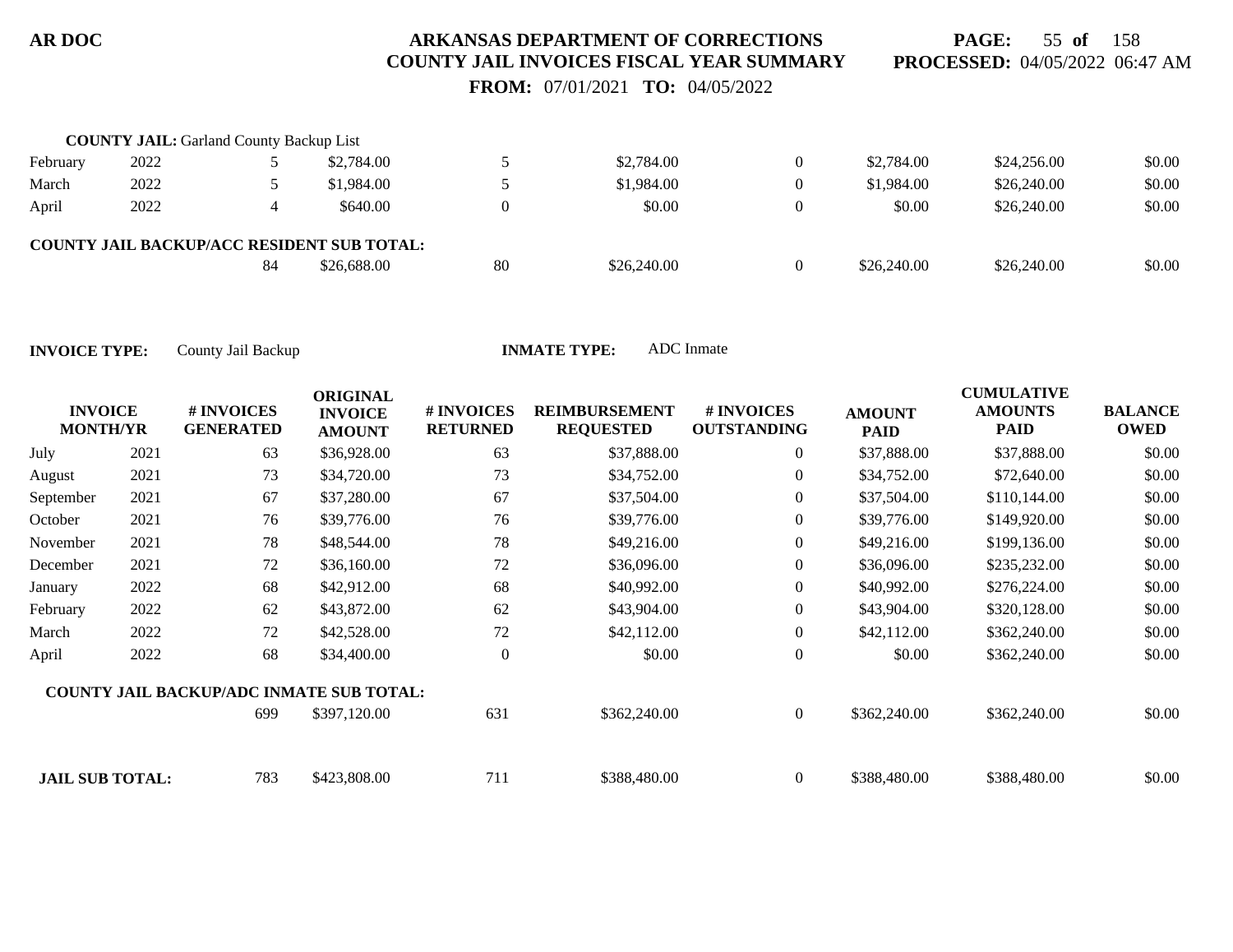**COUNTY JAIL:** Garland County Backup List

| | | | | | | | | | |
|---|---|---|---|---|---|---|---|---|---|
| February | 2022 | 5 | $2,784.00 | 5 | $2,784.00 | 0 | $2,784.00 | $24,256.00 | $0.00 |
| March | 2022 | 5 | $1,984.00 | 5 | $1,984.00 | 0 | $1,984.00 | $26,240.00 | $0.00 |
| April | 2022 | 4 | $640.00 | 0 | $0.00 | 0 | $0.00 | $26,240.00 | $0.00 |
| **COUNTY JAIL BACKUP/ACC RESIDENT SUB TOTAL:** | | | | | | | | | |
| | | 84 | $26,688.00 | 80 | $26,240.00 | 0 | $26,240.00 | $26,240.00 | $0.00 |

**INVOICE TYPE:** County Jail Backup **INMATE TYPE:** ADC Inmate

| INVOICE MONTH/YR | | # INVOICES GENERATED | ORIGINAL INVOICE AMOUNT | # INVOICES RETURNED | REIMBURSEMENT REQUESTED | # INVOICES OUTSTANDING | AMOUNT PAID | CUMULATIVE AMOUNTS PAID | BALANCE OWED |
|---|---|---|---|---|---|---|---|---|---|
| July | 2021 | 63 | $36,928.00 | 63 | $37,888.00 | 0 | $37,888.00 | $37,888.00 | $0.00 |
| August | 2021 | 73 | $34,720.00 | 73 | $34,752.00 | 0 | $34,752.00 | $72,640.00 | $0.00 |
| September | 2021 | 67 | $37,280.00 | 67 | $37,504.00 | 0 | $37,504.00 | $110,144.00 | $0.00 |
| October | 2021 | 76 | $39,776.00 | 76 | $39,776.00 | 0 | $39,776.00 | $149,920.00 | $0.00 |
| November | 2021 | 78 | $48,544.00 | 78 | $49,216.00 | 0 | $49,216.00 | $199,136.00 | $0.00 |
| December | 2021 | 72 | $36,160.00 | 72 | $36,096.00 | 0 | $36,096.00 | $235,232.00 | $0.00 |
| January | 2022 | 68 | $42,912.00 | 68 | $40,992.00 | 0 | $40,992.00 | $276,224.00 | $0.00 |
| February | 2022 | 62 | $43,872.00 | 62 | $43,904.00 | 0 | $43,904.00 | $320,128.00 | $0.00 |
| March | 2022 | 72 | $42,528.00 | 72 | $42,112.00 | 0 | $42,112.00 | $362,240.00 | $0.00 |
| April | 2022 | 68 | $34,400.00 | 0 | $0.00 | 0 | $0.00 | $362,240.00 | $0.00 |
| **COUNTY JAIL BACKUP/ADC INMATE SUB TOTAL:** | | | | | | | | | |
| | | 699 | $397,120.00 | 631 | $362,240.00 | 0 | $362,240.00 | $362,240.00 | $0.00 |
| **JAIL SUB TOTAL:** | | 783 | $423,808.00 | 711 | $388,480.00 | 0 | $388,480.00 | $388,480.00 | $0.00 |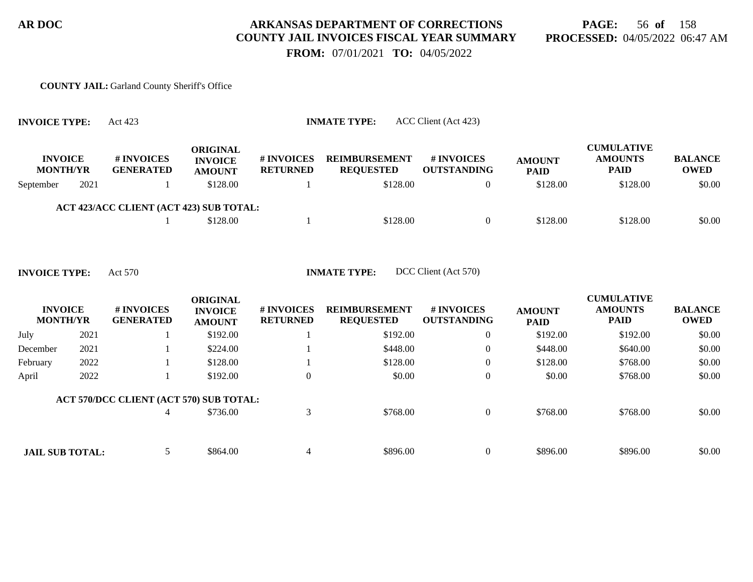**AR DOC** — **ARKANSAS DEPARTMENT OF CORRECTIONS**
**COUNTY JAIL INVOICES FISCAL YEAR SUMMARY**
**FROM:** 07/01/2021 **TO:** 04/05/2022

**PROCESSED:** 04/05/2022 06:47 AM

**COUNTY JAIL:** Garland County Sheriff's Office

**INVOICE TYPE:** Act 423 — **INMATE TYPE:** ACC Client (Act 423)

| INVOICE MONTH/YR | | # INVOICES GENERATED | ORIGINAL INVOICE AMOUNT | # INVOICES RETURNED | REIMBURSEMENT REQUESTED | # INVOICES OUTSTANDING | AMOUNT PAID | CUMULATIVE AMOUNTS PAID | BALANCE OWED |
|---|---|---|---|---|---|---|---|---|---|
| September | 2021 | 1 | $128.00 | 1 | $128.00 | 0 | $128.00 | $128.00 | $0.00 |
| **ACT 423/ACC CLIENT (ACT 423) SUB TOTAL:** | | 1 | $128.00 | 1 | $128.00 | 0 | $128.00 | $128.00 | $0.00 |

**INVOICE TYPE:** Act 570 — **INMATE TYPE:** DCC Client (Act 570)

| INVOICE MONTH/YR | | # INVOICES GENERATED | ORIGINAL INVOICE AMOUNT | # INVOICES RETURNED | REIMBURSEMENT REQUESTED | # INVOICES OUTSTANDING | AMOUNT PAID | CUMULATIVE AMOUNTS PAID | BALANCE OWED |
|---|---|---|---|---|---|---|---|---|---|
| July | 2021 | 1 | $192.00 | 1 | $192.00 | 0 | $192.00 | $192.00 | $0.00 |
| December | 2021 | 1 | $224.00 | 1 | $448.00 | 0 | $448.00 | $640.00 | $0.00 |
| February | 2022 | 1 | $128.00 | 1 | $128.00 | 0 | $128.00 | $768.00 | $0.00 |
| April | 2022 | 1 | $192.00 | 0 | $0.00 | 0 | $0.00 | $768.00 | $0.00 |
| **ACT 570/DCC CLIENT (ACT 570) SUB TOTAL:** | | 4 | $736.00 | 3 | $768.00 | 0 | $768.00 | $768.00 | $0.00 |
| **JAIL SUB TOTAL:** | | 5 | $864.00 | 4 | $896.00 | 0 | $896.00 | $896.00 | $0.00 |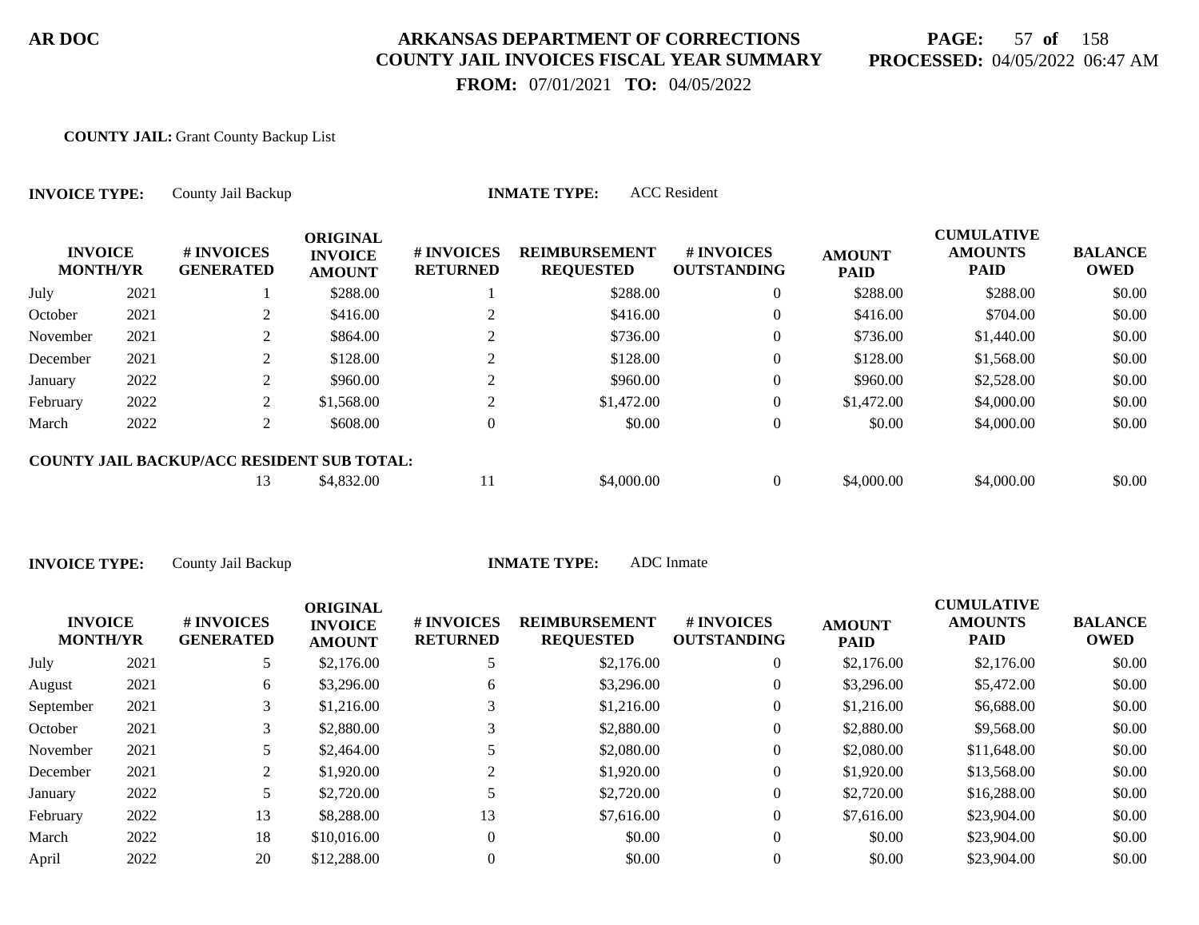**AR DOC**

# ARKANSAS DEPARTMENT OF CORRECTIONS
## COUNTY JAIL INVOICES FISCAL YEAR SUMMARY

**FROM:** 07/01/2021 **TO:** 04/05/2022

**PROCESSED:** 04/05/2022 06:47 AM

**COUNTY JAIL:** Grant County Backup List

**INVOICE TYPE:** County Jail Backup **INMATE TYPE:** ACC Resident

| INVOICE MONTH/YR | | # INVOICES GENERATED | ORIGINAL INVOICE AMOUNT | # INVOICES RETURNED | REIMBURSEMENT REQUESTED | # INVOICES OUTSTANDING | AMOUNT PAID | CUMULATIVE AMOUNTS PAID | BALANCE OWED |
|---|---|---|---|---|---|---|---|---|---|
| July | 2021 | 1 | $288.00 | 1 | $288.00 | 0 | $288.00 | $288.00 | $0.00 |
| October | 2021 | 2 | $416.00 | 2 | $416.00 | 0 | $416.00 | $704.00 | $0.00 |
| November | 2021 | 2 | $864.00 | 2 | $736.00 | 0 | $736.00 | $1,440.00 | $0.00 |
| December | 2021 | 2 | $128.00 | 2 | $128.00 | 0 | $128.00 | $1,568.00 | $0.00 |
| January | 2022 | 2 | $960.00 | 2 | $960.00 | 0 | $960.00 | $2,528.00 | $0.00 |
| February | 2022 | 2 | $1,568.00 | 2 | $1,472.00 | 0 | $1,472.00 | $4,000.00 | $0.00 |
| March | 2022 | 2 | $608.00 | 0 | $0.00 | 0 | $0.00 | $4,000.00 | $0.00 |
| **COUNTY JAIL BACKUP/ACC RESIDENT SUB TOTAL:** | | 13 | $4,832.00 | 11 | $4,000.00 | 0 | $4,000.00 | $4,000.00 | $0.00 |

**INVOICE TYPE:** County Jail Backup **INMATE TYPE:** ADC Inmate

| INVOICE MONTH/YR | | # INVOICES GENERATED | ORIGINAL INVOICE AMOUNT | # INVOICES RETURNED | REIMBURSEMENT REQUESTED | # INVOICES OUTSTANDING | AMOUNT PAID | CUMULATIVE AMOUNTS PAID | BALANCE OWED |
|---|---|---|---|---|---|---|---|---|---|
| July | 2021 | 5 | $2,176.00 | 5 | $2,176.00 | 0 | $2,176.00 | $2,176.00 | $0.00 |
| August | 2021 | 6 | $3,296.00 | 6 | $3,296.00 | 0 | $3,296.00 | $5,472.00 | $0.00 |
| September | 2021 | 3 | $1,216.00 | 3 | $1,216.00 | 0 | $1,216.00 | $6,688.00 | $0.00 |
| October | 2021 | 3 | $2,880.00 | 3 | $2,880.00 | 0 | $2,880.00 | $9,568.00 | $0.00 |
| November | 2021 | 5 | $2,464.00 | 5 | $2,080.00 | 0 | $2,080.00 | $11,648.00 | $0.00 |
| December | 2021 | 2 | $1,920.00 | 2 | $1,920.00 | 0 | $1,920.00 | $13,568.00 | $0.00 |
| January | 2022 | 5 | $2,720.00 | 5 | $2,720.00 | 0 | $2,720.00 | $16,288.00 | $0.00 |
| February | 2022 | 13 | $8,288.00 | 13 | $7,616.00 | 0 | $7,616.00 | $23,904.00 | $0.00 |
| March | 2022 | 18 | $10,016.00 | 0 | $0.00 | 0 | $0.00 | $23,904.00 | $0.00 |
| April | 2022 | 20 | $12,288.00 | 0 | $0.00 | 0 | $0.00 | $23,904.00 | $0.00 |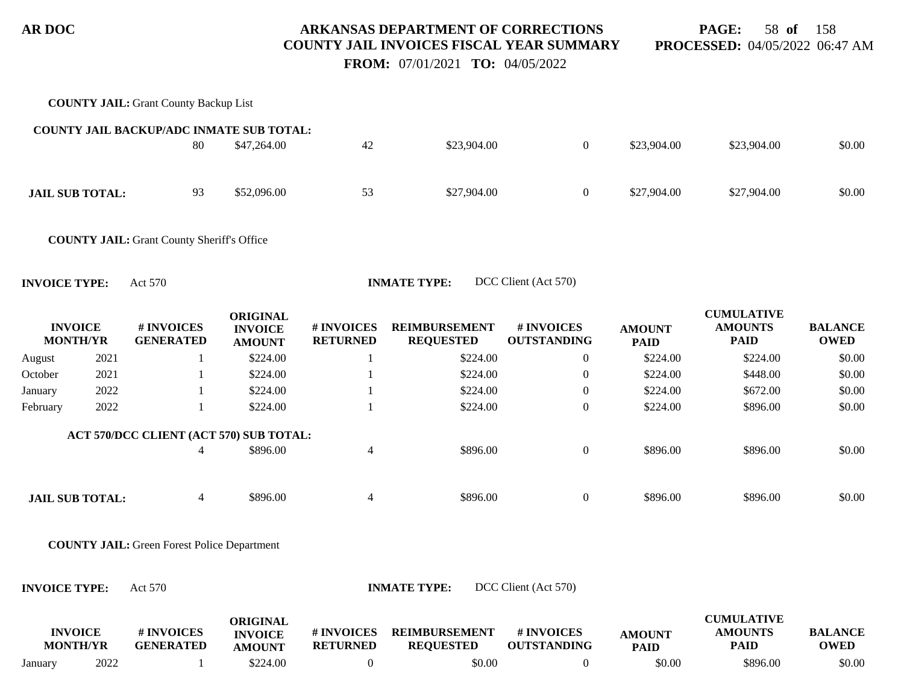**COUNTY JAIL:** Grant County Backup List

| | | # INVOICES GENERATED | ORIGINAL INVOICE AMOUNT | # INVOICES RETURNED | REIMBURSEMENT REQUESTED | # INVOICES OUTSTANDING | AMOUNT PAID | CUMULATIVE AMOUNTS PAID | BALANCE OWED |
|---|---|---|---|---|---|---|---|---|---|
| **COUNTY JAIL BACKUP/ADC INMATE SUB TOTAL:** | | 80 | $47,264.00 | 42 | $23,904.00 | 0 | $23,904.00 | $23,904.00 | $0.00 |
| **JAIL SUB TOTAL:** | | 93 | $52,096.00 | 53 | $27,904.00 | 0 | $27,904.00 | $27,904.00 | $0.00 |

**COUNTY JAIL:** Grant County Sheriff's Office

**INVOICE TYPE:** Act 570 **INMATE TYPE:** DCC Client (Act 570)

| INVOICE MONTH/YR | | # INVOICES GENERATED | ORIGINAL INVOICE AMOUNT | # INVOICES RETURNED | REIMBURSEMENT REQUESTED | # INVOICES OUTSTANDING | AMOUNT PAID | CUMULATIVE AMOUNTS PAID | BALANCE OWED |
|---|---|---|---|---|---|---|---|---|---|
| August | 2021 | 1 | $224.00 | 1 | $224.00 | 0 | $224.00 | $224.00 | $0.00 |
| October | 2021 | 1 | $224.00 | 1 | $224.00 | 0 | $224.00 | $448.00 | $0.00 |
| January | 2022 | 1 | $224.00 | 1 | $224.00 | 0 | $224.00 | $672.00 | $0.00 |
| February | 2022 | 1 | $224.00 | 1 | $224.00 | 0 | $224.00 | $896.00 | $0.00 |
| **ACT 570/DCC CLIENT (ACT 570) SUB TOTAL:** | | 4 | $896.00 | 4 | $896.00 | 0 | $896.00 | $896.00 | $0.00 |
| **JAIL SUB TOTAL:** | | 4 | $896.00 | 4 | $896.00 | 0 | $896.00 | $896.00 | $0.00 |

**COUNTY JAIL:** Green Forest Police Department

**INVOICE TYPE:** Act 570 **INMATE TYPE:** DCC Client (Act 570)

| INVOICE MONTH/YR | | # INVOICES GENERATED | ORIGINAL INVOICE AMOUNT | # INVOICES RETURNED | REIMBURSEMENT REQUESTED | # INVOICES OUTSTANDING | AMOUNT PAID | CUMULATIVE AMOUNTS PAID | BALANCE OWED |
|---|---|---|---|---|---|---|---|---|---|
| January | 2022 | 1 | $224.00 | 0 | $0.00 | 0 | $0.00 | $896.00 | $0.00 |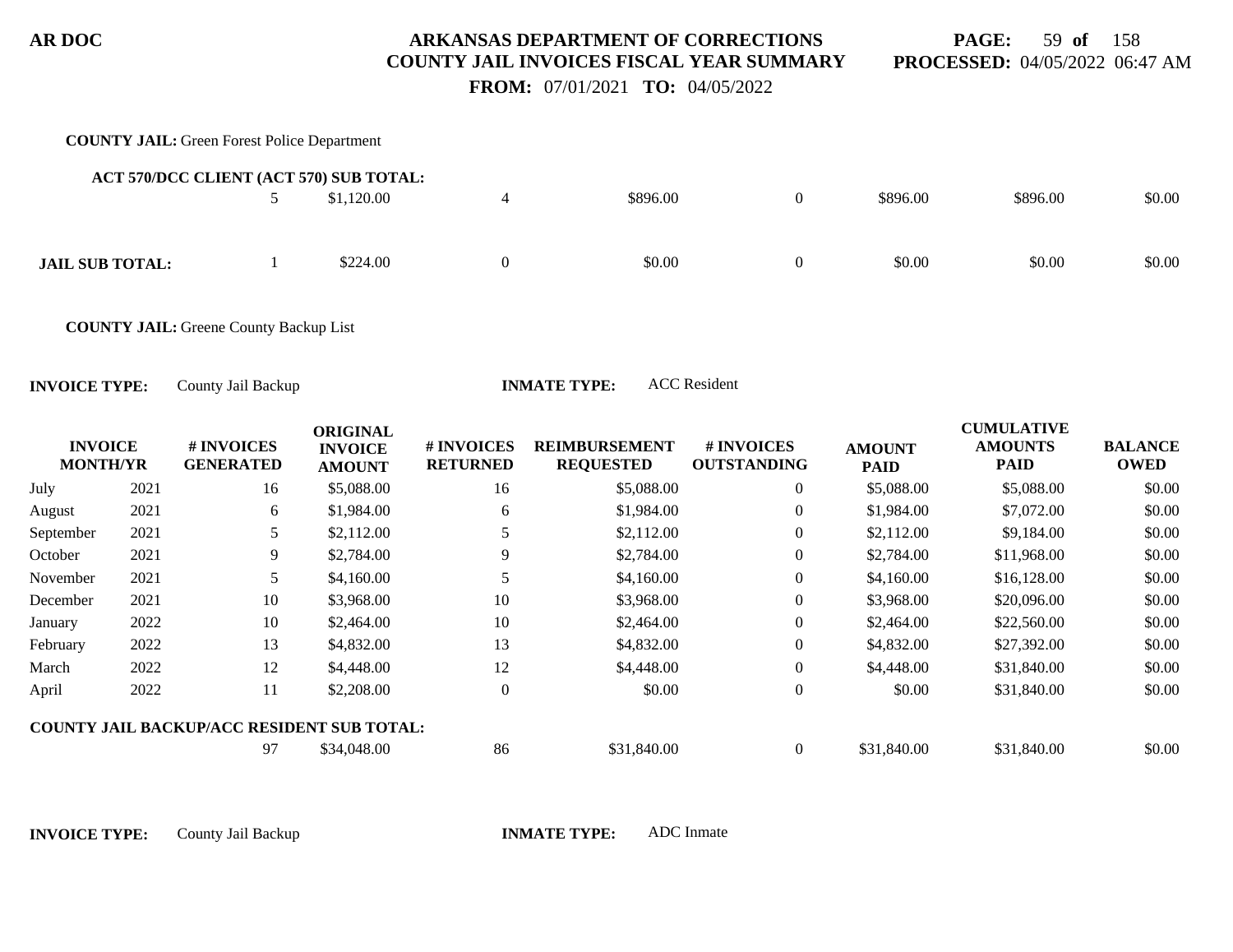**COUNTY JAIL:** Green Forest Police Department

| | | # INVOICES GENERATED | ORIGINAL INVOICE AMOUNT | # INVOICES RETURNED | REIMBURSEMENT REQUESTED | # INVOICES OUTSTANDING | AMOUNT PAID | CUMULATIVE AMOUNTS PAID | BALANCE OWED |
|---|---|---|---|---|---|---|---|---|---|
| **ACT 570/DCC CLIENT (ACT 570) SUB TOTAL:** | | 5 | $1,120.00 | 4 | $896.00 | 0 | $896.00 | $896.00 | $0.00 |
| **JAIL SUB TOTAL:** | | 1 | $224.00 | 0 | $0.00 | 0 | $0.00 | $0.00 | $0.00 |

**COUNTY JAIL:** Greene County Backup List

**INVOICE TYPE:** County Jail Backup **INMATE TYPE:** ACC Resident

| INVOICE MONTH/YR | | # INVOICES GENERATED | ORIGINAL INVOICE AMOUNT | # INVOICES RETURNED | REIMBURSEMENT REQUESTED | # INVOICES OUTSTANDING | AMOUNT PAID | CUMULATIVE AMOUNTS PAID | BALANCE OWED |
|---|---|---|---|---|---|---|---|---|---|
| July | 2021 | 16 | $5,088.00 | 16 | $5,088.00 | 0 | $5,088.00 | $5,088.00 | $0.00 |
| August | 2021 | 6 | $1,984.00 | 6 | $1,984.00 | 0 | $1,984.00 | $7,072.00 | $0.00 |
| September | 2021 | 5 | $2,112.00 | 5 | $2,112.00 | 0 | $2,112.00 | $9,184.00 | $0.00 |
| October | 2021 | 9 | $2,784.00 | 9 | $2,784.00 | 0 | $2,784.00 | $11,968.00 | $0.00 |
| November | 2021 | 5 | $4,160.00 | 5 | $4,160.00 | 0 | $4,160.00 | $16,128.00 | $0.00 |
| December | 2021 | 10 | $3,968.00 | 10 | $3,968.00 | 0 | $3,968.00 | $20,096.00 | $0.00 |
| January | 2022 | 10 | $2,464.00 | 10 | $2,464.00 | 0 | $2,464.00 | $22,560.00 | $0.00 |
| February | 2022 | 13 | $4,832.00 | 13 | $4,832.00 | 0 | $4,832.00 | $27,392.00 | $0.00 |
| March | 2022 | 12 | $4,448.00 | 12 | $4,448.00 | 0 | $4,448.00 | $31,840.00 | $0.00 |
| April | 2022 | 11 | $2,208.00 | 0 | $0.00 | 0 | $0.00 | $31,840.00 | $0.00 |
| **COUNTY JAIL BACKUP/ACC RESIDENT SUB TOTAL:** | | 97 | $34,048.00 | 86 | $31,840.00 | 0 | $31,840.00 | $31,840.00 | $0.00 |

**INVOICE TYPE:** County Jail Backup **INMATE TYPE:** ADC Inmate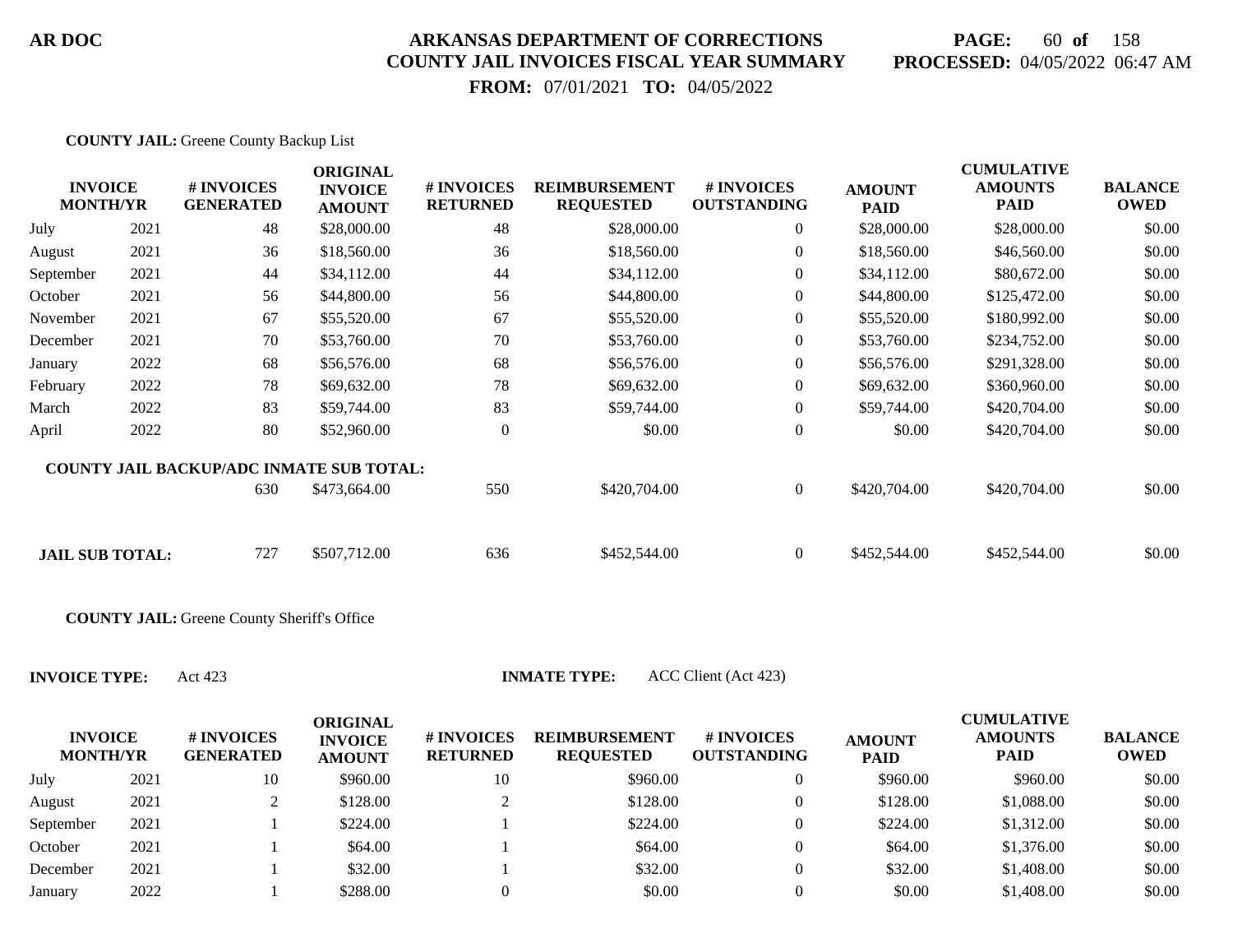**AR DOC** — **ARKANSAS DEPARTMENT OF CORRECTIONS**
**COUNTY JAIL INVOICES FISCAL YEAR SUMMARY**
**FROM:** 07/01/2021 **TO:** 04/05/2022

**PROCESSED:** 04/05/2022 06:47 AM

**COUNTY JAIL:** Greene County Backup List

| INVOICE MONTH/YR | | # INVOICES GENERATED | ORIGINAL INVOICE AMOUNT | # INVOICES RETURNED | REIMBURSEMENT REQUESTED | # INVOICES OUTSTANDING | AMOUNT PAID | CUMULATIVE AMOUNTS PAID | BALANCE OWED |
|---|---|---|---|---|---|---|---|---|---|
| July | 2021 | 48 | $28,000.00 | 48 | $28,000.00 | 0 | $28,000.00 | $28,000.00 | $0.00 |
| August | 2021 | 36 | $18,560.00 | 36 | $18,560.00 | 0 | $18,560.00 | $46,560.00 | $0.00 |
| September | 2021 | 44 | $34,112.00 | 44 | $34,112.00 | 0 | $34,112.00 | $80,672.00 | $0.00 |
| October | 2021 | 56 | $44,800.00 | 56 | $44,800.00 | 0 | $44,800.00 | $125,472.00 | $0.00 |
| November | 2021 | 67 | $55,520.00 | 67 | $55,520.00 | 0 | $55,520.00 | $180,992.00 | $0.00 |
| December | 2021 | 70 | $53,760.00 | 70 | $53,760.00 | 0 | $53,760.00 | $234,752.00 | $0.00 |
| January | 2022 | 68 | $56,576.00 | 68 | $56,576.00 | 0 | $56,576.00 | $291,328.00 | $0.00 |
| February | 2022 | 78 | $69,632.00 | 78 | $69,632.00 | 0 | $69,632.00 | $360,960.00 | $0.00 |
| March | 2022 | 83 | $59,744.00 | 83 | $59,744.00 | 0 | $59,744.00 | $420,704.00 | $0.00 |
| April | 2022 | 80 | $52,960.00 | 0 | $0.00 | 0 | $0.00 | $420,704.00 | $0.00 |
| **COUNTY JAIL BACKUP/ADC INMATE SUB TOTAL:** | | 630 | $473,664.00 | 550 | $420,704.00 | 0 | $420,704.00 | $420,704.00 | $0.00 |
| **JAIL SUB TOTAL:** | | 727 | $507,712.00 | 636 | $452,544.00 | 0 | $452,544.00 | $452,544.00 | $0.00 |

**COUNTY JAIL:** Greene County Sheriff's Office

**INVOICE TYPE:** Act 423 **INMATE TYPE:** ACC Client (Act 423)

| INVOICE MONTH/YR | | # INVOICES GENERATED | ORIGINAL INVOICE AMOUNT | # INVOICES RETURNED | REIMBURSEMENT REQUESTED | # INVOICES OUTSTANDING | AMOUNT PAID | CUMULATIVE AMOUNTS PAID | BALANCE OWED |
|---|---|---|---|---|---|---|---|---|---|
| July | 2021 | 10 | $960.00 | 10 | $960.00 | 0 | $960.00 | $960.00 | $0.00 |
| August | 2021 | 2 | $128.00 | 2 | $128.00 | 0 | $128.00 | $1,088.00 | $0.00 |
| September | 2021 | 1 | $224.00 | 1 | $224.00 | 0 | $224.00 | $1,312.00 | $0.00 |
| October | 2021 | 1 | $64.00 | 1 | $64.00 | 0 | $64.00 | $1,376.00 | $0.00 |
| December | 2021 | 1 | $32.00 | 1 | $32.00 | 0 | $32.00 | $1,408.00 | $0.00 |
| January | 2022 | 1 | $288.00 | 0 | $0.00 | 0 | $0.00 | $1,408.00 | $0.00 |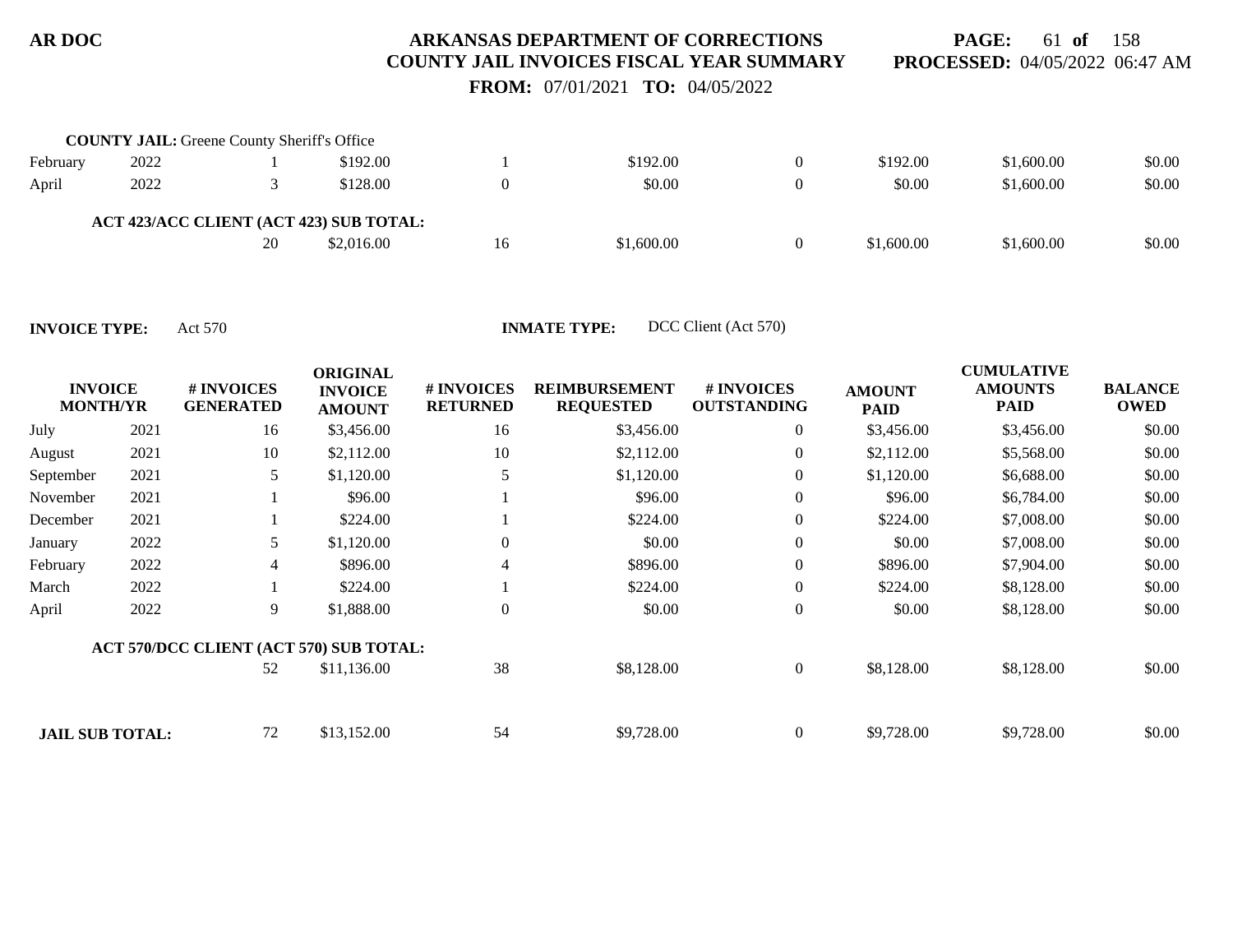**COUNTY JAIL:** Greene County Sheriff's Office

| | | | | | | | | | |
|---|---|---|---|---|---|---|---|---|---|
| February | 2022 | 1 | $192.00 | 1 | $192.00 | 0 | $192.00 | $1,600.00 | $0.00 |
| April | 2022 | 3 | $128.00 | 0 | $0.00 | 0 | $0.00 | $1,600.00 | $0.00 |
| **ACT 423/ACC CLIENT (ACT 423) SUB TOTAL:** | | | | | | | | | |
| | | 20 | $2,016.00 | 16 | $1,600.00 | 0 | $1,600.00 | $1,600.00 | $0.00 |

**INVOICE TYPE:** Act 570 **INMATE TYPE:** DCC Client (Act 570)

| INVOICE MONTH/YR | | # INVOICES GENERATED | ORIGINAL INVOICE AMOUNT | # INVOICES RETURNED | REIMBURSEMENT REQUESTED | # INVOICES OUTSTANDING | AMOUNT PAID | CUMULATIVE AMOUNTS PAID | BALANCE OWED |
|---|---|---|---|---|---|---|---|---|---|
| July | 2021 | 16 | $3,456.00 | 16 | $3,456.00 | 0 | $3,456.00 | $3,456.00 | $0.00 |
| August | 2021 | 10 | $2,112.00 | 10 | $2,112.00 | 0 | $2,112.00 | $5,568.00 | $0.00 |
| September | 2021 | 5 | $1,120.00 | 5 | $1,120.00 | 0 | $1,120.00 | $6,688.00 | $0.00 |
| November | 2021 | 1 | $96.00 | 1 | $96.00 | 0 | $96.00 | $6,784.00 | $0.00 |
| December | 2021 | 1 | $224.00 | 1 | $224.00 | 0 | $224.00 | $7,008.00 | $0.00 |
| January | 2022 | 5 | $1,120.00 | 0 | $0.00 | 0 | $0.00 | $7,008.00 | $0.00 |
| February | 2022 | 4 | $896.00 | 4 | $896.00 | 0 | $896.00 | $7,904.00 | $0.00 |
| March | 2022 | 1 | $224.00 | 1 | $224.00 | 0 | $224.00 | $8,128.00 | $0.00 |
| April | 2022 | 9 | $1,888.00 | 0 | $0.00 | 0 | $0.00 | $8,128.00 | $0.00 |
| **ACT 570/DCC CLIENT (ACT 570) SUB TOTAL:** | | | | | | | | | |
| | | 52 | $11,136.00 | 38 | $8,128.00 | 0 | $8,128.00 | $8,128.00 | $0.00 |
| **JAIL SUB TOTAL:** | | 72 | $13,152.00 | 54 | $9,728.00 | 0 | $9,728.00 | $9,728.00 | $0.00 |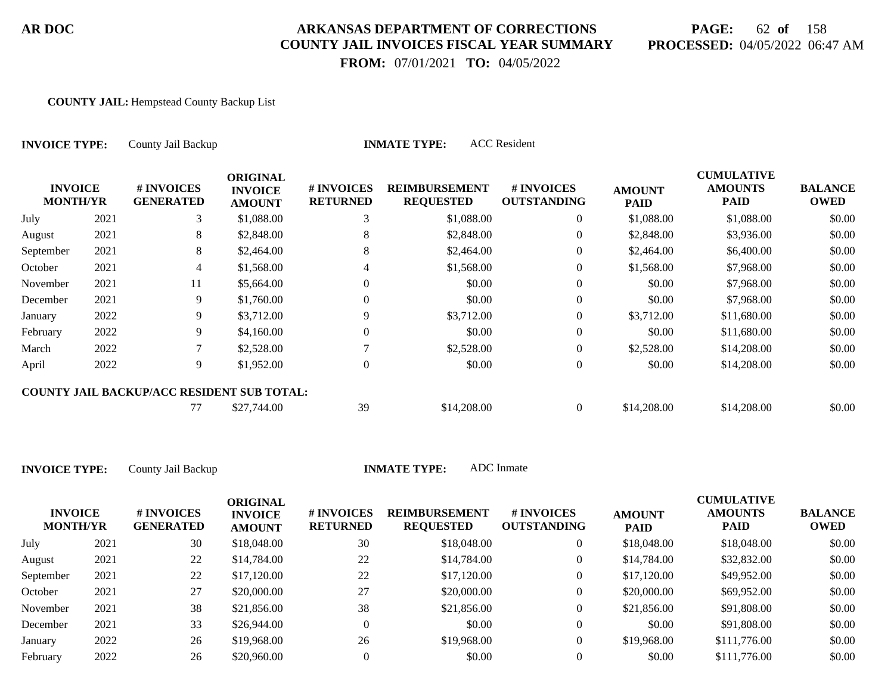**AR DOC**

# ARKANSAS DEPARTMENT OF CORRECTIONS
## COUNTY JAIL INVOICES FISCAL YEAR SUMMARY

**PROCESSED:** 04/05/2022 06:47 AM

**FROM:** 07/01/2021 **TO:** 04/05/2022

**COUNTY JAIL:** Hempstead County Backup List

**INVOICE TYPE:** County Jail Backup **INMATE TYPE:** ACC Resident

| INVOICE MONTH/YR | | # INVOICES GENERATED | ORIGINAL INVOICE AMOUNT | # INVOICES RETURNED | REIMBURSEMENT REQUESTED | # INVOICES OUTSTANDING | AMOUNT PAID | CUMULATIVE AMOUNTS PAID | BALANCE OWED |
|---|---|---|---|---|---|---|---|---|---|
| July | 2021 | 3 | $1,088.00 | 3 | $1,088.00 | 0 | $1,088.00 | $1,088.00 | $0.00 |
| August | 2021 | 8 | $2,848.00 | 8 | $2,848.00 | 0 | $2,848.00 | $3,936.00 | $0.00 |
| September | 2021 | 8 | $2,464.00 | 8 | $2,464.00 | 0 | $2,464.00 | $6,400.00 | $0.00 |
| October | 2021 | 4 | $1,568.00 | 4 | $1,568.00 | 0 | $1,568.00 | $7,968.00 | $0.00 |
| November | 2021 | 11 | $5,664.00 | 0 | $0.00 | 0 | $0.00 | $7,968.00 | $0.00 |
| December | 2021 | 9 | $1,760.00 | 0 | $0.00 | 0 | $0.00 | $7,968.00 | $0.00 |
| January | 2022 | 9 | $3,712.00 | 9 | $3,712.00 | 0 | $3,712.00 | $11,680.00 | $0.00 |
| February | 2022 | 9 | $4,160.00 | 0 | $0.00 | 0 | $0.00 | $11,680.00 | $0.00 |
| March | 2022 | 7 | $2,528.00 | 7 | $2,528.00 | 0 | $2,528.00 | $14,208.00 | $0.00 |
| April | 2022 | 9 | $1,952.00 | 0 | $0.00 | 0 | $0.00 | $14,208.00 | $0.00 |
| **COUNTY JAIL BACKUP/ACC RESIDENT SUB TOTAL:** | | 77 | $27,744.00 | 39 | $14,208.00 | 0 | $14,208.00 | $14,208.00 | $0.00 |

**INVOICE TYPE:** County Jail Backup **INMATE TYPE:** ADC Inmate

| INVOICE MONTH/YR | | # INVOICES GENERATED | ORIGINAL INVOICE AMOUNT | # INVOICES RETURNED | REIMBURSEMENT REQUESTED | # INVOICES OUTSTANDING | AMOUNT PAID | CUMULATIVE AMOUNTS PAID | BALANCE OWED |
|---|---|---|---|---|---|---|---|---|---|
| July | 2021 | 30 | $18,048.00 | 30 | $18,048.00 | 0 | $18,048.00 | $18,048.00 | $0.00 |
| August | 2021 | 22 | $14,784.00 | 22 | $14,784.00 | 0 | $14,784.00 | $32,832.00 | $0.00 |
| September | 2021 | 22 | $17,120.00 | 22 | $17,120.00 | 0 | $17,120.00 | $49,952.00 | $0.00 |
| October | 2021 | 27 | $20,000.00 | 27 | $20,000.00 | 0 | $20,000.00 | $69,952.00 | $0.00 |
| November | 2021 | 38 | $21,856.00 | 38 | $21,856.00 | 0 | $21,856.00 | $91,808.00 | $0.00 |
| December | 2021 | 33 | $26,944.00 | 0 | $0.00 | 0 | $0.00 | $91,808.00 | $0.00 |
| January | 2022 | 26 | $19,968.00 | 26 | $19,968.00 | 0 | $19,968.00 | $111,776.00 | $0.00 |
| February | 2022 | 26 | $20,960.00 | 0 | $0.00 | 0 | $0.00 | $111,776.00 | $0.00 |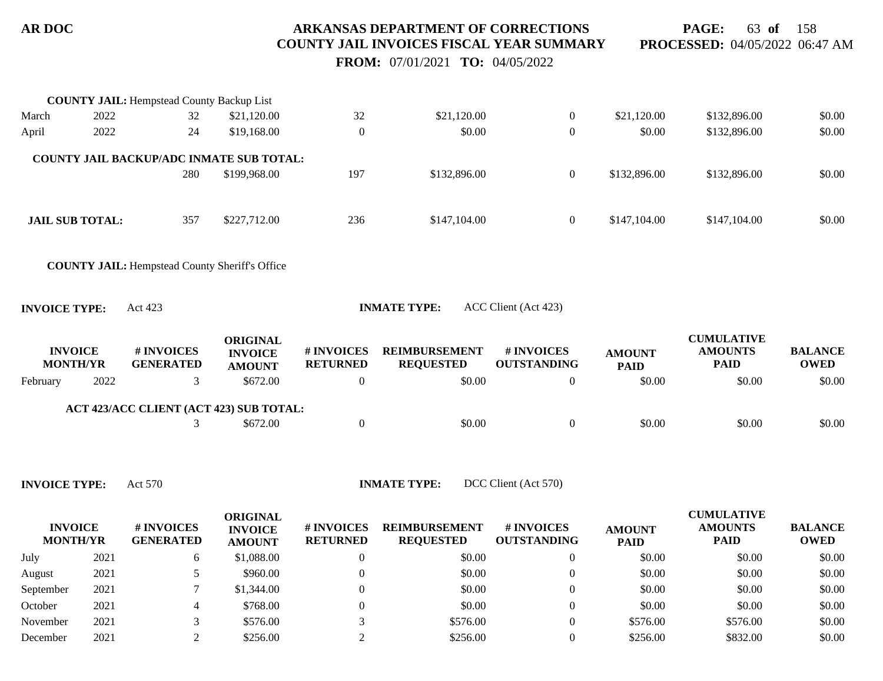**COUNTY JAIL:** Hempstead County Backup List

| INVOICE MONTH | YR | # INVOICES GENERATED | ORIGINAL INVOICE AMOUNT | # INVOICES RETURNED | REIMBURSEMENT REQUESTED | # INVOICES OUTSTANDING | AMOUNT PAID | CUMULATIVE AMOUNTS PAID | BALANCE OWED |
|---|---|---|---|---|---|---|---|---|---|
| March | 2022 | 32 | $21,120.00 | 32 | $21,120.00 | 0 | $21,120.00 | $132,896.00 | $0.00 |
| April | 2022 | 24 | $19,168.00 | 0 | $0.00 | 0 | $0.00 | $132,896.00 | $0.00 |

**COUNTY JAIL BACKUP/ADC INMATE SUB TOTAL:**

| | # INVOICES GENERATED | ORIGINAL INVOICE AMOUNT | # INVOICES RETURNED | REIMBURSEMENT REQUESTED | # INVOICES OUTSTANDING | AMOUNT PAID | CUMULATIVE AMOUNTS PAID | BALANCE OWED |
|---|---|---|---|---|---|---|---|---|
| COUNTY JAIL BACKUP/ADC INMATE SUB TOTAL | 280 | $199,968.00 | 197 | $132,896.00 | 0 | $132,896.00 | $132,896.00 | $0.00 |
| JAIL SUB TOTAL | 357 | $227,712.00 | 236 | $147,104.00 | 0 | $147,104.00 | $147,104.00 | $0.00 |

**COUNTY JAIL:** Hempstead County Sheriff's Office

**INVOICE TYPE:** Act 423 **INMATE TYPE:** ACC Client (Act 423)

| INVOICE MONTH | YR | # INVOICES GENERATED | ORIGINAL INVOICE AMOUNT | # INVOICES RETURNED | REIMBURSEMENT REQUESTED | # INVOICES OUTSTANDING | AMOUNT PAID | CUMULATIVE AMOUNTS PAID | BALANCE OWED |
|---|---|---|---|---|---|---|---|---|---|
| February | 2022 | 3 | $672.00 | 0 | $0.00 | 0 | $0.00 | $0.00 | $0.00 |
| **ACT 423/ACC CLIENT (ACT 423) SUB TOTAL:** | | 3 | $672.00 | 0 | $0.00 | 0 | $0.00 | $0.00 | $0.00 |

**INVOICE TYPE:** Act 570 **INMATE TYPE:** DCC Client (Act 570)

| INVOICE MONTH | YR | # INVOICES GENERATED | ORIGINAL INVOICE AMOUNT | # INVOICES RETURNED | REIMBURSEMENT REQUESTED | # INVOICES OUTSTANDING | AMOUNT PAID | CUMULATIVE AMOUNTS PAID | BALANCE OWED |
|---|---|---|---|---|---|---|---|---|---|
| July | 2021 | 6 | $1,088.00 | 0 | $0.00 | 0 | $0.00 | $0.00 | $0.00 |
| August | 2021 | 5 | $960.00 | 0 | $0.00 | 0 | $0.00 | $0.00 | $0.00 |
| September | 2021 | 7 | $1,344.00 | 0 | $0.00 | 0 | $0.00 | $0.00 | $0.00 |
| October | 2021 | 4 | $768.00 | 0 | $0.00 | 0 | $0.00 | $0.00 | $0.00 |
| November | 2021 | 3 | $576.00 | 3 | $576.00 | 0 | $576.00 | $576.00 | $0.00 |
| December | 2021 | 2 | $256.00 | 2 | $256.00 | 0 | $256.00 | $832.00 | $0.00 |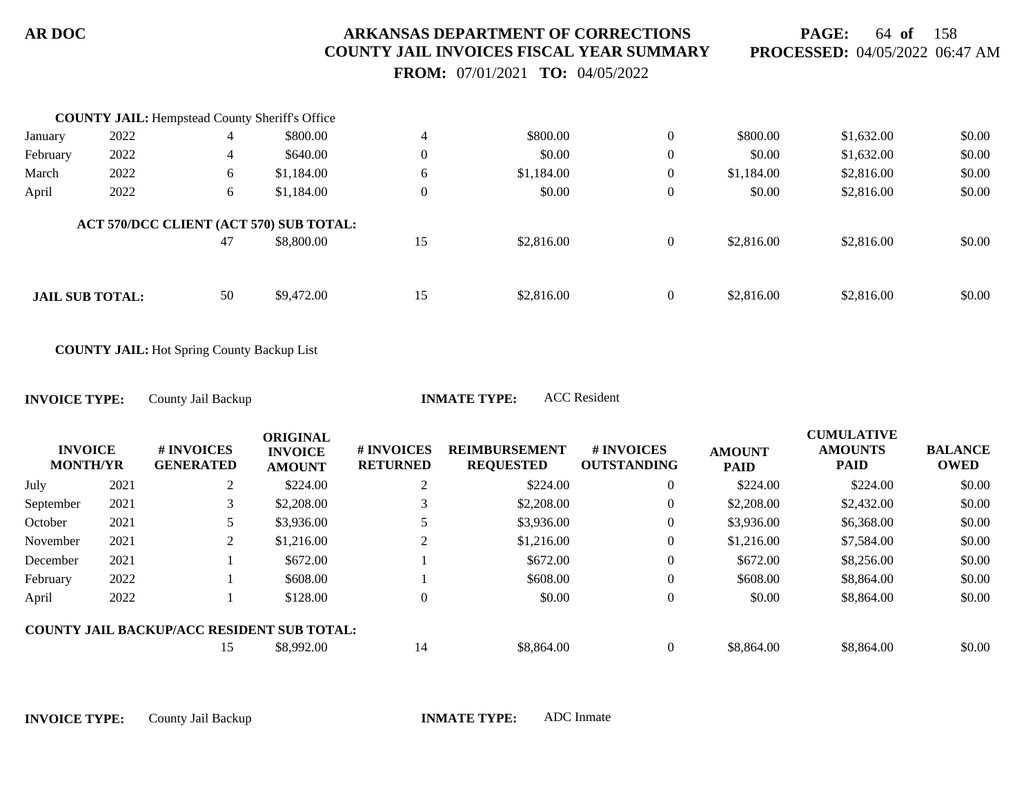**COUNTY JAIL:** Hempstead County Sheriff's Office

| | | | | | | | | | |
|---|---|---|---|---|---|---|---|---|---|
| January | 2022 | 4 | $800.00 | 4 | $800.00 | 0 | $800.00 | $1,632.00 | $0.00 |
| February | 2022 | 4 | $640.00 | 0 | $0.00 | 0 | $0.00 | $1,632.00 | $0.00 |
| March | 2022 | 6 | $1,184.00 | 6 | $1,184.00 | 0 | $1,184.00 | $2,816.00 | $0.00 |
| April | 2022 | 6 | $1,184.00 | 0 | $0.00 | 0 | $0.00 | $2,816.00 | $0.00 |
| **ACT 570/DCC CLIENT (ACT 570) SUB TOTAL:** | | | | | | | | | |
| | | 47 | $8,800.00 | 15 | $2,816.00 | 0 | $2,816.00 | $2,816.00 | $0.00 |
| **JAIL SUB TOTAL:** | | 50 | $9,472.00 | 15 | $2,816.00 | 0 | $2,816.00 | $2,816.00 | $0.00 |

**COUNTY JAIL:** Hot Spring County Backup List

**INVOICE TYPE:** County Jail Backup **INMATE TYPE:** ACC Resident

| INVOICE MONTH/YR | | # INVOICES GENERATED | ORIGINAL INVOICE AMOUNT | # INVOICES RETURNED | REIMBURSEMENT REQUESTED | # INVOICES OUTSTANDING | AMOUNT PAID | CUMULATIVE AMOUNTS PAID | BALANCE OWED |
|---|---|---|---|---|---|---|---|---|---|
| July | 2021 | 2 | $224.00 | 2 | $224.00 | 0 | $224.00 | $224.00 | $0.00 |
| September | 2021 | 3 | $2,208.00 | 3 | $2,208.00 | 0 | $2,208.00 | $2,432.00 | $0.00 |
| October | 2021 | 5 | $3,936.00 | 5 | $3,936.00 | 0 | $3,936.00 | $6,368.00 | $0.00 |
| November | 2021 | 2 | $1,216.00 | 2 | $1,216.00 | 0 | $1,216.00 | $7,584.00 | $0.00 |
| December | 2021 | 1 | $672.00 | 1 | $672.00 | 0 | $672.00 | $8,256.00 | $0.00 |
| February | 2022 | 1 | $608.00 | 1 | $608.00 | 0 | $608.00 | $8,864.00 | $0.00 |
| April | 2022 | 1 | $128.00 | 0 | $0.00 | 0 | $0.00 | $8,864.00 | $0.00 |
| **COUNTY JAIL BACKUP/ACC RESIDENT SUB TOTAL:** | | | | | | | | | |
| | | 15 | $8,992.00 | 14 | $8,864.00 | 0 | $8,864.00 | $8,864.00 | $0.00 |

**INVOICE TYPE:** County Jail Backup **INMATE TYPE:** ADC Inmate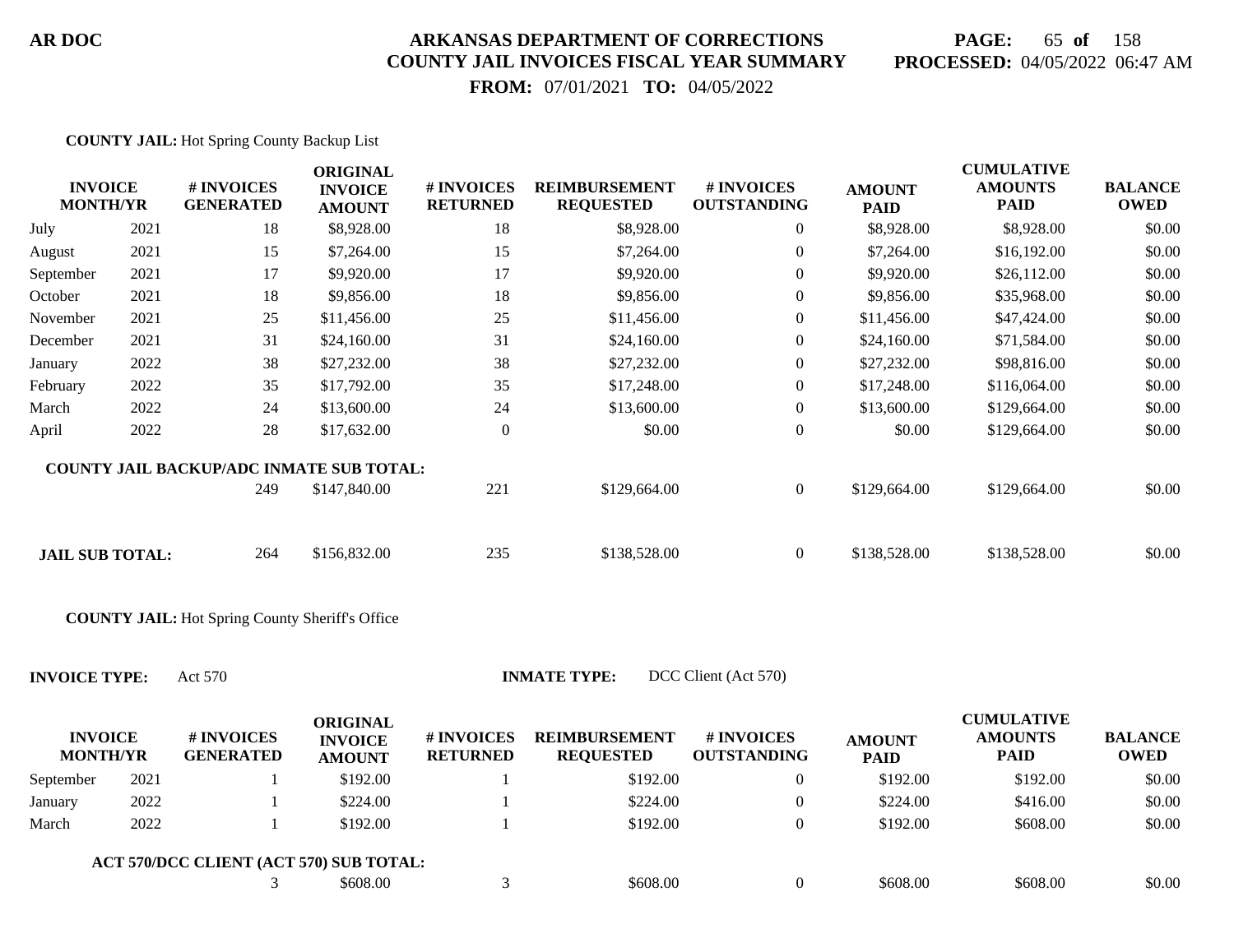**AR DOC**

# ARKANSAS DEPARTMENT OF CORRECTIONS
## COUNTY JAIL INVOICES FISCAL YEAR SUMMARY

**PROCESSED:** 04/05/2022 06:47 AM

**FROM:** 07/01/2021 **TO:** 04/05/2022

**COUNTY JAIL:** Hot Spring County Backup List

| INVOICE MONTH/YR | | # INVOICES GENERATED | ORIGINAL INVOICE AMOUNT | # INVOICES RETURNED | REIMBURSEMENT REQUESTED | # INVOICES OUTSTANDING | AMOUNT PAID | CUMULATIVE AMOUNTS PAID | BALANCE OWED |
|---|---|---|---|---|---|---|---|---|---|
| July | 2021 | 18 | $8,928.00 | 18 | $8,928.00 | 0 | $8,928.00 | $8,928.00 | $0.00 |
| August | 2021 | 15 | $7,264.00 | 15 | $7,264.00 | 0 | $7,264.00 | $16,192.00 | $0.00 |
| September | 2021 | 17 | $9,920.00 | 17 | $9,920.00 | 0 | $9,920.00 | $26,112.00 | $0.00 |
| October | 2021 | 18 | $9,856.00 | 18 | $9,856.00 | 0 | $9,856.00 | $35,968.00 | $0.00 |
| November | 2021 | 25 | $11,456.00 | 25 | $11,456.00 | 0 | $11,456.00 | $47,424.00 | $0.00 |
| December | 2021 | 31 | $24,160.00 | 31 | $24,160.00 | 0 | $24,160.00 | $71,584.00 | $0.00 |
| January | 2022 | 38 | $27,232.00 | 38 | $27,232.00 | 0 | $27,232.00 | $98,816.00 | $0.00 |
| February | 2022 | 35 | $17,792.00 | 35 | $17,248.00 | 0 | $17,248.00 | $116,064.00 | $0.00 |
| March | 2022 | 24 | $13,600.00 | 24 | $13,600.00 | 0 | $13,600.00 | $129,664.00 | $0.00 |
| April | 2022 | 28 | $17,632.00 | 0 | $0.00 | 0 | $0.00 | $129,664.00 | $0.00 |
| **COUNTY JAIL BACKUP/ADC INMATE SUB TOTAL:** | | 249 | $147,840.00 | 221 | $129,664.00 | 0 | $129,664.00 | $129,664.00 | $0.00 |
| **JAIL SUB TOTAL:** | | 264 | $156,832.00 | 235 | $138,528.00 | 0 | $138,528.00 | $138,528.00 | $0.00 |

**COUNTY JAIL:** Hot Spring County Sheriff's Office

**INVOICE TYPE:** Act 570 **INMATE TYPE:** DCC Client (Act 570)

| INVOICE MONTH/YR | | # INVOICES GENERATED | ORIGINAL INVOICE AMOUNT | # INVOICES RETURNED | REIMBURSEMENT REQUESTED | # INVOICES OUTSTANDING | AMOUNT PAID | CUMULATIVE AMOUNTS PAID | BALANCE OWED |
|---|---|---|---|---|---|---|---|---|---|
| September | 2021 | 1 | $192.00 | 1 | $192.00 | 0 | $192.00 | $192.00 | $0.00 |
| January | 2022 | 1 | $224.00 | 1 | $224.00 | 0 | $224.00 | $416.00 | $0.00 |
| March | 2022 | 1 | $192.00 | 1 | $192.00 | 0 | $192.00 | $608.00 | $0.00 |
| **ACT 570/DCC CLIENT (ACT 570) SUB TOTAL:** | | 3 | $608.00 | 3 | $608.00 | 0 | $608.00 | $608.00 | $0.00 |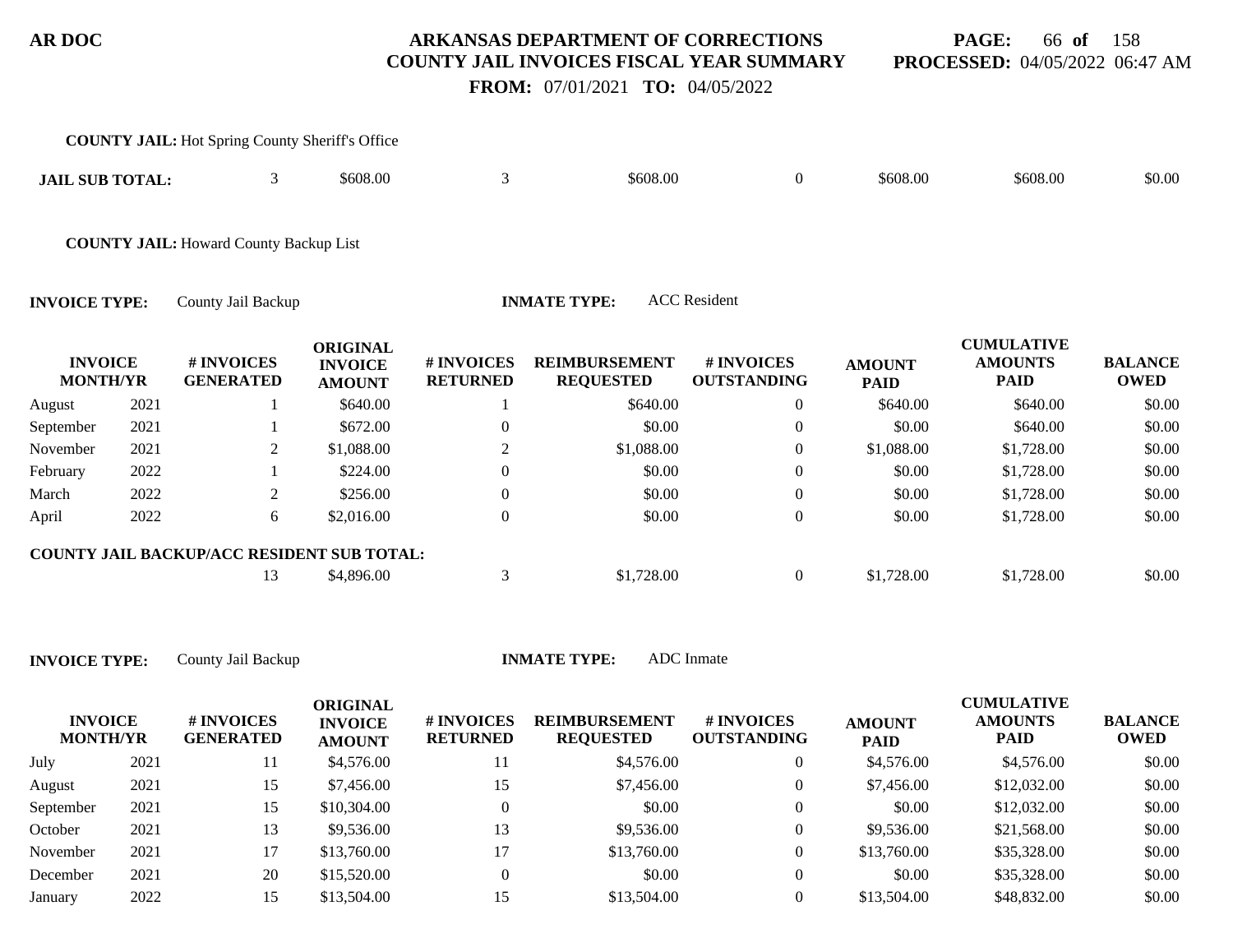**COUNTY JAIL:** Hot Spring County Sheriff's Office

| | # INVOICES GENERATED | ORIGINAL INVOICE AMOUNT | # INVOICES RETURNED | REIMBURSEMENT REQUESTED | # INVOICES OUTSTANDING | AMOUNT PAID | CUMULATIVE AMOUNTS PAID | BALANCE OWED |
|---|---|---|---|---|---|---|---|---|
| **JAIL SUB TOTAL:** | 3 | $608.00 | 3 | $608.00 | 0 | $608.00 | $608.00 | $0.00 |

**COUNTY JAIL:** Howard County Backup List

**INVOICE TYPE:** County Jail Backup **INMATE TYPE:** ACC Resident

| INVOICE MONTH/YR | | # INVOICES GENERATED | ORIGINAL INVOICE AMOUNT | # INVOICES RETURNED | REIMBURSEMENT REQUESTED | # INVOICES OUTSTANDING | AMOUNT PAID | CUMULATIVE AMOUNTS PAID | BALANCE OWED |
|---|---|---|---|---|---|---|---|---|---|
| August | 2021 | 1 | $640.00 | 1 | $640.00 | 0 | $640.00 | $640.00 | $0.00 |
| September | 2021 | 1 | $672.00 | 0 | $0.00 | 0 | $0.00 | $640.00 | $0.00 |
| November | 2021 | 2 | $1,088.00 | 2 | $1,088.00 | 0 | $1,088.00 | $1,728.00 | $0.00 |
| February | 2022 | 1 | $224.00 | 0 | $0.00 | 0 | $0.00 | $1,728.00 | $0.00 |
| March | 2022 | 2 | $256.00 | 0 | $0.00 | 0 | $0.00 | $1,728.00 | $0.00 |
| April | 2022 | 6 | $2,016.00 | 0 | $0.00 | 0 | $0.00 | $1,728.00 | $0.00 |
| **COUNTY JAIL BACKUP/ACC RESIDENT SUB TOTAL:** | | 13 | $4,896.00 | 3 | $1,728.00 | 0 | $1,728.00 | $1,728.00 | $0.00 |

**INVOICE TYPE:** County Jail Backup **INMATE TYPE:** ADC Inmate

| INVOICE MONTH/YR | | # INVOICES GENERATED | ORIGINAL INVOICE AMOUNT | # INVOICES RETURNED | REIMBURSEMENT REQUESTED | # INVOICES OUTSTANDING | AMOUNT PAID | CUMULATIVE AMOUNTS PAID | BALANCE OWED |
|---|---|---|---|---|---|---|---|---|---|
| July | 2021 | 11 | $4,576.00 | 11 | $4,576.00 | 0 | $4,576.00 | $4,576.00 | $0.00 |
| August | 2021 | 15 | $7,456.00 | 15 | $7,456.00 | 0 | $7,456.00 | $12,032.00 | $0.00 |
| September | 2021 | 15 | $10,304.00 | 0 | $0.00 | 0 | $0.00 | $12,032.00 | $0.00 |
| October | 2021 | 13 | $9,536.00 | 13 | $9,536.00 | 0 | $9,536.00 | $21,568.00 | $0.00 |
| November | 2021 | 17 | $13,760.00 | 17 | $13,760.00 | 0 | $13,760.00 | $35,328.00 | $0.00 |
| December | 2021 | 20 | $15,520.00 | 0 | $0.00 | 0 | $0.00 | $35,328.00 | $0.00 |
| January | 2022 | 15 | $13,504.00 | 15 | $13,504.00 | 0 | $13,504.00 | $48,832.00 | $0.00 |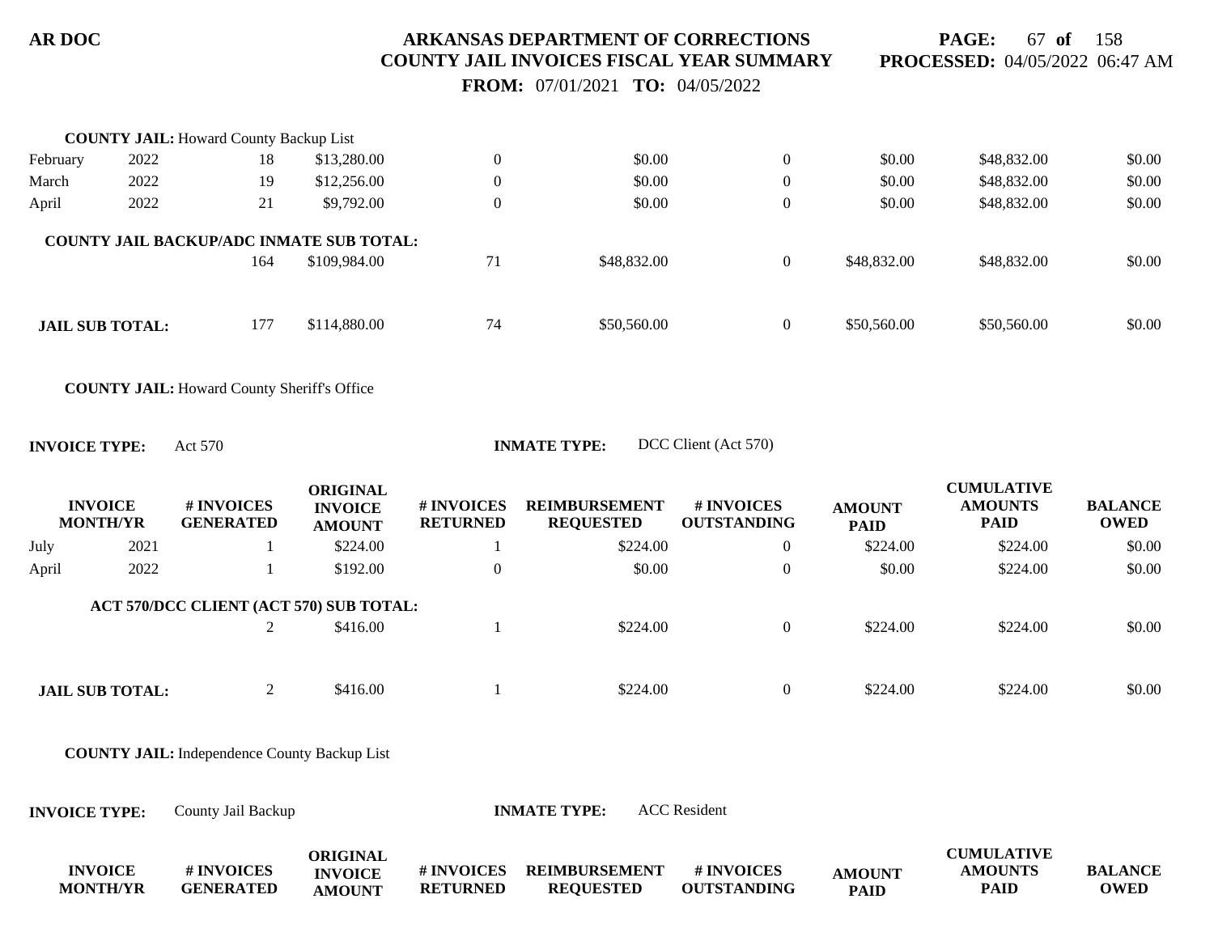**COUNTY JAIL:** Howard County Backup List

| INVOICE MONTH/YR | | # INVOICES GENERATED | ORIGINAL INVOICE AMOUNT | # INVOICES RETURNED | REIMBURSEMENT REQUESTED | # INVOICES OUTSTANDING | AMOUNT PAID | CUMULATIVE AMOUNTS PAID | BALANCE OWED |
|---|---|---|---|---|---|---|---|---|---|
| February | 2022 | 18 | $13,280.00 | 0 | $0.00 | 0 | $0.00 | $48,832.00 | $0.00 |
| March | 2022 | 19 | $12,256.00 | 0 | $0.00 | 0 | $0.00 | $48,832.00 | $0.00 |
| April | 2022 | 21 | $9,792.00 | 0 | $0.00 | 0 | $0.00 | $48,832.00 | $0.00 |
| **COUNTY JAIL BACKUP/ADC INMATE SUB TOTAL:** | | 164 | $109,984.00 | 71 | $48,832.00 | 0 | $48,832.00 | $48,832.00 | $0.00 |
| **JAIL SUB TOTAL:** | | 177 | $114,880.00 | 74 | $50,560.00 | 0 | $50,560.00 | $50,560.00 | $0.00 |

**COUNTY JAIL:** Howard County Sheriff's Office

**INVOICE TYPE:** Act 570 **INMATE TYPE:** DCC Client (Act 570)

| INVOICE MONTH/YR | | # INVOICES GENERATED | ORIGINAL INVOICE AMOUNT | # INVOICES RETURNED | REIMBURSEMENT REQUESTED | # INVOICES OUTSTANDING | AMOUNT PAID | CUMULATIVE AMOUNTS PAID | BALANCE OWED |
|---|---|---|---|---|---|---|---|---|---|
| July | 2021 | 1 | $224.00 | 1 | $224.00 | 0 | $224.00 | $224.00 | $0.00 |
| April | 2022 | 1 | $192.00 | 0 | $0.00 | 0 | $0.00 | $224.00 | $0.00 |
| **ACT 570/DCC CLIENT (ACT 570) SUB TOTAL:** | | 2 | $416.00 | 1 | $224.00 | 0 | $224.00 | $224.00 | $0.00 |
| **JAIL SUB TOTAL:** | | 2 | $416.00 | 1 | $224.00 | 0 | $224.00 | $224.00 | $0.00 |

**COUNTY JAIL:** Independence County Backup List

**INVOICE TYPE:** County Jail Backup **INMATE TYPE:** ACC Resident

| INVOICE MONTH/YR | # INVOICES GENERATED | ORIGINAL INVOICE AMOUNT | # INVOICES RETURNED | REIMBURSEMENT REQUESTED | # INVOICES OUTSTANDING | AMOUNT PAID | CUMULATIVE AMOUNTS PAID | BALANCE OWED |
|---|---|---|---|---|---|---|---|---|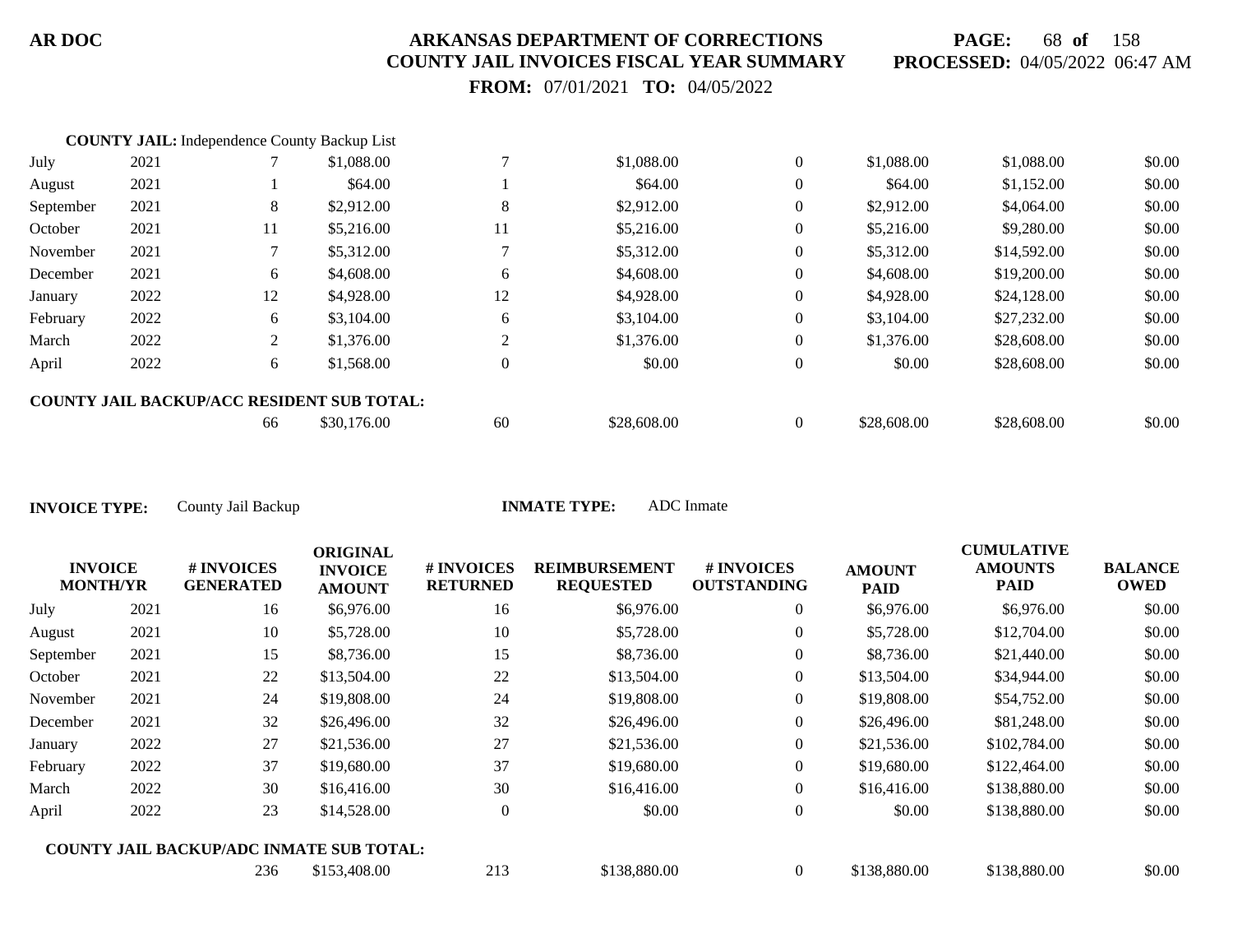**COUNTY JAIL:** Independence County Backup List

| | | | | | | | | | |
|---|---|---|---|---|---|---|---|---|---|
| July | 2021 | 7 | $1,088.00 | 7 | $1,088.00 | 0 | $1,088.00 | $1,088.00 | $0.00 |
| August | 2021 | 1 | $64.00 | 1 | $64.00 | 0 | $64.00 | $1,152.00 | $0.00 |
| September | 2021 | 8 | $2,912.00 | 8 | $2,912.00 | 0 | $2,912.00 | $4,064.00 | $0.00 |
| October | 2021 | 11 | $5,216.00 | 11 | $5,216.00 | 0 | $5,216.00 | $9,280.00 | $0.00 |
| November | 2021 | 7 | $5,312.00 | 7 | $5,312.00 | 0 | $5,312.00 | $14,592.00 | $0.00 |
| December | 2021 | 6 | $4,608.00 | 6 | $4,608.00 | 0 | $4,608.00 | $19,200.00 | $0.00 |
| January | 2022 | 12 | $4,928.00 | 12 | $4,928.00 | 0 | $4,928.00 | $24,128.00 | $0.00 |
| February | 2022 | 6 | $3,104.00 | 6 | $3,104.00 | 0 | $3,104.00 | $27,232.00 | $0.00 |
| March | 2022 | 2 | $1,376.00 | 2 | $1,376.00 | 0 | $1,376.00 | $28,608.00 | $0.00 |
| April | 2022 | 6 | $1,568.00 | 0 | $0.00 | 0 | $0.00 | $28,608.00 | $0.00 |
| **COUNTY JAIL BACKUP/ACC RESIDENT SUB TOTAL:** | | 66 | $30,176.00 | 60 | $28,608.00 | 0 | $28,608.00 | $28,608.00 | $0.00 |

**INVOICE TYPE:** County Jail Backup **INMATE TYPE:** ADC Inmate

| INVOICE MONTH/YR | | # INVOICES GENERATED | ORIGINAL INVOICE AMOUNT | # INVOICES RETURNED | REIMBURSEMENT REQUESTED | # INVOICES OUTSTANDING | AMOUNT PAID | CUMULATIVE AMOUNTS PAID | BALANCE OWED |
|---|---|---|---|---|---|---|---|---|---|
| July | 2021 | 16 | $6,976.00 | 16 | $6,976.00 | 0 | $6,976.00 | $6,976.00 | $0.00 |
| August | 2021 | 10 | $5,728.00 | 10 | $5,728.00 | 0 | $5,728.00 | $12,704.00 | $0.00 |
| September | 2021 | 15 | $8,736.00 | 15 | $8,736.00 | 0 | $8,736.00 | $21,440.00 | $0.00 |
| October | 2021 | 22 | $13,504.00 | 22 | $13,504.00 | 0 | $13,504.00 | $34,944.00 | $0.00 |
| November | 2021 | 24 | $19,808.00 | 24 | $19,808.00 | 0 | $19,808.00 | $54,752.00 | $0.00 |
| December | 2021 | 32 | $26,496.00 | 32 | $26,496.00 | 0 | $26,496.00 | $81,248.00 | $0.00 |
| January | 2022 | 27 | $21,536.00 | 27 | $21,536.00 | 0 | $21,536.00 | $102,784.00 | $0.00 |
| February | 2022 | 37 | $19,680.00 | 37 | $19,680.00 | 0 | $19,680.00 | $122,464.00 | $0.00 |
| March | 2022 | 30 | $16,416.00 | 30 | $16,416.00 | 0 | $16,416.00 | $138,880.00 | $0.00 |
| April | 2022 | 23 | $14,528.00 | 0 | $0.00 | 0 | $0.00 | $138,880.00 | $0.00 |
| **COUNTY JAIL BACKUP/ADC INMATE SUB TOTAL:** | | 236 | $153,408.00 | 213 | $138,880.00 | 0 | $138,880.00 | $138,880.00 | $0.00 |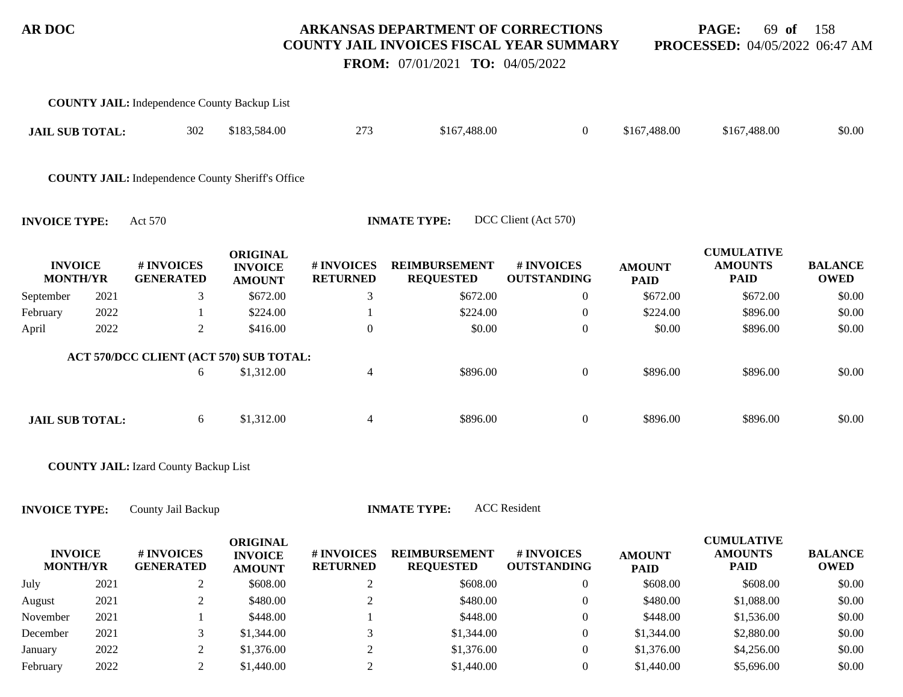**COUNTY JAIL:** Independence County Backup List

| | | | | | | | | |
|---|---|---|---|---|---|---|---|---|
| **JAIL SUB TOTAL:** | 302 | $183,584.00 | 273 | $167,488.00 | 0 | $167,488.00 | $167,488.00 | $0.00 |

**COUNTY JAIL:** Independence County Sheriff's Office

**INVOICE TYPE:** Act 570 **INMATE TYPE:** DCC Client (Act 570)

| INVOICE MONTH/YR | | # INVOICES GENERATED | ORIGINAL INVOICE AMOUNT | # INVOICES RETURNED | REIMBURSEMENT REQUESTED | # INVOICES OUTSTANDING | AMOUNT PAID | CUMULATIVE AMOUNTS PAID | BALANCE OWED |
|---|---|---|---|---|---|---|---|---|---|
| September | 2021 | 3 | $672.00 | 3 | $672.00 | 0 | $672.00 | $672.00 | $0.00 |
| February | 2022 | 1 | $224.00 | 1 | $224.00 | 0 | $224.00 | $896.00 | $0.00 |
| April | 2022 | 2 | $416.00 | 0 | $0.00 | 0 | $0.00 | $896.00 | $0.00 |
| **ACT 570/DCC CLIENT (ACT 570) SUB TOTAL:** | | 6 | $1,312.00 | 4 | $896.00 | 0 | $896.00 | $896.00 | $0.00 |
| **JAIL SUB TOTAL:** | | 6 | $1,312.00 | 4 | $896.00 | 0 | $896.00 | $896.00 | $0.00 |

**COUNTY JAIL:** Izard County Backup List

**INVOICE TYPE:** County Jail Backup **INMATE TYPE:** ACC Resident

| INVOICE MONTH/YR | | # INVOICES GENERATED | ORIGINAL INVOICE AMOUNT | # INVOICES RETURNED | REIMBURSEMENT REQUESTED | # INVOICES OUTSTANDING | AMOUNT PAID | CUMULATIVE AMOUNTS PAID | BALANCE OWED |
|---|---|---|---|---|---|---|---|---|---|
| July | 2021 | 2 | $608.00 | 2 | $608.00 | 0 | $608.00 | $608.00 | $0.00 |
| August | 2021 | 2 | $480.00 | 2 | $480.00 | 0 | $480.00 | $1,088.00 | $0.00 |
| November | 2021 | 1 | $448.00 | 1 | $448.00 | 0 | $448.00 | $1,536.00 | $0.00 |
| December | 2021 | 3 | $1,344.00 | 3 | $1,344.00 | 0 | $1,344.00 | $2,880.00 | $0.00 |
| January | 2022 | 2 | $1,376.00 | 2 | $1,376.00 | 0 | $1,376.00 | $4,256.00 | $0.00 |
| February | 2022 | 2 | $1,440.00 | 2 | $1,440.00 | 0 | $1,440.00 | $5,696.00 | $0.00 |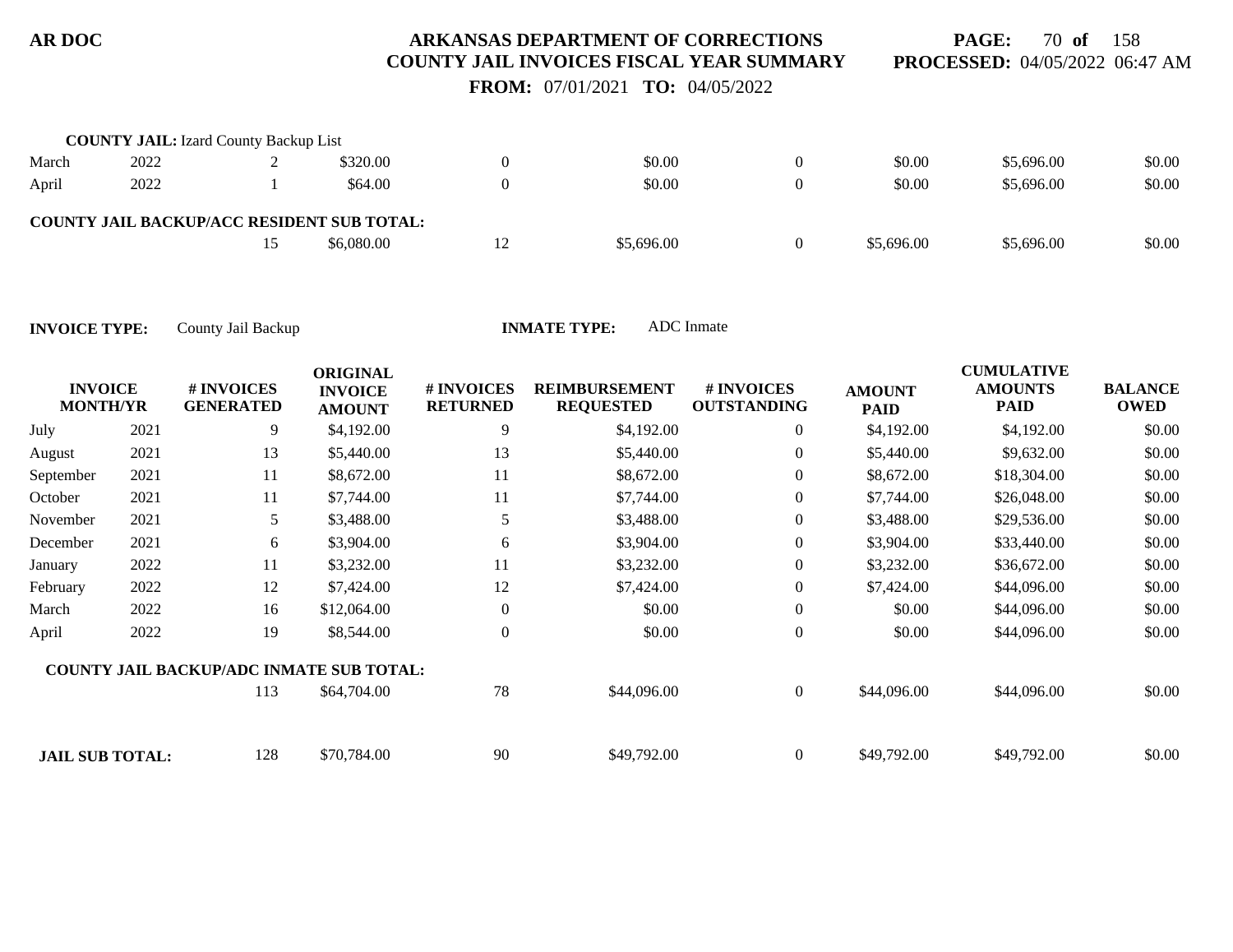**COUNTY JAIL:** Izard County Backup List

| | | | | | | | | | |
|---|---|---|---|---|---|---|---|---|---|
| March | 2022 | 2 | $320.00 | 0 | $0.00 | 0 | $0.00 | $5,696.00 | $0.00 |
| April | 2022 | 1 | $64.00 | 0 | $0.00 | 0 | $0.00 | $5,696.00 | $0.00 |

**COUNTY JAIL BACKUP/ACC RESIDENT SUB TOTAL:**

| # INVOICES GENERATED | ORIGINAL INVOICE AMOUNT | # INVOICES RETURNED | REIMBURSEMENT REQUESTED | # INVOICES OUTSTANDING | AMOUNT PAID | CUMULATIVE AMOUNTS PAID | BALANCE OWED |
|---|---|---|---|---|---|---|---|
| 15 | $6,080.00 | 12 | $5,696.00 | 0 | $5,696.00 | $5,696.00 | $0.00 |

**INVOICE TYPE:** County Jail Backup **INMATE TYPE:** ADC Inmate

| INVOICE MONTH/YR | | # INVOICES GENERATED | ORIGINAL INVOICE AMOUNT | # INVOICES RETURNED | REIMBURSEMENT REQUESTED | # INVOICES OUTSTANDING | AMOUNT PAID | CUMULATIVE AMOUNTS PAID | BALANCE OWED |
|---|---|---|---|---|---|---|---|---|---|
| July | 2021 | 9 | $4,192.00 | 9 | $4,192.00 | 0 | $4,192.00 | $4,192.00 | $0.00 |
| August | 2021 | 13 | $5,440.00 | 13 | $5,440.00 | 0 | $5,440.00 | $9,632.00 | $0.00 |
| September | 2021 | 11 | $8,672.00 | 11 | $8,672.00 | 0 | $8,672.00 | $18,304.00 | $0.00 |
| October | 2021 | 11 | $7,744.00 | 11 | $7,744.00 | 0 | $7,744.00 | $26,048.00 | $0.00 |
| November | 2021 | 5 | $3,488.00 | 5 | $3,488.00 | 0 | $3,488.00 | $29,536.00 | $0.00 |
| December | 2021 | 6 | $3,904.00 | 6 | $3,904.00 | 0 | $3,904.00 | $33,440.00 | $0.00 |
| January | 2022 | 11 | $3,232.00 | 11 | $3,232.00 | 0 | $3,232.00 | $36,672.00 | $0.00 |
| February | 2022 | 12 | $7,424.00 | 12 | $7,424.00 | 0 | $7,424.00 | $44,096.00 | $0.00 |
| March | 2022 | 16 | $12,064.00 | 0 | $0.00 | 0 | $0.00 | $44,096.00 | $0.00 |
| April | 2022 | 19 | $8,544.00 | 0 | $0.00 | 0 | $0.00 | $44,096.00 | $0.00 |

**COUNTY JAIL BACKUP/ADC INMATE SUB TOTAL:**

| # INVOICES GENERATED | ORIGINAL INVOICE AMOUNT | # INVOICES RETURNED | REIMBURSEMENT REQUESTED | # INVOICES OUTSTANDING | AMOUNT PAID | CUMULATIVE AMOUNTS PAID | BALANCE OWED |
|---|---|---|---|---|---|---|---|
| 113 | $64,704.00 | 78 | $44,096.00 | 0 | $44,096.00 | $44,096.00 | $0.00 |

**JAIL SUB TOTAL:**

| # INVOICES GENERATED | ORIGINAL INVOICE AMOUNT | # INVOICES RETURNED | REIMBURSEMENT REQUESTED | # INVOICES OUTSTANDING | AMOUNT PAID | CUMULATIVE AMOUNTS PAID | BALANCE OWED |
|---|---|---|---|---|---|---|---|
| 128 | $70,784.00 | 90 | $49,792.00 | 0 | $49,792.00 | $49,792.00 | $0.00 |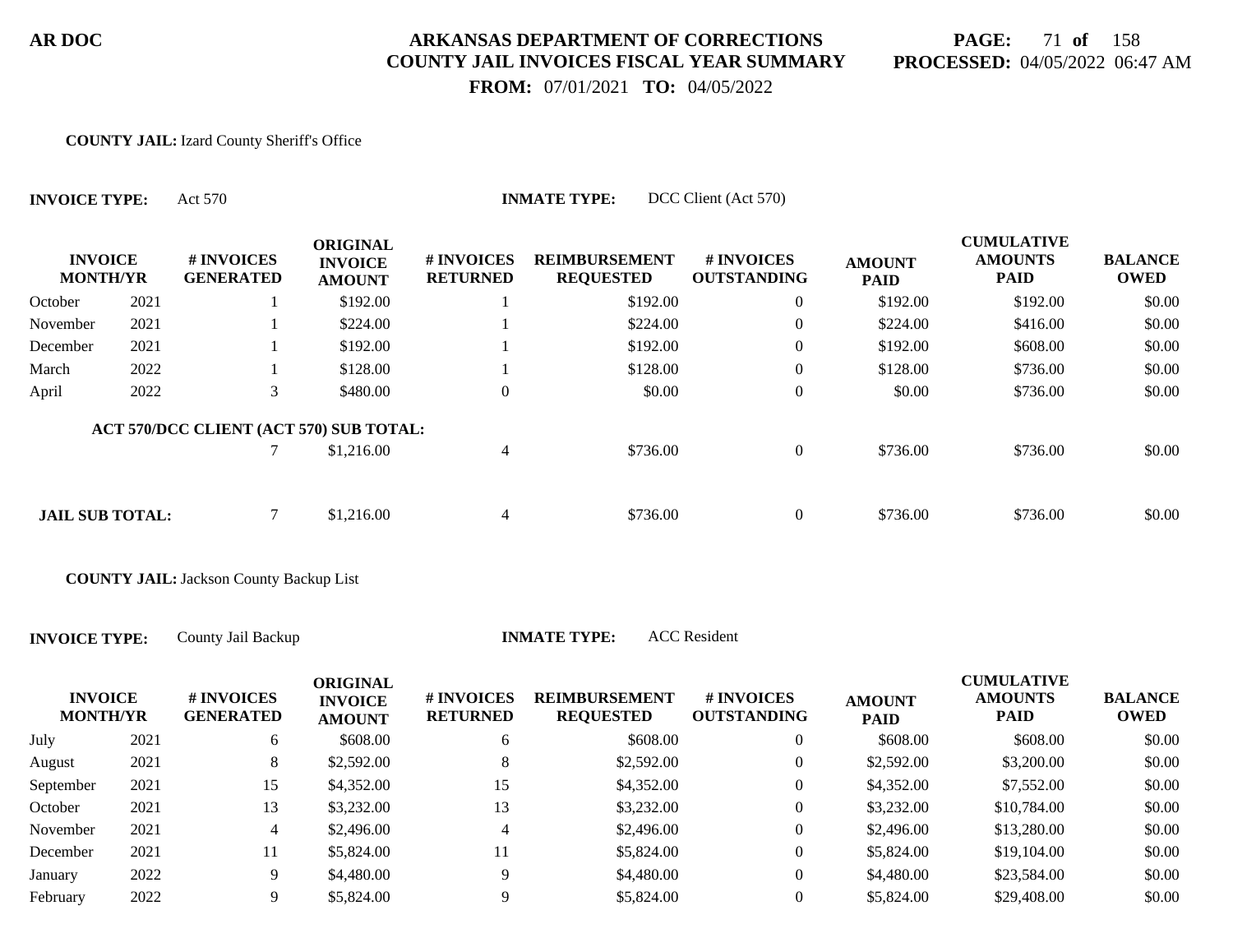**COUNTY JAIL:** Izard County Sheriff's Office

**INVOICE TYPE:** Act 570 **INMATE TYPE:** DCC Client (Act 570)

| INVOICE MONTH/YR | | # INVOICES GENERATED | ORIGINAL INVOICE AMOUNT | # INVOICES RETURNED | REIMBURSEMENT REQUESTED | # INVOICES OUTSTANDING | AMOUNT PAID | CUMULATIVE AMOUNTS PAID | BALANCE OWED |
|---|---|---|---|---|---|---|---|---|---|
| October | 2021 | 1 | $192.00 | 1 | $192.00 | 0 | $192.00 | $192.00 | $0.00 |
| November | 2021 | 1 | $224.00 | 1 | $224.00 | 0 | $224.00 | $416.00 | $0.00 |
| December | 2021 | 1 | $192.00 | 1 | $192.00 | 0 | $192.00 | $608.00 | $0.00 |
| March | 2022 | 1 | $128.00 | 1 | $128.00 | 0 | $128.00 | $736.00 | $0.00 |
| April | 2022 | 3 | $480.00 | 0 | $0.00 | 0 | $0.00 | $736.00 | $0.00 |
| ACT 570/DCC CLIENT (ACT 570) SUB TOTAL: | | 7 | $1,216.00 | 4 | $736.00 | 0 | $736.00 | $736.00 | $0.00 |
| JAIL SUB TOTAL: | | 7 | $1,216.00 | 4 | $736.00 | 0 | $736.00 | $736.00 | $0.00 |

**COUNTY JAIL:** Jackson County Backup List

**INVOICE TYPE:** County Jail Backup **INMATE TYPE:** ACC Resident

| INVOICE MONTH/YR | | # INVOICES GENERATED | ORIGINAL INVOICE AMOUNT | # INVOICES RETURNED | REIMBURSEMENT REQUESTED | # INVOICES OUTSTANDING | AMOUNT PAID | CUMULATIVE AMOUNTS PAID | BALANCE OWED |
|---|---|---|---|---|---|---|---|---|---|
| July | 2021 | 6 | $608.00 | 6 | $608.00 | 0 | $608.00 | $608.00 | $0.00 |
| August | 2021 | 8 | $2,592.00 | 8 | $2,592.00 | 0 | $2,592.00 | $3,200.00 | $0.00 |
| September | 2021 | 15 | $4,352.00 | 15 | $4,352.00 | 0 | $4,352.00 | $7,552.00 | $0.00 |
| October | 2021 | 13 | $3,232.00 | 13 | $3,232.00 | 0 | $3,232.00 | $10,784.00 | $0.00 |
| November | 2021 | 4 | $2,496.00 | 4 | $2,496.00 | 0 | $2,496.00 | $13,280.00 | $0.00 |
| December | 2021 | 11 | $5,824.00 | 11 | $5,824.00 | 0 | $5,824.00 | $19,104.00 | $0.00 |
| January | 2022 | 9 | $4,480.00 | 9 | $4,480.00 | 0 | $4,480.00 | $23,584.00 | $0.00 |
| February | 2022 | 9 | $5,824.00 | 9 | $5,824.00 | 0 | $5,824.00 | $29,408.00 | $0.00 |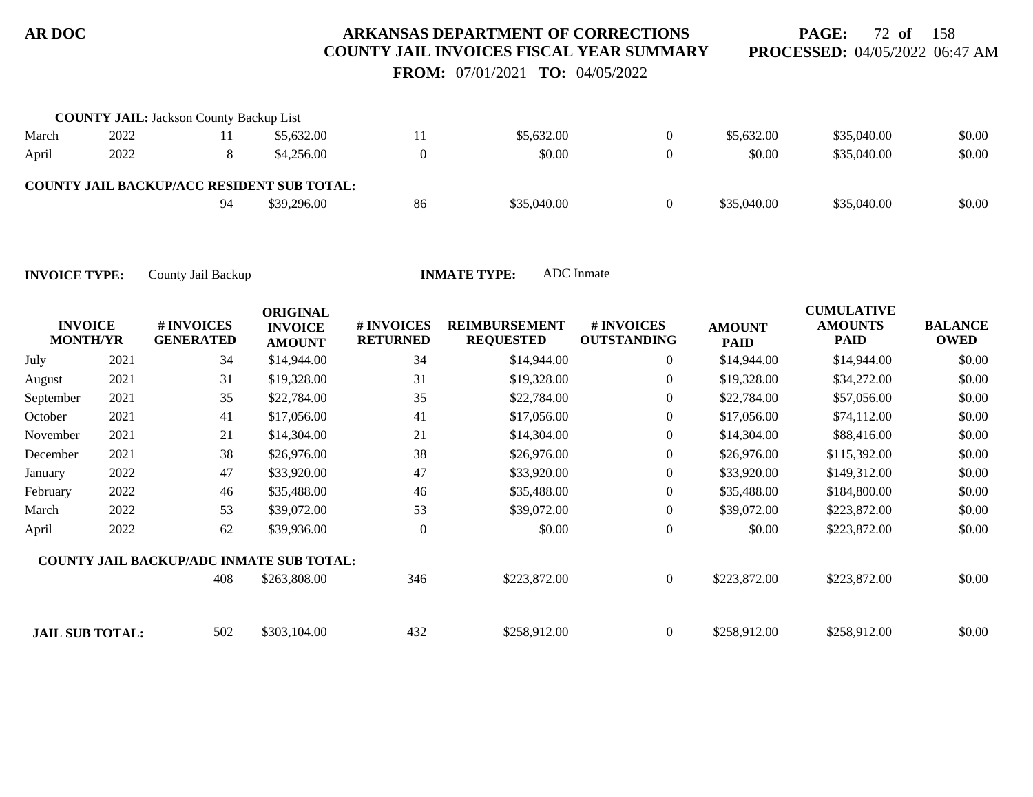**COUNTY JAIL:** Jackson County Backup List

| | | | | | | | | | |
|---|---|---|---|---|---|---|---|---|---|
| March | 2022 | 11 | $5,632.00 | 11 | $5,632.00 | 0 | $5,632.00 | $35,040.00 | $0.00 |
| April | 2022 | 8 | $4,256.00 | 0 | $0.00 | 0 | $0.00 | $35,040.00 | $0.00 |
| **COUNTY JAIL BACKUP/ACC RESIDENT SUB TOTAL:** | | | | | | | | | |
| | | 94 | $39,296.00 | 86 | $35,040.00 | 0 | $35,040.00 | $35,040.00 | $0.00 |

**INVOICE TYPE:** County Jail Backup **INMATE TYPE:** ADC Inmate

| INVOICE MONTH/YR | | # INVOICES GENERATED | ORIGINAL INVOICE AMOUNT | # INVOICES RETURNED | REIMBURSEMENT REQUESTED | # INVOICES OUTSTANDING | AMOUNT PAID | CUMULATIVE AMOUNTS PAID | BALANCE OWED |
|---|---|---|---|---|---|---|---|---|---|
| July | 2021 | 34 | $14,944.00 | 34 | $14,944.00 | 0 | $14,944.00 | $14,944.00 | $0.00 |
| August | 2021 | 31 | $19,328.00 | 31 | $19,328.00 | 0 | $19,328.00 | $34,272.00 | $0.00 |
| September | 2021 | 35 | $22,784.00 | 35 | $22,784.00 | 0 | $22,784.00 | $57,056.00 | $0.00 |
| October | 2021 | 41 | $17,056.00 | 41 | $17,056.00 | 0 | $17,056.00 | $74,112.00 | $0.00 |
| November | 2021 | 21 | $14,304.00 | 21 | $14,304.00 | 0 | $14,304.00 | $88,416.00 | $0.00 |
| December | 2021 | 38 | $26,976.00 | 38 | $26,976.00 | 0 | $26,976.00 | $115,392.00 | $0.00 |
| January | 2022 | 47 | $33,920.00 | 47 | $33,920.00 | 0 | $33,920.00 | $149,312.00 | $0.00 |
| February | 2022 | 46 | $35,488.00 | 46 | $35,488.00 | 0 | $35,488.00 | $184,800.00 | $0.00 |
| March | 2022 | 53 | $39,072.00 | 53 | $39,072.00 | 0 | $39,072.00 | $223,872.00 | $0.00 |
| April | 2022 | 62 | $39,936.00 | 0 | $0.00 | 0 | $0.00 | $223,872.00 | $0.00 |
| **COUNTY JAIL BACKUP/ADC INMATE SUB TOTAL:** | | | | | | | | | |
| | | 408 | $263,808.00 | 346 | $223,872.00 | 0 | $223,872.00 | $223,872.00 | $0.00 |
| **JAIL SUB TOTAL:** | | 502 | $303,104.00 | 432 | $258,912.00 | 0 | $258,912.00 | $258,912.00 | $0.00 |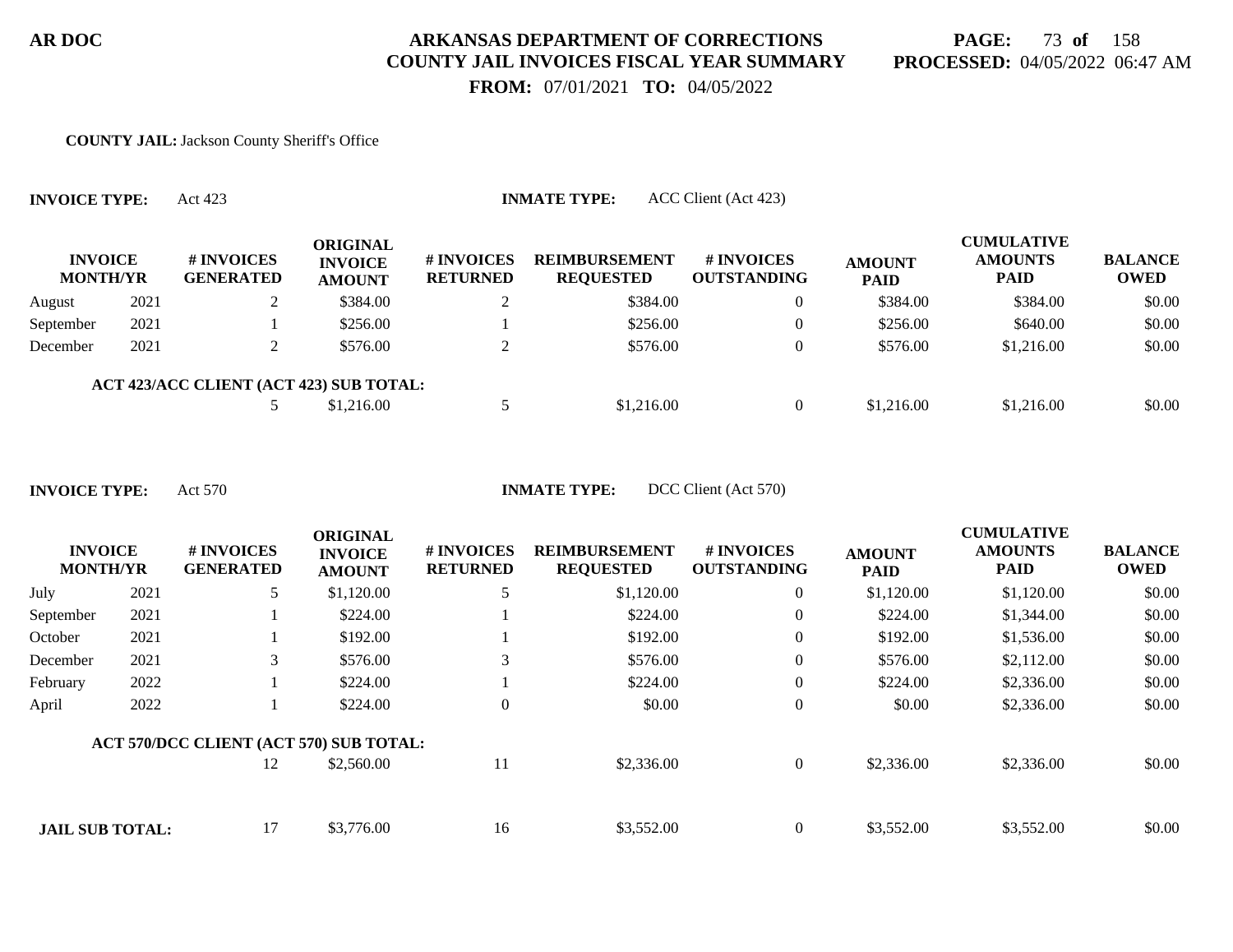# ARKANSAS DEPARTMENT OF CORRECTIONS
## COUNTY JAIL INVOICES FISCAL YEAR SUMMARY
**FROM:** 07/01/2021 **TO:** 04/05/2022

**AR DOC**

**PAGE:** 73 **of** 158
**PROCESSED:** 04/05/2022 06:47 AM

**COUNTY JAIL:** Jackson County Sheriff's Office

**INVOICE TYPE:** Act 423 **INMATE TYPE:** ACC Client (Act 423)

| INVOICE MONTH/YR | | # INVOICES GENERATED | ORIGINAL INVOICE AMOUNT | # INVOICES RETURNED | REIMBURSEMENT REQUESTED | # INVOICES OUTSTANDING | AMOUNT PAID | CUMULATIVE AMOUNTS PAID | BALANCE OWED |
|---|---|---|---|---|---|---|---|---|---|
| August | 2021 | 2 | $384.00 | 2 | $384.00 | 0 | $384.00 | $384.00 | $0.00 |
| September | 2021 | 1 | $256.00 | 1 | $256.00 | 0 | $256.00 | $640.00 | $0.00 |
| December | 2021 | 2 | $576.00 | 2 | $576.00 | 0 | $576.00 | $1,216.00 | $0.00 |
| **ACT 423/ACC CLIENT (ACT 423) SUB TOTAL:** | | 5 | $1,216.00 | 5 | $1,216.00 | 0 | $1,216.00 | $1,216.00 | $0.00 |

**INVOICE TYPE:** Act 570 **INMATE TYPE:** DCC Client (Act 570)

| INVOICE MONTH/YR | | # INVOICES GENERATED | ORIGINAL INVOICE AMOUNT | # INVOICES RETURNED | REIMBURSEMENT REQUESTED | # INVOICES OUTSTANDING | AMOUNT PAID | CUMULATIVE AMOUNTS PAID | BALANCE OWED |
|---|---|---|---|---|---|---|---|---|---|
| July | 2021 | 5 | $1,120.00 | 5 | $1,120.00 | 0 | $1,120.00 | $1,120.00 | $0.00 |
| September | 2021 | 1 | $224.00 | 1 | $224.00 | 0 | $224.00 | $1,344.00 | $0.00 |
| October | 2021 | 1 | $192.00 | 1 | $192.00 | 0 | $192.00 | $1,536.00 | $0.00 |
| December | 2021 | 3 | $576.00 | 3 | $576.00 | 0 | $576.00 | $2,112.00 | $0.00 |
| February | 2022 | 1 | $224.00 | 1 | $224.00 | 0 | $224.00 | $2,336.00 | $0.00 |
| April | 2022 | 1 | $224.00 | 0 | $0.00 | 0 | $0.00 | $2,336.00 | $0.00 |
| **ACT 570/DCC CLIENT (ACT 570) SUB TOTAL:** | | 12 | $2,560.00 | 11 | $2,336.00 | 0 | $2,336.00 | $2,336.00 | $0.00 |
| **JAIL SUB TOTAL:** | | 17 | $3,776.00 | 16 | $3,552.00 | 0 | $3,552.00 | $3,552.00 | $0.00 |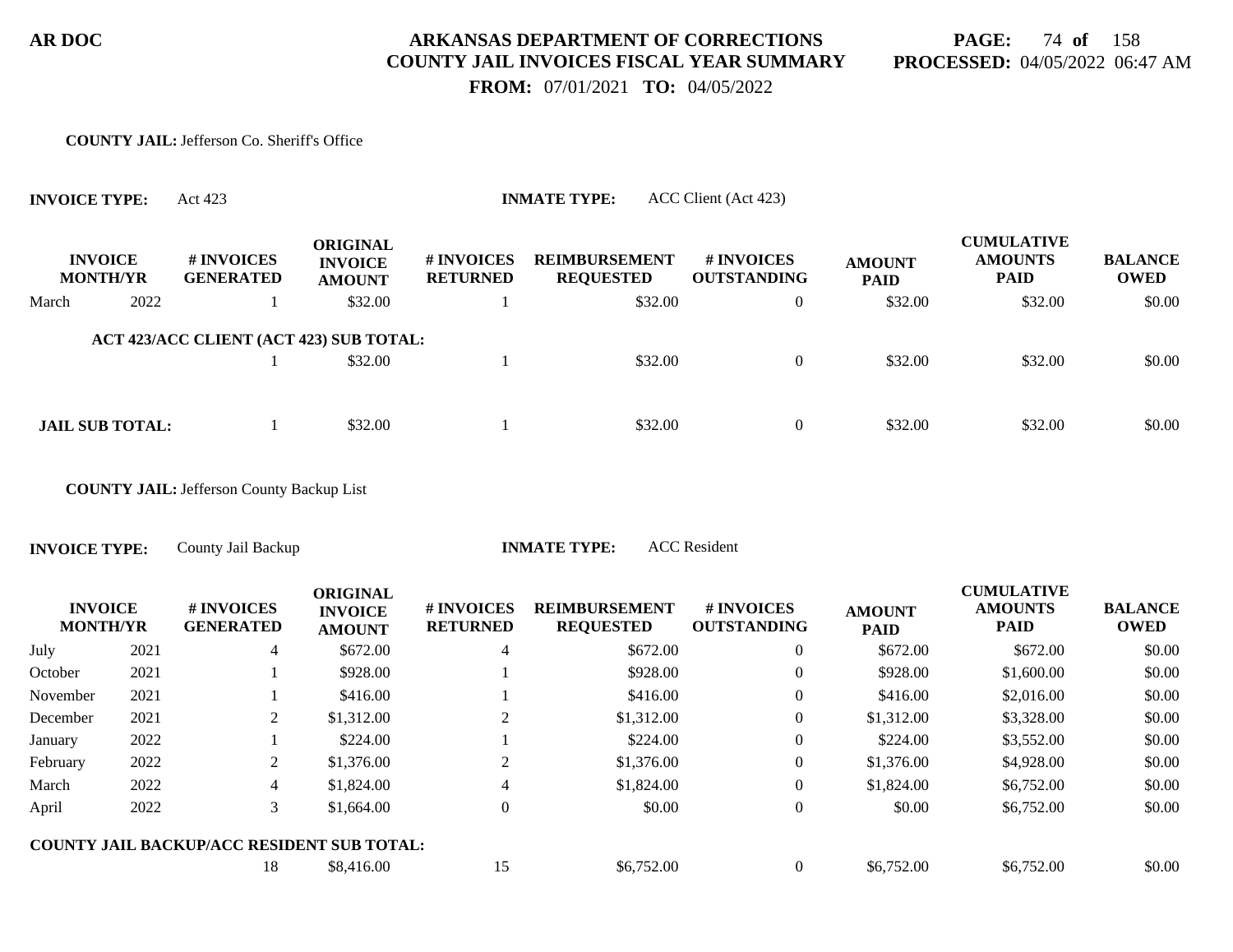**AR DOC**

# ARKANSAS DEPARTMENT OF CORRECTIONS
## COUNTY JAIL INVOICES FISCAL YEAR SUMMARY

**PROCESSED:** 04/05/2022 06:47 AM

**FROM:** 07/01/2021 **TO:** 04/05/2022

**COUNTY JAIL:** Jefferson Co. Sheriff's Office

**INVOICE TYPE:** Act 423 **INMATE TYPE:** ACC Client (Act 423)

| INVOICE MONTH/YR | | # INVOICES GENERATED | ORIGINAL INVOICE AMOUNT | # INVOICES RETURNED | REIMBURSEMENT REQUESTED | # INVOICES OUTSTANDING | AMOUNT PAID | CUMULATIVE AMOUNTS PAID | BALANCE OWED |
|---|---|---|---|---|---|---|---|---|---|
| March | 2022 | 1 | $32.00 | 1 | $32.00 | 0 | $32.00 | $32.00 | $0.00 |
| **ACT 423/ACC CLIENT (ACT 423) SUB TOTAL:** | | 1 | $32.00 | 1 | $32.00 | 0 | $32.00 | $32.00 | $0.00 |
| **JAIL SUB TOTAL:** | | 1 | $32.00 | 1 | $32.00 | 0 | $32.00 | $32.00 | $0.00 |

**COUNTY JAIL:** Jefferson County Backup List

**INVOICE TYPE:** County Jail Backup **INMATE TYPE:** ACC Resident

| INVOICE MONTH/YR | | # INVOICES GENERATED | ORIGINAL INVOICE AMOUNT | # INVOICES RETURNED | REIMBURSEMENT REQUESTED | # INVOICES OUTSTANDING | AMOUNT PAID | CUMULATIVE AMOUNTS PAID | BALANCE OWED |
|---|---|---|---|---|---|---|---|---|---|
| July | 2021 | 4 | $672.00 | 4 | $672.00 | 0 | $672.00 | $672.00 | $0.00 |
| October | 2021 | 1 | $928.00 | 1 | $928.00 | 0 | $928.00 | $1,600.00 | $0.00 |
| November | 2021 | 1 | $416.00 | 1 | $416.00 | 0 | $416.00 | $2,016.00 | $0.00 |
| December | 2021 | 2 | $1,312.00 | 2 | $1,312.00 | 0 | $1,312.00 | $3,328.00 | $0.00 |
| January | 2022 | 1 | $224.00 | 1 | $224.00 | 0 | $224.00 | $3,552.00 | $0.00 |
| February | 2022 | 2 | $1,376.00 | 2 | $1,376.00 | 0 | $1,376.00 | $4,928.00 | $0.00 |
| March | 2022 | 4 | $1,824.00 | 4 | $1,824.00 | 0 | $1,824.00 | $6,752.00 | $0.00 |
| April | 2022 | 3 | $1,664.00 | 0 | $0.00 | 0 | $0.00 | $6,752.00 | $0.00 |
| **COUNTY JAIL BACKUP/ACC RESIDENT SUB TOTAL:** | | 18 | $8,416.00 | 15 | $6,752.00 | 0 | $6,752.00 | $6,752.00 | $0.00 |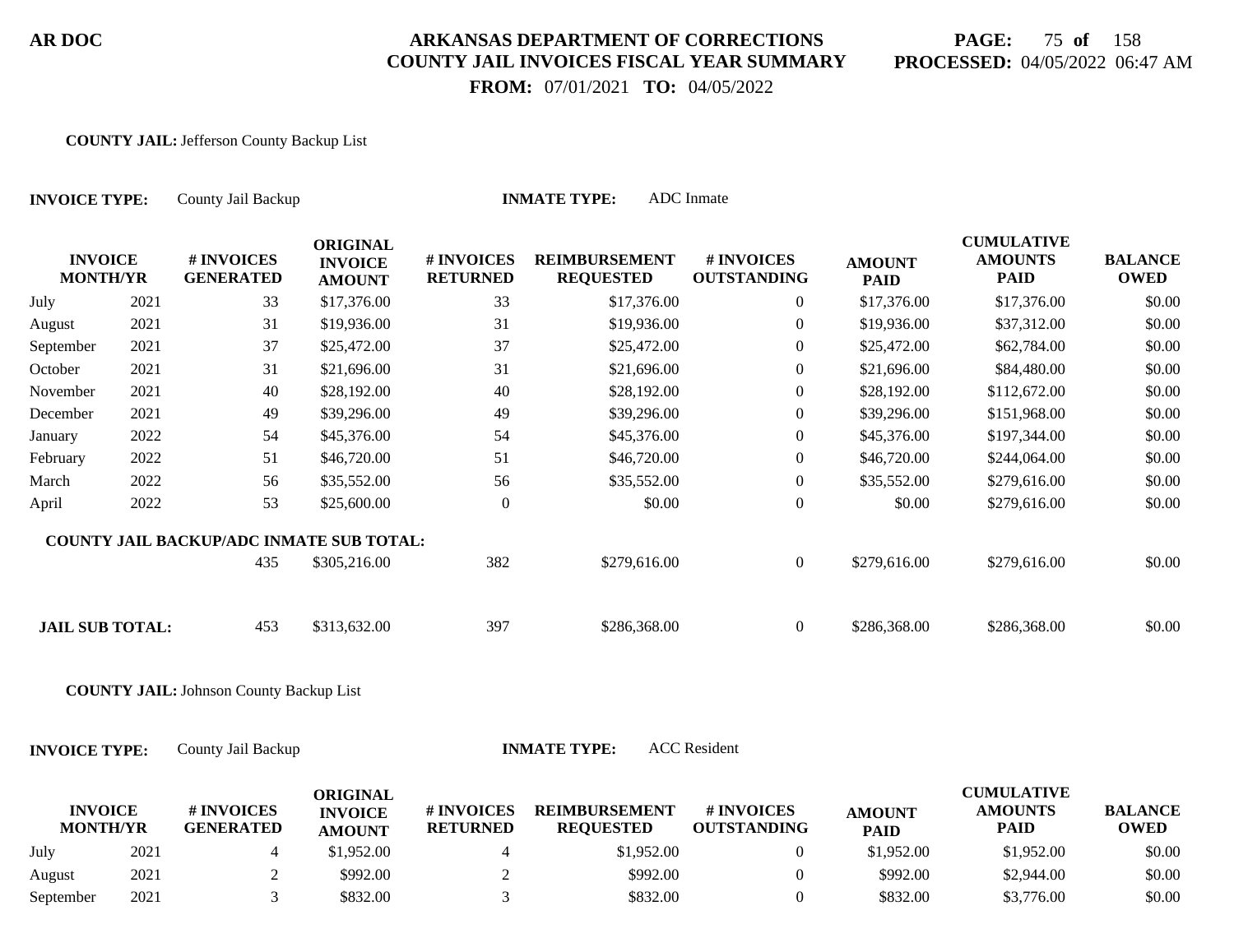**AR DOC**

# ARKANSAS DEPARTMENT OF CORRECTIONS
## COUNTY JAIL INVOICES FISCAL YEAR SUMMARY
**FROM:** 07/01/2021 **TO:** 04/05/2022

**PROCESSED:** 04/05/2022 06:47 AM

**COUNTY JAIL:** Jefferson County Backup List

**INVOICE TYPE:** County Jail Backup **INMATE TYPE:** ADC Inmate

| INVOICE MONTH/YR | | # INVOICES GENERATED | ORIGINAL INVOICE AMOUNT | # INVOICES RETURNED | REIMBURSEMENT REQUESTED | # INVOICES OUTSTANDING | AMOUNT PAID | CUMULATIVE AMOUNTS PAID | BALANCE OWED |
|---|---|---|---|---|---|---|---|---|---|
| July | 2021 | 33 | $17,376.00 | 33 | $17,376.00 | 0 | $17,376.00 | $17,376.00 | $0.00 |
| August | 2021 | 31 | $19,936.00 | 31 | $19,936.00 | 0 | $19,936.00 | $37,312.00 | $0.00 |
| September | 2021 | 37 | $25,472.00 | 37 | $25,472.00 | 0 | $25,472.00 | $62,784.00 | $0.00 |
| October | 2021 | 31 | $21,696.00 | 31 | $21,696.00 | 0 | $21,696.00 | $84,480.00 | $0.00 |
| November | 2021 | 40 | $28,192.00 | 40 | $28,192.00 | 0 | $28,192.00 | $112,672.00 | $0.00 |
| December | 2021 | 49 | $39,296.00 | 49 | $39,296.00 | 0 | $39,296.00 | $151,968.00 | $0.00 |
| January | 2022 | 54 | $45,376.00 | 54 | $45,376.00 | 0 | $45,376.00 | $197,344.00 | $0.00 |
| February | 2022 | 51 | $46,720.00 | 51 | $46,720.00 | 0 | $46,720.00 | $244,064.00 | $0.00 |
| March | 2022 | 56 | $35,552.00 | 56 | $35,552.00 | 0 | $35,552.00 | $279,616.00 | $0.00 |
| April | 2022 | 53 | $25,600.00 | 0 | $0.00 | 0 | $0.00 | $279,616.00 | $0.00 |
| **COUNTY JAIL BACKUP/ADC INMATE SUB TOTAL:** | | 435 | $305,216.00 | 382 | $279,616.00 | 0 | $279,616.00 | $279,616.00 | $0.00 |
| **JAIL SUB TOTAL:** | | 453 | $313,632.00 | 397 | $286,368.00 | 0 | $286,368.00 | $286,368.00 | $0.00 |

**COUNTY JAIL:** Johnson County Backup List

**INVOICE TYPE:** County Jail Backup **INMATE TYPE:** ACC Resident

| INVOICE MONTH/YR | | # INVOICES GENERATED | ORIGINAL INVOICE AMOUNT | # INVOICES RETURNED | REIMBURSEMENT REQUESTED | # INVOICES OUTSTANDING | AMOUNT PAID | CUMULATIVE AMOUNTS PAID | BALANCE OWED |
|---|---|---|---|---|---|---|---|---|---|
| July | 2021 | 4 | $1,952.00 | 4 | $1,952.00 | 0 | $1,952.00 | $1,952.00 | $0.00 |
| August | 2021 | 2 | $992.00 | 2 | $992.00 | 0 | $992.00 | $2,944.00 | $0.00 |
| September | 2021 | 3 | $832.00 | 3 | $832.00 | 0 | $832.00 | $3,776.00 | $0.00 |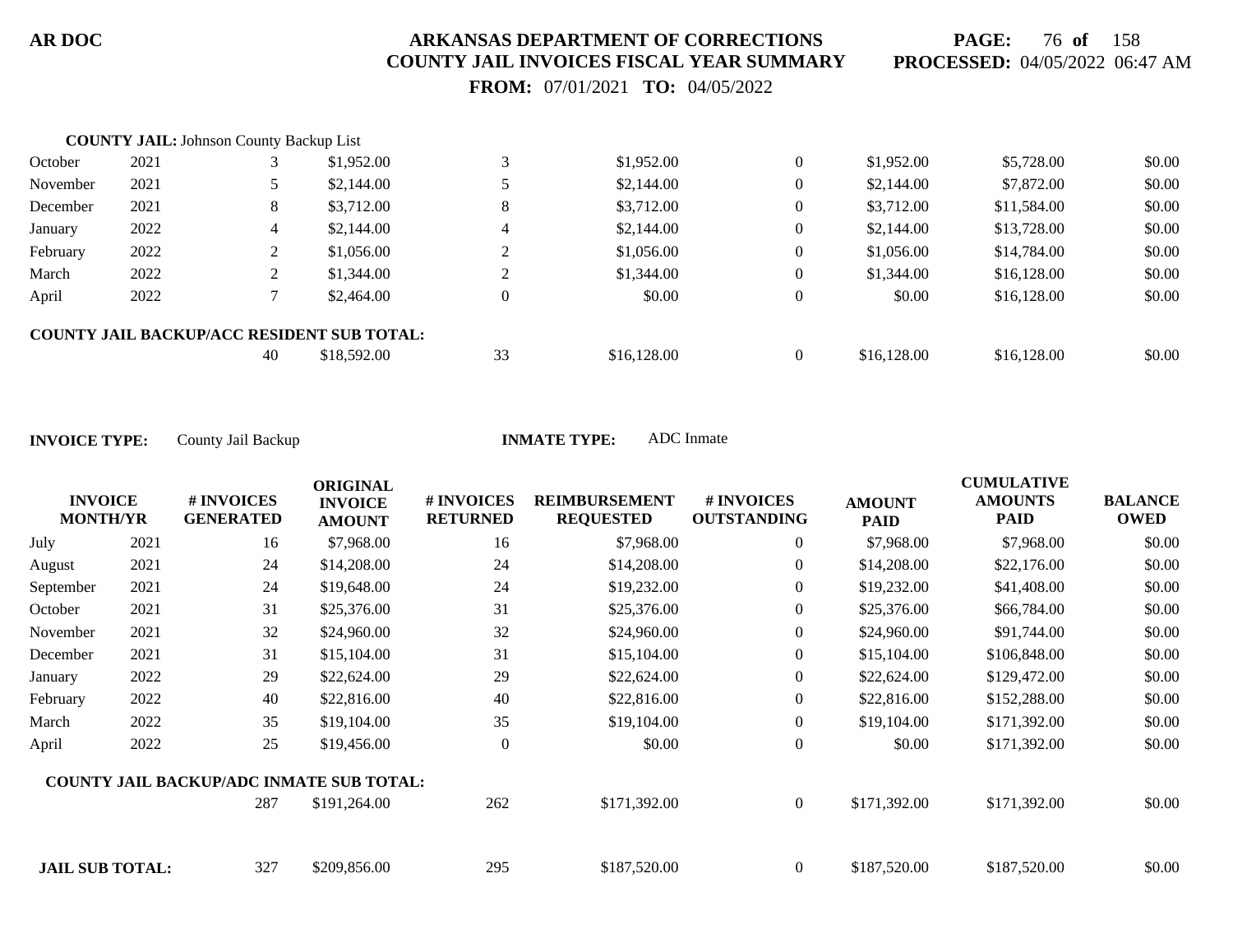**AR DOC** | **ARKANSAS DEPARTMENT OF CORRECTIONS**
**COUNTY JAIL INVOICES FISCAL YEAR SUMMARY**
**FROM:** 07/01/2021 **TO:** 04/05/2022

**PROCESSED:** 04/05/2022 06:47 AM

**COUNTY JAIL:** Johnson County Backup List

| INVOICE MONTH/YR | | # INVOICES GENERATED | ORIGINAL INVOICE AMOUNT | # INVOICES RETURNED | REIMBURSEMENT REQUESTED | # INVOICES OUTSTANDING | AMOUNT PAID | CUMULATIVE AMOUNTS PAID | BALANCE OWED |
|---|---|---|---|---|---|---|---|---|---|
| October | 2021 | 3 | $1,952.00 | 3 | $1,952.00 | 0 | $1,952.00 | $5,728.00 | $0.00 |
| November | 2021 | 5 | $2,144.00 | 5 | $2,144.00 | 0 | $2,144.00 | $7,872.00 | $0.00 |
| December | 2021 | 8 | $3,712.00 | 8 | $3,712.00 | 0 | $3,712.00 | $11,584.00 | $0.00 |
| January | 2022 | 4 | $2,144.00 | 4 | $2,144.00 | 0 | $2,144.00 | $13,728.00 | $0.00 |
| February | 2022 | 2 | $1,056.00 | 2 | $1,056.00 | 0 | $1,056.00 | $14,784.00 | $0.00 |
| March | 2022 | 2 | $1,344.00 | 2 | $1,344.00 | 0 | $1,344.00 | $16,128.00 | $0.00 |
| April | 2022 | 7 | $2,464.00 | 0 | $0.00 | 0 | $0.00 | $16,128.00 | $0.00 |
| **COUNTY JAIL BACKUP/ACC RESIDENT SUB TOTAL:** | | 40 | $18,592.00 | 33 | $16,128.00 | 0 | $16,128.00 | $16,128.00 | $0.00 |

**INVOICE TYPE:** County Jail Backup **INMATE TYPE:** ADC Inmate

| INVOICE MONTH/YR | | # INVOICES GENERATED | ORIGINAL INVOICE AMOUNT | # INVOICES RETURNED | REIMBURSEMENT REQUESTED | # INVOICES OUTSTANDING | AMOUNT PAID | CUMULATIVE AMOUNTS PAID | BALANCE OWED |
|---|---|---|---|---|---|---|---|---|---|
| July | 2021 | 16 | $7,968.00 | 16 | $7,968.00 | 0 | $7,968.00 | $7,968.00 | $0.00 |
| August | 2021 | 24 | $14,208.00 | 24 | $14,208.00 | 0 | $14,208.00 | $22,176.00 | $0.00 |
| September | 2021 | 24 | $19,648.00 | 24 | $19,232.00 | 0 | $19,232.00 | $41,408.00 | $0.00 |
| October | 2021 | 31 | $25,376.00 | 31 | $25,376.00 | 0 | $25,376.00 | $66,784.00 | $0.00 |
| November | 2021 | 32 | $24,960.00 | 32 | $24,960.00 | 0 | $24,960.00 | $91,744.00 | $0.00 |
| December | 2021 | 31 | $15,104.00 | 31 | $15,104.00 | 0 | $15,104.00 | $106,848.00 | $0.00 |
| January | 2022 | 29 | $22,624.00 | 29 | $22,624.00 | 0 | $22,624.00 | $129,472.00 | $0.00 |
| February | 2022 | 40 | $22,816.00 | 40 | $22,816.00 | 0 | $22,816.00 | $152,288.00 | $0.00 |
| March | 2022 | 35 | $19,104.00 | 35 | $19,104.00 | 0 | $19,104.00 | $171,392.00 | $0.00 |
| April | 2022 | 25 | $19,456.00 | 0 | $0.00 | 0 | $0.00 | $171,392.00 | $0.00 |
| **COUNTY JAIL BACKUP/ADC INMATE SUB TOTAL:** | | 287 | $191,264.00 | 262 | $171,392.00 | 0 | $171,392.00 | $171,392.00 | $0.00 |
| **JAIL SUB TOTAL:** | | 327 | $209,856.00 | 295 | $187,520.00 | 0 | $187,520.00 | $187,520.00 | $0.00 |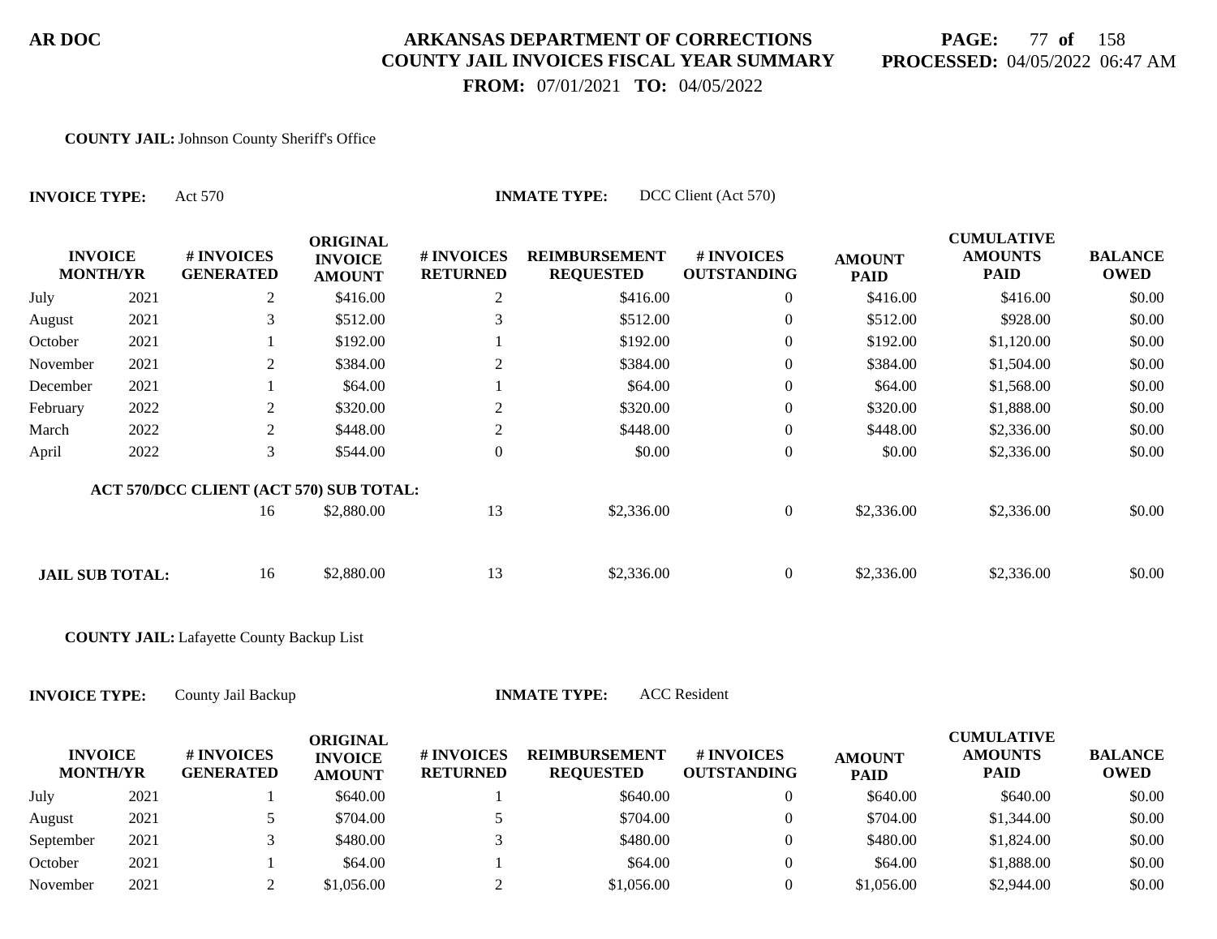**AR DOC**

# ARKANSAS DEPARTMENT OF CORRECTIONS
## COUNTY JAIL INVOICES FISCAL YEAR SUMMARY

**FROM:** 07/01/2021 **TO:** 04/05/2022

**PROCESSED:** 04/05/2022 06:47 AM

**COUNTY JAIL:** Johnson County Sheriff's Office

**INVOICE TYPE:** Act 570 **INMATE TYPE:** DCC Client (Act 570)

| INVOICE MONTH/YR | | # INVOICES GENERATED | ORIGINAL INVOICE AMOUNT | # INVOICES RETURNED | REIMBURSEMENT REQUESTED | # INVOICES OUTSTANDING | AMOUNT PAID | CUMULATIVE AMOUNTS PAID | BALANCE OWED |
|---|---|---|---|---|---|---|---|---|---|
| July | 2021 | 2 | $416.00 | 2 | $416.00 | 0 | $416.00 | $416.00 | $0.00 |
| August | 2021 | 3 | $512.00 | 3 | $512.00 | 0 | $512.00 | $928.00 | $0.00 |
| October | 2021 | 1 | $192.00 | 1 | $192.00 | 0 | $192.00 | $1,120.00 | $0.00 |
| November | 2021 | 2 | $384.00 | 2 | $384.00 | 0 | $384.00 | $1,504.00 | $0.00 |
| December | 2021 | 1 | $64.00 | 1 | $64.00 | 0 | $64.00 | $1,568.00 | $0.00 |
| February | 2022 | 2 | $320.00 | 2 | $320.00 | 0 | $320.00 | $1,888.00 | $0.00 |
| March | 2022 | 2 | $448.00 | 2 | $448.00 | 0 | $448.00 | $2,336.00 | $0.00 |
| April | 2022 | 3 | $544.00 | 0 | $0.00 | 0 | $0.00 | $2,336.00 | $0.00 |
| **ACT 570/DCC CLIENT (ACT 570) SUB TOTAL:** | | 16 | $2,880.00 | 13 | $2,336.00 | 0 | $2,336.00 | $2,336.00 | $0.00 |
| **JAIL SUB TOTAL:** | | 16 | $2,880.00 | 13 | $2,336.00 | 0 | $2,336.00 | $2,336.00 | $0.00 |

**COUNTY JAIL:** Lafayette County Backup List

**INVOICE TYPE:** County Jail Backup **INMATE TYPE:** ACC Resident

| INVOICE MONTH/YR | | # INVOICES GENERATED | ORIGINAL INVOICE AMOUNT | # INVOICES RETURNED | REIMBURSEMENT REQUESTED | # INVOICES OUTSTANDING | AMOUNT PAID | CUMULATIVE AMOUNTS PAID | BALANCE OWED |
|---|---|---|---|---|---|---|---|---|---|
| July | 2021 | 1 | $640.00 | 1 | $640.00 | 0 | $640.00 | $640.00 | $0.00 |
| August | 2021 | 5 | $704.00 | 5 | $704.00 | 0 | $704.00 | $1,344.00 | $0.00 |
| September | 2021 | 3 | $480.00 | 3 | $480.00 | 0 | $480.00 | $1,824.00 | $0.00 |
| October | 2021 | 1 | $64.00 | 1 | $64.00 | 0 | $64.00 | $1,888.00 | $0.00 |
| November | 2021 | 2 | $1,056.00 | 2 | $1,056.00 | 0 | $1,056.00 | $2,944.00 | $0.00 |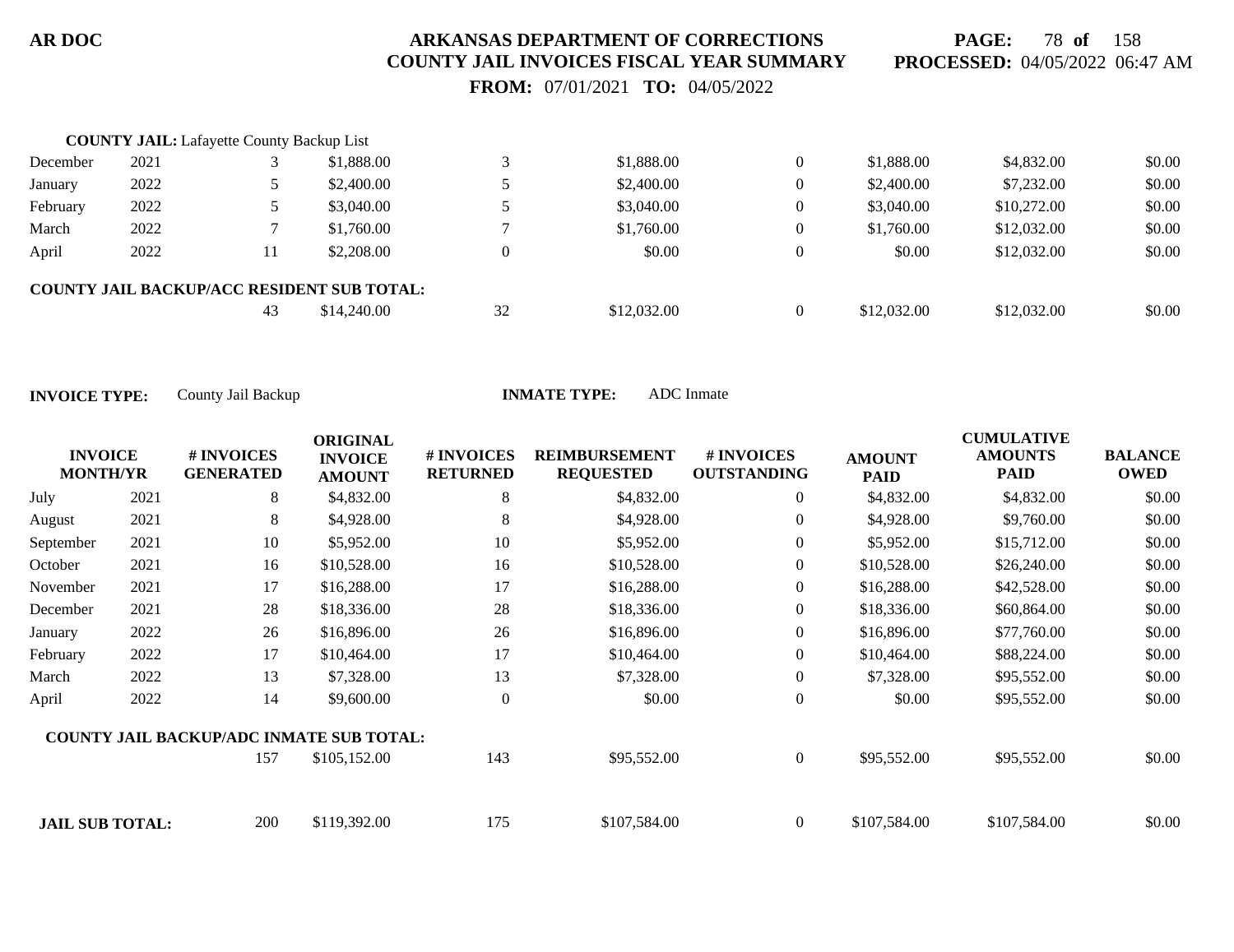**COUNTY JAIL:** Lafayette County Backup List

| INVOICE MONTH/YR | | # INVOICES GENERATED | ORIGINAL INVOICE AMOUNT | # INVOICES RETURNED | REIMBURSEMENT REQUESTED | # INVOICES OUTSTANDING | AMOUNT PAID | CUMULATIVE AMOUNTS PAID | BALANCE OWED |
|---|---|---|---|---|---|---|---|---|---|
| December | 2021 | 3 | $1,888.00 | 3 | $1,888.00 | 0 | $1,888.00 | $4,832.00 | $0.00 |
| January | 2022 | 5 | $2,400.00 | 5 | $2,400.00 | 0 | $2,400.00 | $7,232.00 | $0.00 |
| February | 2022 | 5 | $3,040.00 | 5 | $3,040.00 | 0 | $3,040.00 | $10,272.00 | $0.00 |
| March | 2022 | 7 | $1,760.00 | 7 | $1,760.00 | 0 | $1,760.00 | $12,032.00 | $0.00 |
| April | 2022 | 11 | $2,208.00 | 0 | $0.00 | 0 | $0.00 | $12,032.00 | $0.00 |
| **COUNTY JAIL BACKUP/ACC RESIDENT SUB TOTAL:** | | 43 | $14,240.00 | 32 | $12,032.00 | 0 | $12,032.00 | $12,032.00 | $0.00 |

**INVOICE TYPE:** County Jail Backup **INMATE TYPE:** ADC Inmate

| INVOICE MONTH/YR | | # INVOICES GENERATED | ORIGINAL INVOICE AMOUNT | # INVOICES RETURNED | REIMBURSEMENT REQUESTED | # INVOICES OUTSTANDING | AMOUNT PAID | CUMULATIVE AMOUNTS PAID | BALANCE OWED |
|---|---|---|---|---|---|---|---|---|---|
| July | 2021 | 8 | $4,832.00 | 8 | $4,832.00 | 0 | $4,832.00 | $4,832.00 | $0.00 |
| August | 2021 | 8 | $4,928.00 | 8 | $4,928.00 | 0 | $4,928.00 | $9,760.00 | $0.00 |
| September | 2021 | 10 | $5,952.00 | 10 | $5,952.00 | 0 | $5,952.00 | $15,712.00 | $0.00 |
| October | 2021 | 16 | $10,528.00 | 16 | $10,528.00 | 0 | $10,528.00 | $26,240.00 | $0.00 |
| November | 2021 | 17 | $16,288.00 | 17 | $16,288.00 | 0 | $16,288.00 | $42,528.00 | $0.00 |
| December | 2021 | 28 | $18,336.00 | 28 | $18,336.00 | 0 | $18,336.00 | $60,864.00 | $0.00 |
| January | 2022 | 26 | $16,896.00 | 26 | $16,896.00 | 0 | $16,896.00 | $77,760.00 | $0.00 |
| February | 2022 | 17 | $10,464.00 | 17 | $10,464.00 | 0 | $10,464.00 | $88,224.00 | $0.00 |
| March | 2022 | 13 | $7,328.00 | 13 | $7,328.00 | 0 | $7,328.00 | $95,552.00 | $0.00 |
| April | 2022 | 14 | $9,600.00 | 0 | $0.00 | 0 | $0.00 | $95,552.00 | $0.00 |
| **COUNTY JAIL BACKUP/ADC INMATE SUB TOTAL:** | | 157 | $105,152.00 | 143 | $95,552.00 | 0 | $95,552.00 | $95,552.00 | $0.00 |
| **JAIL SUB TOTAL:** | | 200 | $119,392.00 | 175 | $107,584.00 | 0 | $107,584.00 | $107,584.00 | $0.00 |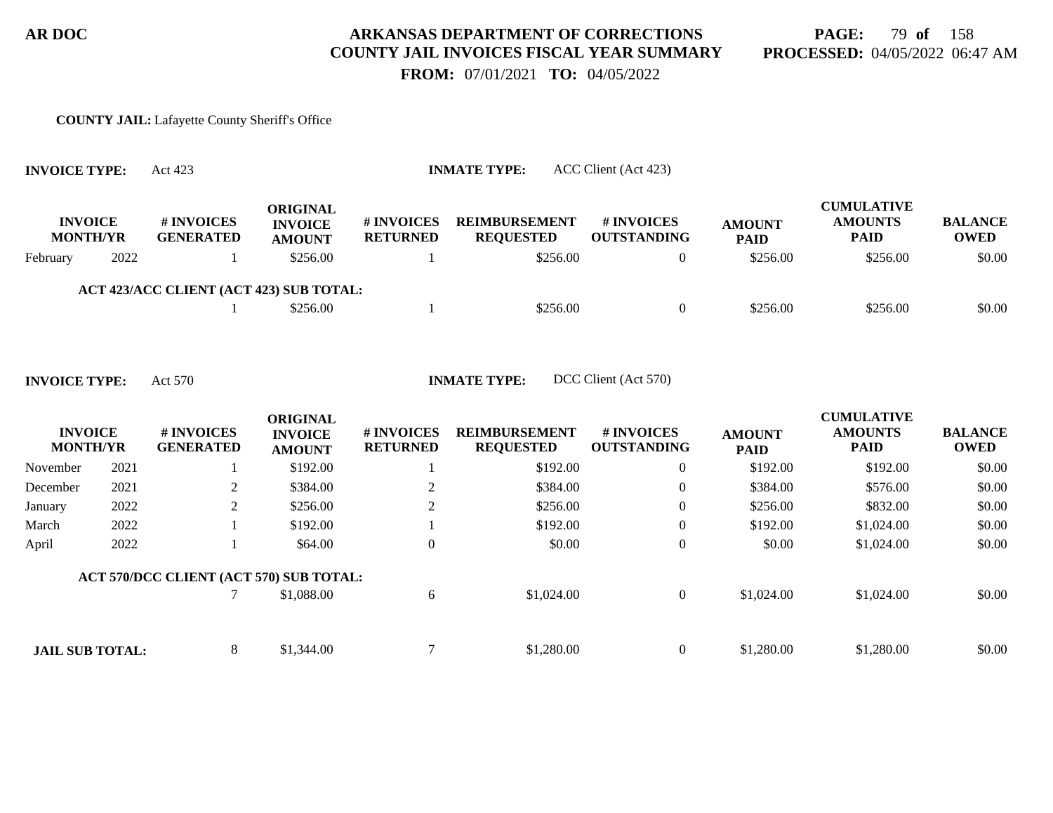AR DOC

# ARKANSAS DEPARTMENT OF CORRECTIONS
## COUNTY JAIL INVOICES FISCAL YEAR SUMMARY

**PROCESSED:** 04/05/2022 06:47 AM

**FROM:** 07/01/2021 **TO:** 04/05/2022

**COUNTY JAIL:** Lafayette County Sheriff's Office

**INVOICE TYPE:** Act 423 **INMATE TYPE:** ACC Client (Act 423)

| INVOICE MONTH/YR | | # INVOICES GENERATED | ORIGINAL INVOICE AMOUNT | # INVOICES RETURNED | REIMBURSEMENT REQUESTED | # INVOICES OUTSTANDING | AMOUNT PAID | CUMULATIVE AMOUNTS PAID | BALANCE OWED |
|---|---|---|---|---|---|---|---|---|---|
| February | 2022 | 1 | $256.00 | 1 | $256.00 | 0 | $256.00 | $256.00 | $0.00 |
| **ACT 423/ACC CLIENT (ACT 423) SUB TOTAL:** | | 1 | $256.00 | 1 | $256.00 | 0 | $256.00 | $256.00 | $0.00 |

**INVOICE TYPE:** Act 570 **INMATE TYPE:** DCC Client (Act 570)

| INVOICE MONTH/YR | | # INVOICES GENERATED | ORIGINAL INVOICE AMOUNT | # INVOICES RETURNED | REIMBURSEMENT REQUESTED | # INVOICES OUTSTANDING | AMOUNT PAID | CUMULATIVE AMOUNTS PAID | BALANCE OWED |
|---|---|---|---|---|---|---|---|---|---|
| November | 2021 | 1 | $192.00 | 1 | $192.00 | 0 | $192.00 | $192.00 | $0.00 |
| December | 2021 | 2 | $384.00 | 2 | $384.00 | 0 | $384.00 | $576.00 | $0.00 |
| January | 2022 | 2 | $256.00 | 2 | $256.00 | 0 | $256.00 | $832.00 | $0.00 |
| March | 2022 | 1 | $192.00 | 1 | $192.00 | 0 | $192.00 | $1,024.00 | $0.00 |
| April | 2022 | 1 | $64.00 | 0 | $0.00 | 0 | $0.00 | $1,024.00 | $0.00 |
| **ACT 570/DCC CLIENT (ACT 570) SUB TOTAL:** | | 7 | $1,088.00 | 6 | $1,024.00 | 0 | $1,024.00 | $1,024.00 | $0.00 |
| **JAIL SUB TOTAL:** | | 8 | $1,344.00 | 7 | $1,280.00 | 0 | $1,280.00 | $1,280.00 | $0.00 |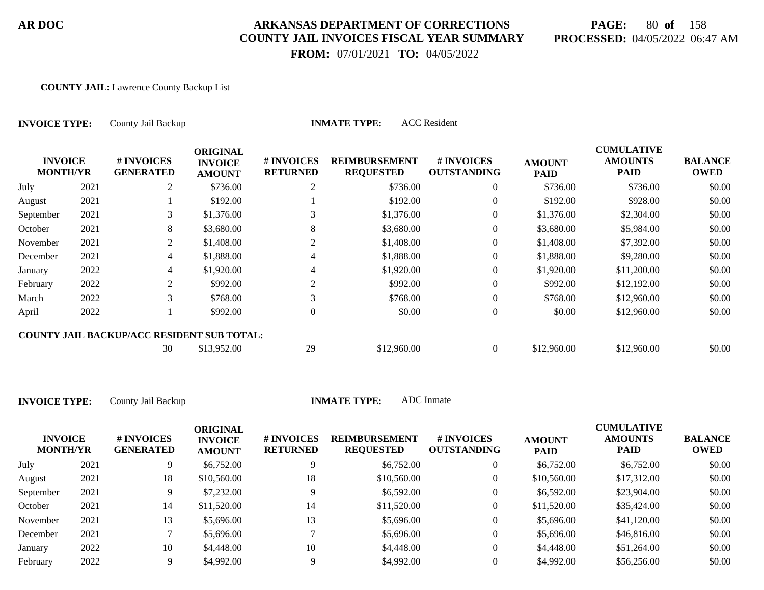**AR DOC**

**ARKANSAS DEPARTMENT OF CORRECTIONS**
**COUNTY JAIL INVOICES FISCAL YEAR SUMMARY**
**FROM:** 07/01/2021 **TO:** 04/05/2022

**PROCESSED:** 04/05/2022 06:47 AM

**COUNTY JAIL:** Lawrence County Backup List

**INVOICE TYPE:** County Jail Backup **INMATE TYPE:** ACC Resident

| INVOICE MONTH/YR | | # INVOICES GENERATED | ORIGINAL INVOICE AMOUNT | # INVOICES RETURNED | REIMBURSEMENT REQUESTED | # INVOICES OUTSTANDING | AMOUNT PAID | CUMULATIVE AMOUNTS PAID | BALANCE OWED |
|---|---|---|---|---|---|---|---|---|---|
| July | 2021 | 2 | $736.00 | 2 | $736.00 | 0 | $736.00 | $736.00 | $0.00 |
| August | 2021 | 1 | $192.00 | 1 | $192.00 | 0 | $192.00 | $928.00 | $0.00 |
| September | 2021 | 3 | $1,376.00 | 3 | $1,376.00 | 0 | $1,376.00 | $2,304.00 | $0.00 |
| October | 2021 | 8 | $3,680.00 | 8 | $3,680.00 | 0 | $3,680.00 | $5,984.00 | $0.00 |
| November | 2021 | 2 | $1,408.00 | 2 | $1,408.00 | 0 | $1,408.00 | $7,392.00 | $0.00 |
| December | 2021 | 4 | $1,888.00 | 4 | $1,888.00 | 0 | $1,888.00 | $9,280.00 | $0.00 |
| January | 2022 | 4 | $1,920.00 | 4 | $1,920.00 | 0 | $1,920.00 | $11,200.00 | $0.00 |
| February | 2022 | 2 | $992.00 | 2 | $992.00 | 0 | $992.00 | $12,192.00 | $0.00 |
| March | 2022 | 3 | $768.00 | 3 | $768.00 | 0 | $768.00 | $12,960.00 | $0.00 |
| April | 2022 | 1 | $992.00 | 0 | $0.00 | 0 | $0.00 | $12,960.00 | $0.00 |
| **COUNTY JAIL BACKUP/ACC RESIDENT SUB TOTAL:** | | 30 | $13,952.00 | 29 | $12,960.00 | 0 | $12,960.00 | $12,960.00 | $0.00 |

**INVOICE TYPE:** County Jail Backup **INMATE TYPE:** ADC Inmate

| INVOICE MONTH/YR | | # INVOICES GENERATED | ORIGINAL INVOICE AMOUNT | # INVOICES RETURNED | REIMBURSEMENT REQUESTED | # INVOICES OUTSTANDING | AMOUNT PAID | CUMULATIVE AMOUNTS PAID | BALANCE OWED |
|---|---|---|---|---|---|---|---|---|---|
| July | 2021 | 9 | $6,752.00 | 9 | $6,752.00 | 0 | $6,752.00 | $6,752.00 | $0.00 |
| August | 2021 | 18 | $10,560.00 | 18 | $10,560.00 | 0 | $10,560.00 | $17,312.00 | $0.00 |
| September | 2021 | 9 | $7,232.00 | 9 | $6,592.00 | 0 | $6,592.00 | $23,904.00 | $0.00 |
| October | 2021 | 14 | $11,520.00 | 14 | $11,520.00 | 0 | $11,520.00 | $35,424.00 | $0.00 |
| November | 2021 | 13 | $5,696.00 | 13 | $5,696.00 | 0 | $5,696.00 | $41,120.00 | $0.00 |
| December | 2021 | 7 | $5,696.00 | 7 | $5,696.00 | 0 | $5,696.00 | $46,816.00 | $0.00 |
| January | 2022 | 10 | $4,448.00 | 10 | $4,448.00 | 0 | $4,448.00 | $51,264.00 | $0.00 |
| February | 2022 | 9 | $4,992.00 | 9 | $4,992.00 | 0 | $4,992.00 | $56,256.00 | $0.00 |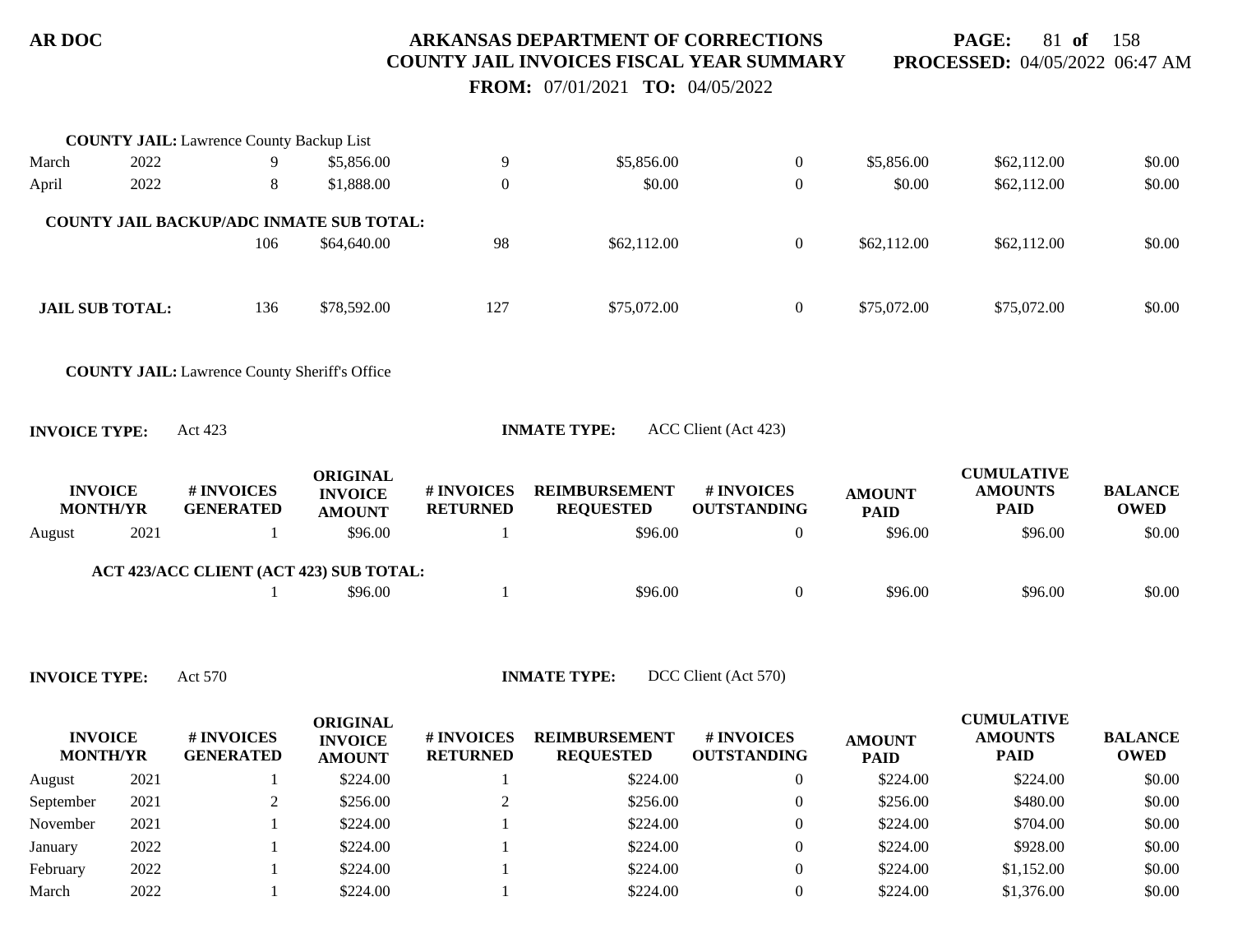**COUNTY JAIL:** Lawrence County Backup List

| | | | | | | | | | |
|---|---|---|---|---|---|---|---|---|---|
| March | 2022 | 9 | $5,856.00 | 9 | $5,856.00 | 0 | $5,856.00 | $62,112.00 | $0.00 |
| April | 2022 | 8 | $1,888.00 | 0 | $0.00 | 0 | $0.00 | $62,112.00 | $0.00 |

**COUNTY JAIL BACKUP/ADC INMATE SUB TOTAL:**

| | | | | | | | | | |
|---|---|---|---|---|---|---|---|---|---|
| | | 106 | $64,640.00 | 98 | $62,112.00 | 0 | $62,112.00 | $62,112.00 | $0.00 |

| | | | | | | | | | |
|---|---|---|---|---|---|---|---|---|---|
| **JAIL SUB TOTAL:** | | 136 | $78,592.00 | 127 | $75,072.00 | 0 | $75,072.00 | $75,072.00 | $0.00 |

**COUNTY JAIL:** Lawrence County Sheriff's Office

**INVOICE TYPE:** Act 423 **INMATE TYPE:** ACC Client (Act 423)

| INVOICE MONTH/YR | | # INVOICES GENERATED | ORIGINAL INVOICE AMOUNT | # INVOICES RETURNED | REIMBURSEMENT REQUESTED | # INVOICES OUTSTANDING | AMOUNT PAID | CUMULATIVE AMOUNTS PAID | BALANCE OWED |
|---|---|---|---|---|---|---|---|---|---|
| August | 2021 | 1 | $96.00 | 1 | $96.00 | 0 | $96.00 | $96.00 | $0.00 |

**ACT 423/ACC CLIENT (ACT 423) SUB TOTAL:**

| | | | | | | | | | |
|---|---|---|---|---|---|---|---|---|---|
| | | 1 | $96.00 | 1 | $96.00 | 0 | $96.00 | $96.00 | $0.00 |

**INVOICE TYPE:** Act 570 **INMATE TYPE:** DCC Client (Act 570)

| INVOICE MONTH/YR | | # INVOICES GENERATED | ORIGINAL INVOICE AMOUNT | # INVOICES RETURNED | REIMBURSEMENT REQUESTED | # INVOICES OUTSTANDING | AMOUNT PAID | CUMULATIVE AMOUNTS PAID | BALANCE OWED |
|---|---|---|---|---|---|---|---|---|---|
| August | 2021 | 1 | $224.00 | 1 | $224.00 | 0 | $224.00 | $224.00 | $0.00 |
| September | 2021 | 2 | $256.00 | 2 | $256.00 | 0 | $256.00 | $480.00 | $0.00 |
| November | 2021 | 1 | $224.00 | 1 | $224.00 | 0 | $224.00 | $704.00 | $0.00 |
| January | 2022 | 1 | $224.00 | 1 | $224.00 | 0 | $224.00 | $928.00 | $0.00 |
| February | 2022 | 1 | $224.00 | 1 | $224.00 | 0 | $224.00 | $1,152.00 | $0.00 |
| March | 2022 | 1 | $224.00 | 1 | $224.00 | 0 | $224.00 | $1,376.00 | $0.00 |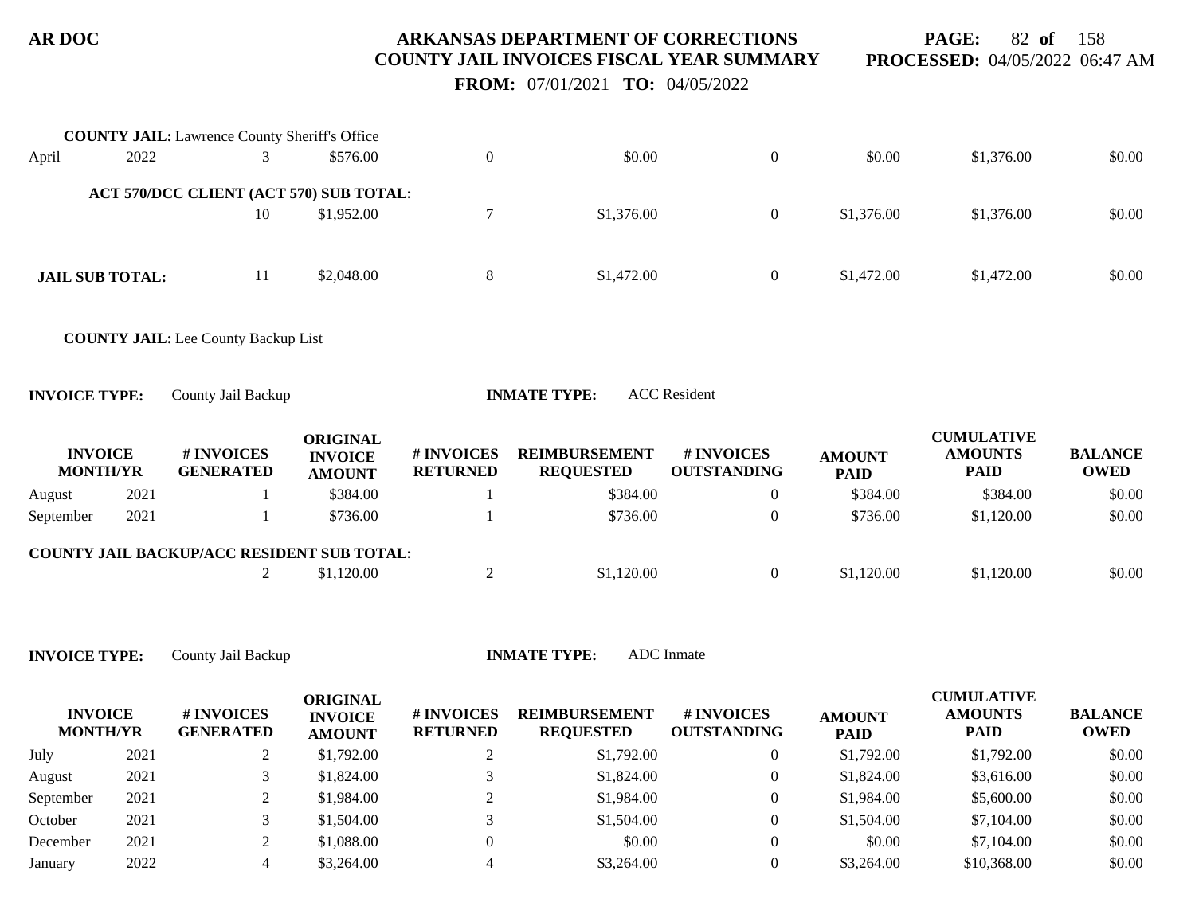**COUNTY JAIL:** Lawrence County Sheriff's Office

| | | | | | | | | | |
|---|---|---|---|---|---|---|---|---|---|
| April | 2022 | 3 | $576.00 | 0 | $0.00 | 0 | $0.00 | $1,376.00 | $0.00 |

**ACT 570/DCC CLIENT (ACT 570) SUB TOTAL:**

| | | | | | | | | |
|---|---|---|---|---|---|---|---|---|
| | 10 | $1,952.00 | 7 | $1,376.00 | 0 | $1,376.00 | $1,376.00 | $0.00 |

**JAIL SUB TOTAL:**

| | | | | | | | | |
|---|---|---|---|---|---|---|---|---|
| | 11 | $2,048.00 | 8 | $1,472.00 | 0 | $1,472.00 | $1,472.00 | $0.00 |

**COUNTY JAIL:** Lee County Backup List

**INVOICE TYPE:** County Jail Backup **INMATE TYPE:** ACC Resident

| INVOICE MONTH/YR | | # INVOICES GENERATED | ORIGINAL INVOICE AMOUNT | # INVOICES RETURNED | REIMBURSEMENT REQUESTED | # INVOICES OUTSTANDING | AMOUNT PAID | CUMULATIVE AMOUNTS PAID | BALANCE OWED |
|---|---|---|---|---|---|---|---|---|---|
| August | 2021 | 1 | $384.00 | 1 | $384.00 | 0 | $384.00 | $384.00 | $0.00 |
| September | 2021 | 1 | $736.00 | 1 | $736.00 | 0 | $736.00 | $1,120.00 | $0.00 |

**COUNTY JAIL BACKUP/ACC RESIDENT SUB TOTAL:**

| | | | | | | | | |
|---|---|---|---|---|---|---|---|---|
| | 2 | $1,120.00 | 2 | $1,120.00 | 0 | $1,120.00 | $1,120.00 | $0.00 |

**INVOICE TYPE:** County Jail Backup **INMATE TYPE:** ADC Inmate

| INVOICE MONTH/YR | | # INVOICES GENERATED | ORIGINAL INVOICE AMOUNT | # INVOICES RETURNED | REIMBURSEMENT REQUESTED | # INVOICES OUTSTANDING | AMOUNT PAID | CUMULATIVE AMOUNTS PAID | BALANCE OWED |
|---|---|---|---|---|---|---|---|---|---|
| July | 2021 | 2 | $1,792.00 | 2 | $1,792.00 | 0 | $1,792.00 | $1,792.00 | $0.00 |
| August | 2021 | 3 | $1,824.00 | 3 | $1,824.00 | 0 | $1,824.00 | $3,616.00 | $0.00 |
| September | 2021 | 2 | $1,984.00 | 2 | $1,984.00 | 0 | $1,984.00 | $5,600.00 | $0.00 |
| October | 2021 | 3 | $1,504.00 | 3 | $1,504.00 | 0 | $1,504.00 | $7,104.00 | $0.00 |
| December | 2021 | 2 | $1,088.00 | 0 | $0.00 | 0 | $0.00 | $7,104.00 | $0.00 |
| January | 2022 | 4 | $3,264.00 | 4 | $3,264.00 | 0 | $3,264.00 | $10,368.00 | $0.00 |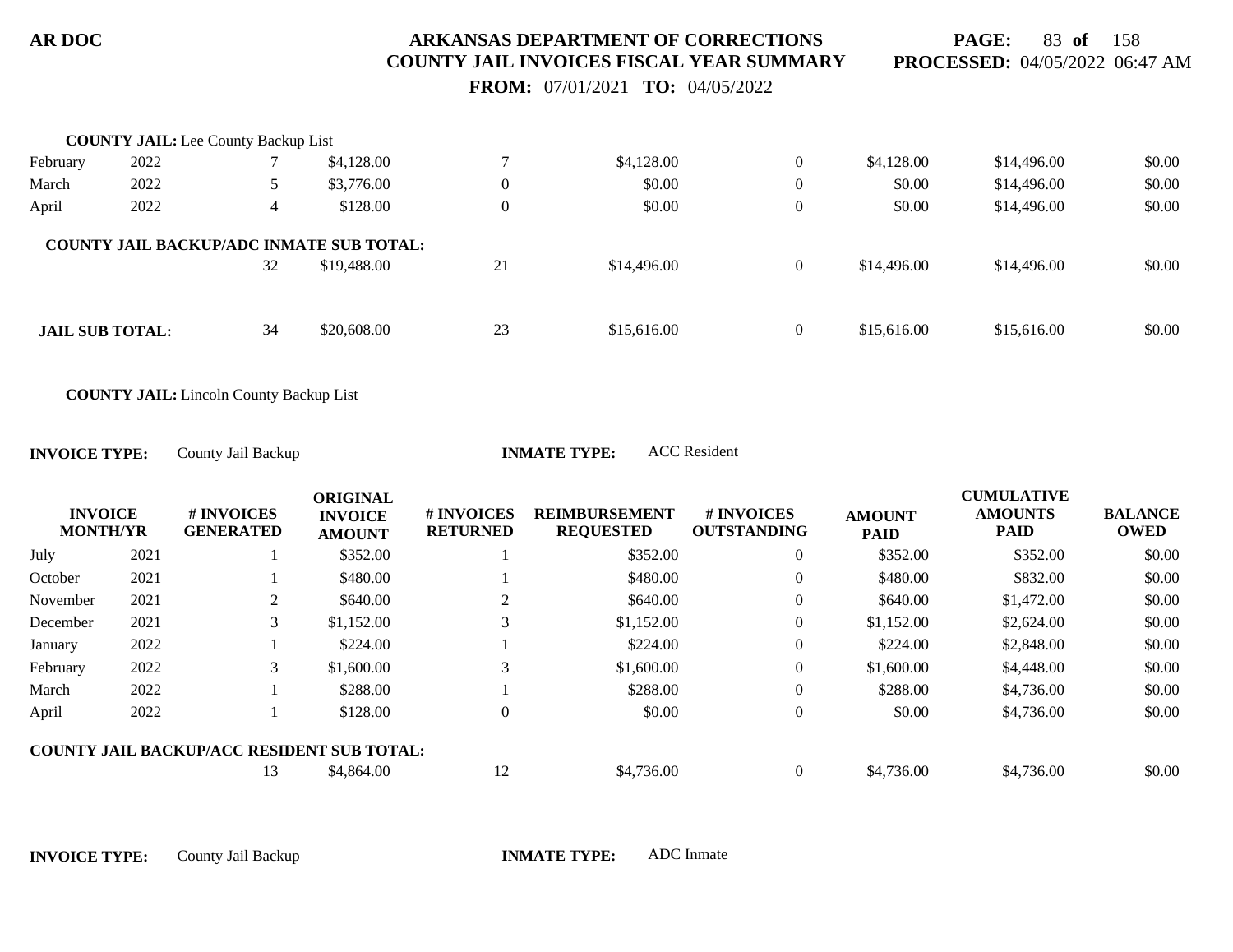**COUNTY JAIL:** Lee County Backup List

| | | | | | | | | | |
|---|---|---|---|---|---|---|---|---|---|
| February | 2022 | 7 | $4,128.00 | 7 | $4,128.00 | 0 | $4,128.00 | $14,496.00 | $0.00 |
| March | 2022 | 5 | $3,776.00 | 0 | $0.00 | 0 | $0.00 | $14,496.00 | $0.00 |
| April | 2022 | 4 | $128.00 | 0 | $0.00 | 0 | $0.00 | $14,496.00 | $0.00 |
| **COUNTY JAIL BACKUP/ADC INMATE SUB TOTAL:** | | | | | | | | | |
| | | 32 | $19,488.00 | 21 | $14,496.00 | 0 | $14,496.00 | $14,496.00 | $0.00 |
| **JAIL SUB TOTAL:** | | 34 | $20,608.00 | 23 | $15,616.00 | 0 | $15,616.00 | $15,616.00 | $0.00 |

**COUNTY JAIL:** Lincoln County Backup List

**INVOICE TYPE:** County Jail Backup **INMATE TYPE:** ACC Resident

| INVOICE MONTH/YR | | # INVOICES GENERATED | ORIGINAL INVOICE AMOUNT | # INVOICES RETURNED | REIMBURSEMENT REQUESTED | # INVOICES OUTSTANDING | AMOUNT PAID | CUMULATIVE AMOUNTS PAID | BALANCE OWED |
|---|---|---|---|---|---|---|---|---|---|
| July | 2021 | 1 | $352.00 | 1 | $352.00 | 0 | $352.00 | $352.00 | $0.00 |
| October | 2021 | 1 | $480.00 | 1 | $480.00 | 0 | $480.00 | $832.00 | $0.00 |
| November | 2021 | 2 | $640.00 | 2 | $640.00 | 0 | $640.00 | $1,472.00 | $0.00 |
| December | 2021 | 3 | $1,152.00 | 3 | $1,152.00 | 0 | $1,152.00 | $2,624.00 | $0.00 |
| January | 2022 | 1 | $224.00 | 1 | $224.00 | 0 | $224.00 | $2,848.00 | $0.00 |
| February | 2022 | 3 | $1,600.00 | 3 | $1,600.00 | 0 | $1,600.00 | $4,448.00 | $0.00 |
| March | 2022 | 1 | $288.00 | 1 | $288.00 | 0 | $288.00 | $4,736.00 | $0.00 |
| April | 2022 | 1 | $128.00 | 0 | $0.00 | 0 | $0.00 | $4,736.00 | $0.00 |
| **COUNTY JAIL BACKUP/ACC RESIDENT SUB TOTAL:** | | | | | | | | | |
| | | 13 | $4,864.00 | 12 | $4,736.00 | 0 | $4,736.00 | $4,736.00 | $0.00 |

**INVOICE TYPE:** County Jail Backup **INMATE TYPE:** ADC Inmate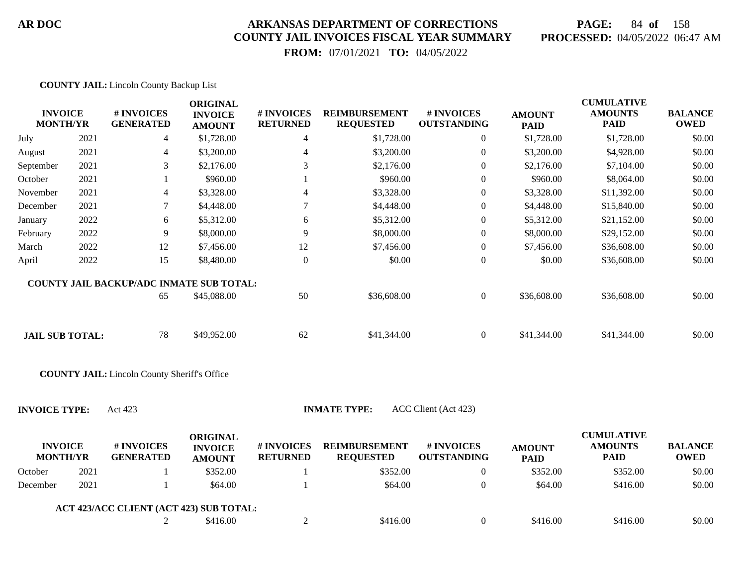**COUNTY JAIL:** Lincoln County Backup List

| INVOICE MONTH/YR | | # INVOICES GENERATED | ORIGINAL INVOICE AMOUNT | # INVOICES RETURNED | REIMBURSEMENT REQUESTED | # INVOICES OUTSTANDING | AMOUNT PAID | CUMULATIVE AMOUNTS PAID | BALANCE OWED |
|---|---|---|---|---|---|---|---|---|---|
| July | 2021 | 4 | $1,728.00 | 4 | $1,728.00 | 0 | $1,728.00 | $1,728.00 | $0.00 |
| August | 2021 | 4 | $3,200.00 | 4 | $3,200.00 | 0 | $3,200.00 | $4,928.00 | $0.00 |
| September | 2021 | 3 | $2,176.00 | 3 | $2,176.00 | 0 | $2,176.00 | $7,104.00 | $0.00 |
| October | 2021 | 1 | $960.00 | 1 | $960.00 | 0 | $960.00 | $8,064.00 | $0.00 |
| November | 2021 | 4 | $3,328.00 | 4 | $3,328.00 | 0 | $3,328.00 | $11,392.00 | $0.00 |
| December | 2021 | 7 | $4,448.00 | 7 | $4,448.00 | 0 | $4,448.00 | $15,840.00 | $0.00 |
| January | 2022 | 6 | $5,312.00 | 6 | $5,312.00 | 0 | $5,312.00 | $21,152.00 | $0.00 |
| February | 2022 | 9 | $8,000.00 | 9 | $8,000.00 | 0 | $8,000.00 | $29,152.00 | $0.00 |
| March | 2022 | 12 | $7,456.00 | 12 | $7,456.00 | 0 | $7,456.00 | $36,608.00 | $0.00 |
| April | 2022 | 15 | $8,480.00 | 0 | $0.00 | 0 | $0.00 | $36,608.00 | $0.00 |
| **COUNTY JAIL BACKUP/ADC INMATE SUB TOTAL:** | | 65 | $45,088.00 | 50 | $36,608.00 | 0 | $36,608.00 | $36,608.00 | $0.00 |
| **JAIL SUB TOTAL:** | | 78 | $49,952.00 | 62 | $41,344.00 | 0 | $41,344.00 | $41,344.00 | $0.00 |

**COUNTY JAIL:** Lincoln County Sheriff's Office

**INVOICE TYPE:** Act 423 **INMATE TYPE:** ACC Client (Act 423)

| INVOICE MONTH/YR | | # INVOICES GENERATED | ORIGINAL INVOICE AMOUNT | # INVOICES RETURNED | REIMBURSEMENT REQUESTED | # INVOICES OUTSTANDING | AMOUNT PAID | CUMULATIVE AMOUNTS PAID | BALANCE OWED |
|---|---|---|---|---|---|---|---|---|---|
| October | 2021 | 1 | $352.00 | 1 | $352.00 | 0 | $352.00 | $352.00 | $0.00 |
| December | 2021 | 1 | $64.00 | 1 | $64.00 | 0 | $64.00 | $416.00 | $0.00 |
| **ACT 423/ACC CLIENT (ACT 423) SUB TOTAL:** | | 2 | $416.00 | 2 | $416.00 | 0 | $416.00 | $416.00 | $0.00 |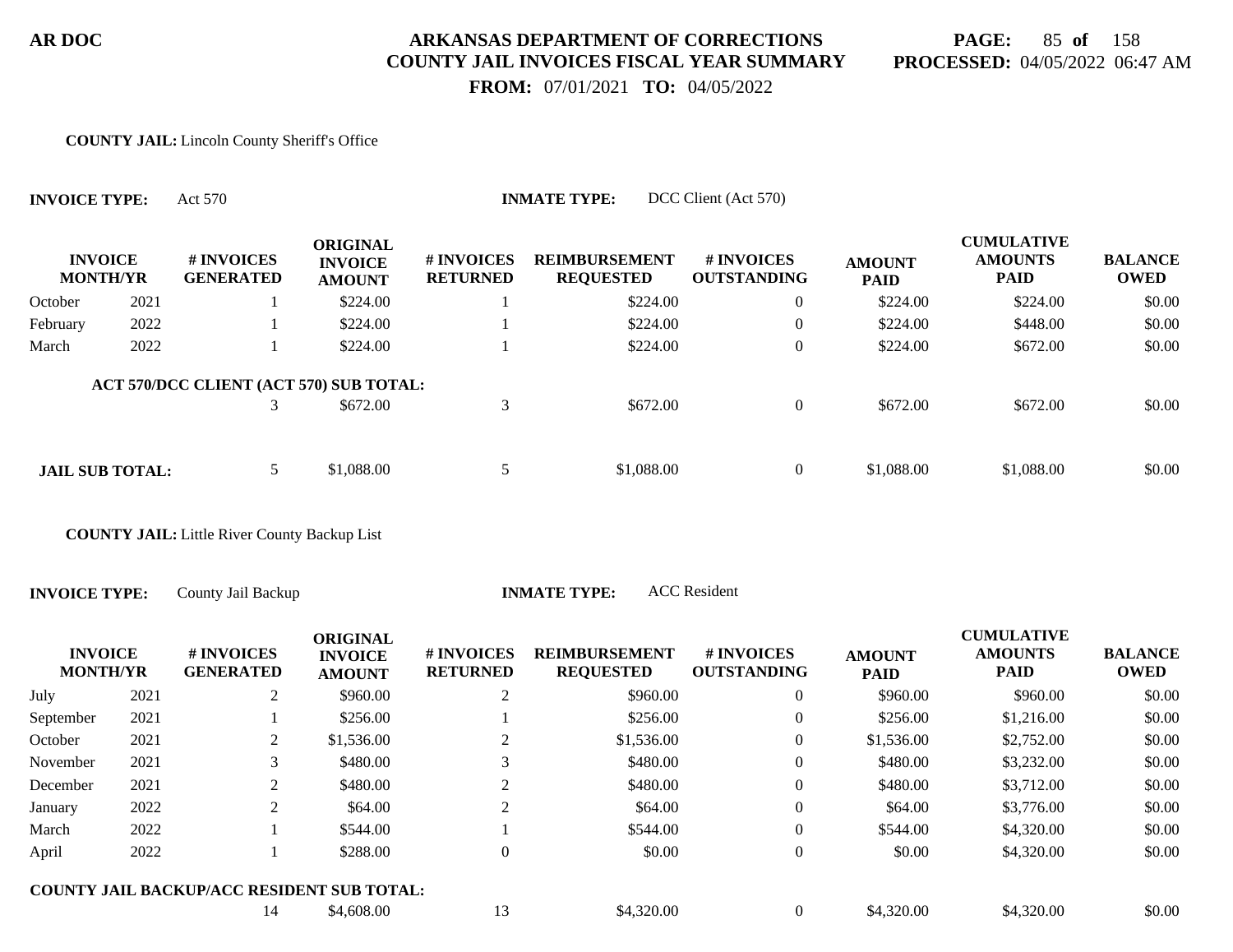**COUNTY JAIL:** Lincoln County Sheriff's Office

**INVOICE TYPE:** Act 570 **INMATE TYPE:** DCC Client (Act 570)

| INVOICE MONTH/YR | | # INVOICES GENERATED | ORIGINAL INVOICE AMOUNT | # INVOICES RETURNED | REIMBURSEMENT REQUESTED | # INVOICES OUTSTANDING | AMOUNT PAID | CUMULATIVE AMOUNTS PAID | BALANCE OWED |
|---|---|---|---|---|---|---|---|---|---|
| October | 2021 | 1 | $224.00 | 1 | $224.00 | 0 | $224.00 | $224.00 | $0.00 |
| February | 2022 | 1 | $224.00 | 1 | $224.00 | 0 | $224.00 | $448.00 | $0.00 |
| March | 2022 | 1 | $224.00 | 1 | $224.00 | 0 | $224.00 | $672.00 | $0.00 |
| **ACT 570/DCC CLIENT (ACT 570) SUB TOTAL:** | | 3 | $672.00 | 3 | $672.00 | 0 | $672.00 | $672.00 | $0.00 |
| **JAIL SUB TOTAL:** | | 5 | $1,088.00 | 5 | $1,088.00 | 0 | $1,088.00 | $1,088.00 | $0.00 |

**COUNTY JAIL:** Little River County Backup List

**INVOICE TYPE:** County Jail Backup **INMATE TYPE:** ACC Resident

| INVOICE MONTH/YR | | # INVOICES GENERATED | ORIGINAL INVOICE AMOUNT | # INVOICES RETURNED | REIMBURSEMENT REQUESTED | # INVOICES OUTSTANDING | AMOUNT PAID | CUMULATIVE AMOUNTS PAID | BALANCE OWED |
|---|---|---|---|---|---|---|---|---|---|
| July | 2021 | 2 | $960.00 | 2 | $960.00 | 0 | $960.00 | $960.00 | $0.00 |
| September | 2021 | 1 | $256.00 | 1 | $256.00 | 0 | $256.00 | $1,216.00 | $0.00 |
| October | 2021 | 2 | $1,536.00 | 2 | $1,536.00 | 0 | $1,536.00 | $2,752.00 | $0.00 |
| November | 2021 | 3 | $480.00 | 3 | $480.00 | 0 | $480.00 | $3,232.00 | $0.00 |
| December | 2021 | 2 | $480.00 | 2 | $480.00 | 0 | $480.00 | $3,712.00 | $0.00 |
| January | 2022 | 2 | $64.00 | 2 | $64.00 | 0 | $64.00 | $3,776.00 | $0.00 |
| March | 2022 | 1 | $544.00 | 1 | $544.00 | 0 | $544.00 | $4,320.00 | $0.00 |
| April | 2022 | 1 | $288.00 | 0 | $0.00 | 0 | $0.00 | $4,320.00 | $0.00 |
| **COUNTY JAIL BACKUP/ACC RESIDENT SUB TOTAL:** | | 14 | $4,608.00 | 13 | $4,320.00 | 0 | $4,320.00 | $4,320.00 | $0.00 |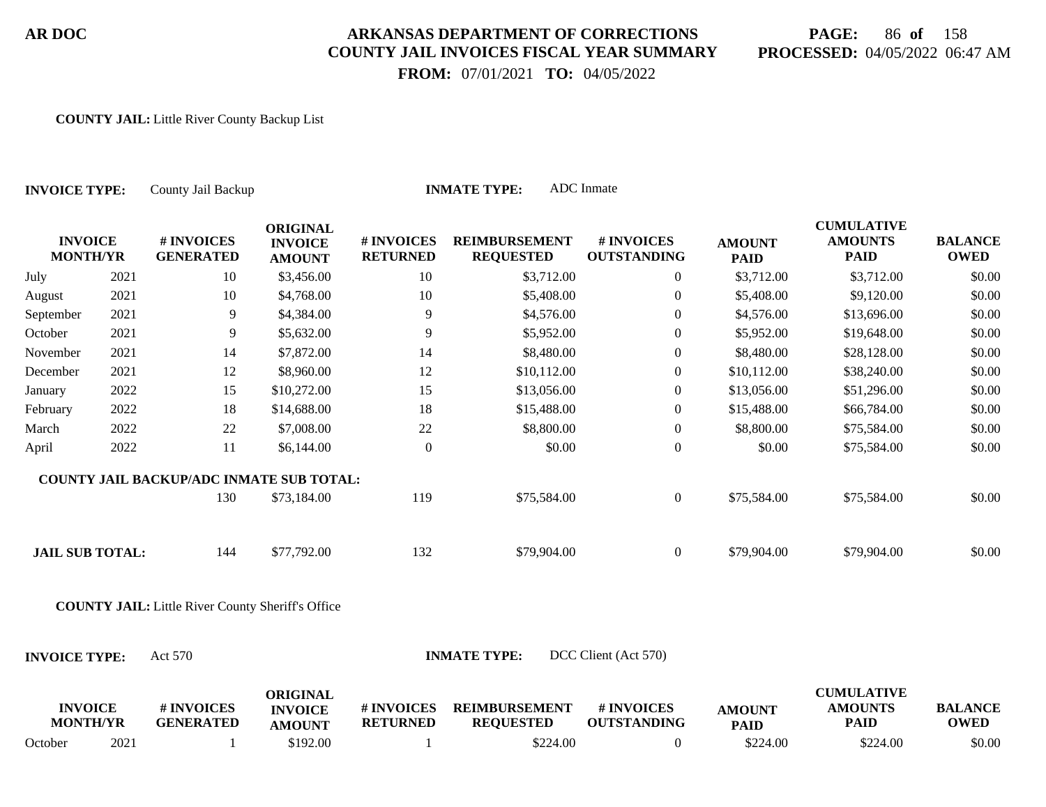AR DOC

# ARKANSAS DEPARTMENT OF CORRECTIONS
## COUNTY JAIL INVOICES FISCAL YEAR SUMMARY

**FROM:** 07/01/2021 **TO:** 04/05/2022

**PROCESSED:** 04/05/2022 06:47 AM

**COUNTY JAIL:** Little River County Backup List

**INVOICE TYPE:** County Jail Backup **INMATE TYPE:** ADC Inmate

| INVOICE MONTH/YR | | # INVOICES GENERATED | ORIGINAL INVOICE AMOUNT | # INVOICES RETURNED | REIMBURSEMENT REQUESTED | # INVOICES OUTSTANDING | AMOUNT PAID | CUMULATIVE AMOUNTS PAID | BALANCE OWED |
|---|---|---|---|---|---|---|---|---|---|
| July | 2021 | 10 | $3,456.00 | 10 | $3,712.00 | 0 | $3,712.00 | $3,712.00 | $0.00 |
| August | 2021 | 10 | $4,768.00 | 10 | $5,408.00 | 0 | $5,408.00 | $9,120.00 | $0.00 |
| September | 2021 | 9 | $4,384.00 | 9 | $4,576.00 | 0 | $4,576.00 | $13,696.00 | $0.00 |
| October | 2021 | 9 | $5,632.00 | 9 | $5,952.00 | 0 | $5,952.00 | $19,648.00 | $0.00 |
| November | 2021 | 14 | $7,872.00 | 14 | $8,480.00 | 0 | $8,480.00 | $28,128.00 | $0.00 |
| December | 2021 | 12 | $8,960.00 | 12 | $10,112.00 | 0 | $10,112.00 | $38,240.00 | $0.00 |
| January | 2022 | 15 | $10,272.00 | 15 | $13,056.00 | 0 | $13,056.00 | $51,296.00 | $0.00 |
| February | 2022 | 18 | $14,688.00 | 18 | $15,488.00 | 0 | $15,488.00 | $66,784.00 | $0.00 |
| March | 2022 | 22 | $7,008.00 | 22 | $8,800.00 | 0 | $8,800.00 | $75,584.00 | $0.00 |
| April | 2022 | 11 | $6,144.00 | 0 | $0.00 | 0 | $0.00 | $75,584.00 | $0.00 |
| **COUNTY JAIL BACKUP/ADC INMATE SUB TOTAL:** | | 130 | $73,184.00 | 119 | $75,584.00 | 0 | $75,584.00 | $75,584.00 | $0.00 |
| **JAIL SUB TOTAL:** | | 144 | $77,792.00 | 132 | $79,904.00 | 0 | $79,904.00 | $79,904.00 | $0.00 |

**COUNTY JAIL:** Little River County Sheriff's Office

**INVOICE TYPE:** Act 570 **INMATE TYPE:** DCC Client (Act 570)

| INVOICE MONTH/YR | | # INVOICES GENERATED | ORIGINAL INVOICE AMOUNT | # INVOICES RETURNED | REIMBURSEMENT REQUESTED | # INVOICES OUTSTANDING | AMOUNT PAID | CUMULATIVE AMOUNTS PAID | BALANCE OWED |
|---|---|---|---|---|---|---|---|---|---|
| October | 2021 | 1 | $192.00 | 1 | $224.00 | 0 | $224.00 | $224.00 | $0.00 |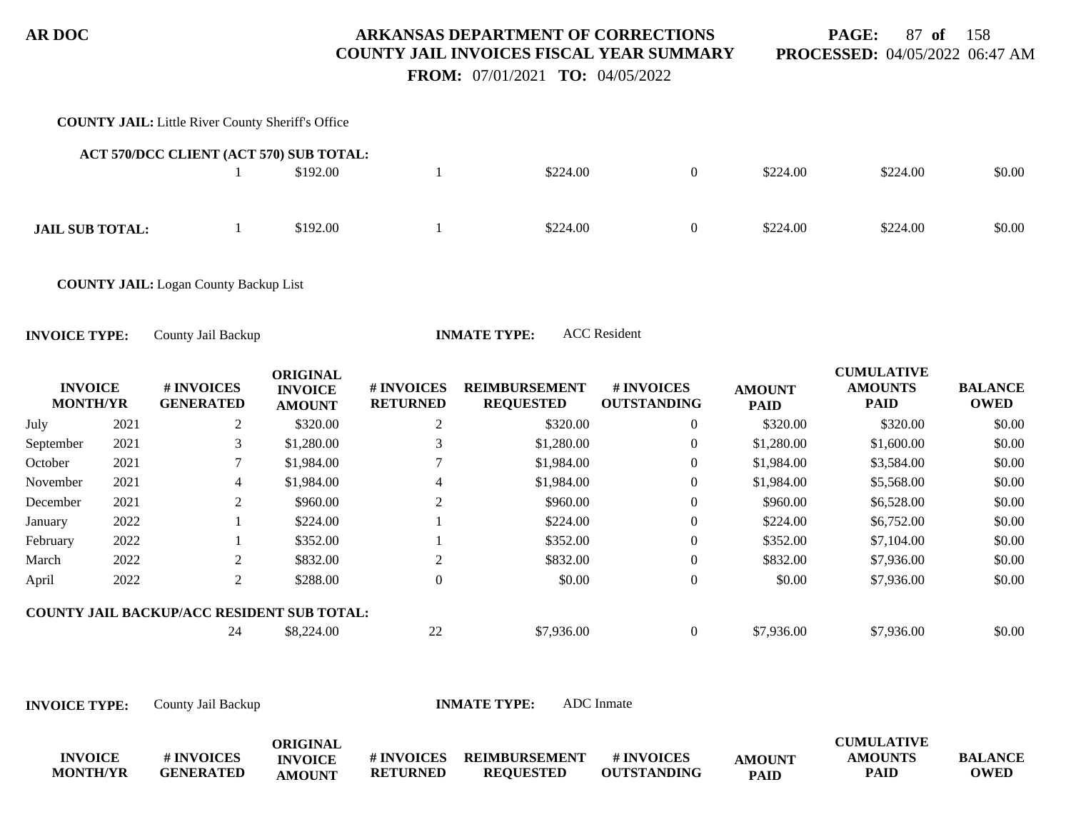**AR DOC**

**ARKANSAS DEPARTMENT OF CORRECTIONS**
**COUNTY JAIL INVOICES FISCAL YEAR SUMMARY**
**FROM:** 07/01/2021 **TO:** 04/05/2022

**PAGE:** 87 **of** 158
**PROCESSED:** 04/05/2022 06:47 AM

**COUNTY JAIL:** Little River County Sheriff's Office

| | | # INVOICES GENERATED | ORIGINAL INVOICE AMOUNT | # INVOICES RETURNED | REIMBURSEMENT REQUESTED | # INVOICES OUTSTANDING | AMOUNT PAID | CUMULATIVE AMOUNTS PAID | BALANCE OWED |
|---|---|---|---|---|---|---|---|---|---|
| **ACT 570/DCC CLIENT (ACT 570) SUB TOTAL:** | | 1 | $192.00 | 1 | $224.00 | 0 | $224.00 | $224.00 | $0.00 |
| **JAIL SUB TOTAL:** | | 1 | $192.00 | 1 | $224.00 | 0 | $224.00 | $224.00 | $0.00 |

**COUNTY JAIL:** Logan County Backup List

**INVOICE TYPE:** County Jail Backup **INMATE TYPE:** ACC Resident

| INVOICE MONTH/YR | | # INVOICES GENERATED | ORIGINAL INVOICE AMOUNT | # INVOICES RETURNED | REIMBURSEMENT REQUESTED | # INVOICES OUTSTANDING | AMOUNT PAID | CUMULATIVE AMOUNTS PAID | BALANCE OWED |
|---|---|---|---|---|---|---|---|---|---|
| July | 2021 | 2 | $320.00 | 2 | $320.00 | 0 | $320.00 | $320.00 | $0.00 |
| September | 2021 | 3 | $1,280.00 | 3 | $1,280.00 | 0 | $1,280.00 | $1,600.00 | $0.00 |
| October | 2021 | 7 | $1,984.00 | 7 | $1,984.00 | 0 | $1,984.00 | $3,584.00 | $0.00 |
| November | 2021 | 4 | $1,984.00 | 4 | $1,984.00 | 0 | $1,984.00 | $5,568.00 | $0.00 |
| December | 2021 | 2 | $960.00 | 2 | $960.00 | 0 | $960.00 | $6,528.00 | $0.00 |
| January | 2022 | 1 | $224.00 | 1 | $224.00 | 0 | $224.00 | $6,752.00 | $0.00 |
| February | 2022 | 1 | $352.00 | 1 | $352.00 | 0 | $352.00 | $7,104.00 | $0.00 |
| March | 2022 | 2 | $832.00 | 2 | $832.00 | 0 | $832.00 | $7,936.00 | $0.00 |
| April | 2022 | 2 | $288.00 | 0 | $0.00 | 0 | $0.00 | $7,936.00 | $0.00 |
| **COUNTY JAIL BACKUP/ACC RESIDENT SUB TOTAL:** | | 24 | $8,224.00 | 22 | $7,936.00 | 0 | $7,936.00 | $7,936.00 | $0.00 |

**INVOICE TYPE:** County Jail Backup **INMATE TYPE:** ADC Inmate

| INVOICE MONTH/YR | # INVOICES GENERATED | ORIGINAL INVOICE AMOUNT | # INVOICES RETURNED | REIMBURSEMENT REQUESTED | # INVOICES OUTSTANDING | AMOUNT PAID | CUMULATIVE AMOUNTS PAID | BALANCE OWED |
|---|---|---|---|---|---|---|---|---|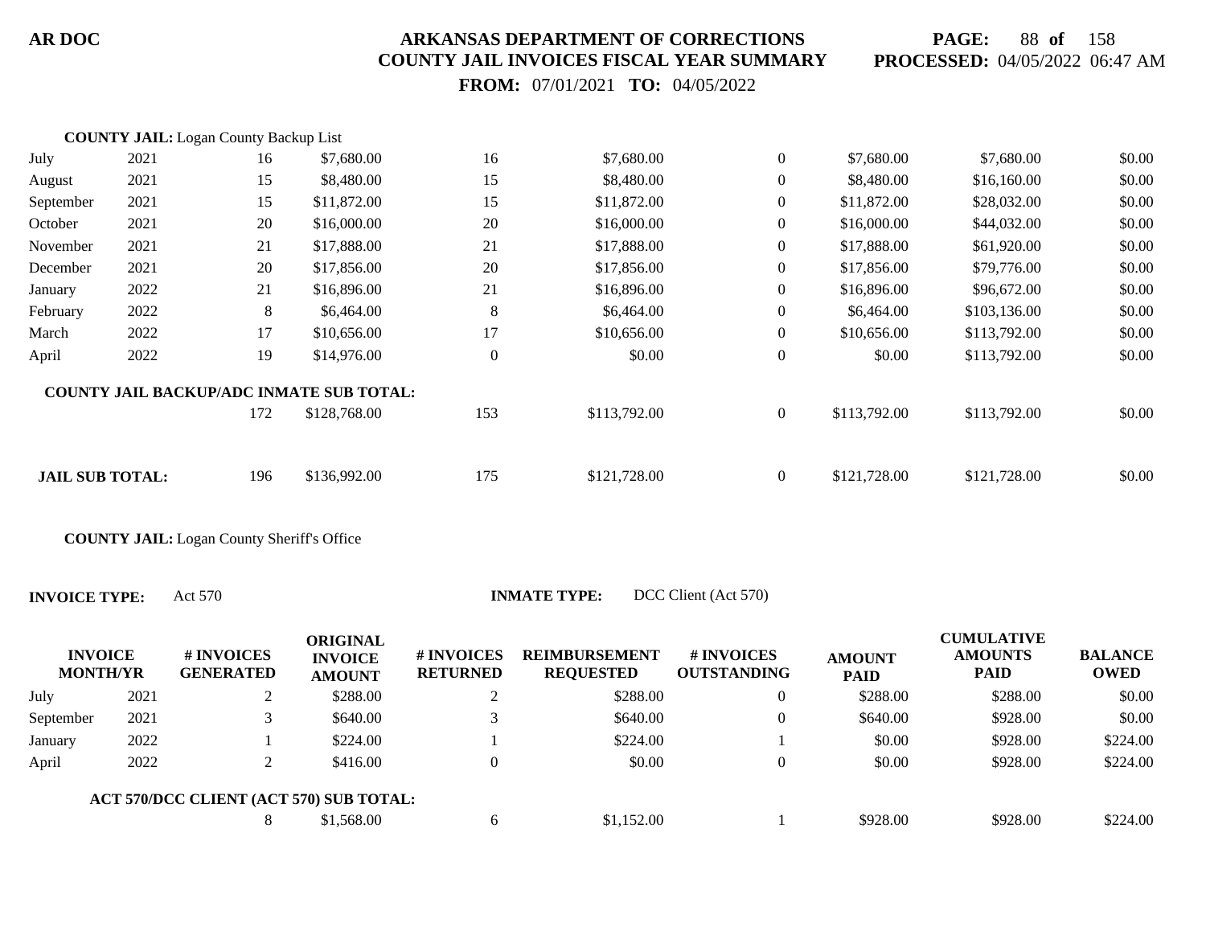**COUNTY JAIL:** Logan County Backup List

| | | | | | | | | | |
|---|---|---|---|---|---|---|---|---|---|
| July | 2021 | 16 | $7,680.00 | 16 | $7,680.00 | 0 | $7,680.00 | $7,680.00 | $0.00 |
| August | 2021 | 15 | $8,480.00 | 15 | $8,480.00 | 0 | $8,480.00 | $16,160.00 | $0.00 |
| September | 2021 | 15 | $11,872.00 | 15 | $11,872.00 | 0 | $11,872.00 | $28,032.00 | $0.00 |
| October | 2021 | 20 | $16,000.00 | 20 | $16,000.00 | 0 | $16,000.00 | $44,032.00 | $0.00 |
| November | 2021 | 21 | $17,888.00 | 21 | $17,888.00 | 0 | $17,888.00 | $61,920.00 | $0.00 |
| December | 2021 | 20 | $17,856.00 | 20 | $17,856.00 | 0 | $17,856.00 | $79,776.00 | $0.00 |
| January | 2022 | 21 | $16,896.00 | 21 | $16,896.00 | 0 | $16,896.00 | $96,672.00 | $0.00 |
| February | 2022 | 8 | $6,464.00 | 8 | $6,464.00 | 0 | $6,464.00 | $103,136.00 | $0.00 |
| March | 2022 | 17 | $10,656.00 | 17 | $10,656.00 | 0 | $10,656.00 | $113,792.00 | $0.00 |
| April | 2022 | 19 | $14,976.00 | 0 | $0.00 | 0 | $0.00 | $113,792.00 | $0.00 |
| **COUNTY JAIL BACKUP/ADC INMATE SUB TOTAL:** | | 172 | $128,768.00 | 153 | $113,792.00 | 0 | $113,792.00 | $113,792.00 | $0.00 |
| **JAIL SUB TOTAL:** | | 196 | $136,992.00 | 175 | $121,728.00 | 0 | $121,728.00 | $121,728.00 | $0.00 |

**COUNTY JAIL:** Logan County Sheriff's Office

**INVOICE TYPE:** Act 570 **INMATE TYPE:** DCC Client (Act 570)

| INVOICE MONTH/YR | | # INVOICES GENERATED | ORIGINAL INVOICE AMOUNT | # INVOICES RETURNED | REIMBURSEMENT REQUESTED | # INVOICES OUTSTANDING | AMOUNT PAID | CUMULATIVE AMOUNTS PAID | BALANCE OWED |
|---|---|---|---|---|---|---|---|---|---|
| July | 2021 | 2 | $288.00 | 2 | $288.00 | 0 | $288.00 | $288.00 | $0.00 |
| September | 2021 | 3 | $640.00 | 3 | $640.00 | 0 | $640.00 | $928.00 | $0.00 |
| January | 2022 | 1 | $224.00 | 1 | $224.00 | 1 | $0.00 | $928.00 | $224.00 |
| April | 2022 | 2 | $416.00 | 0 | $0.00 | 0 | $0.00 | $928.00 | $224.00 |
| **ACT 570/DCC CLIENT (ACT 570) SUB TOTAL:** | | 8 | $1,568.00 | 6 | $1,152.00 | 1 | $928.00 | $928.00 | $224.00 |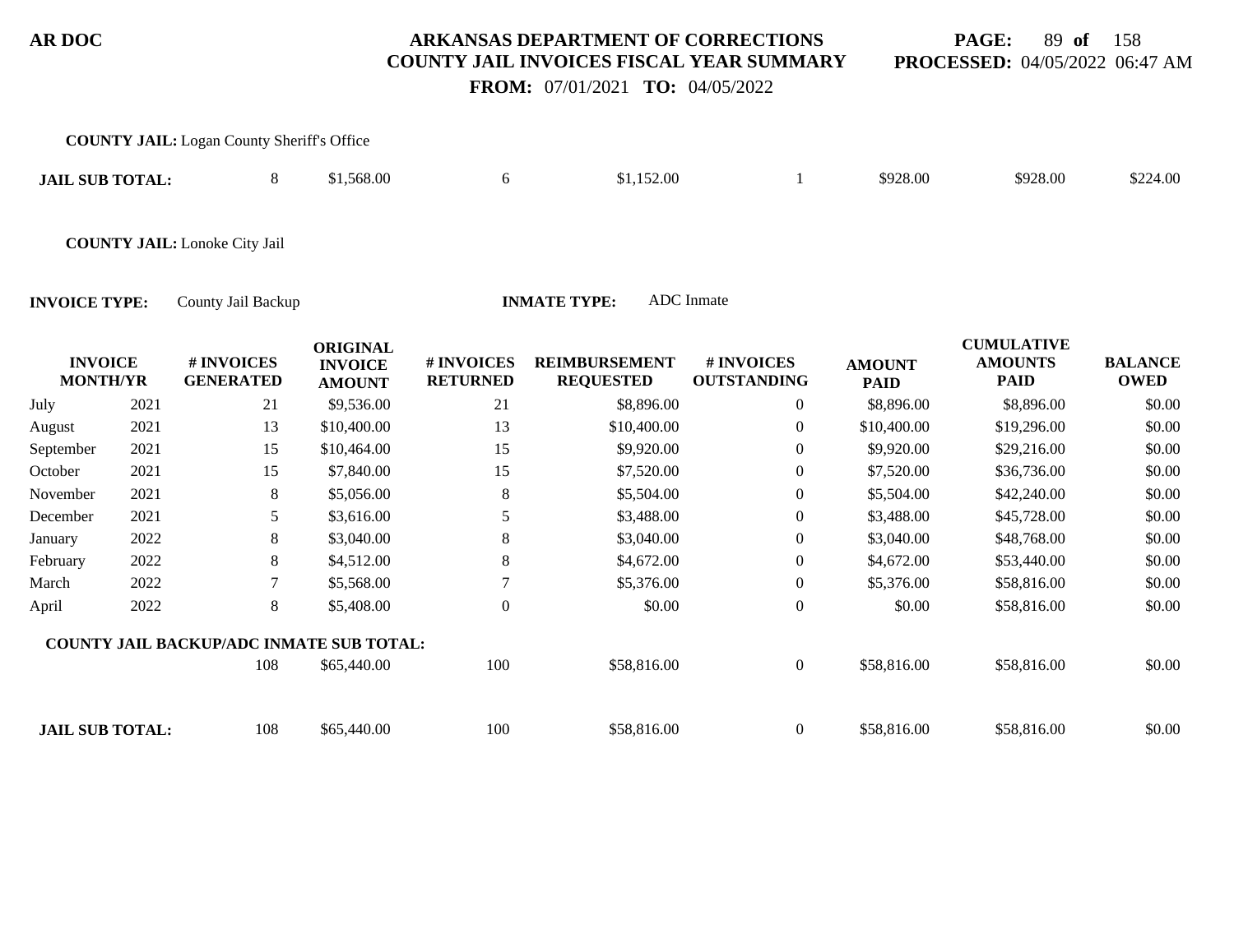**COUNTY JAIL:** Logan County Sheriff's Office

| | | | | | | | | |
|---|---|---|---|---|---|---|---|---|
| **JAIL SUB TOTAL:** | 8 | $1,568.00 | 6 | $1,152.00 | 1 | $928.00 | $928.00 | $224.00 |

**COUNTY JAIL:** Lonoke City Jail

**INVOICE TYPE:** County Jail Backup **INMATE TYPE:** ADC Inmate

| INVOICE MONTH/YR | | # INVOICES GENERATED | ORIGINAL INVOICE AMOUNT | # INVOICES RETURNED | REIMBURSEMENT REQUESTED | # INVOICES OUTSTANDING | AMOUNT PAID | CUMULATIVE AMOUNTS PAID | BALANCE OWED |
|---|---|---|---|---|---|---|---|---|---|
| July | 2021 | 21 | $9,536.00 | 21 | $8,896.00 | 0 | $8,896.00 | $8,896.00 | $0.00 |
| August | 2021 | 13 | $10,400.00 | 13 | $10,400.00 | 0 | $10,400.00 | $19,296.00 | $0.00 |
| September | 2021 | 15 | $10,464.00 | 15 | $9,920.00 | 0 | $9,920.00 | $29,216.00 | $0.00 |
| October | 2021 | 15 | $7,840.00 | 15 | $7,520.00 | 0 | $7,520.00 | $36,736.00 | $0.00 |
| November | 2021 | 8 | $5,056.00 | 8 | $5,504.00 | 0 | $5,504.00 | $42,240.00 | $0.00 |
| December | 2021 | 5 | $3,616.00 | 5 | $3,488.00 | 0 | $3,488.00 | $45,728.00 | $0.00 |
| January | 2022 | 8 | $3,040.00 | 8 | $3,040.00 | 0 | $3,040.00 | $48,768.00 | $0.00 |
| February | 2022 | 8 | $4,512.00 | 8 | $4,672.00 | 0 | $4,672.00 | $53,440.00 | $0.00 |
| March | 2022 | 7 | $5,568.00 | 7 | $5,376.00 | 0 | $5,376.00 | $58,816.00 | $0.00 |
| April | 2022 | 8 | $5,408.00 | 0 | $0.00 | 0 | $0.00 | $58,816.00 | $0.00 |
| **COUNTY JAIL BACKUP/ADC INMATE SUB TOTAL:** | | 108 | $65,440.00 | 100 | $58,816.00 | 0 | $58,816.00 | $58,816.00 | $0.00 |
| **JAIL SUB TOTAL:** | | 108 | $65,440.00 | 100 | $58,816.00 | 0 | $58,816.00 | $58,816.00 | $0.00 |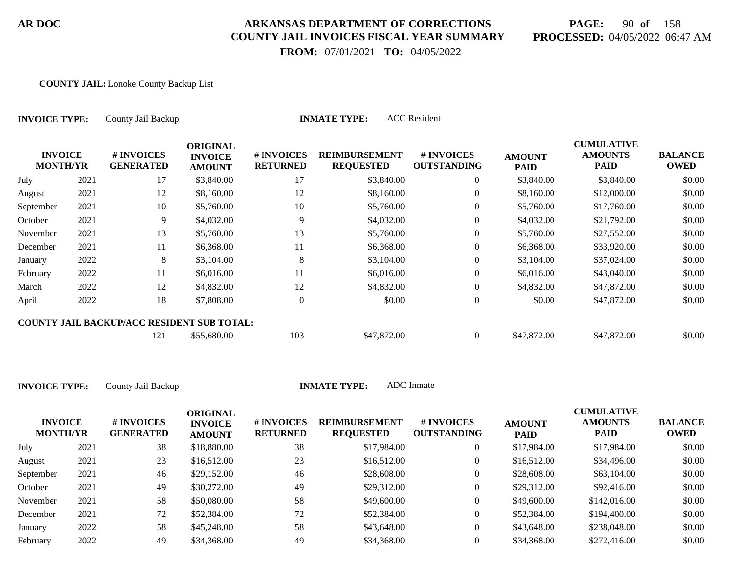**AR DOC**

# ARKANSAS DEPARTMENT OF CORRECTIONS
## COUNTY JAIL INVOICES FISCAL YEAR SUMMARY

**PROCESSED:** 04/05/2022 06:47 AM

**FROM:** 07/01/2021 **TO:** 04/05/2022

**COUNTY JAIL:** Lonoke County Backup List

**INVOICE TYPE:** County Jail Backup **INMATE TYPE:** ACC Resident

| INVOICE MONTH/YR | | # INVOICES GENERATED | ORIGINAL INVOICE AMOUNT | # INVOICES RETURNED | REIMBURSEMENT REQUESTED | # INVOICES OUTSTANDING | AMOUNT PAID | CUMULATIVE AMOUNTS PAID | BALANCE OWED |
|---|---|---|---|---|---|---|---|---|---|
| July | 2021 | 17 | $3,840.00 | 17 | $3,840.00 | 0 | $3,840.00 | $3,840.00 | $0.00 |
| August | 2021 | 12 | $8,160.00 | 12 | $8,160.00 | 0 | $8,160.00 | $12,000.00 | $0.00 |
| September | 2021 | 10 | $5,760.00 | 10 | $5,760.00 | 0 | $5,760.00 | $17,760.00 | $0.00 |
| October | 2021 | 9 | $4,032.00 | 9 | $4,032.00 | 0 | $4,032.00 | $21,792.00 | $0.00 |
| November | 2021 | 13 | $5,760.00 | 13 | $5,760.00 | 0 | $5,760.00 | $27,552.00 | $0.00 |
| December | 2021 | 11 | $6,368.00 | 11 | $6,368.00 | 0 | $6,368.00 | $33,920.00 | $0.00 |
| January | 2022 | 8 | $3,104.00 | 8 | $3,104.00 | 0 | $3,104.00 | $37,024.00 | $0.00 |
| February | 2022 | 11 | $6,016.00 | 11 | $6,016.00 | 0 | $6,016.00 | $43,040.00 | $0.00 |
| March | 2022 | 12 | $4,832.00 | 12 | $4,832.00 | 0 | $4,832.00 | $47,872.00 | $0.00 |
| April | 2022 | 18 | $7,808.00 | 0 | $0.00 | 0 | $0.00 | $47,872.00 | $0.00 |
| **COUNTY JAIL BACKUP/ACC RESIDENT SUB TOTAL:** | | 121 | $55,680.00 | 103 | $47,872.00 | 0 | $47,872.00 | $47,872.00 | $0.00 |

**INVOICE TYPE:** County Jail Backup **INMATE TYPE:** ADC Inmate

| INVOICE MONTH/YR | | # INVOICES GENERATED | ORIGINAL INVOICE AMOUNT | # INVOICES RETURNED | REIMBURSEMENT REQUESTED | # INVOICES OUTSTANDING | AMOUNT PAID | CUMULATIVE AMOUNTS PAID | BALANCE OWED |
|---|---|---|---|---|---|---|---|---|---|
| July | 2021 | 38 | $18,880.00 | 38 | $17,984.00 | 0 | $17,984.00 | $17,984.00 | $0.00 |
| August | 2021 | 23 | $16,512.00 | 23 | $16,512.00 | 0 | $16,512.00 | $34,496.00 | $0.00 |
| September | 2021 | 46 | $29,152.00 | 46 | $28,608.00 | 0 | $28,608.00 | $63,104.00 | $0.00 |
| October | 2021 | 49 | $30,272.00 | 49 | $29,312.00 | 0 | $29,312.00 | $92,416.00 | $0.00 |
| November | 2021 | 58 | $50,080.00 | 58 | $49,600.00 | 0 | $49,600.00 | $142,016.00 | $0.00 |
| December | 2021 | 72 | $52,384.00 | 72 | $52,384.00 | 0 | $52,384.00 | $194,400.00 | $0.00 |
| January | 2022 | 58 | $45,248.00 | 58 | $43,648.00 | 0 | $43,648.00 | $238,048.00 | $0.00 |
| February | 2022 | 49 | $34,368.00 | 49 | $34,368.00 | 0 | $34,368.00 | $272,416.00 | $0.00 |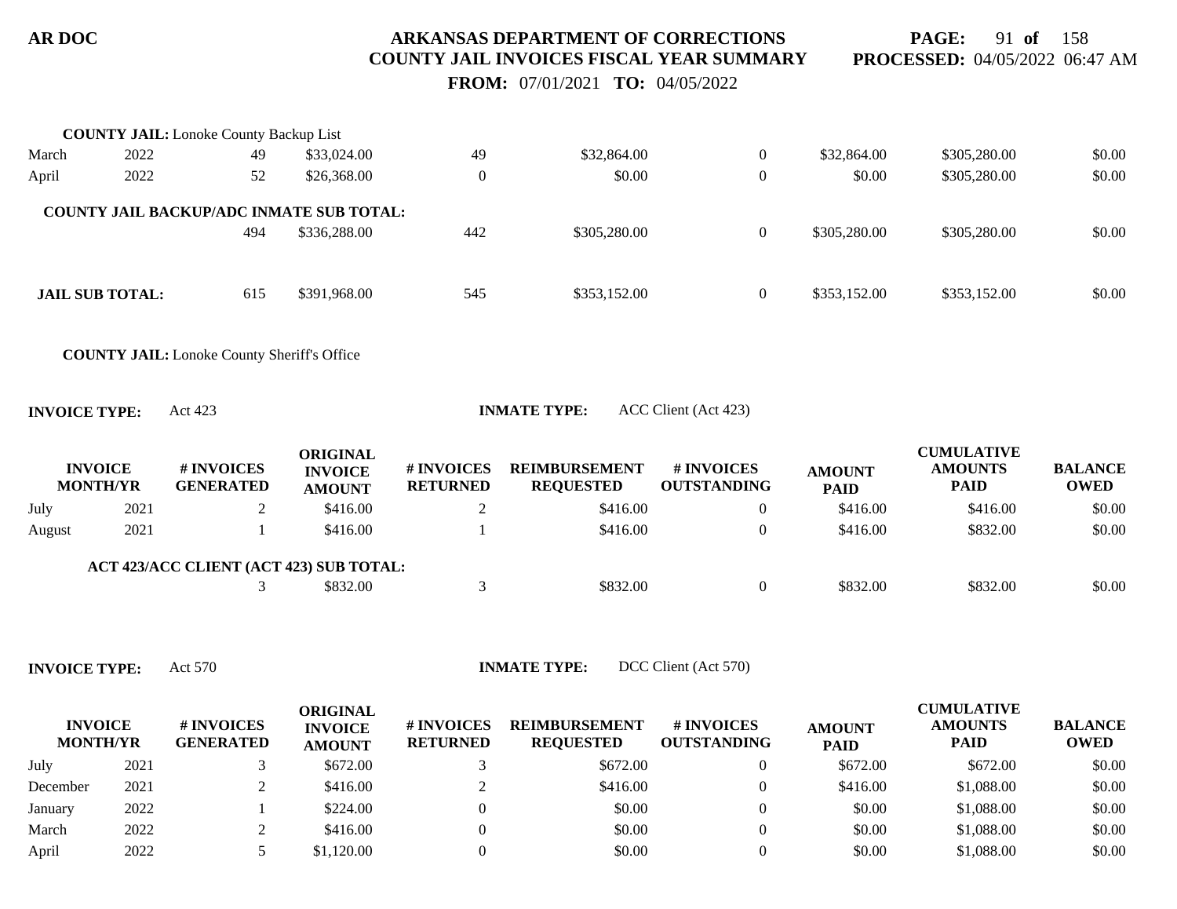**COUNTY JAIL:** Lonoke County Backup List

| INVOICE MONTH/YR | | # INVOICES GENERATED | ORIGINAL INVOICE AMOUNT | # INVOICES RETURNED | REIMBURSEMENT REQUESTED | # INVOICES OUTSTANDING | AMOUNT PAID | CUMULATIVE AMOUNTS PAID | BALANCE OWED |
|---|---|---|---|---|---|---|---|---|---|
| March | 2022 | 49 | $33,024.00 | 49 | $32,864.00 | 0 | $32,864.00 | $305,280.00 | $0.00 |
| April | 2022 | 52 | $26,368.00 | 0 | $0.00 | 0 | $0.00 | $305,280.00 | $0.00 |
| **COUNTY JAIL BACKUP/ADC INMATE SUB TOTAL:** | | 494 | $336,288.00 | 442 | $305,280.00 | 0 | $305,280.00 | $305,280.00 | $0.00 |

| | | | | | | | | | |
|---|---|---|---|---|---|---|---|---|---|
| **JAIL SUB TOTAL:** | | 615 | $391,968.00 | 545 | $353,152.00 | 0 | $353,152.00 | $353,152.00 | $0.00 |

**COUNTY JAIL:** Lonoke County Sheriff's Office

**INVOICE TYPE:** Act 423 **INMATE TYPE:** ACC Client (Act 423)

| INVOICE MONTH/YR | | # INVOICES GENERATED | ORIGINAL INVOICE AMOUNT | # INVOICES RETURNED | REIMBURSEMENT REQUESTED | # INVOICES OUTSTANDING | AMOUNT PAID | CUMULATIVE AMOUNTS PAID | BALANCE OWED |
|---|---|---|---|---|---|---|---|---|---|
| July | 2021 | 2 | $416.00 | 2 | $416.00 | 0 | $416.00 | $416.00 | $0.00 |
| August | 2021 | 1 | $416.00 | 1 | $416.00 | 0 | $416.00 | $832.00 | $0.00 |
| **ACT 423/ACC CLIENT (ACT 423) SUB TOTAL:** | | 3 | $832.00 | 3 | $832.00 | 0 | $832.00 | $832.00 | $0.00 |

**INVOICE TYPE:** Act 570 **INMATE TYPE:** DCC Client (Act 570)

| INVOICE MONTH/YR | | # INVOICES GENERATED | ORIGINAL INVOICE AMOUNT | # INVOICES RETURNED | REIMBURSEMENT REQUESTED | # INVOICES OUTSTANDING | AMOUNT PAID | CUMULATIVE AMOUNTS PAID | BALANCE OWED |
|---|---|---|---|---|---|---|---|---|---|
| July | 2021 | 3 | $672.00 | 3 | $672.00 | 0 | $672.00 | $672.00 | $0.00 |
| December | 2021 | 2 | $416.00 | 2 | $416.00 | 0 | $416.00 | $1,088.00 | $0.00 |
| January | 2022 | 1 | $224.00 | 0 | $0.00 | 0 | $0.00 | $1,088.00 | $0.00 |
| March | 2022 | 2 | $416.00 | 0 | $0.00 | 0 | $0.00 | $1,088.00 | $0.00 |
| April | 2022 | 5 | $1,120.00 | 0 | $0.00 | 0 | $0.00 | $1,088.00 | $0.00 |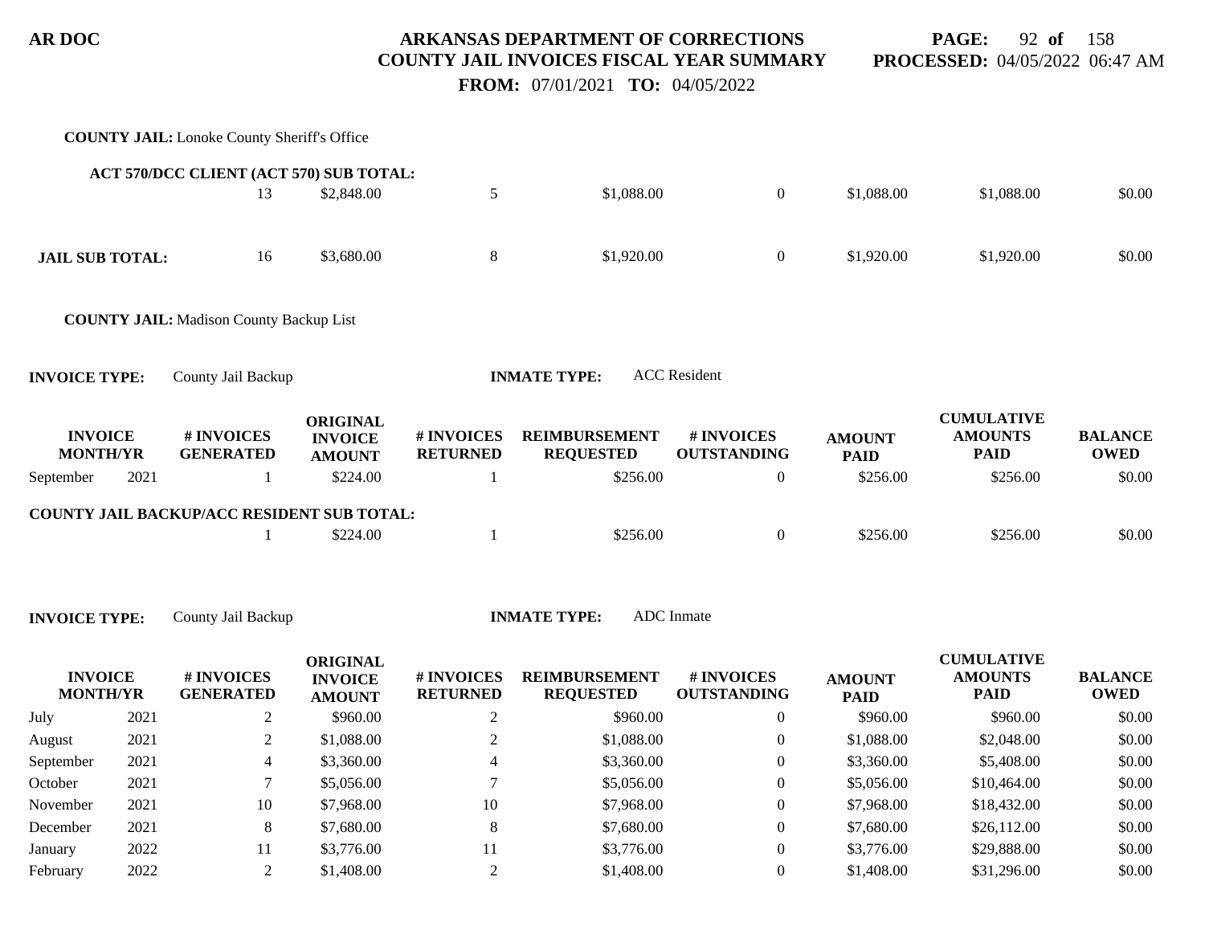**COUNTY JAIL:** Lonoke County Sheriff's Office

| | | | | | | | | | |
|---|---|---|---|---|---|---|---|---|---|
| **ACT 570/DCC CLIENT (ACT 570) SUB TOTAL:** | | 13 | $2,848.00 | 5 | $1,088.00 | 0 | $1,088.00 | $1,088.00 | $0.00 |
| **JAIL SUB TOTAL:** | | 16 | $3,680.00 | 8 | $1,920.00 | 0 | $1,920.00 | $1,920.00 | $0.00 |

**COUNTY JAIL:** Madison County Backup List

**INVOICE TYPE:** County Jail Backup **INMATE TYPE:** ACC Resident

| INVOICE MONTH/YR | | # INVOICES GENERATED | ORIGINAL INVOICE AMOUNT | # INVOICES RETURNED | REIMBURSEMENT REQUESTED | # INVOICES OUTSTANDING | AMOUNT PAID | CUMULATIVE AMOUNTS PAID | BALANCE OWED |
|---|---|---|---|---|---|---|---|---|---|
| September | 2021 | 1 | $224.00 | 1 | $256.00 | 0 | $256.00 | $256.00 | $0.00 |
| **COUNTY JAIL BACKUP/ACC RESIDENT SUB TOTAL:** | | 1 | $224.00 | 1 | $256.00 | 0 | $256.00 | $256.00 | $0.00 |

**INVOICE TYPE:** County Jail Backup **INMATE TYPE:** ADC Inmate

| INVOICE MONTH/YR | | # INVOICES GENERATED | ORIGINAL INVOICE AMOUNT | # INVOICES RETURNED | REIMBURSEMENT REQUESTED | # INVOICES OUTSTANDING | AMOUNT PAID | CUMULATIVE AMOUNTS PAID | BALANCE OWED |
|---|---|---|---|---|---|---|---|---|---|
| July | 2021 | 2 | $960.00 | 2 | $960.00 | 0 | $960.00 | $960.00 | $0.00 |
| August | 2021 | 2 | $1,088.00 | 2 | $1,088.00 | 0 | $1,088.00 | $2,048.00 | $0.00 |
| September | 2021 | 4 | $3,360.00 | 4 | $3,360.00 | 0 | $3,360.00 | $5,408.00 | $0.00 |
| October | 2021 | 7 | $5,056.00 | 7 | $5,056.00 | 0 | $5,056.00 | $10,464.00 | $0.00 |
| November | 2021 | 10 | $7,968.00 | 10 | $7,968.00 | 0 | $7,968.00 | $18,432.00 | $0.00 |
| December | 2021 | 8 | $7,680.00 | 8 | $7,680.00 | 0 | $7,680.00 | $26,112.00 | $0.00 |
| January | 2022 | 11 | $3,776.00 | 11 | $3,776.00 | 0 | $3,776.00 | $29,888.00 | $0.00 |
| February | 2022 | 2 | $1,408.00 | 2 | $1,408.00 | 0 | $1,408.00 | $31,296.00 | $0.00 |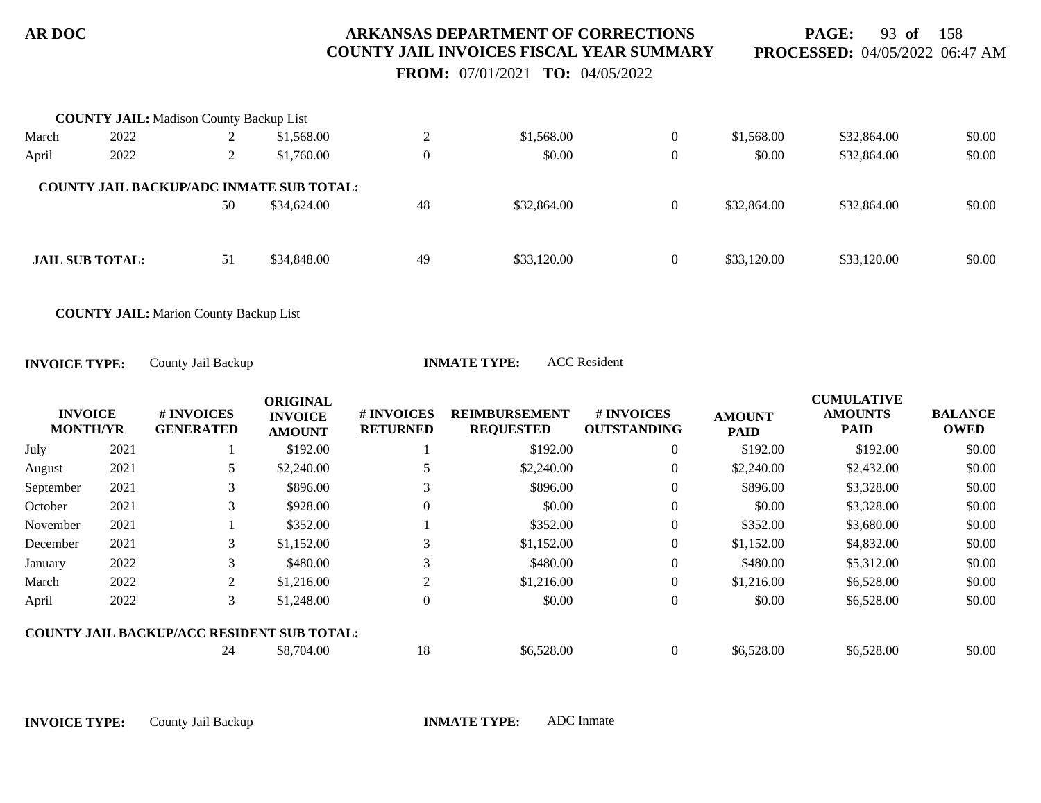**COUNTY JAIL:** Madison County Backup List

| | | | | | | | | | |
|---|---|---|---|---|---|---|---|---|---|
| March | 2022 | 2 | $1,568.00 | 2 | $1,568.00 | 0 | $1,568.00 | $32,864.00 | $0.00 |
| April | 2022 | 2 | $1,760.00 | 0 | $0.00 | 0 | $0.00 | $32,864.00 | $0.00 |
| **COUNTY JAIL BACKUP/ADC INMATE SUB TOTAL:** | | | | | | | | | |
| | | 50 | $34,624.00 | 48 | $32,864.00 | 0 | $32,864.00 | $32,864.00 | $0.00 |
| **JAIL SUB TOTAL:** | | 51 | $34,848.00 | 49 | $33,120.00 | 0 | $33,120.00 | $33,120.00 | $0.00 |

**COUNTY JAIL:** Marion County Backup List

**INVOICE TYPE:** County Jail Backup **INMATE TYPE:** ACC Resident

| INVOICE MONTH/YR | | # INVOICES GENERATED | ORIGINAL INVOICE AMOUNT | # INVOICES RETURNED | REIMBURSEMENT REQUESTED | # INVOICES OUTSTANDING | AMOUNT PAID | CUMULATIVE AMOUNTS PAID | BALANCE OWED |
|---|---|---|---|---|---|---|---|---|---|
| July | 2021 | 1 | $192.00 | 1 | $192.00 | 0 | $192.00 | $192.00 | $0.00 |
| August | 2021 | 5 | $2,240.00 | 5 | $2,240.00 | 0 | $2,240.00 | $2,432.00 | $0.00 |
| September | 2021 | 3 | $896.00 | 3 | $896.00 | 0 | $896.00 | $3,328.00 | $0.00 |
| October | 2021 | 3 | $928.00 | 0 | $0.00 | 0 | $0.00 | $3,328.00 | $0.00 |
| November | 2021 | 1 | $352.00 | 1 | $352.00 | 0 | $352.00 | $3,680.00 | $0.00 |
| December | 2021 | 3 | $1,152.00 | 3 | $1,152.00 | 0 | $1,152.00 | $4,832.00 | $0.00 |
| January | 2022 | 3 | $480.00 | 3 | $480.00 | 0 | $480.00 | $5,312.00 | $0.00 |
| March | 2022 | 2 | $1,216.00 | 2 | $1,216.00 | 0 | $1,216.00 | $6,528.00 | $0.00 |
| April | 2022 | 3 | $1,248.00 | 0 | $0.00 | 0 | $0.00 | $6,528.00 | $0.00 |
| **COUNTY JAIL BACKUP/ACC RESIDENT SUB TOTAL:** | | | | | | | | | |
| | | 24 | $8,704.00 | 18 | $6,528.00 | 0 | $6,528.00 | $6,528.00 | $0.00 |

**INVOICE TYPE:** County Jail Backup **INMATE TYPE:** ADC Inmate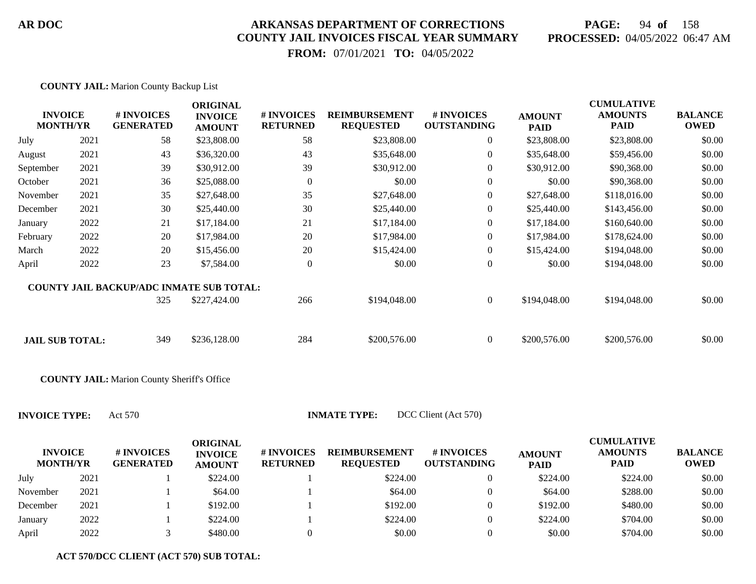**COUNTY JAIL:** Marion County Backup List

| INVOICE MONTH/YR | | # INVOICES GENERATED | ORIGINAL INVOICE AMOUNT | # INVOICES RETURNED | REIMBURSEMENT REQUESTED | # INVOICES OUTSTANDING | AMOUNT PAID | CUMULATIVE AMOUNTS PAID | BALANCE OWED |
|---|---|---|---|---|---|---|---|---|---|
| July | 2021 | 58 | $23,808.00 | 58 | $23,808.00 | 0 | $23,808.00 | $23,808.00 | $0.00 |
| August | 2021 | 43 | $36,320.00 | 43 | $35,648.00 | 0 | $35,648.00 | $59,456.00 | $0.00 |
| September | 2021 | 39 | $30,912.00 | 39 | $30,912.00 | 0 | $30,912.00 | $90,368.00 | $0.00 |
| October | 2021 | 36 | $25,088.00 | 0 | $0.00 | 0 | $0.00 | $90,368.00 | $0.00 |
| November | 2021 | 35 | $27,648.00 | 35 | $27,648.00 | 0 | $27,648.00 | $118,016.00 | $0.00 |
| December | 2021 | 30 | $25,440.00 | 30 | $25,440.00 | 0 | $25,440.00 | $143,456.00 | $0.00 |
| January | 2022 | 21 | $17,184.00 | 21 | $17,184.00 | 0 | $17,184.00 | $160,640.00 | $0.00 |
| February | 2022 | 20 | $17,984.00 | 20 | $17,984.00 | 0 | $17,984.00 | $178,624.00 | $0.00 |
| March | 2022 | 20 | $15,456.00 | 20 | $15,424.00 | 0 | $15,424.00 | $194,048.00 | $0.00 |
| April | 2022 | 23 | $7,584.00 | 0 | $0.00 | 0 | $0.00 | $194,048.00 | $0.00 |
| **COUNTY JAIL BACKUP/ADC INMATE SUB TOTAL:** | | 325 | $227,424.00 | 266 | $194,048.00 | 0 | $194,048.00 | $194,048.00 | $0.00 |
| **JAIL SUB TOTAL:** | | 349 | $236,128.00 | 284 | $200,576.00 | 0 | $200,576.00 | $200,576.00 | $0.00 |

**COUNTY JAIL:** Marion County Sheriff's Office

**INVOICE TYPE:** Act 570 **INMATE TYPE:** DCC Client (Act 570)

| INVOICE MONTH/YR | | # INVOICES GENERATED | ORIGINAL INVOICE AMOUNT | # INVOICES RETURNED | REIMBURSEMENT REQUESTED | # INVOICES OUTSTANDING | AMOUNT PAID | CUMULATIVE AMOUNTS PAID | BALANCE OWED |
|---|---|---|---|---|---|---|---|---|---|
| July | 2021 | 1 | $224.00 | 1 | $224.00 | 0 | $224.00 | $224.00 | $0.00 |
| November | 2021 | 1 | $64.00 | 1 | $64.00 | 0 | $64.00 | $288.00 | $0.00 |
| December | 2021 | 1 | $192.00 | 1 | $192.00 | 0 | $192.00 | $480.00 | $0.00 |
| January | 2022 | 1 | $224.00 | 1 | $224.00 | 0 | $224.00 | $704.00 | $0.00 |
| April | 2022 | 3 | $480.00 | 0 | $0.00 | 0 | $0.00 | $704.00 | $0.00 |

**ACT 570/DCC CLIENT (ACT 570) SUB TOTAL:**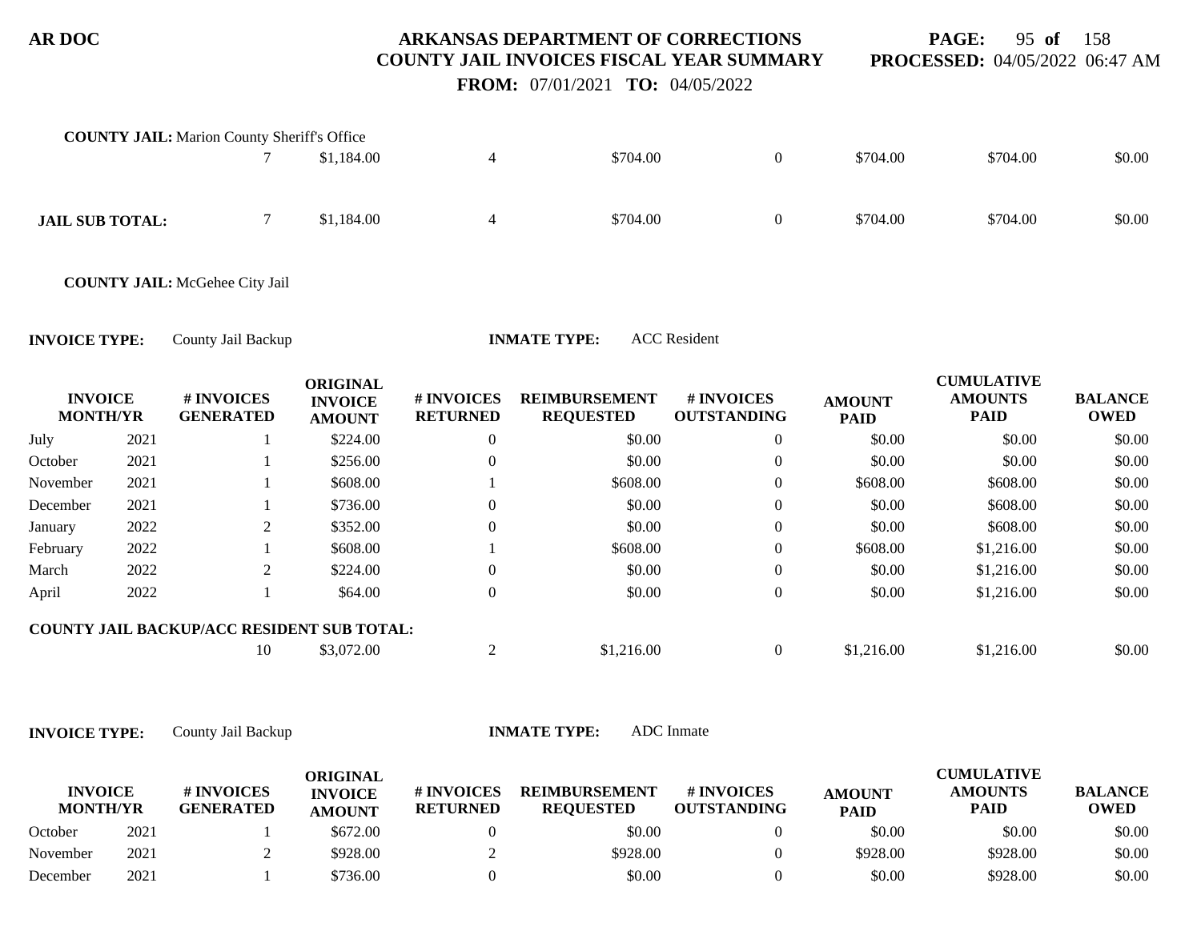**COUNTY JAIL:** Marion County Sheriff's Office

| | | | | | | | | |
|---|---|---|---|---|---|---|---|---|
| | 7 | $1,184.00 | 4 | $704.00 | 0 | $704.00 | $704.00 | $0.00 |
| **JAIL SUB TOTAL:** | 7 | $1,184.00 | 4 | $704.00 | 0 | $704.00 | $704.00 | $0.00 |

**COUNTY JAIL:** McGehee City Jail

**INVOICE TYPE:** County Jail Backup **INMATE TYPE:** ACC Resident

| INVOICE MONTH/YR | | # INVOICES GENERATED | ORIGINAL INVOICE AMOUNT | # INVOICES RETURNED | REIMBURSEMENT REQUESTED | # INVOICES OUTSTANDING | AMOUNT PAID | CUMULATIVE AMOUNTS PAID | BALANCE OWED |
|---|---|---|---|---|---|---|---|---|---|
| July | 2021 | 1 | $224.00 | 0 | $0.00 | 0 | $0.00 | $0.00 | $0.00 |
| October | 2021 | 1 | $256.00 | 0 | $0.00 | 0 | $0.00 | $0.00 | $0.00 |
| November | 2021 | 1 | $608.00 | 1 | $608.00 | 0 | $608.00 | $608.00 | $0.00 |
| December | 2021 | 1 | $736.00 | 0 | $0.00 | 0 | $0.00 | $608.00 | $0.00 |
| January | 2022 | 2 | $352.00 | 0 | $0.00 | 0 | $0.00 | $608.00 | $0.00 |
| February | 2022 | 1 | $608.00 | 1 | $608.00 | 0 | $608.00 | $1,216.00 | $0.00 |
| March | 2022 | 2 | $224.00 | 0 | $0.00 | 0 | $0.00 | $1,216.00 | $0.00 |
| April | 2022 | 1 | $64.00 | 0 | $0.00 | 0 | $0.00 | $1,216.00 | $0.00 |
| **COUNTY JAIL BACKUP/ACC RESIDENT SUB TOTAL:** | | 10 | $3,072.00 | 2 | $1,216.00 | 0 | $1,216.00 | $1,216.00 | $0.00 |

**INVOICE TYPE:** County Jail Backup **INMATE TYPE:** ADC Inmate

| INVOICE MONTH/YR | | # INVOICES GENERATED | ORIGINAL INVOICE AMOUNT | # INVOICES RETURNED | REIMBURSEMENT REQUESTED | # INVOICES OUTSTANDING | AMOUNT PAID | CUMULATIVE AMOUNTS PAID | BALANCE OWED |
|---|---|---|---|---|---|---|---|---|---|
| October | 2021 | 1 | $672.00 | 0 | $0.00 | 0 | $0.00 | $0.00 | $0.00 |
| November | 2021 | 2 | $928.00 | 2 | $928.00 | 0 | $928.00 | $928.00 | $0.00 |
| December | 2021 | 1 | $736.00 | 0 | $0.00 | 0 | $0.00 | $928.00 | $0.00 |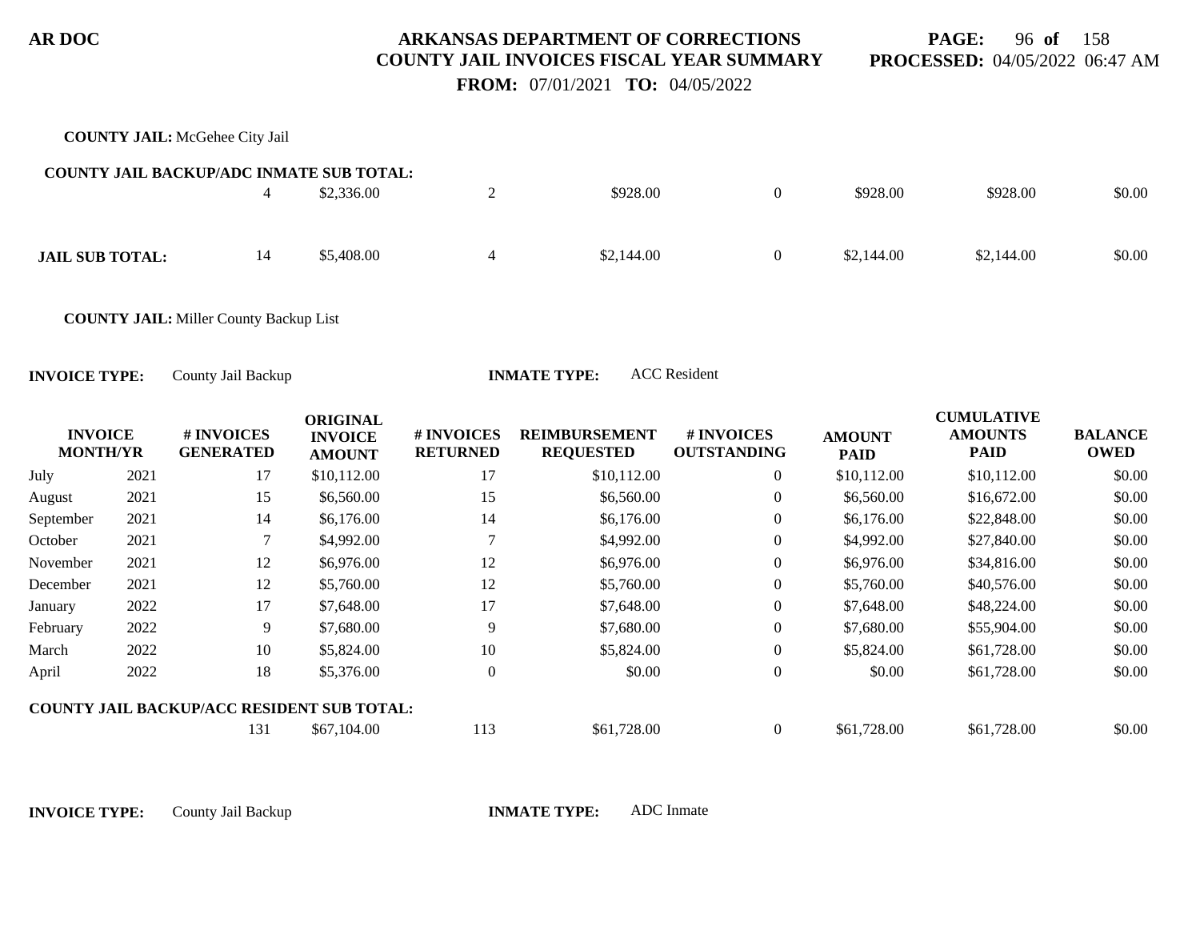**COUNTY JAIL:** McGehee City Jail

**COUNTY JAIL BACKUP/ADC INMATE SUB TOTAL:**

| | | # INVOICES GENERATED | ORIGINAL INVOICE AMOUNT | # INVOICES RETURNED | REIMBURSEMENT REQUESTED | # INVOICES OUTSTANDING | AMOUNT PAID | CUMULATIVE AMOUNTS PAID | BALANCE OWED |
|---|---|---|---|---|---|---|---|---|---|
| | | 4 | $2,336.00 | 2 | $928.00 | 0 | $928.00 | $928.00 | $0.00 |
| **JAIL SUB TOTAL:** | | 14 | $5,408.00 | 4 | $2,144.00 | 0 | $2,144.00 | $2,144.00 | $0.00 |

**COUNTY JAIL:** Miller County Backup List

**INVOICE TYPE:** County Jail Backup **INMATE TYPE:** ACC Resident

| INVOICE MONTH/YR | | # INVOICES GENERATED | ORIGINAL INVOICE AMOUNT | # INVOICES RETURNED | REIMBURSEMENT REQUESTED | # INVOICES OUTSTANDING | AMOUNT PAID | CUMULATIVE AMOUNTS PAID | BALANCE OWED |
|---|---|---|---|---|---|---|---|---|---|
| July | 2021 | 17 | $10,112.00 | 17 | $10,112.00 | 0 | $10,112.00 | $10,112.00 | $0.00 |
| August | 2021 | 15 | $6,560.00 | 15 | $6,560.00 | 0 | $6,560.00 | $16,672.00 | $0.00 |
| September | 2021 | 14 | $6,176.00 | 14 | $6,176.00 | 0 | $6,176.00 | $22,848.00 | $0.00 |
| October | 2021 | 7 | $4,992.00 | 7 | $4,992.00 | 0 | $4,992.00 | $27,840.00 | $0.00 |
| November | 2021 | 12 | $6,976.00 | 12 | $6,976.00 | 0 | $6,976.00 | $34,816.00 | $0.00 |
| December | 2021 | 12 | $5,760.00 | 12 | $5,760.00 | 0 | $5,760.00 | $40,576.00 | $0.00 |
| January | 2022 | 17 | $7,648.00 | 17 | $7,648.00 | 0 | $7,648.00 | $48,224.00 | $0.00 |
| February | 2022 | 9 | $7,680.00 | 9 | $7,680.00 | 0 | $7,680.00 | $55,904.00 | $0.00 |
| March | 2022 | 10 | $5,824.00 | 10 | $5,824.00 | 0 | $5,824.00 | $61,728.00 | $0.00 |
| April | 2022 | 18 | $5,376.00 | 0 | $0.00 | 0 | $0.00 | $61,728.00 | $0.00 |
| **COUNTY JAIL BACKUP/ACC RESIDENT SUB TOTAL:** | | 131 | $67,104.00 | 113 | $61,728.00 | 0 | $61,728.00 | $61,728.00 | $0.00 |

**INVOICE TYPE:** County Jail Backup **INMATE TYPE:** ADC Inmate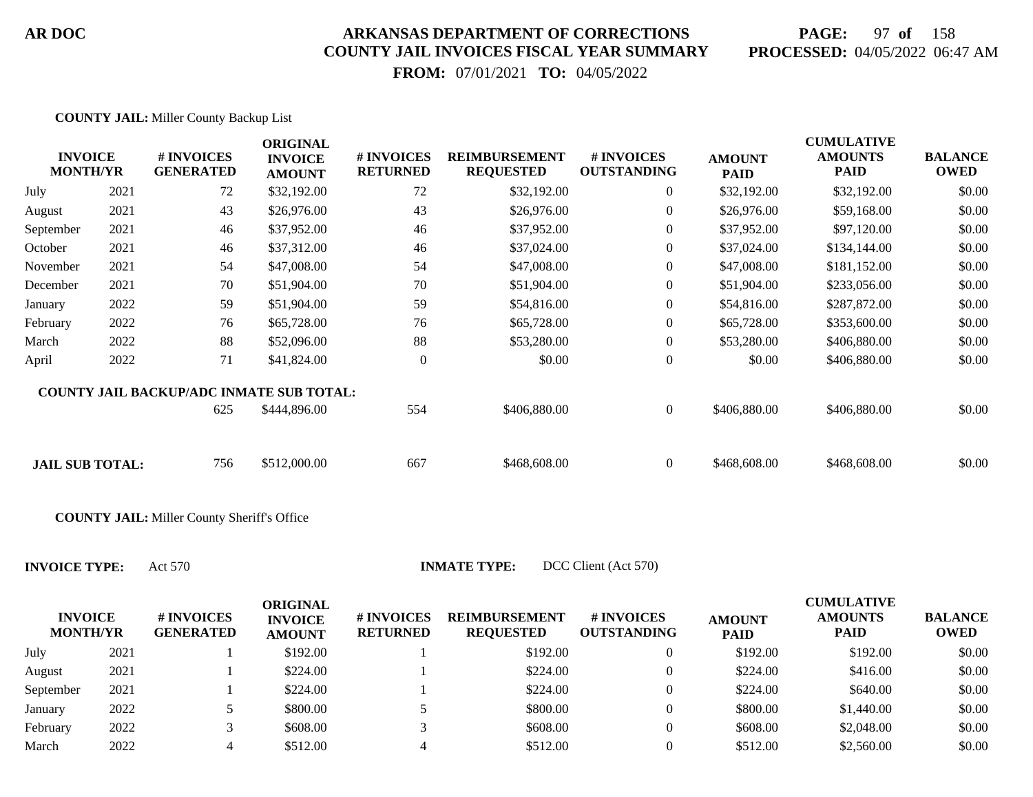AR DOC

# ARKANSAS DEPARTMENT OF CORRECTIONS
## COUNTY JAIL INVOICES FISCAL YEAR SUMMARY

**PROCESSED:** 04/05/2022 06:47 AM

**FROM:** 07/01/2021 **TO:** 04/05/2022

**COUNTY JAIL:** Miller County Backup List

| INVOICE MONTH/YR | | # INVOICES GENERATED | ORIGINAL INVOICE AMOUNT | # INVOICES RETURNED | REIMBURSEMENT REQUESTED | # INVOICES OUTSTANDING | AMOUNT PAID | CUMULATIVE AMOUNTS PAID | BALANCE OWED |
|---|---|---|---|---|---|---|---|---|---|
| July | 2021 | 72 | $32,192.00 | 72 | $32,192.00 | 0 | $32,192.00 | $32,192.00 | $0.00 |
| August | 2021 | 43 | $26,976.00 | 43 | $26,976.00 | 0 | $26,976.00 | $59,168.00 | $0.00 |
| September | 2021 | 46 | $37,952.00 | 46 | $37,952.00 | 0 | $37,952.00 | $97,120.00 | $0.00 |
| October | 2021 | 46 | $37,312.00 | 46 | $37,024.00 | 0 | $37,024.00 | $134,144.00 | $0.00 |
| November | 2021 | 54 | $47,008.00 | 54 | $47,008.00 | 0 | $47,008.00 | $181,152.00 | $0.00 |
| December | 2021 | 70 | $51,904.00 | 70 | $51,904.00 | 0 | $51,904.00 | $233,056.00 | $0.00 |
| January | 2022 | 59 | $51,904.00 | 59 | $54,816.00 | 0 | $54,816.00 | $287,872.00 | $0.00 |
| February | 2022 | 76 | $65,728.00 | 76 | $65,728.00 | 0 | $65,728.00 | $353,600.00 | $0.00 |
| March | 2022 | 88 | $52,096.00 | 88 | $53,280.00 | 0 | $53,280.00 | $406,880.00 | $0.00 |
| April | 2022 | 71 | $41,824.00 | 0 | $0.00 | 0 | $0.00 | $406,880.00 | $0.00 |
| **COUNTY JAIL BACKUP/ADC INMATE SUB TOTAL:** | | 625 | $444,896.00 | 554 | $406,880.00 | 0 | $406,880.00 | $406,880.00 | $0.00 |
| **JAIL SUB TOTAL:** | | 756 | $512,000.00 | 667 | $468,608.00 | 0 | $468,608.00 | $468,608.00 | $0.00 |

**COUNTY JAIL:** Miller County Sheriff's Office

**INVOICE TYPE:** Act 570 **INMATE TYPE:** DCC Client (Act 570)

| INVOICE MONTH/YR | | # INVOICES GENERATED | ORIGINAL INVOICE AMOUNT | # INVOICES RETURNED | REIMBURSEMENT REQUESTED | # INVOICES OUTSTANDING | AMOUNT PAID | CUMULATIVE AMOUNTS PAID | BALANCE OWED |
|---|---|---|---|---|---|---|---|---|---|
| July | 2021 | 1 | $192.00 | 1 | $192.00 | 0 | $192.00 | $192.00 | $0.00 |
| August | 2021 | 1 | $224.00 | 1 | $224.00 | 0 | $224.00 | $416.00 | $0.00 |
| September | 2021 | 1 | $224.00 | 1 | $224.00 | 0 | $224.00 | $640.00 | $0.00 |
| January | 2022 | 5 | $800.00 | 5 | $800.00 | 0 | $800.00 | $1,440.00 | $0.00 |
| February | 2022 | 3 | $608.00 | 3 | $608.00 | 0 | $608.00 | $2,048.00 | $0.00 |
| March | 2022 | 4 | $512.00 | 4 | $512.00 | 0 | $512.00 | $2,560.00 | $0.00 |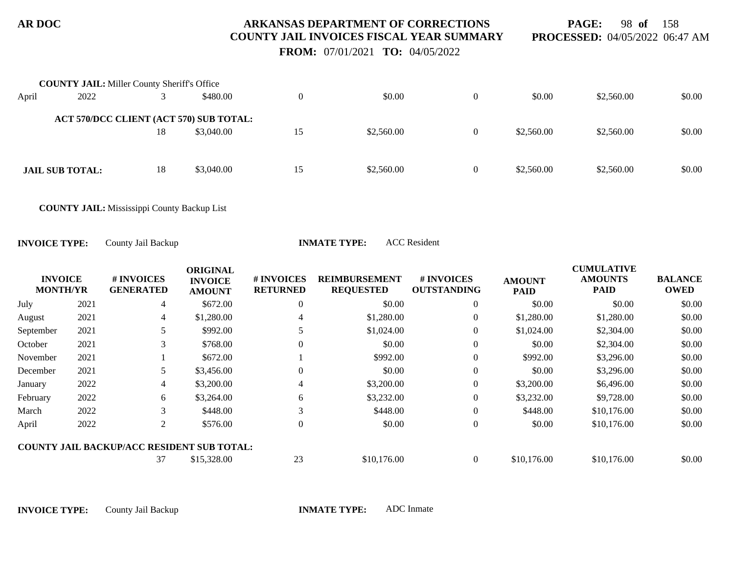**COUNTY JAIL:** Miller County Sheriff's Office

| | | | | | | | | | |
|---|---|---|---|---|---|---|---|---|---|
| April | 2022 | 3 | $480.00 | 0 | $0.00 | 0 | $0.00 | $2,560.00 | $0.00 |

**ACT 570/DCC CLIENT (ACT 570) SUB TOTAL:**

| | | | | | | | | |
|---|---|---|---|---|---|---|---|---|
| | 18 | $3,040.00 | 15 | $2,560.00 | 0 | $2,560.00 | $2,560.00 | $0.00 |

| | | | | | | | | |
|---|---|---|---|---|---|---|---|---|
| **JAIL SUB TOTAL:** | 18 | $3,040.00 | 15 | $2,560.00 | 0 | $2,560.00 | $2,560.00 | $0.00 |

**COUNTY JAIL:** Mississippi County Backup List

**INVOICE TYPE:** County Jail Backup **INMATE TYPE:** ACC Resident

| INVOICE MONTH/YR | | # INVOICES GENERATED | ORIGINAL INVOICE AMOUNT | # INVOICES RETURNED | REIMBURSEMENT REQUESTED | # INVOICES OUTSTANDING | AMOUNT PAID | CUMULATIVE AMOUNTS PAID | BALANCE OWED |
|---|---|---|---|---|---|---|---|---|---|
| July | 2021 | 4 | $672.00 | 0 | $0.00 | 0 | $0.00 | $0.00 | $0.00 |
| August | 2021 | 4 | $1,280.00 | 4 | $1,280.00 | 0 | $1,280.00 | $1,280.00 | $0.00 |
| September | 2021 | 5 | $992.00 | 5 | $1,024.00 | 0 | $1,024.00 | $2,304.00 | $0.00 |
| October | 2021 | 3 | $768.00 | 0 | $0.00 | 0 | $0.00 | $2,304.00 | $0.00 |
| November | 2021 | 1 | $672.00 | 1 | $992.00 | 0 | $992.00 | $3,296.00 | $0.00 |
| December | 2021 | 5 | $3,456.00 | 0 | $0.00 | 0 | $0.00 | $3,296.00 | $0.00 |
| January | 2022 | 4 | $3,200.00 | 4 | $3,200.00 | 0 | $3,200.00 | $6,496.00 | $0.00 |
| February | 2022 | 6 | $3,264.00 | 6 | $3,232.00 | 0 | $3,232.00 | $9,728.00 | $0.00 |
| March | 2022 | 3 | $448.00 | 3 | $448.00 | 0 | $448.00 | $10,176.00 | $0.00 |
| April | 2022 | 2 | $576.00 | 0 | $0.00 | 0 | $0.00 | $10,176.00 | $0.00 |

**COUNTY JAIL BACKUP/ACC RESIDENT SUB TOTAL:**

| | | | | | | | | |
|---|---|---|---|---|---|---|---|---|
| | 37 | $15,328.00 | 23 | $10,176.00 | 0 | $10,176.00 | $10,176.00 | $0.00 |

**INVOICE TYPE:** County Jail Backup **INMATE TYPE:** ADC Inmate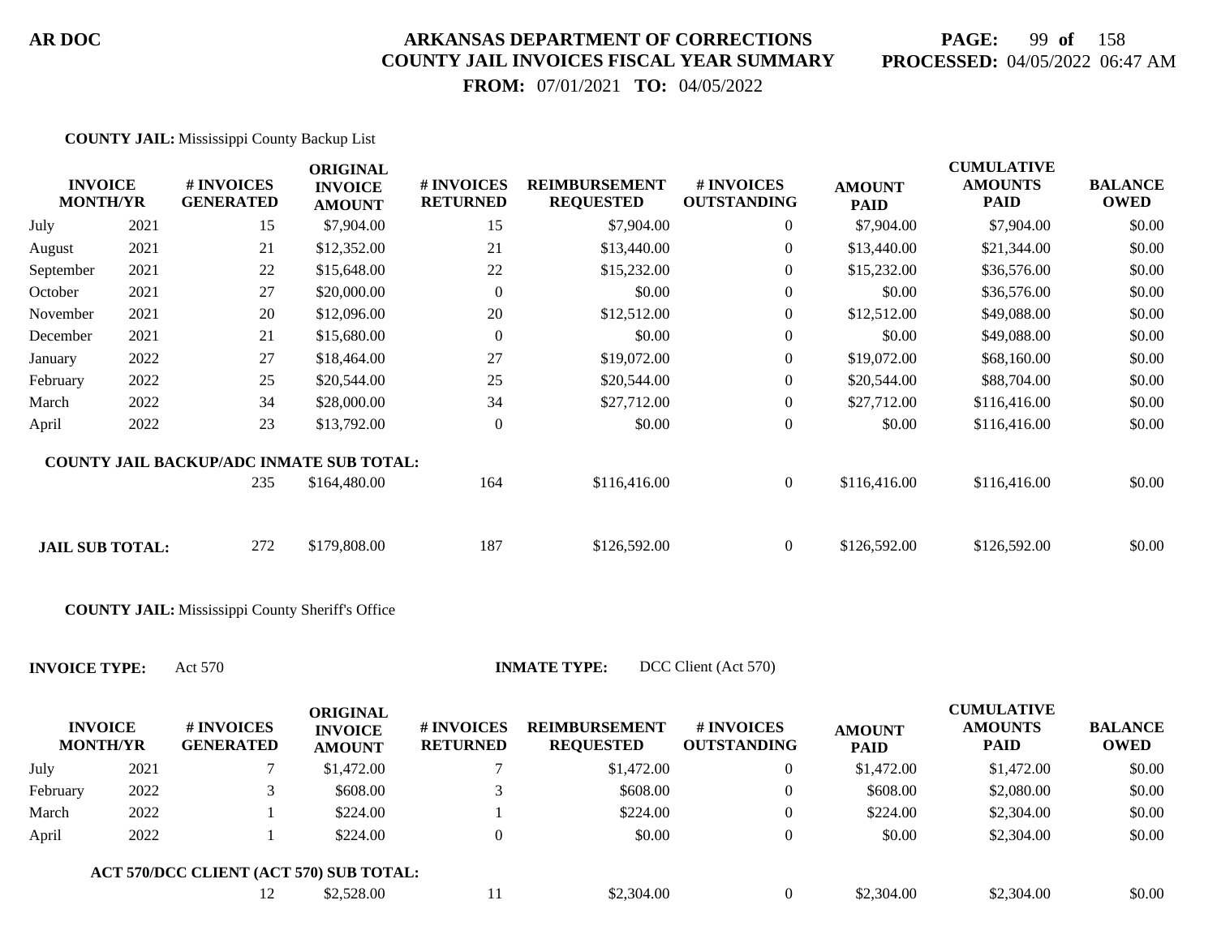**COUNTY JAIL:** Mississippi County Backup List

| INVOICE MONTH/YR | | # INVOICES GENERATED | ORIGINAL INVOICE AMOUNT | # INVOICES RETURNED | REIMBURSEMENT REQUESTED | # INVOICES OUTSTANDING | AMOUNT PAID | CUMULATIVE AMOUNTS PAID | BALANCE OWED |
|---|---|---|---|---|---|---|---|---|---|
| July | 2021 | 15 | $7,904.00 | 15 | $7,904.00 | 0 | $7,904.00 | $7,904.00 | $0.00 |
| August | 2021 | 21 | $12,352.00 | 21 | $13,440.00 | 0 | $13,440.00 | $21,344.00 | $0.00 |
| September | 2021 | 22 | $15,648.00 | 22 | $15,232.00 | 0 | $15,232.00 | $36,576.00 | $0.00 |
| October | 2021 | 27 | $20,000.00 | 0 | $0.00 | 0 | $0.00 | $36,576.00 | $0.00 |
| November | 2021 | 20 | $12,096.00 | 20 | $12,512.00 | 0 | $12,512.00 | $49,088.00 | $0.00 |
| December | 2021 | 21 | $15,680.00 | 0 | $0.00 | 0 | $0.00 | $49,088.00 | $0.00 |
| January | 2022 | 27 | $18,464.00 | 27 | $19,072.00 | 0 | $19,072.00 | $68,160.00 | $0.00 |
| February | 2022 | 25 | $20,544.00 | 25 | $20,544.00 | 0 | $20,544.00 | $88,704.00 | $0.00 |
| March | 2022 | 34 | $28,000.00 | 34 | $27,712.00 | 0 | $27,712.00 | $116,416.00 | $0.00 |
| April | 2022 | 23 | $13,792.00 | 0 | $0.00 | 0 | $0.00 | $116,416.00 | $0.00 |
| **COUNTY JAIL BACKUP/ADC INMATE SUB TOTAL:** | | 235 | $164,480.00 | 164 | $116,416.00 | 0 | $116,416.00 | $116,416.00 | $0.00 |
| **JAIL SUB TOTAL:** | | 272 | $179,808.00 | 187 | $126,592.00 | 0 | $126,592.00 | $126,592.00 | $0.00 |

**COUNTY JAIL:** Mississippi County Sheriff's Office

**INVOICE TYPE:** Act 570 **INMATE TYPE:** DCC Client (Act 570)

| INVOICE MONTH/YR | | # INVOICES GENERATED | ORIGINAL INVOICE AMOUNT | # INVOICES RETURNED | REIMBURSEMENT REQUESTED | # INVOICES OUTSTANDING | AMOUNT PAID | CUMULATIVE AMOUNTS PAID | BALANCE OWED |
|---|---|---|---|---|---|---|---|---|---|
| July | 2021 | 7 | $1,472.00 | 7 | $1,472.00 | 0 | $1,472.00 | $1,472.00 | $0.00 |
| February | 2022 | 3 | $608.00 | 3 | $608.00 | 0 | $608.00 | $2,080.00 | $0.00 |
| March | 2022 | 1 | $224.00 | 1 | $224.00 | 0 | $224.00 | $2,304.00 | $0.00 |
| April | 2022 | 1 | $224.00 | 0 | $0.00 | 0 | $0.00 | $2,304.00 | $0.00 |
| **ACT 570/DCC CLIENT (ACT 570) SUB TOTAL:** | | 12 | $2,528.00 | 11 | $2,304.00 | 0 | $2,304.00 | $2,304.00 | $0.00 |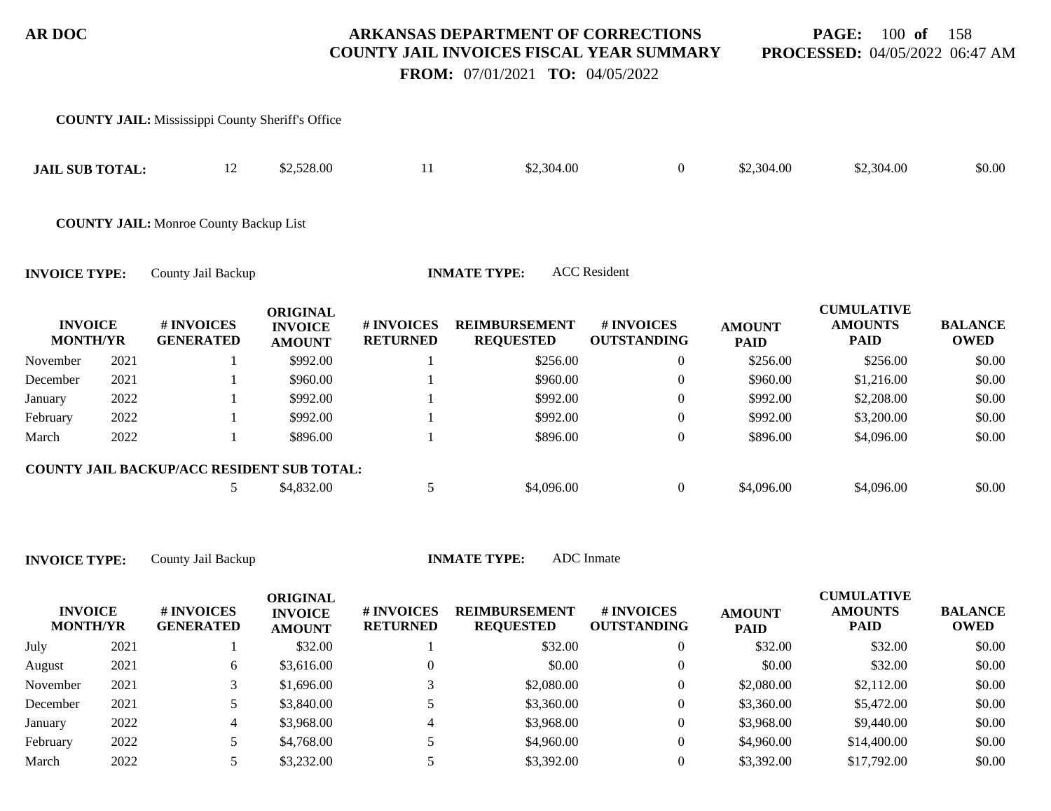**COUNTY JAIL:** Mississippi County Sheriff's Office

| | | | | | | | | |
|---|---|---|---|---|---|---|---|---|
| **JAIL SUB TOTAL:** | 12 | $2,528.00 | 11 | $2,304.00 | 0 | $2,304.00 | $2,304.00 | $0.00 |

**COUNTY JAIL:** Monroe County Backup List

**INVOICE TYPE:** County Jail Backup **INMATE TYPE:** ACC Resident

| INVOICE MONTH/YR | | # INVOICES GENERATED | ORIGINAL INVOICE AMOUNT | # INVOICES RETURNED | REIMBURSEMENT REQUESTED | # INVOICES OUTSTANDING | AMOUNT PAID | CUMULATIVE AMOUNTS PAID | BALANCE OWED |
|---|---|---|---|---|---|---|---|---|---|
| November | 2021 | 1 | $992.00 | 1 | $256.00 | 0 | $256.00 | $256.00 | $0.00 |
| December | 2021 | 1 | $960.00 | 1 | $960.00 | 0 | $960.00 | $1,216.00 | $0.00 |
| January | 2022 | 1 | $992.00 | 1 | $992.00 | 0 | $992.00 | $2,208.00 | $0.00 |
| February | 2022 | 1 | $992.00 | 1 | $992.00 | 0 | $992.00 | $3,200.00 | $0.00 |
| March | 2022 | 1 | $896.00 | 1 | $896.00 | 0 | $896.00 | $4,096.00 | $0.00 |
| **COUNTY JAIL BACKUP/ACC RESIDENT SUB TOTAL:** | | 5 | $4,832.00 | 5 | $4,096.00 | 0 | $4,096.00 | $4,096.00 | $0.00 |

**INVOICE TYPE:** County Jail Backup **INMATE TYPE:** ADC Inmate

| INVOICE MONTH/YR | | # INVOICES GENERATED | ORIGINAL INVOICE AMOUNT | # INVOICES RETURNED | REIMBURSEMENT REQUESTED | # INVOICES OUTSTANDING | AMOUNT PAID | CUMULATIVE AMOUNTS PAID | BALANCE OWED |
|---|---|---|---|---|---|---|---|---|---|
| July | 2021 | 1 | $32.00 | 1 | $32.00 | 0 | $32.00 | $32.00 | $0.00 |
| August | 2021 | 6 | $3,616.00 | 0 | $0.00 | 0 | $0.00 | $32.00 | $0.00 |
| November | 2021 | 3 | $1,696.00 | 3 | $2,080.00 | 0 | $2,080.00 | $2,112.00 | $0.00 |
| December | 2021 | 5 | $3,840.00 | 5 | $3,360.00 | 0 | $3,360.00 | $5,472.00 | $0.00 |
| January | 2022 | 4 | $3,968.00 | 4 | $3,968.00 | 0 | $3,968.00 | $9,440.00 | $0.00 |
| February | 2022 | 5 | $4,768.00 | 5 | $4,960.00 | 0 | $4,960.00 | $14,400.00 | $0.00 |
| March | 2022 | 5 | $3,232.00 | 5 | $3,392.00 | 0 | $3,392.00 | $17,792.00 | $0.00 |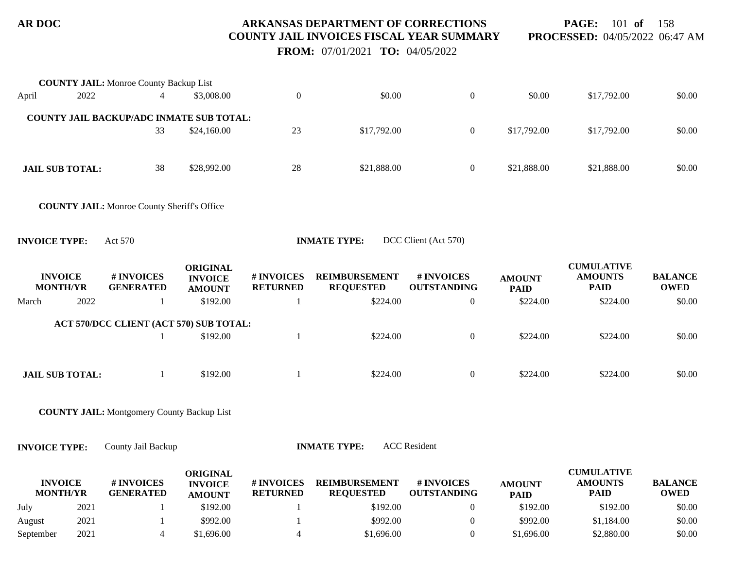**COUNTY JAIL:** Monroe County Backup List

| | | | | | | | | | |
|---|---|---|---|---|---|---|---|---|---|
| April | 2022 | 4 | $3,008.00 | 0 | $0.00 | 0 | $0.00 | $17,792.00 | $0.00 |

**COUNTY JAIL BACKUP/ADC INMATE SUB TOTAL:**

| | | | | | | | |
|---|---|---|---|---|---|---|---|
| 33 | $24,160.00 | 23 | $17,792.00 | 0 | $17,792.00 | $17,792.00 | $0.00 |

**JAIL SUB TOTAL:**

| | | | | | | | |
|---|---|---|---|---|---|---|---|
| 38 | $28,992.00 | 28 | $21,888.00 | 0 | $21,888.00 | $21,888.00 | $0.00 |

**COUNTY JAIL:** Monroe County Sheriff's Office

**INVOICE TYPE:** Act 570 **INMATE TYPE:** DCC Client (Act 570)

| INVOICE MONTH/YR | | # INVOICES GENERATED | ORIGINAL INVOICE AMOUNT | # INVOICES RETURNED | REIMBURSEMENT REQUESTED | # INVOICES OUTSTANDING | AMOUNT PAID | CUMULATIVE AMOUNTS PAID | BALANCE OWED |
|---|---|---|---|---|---|---|---|---|---|
| March | 2022 | 1 | $192.00 | 1 | $224.00 | 0 | $224.00 | $224.00 | $0.00 |

**ACT 570/DCC CLIENT (ACT 570) SUB TOTAL:**

| | | | | | | | |
|---|---|---|---|---|---|---|---|
| 1 | $192.00 | 1 | $224.00 | 0 | $224.00 | $224.00 | $0.00 |

**JAIL SUB TOTAL:**

| | | | | | | | |
|---|---|---|---|---|---|---|---|
| 1 | $192.00 | 1 | $224.00 | 0 | $224.00 | $224.00 | $0.00 |

**COUNTY JAIL:** Montgomery County Backup List

**INVOICE TYPE:** County Jail Backup **INMATE TYPE:** ACC Resident

| INVOICE MONTH/YR | | # INVOICES GENERATED | ORIGINAL INVOICE AMOUNT | # INVOICES RETURNED | REIMBURSEMENT REQUESTED | # INVOICES OUTSTANDING | AMOUNT PAID | CUMULATIVE AMOUNTS PAID | BALANCE OWED |
|---|---|---|---|---|---|---|---|---|---|
| July | 2021 | 1 | $192.00 | 1 | $192.00 | 0 | $192.00 | $192.00 | $0.00 |
| August | 2021 | 1 | $992.00 | 1 | $992.00 | 0 | $992.00 | $1,184.00 | $0.00 |
| September | 2021 | 4 | $1,696.00 | 4 | $1,696.00 | 0 | $1,696.00 | $2,880.00 | $0.00 |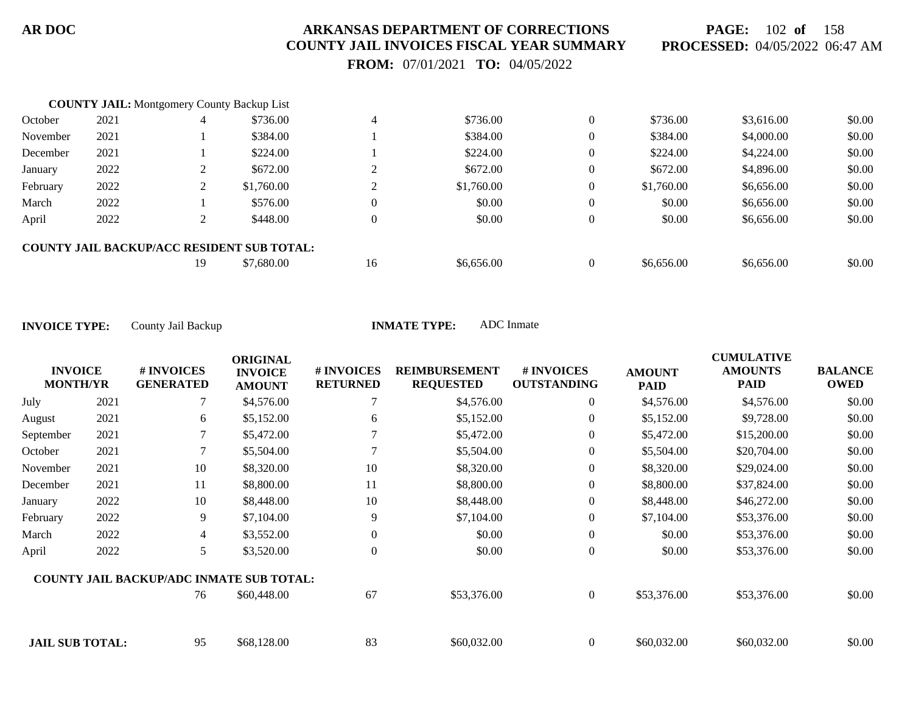# ARKANSAS DEPARTMENT OF CORRECTIONS
## COUNTY JAIL INVOICES FISCAL YEAR SUMMARY
**FROM:** 07/01/2021 **TO:** 04/05/2022

**PROCESSED:** 04/05/2022 06:47 AM

**COUNTY JAIL:** Montgomery County Backup List

| | | | | | | | | | |
|---|---|---|---|---|---|---|---|---|---|
| October | 2021 | 4 | $736.00 | 4 | $736.00 | 0 | $736.00 | $3,616.00 | $0.00 |
| November | 2021 | 1 | $384.00 | 1 | $384.00 | 0 | $384.00 | $4,000.00 | $0.00 |
| December | 2021 | 1 | $224.00 | 1 | $224.00 | 0 | $224.00 | $4,224.00 | $0.00 |
| January | 2022 | 2 | $672.00 | 2 | $672.00 | 0 | $672.00 | $4,896.00 | $0.00 |
| February | 2022 | 2 | $1,760.00 | 2 | $1,760.00 | 0 | $1,760.00 | $6,656.00 | $0.00 |
| March | 2022 | 1 | $576.00 | 0 | $0.00 | 0 | $0.00 | $6,656.00 | $0.00 |
| April | 2022 | 2 | $448.00 | 0 | $0.00 | 0 | $0.00 | $6,656.00 | $0.00 |
| **COUNTY JAIL BACKUP/ACC RESIDENT SUB TOTAL:** | | 19 | $7,680.00 | 16 | $6,656.00 | 0 | $6,656.00 | $6,656.00 | $0.00 |

**INVOICE TYPE:** County Jail Backup **INMATE TYPE:** ADC Inmate

| INVOICE MONTH/YR | | # INVOICES GENERATED | ORIGINAL INVOICE AMOUNT | # INVOICES RETURNED | REIMBURSEMENT REQUESTED | # INVOICES OUTSTANDING | AMOUNT PAID | CUMULATIVE AMOUNTS PAID | BALANCE OWED |
|---|---|---|---|---|---|---|---|---|---|
| July | 2021 | 7 | $4,576.00 | 7 | $4,576.00 | 0 | $4,576.00 | $4,576.00 | $0.00 |
| August | 2021 | 6 | $5,152.00 | 6 | $5,152.00 | 0 | $5,152.00 | $9,728.00 | $0.00 |
| September | 2021 | 7 | $5,472.00 | 7 | $5,472.00 | 0 | $5,472.00 | $15,200.00 | $0.00 |
| October | 2021 | 7 | $5,504.00 | 7 | $5,504.00 | 0 | $5,504.00 | $20,704.00 | $0.00 |
| November | 2021 | 10 | $8,320.00 | 10 | $8,320.00 | 0 | $8,320.00 | $29,024.00 | $0.00 |
| December | 2021 | 11 | $8,800.00 | 11 | $8,800.00 | 0 | $8,800.00 | $37,824.00 | $0.00 |
| January | 2022 | 10 | $8,448.00 | 10 | $8,448.00 | 0 | $8,448.00 | $46,272.00 | $0.00 |
| February | 2022 | 9 | $7,104.00 | 9 | $7,104.00 | 0 | $7,104.00 | $53,376.00 | $0.00 |
| March | 2022 | 4 | $3,552.00 | 0 | $0.00 | 0 | $0.00 | $53,376.00 | $0.00 |
| April | 2022 | 5 | $3,520.00 | 0 | $0.00 | 0 | $0.00 | $53,376.00 | $0.00 |
| **COUNTY JAIL BACKUP/ADC INMATE SUB TOTAL:** | | 76 | $60,448.00 | 67 | $53,376.00 | 0 | $53,376.00 | $53,376.00 | $0.00 |
| **JAIL SUB TOTAL:** | | 95 | $68,128.00 | 83 | $60,032.00 | 0 | $60,032.00 | $60,032.00 | $0.00 |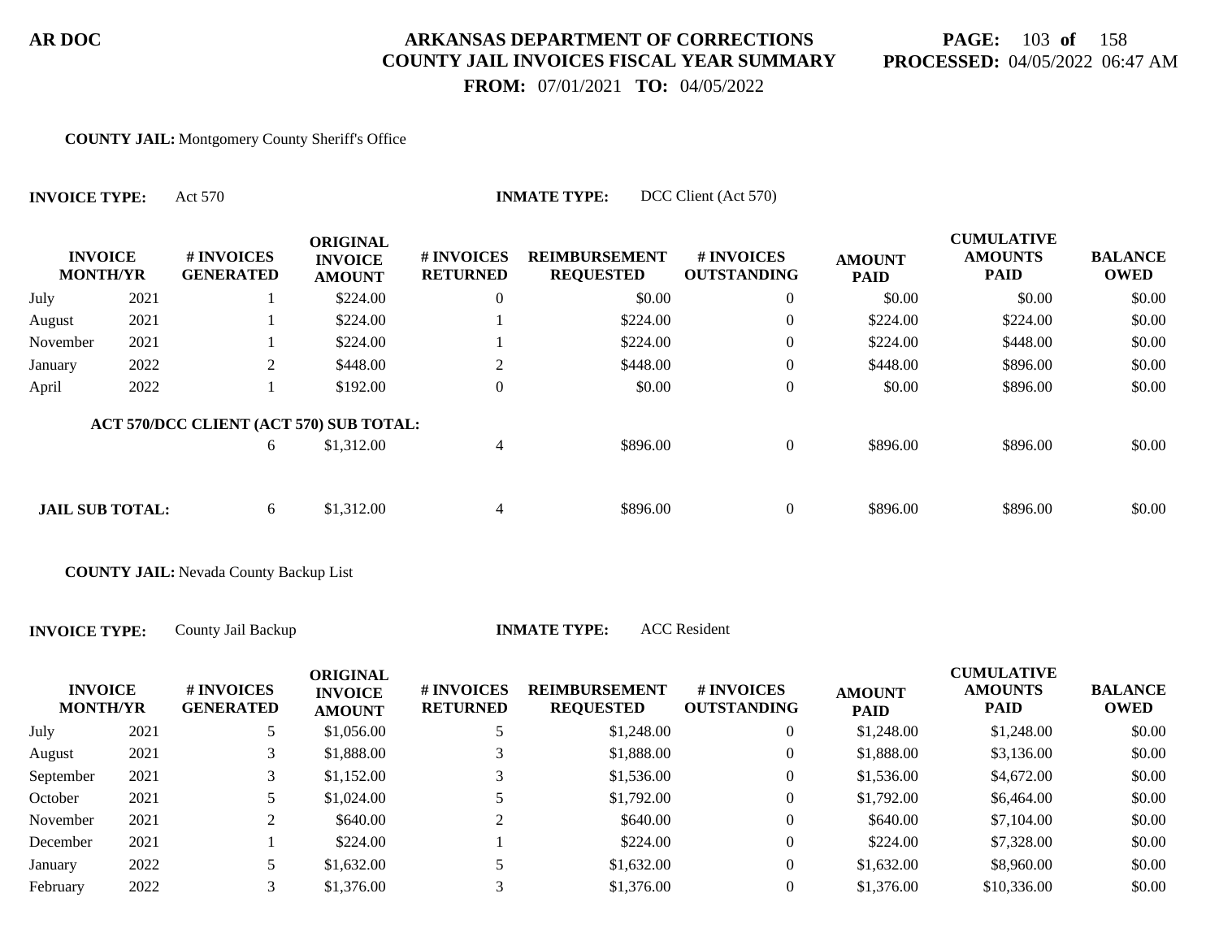**AR DOC**

# ARKANSAS DEPARTMENT OF CORRECTIONS
## COUNTY JAIL INVOICES FISCAL YEAR SUMMARY

**PAGE:** 103 **of** 158
**PROCESSED:** 04/05/2022 06:47 AM

**FROM:** 07/01/2021 **TO:** 04/05/2022

**COUNTY JAIL:** Montgomery County Sheriff's Office

**INVOICE TYPE:** Act 570 **INMATE TYPE:** DCC Client (Act 570)

| INVOICE MONTH/YR | | # INVOICES GENERATED | ORIGINAL INVOICE AMOUNT | # INVOICES RETURNED | REIMBURSEMENT REQUESTED | # INVOICES OUTSTANDING | AMOUNT PAID | CUMULATIVE AMOUNTS PAID | BALANCE OWED |
|---|---|---|---|---|---|---|---|---|---|
| July | 2021 | 1 | $224.00 | 0 | $0.00 | 0 | $0.00 | $0.00 | $0.00 |
| August | 2021 | 1 | $224.00 | 1 | $224.00 | 0 | $224.00 | $224.00 | $0.00 |
| November | 2021 | 1 | $224.00 | 1 | $224.00 | 0 | $224.00 | $448.00 | $0.00 |
| January | 2022 | 2 | $448.00 | 2 | $448.00 | 0 | $448.00 | $896.00 | $0.00 |
| April | 2022 | 1 | $192.00 | 0 | $0.00 | 0 | $0.00 | $896.00 | $0.00 |
| **ACT 570/DCC CLIENT (ACT 570) SUB TOTAL:** | | 6 | $1,312.00 | 4 | $896.00 | 0 | $896.00 | $896.00 | $0.00 |
| **JAIL SUB TOTAL:** | | 6 | $1,312.00 | 4 | $896.00 | 0 | $896.00 | $896.00 | $0.00 |

**COUNTY JAIL:** Nevada County Backup List

**INVOICE TYPE:** County Jail Backup **INMATE TYPE:** ACC Resident

| INVOICE MONTH/YR | | # INVOICES GENERATED | ORIGINAL INVOICE AMOUNT | # INVOICES RETURNED | REIMBURSEMENT REQUESTED | # INVOICES OUTSTANDING | AMOUNT PAID | CUMULATIVE AMOUNTS PAID | BALANCE OWED |
|---|---|---|---|---|---|---|---|---|---|
| July | 2021 | 5 | $1,056.00 | 5 | $1,248.00 | 0 | $1,248.00 | $1,248.00 | $0.00 |
| August | 2021 | 3 | $1,888.00 | 3 | $1,888.00 | 0 | $1,888.00 | $3,136.00 | $0.00 |
| September | 2021 | 3 | $1,152.00 | 3 | $1,536.00 | 0 | $1,536.00 | $4,672.00 | $0.00 |
| October | 2021 | 5 | $1,024.00 | 5 | $1,792.00 | 0 | $1,792.00 | $6,464.00 | $0.00 |
| November | 2021 | 2 | $640.00 | 2 | $640.00 | 0 | $640.00 | $7,104.00 | $0.00 |
| December | 2021 | 1 | $224.00 | 1 | $224.00 | 0 | $224.00 | $7,328.00 | $0.00 |
| January | 2022 | 5 | $1,632.00 | 5 | $1,632.00 | 0 | $1,632.00 | $8,960.00 | $0.00 |
| February | 2022 | 3 | $1,376.00 | 3 | $1,376.00 | 0 | $1,376.00 | $10,336.00 | $0.00 |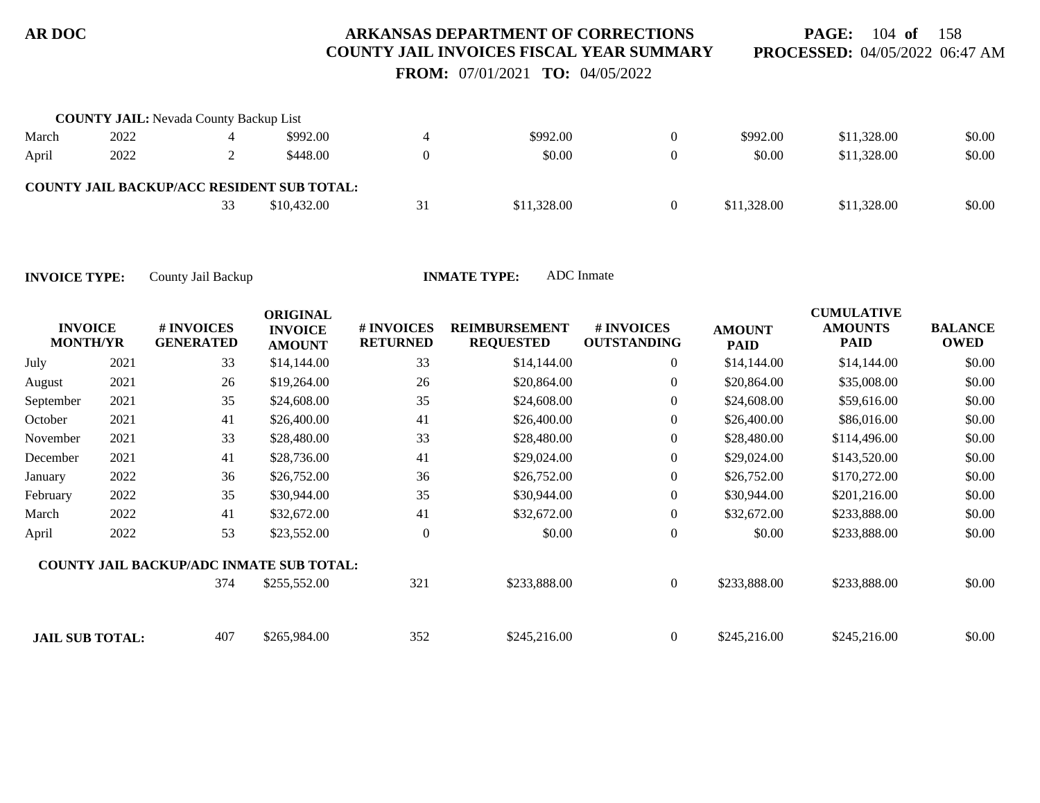**COUNTY JAIL:** Nevada County Backup List

| | | | | | | | | | |
|---|---|---|---|---|---|---|---|---|---|
| March | 2022 | 4 | $992.00 | 4 | $992.00 | 0 | $992.00 | $11,328.00 | $0.00 |
| April | 2022 | 2 | $448.00 | 0 | $0.00 | 0 | $0.00 | $11,328.00 | $0.00 |
| **COUNTY JAIL BACKUP/ACC RESIDENT SUB TOTAL:** | | | | | | | | | |
| | | 33 | $10,432.00 | 31 | $11,328.00 | 0 | $11,328.00 | $11,328.00 | $0.00 |

**INVOICE TYPE:** County Jail Backup **INMATE TYPE:** ADC Inmate

| INVOICE MONTH/YR | | # INVOICES GENERATED | ORIGINAL INVOICE AMOUNT | # INVOICES RETURNED | REIMBURSEMENT REQUESTED | # INVOICES OUTSTANDING | AMOUNT PAID | CUMULATIVE AMOUNTS PAID | BALANCE OWED |
|---|---|---|---|---|---|---|---|---|---|
| July | 2021 | 33 | $14,144.00 | 33 | $14,144.00 | 0 | $14,144.00 | $14,144.00 | $0.00 |
| August | 2021 | 26 | $19,264.00 | 26 | $20,864.00 | 0 | $20,864.00 | $35,008.00 | $0.00 |
| September | 2021 | 35 | $24,608.00 | 35 | $24,608.00 | 0 | $24,608.00 | $59,616.00 | $0.00 |
| October | 2021 | 41 | $26,400.00 | 41 | $26,400.00 | 0 | $26,400.00 | $86,016.00 | $0.00 |
| November | 2021 | 33 | $28,480.00 | 33 | $28,480.00 | 0 | $28,480.00 | $114,496.00 | $0.00 |
| December | 2021 | 41 | $28,736.00 | 41 | $29,024.00 | 0 | $29,024.00 | $143,520.00 | $0.00 |
| January | 2022 | 36 | $26,752.00 | 36 | $26,752.00 | 0 | $26,752.00 | $170,272.00 | $0.00 |
| February | 2022 | 35 | $30,944.00 | 35 | $30,944.00 | 0 | $30,944.00 | $201,216.00 | $0.00 |
| March | 2022 | 41 | $32,672.00 | 41 | $32,672.00 | 0 | $32,672.00 | $233,888.00 | $0.00 |
| April | 2022 | 53 | $23,552.00 | 0 | $0.00 | 0 | $0.00 | $233,888.00 | $0.00 |
| **COUNTY JAIL BACKUP/ADC INMATE SUB TOTAL:** | | | | | | | | | |
| | | 374 | $255,552.00 | 321 | $233,888.00 | 0 | $233,888.00 | $233,888.00 | $0.00 |
| **JAIL SUB TOTAL:** | | 407 | $265,984.00 | 352 | $245,216.00 | 0 | $245,216.00 | $245,216.00 | $0.00 |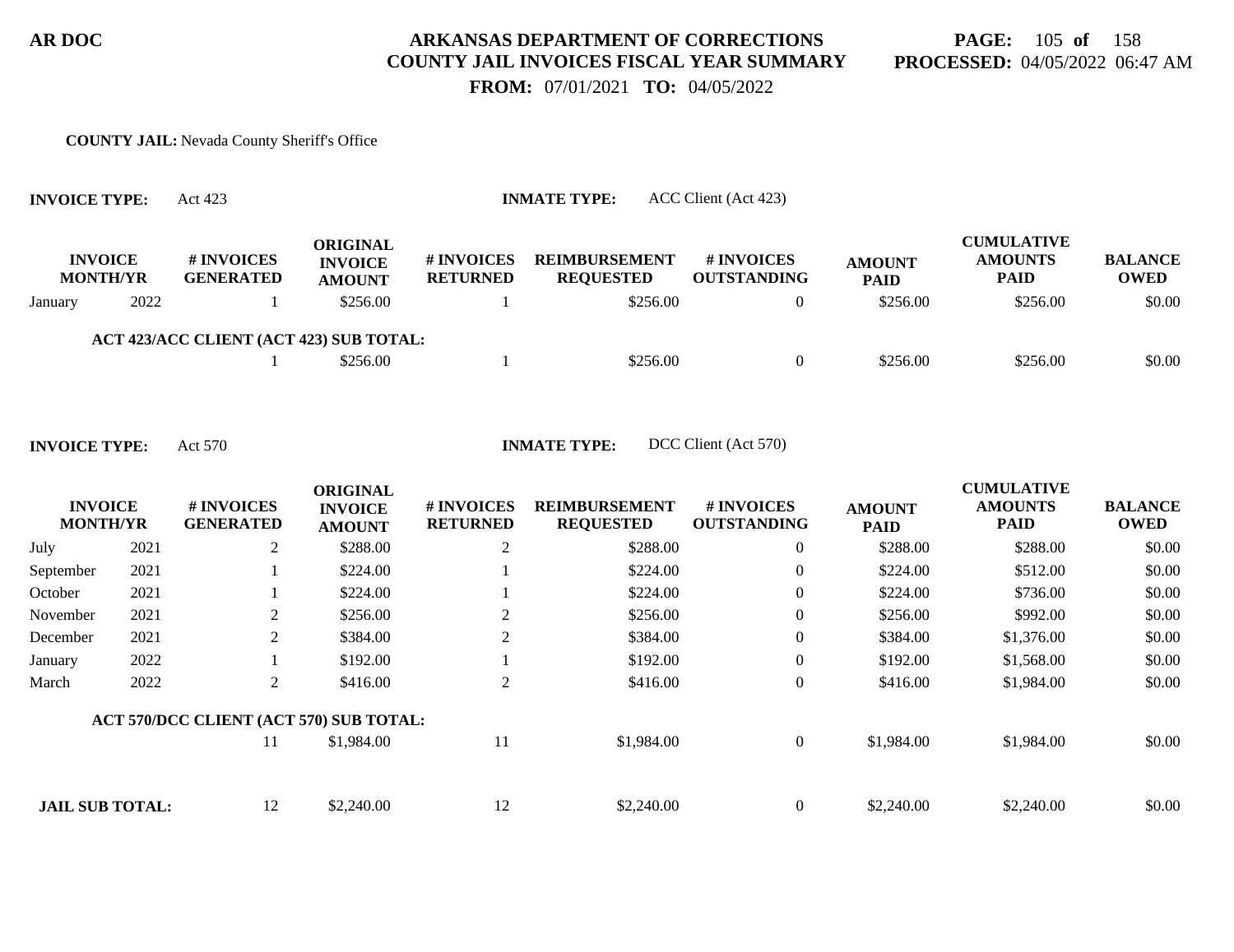**AR DOC** — **ARKANSAS DEPARTMENT OF CORRECTIONS**
**COUNTY JAIL INVOICES FISCAL YEAR SUMMARY**
**FROM:** 07/01/2021 **TO:** 04/05/2022

**PROCESSED:** 04/05/2022 06:47 AM

**COUNTY JAIL:** Nevada County Sheriff's Office

**INVOICE TYPE:** Act 423 — **INMATE TYPE:** ACC Client (Act 423)

| INVOICE MONTH/YR | | # INVOICES GENERATED | ORIGINAL INVOICE AMOUNT | # INVOICES RETURNED | REIMBURSEMENT REQUESTED | # INVOICES OUTSTANDING | AMOUNT PAID | CUMULATIVE AMOUNTS PAID | BALANCE OWED |
|---|---|---|---|---|---|---|---|---|---|
| January | 2022 | 1 | $256.00 | 1 | $256.00 | 0 | $256.00 | $256.00 | $0.00 |
| **ACT 423/ACC CLIENT (ACT 423) SUB TOTAL:** | | 1 | $256.00 | 1 | $256.00 | 0 | $256.00 | $256.00 | $0.00 |

**INVOICE TYPE:** Act 570 — **INMATE TYPE:** DCC Client (Act 570)

| INVOICE MONTH/YR | | # INVOICES GENERATED | ORIGINAL INVOICE AMOUNT | # INVOICES RETURNED | REIMBURSEMENT REQUESTED | # INVOICES OUTSTANDING | AMOUNT PAID | CUMULATIVE AMOUNTS PAID | BALANCE OWED |
|---|---|---|---|---|---|---|---|---|---|
| July | 2021 | 2 | $288.00 | 2 | $288.00 | 0 | $288.00 | $288.00 | $0.00 |
| September | 2021 | 1 | $224.00 | 1 | $224.00 | 0 | $224.00 | $512.00 | $0.00 |
| October | 2021 | 1 | $224.00 | 1 | $224.00 | 0 | $224.00 | $736.00 | $0.00 |
| November | 2021 | 2 | $256.00 | 2 | $256.00 | 0 | $256.00 | $992.00 | $0.00 |
| December | 2021 | 2 | $384.00 | 2 | $384.00 | 0 | $384.00 | $1,376.00 | $0.00 |
| January | 2022 | 1 | $192.00 | 1 | $192.00 | 0 | $192.00 | $1,568.00 | $0.00 |
| March | 2022 | 2 | $416.00 | 2 | $416.00 | 0 | $416.00 | $1,984.00 | $0.00 |
| **ACT 570/DCC CLIENT (ACT 570) SUB TOTAL:** | | 11 | $1,984.00 | 11 | $1,984.00 | 0 | $1,984.00 | $1,984.00 | $0.00 |
| **JAIL SUB TOTAL:** | | 12 | $2,240.00 | 12 | $2,240.00 | 0 | $2,240.00 | $2,240.00 | $0.00 |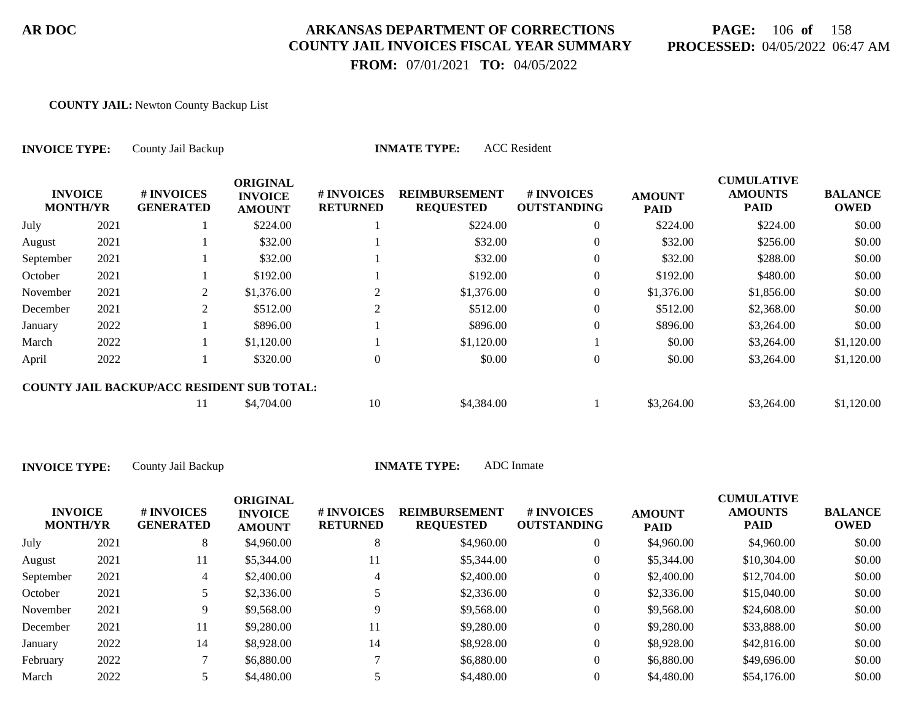**AR DOC** — **ARKANSAS DEPARTMENT OF CORRECTIONS**
**COUNTY JAIL INVOICES FISCAL YEAR SUMMARY**
**FROM:** 07/01/2021 **TO:** 04/05/2022

**PROCESSED:** 04/05/2022 06:47 AM

**COUNTY JAIL:** Newton County Backup List

**INVOICE TYPE:** County Jail Backup **INMATE TYPE:** ACC Resident

| INVOICE MONTH/YR | | # INVOICES GENERATED | ORIGINAL INVOICE AMOUNT | # INVOICES RETURNED | REIMBURSEMENT REQUESTED | # INVOICES OUTSTANDING | AMOUNT PAID | CUMULATIVE AMOUNTS PAID | BALANCE OWED |
|---|---|---|---|---|---|---|---|---|---|
| July | 2021 | 1 | $224.00 | 1 | $224.00 | 0 | $224.00 | $224.00 | $0.00 |
| August | 2021 | 1 | $32.00 | 1 | $32.00 | 0 | $32.00 | $256.00 | $0.00 |
| September | 2021 | 1 | $32.00 | 1 | $32.00 | 0 | $32.00 | $288.00 | $0.00 |
| October | 2021 | 1 | $192.00 | 1 | $192.00 | 0 | $192.00 | $480.00 | $0.00 |
| November | 2021 | 2 | $1,376.00 | 2 | $1,376.00 | 0 | $1,376.00 | $1,856.00 | $0.00 |
| December | 2021 | 2 | $512.00 | 2 | $512.00 | 0 | $512.00 | $2,368.00 | $0.00 |
| January | 2022 | 1 | $896.00 | 1 | $896.00 | 0 | $896.00 | $3,264.00 | $0.00 |
| March | 2022 | 1 | $1,120.00 | 1 | $1,120.00 | 1 | $0.00 | $3,264.00 | $1,120.00 |
| April | 2022 | 1 | $320.00 | 0 | $0.00 | 0 | $0.00 | $3,264.00 | $1,120.00 |
| **COUNTY JAIL BACKUP/ACC RESIDENT SUB TOTAL:** | | 11 | $4,704.00 | 10 | $4,384.00 | 1 | $3,264.00 | $3,264.00 | $1,120.00 |

**INVOICE TYPE:** County Jail Backup **INMATE TYPE:** ADC Inmate

| INVOICE MONTH/YR | | # INVOICES GENERATED | ORIGINAL INVOICE AMOUNT | # INVOICES RETURNED | REIMBURSEMENT REQUESTED | # INVOICES OUTSTANDING | AMOUNT PAID | CUMULATIVE AMOUNTS PAID | BALANCE OWED |
|---|---|---|---|---|---|---|---|---|---|
| July | 2021 | 8 | $4,960.00 | 8 | $4,960.00 | 0 | $4,960.00 | $4,960.00 | $0.00 |
| August | 2021 | 11 | $5,344.00 | 11 | $5,344.00 | 0 | $5,344.00 | $10,304.00 | $0.00 |
| September | 2021 | 4 | $2,400.00 | 4 | $2,400.00 | 0 | $2,400.00 | $12,704.00 | $0.00 |
| October | 2021 | 5 | $2,336.00 | 5 | $2,336.00 | 0 | $2,336.00 | $15,040.00 | $0.00 |
| November | 2021 | 9 | $9,568.00 | 9 | $9,568.00 | 0 | $9,568.00 | $24,608.00 | $0.00 |
| December | 2021 | 11 | $9,280.00 | 11 | $9,280.00 | 0 | $9,280.00 | $33,888.00 | $0.00 |
| January | 2022 | 14 | $8,928.00 | 14 | $8,928.00 | 0 | $8,928.00 | $42,816.00 | $0.00 |
| February | 2022 | 7 | $6,880.00 | 7 | $6,880.00 | 0 | $6,880.00 | $49,696.00 | $0.00 |
| March | 2022 | 5 | $4,480.00 | 5 | $4,480.00 | 0 | $4,480.00 | $54,176.00 | $0.00 |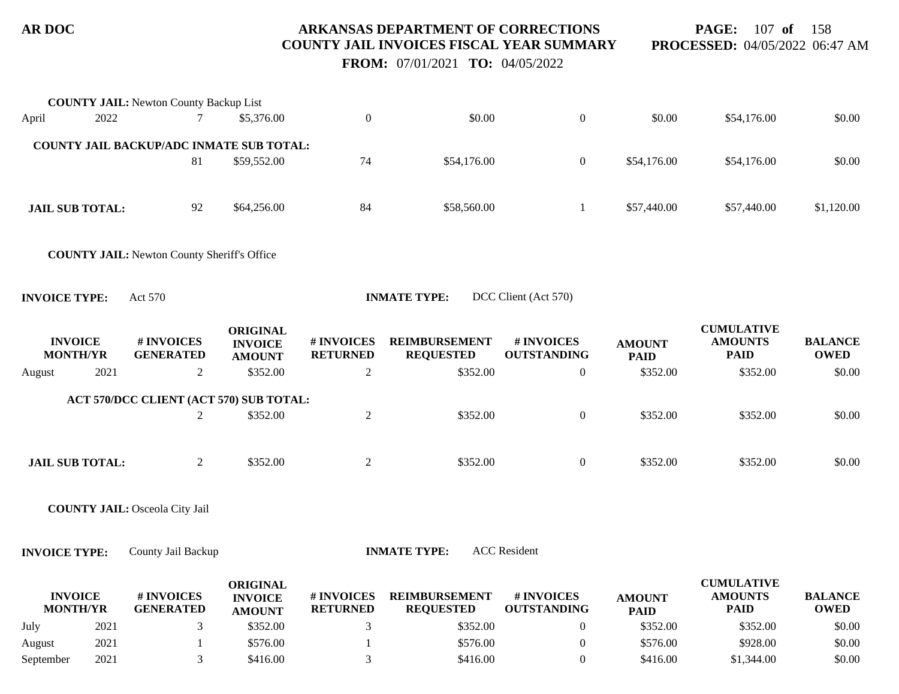**COUNTY JAIL:** Newton County Backup List

| INVOICE MONTH/YR | | # INVOICES GENERATED | ORIGINAL INVOICE AMOUNT | # INVOICES RETURNED | REIMBURSEMENT REQUESTED | # INVOICES OUTSTANDING | AMOUNT PAID | CUMULATIVE AMOUNTS PAID | BALANCE OWED |
|---|---|---|---|---|---|---|---|---|---|
| April | 2022 | 7 | $5,376.00 | 0 | $0.00 | 0 | $0.00 | $54,176.00 | $0.00 |
| **COUNTY JAIL BACKUP/ADC INMATE SUB TOTAL:** | | 81 | $59,552.00 | 74 | $54,176.00 | 0 | $54,176.00 | $54,176.00 | $0.00 |
| **JAIL SUB TOTAL:** | | 92 | $64,256.00 | 84 | $58,560.00 | 1 | $57,440.00 | $57,440.00 | $1,120.00 |

**COUNTY JAIL:** Newton County Sheriff's Office

**INVOICE TYPE:** Act 570 **INMATE TYPE:** DCC Client (Act 570)

| INVOICE MONTH/YR | | # INVOICES GENERATED | ORIGINAL INVOICE AMOUNT | # INVOICES RETURNED | REIMBURSEMENT REQUESTED | # INVOICES OUTSTANDING | AMOUNT PAID | CUMULATIVE AMOUNTS PAID | BALANCE OWED |
|---|---|---|---|---|---|---|---|---|---|
| August | 2021 | 2 | $352.00 | 2 | $352.00 | 0 | $352.00 | $352.00 | $0.00 |
| **ACT 570/DCC CLIENT (ACT 570) SUB TOTAL:** | | 2 | $352.00 | 2 | $352.00 | 0 | $352.00 | $352.00 | $0.00 |
| **JAIL SUB TOTAL:** | | 2 | $352.00 | 2 | $352.00 | 0 | $352.00 | $352.00 | $0.00 |

**COUNTY JAIL:** Osceola City Jail

**INVOICE TYPE:** County Jail Backup **INMATE TYPE:** ACC Resident

| INVOICE MONTH/YR | | # INVOICES GENERATED | ORIGINAL INVOICE AMOUNT | # INVOICES RETURNED | REIMBURSEMENT REQUESTED | # INVOICES OUTSTANDING | AMOUNT PAID | CUMULATIVE AMOUNTS PAID | BALANCE OWED |
|---|---|---|---|---|---|---|---|---|---|
| July | 2021 | 3 | $352.00 | 3 | $352.00 | 0 | $352.00 | $352.00 | $0.00 |
| August | 2021 | 1 | $576.00 | 1 | $576.00 | 0 | $576.00 | $928.00 | $0.00 |
| September | 2021 | 3 | $416.00 | 3 | $416.00 | 0 | $416.00 | $1,344.00 | $0.00 |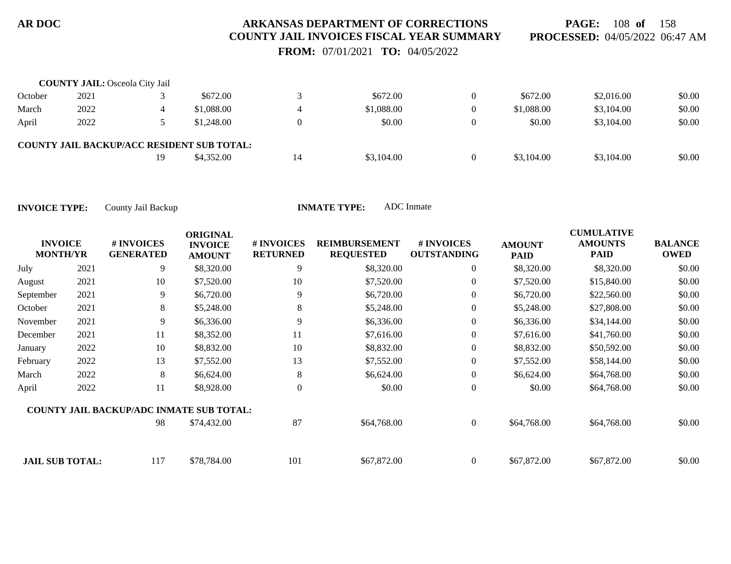**COUNTY JAIL:** Osceola City Jail

| | | | | | | | | | |
|---|---|---|---|---|---|---|---|---|---|
| October | 2021 | 3 | $672.00 | 3 | $672.00 | 0 | $672.00 | $2,016.00 | $0.00 |
| March | 2022 | 4 | $1,088.00 | 4 | $1,088.00 | 0 | $1,088.00 | $3,104.00 | $0.00 |
| April | 2022 | 5 | $1,248.00 | 0 | $0.00 | 0 | $0.00 | $3,104.00 | $0.00 |
| **COUNTY JAIL BACKUP/ACC RESIDENT SUB TOTAL:** | | | | | | | | | |
| | | 19 | $4,352.00 | 14 | $3,104.00 | 0 | $3,104.00 | $3,104.00 | $0.00 |

**INVOICE TYPE:** County Jail Backup **INMATE TYPE:** ADC Inmate

| INVOICE MONTH/YR | | # INVOICES GENERATED | ORIGINAL INVOICE AMOUNT | # INVOICES RETURNED | REIMBURSEMENT REQUESTED | # INVOICES OUTSTANDING | AMOUNT PAID | CUMULATIVE AMOUNTS PAID | BALANCE OWED |
|---|---|---|---|---|---|---|---|---|---|
| July | 2021 | 9 | $8,320.00 | 9 | $8,320.00 | 0 | $8,320.00 | $8,320.00 | $0.00 |
| August | 2021 | 10 | $7,520.00 | 10 | $7,520.00 | 0 | $7,520.00 | $15,840.00 | $0.00 |
| September | 2021 | 9 | $6,720.00 | 9 | $6,720.00 | 0 | $6,720.00 | $22,560.00 | $0.00 |
| October | 2021 | 8 | $5,248.00 | 8 | $5,248.00 | 0 | $5,248.00 | $27,808.00 | $0.00 |
| November | 2021 | 9 | $6,336.00 | 9 | $6,336.00 | 0 | $6,336.00 | $34,144.00 | $0.00 |
| December | 2021 | 11 | $8,352.00 | 11 | $7,616.00 | 0 | $7,616.00 | $41,760.00 | $0.00 |
| January | 2022 | 10 | $8,832.00 | 10 | $8,832.00 | 0 | $8,832.00 | $50,592.00 | $0.00 |
| February | 2022 | 13 | $7,552.00 | 13 | $7,552.00 | 0 | $7,552.00 | $58,144.00 | $0.00 |
| March | 2022 | 8 | $6,624.00 | 8 | $6,624.00 | 0 | $6,624.00 | $64,768.00 | $0.00 |
| April | 2022 | 11 | $8,928.00 | 0 | $0.00 | 0 | $0.00 | $64,768.00 | $0.00 |
| **COUNTY JAIL BACKUP/ADC INMATE SUB TOTAL:** | | | | | | | | | |
| | | 98 | $74,432.00 | 87 | $64,768.00 | 0 | $64,768.00 | $64,768.00 | $0.00 |
| **JAIL SUB TOTAL:** | | 117 | $78,784.00 | 101 | $67,872.00 | 0 | $67,872.00 | $67,872.00 | $0.00 |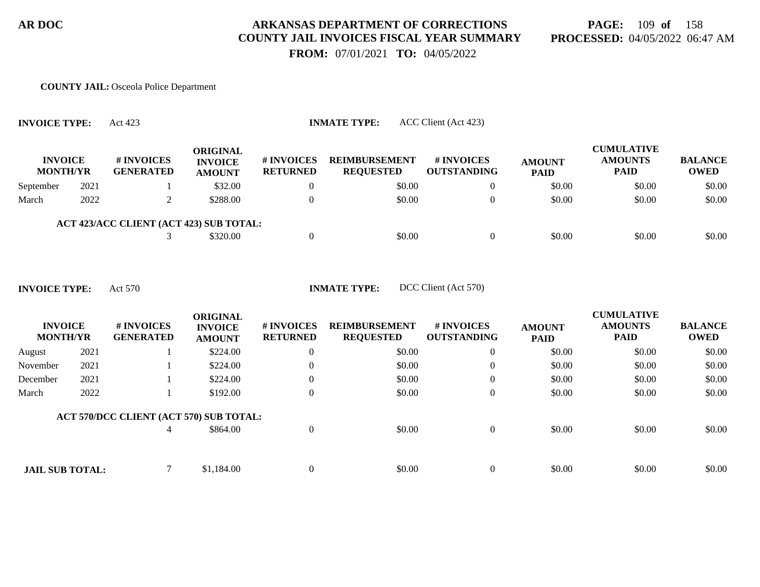**AR DOC**

# ARKANSAS DEPARTMENT OF CORRECTIONS
## COUNTY JAIL INVOICES FISCAL YEAR SUMMARY

**FROM:** 07/01/2021 **TO:** 04/05/2022

**PAGE:** 109 **of** 158
**PROCESSED:** 04/05/2022 06:47 AM

**COUNTY JAIL:** Osceola Police Department

**INVOICE TYPE:** Act 423 **INMATE TYPE:** ACC Client (Act 423)

| INVOICE MONTH/YR | | # INVOICES GENERATED | ORIGINAL INVOICE AMOUNT | # INVOICES RETURNED | REIMBURSEMENT REQUESTED | # INVOICES OUTSTANDING | AMOUNT PAID | CUMULATIVE AMOUNTS PAID | BALANCE OWED |
|---|---|---|---|---|---|---|---|---|---|
| September | 2021 | 1 | $32.00 | 0 | $0.00 | 0 | $0.00 | $0.00 | $0.00 |
| March | 2022 | 2 | $288.00 | 0 | $0.00 | 0 | $0.00 | $0.00 | $0.00 |
| **ACT 423/ACC CLIENT (ACT 423) SUB TOTAL:** | | 3 | $320.00 | 0 | $0.00 | 0 | $0.00 | $0.00 | $0.00 |

**INVOICE TYPE:** Act 570 **INMATE TYPE:** DCC Client (Act 570)

| INVOICE MONTH/YR | | # INVOICES GENERATED | ORIGINAL INVOICE AMOUNT | # INVOICES RETURNED | REIMBURSEMENT REQUESTED | # INVOICES OUTSTANDING | AMOUNT PAID | CUMULATIVE AMOUNTS PAID | BALANCE OWED |
|---|---|---|---|---|---|---|---|---|---|
| August | 2021 | 1 | $224.00 | 0 | $0.00 | 0 | $0.00 | $0.00 | $0.00 |
| November | 2021 | 1 | $224.00 | 0 | $0.00 | 0 | $0.00 | $0.00 | $0.00 |
| December | 2021 | 1 | $224.00 | 0 | $0.00 | 0 | $0.00 | $0.00 | $0.00 |
| March | 2022 | 1 | $192.00 | 0 | $0.00 | 0 | $0.00 | $0.00 | $0.00 |
| **ACT 570/DCC CLIENT (ACT 570) SUB TOTAL:** | | 4 | $864.00 | 0 | $0.00 | 0 | $0.00 | $0.00 | $0.00 |
| **JAIL SUB TOTAL:** | | 7 | $1,184.00 | 0 | $0.00 | 0 | $0.00 | $0.00 | $0.00 |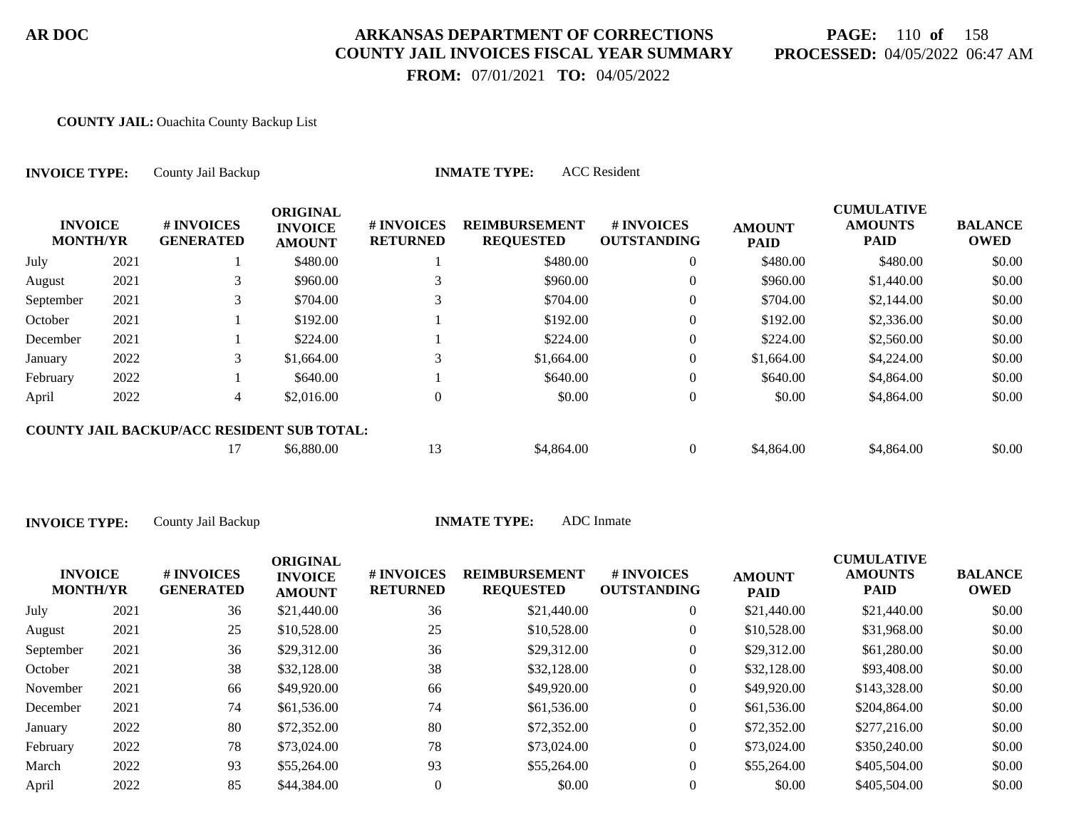AR DOC

**ARKANSAS DEPARTMENT OF CORRECTIONS**
**COUNTY JAIL INVOICES FISCAL YEAR SUMMARY**
**FROM:** 07/01/2021 **TO:** 04/05/2022

**PROCESSED:** 04/05/2022 06:47 AM

**COUNTY JAIL:** Ouachita County Backup List

**INVOICE TYPE:** County Jail Backup **INMATE TYPE:** ACC Resident

| INVOICE MONTH/YR | | # INVOICES GENERATED | ORIGINAL INVOICE AMOUNT | # INVOICES RETURNED | REIMBURSEMENT REQUESTED | # INVOICES OUTSTANDING | AMOUNT PAID | CUMULATIVE AMOUNTS PAID | BALANCE OWED |
|---|---|---|---|---|---|---|---|---|---|
| July | 2021 | 1 | $480.00 | 1 | $480.00 | 0 | $480.00 | $480.00 | $0.00 |
| August | 2021 | 3 | $960.00 | 3 | $960.00 | 0 | $960.00 | $1,440.00 | $0.00 |
| September | 2021 | 3 | $704.00 | 3 | $704.00 | 0 | $704.00 | $2,144.00 | $0.00 |
| October | 2021 | 1 | $192.00 | 1 | $192.00 | 0 | $192.00 | $2,336.00 | $0.00 |
| December | 2021 | 1 | $224.00 | 1 | $224.00 | 0 | $224.00 | $2,560.00 | $0.00 |
| January | 2022 | 3 | $1,664.00 | 3 | $1,664.00 | 0 | $1,664.00 | $4,224.00 | $0.00 |
| February | 2022 | 1 | $640.00 | 1 | $640.00 | 0 | $640.00 | $4,864.00 | $0.00 |
| April | 2022 | 4 | $2,016.00 | 0 | $0.00 | 0 | $0.00 | $4,864.00 | $0.00 |
| **COUNTY JAIL BACKUP/ACC RESIDENT SUB TOTAL:** | | 17 | $6,880.00 | 13 | $4,864.00 | 0 | $4,864.00 | $4,864.00 | $0.00 |

**INVOICE TYPE:** County Jail Backup **INMATE TYPE:** ADC Inmate

| INVOICE MONTH/YR | | # INVOICES GENERATED | ORIGINAL INVOICE AMOUNT | # INVOICES RETURNED | REIMBURSEMENT REQUESTED | # INVOICES OUTSTANDING | AMOUNT PAID | CUMULATIVE AMOUNTS PAID | BALANCE OWED |
|---|---|---|---|---|---|---|---|---|---|
| July | 2021 | 36 | $21,440.00 | 36 | $21,440.00 | 0 | $21,440.00 | $21,440.00 | $0.00 |
| August | 2021 | 25 | $10,528.00 | 25 | $10,528.00 | 0 | $10,528.00 | $31,968.00 | $0.00 |
| September | 2021 | 36 | $29,312.00 | 36 | $29,312.00 | 0 | $29,312.00 | $61,280.00 | $0.00 |
| October | 2021 | 38 | $32,128.00 | 38 | $32,128.00 | 0 | $32,128.00 | $93,408.00 | $0.00 |
| November | 2021 | 66 | $49,920.00 | 66 | $49,920.00 | 0 | $49,920.00 | $143,328.00 | $0.00 |
| December | 2021 | 74 | $61,536.00 | 74 | $61,536.00 | 0 | $61,536.00 | $204,864.00 | $0.00 |
| January | 2022 | 80 | $72,352.00 | 80 | $72,352.00 | 0 | $72,352.00 | $277,216.00 | $0.00 |
| February | 2022 | 78 | $73,024.00 | 78 | $73,024.00 | 0 | $73,024.00 | $350,240.00 | $0.00 |
| March | 2022 | 93 | $55,264.00 | 93 | $55,264.00 | 0 | $55,264.00 | $405,504.00 | $0.00 |
| April | 2022 | 85 | $44,384.00 | 0 | $0.00 | 0 | $0.00 | $405,504.00 | $0.00 |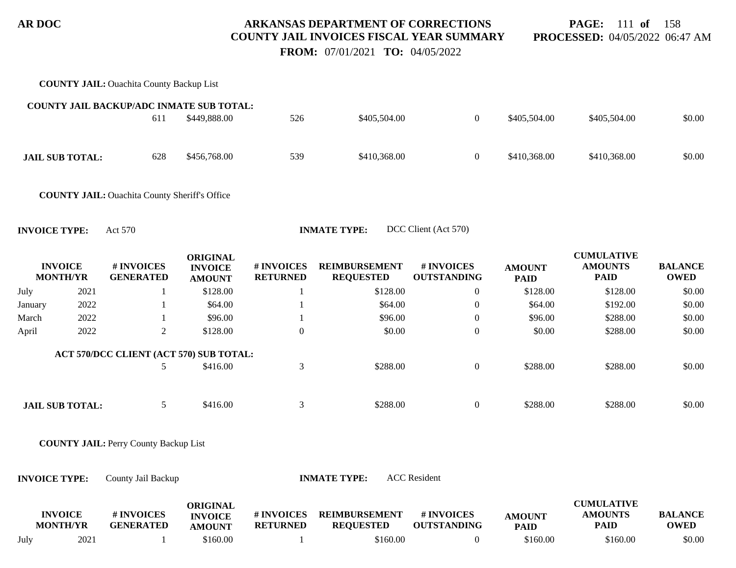**COUNTY JAIL:** Ouachita County Backup List

| | | # INVOICES GENERATED | ORIGINAL INVOICE AMOUNT | # INVOICES RETURNED | REIMBURSEMENT REQUESTED | # INVOICES OUTSTANDING | AMOUNT PAID | CUMULATIVE AMOUNTS PAID | BALANCE OWED |
|---|---|---|---|---|---|---|---|---|---|
| **COUNTY JAIL BACKUP/ADC INMATE SUB TOTAL:** | | 611 | $449,888.00 | 526 | $405,504.00 | 0 | $405,504.00 | $405,504.00 | $0.00 |
| **JAIL SUB TOTAL:** | | 628 | $456,768.00 | 539 | $410,368.00 | 0 | $410,368.00 | $410,368.00 | $0.00 |

**COUNTY JAIL:** Ouachita County Sheriff's Office

**INVOICE TYPE:** Act 570 **INMATE TYPE:** DCC Client (Act 570)

| INVOICE MONTH/YR | | # INVOICES GENERATED | ORIGINAL INVOICE AMOUNT | # INVOICES RETURNED | REIMBURSEMENT REQUESTED | # INVOICES OUTSTANDING | AMOUNT PAID | CUMULATIVE AMOUNTS PAID | BALANCE OWED |
|---|---|---|---|---|---|---|---|---|---|
| July | 2021 | 1 | $128.00 | 1 | $128.00 | 0 | $128.00 | $128.00 | $0.00 |
| January | 2022 | 1 | $64.00 | 1 | $64.00 | 0 | $64.00 | $192.00 | $0.00 |
| March | 2022 | 1 | $96.00 | 1 | $96.00 | 0 | $96.00 | $288.00 | $0.00 |
| April | 2022 | 2 | $128.00 | 0 | $0.00 | 0 | $0.00 | $288.00 | $0.00 |
| **ACT 570/DCC CLIENT (ACT 570) SUB TOTAL:** | | 5 | $416.00 | 3 | $288.00 | 0 | $288.00 | $288.00 | $0.00 |
| **JAIL SUB TOTAL:** | | 5 | $416.00 | 3 | $288.00 | 0 | $288.00 | $288.00 | $0.00 |

**COUNTY JAIL:** Perry County Backup List

**INVOICE TYPE:** County Jail Backup **INMATE TYPE:** ACC Resident

| INVOICE MONTH/YR | | # INVOICES GENERATED | ORIGINAL INVOICE AMOUNT | # INVOICES RETURNED | REIMBURSEMENT REQUESTED | # INVOICES OUTSTANDING | AMOUNT PAID | CUMULATIVE AMOUNTS PAID | BALANCE OWED |
|---|---|---|---|---|---|---|---|---|---|
| July | 2021 | 1 | $160.00 | 1 | $160.00 | 0 | $160.00 | $160.00 | $0.00 |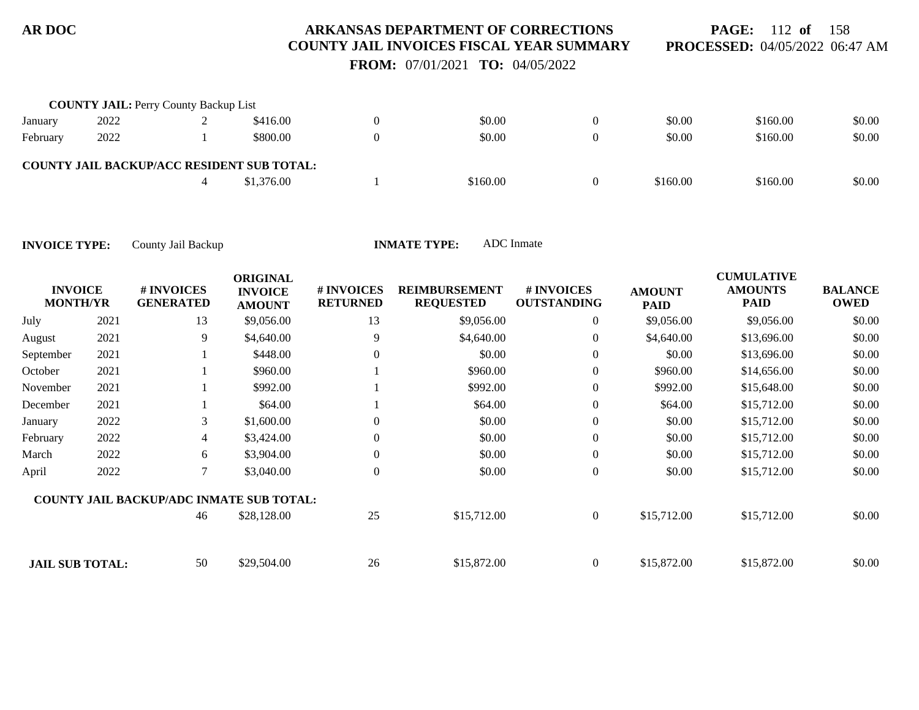**COUNTY JAIL:** Perry County Backup List

| | | | | | | | | | |
|---|---|---|---|---|---|---|---|---|---|
| January | 2022 | 2 | $416.00 | 0 | $0.00 | 0 | $0.00 | $160.00 | $0.00 |
| February | 2022 | 1 | $800.00 | 0 | $0.00 | 0 | $0.00 | $160.00 | $0.00 |
| **COUNTY JAIL BACKUP/ACC RESIDENT SUB TOTAL:** | | | | | | | | | |
| | | 4 | $1,376.00 | 1 | $160.00 | 0 | $160.00 | $160.00 | $0.00 |

**INVOICE TYPE:** County Jail Backup **INMATE TYPE:** ADC Inmate

| INVOICE MONTH/YR | | # INVOICES GENERATED | ORIGINAL INVOICE AMOUNT | # INVOICES RETURNED | REIMBURSEMENT REQUESTED | # INVOICES OUTSTANDING | AMOUNT PAID | CUMULATIVE AMOUNTS PAID | BALANCE OWED |
|---|---|---|---|---|---|---|---|---|---|
| July | 2021 | 13 | $9,056.00 | 13 | $9,056.00 | 0 | $9,056.00 | $9,056.00 | $0.00 |
| August | 2021 | 9 | $4,640.00 | 9 | $4,640.00 | 0 | $4,640.00 | $13,696.00 | $0.00 |
| September | 2021 | 1 | $448.00 | 0 | $0.00 | 0 | $0.00 | $13,696.00 | $0.00 |
| October | 2021 | 1 | $960.00 | 1 | $960.00 | 0 | $960.00 | $14,656.00 | $0.00 |
| November | 2021 | 1 | $992.00 | 1 | $992.00 | 0 | $992.00 | $15,648.00 | $0.00 |
| December | 2021 | 1 | $64.00 | 1 | $64.00 | 0 | $64.00 | $15,712.00 | $0.00 |
| January | 2022 | 3 | $1,600.00 | 0 | $0.00 | 0 | $0.00 | $15,712.00 | $0.00 |
| February | 2022 | 4 | $3,424.00 | 0 | $0.00 | 0 | $0.00 | $15,712.00 | $0.00 |
| March | 2022 | 6 | $3,904.00 | 0 | $0.00 | 0 | $0.00 | $15,712.00 | $0.00 |
| April | 2022 | 7 | $3,040.00 | 0 | $0.00 | 0 | $0.00 | $15,712.00 | $0.00 |
| **COUNTY JAIL BACKUP/ADC INMATE SUB TOTAL:** | | | | | | | | | |
| | | 46 | $28,128.00 | 25 | $15,712.00 | 0 | $15,712.00 | $15,712.00 | $0.00 |
| **JAIL SUB TOTAL:** | | 50 | $29,504.00 | 26 | $15,872.00 | 0 | $15,872.00 | $15,872.00 | $0.00 |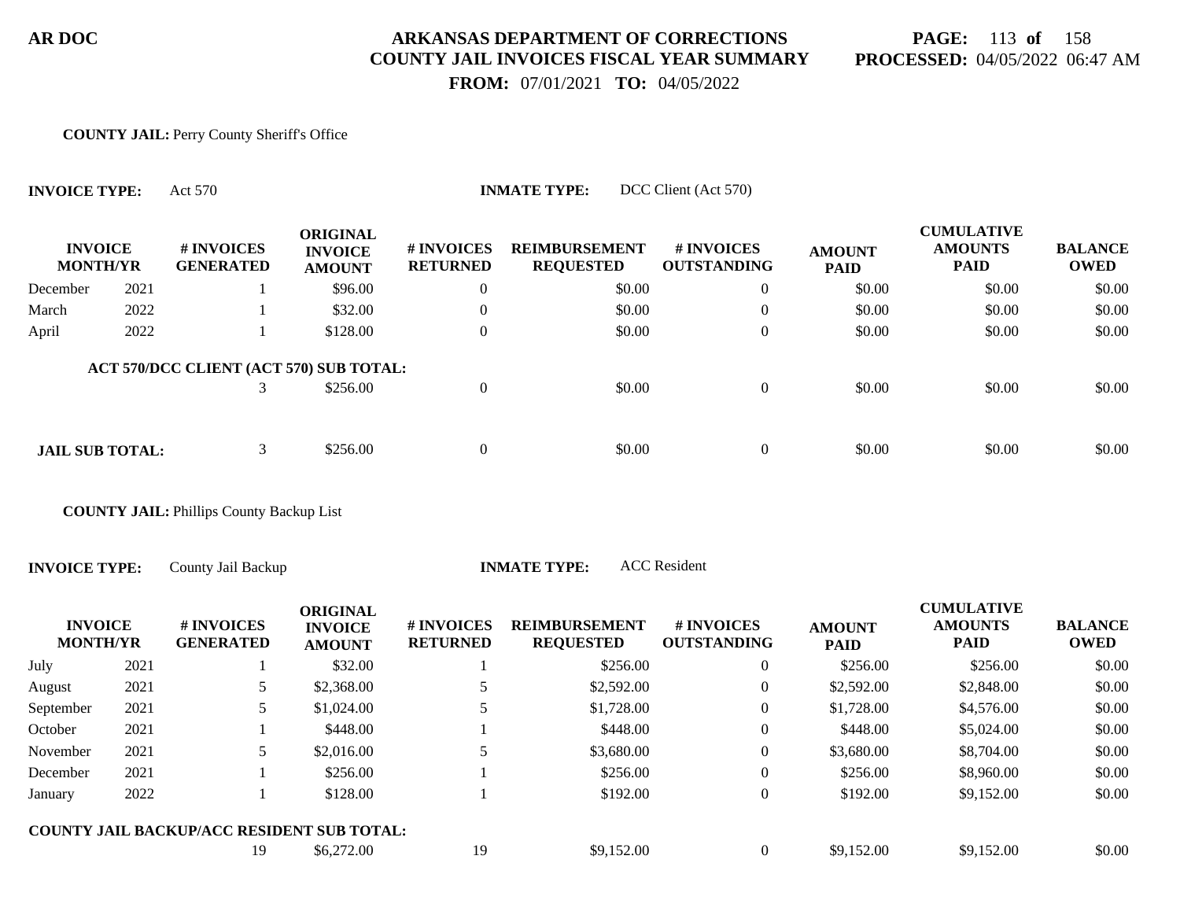**COUNTY JAIL:** Perry County Sheriff's Office

**INVOICE TYPE:** Act 570 **INMATE TYPE:** DCC Client (Act 570)

| INVOICE MONTH/YR | | # INVOICES GENERATED | ORIGINAL INVOICE AMOUNT | # INVOICES RETURNED | REIMBURSEMENT REQUESTED | # INVOICES OUTSTANDING | AMOUNT PAID | CUMULATIVE AMOUNTS PAID | BALANCE OWED |
|---|---|---|---|---|---|---|---|---|---|
| December | 2021 | 1 | $96.00 | 0 | $0.00 | 0 | $0.00 | $0.00 | $0.00 |
| March | 2022 | 1 | $32.00 | 0 | $0.00 | 0 | $0.00 | $0.00 | $0.00 |
| April | 2022 | 1 | $128.00 | 0 | $0.00 | 0 | $0.00 | $0.00 | $0.00 |
| **ACT 570/DCC CLIENT (ACT 570) SUB TOTAL:** | | 3 | $256.00 | 0 | $0.00 | 0 | $0.00 | $0.00 | $0.00 |
| **JAIL SUB TOTAL:** | | 3 | $256.00 | 0 | $0.00 | 0 | $0.00 | $0.00 | $0.00 |

**COUNTY JAIL:** Phillips County Backup List

**INVOICE TYPE:** County Jail Backup **INMATE TYPE:** ACC Resident

| INVOICE MONTH/YR | | # INVOICES GENERATED | ORIGINAL INVOICE AMOUNT | # INVOICES RETURNED | REIMBURSEMENT REQUESTED | # INVOICES OUTSTANDING | AMOUNT PAID | CUMULATIVE AMOUNTS PAID | BALANCE OWED |
|---|---|---|---|---|---|---|---|---|---|
| July | 2021 | 1 | $32.00 | 1 | $256.00 | 0 | $256.00 | $256.00 | $0.00 |
| August | 2021 | 5 | $2,368.00 | 5 | $2,592.00 | 0 | $2,592.00 | $2,848.00 | $0.00 |
| September | 2021 | 5 | $1,024.00 | 5 | $1,728.00 | 0 | $1,728.00 | $4,576.00 | $0.00 |
| October | 2021 | 1 | $448.00 | 1 | $448.00 | 0 | $448.00 | $5,024.00 | $0.00 |
| November | 2021 | 5 | $2,016.00 | 5 | $3,680.00 | 0 | $3,680.00 | $8,704.00 | $0.00 |
| December | 2021 | 1 | $256.00 | 1 | $256.00 | 0 | $256.00 | $8,960.00 | $0.00 |
| January | 2022 | 1 | $128.00 | 1 | $192.00 | 0 | $192.00 | $9,152.00 | $0.00 |
| **COUNTY JAIL BACKUP/ACC RESIDENT SUB TOTAL:** | | 19 | $6,272.00 | 19 | $9,152.00 | 0 | $9,152.00 | $9,152.00 | $0.00 |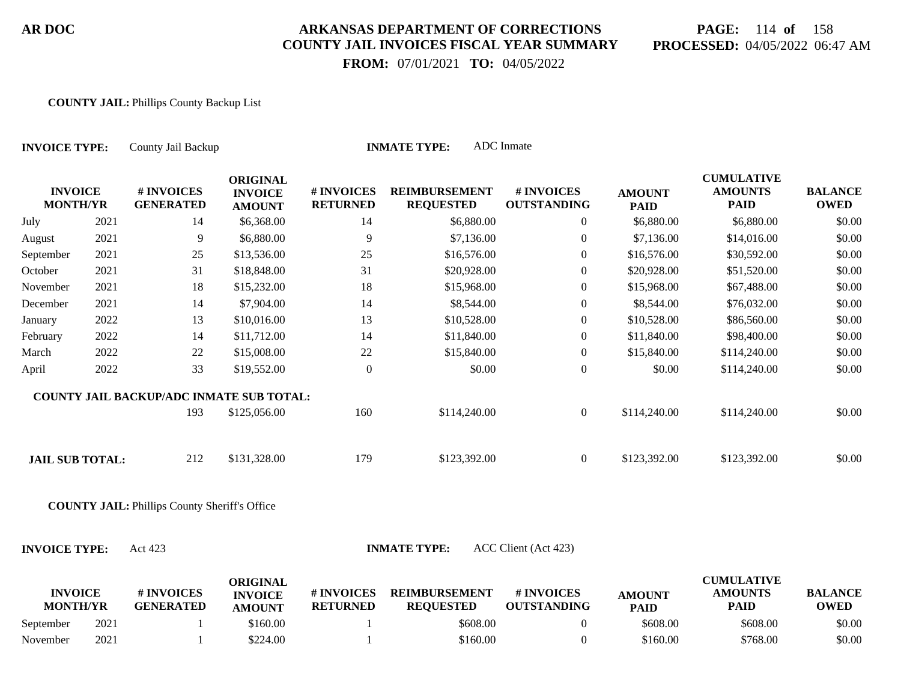**AR DOC**

# ARKANSAS DEPARTMENT OF CORRECTIONS
## COUNTY JAIL INVOICES FISCAL YEAR SUMMARY

**FROM:** 07/01/2021 **TO:** 04/05/2022

**PROCESSED:** 04/05/2022 06:47 AM

**COUNTY JAIL:** Phillips County Backup List

**INVOICE TYPE:** County Jail Backup **INMATE TYPE:** ADC Inmate

| INVOICE MONTH | /YR | # INVOICES GENERATED | ORIGINAL INVOICE AMOUNT | # INVOICES RETURNED | REIMBURSEMENT REQUESTED | # INVOICES OUTSTANDING | AMOUNT PAID | CUMULATIVE AMOUNTS PAID | BALANCE OWED |
|---|---|---|---|---|---|---|---|---|---|
| July | 2021 | 14 | $6,368.00 | 14 | $6,880.00 | 0 | $6,880.00 | $6,880.00 | $0.00 |
| August | 2021 | 9 | $6,880.00 | 9 | $7,136.00 | 0 | $7,136.00 | $14,016.00 | $0.00 |
| September | 2021 | 25 | $13,536.00 | 25 | $16,576.00 | 0 | $16,576.00 | $30,592.00 | $0.00 |
| October | 2021 | 31 | $18,848.00 | 31 | $20,928.00 | 0 | $20,928.00 | $51,520.00 | $0.00 |
| November | 2021 | 18 | $15,232.00 | 18 | $15,968.00 | 0 | $15,968.00 | $67,488.00 | $0.00 |
| December | 2021 | 14 | $7,904.00 | 14 | $8,544.00 | 0 | $8,544.00 | $76,032.00 | $0.00 |
| January | 2022 | 13 | $10,016.00 | 13 | $10,528.00 | 0 | $10,528.00 | $86,560.00 | $0.00 |
| February | 2022 | 14 | $11,712.00 | 14 | $11,840.00 | 0 | $11,840.00 | $98,400.00 | $0.00 |
| March | 2022 | 22 | $15,008.00 | 22 | $15,840.00 | 0 | $15,840.00 | $114,240.00 | $0.00 |
| April | 2022 | 33 | $19,552.00 | 0 | $0.00 | 0 | $0.00 | $114,240.00 | $0.00 |
| **COUNTY JAIL BACKUP/ADC INMATE SUB TOTAL:** | | 193 | $125,056.00 | 160 | $114,240.00 | 0 | $114,240.00 | $114,240.00 | $0.00 |
| **JAIL SUB TOTAL:** | | 212 | $131,328.00 | 179 | $123,392.00 | 0 | $123,392.00 | $123,392.00 | $0.00 |

**COUNTY JAIL:** Phillips County Sheriff's Office

**INVOICE TYPE:** Act 423 **INMATE TYPE:** ACC Client (Act 423)

| INVOICE MONTH | /YR | # INVOICES GENERATED | ORIGINAL INVOICE AMOUNT | # INVOICES RETURNED | REIMBURSEMENT REQUESTED | # INVOICES OUTSTANDING | AMOUNT PAID | CUMULATIVE AMOUNTS PAID | BALANCE OWED |
|---|---|---|---|---|---|---|---|---|---|
| September | 2021 | 1 | $160.00 | 1 | $608.00 | 0 | $608.00 | $608.00 | $0.00 |
| November | 2021 | 1 | $224.00 | 1 | $160.00 | 0 | $160.00 | $768.00 | $0.00 |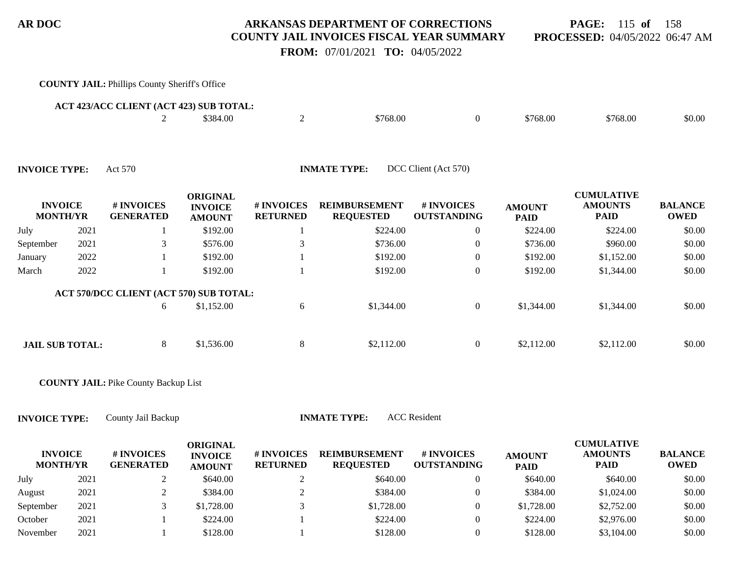**COUNTY JAIL:** Phillips County Sheriff's Office

**ACT 423/ACC CLIENT (ACT 423) SUB TOTAL:**

| | # INVOICES GENERATED | ORIGINAL INVOICE AMOUNT | # INVOICES RETURNED | REIMBURSEMENT REQUESTED | # INVOICES OUTSTANDING | AMOUNT PAID | CUMULATIVE AMOUNTS PAID | BALANCE OWED |
|---|---|---|---|---|---|---|---|---|
| | 2 | $384.00 | 2 | $768.00 | 0 | $768.00 | $768.00 | $0.00 |

**INVOICE TYPE:** Act 570 **INMATE TYPE:** DCC Client (Act 570)

| INVOICE MONTH/YR | | # INVOICES GENERATED | ORIGINAL INVOICE AMOUNT | # INVOICES RETURNED | REIMBURSEMENT REQUESTED | # INVOICES OUTSTANDING | AMOUNT PAID | CUMULATIVE AMOUNTS PAID | BALANCE OWED |
|---|---|---|---|---|---|---|---|---|---|
| July | 2021 | 1 | $192.00 | 1 | $224.00 | 0 | $224.00 | $224.00 | $0.00 |
| September | 2021 | 3 | $576.00 | 3 | $736.00 | 0 | $736.00 | $960.00 | $0.00 |
| January | 2022 | 1 | $192.00 | 1 | $192.00 | 0 | $192.00 | $1,152.00 | $0.00 |
| March | 2022 | 1 | $192.00 | 1 | $192.00 | 0 | $192.00 | $1,344.00 | $0.00 |
| **ACT 570/DCC CLIENT (ACT 570) SUB TOTAL:** | | 6 | $1,152.00 | 6 | $1,344.00 | 0 | $1,344.00 | $1,344.00 | $0.00 |
| **JAIL SUB TOTAL:** | | 8 | $1,536.00 | 8 | $2,112.00 | 0 | $2,112.00 | $2,112.00 | $0.00 |

**COUNTY JAIL:** Pike County Backup List

**INVOICE TYPE:** County Jail Backup **INMATE TYPE:** ACC Resident

| INVOICE MONTH/YR | | # INVOICES GENERATED | ORIGINAL INVOICE AMOUNT | # INVOICES RETURNED | REIMBURSEMENT REQUESTED | # INVOICES OUTSTANDING | AMOUNT PAID | CUMULATIVE AMOUNTS PAID | BALANCE OWED |
|---|---|---|---|---|---|---|---|---|---|
| July | 2021 | 2 | $640.00 | 2 | $640.00 | 0 | $640.00 | $640.00 | $0.00 |
| August | 2021 | 2 | $384.00 | 2 | $384.00 | 0 | $384.00 | $1,024.00 | $0.00 |
| September | 2021 | 3 | $1,728.00 | 3 | $1,728.00 | 0 | $1,728.00 | $2,752.00 | $0.00 |
| October | 2021 | 1 | $224.00 | 1 | $224.00 | 0 | $224.00 | $2,976.00 | $0.00 |
| November | 2021 | 1 | $128.00 | 1 | $128.00 | 0 | $128.00 | $3,104.00 | $0.00 |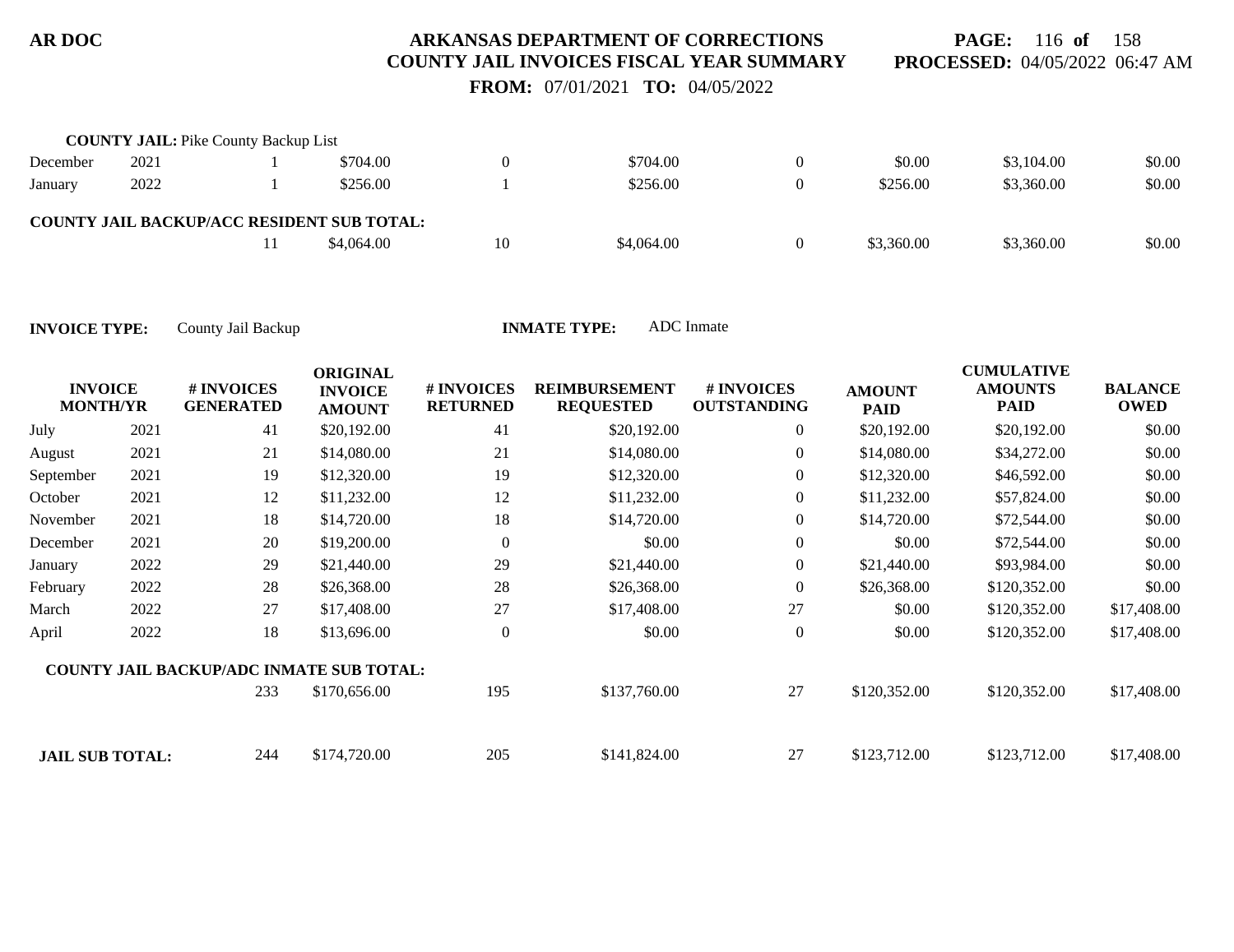**AR DOC**

# ARKANSAS DEPARTMENT OF CORRECTIONS
## COUNTY JAIL INVOICES FISCAL YEAR SUMMARY

**PROCESSED:** 04/05/2022 06:47 AM

**FROM:** 07/01/2021 **TO:** 04/05/2022

**COUNTY JAIL:** Pike County Backup List

| | | | | | | | | | |
|---|---|---|---|---|---|---|---|---|---|
| December | 2021 | 1 | $704.00 | 0 | $704.00 | 0 | $0.00 | $3,104.00 | $0.00 |
| January | 2022 | 1 | $256.00 | 1 | $256.00 | 0 | $256.00 | $3,360.00 | $0.00 |
| **COUNTY JAIL BACKUP/ACC RESIDENT SUB TOTAL:** | | 11 | $4,064.00 | 10 | $4,064.00 | 0 | $3,360.00 | $3,360.00 | $0.00 |

**INVOICE TYPE:** County Jail Backup **INMATE TYPE:** ADC Inmate

| INVOICE MONTH/YR | | # INVOICES GENERATED | ORIGINAL INVOICE AMOUNT | # INVOICES RETURNED | REIMBURSEMENT REQUESTED | # INVOICES OUTSTANDING | AMOUNT PAID | CUMULATIVE AMOUNTS PAID | BALANCE OWED |
|---|---|---|---|---|---|---|---|---|---|
| July | 2021 | 41 | $20,192.00 | 41 | $20,192.00 | 0 | $20,192.00 | $20,192.00 | $0.00 |
| August | 2021 | 21 | $14,080.00 | 21 | $14,080.00 | 0 | $14,080.00 | $34,272.00 | $0.00 |
| September | 2021 | 19 | $12,320.00 | 19 | $12,320.00 | 0 | $12,320.00 | $46,592.00 | $0.00 |
| October | 2021 | 12 | $11,232.00 | 12 | $11,232.00 | 0 | $11,232.00 | $57,824.00 | $0.00 |
| November | 2021 | 18 | $14,720.00 | 18 | $14,720.00 | 0 | $14,720.00 | $72,544.00 | $0.00 |
| December | 2021 | 20 | $19,200.00 | 0 | $0.00 | 0 | $0.00 | $72,544.00 | $0.00 |
| January | 2022 | 29 | $21,440.00 | 29 | $21,440.00 | 0 | $21,440.00 | $93,984.00 | $0.00 |
| February | 2022 | 28 | $26,368.00 | 28 | $26,368.00 | 0 | $26,368.00 | $120,352.00 | $0.00 |
| March | 2022 | 27 | $17,408.00 | 27 | $17,408.00 | 27 | $0.00 | $120,352.00 | $17,408.00 |
| April | 2022 | 18 | $13,696.00 | 0 | $0.00 | 0 | $0.00 | $120,352.00 | $17,408.00 |
| **COUNTY JAIL BACKUP/ADC INMATE SUB TOTAL:** | | 233 | $170,656.00 | 195 | $137,760.00 | 27 | $120,352.00 | $120,352.00 | $17,408.00 |
| **JAIL SUB TOTAL:** | | 244 | $174,720.00 | 205 | $141,824.00 | 27 | $123,712.00 | $123,712.00 | $17,408.00 |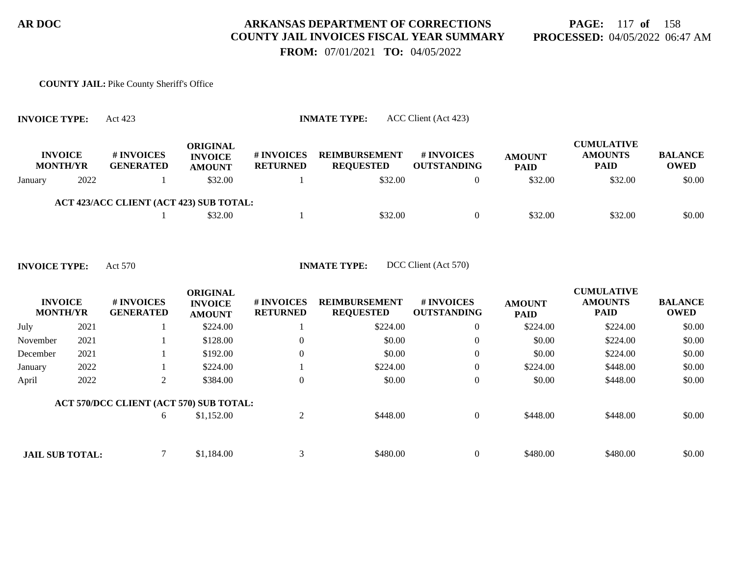AR DOC

# ARKANSAS DEPARTMENT OF CORRECTIONS
## COUNTY JAIL INVOICES FISCAL YEAR SUMMARY

**FROM:** 07/01/2021 **TO:** 04/05/2022

**PROCESSED:** 04/05/2022 06:47 AM

**COUNTY JAIL:** Pike County Sheriff's Office

**INVOICE TYPE:** Act 423 **INMATE TYPE:** ACC Client (Act 423)

| INVOICE MONTH/YR | | # INVOICES GENERATED | ORIGINAL INVOICE AMOUNT | # INVOICES RETURNED | REIMBURSEMENT REQUESTED | # INVOICES OUTSTANDING | AMOUNT PAID | CUMULATIVE AMOUNTS PAID | BALANCE OWED |
|---|---|---|---|---|---|---|---|---|---|
| January | 2022 | 1 | $32.00 | 1 | $32.00 | 0 | $32.00 | $32.00 | $0.00 |
| **ACT 423/ACC CLIENT (ACT 423) SUB TOTAL:** | | 1 | $32.00 | 1 | $32.00 | 0 | $32.00 | $32.00 | $0.00 |

**INVOICE TYPE:** Act 570 **INMATE TYPE:** DCC Client (Act 570)

| INVOICE MONTH/YR | | # INVOICES GENERATED | ORIGINAL INVOICE AMOUNT | # INVOICES RETURNED | REIMBURSEMENT REQUESTED | # INVOICES OUTSTANDING | AMOUNT PAID | CUMULATIVE AMOUNTS PAID | BALANCE OWED |
|---|---|---|---|---|---|---|---|---|---|
| July | 2021 | 1 | $224.00 | 1 | $224.00 | 0 | $224.00 | $224.00 | $0.00 |
| November | 2021 | 1 | $128.00 | 0 | $0.00 | 0 | $0.00 | $224.00 | $0.00 |
| December | 2021 | 1 | $192.00 | 0 | $0.00 | 0 | $0.00 | $224.00 | $0.00 |
| January | 2022 | 1 | $224.00 | 1 | $224.00 | 0 | $224.00 | $448.00 | $0.00 |
| April | 2022 | 2 | $384.00 | 0 | $0.00 | 0 | $0.00 | $448.00 | $0.00 |
| **ACT 570/DCC CLIENT (ACT 570) SUB TOTAL:** | | 6 | $1,152.00 | 2 | $448.00 | 0 | $448.00 | $448.00 | $0.00 |
| **JAIL SUB TOTAL:** | | 7 | $1,184.00 | 3 | $480.00 | 0 | $480.00 | $480.00 | $0.00 |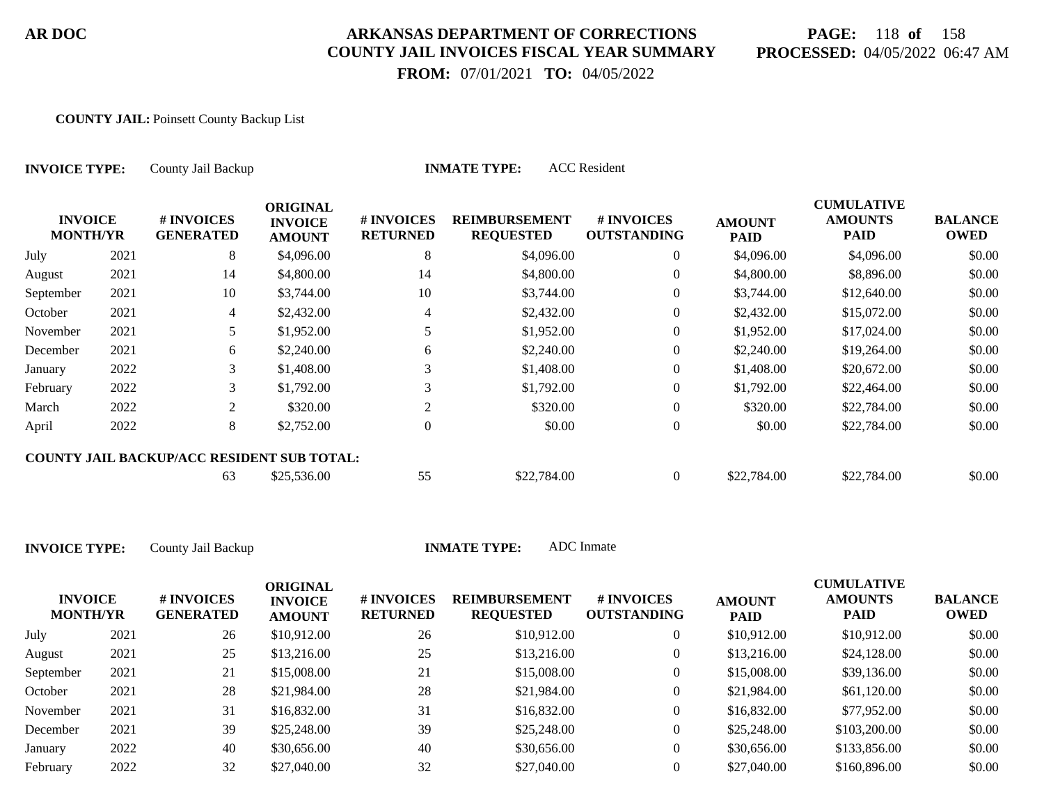**AR DOC**

# ARKANSAS DEPARTMENT OF CORRECTIONS
## COUNTY JAIL INVOICES FISCAL YEAR SUMMARY

**FROM:** 07/01/2021 **TO:** 04/05/2022

**PAGE:** 118 **of** 158
**PROCESSED:** 04/05/2022 06:47 AM

**COUNTY JAIL:** Poinsett County Backup List

**INVOICE TYPE:** County Jail Backup **INMATE TYPE:** ACC Resident

| INVOICE MONTH/YR | | # INVOICES GENERATED | ORIGINAL INVOICE AMOUNT | # INVOICES RETURNED | REIMBURSEMENT REQUESTED | # INVOICES OUTSTANDING | AMOUNT PAID | CUMULATIVE AMOUNTS PAID | BALANCE OWED |
|---|---|---|---|---|---|---|---|---|---|
| July | 2021 | 8 | $4,096.00 | 8 | $4,096.00 | 0 | $4,096.00 | $4,096.00 | $0.00 |
| August | 2021 | 14 | $4,800.00 | 14 | $4,800.00 | 0 | $4,800.00 | $8,896.00 | $0.00 |
| September | 2021 | 10 | $3,744.00 | 10 | $3,744.00 | 0 | $3,744.00 | $12,640.00 | $0.00 |
| October | 2021 | 4 | $2,432.00 | 4 | $2,432.00 | 0 | $2,432.00 | $15,072.00 | $0.00 |
| November | 2021 | 5 | $1,952.00 | 5 | $1,952.00 | 0 | $1,952.00 | $17,024.00 | $0.00 |
| December | 2021 | 6 | $2,240.00 | 6 | $2,240.00 | 0 | $2,240.00 | $19,264.00 | $0.00 |
| January | 2022 | 3 | $1,408.00 | 3 | $1,408.00 | 0 | $1,408.00 | $20,672.00 | $0.00 |
| February | 2022 | 3 | $1,792.00 | 3 | $1,792.00 | 0 | $1,792.00 | $22,464.00 | $0.00 |
| March | 2022 | 2 | $320.00 | 2 | $320.00 | 0 | $320.00 | $22,784.00 | $0.00 |
| April | 2022 | 8 | $2,752.00 | 0 | $0.00 | 0 | $0.00 | $22,784.00 | $0.00 |
| **COUNTY JAIL BACKUP/ACC RESIDENT SUB TOTAL:** | | 63 | $25,536.00 | 55 | $22,784.00 | 0 | $22,784.00 | $22,784.00 | $0.00 |

**INVOICE TYPE:** County Jail Backup **INMATE TYPE:** ADC Inmate

| INVOICE MONTH/YR | | # INVOICES GENERATED | ORIGINAL INVOICE AMOUNT | # INVOICES RETURNED | REIMBURSEMENT REQUESTED | # INVOICES OUTSTANDING | AMOUNT PAID | CUMULATIVE AMOUNTS PAID | BALANCE OWED |
|---|---|---|---|---|---|---|---|---|---|
| July | 2021 | 26 | $10,912.00 | 26 | $10,912.00 | 0 | $10,912.00 | $10,912.00 | $0.00 |
| August | 2021 | 25 | $13,216.00 | 25 | $13,216.00 | 0 | $13,216.00 | $24,128.00 | $0.00 |
| September | 2021 | 21 | $15,008.00 | 21 | $15,008.00 | 0 | $15,008.00 | $39,136.00 | $0.00 |
| October | 2021 | 28 | $21,984.00 | 28 | $21,984.00 | 0 | $21,984.00 | $61,120.00 | $0.00 |
| November | 2021 | 31 | $16,832.00 | 31 | $16,832.00 | 0 | $16,832.00 | $77,952.00 | $0.00 |
| December | 2021 | 39 | $25,248.00 | 39 | $25,248.00 | 0 | $25,248.00 | $103,200.00 | $0.00 |
| January | 2022 | 40 | $30,656.00 | 40 | $30,656.00 | 0 | $30,656.00 | $133,856.00 | $0.00 |
| February | 2022 | 32 | $27,040.00 | 32 | $27,040.00 | 0 | $27,040.00 | $160,896.00 | $0.00 |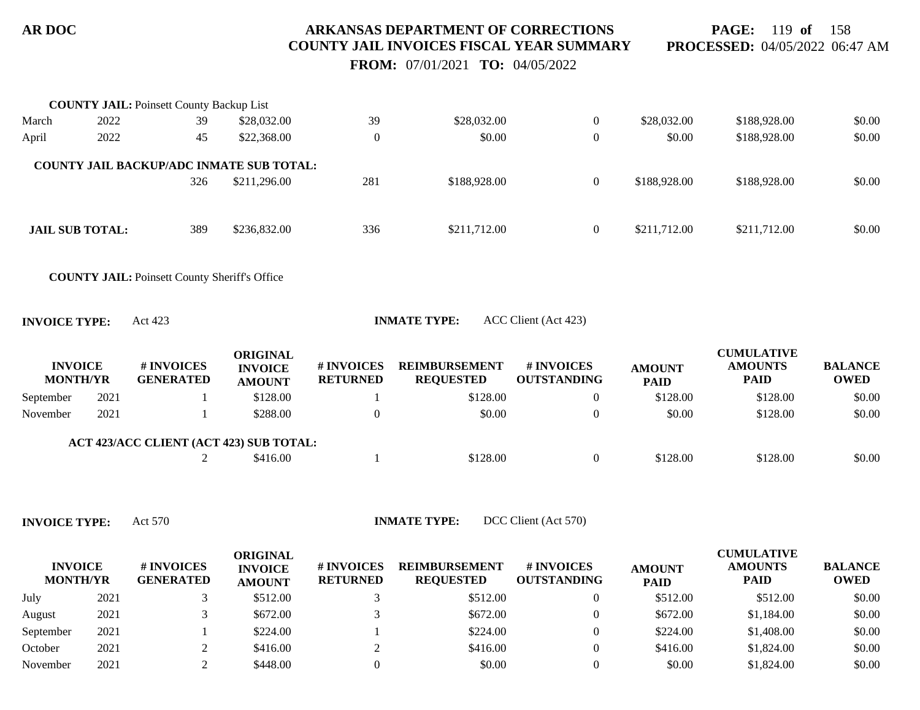**COUNTY JAIL:** Poinsett County Backup List

| INVOICE MONTH/YR | | # INVOICES GENERATED | ORIGINAL INVOICE AMOUNT | # INVOICES RETURNED | REIMBURSEMENT REQUESTED | # INVOICES OUTSTANDING | AMOUNT PAID | CUMULATIVE AMOUNTS PAID | BALANCE OWED |
|---|---|---|---|---|---|---|---|---|---|
| March | 2022 | 39 | $28,032.00 | 39 | $28,032.00 | 0 | $28,032.00 | $188,928.00 | $0.00 |
| April | 2022 | 45 | $22,368.00 | 0 | $0.00 | 0 | $0.00 | $188,928.00 | $0.00 |
| **COUNTY JAIL BACKUP/ADC INMATE SUB TOTAL:** | | 326 | $211,296.00 | 281 | $188,928.00 | 0 | $188,928.00 | $188,928.00 | $0.00 |
| **JAIL SUB TOTAL:** | | 389 | $236,832.00 | 336 | $211,712.00 | 0 | $211,712.00 | $211,712.00 | $0.00 |

**COUNTY JAIL:** Poinsett County Sheriff's Office

**INVOICE TYPE:** Act 423 **INMATE TYPE:** ACC Client (Act 423)

| INVOICE MONTH/YR | | # INVOICES GENERATED | ORIGINAL INVOICE AMOUNT | # INVOICES RETURNED | REIMBURSEMENT REQUESTED | # INVOICES OUTSTANDING | AMOUNT PAID | CUMULATIVE AMOUNTS PAID | BALANCE OWED |
|---|---|---|---|---|---|---|---|---|---|
| September | 2021 | 1 | $128.00 | 1 | $128.00 | 0 | $128.00 | $128.00 | $0.00 |
| November | 2021 | 1 | $288.00 | 0 | $0.00 | 0 | $0.00 | $128.00 | $0.00 |
| **ACT 423/ACC CLIENT (ACT 423) SUB TOTAL:** | | 2 | $416.00 | 1 | $128.00 | 0 | $128.00 | $128.00 | $0.00 |

**INVOICE TYPE:** Act 570 **INMATE TYPE:** DCC Client (Act 570)

| INVOICE MONTH/YR | | # INVOICES GENERATED | ORIGINAL INVOICE AMOUNT | # INVOICES RETURNED | REIMBURSEMENT REQUESTED | # INVOICES OUTSTANDING | AMOUNT PAID | CUMULATIVE AMOUNTS PAID | BALANCE OWED |
|---|---|---|---|---|---|---|---|---|---|
| July | 2021 | 3 | $512.00 | 3 | $512.00 | 0 | $512.00 | $512.00 | $0.00 |
| August | 2021 | 3 | $672.00 | 3 | $672.00 | 0 | $672.00 | $1,184.00 | $0.00 |
| September | 2021 | 1 | $224.00 | 1 | $224.00 | 0 | $224.00 | $1,408.00 | $0.00 |
| October | 2021 | 2 | $416.00 | 2 | $416.00 | 0 | $416.00 | $1,824.00 | $0.00 |
| November | 2021 | 2 | $448.00 | 0 | $0.00 | 0 | $0.00 | $1,824.00 | $0.00 |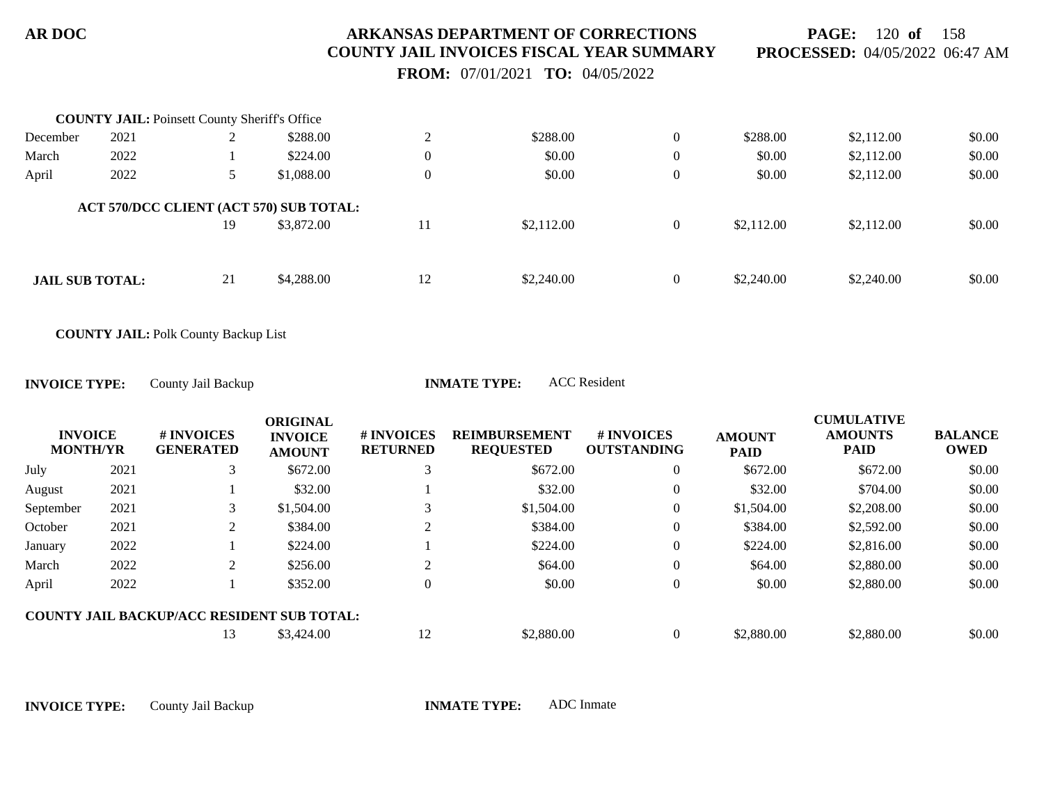**AR DOC**

**ARKANSAS DEPARTMENT OF CORRECTIONS**
**COUNTY JAIL INVOICES FISCAL YEAR SUMMARY**
**FROM:** 07/01/2021 **TO:** 04/05/2022

**PROCESSED:** 04/05/2022 06:47 AM

**COUNTY JAIL:** Poinsett County Sheriff's Office

| | | | | | | | | | |
|---|---|---|---|---|---|---|---|---|---|
| December | 2021 | 2 | $288.00 | 2 | $288.00 | 0 | $288.00 | $2,112.00 | $0.00 |
| March | 2022 | 1 | $224.00 | 0 | $0.00 | 0 | $0.00 | $2,112.00 | $0.00 |
| April | 2022 | 5 | $1,088.00 | 0 | $0.00 | 0 | $0.00 | $2,112.00 | $0.00 |
| **ACT 570/DCC CLIENT (ACT 570) SUB TOTAL:** | | 19 | $3,872.00 | 11 | $2,112.00 | 0 | $2,112.00 | $2,112.00 | $0.00 |
| **JAIL SUB TOTAL:** | | 21 | $4,288.00 | 12 | $2,240.00 | 0 | $2,240.00 | $2,240.00 | $0.00 |

**COUNTY JAIL:** Polk County Backup List

**INVOICE TYPE:** County Jail Backup **INMATE TYPE:** ACC Resident

| INVOICE MONTH/YR | | # INVOICES GENERATED | ORIGINAL INVOICE AMOUNT | # INVOICES RETURNED | REIMBURSEMENT REQUESTED | # INVOICES OUTSTANDING | AMOUNT PAID | CUMULATIVE AMOUNTS PAID | BALANCE OWED |
|---|---|---|---|---|---|---|---|---|---|
| July | 2021 | 3 | $672.00 | 3 | $672.00 | 0 | $672.00 | $672.00 | $0.00 |
| August | 2021 | 1 | $32.00 | 1 | $32.00 | 0 | $32.00 | $704.00 | $0.00 |
| September | 2021 | 3 | $1,504.00 | 3 | $1,504.00 | 0 | $1,504.00 | $2,208.00 | $0.00 |
| October | 2021 | 2 | $384.00 | 2 | $384.00 | 0 | $384.00 | $2,592.00 | $0.00 |
| January | 2022 | 1 | $224.00 | 1 | $224.00 | 0 | $224.00 | $2,816.00 | $0.00 |
| March | 2022 | 2 | $256.00 | 2 | $64.00 | 0 | $64.00 | $2,880.00 | $0.00 |
| April | 2022 | 1 | $352.00 | 0 | $0.00 | 0 | $0.00 | $2,880.00 | $0.00 |
| **COUNTY JAIL BACKUP/ACC RESIDENT SUB TOTAL:** | | 13 | $3,424.00 | 12 | $2,880.00 | 0 | $2,880.00 | $2,880.00 | $0.00 |

**INVOICE TYPE:** County Jail Backup **INMATE TYPE:** ADC Inmate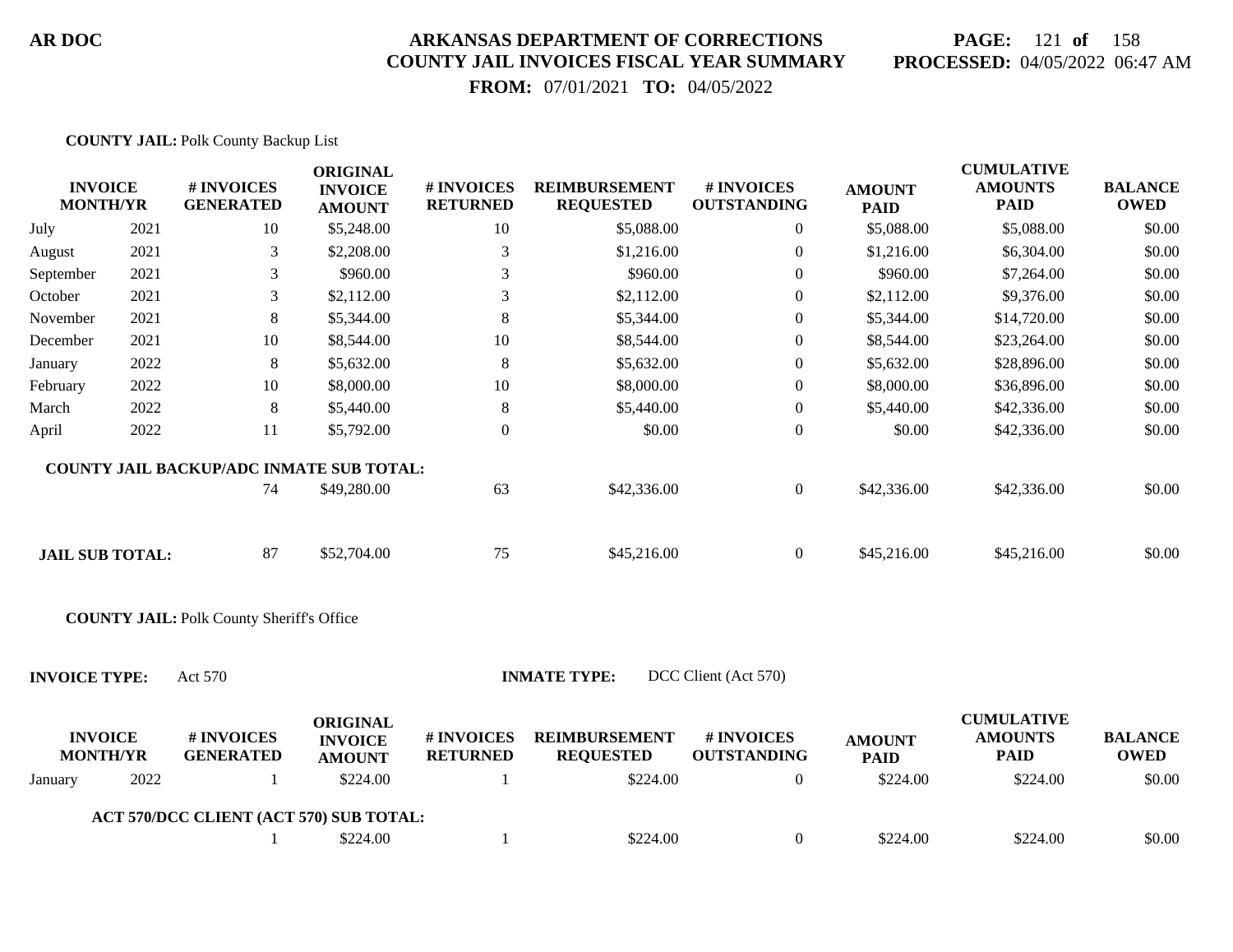**COUNTY JAIL:** Polk County Backup List

| INVOICE MONTH/YR | | # INVOICES GENERATED | ORIGINAL INVOICE AMOUNT | # INVOICES RETURNED | REIMBURSEMENT REQUESTED | # INVOICES OUTSTANDING | AMOUNT PAID | CUMULATIVE AMOUNTS PAID | BALANCE OWED |
|---|---|---|---|---|---|---|---|---|---|
| July | 2021 | 10 | $5,248.00 | 10 | $5,088.00 | 0 | $5,088.00 | $5,088.00 | $0.00 |
| August | 2021 | 3 | $2,208.00 | 3 | $1,216.00 | 0 | $1,216.00 | $6,304.00 | $0.00 |
| September | 2021 | 3 | $960.00 | 3 | $960.00 | 0 | $960.00 | $7,264.00 | $0.00 |
| October | 2021 | 3 | $2,112.00 | 3 | $2,112.00 | 0 | $2,112.00 | $9,376.00 | $0.00 |
| November | 2021 | 8 | $5,344.00 | 8 | $5,344.00 | 0 | $5,344.00 | $14,720.00 | $0.00 |
| December | 2021 | 10 | $8,544.00 | 10 | $8,544.00 | 0 | $8,544.00 | $23,264.00 | $0.00 |
| January | 2022 | 8 | $5,632.00 | 8 | $5,632.00 | 0 | $5,632.00 | $28,896.00 | $0.00 |
| February | 2022 | 10 | $8,000.00 | 10 | $8,000.00 | 0 | $8,000.00 | $36,896.00 | $0.00 |
| March | 2022 | 8 | $5,440.00 | 8 | $5,440.00 | 0 | $5,440.00 | $42,336.00 | $0.00 |
| April | 2022 | 11 | $5,792.00 | 0 | $0.00 | 0 | $0.00 | $42,336.00 | $0.00 |
| **COUNTY JAIL BACKUP/ADC INMATE SUB TOTAL:** | | 74 | $49,280.00 | 63 | $42,336.00 | 0 | $42,336.00 | $42,336.00 | $0.00 |
| **JAIL SUB TOTAL:** | | 87 | $52,704.00 | 75 | $45,216.00 | 0 | $45,216.00 | $45,216.00 | $0.00 |

**COUNTY JAIL:** Polk County Sheriff's Office

**INVOICE TYPE:** Act 570 **INMATE TYPE:** DCC Client (Act 570)

| INVOICE MONTH/YR | | # INVOICES GENERATED | ORIGINAL INVOICE AMOUNT | # INVOICES RETURNED | REIMBURSEMENT REQUESTED | # INVOICES OUTSTANDING | AMOUNT PAID | CUMULATIVE AMOUNTS PAID | BALANCE OWED |
|---|---|---|---|---|---|---|---|---|---|
| January | 2022 | 1 | $224.00 | 1 | $224.00 | 0 | $224.00 | $224.00 | $0.00 |
| **ACT 570/DCC CLIENT (ACT 570) SUB TOTAL:** | | 1 | $224.00 | 1 | $224.00 | 0 | $224.00 | $224.00 | $0.00 |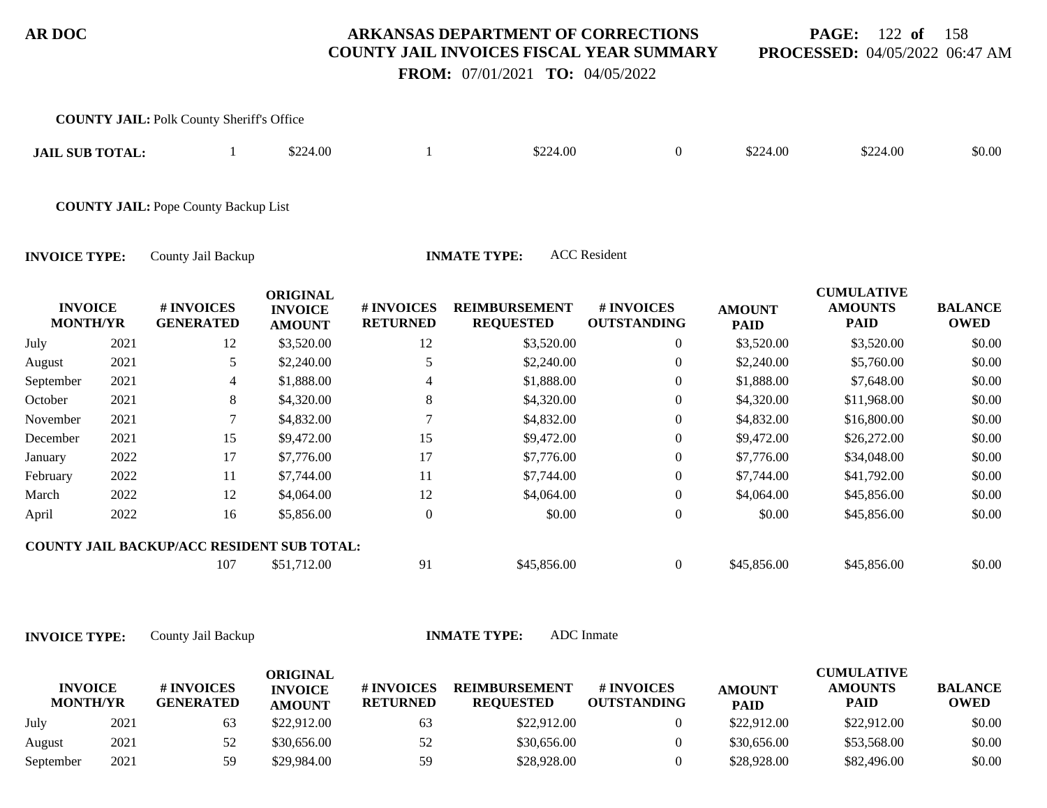**COUNTY JAIL:** Polk County Sheriff's Office

| | | | | | | | | |
|---|---|---|---|---|---|---|---|---|
| **JAIL SUB TOTAL:** | 1 | $224.00 | 1 | $224.00 | 0 | $224.00 | $224.00 | $0.00 |

**COUNTY JAIL:** Pope County Backup List

**INVOICE TYPE:** County Jail Backup **INMATE TYPE:** ACC Resident

| INVOICE MONTH/YR | | # INVOICES GENERATED | ORIGINAL INVOICE AMOUNT | # INVOICES RETURNED | REIMBURSEMENT REQUESTED | # INVOICES OUTSTANDING | AMOUNT PAID | CUMULATIVE AMOUNTS PAID | BALANCE OWED |
|---|---|---|---|---|---|---|---|---|---|
| July | 2021 | 12 | $3,520.00 | 12 | $3,520.00 | 0 | $3,520.00 | $3,520.00 | $0.00 |
| August | 2021 | 5 | $2,240.00 | 5 | $2,240.00 | 0 | $2,240.00 | $5,760.00 | $0.00 |
| September | 2021 | 4 | $1,888.00 | 4 | $1,888.00 | 0 | $1,888.00 | $7,648.00 | $0.00 |
| October | 2021 | 8 | $4,320.00 | 8 | $4,320.00 | 0 | $4,320.00 | $11,968.00 | $0.00 |
| November | 2021 | 7 | $4,832.00 | 7 | $4,832.00 | 0 | $4,832.00 | $16,800.00 | $0.00 |
| December | 2021 | 15 | $9,472.00 | 15 | $9,472.00 | 0 | $9,472.00 | $26,272.00 | $0.00 |
| January | 2022 | 17 | $7,776.00 | 17 | $7,776.00 | 0 | $7,776.00 | $34,048.00 | $0.00 |
| February | 2022 | 11 | $7,744.00 | 11 | $7,744.00 | 0 | $7,744.00 | $41,792.00 | $0.00 |
| March | 2022 | 12 | $4,064.00 | 12 | $4,064.00 | 0 | $4,064.00 | $45,856.00 | $0.00 |
| April | 2022 | 16 | $5,856.00 | 0 | $0.00 | 0 | $0.00 | $45,856.00 | $0.00 |
| **COUNTY JAIL BACKUP/ACC RESIDENT SUB TOTAL:** | | 107 | $51,712.00 | 91 | $45,856.00 | 0 | $45,856.00 | $45,856.00 | $0.00 |

**INVOICE TYPE:** County Jail Backup **INMATE TYPE:** ADC Inmate

| INVOICE MONTH/YR | | # INVOICES GENERATED | ORIGINAL INVOICE AMOUNT | # INVOICES RETURNED | REIMBURSEMENT REQUESTED | # INVOICES OUTSTANDING | AMOUNT PAID | CUMULATIVE AMOUNTS PAID | BALANCE OWED |
|---|---|---|---|---|---|---|---|---|---|
| July | 2021 | 63 | $22,912.00 | 63 | $22,912.00 | 0 | $22,912.00 | $22,912.00 | $0.00 |
| August | 2021 | 52 | $30,656.00 | 52 | $30,656.00 | 0 | $30,656.00 | $53,568.00 | $0.00 |
| September | 2021 | 59 | $29,984.00 | 59 | $28,928.00 | 0 | $28,928.00 | $82,496.00 | $0.00 |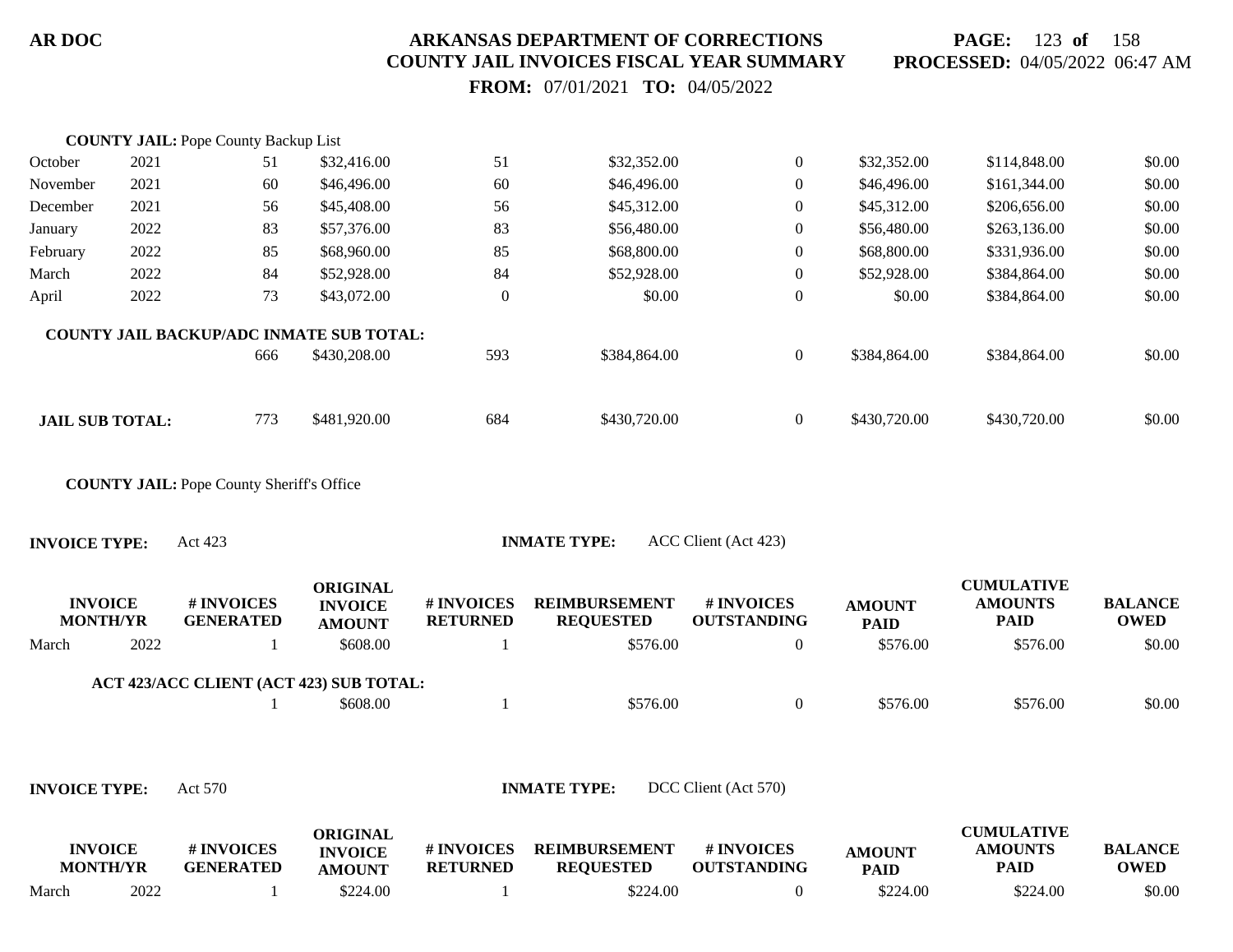**COUNTY JAIL:** Pope County Backup List

| | | | | | | | | | |
|---|---|---|---|---|---|---|---|---|---|
| October | 2021 | 51 | $32,416.00 | 51 | $32,352.00 | 0 | $32,352.00 | $114,848.00 | $0.00 |
| November | 2021 | 60 | $46,496.00 | 60 | $46,496.00 | 0 | $46,496.00 | $161,344.00 | $0.00 |
| December | 2021 | 56 | $45,408.00 | 56 | $45,312.00 | 0 | $45,312.00 | $206,656.00 | $0.00 |
| January | 2022 | 83 | $57,376.00 | 83 | $56,480.00 | 0 | $56,480.00 | $263,136.00 | $0.00 |
| February | 2022 | 85 | $68,960.00 | 85 | $68,800.00 | 0 | $68,800.00 | $331,936.00 | $0.00 |
| March | 2022 | 84 | $52,928.00 | 84 | $52,928.00 | 0 | $52,928.00 | $384,864.00 | $0.00 |
| April | 2022 | 73 | $43,072.00 | 0 | $0.00 | 0 | $0.00 | $384,864.00 | $0.00 |
| **COUNTY JAIL BACKUP/ADC INMATE SUB TOTAL:** | | 666 | $430,208.00 | 593 | $384,864.00 | 0 | $384,864.00 | $384,864.00 | $0.00 |
| **JAIL SUB TOTAL:** | | 773 | $481,920.00 | 684 | $430,720.00 | 0 | $430,720.00 | $430,720.00 | $0.00 |

**COUNTY JAIL:** Pope County Sheriff's Office

**INVOICE TYPE:** Act 423 **INMATE TYPE:** ACC Client (Act 423)

| INVOICE MONTH/YR | | # INVOICES GENERATED | ORIGINAL INVOICE AMOUNT | # INVOICES RETURNED | REIMBURSEMENT REQUESTED | # INVOICES OUTSTANDING | AMOUNT PAID | CUMULATIVE AMOUNTS PAID | BALANCE OWED |
|---|---|---|---|---|---|---|---|---|---|
| March | 2022 | 1 | $608.00 | 1 | $576.00 | 0 | $576.00 | $576.00 | $0.00 |
| **ACT 423/ACC CLIENT (ACT 423) SUB TOTAL:** | | 1 | $608.00 | 1 | $576.00 | 0 | $576.00 | $576.00 | $0.00 |

**INVOICE TYPE:** Act 570 **INMATE TYPE:** DCC Client (Act 570)

| INVOICE MONTH/YR | | # INVOICES GENERATED | ORIGINAL INVOICE AMOUNT | # INVOICES RETURNED | REIMBURSEMENT REQUESTED | # INVOICES OUTSTANDING | AMOUNT PAID | CUMULATIVE AMOUNTS PAID | BALANCE OWED |
|---|---|---|---|---|---|---|---|---|---|
| March | 2022 | 1 | $224.00 | 1 | $224.00 | 0 | $224.00 | $224.00 | $0.00 |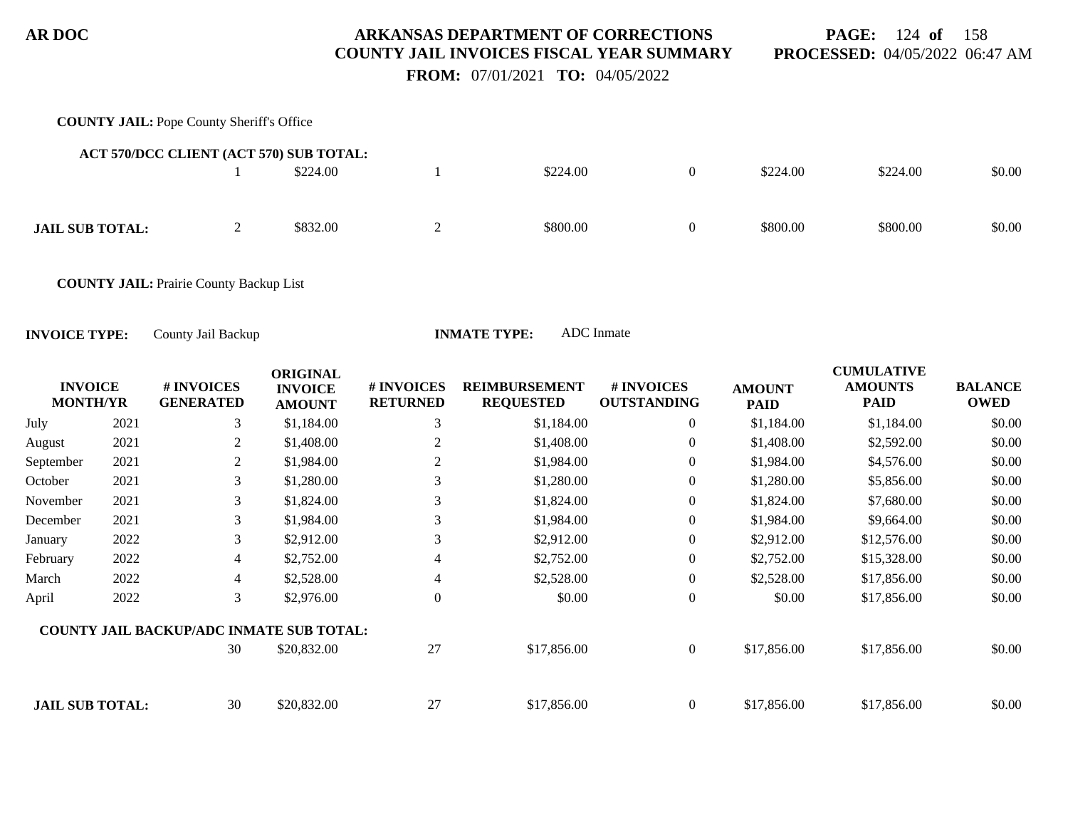**COUNTY JAIL:** Pope County Sheriff's Office

| | | | | | | | | | |
|---|---|---|---|---|---|---|---|---|---|
| **ACT 570/DCC CLIENT (ACT 570) SUB TOTAL:** | | | | | | | | | |
| | | 1 | $224.00 | 1 | $224.00 | 0 | $224.00 | $224.00 | $0.00 |
| **JAIL SUB TOTAL:** | | 2 | $832.00 | 2 | $800.00 | 0 | $800.00 | $800.00 | $0.00 |

**COUNTY JAIL:** Prairie County Backup List

**INVOICE TYPE:** County Jail Backup **INMATE TYPE:** ADC Inmate

| INVOICE MONTH | YR | # INVOICES GENERATED | ORIGINAL INVOICE AMOUNT | # INVOICES RETURNED | REIMBURSEMENT REQUESTED | # INVOICES OUTSTANDING | AMOUNT PAID | CUMULATIVE AMOUNTS PAID | BALANCE OWED |
|---|---|---|---|---|---|---|---|---|---|
| July | 2021 | 3 | $1,184.00 | 3 | $1,184.00 | 0 | $1,184.00 | $1,184.00 | $0.00 |
| August | 2021 | 2 | $1,408.00 | 2 | $1,408.00 | 0 | $1,408.00 | $2,592.00 | $0.00 |
| September | 2021 | 2 | $1,984.00 | 2 | $1,984.00 | 0 | $1,984.00 | $4,576.00 | $0.00 |
| October | 2021 | 3 | $1,280.00 | 3 | $1,280.00 | 0 | $1,280.00 | $5,856.00 | $0.00 |
| November | 2021 | 3 | $1,824.00 | 3 | $1,824.00 | 0 | $1,824.00 | $7,680.00 | $0.00 |
| December | 2021 | 3 | $1,984.00 | 3 | $1,984.00 | 0 | $1,984.00 | $9,664.00 | $0.00 |
| January | 2022 | 3 | $2,912.00 | 3 | $2,912.00 | 0 | $2,912.00 | $12,576.00 | $0.00 |
| February | 2022 | 4 | $2,752.00 | 4 | $2,752.00 | 0 | $2,752.00 | $15,328.00 | $0.00 |
| March | 2022 | 4 | $2,528.00 | 4 | $2,528.00 | 0 | $2,528.00 | $17,856.00 | $0.00 |
| April | 2022 | 3 | $2,976.00 | 0 | $0.00 | 0 | $0.00 | $17,856.00 | $0.00 |
| **COUNTY JAIL BACKUP/ADC INMATE SUB TOTAL:** | | | | | | | | | |
| | | 30 | $20,832.00 | 27 | $17,856.00 | 0 | $17,856.00 | $17,856.00 | $0.00 |
| **JAIL SUB TOTAL:** | | 30 | $20,832.00 | 27 | $17,856.00 | 0 | $17,856.00 | $17,856.00 | $0.00 |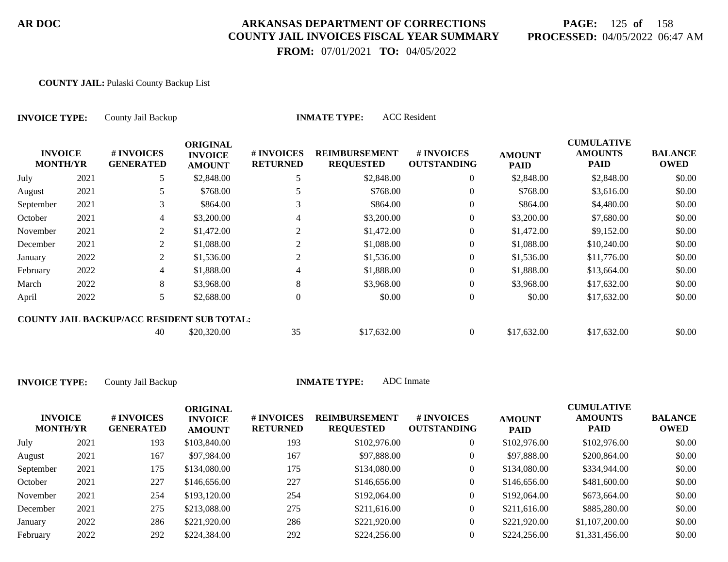AR DOC

# ARKANSAS DEPARTMENT OF CORRECTIONS
## COUNTY JAIL INVOICES FISCAL YEAR SUMMARY

**PROCESSED:** 04/05/2022 06:47 AM

**FROM:** 07/01/2021 **TO:** 04/05/2022

**COUNTY JAIL:** Pulaski County Backup List

**INVOICE TYPE:** County Jail Backup **INMATE TYPE:** ACC Resident

| INVOICE MONTH/YR | | # INVOICES GENERATED | ORIGINAL INVOICE AMOUNT | # INVOICES RETURNED | REIMBURSEMENT REQUESTED | # INVOICES OUTSTANDING | AMOUNT PAID | CUMULATIVE AMOUNTS PAID | BALANCE OWED |
|---|---|---|---|---|---|---|---|---|---|
| July | 2021 | 5 | $2,848.00 | 5 | $2,848.00 | 0 | $2,848.00 | $2,848.00 | $0.00 |
| August | 2021 | 5 | $768.00 | 5 | $768.00 | 0 | $768.00 | $3,616.00 | $0.00 |
| September | 2021 | 3 | $864.00 | 3 | $864.00 | 0 | $864.00 | $4,480.00 | $0.00 |
| October | 2021 | 4 | $3,200.00 | 4 | $3,200.00 | 0 | $3,200.00 | $7,680.00 | $0.00 |
| November | 2021 | 2 | $1,472.00 | 2 | $1,472.00 | 0 | $1,472.00 | $9,152.00 | $0.00 |
| December | 2021 | 2 | $1,088.00 | 2 | $1,088.00 | 0 | $1,088.00 | $10,240.00 | $0.00 |
| January | 2022 | 2 | $1,536.00 | 2 | $1,536.00 | 0 | $1,536.00 | $11,776.00 | $0.00 |
| February | 2022 | 4 | $1,888.00 | 4 | $1,888.00 | 0 | $1,888.00 | $13,664.00 | $0.00 |
| March | 2022 | 8 | $3,968.00 | 8 | $3,968.00 | 0 | $3,968.00 | $17,632.00 | $0.00 |
| April | 2022 | 5 | $2,688.00 | 0 | $0.00 | 0 | $0.00 | $17,632.00 | $0.00 |
| **COUNTY JAIL BACKUP/ACC RESIDENT SUB TOTAL:** | | 40 | $20,320.00 | 35 | $17,632.00 | 0 | $17,632.00 | $17,632.00 | $0.00 |

**INVOICE TYPE:** County Jail Backup **INMATE TYPE:** ADC Inmate

| INVOICE MONTH/YR | | # INVOICES GENERATED | ORIGINAL INVOICE AMOUNT | # INVOICES RETURNED | REIMBURSEMENT REQUESTED | # INVOICES OUTSTANDING | AMOUNT PAID | CUMULATIVE AMOUNTS PAID | BALANCE OWED |
|---|---|---|---|---|---|---|---|---|---|
| July | 2021 | 193 | $103,840.00 | 193 | $102,976.00 | 0 | $102,976.00 | $102,976.00 | $0.00 |
| August | 2021 | 167 | $97,984.00 | 167 | $97,888.00 | 0 | $97,888.00 | $200,864.00 | $0.00 |
| September | 2021 | 175 | $134,080.00 | 175 | $134,080.00 | 0 | $134,080.00 | $334,944.00 | $0.00 |
| October | 2021 | 227 | $146,656.00 | 227 | $146,656.00 | 0 | $146,656.00 | $481,600.00 | $0.00 |
| November | 2021 | 254 | $193,120.00 | 254 | $192,064.00 | 0 | $192,064.00 | $673,664.00 | $0.00 |
| December | 2021 | 275 | $213,088.00 | 275 | $211,616.00 | 0 | $211,616.00 | $885,280.00 | $0.00 |
| January | 2022 | 286 | $221,920.00 | 286 | $221,920.00 | 0 | $221,920.00 | $1,107,200.00 | $0.00 |
| February | 2022 | 292 | $224,384.00 | 292 | $224,256.00 | 0 | $224,256.00 | $1,331,456.00 | $0.00 |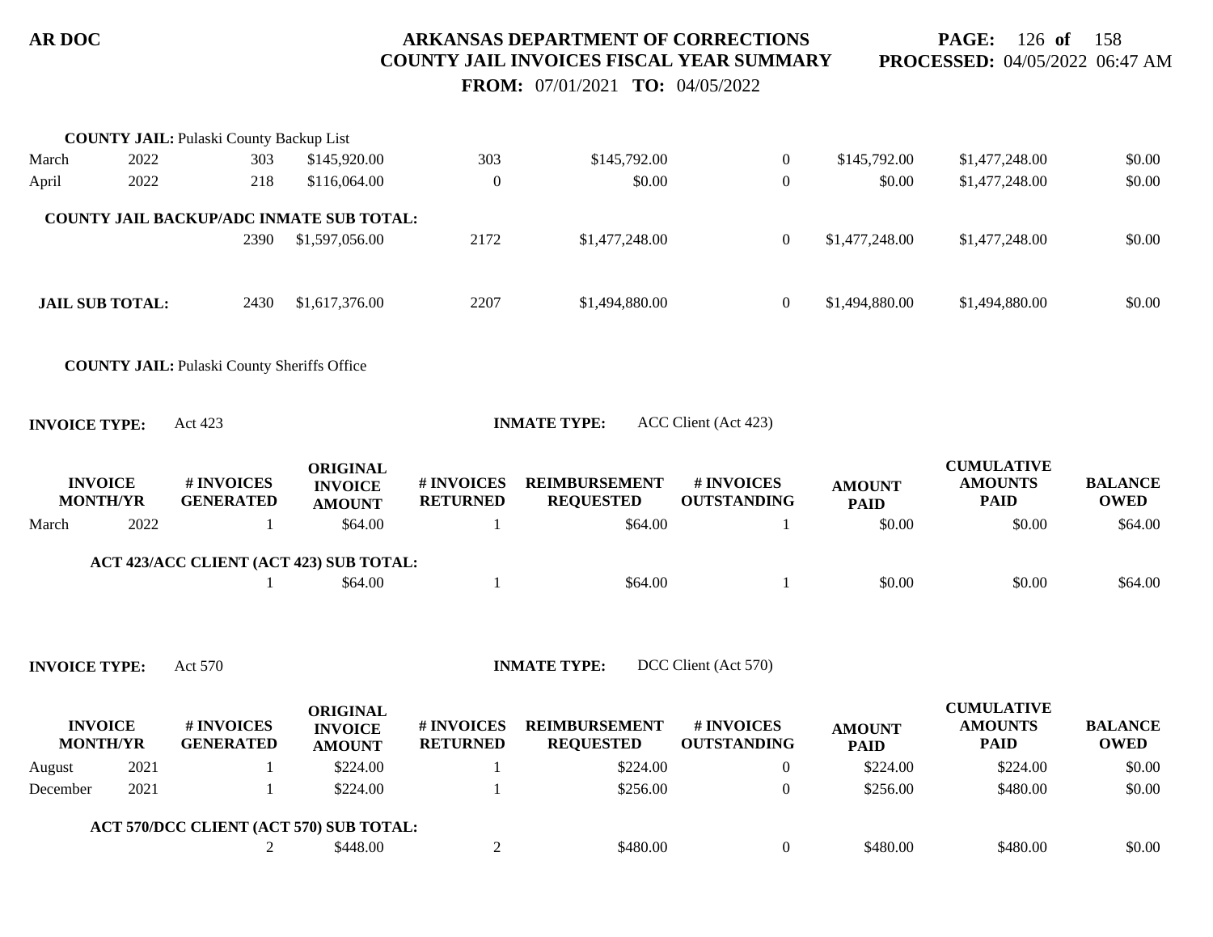**COUNTY JAIL:** Pulaski County Backup List

| | | | | | | | | | |
|---|---|---|---|---|---|---|---|---|---|
| March | 2022 | 303 | $145,920.00 | 303 | $145,792.00 | 0 | $145,792.00 | $1,477,248.00 | $0.00 |
| April | 2022 | 218 | $116,064.00 | 0 | $0.00 | 0 | $0.00 | $1,477,248.00 | $0.00 |

**COUNTY JAIL BACKUP/ADC INMATE SUB TOTAL:**

| | | | | | | | |
|---|---|---|---|---|---|---|---|
| 2390 | $1,597,056.00 | 2172 | $1,477,248.00 | 0 | $1,477,248.00 | $1,477,248.00 | $0.00 |

**JAIL SUB TOTAL:**

| | | | | | | | |
|---|---|---|---|---|---|---|---|
| 2430 | $1,617,376.00 | 2207 | $1,494,880.00 | 0 | $1,494,880.00 | $1,494,880.00 | $0.00 |

**COUNTY JAIL:** Pulaski County Sheriffs Office

**INVOICE TYPE:** Act 423 **INMATE TYPE:** ACC Client (Act 423)

| INVOICE MONTH/YR | | # INVOICES GENERATED | ORIGINAL INVOICE AMOUNT | # INVOICES RETURNED | REIMBURSEMENT REQUESTED | # INVOICES OUTSTANDING | AMOUNT PAID | CUMULATIVE AMOUNTS PAID | BALANCE OWED |
|---|---|---|---|---|---|---|---|---|---|
| March | 2022 | 1 | $64.00 | 1 | $64.00 | 1 | $0.00 | $0.00 | $64.00 |

**ACT 423/ACC CLIENT (ACT 423) SUB TOTAL:**

| | | | | | | | |
|---|---|---|---|---|---|---|---|
| 1 | $64.00 | 1 | $64.00 | 1 | $0.00 | $0.00 | $64.00 |

**INVOICE TYPE:** Act 570 **INMATE TYPE:** DCC Client (Act 570)

| INVOICE MONTH/YR | | # INVOICES GENERATED | ORIGINAL INVOICE AMOUNT | # INVOICES RETURNED | REIMBURSEMENT REQUESTED | # INVOICES OUTSTANDING | AMOUNT PAID | CUMULATIVE AMOUNTS PAID | BALANCE OWED |
|---|---|---|---|---|---|---|---|---|---|
| August | 2021 | 1 | $224.00 | 1 | $224.00 | 0 | $224.00 | $224.00 | $0.00 |
| December | 2021 | 1 | $224.00 | 1 | $256.00 | 0 | $256.00 | $480.00 | $0.00 |

**ACT 570/DCC CLIENT (ACT 570) SUB TOTAL:**

| | | | | | | | |
|---|---|---|---|---|---|---|---|
| 2 | $448.00 | 2 | $480.00 | 0 | $480.00 | $480.00 | $0.00 |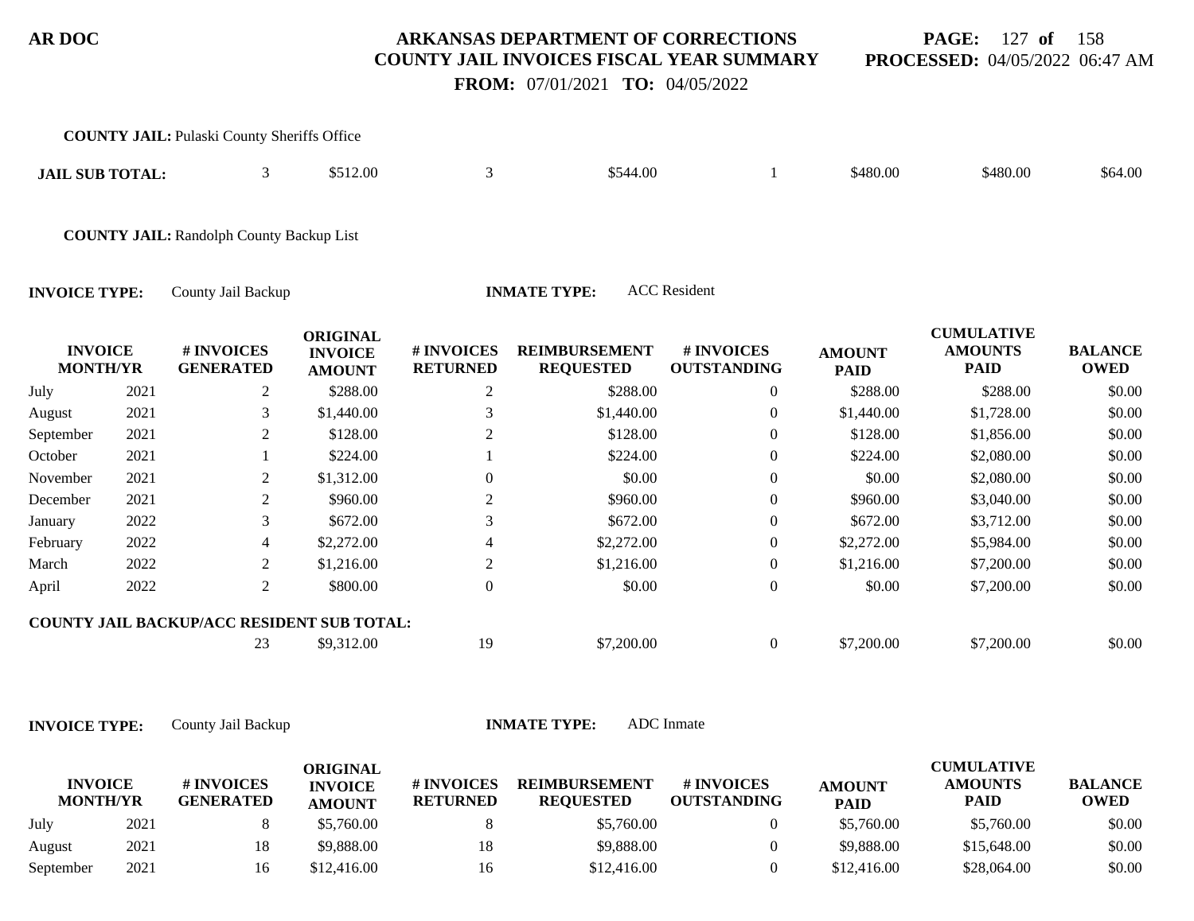**COUNTY JAIL:** Pulaski County Sheriffs Office

| | | | | | | | | |
|---|---|---|---|---|---|---|---|---|
| **JAIL SUB TOTAL:** | 3 | $512.00 | 3 | $544.00 | 1 | $480.00 | $480.00 | $64.00 |

**COUNTY JAIL:** Randolph County Backup List

**INVOICE TYPE:** County Jail Backup **INMATE TYPE:** ACC Resident

| INVOICE MONTH/YR | | # INVOICES GENERATED | ORIGINAL INVOICE AMOUNT | # INVOICES RETURNED | REIMBURSEMENT REQUESTED | # INVOICES OUTSTANDING | AMOUNT PAID | CUMULATIVE AMOUNTS PAID | BALANCE OWED |
|---|---|---|---|---|---|---|---|---|---|
| July | 2021 | 2 | $288.00 | 2 | $288.00 | 0 | $288.00 | $288.00 | $0.00 |
| August | 2021 | 3 | $1,440.00 | 3 | $1,440.00 | 0 | $1,440.00 | $1,728.00 | $0.00 |
| September | 2021 | 2 | $128.00 | 2 | $128.00 | 0 | $128.00 | $1,856.00 | $0.00 |
| October | 2021 | 1 | $224.00 | 1 | $224.00 | 0 | $224.00 | $2,080.00 | $0.00 |
| November | 2021 | 2 | $1,312.00 | 0 | $0.00 | 0 | $0.00 | $2,080.00 | $0.00 |
| December | 2021 | 2 | $960.00 | 2 | $960.00 | 0 | $960.00 | $3,040.00 | $0.00 |
| January | 2022 | 3 | $672.00 | 3 | $672.00 | 0 | $672.00 | $3,712.00 | $0.00 |
| February | 2022 | 4 | $2,272.00 | 4 | $2,272.00 | 0 | $2,272.00 | $5,984.00 | $0.00 |
| March | 2022 | 2 | $1,216.00 | 2 | $1,216.00 | 0 | $1,216.00 | $7,200.00 | $0.00 |
| April | 2022 | 2 | $800.00 | 0 | $0.00 | 0 | $0.00 | $7,200.00 | $0.00 |
| **COUNTY JAIL BACKUP/ACC RESIDENT SUB TOTAL:** | | 23 | $9,312.00 | 19 | $7,200.00 | 0 | $7,200.00 | $7,200.00 | $0.00 |

**INVOICE TYPE:** County Jail Backup **INMATE TYPE:** ADC Inmate

| INVOICE MONTH/YR | | # INVOICES GENERATED | ORIGINAL INVOICE AMOUNT | # INVOICES RETURNED | REIMBURSEMENT REQUESTED | # INVOICES OUTSTANDING | AMOUNT PAID | CUMULATIVE AMOUNTS PAID | BALANCE OWED |
|---|---|---|---|---|---|---|---|---|---|
| July | 2021 | 8 | $5,760.00 | 8 | $5,760.00 | 0 | $5,760.00 | $5,760.00 | $0.00 |
| August | 2021 | 18 | $9,888.00 | 18 | $9,888.00 | 0 | $9,888.00 | $15,648.00 | $0.00 |
| September | 2021 | 16 | $12,416.00 | 16 | $12,416.00 | 0 | $12,416.00 | $28,064.00 | $0.00 |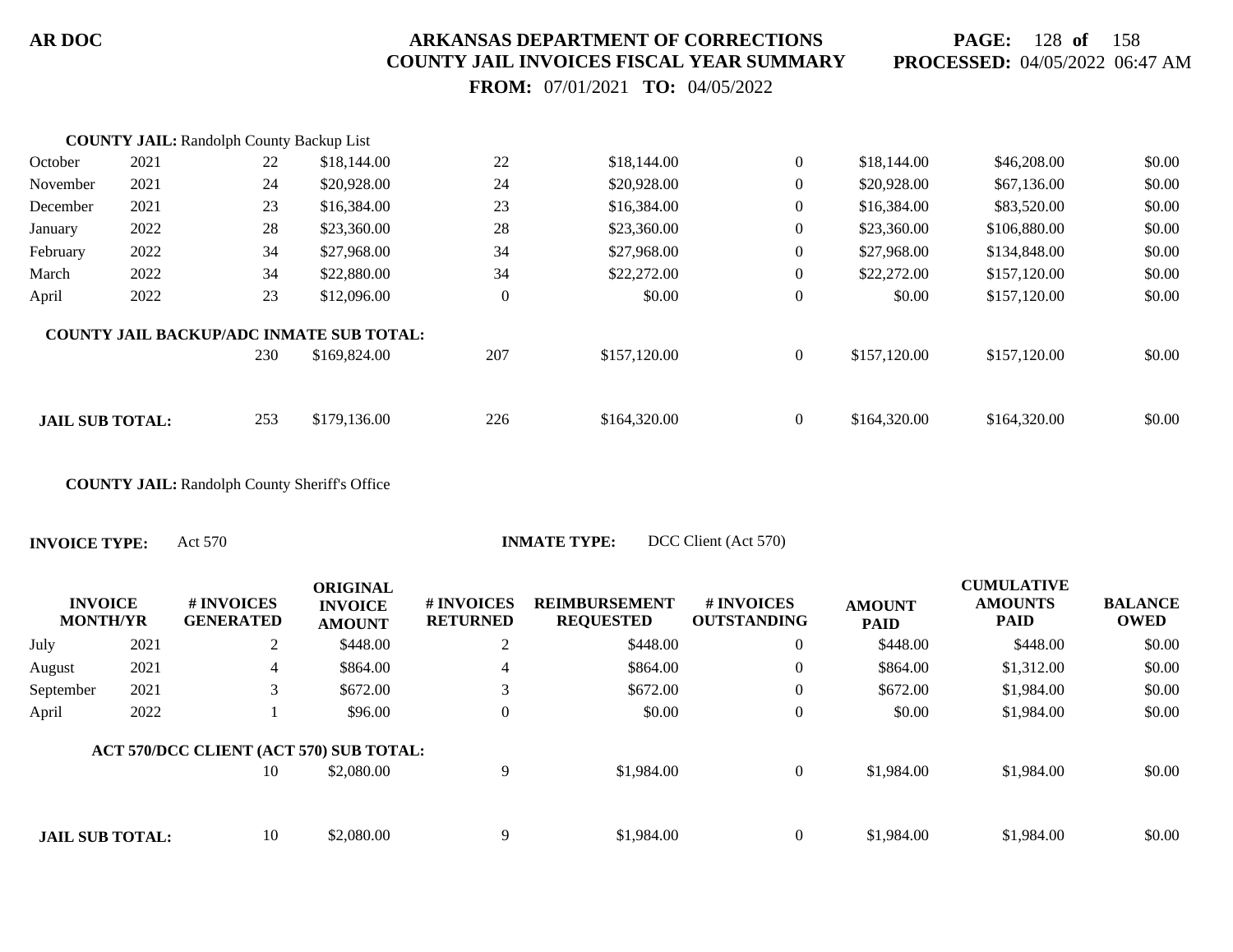**AR DOC**

# ARKANSAS DEPARTMENT OF CORRECTIONS
## COUNTY JAIL INVOICES FISCAL YEAR SUMMARY

**FROM:** 07/01/2021 **TO:** 04/05/2022

**PROCESSED:** 04/05/2022 06:47 AM

**COUNTY JAIL:** Randolph County Backup List

| INVOICE MONTH/YR | | # INVOICES GENERATED | ORIGINAL INVOICE AMOUNT | # INVOICES RETURNED | REIMBURSEMENT REQUESTED | # INVOICES OUTSTANDING | AMOUNT PAID | CUMULATIVE AMOUNTS PAID | BALANCE OWED |
|---|---|---|---|---|---|---|---|---|---|
| October | 2021 | 22 | $18,144.00 | 22 | $18,144.00 | 0 | $18,144.00 | $46,208.00 | $0.00 |
| November | 2021 | 24 | $20,928.00 | 24 | $20,928.00 | 0 | $20,928.00 | $67,136.00 | $0.00 |
| December | 2021 | 23 | $16,384.00 | 23 | $16,384.00 | 0 | $16,384.00 | $83,520.00 | $0.00 |
| January | 2022 | 28 | $23,360.00 | 28 | $23,360.00 | 0 | $23,360.00 | $106,880.00 | $0.00 |
| February | 2022 | 34 | $27,968.00 | 34 | $27,968.00 | 0 | $27,968.00 | $134,848.00 | $0.00 |
| March | 2022 | 34 | $22,880.00 | 34 | $22,272.00 | 0 | $22,272.00 | $157,120.00 | $0.00 |
| April | 2022 | 23 | $12,096.00 | 0 | $0.00 | 0 | $0.00 | $157,120.00 | $0.00 |
| **COUNTY JAIL BACKUP/ADC INMATE SUB TOTAL:** | | 230 | $169,824.00 | 207 | $157,120.00 | 0 | $157,120.00 | $157,120.00 | $0.00 |
| **JAIL SUB TOTAL:** | | 253 | $179,136.00 | 226 | $164,320.00 | 0 | $164,320.00 | $164,320.00 | $0.00 |

**COUNTY JAIL:** Randolph County Sheriff's Office

**INVOICE TYPE:** Act 570 **INMATE TYPE:** DCC Client (Act 570)

| INVOICE MONTH/YR | | # INVOICES GENERATED | ORIGINAL INVOICE AMOUNT | # INVOICES RETURNED | REIMBURSEMENT REQUESTED | # INVOICES OUTSTANDING | AMOUNT PAID | CUMULATIVE AMOUNTS PAID | BALANCE OWED |
|---|---|---|---|---|---|---|---|---|---|
| July | 2021 | 2 | $448.00 | 2 | $448.00 | 0 | $448.00 | $448.00 | $0.00 |
| August | 2021 | 4 | $864.00 | 4 | $864.00 | 0 | $864.00 | $1,312.00 | $0.00 |
| September | 2021 | 3 | $672.00 | 3 | $672.00 | 0 | $672.00 | $1,984.00 | $0.00 |
| April | 2022 | 1 | $96.00 | 0 | $0.00 | 0 | $0.00 | $1,984.00 | $0.00 |
| **ACT 570/DCC CLIENT (ACT 570) SUB TOTAL:** | | 10 | $2,080.00 | 9 | $1,984.00 | 0 | $1,984.00 | $1,984.00 | $0.00 |
| **JAIL SUB TOTAL:** | | 10 | $2,080.00 | 9 | $1,984.00 | 0 | $1,984.00 | $1,984.00 | $0.00 |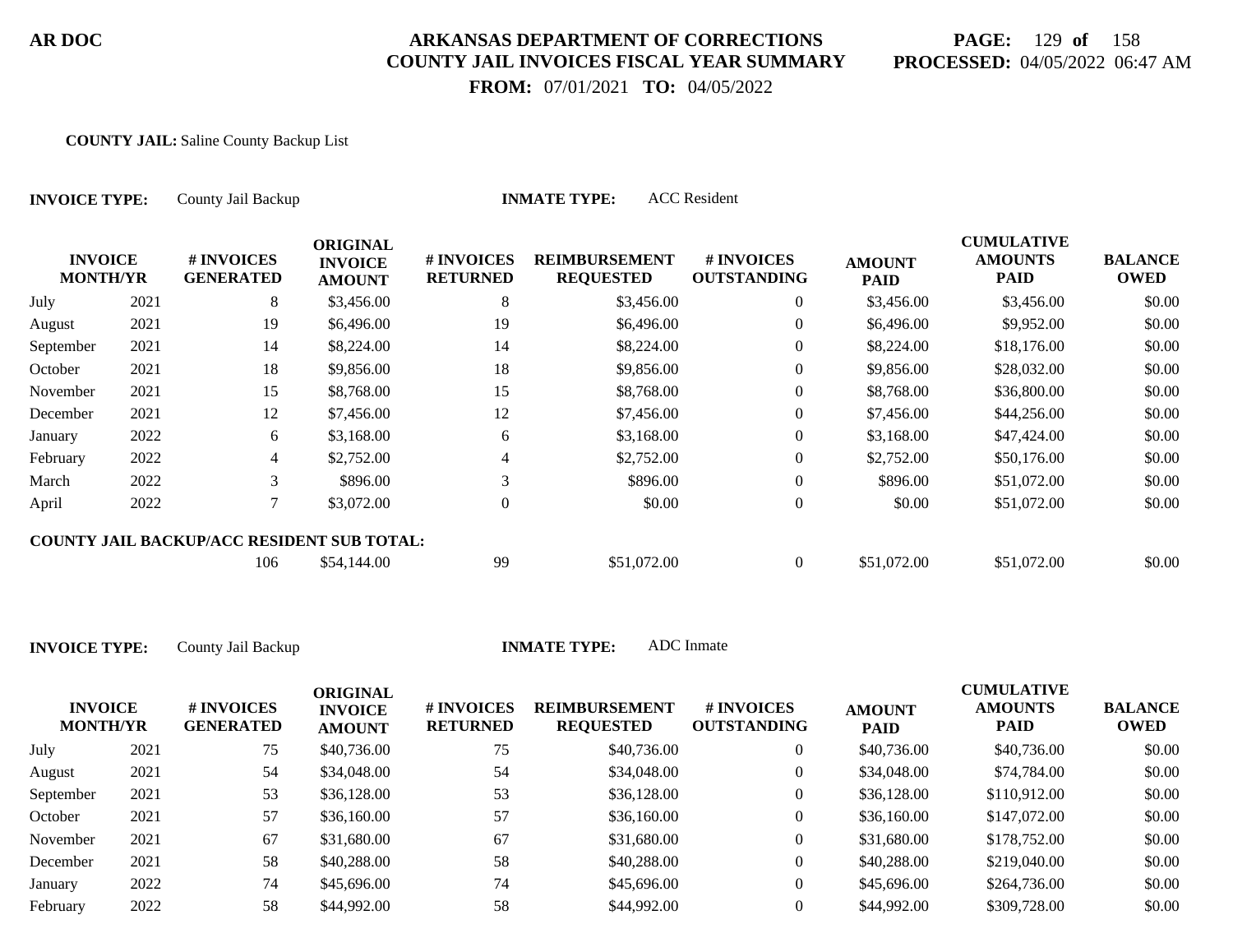# ARKANSAS DEPARTMENT OF CORRECTIONS
## COUNTY JAIL INVOICES FISCAL YEAR SUMMARY

**AR DOC**

**FROM:** 07/01/2021 **TO:** 04/05/2022

**PROCESSED:** 04/05/2022 06:47 AM

**COUNTY JAIL:** Saline County Backup List

**INVOICE TYPE:** County Jail Backup **INMATE TYPE:** ACC Resident

| INVOICE MONTH | YR | # INVOICES GENERATED | ORIGINAL INVOICE AMOUNT | # INVOICES RETURNED | REIMBURSEMENT REQUESTED | # INVOICES OUTSTANDING | AMOUNT PAID | CUMULATIVE AMOUNTS PAID | BALANCE OWED |
|---|---|---|---|---|---|---|---|---|---|
| July | 2021 | 8 | $3,456.00 | 8 | $3,456.00 | 0 | $3,456.00 | $3,456.00 | $0.00 |
| August | 2021 | 19 | $6,496.00 | 19 | $6,496.00 | 0 | $6,496.00 | $9,952.00 | $0.00 |
| September | 2021 | 14 | $8,224.00 | 14 | $8,224.00 | 0 | $8,224.00 | $18,176.00 | $0.00 |
| October | 2021 | 18 | $9,856.00 | 18 | $9,856.00 | 0 | $9,856.00 | $28,032.00 | $0.00 |
| November | 2021 | 15 | $8,768.00 | 15 | $8,768.00 | 0 | $8,768.00 | $36,800.00 | $0.00 |
| December | 2021 | 12 | $7,456.00 | 12 | $7,456.00 | 0 | $7,456.00 | $44,256.00 | $0.00 |
| January | 2022 | 6 | $3,168.00 | 6 | $3,168.00 | 0 | $3,168.00 | $47,424.00 | $0.00 |
| February | 2022 | 4 | $2,752.00 | 4 | $2,752.00 | 0 | $2,752.00 | $50,176.00 | $0.00 |
| March | 2022 | 3 | $896.00 | 3 | $896.00 | 0 | $896.00 | $51,072.00 | $0.00 |
| April | 2022 | 7 | $3,072.00 | 0 | $0.00 | 0 | $0.00 | $51,072.00 | $0.00 |
| **COUNTY JAIL BACKUP/ACC RESIDENT SUB TOTAL:** | | 106 | $54,144.00 | 99 | $51,072.00 | 0 | $51,072.00 | $51,072.00 | $0.00 |

**INVOICE TYPE:** County Jail Backup **INMATE TYPE:** ADC Inmate

| INVOICE MONTH | YR | # INVOICES GENERATED | ORIGINAL INVOICE AMOUNT | # INVOICES RETURNED | REIMBURSEMENT REQUESTED | # INVOICES OUTSTANDING | AMOUNT PAID | CUMULATIVE AMOUNTS PAID | BALANCE OWED |
|---|---|---|---|---|---|---|---|---|---|
| July | 2021 | 75 | $40,736.00 | 75 | $40,736.00 | 0 | $40,736.00 | $40,736.00 | $0.00 |
| August | 2021 | 54 | $34,048.00 | 54 | $34,048.00 | 0 | $34,048.00 | $74,784.00 | $0.00 |
| September | 2021 | 53 | $36,128.00 | 53 | $36,128.00 | 0 | $36,128.00 | $110,912.00 | $0.00 |
| October | 2021 | 57 | $36,160.00 | 57 | $36,160.00 | 0 | $36,160.00 | $147,072.00 | $0.00 |
| November | 2021 | 67 | $31,680.00 | 67 | $31,680.00 | 0 | $31,680.00 | $178,752.00 | $0.00 |
| December | 2021 | 58 | $40,288.00 | 58 | $40,288.00 | 0 | $40,288.00 | $219,040.00 | $0.00 |
| January | 2022 | 74 | $45,696.00 | 74 | $45,696.00 | 0 | $45,696.00 | $264,736.00 | $0.00 |
| February | 2022 | 58 | $44,992.00 | 58 | $44,992.00 | 0 | $44,992.00 | $309,728.00 | $0.00 |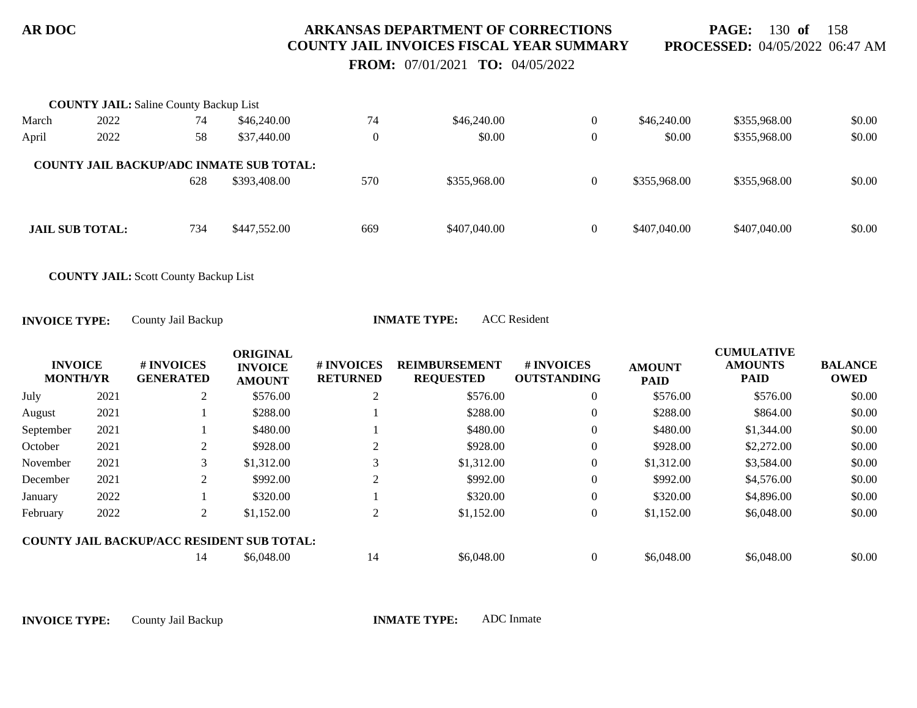**COUNTY JAIL:** Saline County Backup List

| | | | | | | | | | |
|---|---|---|---|---|---|---|---|---|---|
| March | 2022 | 74 | $46,240.00 | 74 | $46,240.00 | 0 | $46,240.00 | $355,968.00 | $0.00 |
| April | 2022 | 58 | $37,440.00 | 0 | $0.00 | 0 | $0.00 | $355,968.00 | $0.00 |

**COUNTY JAIL BACKUP/ADC INMATE SUB TOTAL:**

| | | | | | | | | | |
|---|---|---|---|---|---|---|---|---|---|
| | | 628 | $393,408.00 | 570 | $355,968.00 | 0 | $355,968.00 | $355,968.00 | $0.00 |

**JAIL SUB TOTAL:**

| | | | | | | | | | |
|---|---|---|---|---|---|---|---|---|---|
| | | 734 | $447,552.00 | 669 | $407,040.00 | 0 | $407,040.00 | $407,040.00 | $0.00 |

**COUNTY JAIL:** Scott County Backup List

**INVOICE TYPE:** County Jail Backup **INMATE TYPE:** ACC Resident

| INVOICE MONTH/YR | | # INVOICES GENERATED | ORIGINAL INVOICE AMOUNT | # INVOICES RETURNED | REIMBURSEMENT REQUESTED | # INVOICES OUTSTANDING | AMOUNT PAID | CUMULATIVE AMOUNTS PAID | BALANCE OWED |
|---|---|---|---|---|---|---|---|---|---|
| July | 2021 | 2 | $576.00 | 2 | $576.00 | 0 | $576.00 | $576.00 | $0.00 |
| August | 2021 | 1 | $288.00 | 1 | $288.00 | 0 | $288.00 | $864.00 | $0.00 |
| September | 2021 | 1 | $480.00 | 1 | $480.00 | 0 | $480.00 | $1,344.00 | $0.00 |
| October | 2021 | 2 | $928.00 | 2 | $928.00 | 0 | $928.00 | $2,272.00 | $0.00 |
| November | 2021 | 3 | $1,312.00 | 3 | $1,312.00 | 0 | $1,312.00 | $3,584.00 | $0.00 |
| December | 2021 | 2 | $992.00 | 2 | $992.00 | 0 | $992.00 | $4,576.00 | $0.00 |
| January | 2022 | 1 | $320.00 | 1 | $320.00 | 0 | $320.00 | $4,896.00 | $0.00 |
| February | 2022 | 2 | $1,152.00 | 2 | $1,152.00 | 0 | $1,152.00 | $6,048.00 | $0.00 |

**COUNTY JAIL BACKUP/ACC RESIDENT SUB TOTAL:**

| | | | | | | | | | |
|---|---|---|---|---|---|---|---|---|---|
| | | 14 | $6,048.00 | 14 | $6,048.00 | 0 | $6,048.00 | $6,048.00 | $0.00 |

**INVOICE TYPE:** County Jail Backup **INMATE TYPE:** ADC Inmate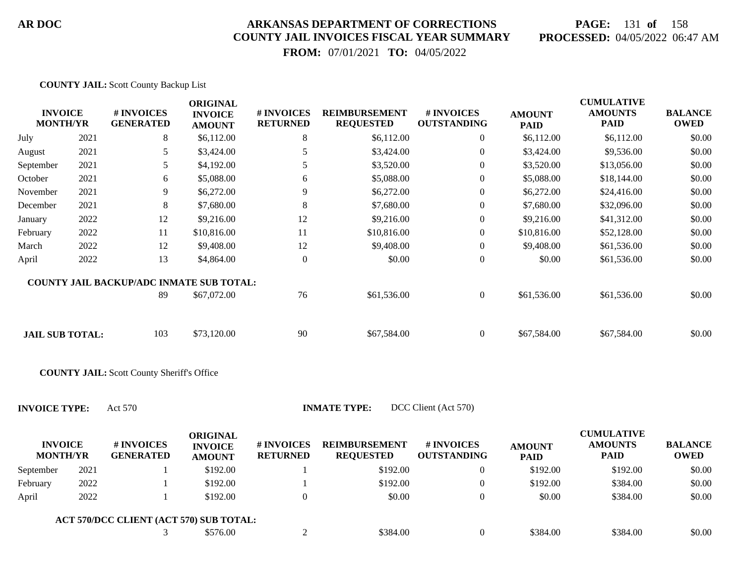**AR DOC**

# ARKANSAS DEPARTMENT OF CORRECTIONS
## COUNTY JAIL INVOICES FISCAL YEAR SUMMARY

**FROM:** 07/01/2021 **TO:** 04/05/2022

**PROCESSED:** 04/05/2022 06:47 AM

**COUNTY JAIL:** Scott County Backup List

| INVOICE MONTH/YR | | # INVOICES GENERATED | ORIGINAL INVOICE AMOUNT | # INVOICES RETURNED | REIMBURSEMENT REQUESTED | # INVOICES OUTSTANDING | AMOUNT PAID | CUMULATIVE AMOUNTS PAID | BALANCE OWED |
|---|---|---|---|---|---|---|---|---|---|
| July | 2021 | 8 | $6,112.00 | 8 | $6,112.00 | 0 | $6,112.00 | $6,112.00 | $0.00 |
| August | 2021 | 5 | $3,424.00 | 5 | $3,424.00 | 0 | $3,424.00 | $9,536.00 | $0.00 |
| September | 2021 | 5 | $4,192.00 | 5 | $3,520.00 | 0 | $3,520.00 | $13,056.00 | $0.00 |
| October | 2021 | 6 | $5,088.00 | 6 | $5,088.00 | 0 | $5,088.00 | $18,144.00 | $0.00 |
| November | 2021 | 9 | $6,272.00 | 9 | $6,272.00 | 0 | $6,272.00 | $24,416.00 | $0.00 |
| December | 2021 | 8 | $7,680.00 | 8 | $7,680.00 | 0 | $7,680.00 | $32,096.00 | $0.00 |
| January | 2022 | 12 | $9,216.00 | 12 | $9,216.00 | 0 | $9,216.00 | $41,312.00 | $0.00 |
| February | 2022 | 11 | $10,816.00 | 11 | $10,816.00 | 0 | $10,816.00 | $52,128.00 | $0.00 |
| March | 2022 | 12 | $9,408.00 | 12 | $9,408.00 | 0 | $9,408.00 | $61,536.00 | $0.00 |
| April | 2022 | 13 | $4,864.00 | 0 | $0.00 | 0 | $0.00 | $61,536.00 | $0.00 |
| **COUNTY JAIL BACKUP/ADC INMATE SUB TOTAL:** | | 89 | $67,072.00 | 76 | $61,536.00 | 0 | $61,536.00 | $61,536.00 | $0.00 |
| **JAIL SUB TOTAL:** | | 103 | $73,120.00 | 90 | $67,584.00 | 0 | $67,584.00 | $67,584.00 | $0.00 |

**COUNTY JAIL:** Scott County Sheriff's Office

**INVOICE TYPE:** Act 570 **INMATE TYPE:** DCC Client (Act 570)

| INVOICE MONTH/YR | | # INVOICES GENERATED | ORIGINAL INVOICE AMOUNT | # INVOICES RETURNED | REIMBURSEMENT REQUESTED | # INVOICES OUTSTANDING | AMOUNT PAID | CUMULATIVE AMOUNTS PAID | BALANCE OWED |
|---|---|---|---|---|---|---|---|---|---|
| September | 2021 | 1 | $192.00 | 1 | $192.00 | 0 | $192.00 | $192.00 | $0.00 |
| February | 2022 | 1 | $192.00 | 1 | $192.00 | 0 | $192.00 | $384.00 | $0.00 |
| April | 2022 | 1 | $192.00 | 0 | $0.00 | 0 | $0.00 | $384.00 | $0.00 |
| **ACT 570/DCC CLIENT (ACT 570) SUB TOTAL:** | | 3 | $576.00 | 2 | $384.00 | 0 | $384.00 | $384.00 | $0.00 |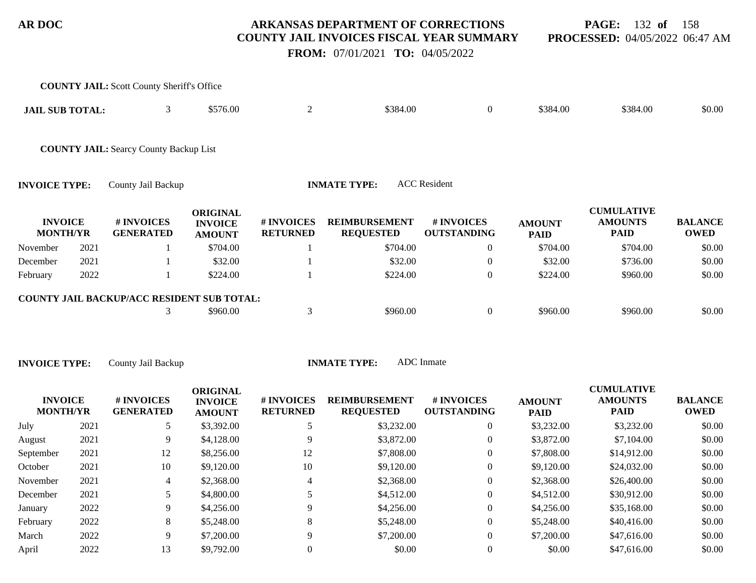**COUNTY JAIL:** Scott County Sheriff's Office

| | # INVOICES GENERATED | ORIGINAL INVOICE AMOUNT | # INVOICES RETURNED | REIMBURSEMENT REQUESTED | # INVOICES OUTSTANDING | AMOUNT PAID | CUMULATIVE AMOUNTS PAID | BALANCE OWED |
|---|---|---|---|---|---|---|---|---|
| **JAIL SUB TOTAL:** | 3 | $576.00 | 2 | $384.00 | 0 | $384.00 | $384.00 | $0.00 |

**COUNTY JAIL:** Searcy County Backup List

**INVOICE TYPE:** County Jail Backup **INMATE TYPE:** ACC Resident

| INVOICE MONTH/YR | | # INVOICES GENERATED | ORIGINAL INVOICE AMOUNT | # INVOICES RETURNED | REIMBURSEMENT REQUESTED | # INVOICES OUTSTANDING | AMOUNT PAID | CUMULATIVE AMOUNTS PAID | BALANCE OWED |
|---|---|---|---|---|---|---|---|---|---|
| November | 2021 | 1 | $704.00 | 1 | $704.00 | 0 | $704.00 | $704.00 | $0.00 |
| December | 2021 | 1 | $32.00 | 1 | $32.00 | 0 | $32.00 | $736.00 | $0.00 |
| February | 2022 | 1 | $224.00 | 1 | $224.00 | 0 | $224.00 | $960.00 | $0.00 |
| **COUNTY JAIL BACKUP/ACC RESIDENT SUB TOTAL:** | | 3 | $960.00 | 3 | $960.00 | 0 | $960.00 | $960.00 | $0.00 |

**INVOICE TYPE:** County Jail Backup **INMATE TYPE:** ADC Inmate

| INVOICE MONTH/YR | | # INVOICES GENERATED | ORIGINAL INVOICE AMOUNT | # INVOICES RETURNED | REIMBURSEMENT REQUESTED | # INVOICES OUTSTANDING | AMOUNT PAID | CUMULATIVE AMOUNTS PAID | BALANCE OWED |
|---|---|---|---|---|---|---|---|---|---|
| July | 2021 | 5 | $3,392.00 | 5 | $3,232.00 | 0 | $3,232.00 | $3,232.00 | $0.00 |
| August | 2021 | 9 | $4,128.00 | 9 | $3,872.00 | 0 | $3,872.00 | $7,104.00 | $0.00 |
| September | 2021 | 12 | $8,256.00 | 12 | $7,808.00 | 0 | $7,808.00 | $14,912.00 | $0.00 |
| October | 2021 | 10 | $9,120.00 | 10 | $9,120.00 | 0 | $9,120.00 | $24,032.00 | $0.00 |
| November | 2021 | 4 | $2,368.00 | 4 | $2,368.00 | 0 | $2,368.00 | $26,400.00 | $0.00 |
| December | 2021 | 5 | $4,800.00 | 5 | $4,512.00 | 0 | $4,512.00 | $30,912.00 | $0.00 |
| January | 2022 | 9 | $4,256.00 | 9 | $4,256.00 | 0 | $4,256.00 | $35,168.00 | $0.00 |
| February | 2022 | 8 | $5,248.00 | 8 | $5,248.00 | 0 | $5,248.00 | $40,416.00 | $0.00 |
| March | 2022 | 9 | $7,200.00 | 9 | $7,200.00 | 0 | $7,200.00 | $47,616.00 | $0.00 |
| April | 2022 | 13 | $9,792.00 | 0 | $0.00 | 0 | $0.00 | $47,616.00 | $0.00 |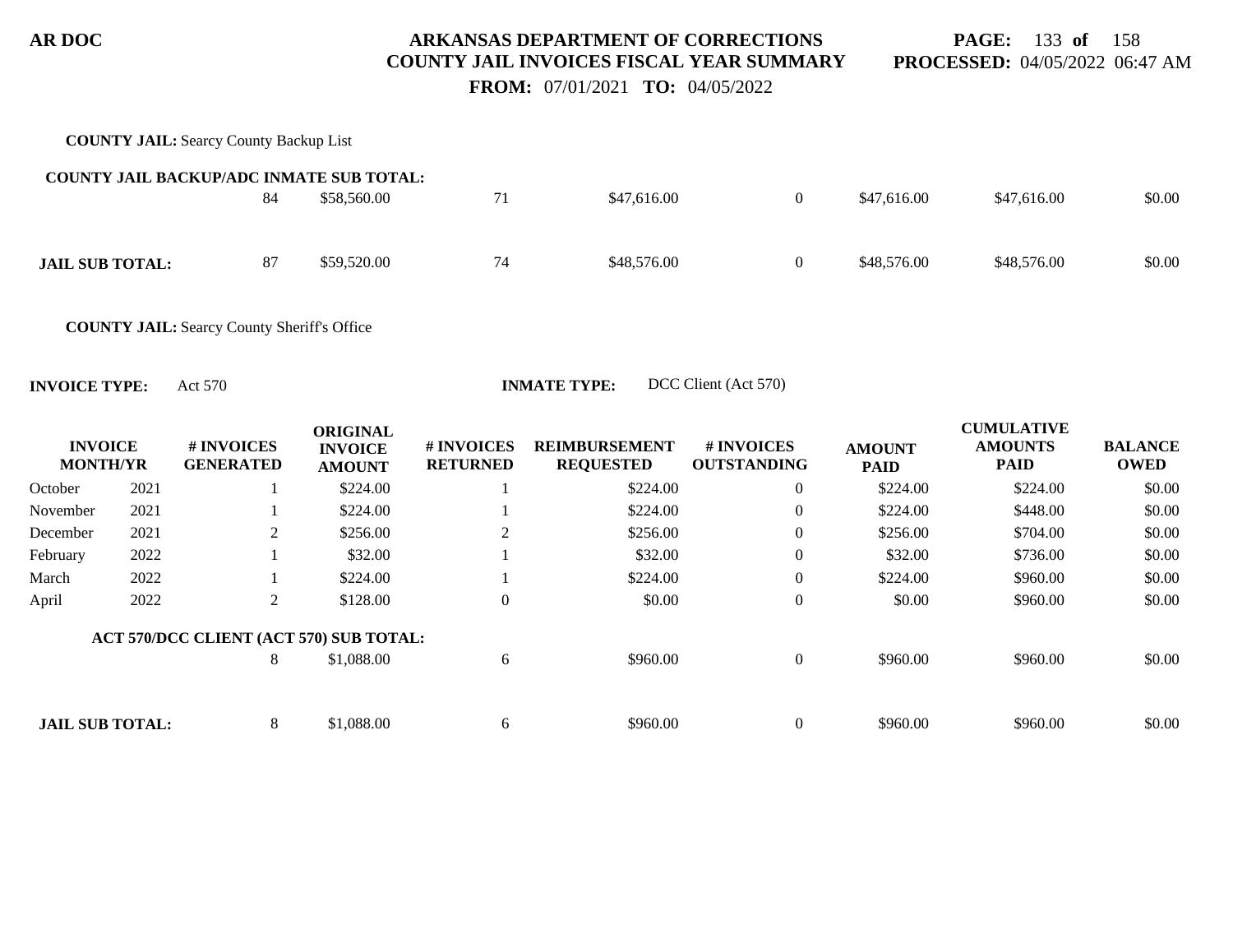**COUNTY JAIL:** Searcy County Backup List

| | | | | | | | | |
|---|---|---|---|---|---|---|---|---|
| **COUNTY JAIL BACKUP/ADC INMATE SUB TOTAL:** | 84 | $58,560.00 | 71 | $47,616.00 | 0 | $47,616.00 | $47,616.00 | $0.00 |
| **JAIL SUB TOTAL:** | 87 | $59,520.00 | 74 | $48,576.00 | 0 | $48,576.00 | $48,576.00 | $0.00 |

**COUNTY JAIL:** Searcy County Sheriff's Office

**INVOICE TYPE:** Act 570 **INMATE TYPE:** DCC Client (Act 570)

| INVOICE MONTH/YR | | # INVOICES GENERATED | ORIGINAL INVOICE AMOUNT | # INVOICES RETURNED | REIMBURSEMENT REQUESTED | # INVOICES OUTSTANDING | AMOUNT PAID | CUMULATIVE AMOUNTS PAID | BALANCE OWED |
|---|---|---|---|---|---|---|---|---|---|
| October | 2021 | 1 | $224.00 | 1 | $224.00 | 0 | $224.00 | $224.00 | $0.00 |
| November | 2021 | 1 | $224.00 | 1 | $224.00 | 0 | $224.00 | $448.00 | $0.00 |
| December | 2021 | 2 | $256.00 | 2 | $256.00 | 0 | $256.00 | $704.00 | $0.00 |
| February | 2022 | 1 | $32.00 | 1 | $32.00 | 0 | $32.00 | $736.00 | $0.00 |
| March | 2022 | 1 | $224.00 | 1 | $224.00 | 0 | $224.00 | $960.00 | $0.00 |
| April | 2022 | 2 | $128.00 | 0 | $0.00 | 0 | $0.00 | $960.00 | $0.00 |
| **ACT 570/DCC CLIENT (ACT 570) SUB TOTAL:** | | 8 | $1,088.00 | 6 | $960.00 | 0 | $960.00 | $960.00 | $0.00 |
| **JAIL SUB TOTAL:** | | 8 | $1,088.00 | 6 | $960.00 | 0 | $960.00 | $960.00 | $0.00 |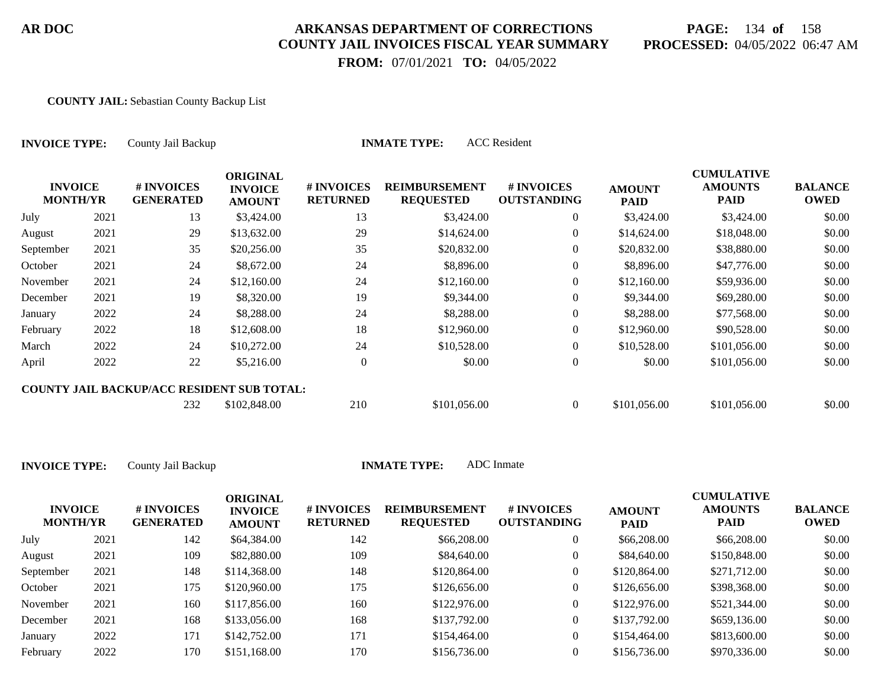**COUNTY JAIL:** Sebastian County Backup List

**INVOICE TYPE:** County Jail Backup **INMATE TYPE:** ACC Resident

| INVOICE MONTH/YR | | # INVOICES GENERATED | ORIGINAL INVOICE AMOUNT | # INVOICES RETURNED | REIMBURSEMENT REQUESTED | # INVOICES OUTSTANDING | AMOUNT PAID | CUMULATIVE AMOUNTS PAID | BALANCE OWED |
|---|---|---|---|---|---|---|---|---|---|
| July | 2021 | 13 | $3,424.00 | 13 | $3,424.00 | 0 | $3,424.00 | $3,424.00 | $0.00 |
| August | 2021 | 29 | $13,632.00 | 29 | $14,624.00 | 0 | $14,624.00 | $18,048.00 | $0.00 |
| September | 2021 | 35 | $20,256.00 | 35 | $20,832.00 | 0 | $20,832.00 | $38,880.00 | $0.00 |
| October | 2021 | 24 | $8,672.00 | 24 | $8,896.00 | 0 | $8,896.00 | $47,776.00 | $0.00 |
| November | 2021 | 24 | $12,160.00 | 24 | $12,160.00 | 0 | $12,160.00 | $59,936.00 | $0.00 |
| December | 2021 | 19 | $8,320.00 | 19 | $9,344.00 | 0 | $9,344.00 | $69,280.00 | $0.00 |
| January | 2022 | 24 | $8,288.00 | 24 | $8,288.00 | 0 | $8,288.00 | $77,568.00 | $0.00 |
| February | 2022 | 18 | $12,608.00 | 18 | $12,960.00 | 0 | $12,960.00 | $90,528.00 | $0.00 |
| March | 2022 | 24 | $10,272.00 | 24 | $10,528.00 | 0 | $10,528.00 | $101,056.00 | $0.00 |
| April | 2022 | 22 | $5,216.00 | 0 | $0.00 | 0 | $0.00 | $101,056.00 | $0.00 |
| **COUNTY JAIL BACKUP/ACC RESIDENT SUB TOTAL:** | | 232 | $102,848.00 | 210 | $101,056.00 | 0 | $101,056.00 | $101,056.00 | $0.00 |

**INVOICE TYPE:** County Jail Backup **INMATE TYPE:** ADC Inmate

| INVOICE MONTH/YR | | # INVOICES GENERATED | ORIGINAL INVOICE AMOUNT | # INVOICES RETURNED | REIMBURSEMENT REQUESTED | # INVOICES OUTSTANDING | AMOUNT PAID | CUMULATIVE AMOUNTS PAID | BALANCE OWED |
|---|---|---|---|---|---|---|---|---|---|
| July | 2021 | 142 | $64,384.00 | 142 | $66,208.00 | 0 | $66,208.00 | $66,208.00 | $0.00 |
| August | 2021 | 109 | $82,880.00 | 109 | $84,640.00 | 0 | $84,640.00 | $150,848.00 | $0.00 |
| September | 2021 | 148 | $114,368.00 | 148 | $120,864.00 | 0 | $120,864.00 | $271,712.00 | $0.00 |
| October | 2021 | 175 | $120,960.00 | 175 | $126,656.00 | 0 | $126,656.00 | $398,368.00 | $0.00 |
| November | 2021 | 160 | $117,856.00 | 160 | $122,976.00 | 0 | $122,976.00 | $521,344.00 | $0.00 |
| December | 2021 | 168 | $133,056.00 | 168 | $137,792.00 | 0 | $137,792.00 | $659,136.00 | $0.00 |
| January | 2022 | 171 | $142,752.00 | 171 | $154,464.00 | 0 | $154,464.00 | $813,600.00 | $0.00 |
| February | 2022 | 170 | $151,168.00 | 170 | $156,736.00 | 0 | $156,736.00 | $970,336.00 | $0.00 |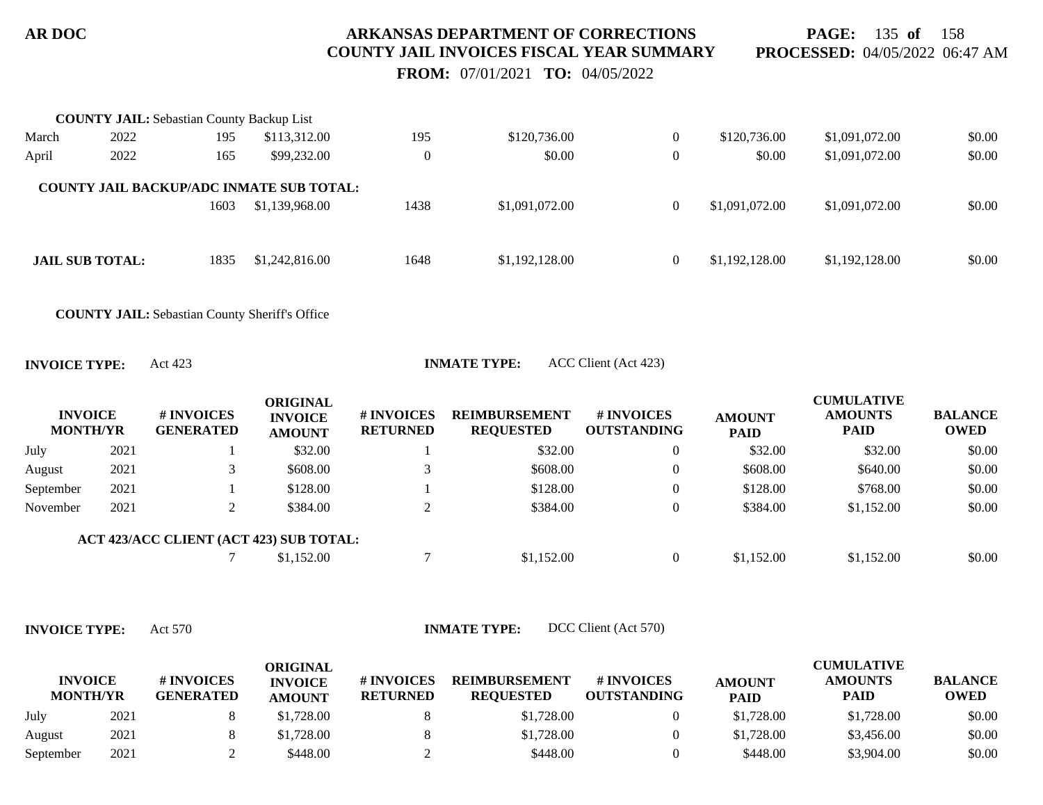**COUNTY JAIL:** Sebastian County Backup List

| | | | | | | | | | |
|---|---|---|---|---|---|---|---|---|---|
| March | 2022 | 195 | $113,312.00 | 195 | $120,736.00 | 0 | $120,736.00 | $1,091,072.00 | $0.00 |
| April | 2022 | 165 | $99,232.00 | 0 | $0.00 | 0 | $0.00 | $1,091,072.00 | $0.00 |
| **COUNTY JAIL BACKUP/ADC INMATE SUB TOTAL:** | | | | | | | | | |
| | | 1603 | $1,139,968.00 | 1438 | $1,091,072.00 | 0 | $1,091,072.00 | $1,091,072.00 | $0.00 |
| **JAIL SUB TOTAL:** | | 1835 | $1,242,816.00 | 1648 | $1,192,128.00 | 0 | $1,192,128.00 | $1,192,128.00 | $0.00 |

**COUNTY JAIL:** Sebastian County Sheriff's Office

**INVOICE TYPE:** Act 423 **INMATE TYPE:** ACC Client (Act 423)

| INVOICE MONTH/YR | | # INVOICES GENERATED | ORIGINAL INVOICE AMOUNT | # INVOICES RETURNED | REIMBURSEMENT REQUESTED | # INVOICES OUTSTANDING | AMOUNT PAID | CUMULATIVE AMOUNTS PAID | BALANCE OWED |
|---|---|---|---|---|---|---|---|---|---|
| July | 2021 | 1 | $32.00 | 1 | $32.00 | 0 | $32.00 | $32.00 | $0.00 |
| August | 2021 | 3 | $608.00 | 3 | $608.00 | 0 | $608.00 | $640.00 | $0.00 |
| September | 2021 | 1 | $128.00 | 1 | $128.00 | 0 | $128.00 | $768.00 | $0.00 |
| November | 2021 | 2 | $384.00 | 2 | $384.00 | 0 | $384.00 | $1,152.00 | $0.00 |
| **ACT 423/ACC CLIENT (ACT 423) SUB TOTAL:** | | | | | | | | | |
| | | 7 | $1,152.00 | 7 | $1,152.00 | 0 | $1,152.00 | $1,152.00 | $0.00 |

**INVOICE TYPE:** Act 570 **INMATE TYPE:** DCC Client (Act 570)

| INVOICE MONTH/YR | | # INVOICES GENERATED | ORIGINAL INVOICE AMOUNT | # INVOICES RETURNED | REIMBURSEMENT REQUESTED | # INVOICES OUTSTANDING | AMOUNT PAID | CUMULATIVE AMOUNTS PAID | BALANCE OWED |
|---|---|---|---|---|---|---|---|---|---|
| July | 2021 | 8 | $1,728.00 | 8 | $1,728.00 | 0 | $1,728.00 | $1,728.00 | $0.00 |
| August | 2021 | 8 | $1,728.00 | 8 | $1,728.00 | 0 | $1,728.00 | $3,456.00 | $0.00 |
| September | 2021 | 2 | $448.00 | 2 | $448.00 | 0 | $448.00 | $3,904.00 | $0.00 |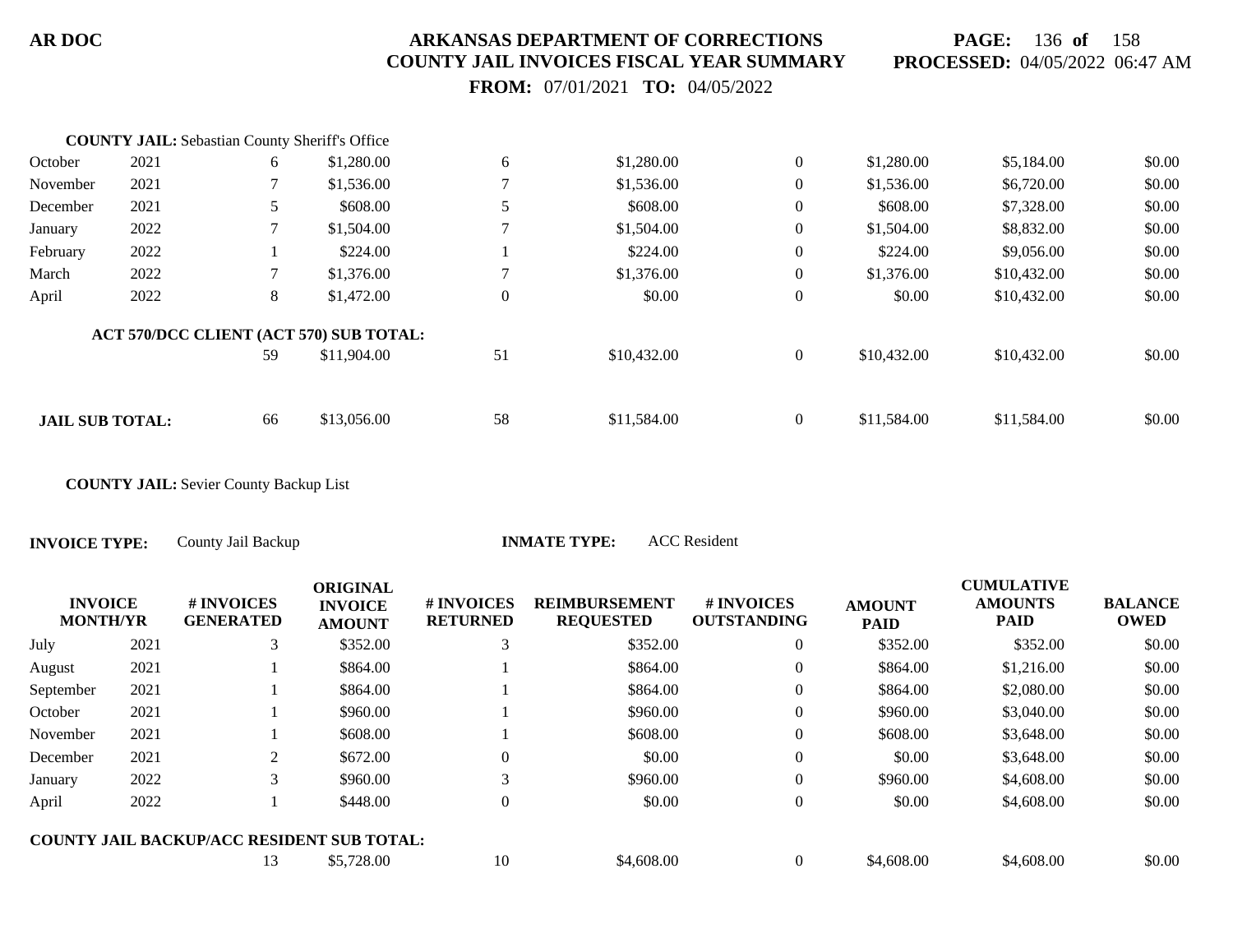**COUNTY JAIL:** Sebastian County Sheriff's Office

| INVOICE MONTH/YR | | # INVOICES GENERATED | ORIGINAL INVOICE AMOUNT | # INVOICES RETURNED | REIMBURSEMENT REQUESTED | # INVOICES OUTSTANDING | AMOUNT PAID | CUMULATIVE AMOUNTS PAID | BALANCE OWED |
|---|---|---|---|---|---|---|---|---|---|
| October | 2021 | 6 | $1,280.00 | 6 | $1,280.00 | 0 | $1,280.00 | $5,184.00 | $0.00 |
| November | 2021 | 7 | $1,536.00 | 7 | $1,536.00 | 0 | $1,536.00 | $6,720.00 | $0.00 |
| December | 2021 | 5 | $608.00 | 5 | $608.00 | 0 | $608.00 | $7,328.00 | $0.00 |
| January | 2022 | 7 | $1,504.00 | 7 | $1,504.00 | 0 | $1,504.00 | $8,832.00 | $0.00 |
| February | 2022 | 1 | $224.00 | 1 | $224.00 | 0 | $224.00 | $9,056.00 | $0.00 |
| March | 2022 | 7 | $1,376.00 | 7 | $1,376.00 | 0 | $1,376.00 | $10,432.00 | $0.00 |
| April | 2022 | 8 | $1,472.00 | 0 | $0.00 | 0 | $0.00 | $10,432.00 | $0.00 |
| **ACT 570/DCC CLIENT (ACT 570) SUB TOTAL:** | | 59 | $11,904.00 | 51 | $10,432.00 | 0 | $10,432.00 | $10,432.00 | $0.00 |
| **JAIL SUB TOTAL:** | | 66 | $13,056.00 | 58 | $11,584.00 | 0 | $11,584.00 | $11,584.00 | $0.00 |

**COUNTY JAIL:** Sevier County Backup List

**INVOICE TYPE:** County Jail Backup **INMATE TYPE:** ACC Resident

| INVOICE MONTH/YR | | # INVOICES GENERATED | ORIGINAL INVOICE AMOUNT | # INVOICES RETURNED | REIMBURSEMENT REQUESTED | # INVOICES OUTSTANDING | AMOUNT PAID | CUMULATIVE AMOUNTS PAID | BALANCE OWED |
|---|---|---|---|---|---|---|---|---|---|
| July | 2021 | 3 | $352.00 | 3 | $352.00 | 0 | $352.00 | $352.00 | $0.00 |
| August | 2021 | 1 | $864.00 | 1 | $864.00 | 0 | $864.00 | $1,216.00 | $0.00 |
| September | 2021 | 1 | $864.00 | 1 | $864.00 | 0 | $864.00 | $2,080.00 | $0.00 |
| October | 2021 | 1 | $960.00 | 1 | $960.00 | 0 | $960.00 | $3,040.00 | $0.00 |
| November | 2021 | 1 | $608.00 | 1 | $608.00 | 0 | $608.00 | $3,648.00 | $0.00 |
| December | 2021 | 2 | $672.00 | 0 | $0.00 | 0 | $0.00 | $3,648.00 | $0.00 |
| January | 2022 | 3 | $960.00 | 3 | $960.00 | 0 | $960.00 | $4,608.00 | $0.00 |
| April | 2022 | 1 | $448.00 | 0 | $0.00 | 0 | $0.00 | $4,608.00 | $0.00 |
| **COUNTY JAIL BACKUP/ACC RESIDENT SUB TOTAL:** | | 13 | $5,728.00 | 10 | $4,608.00 | 0 | $4,608.00 | $4,608.00 | $0.00 |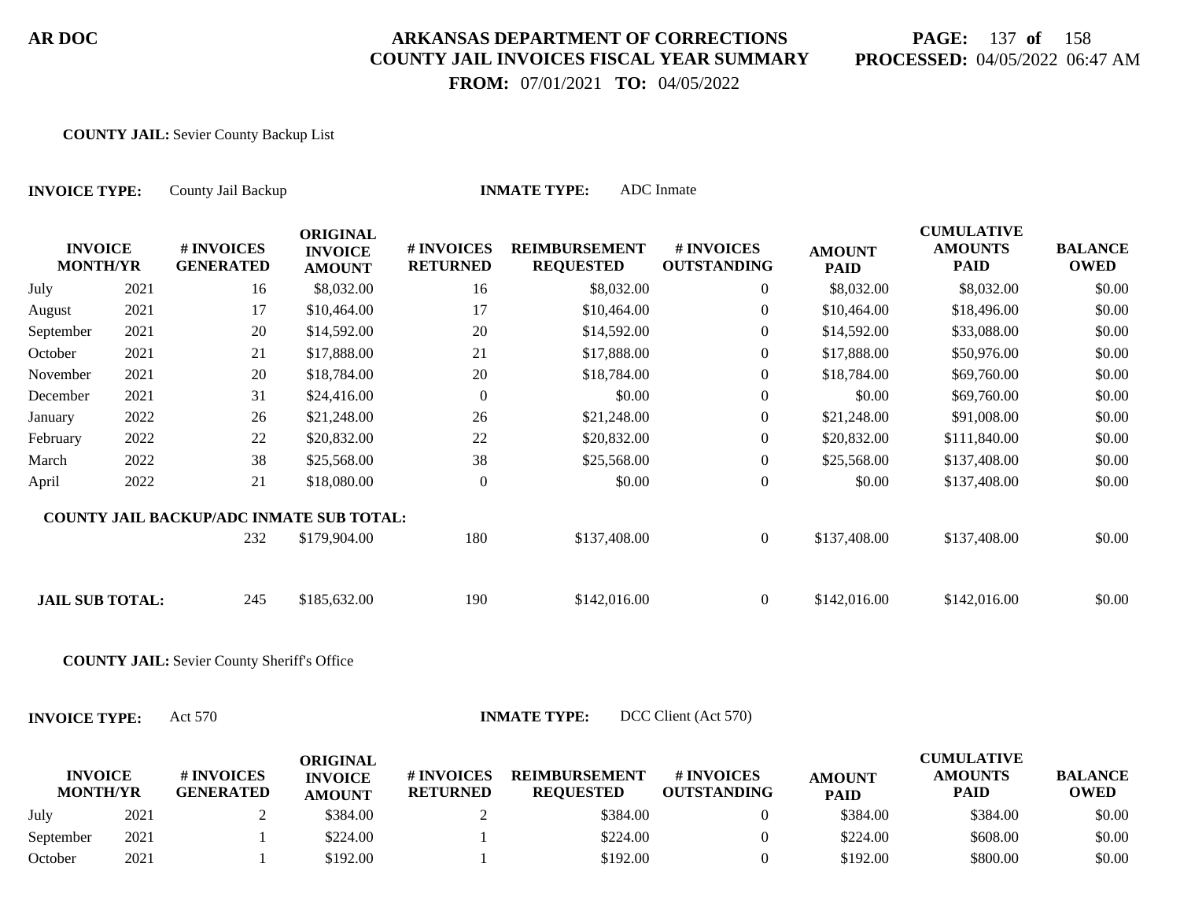**AR DOC**

# ARKANSAS DEPARTMENT OF CORRECTIONS
## COUNTY JAIL INVOICES FISCAL YEAR SUMMARY
**FROM:** 07/01/2021 **TO:** 04/05/2022

**PROCESSED:** 04/05/2022 06:47 AM

**COUNTY JAIL:** Sevier County Backup List

**INVOICE TYPE:** County Jail Backup **INMATE TYPE:** ADC Inmate

| INVOICE MONTH/YR | | # INVOICES GENERATED | ORIGINAL INVOICE AMOUNT | # INVOICES RETURNED | REIMBURSEMENT REQUESTED | # INVOICES OUTSTANDING | AMOUNT PAID | CUMULATIVE AMOUNTS PAID | BALANCE OWED |
|---|---|---|---|---|---|---|---|---|---|
| July | 2021 | 16 | $8,032.00 | 16 | $8,032.00 | 0 | $8,032.00 | $8,032.00 | $0.00 |
| August | 2021 | 17 | $10,464.00 | 17 | $10,464.00 | 0 | $10,464.00 | $18,496.00 | $0.00 |
| September | 2021 | 20 | $14,592.00 | 20 | $14,592.00 | 0 | $14,592.00 | $33,088.00 | $0.00 |
| October | 2021 | 21 | $17,888.00 | 21 | $17,888.00 | 0 | $17,888.00 | $50,976.00 | $0.00 |
| November | 2021 | 20 | $18,784.00 | 20 | $18,784.00 | 0 | $18,784.00 | $69,760.00 | $0.00 |
| December | 2021 | 31 | $24,416.00 | 0 | $0.00 | 0 | $0.00 | $69,760.00 | $0.00 |
| January | 2022 | 26 | $21,248.00 | 26 | $21,248.00 | 0 | $21,248.00 | $91,008.00 | $0.00 |
| February | 2022 | 22 | $20,832.00 | 22 | $20,832.00 | 0 | $20,832.00 | $111,840.00 | $0.00 |
| March | 2022 | 38 | $25,568.00 | 38 | $25,568.00 | 0 | $25,568.00 | $137,408.00 | $0.00 |
| April | 2022 | 21 | $18,080.00 | 0 | $0.00 | 0 | $0.00 | $137,408.00 | $0.00 |
| **COUNTY JAIL BACKUP/ADC INMATE SUB TOTAL:** | | 232 | $179,904.00 | 180 | $137,408.00 | 0 | $137,408.00 | $137,408.00 | $0.00 |
| **JAIL SUB TOTAL:** | | 245 | $185,632.00 | 190 | $142,016.00 | 0 | $142,016.00 | $142,016.00 | $0.00 |

**COUNTY JAIL:** Sevier County Sheriff's Office

**INVOICE TYPE:** Act 570 **INMATE TYPE:** DCC Client (Act 570)

| INVOICE MONTH/YR | | # INVOICES GENERATED | ORIGINAL INVOICE AMOUNT | # INVOICES RETURNED | REIMBURSEMENT REQUESTED | # INVOICES OUTSTANDING | AMOUNT PAID | CUMULATIVE AMOUNTS PAID | BALANCE OWED |
|---|---|---|---|---|---|---|---|---|---|
| July | 2021 | 2 | $384.00 | 2 | $384.00 | 0 | $384.00 | $384.00 | $0.00 |
| September | 2021 | 1 | $224.00 | 1 | $224.00 | 0 | $224.00 | $608.00 | $0.00 |
| October | 2021 | 1 | $192.00 | 1 | $192.00 | 0 | $192.00 | $800.00 | $0.00 |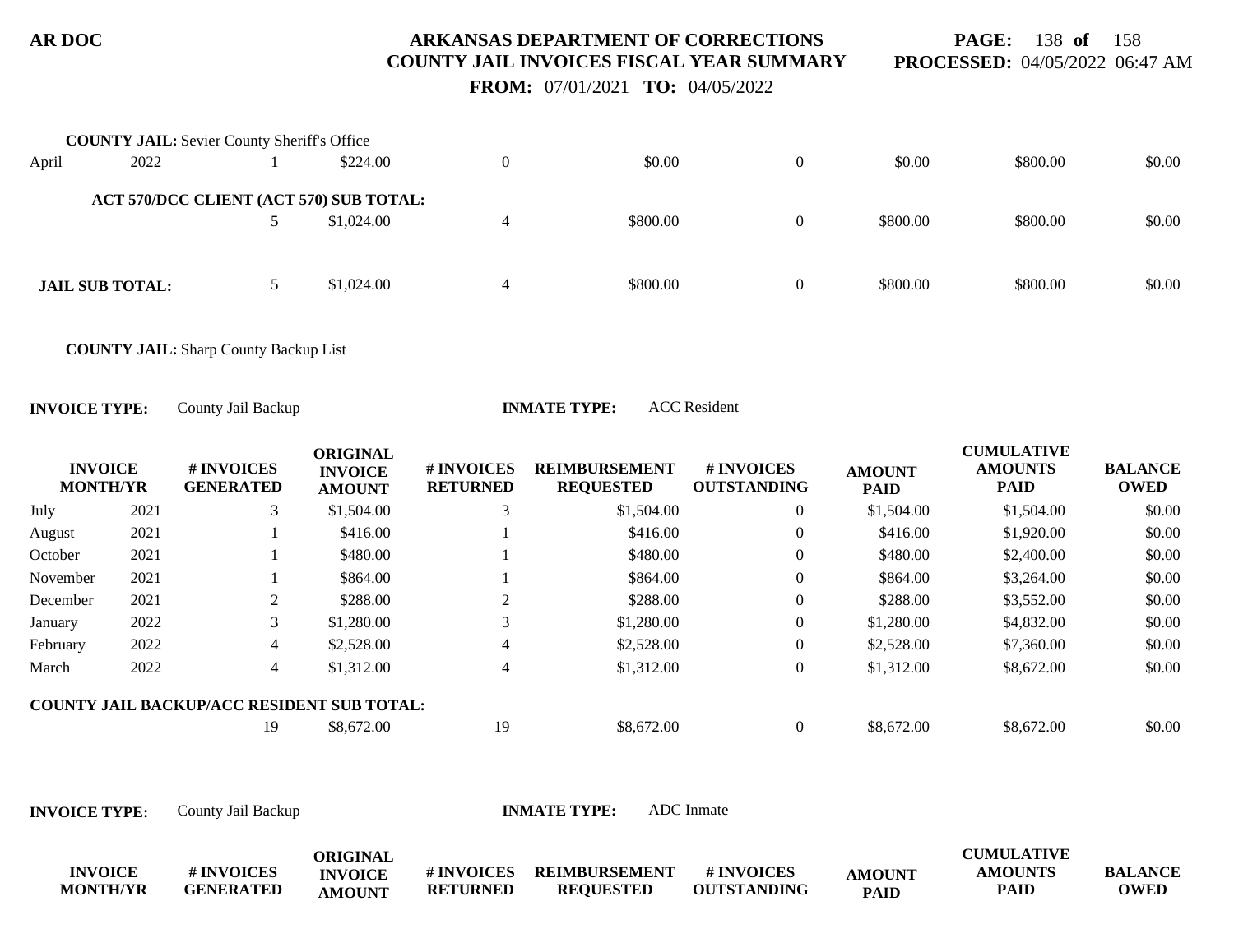**COUNTY JAIL:** Sevier County Sheriff's Office

| | | | | | | | | | |
|---|---|---|---|---|---|---|---|---|---|
| April | 2022 | 1 | $224.00 | 0 | $0.00 | 0 | $0.00 | $800.00 | $0.00 |
| **ACT 570/DCC CLIENT (ACT 570) SUB TOTAL:** | | 5 | $1,024.00 | 4 | $800.00 | 0 | $800.00 | $800.00 | $0.00 |
| **JAIL SUB TOTAL:** | | 5 | $1,024.00 | 4 | $800.00 | 0 | $800.00 | $800.00 | $0.00 |

**COUNTY JAIL:** Sharp County Backup List

**INVOICE TYPE:** County Jail Backup **INMATE TYPE:** ACC Resident

| INVOICE MONTH/YR | | # INVOICES GENERATED | ORIGINAL INVOICE AMOUNT | # INVOICES RETURNED | REIMBURSEMENT REQUESTED | # INVOICES OUTSTANDING | AMOUNT PAID | CUMULATIVE AMOUNTS PAID | BALANCE OWED |
|---|---|---|---|---|---|---|---|---|---|
| July | 2021 | 3 | $1,504.00 | 3 | $1,504.00 | 0 | $1,504.00 | $1,504.00 | $0.00 |
| August | 2021 | 1 | $416.00 | 1 | $416.00 | 0 | $416.00 | $1,920.00 | $0.00 |
| October | 2021 | 1 | $480.00 | 1 | $480.00 | 0 | $480.00 | $2,400.00 | $0.00 |
| November | 2021 | 1 | $864.00 | 1 | $864.00 | 0 | $864.00 | $3,264.00 | $0.00 |
| December | 2021 | 2 | $288.00 | 2 | $288.00 | 0 | $288.00 | $3,552.00 | $0.00 |
| January | 2022 | 3 | $1,280.00 | 3 | $1,280.00 | 0 | $1,280.00 | $4,832.00 | $0.00 |
| February | 2022 | 4 | $2,528.00 | 4 | $2,528.00 | 0 | $2,528.00 | $7,360.00 | $0.00 |
| March | 2022 | 4 | $1,312.00 | 4 | $1,312.00 | 0 | $1,312.00 | $8,672.00 | $0.00 |
| **COUNTY JAIL BACKUP/ACC RESIDENT SUB TOTAL:** | | 19 | $8,672.00 | 19 | $8,672.00 | 0 | $8,672.00 | $8,672.00 | $0.00 |

**INVOICE TYPE:** County Jail Backup **INMATE TYPE:** ADC Inmate

| INVOICE MONTH/YR | | # INVOICES GENERATED | ORIGINAL INVOICE AMOUNT | # INVOICES RETURNED | REIMBURSEMENT REQUESTED | # INVOICES OUTSTANDING | AMOUNT PAID | CUMULATIVE AMOUNTS PAID | BALANCE OWED |
|---|---|---|---|---|---|---|---|---|---|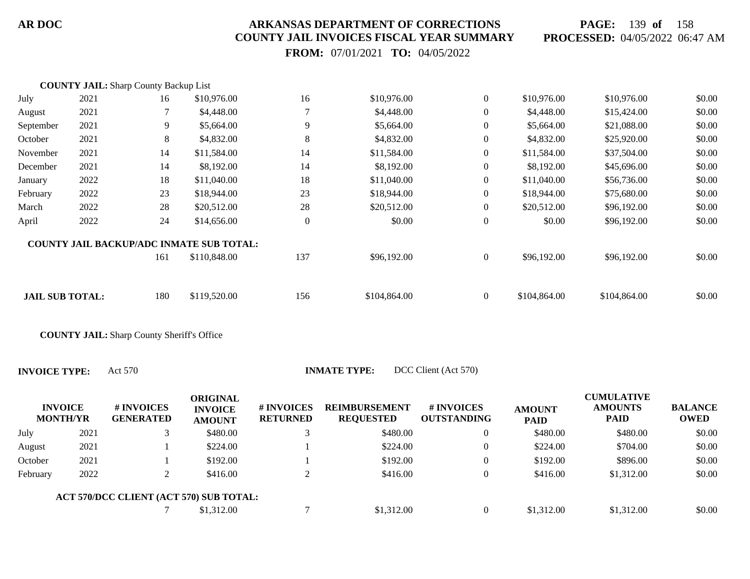**COUNTY JAIL:** Sharp County Backup List

| | | | | | | | | | |
|---|---|---|---|---|---|---|---|---|---|
| July | 2021 | 16 | $10,976.00 | 16 | $10,976.00 | 0 | $10,976.00 | $10,976.00 | $0.00 |
| August | 2021 | 7 | $4,448.00 | 7 | $4,448.00 | 0 | $4,448.00 | $15,424.00 | $0.00 |
| September | 2021 | 9 | $5,664.00 | 9 | $5,664.00 | 0 | $5,664.00 | $21,088.00 | $0.00 |
| October | 2021 | 8 | $4,832.00 | 8 | $4,832.00 | 0 | $4,832.00 | $25,920.00 | $0.00 |
| November | 2021 | 14 | $11,584.00 | 14 | $11,584.00 | 0 | $11,584.00 | $37,504.00 | $0.00 |
| December | 2021 | 14 | $8,192.00 | 14 | $8,192.00 | 0 | $8,192.00 | $45,696.00 | $0.00 |
| January | 2022 | 18 | $11,040.00 | 18 | $11,040.00 | 0 | $11,040.00 | $56,736.00 | $0.00 |
| February | 2022 | 23 | $18,944.00 | 23 | $18,944.00 | 0 | $18,944.00 | $75,680.00 | $0.00 |
| March | 2022 | 28 | $20,512.00 | 28 | $20,512.00 | 0 | $20,512.00 | $96,192.00 | $0.00 |
| April | 2022 | 24 | $14,656.00 | 0 | $0.00 | 0 | $0.00 | $96,192.00 | $0.00 |
| **COUNTY JAIL BACKUP/ADC INMATE SUB TOTAL:** | | 161 | $110,848.00 | 137 | $96,192.00 | 0 | $96,192.00 | $96,192.00 | $0.00 |
| **JAIL SUB TOTAL:** | | 180 | $119,520.00 | 156 | $104,864.00 | 0 | $104,864.00 | $104,864.00 | $0.00 |

**COUNTY JAIL:** Sharp County Sheriff's Office

**INVOICE TYPE:** Act 570 **INMATE TYPE:** DCC Client (Act 570)

| INVOICE MONTH/YR | | # INVOICES GENERATED | ORIGINAL INVOICE AMOUNT | # INVOICES RETURNED | REIMBURSEMENT REQUESTED | # INVOICES OUTSTANDING | AMOUNT PAID | CUMULATIVE AMOUNTS PAID | BALANCE OWED |
|---|---|---|---|---|---|---|---|---|---|
| July | 2021 | 3 | $480.00 | 3 | $480.00 | 0 | $480.00 | $480.00 | $0.00 |
| August | 2021 | 1 | $224.00 | 1 | $224.00 | 0 | $224.00 | $704.00 | $0.00 |
| October | 2021 | 1 | $192.00 | 1 | $192.00 | 0 | $192.00 | $896.00 | $0.00 |
| February | 2022 | 2 | $416.00 | 2 | $416.00 | 0 | $416.00 | $1,312.00 | $0.00 |
| **ACT 570/DCC CLIENT (ACT 570) SUB TOTAL:** | | 7 | $1,312.00 | 7 | $1,312.00 | 0 | $1,312.00 | $1,312.00 | $0.00 |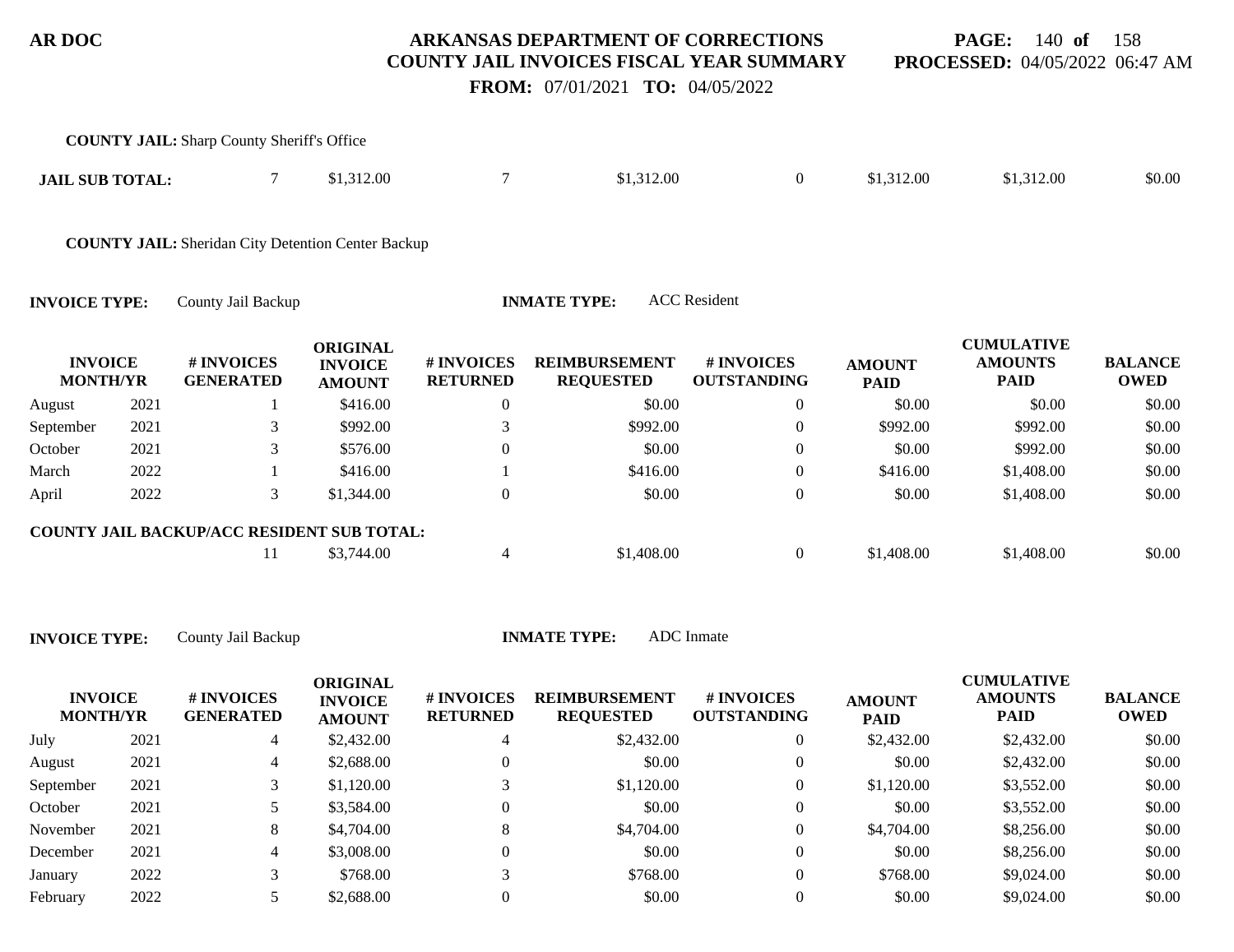**COUNTY JAIL:** Sharp County Sheriff's Office

| **JAIL SUB TOTAL:** | 7 | $1,312.00 | 7 | $1,312.00 | 0 | $1,312.00 | $1,312.00 | $0.00 |
|---|---|---|---|---|---|---|---|---|

**COUNTY JAIL:** Sheridan City Detention Center Backup

**INVOICE TYPE:** County Jail Backup **INMATE TYPE:** ACC Resident

| INVOICE MONTH/YR | | # INVOICES GENERATED | ORIGINAL INVOICE AMOUNT | # INVOICES RETURNED | REIMBURSEMENT REQUESTED | # INVOICES OUTSTANDING | AMOUNT PAID | CUMULATIVE AMOUNTS PAID | BALANCE OWED |
|---|---|---|---|---|---|---|---|---|---|
| August | 2021 | 1 | $416.00 | 0 | $0.00 | 0 | $0.00 | $0.00 | $0.00 |
| September | 2021 | 3 | $992.00 | 3 | $992.00 | 0 | $992.00 | $992.00 | $0.00 |
| October | 2021 | 3 | $576.00 | 0 | $0.00 | 0 | $0.00 | $992.00 | $0.00 |
| March | 2022 | 1 | $416.00 | 1 | $416.00 | 0 | $416.00 | $1,408.00 | $0.00 |
| April | 2022 | 3 | $1,344.00 | 0 | $0.00 | 0 | $0.00 | $1,408.00 | $0.00 |
| **COUNTY JAIL BACKUP/ACC RESIDENT SUB TOTAL:** | | 11 | $3,744.00 | 4 | $1,408.00 | 0 | $1,408.00 | $1,408.00 | $0.00 |

**INVOICE TYPE:** County Jail Backup **INMATE TYPE:** ADC Inmate

| INVOICE MONTH/YR | | # INVOICES GENERATED | ORIGINAL INVOICE AMOUNT | # INVOICES RETURNED | REIMBURSEMENT REQUESTED | # INVOICES OUTSTANDING | AMOUNT PAID | CUMULATIVE AMOUNTS PAID | BALANCE OWED |
|---|---|---|---|---|---|---|---|---|---|
| July | 2021 | 4 | $2,432.00 | 4 | $2,432.00 | 0 | $2,432.00 | $2,432.00 | $0.00 |
| August | 2021 | 4 | $2,688.00 | 0 | $0.00 | 0 | $0.00 | $2,432.00 | $0.00 |
| September | 2021 | 3 | $1,120.00 | 3 | $1,120.00 | 0 | $1,120.00 | $3,552.00 | $0.00 |
| October | 2021 | 5 | $3,584.00 | 0 | $0.00 | 0 | $0.00 | $3,552.00 | $0.00 |
| November | 2021 | 8 | $4,704.00 | 8 | $4,704.00 | 0 | $4,704.00 | $8,256.00 | $0.00 |
| December | 2021 | 4 | $3,008.00 | 0 | $0.00 | 0 | $0.00 | $8,256.00 | $0.00 |
| January | 2022 | 3 | $768.00 | 3 | $768.00 | 0 | $768.00 | $9,024.00 | $0.00 |
| February | 2022 | 5 | $2,688.00 | 0 | $0.00 | 0 | $0.00 | $9,024.00 | $0.00 |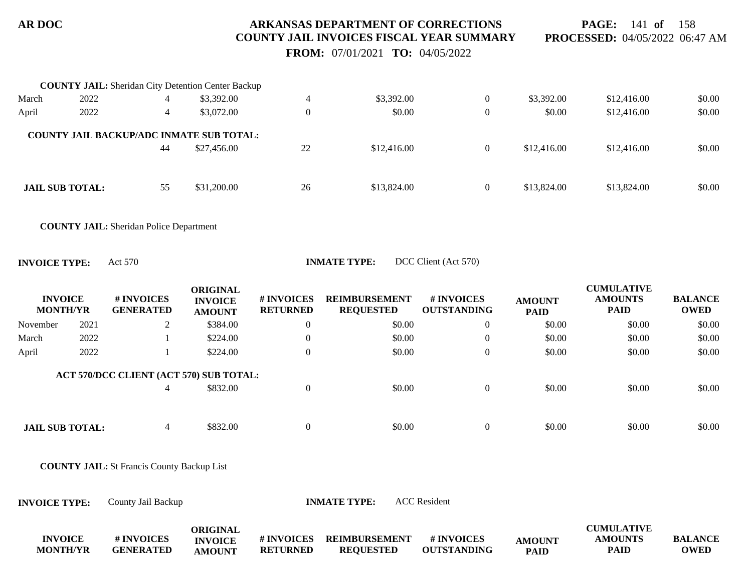**COUNTY JAIL:** Sheridan City Detention Center Backup

| INVOICE MONTH/YR | | # INVOICES GENERATED | ORIGINAL INVOICE AMOUNT | # INVOICES RETURNED | REIMBURSEMENT REQUESTED | # INVOICES OUTSTANDING | AMOUNT PAID | CUMULATIVE AMOUNTS PAID | BALANCE OWED |
|---|---|---|---|---|---|---|---|---|---|
| March | 2022 | 4 | $3,392.00 | 4 | $3,392.00 | 0 | $3,392.00 | $12,416.00 | $0.00 |
| April | 2022 | 4 | $3,072.00 | 0 | $0.00 | 0 | $0.00 | $12,416.00 | $0.00 |
| **COUNTY JAIL BACKUP/ADC INMATE SUB TOTAL:** | | 44 | $27,456.00 | 22 | $12,416.00 | 0 | $12,416.00 | $12,416.00 | $0.00 |
| **JAIL SUB TOTAL:** | | 55 | $31,200.00 | 26 | $13,824.00 | 0 | $13,824.00 | $13,824.00 | $0.00 |

**COUNTY JAIL:** Sheridan Police Department

**INVOICE TYPE:** Act 570 **INMATE TYPE:** DCC Client (Act 570)

| INVOICE MONTH/YR | | # INVOICES GENERATED | ORIGINAL INVOICE AMOUNT | # INVOICES RETURNED | REIMBURSEMENT REQUESTED | # INVOICES OUTSTANDING | AMOUNT PAID | CUMULATIVE AMOUNTS PAID | BALANCE OWED |
|---|---|---|---|---|---|---|---|---|---|
| November | 2021 | 2 | $384.00 | 0 | $0.00 | 0 | $0.00 | $0.00 | $0.00 |
| March | 2022 | 1 | $224.00 | 0 | $0.00 | 0 | $0.00 | $0.00 | $0.00 |
| April | 2022 | 1 | $224.00 | 0 | $0.00 | 0 | $0.00 | $0.00 | $0.00 |
| **ACT 570/DCC CLIENT (ACT 570) SUB TOTAL:** | | 4 | $832.00 | 0 | $0.00 | 0 | $0.00 | $0.00 | $0.00 |
| **JAIL SUB TOTAL:** | | 4 | $832.00 | 0 | $0.00 | 0 | $0.00 | $0.00 | $0.00 |

**COUNTY JAIL:** St Francis County Backup List

**INVOICE TYPE:** County Jail Backup **INMATE TYPE:** ACC Resident

| INVOICE MONTH/YR | # INVOICES GENERATED | ORIGINAL INVOICE AMOUNT | # INVOICES RETURNED | REIMBURSEMENT REQUESTED | # INVOICES OUTSTANDING | AMOUNT PAID | CUMULATIVE AMOUNTS PAID | BALANCE OWED |
|---|---|---|---|---|---|---|---|---|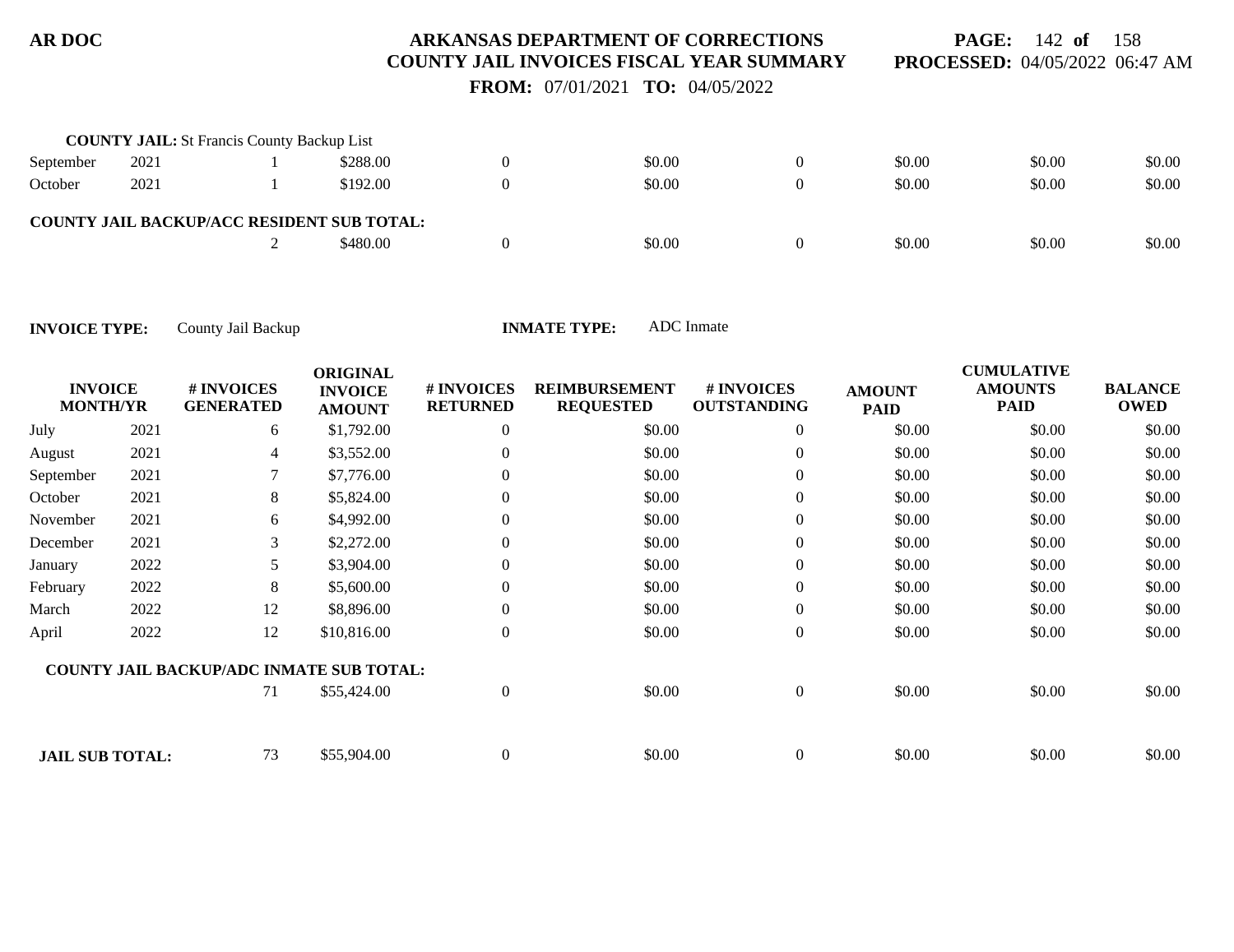**COUNTY JAIL:** St Francis County Backup List

| | | | | | | | | | |
|---|---|---|---|---|---|---|---|---|---|
| September | 2021 | 1 | $288.00 | 0 | $0.00 | 0 | $0.00 | $0.00 | $0.00 |
| October | 2021 | 1 | $192.00 | 0 | $0.00 | 0 | $0.00 | $0.00 | $0.00 |
| **COUNTY JAIL BACKUP/ACC RESIDENT SUB TOTAL:** | | | | | | | | | |
| | | 2 | $480.00 | 0 | $0.00 | 0 | $0.00 | $0.00 | $0.00 |

**INVOICE TYPE:** County Jail Backup **INMATE TYPE:** ADC Inmate

| INVOICE MONTH/YR | | # INVOICES GENERATED | ORIGINAL INVOICE AMOUNT | # INVOICES RETURNED | REIMBURSEMENT REQUESTED | # INVOICES OUTSTANDING | AMOUNT PAID | CUMULATIVE AMOUNTS PAID | BALANCE OWED |
|---|---|---|---|---|---|---|---|---|---|
| July | 2021 | 6 | $1,792.00 | 0 | $0.00 | 0 | $0.00 | $0.00 | $0.00 |
| August | 2021 | 4 | $3,552.00 | 0 | $0.00 | 0 | $0.00 | $0.00 | $0.00 |
| September | 2021 | 7 | $7,776.00 | 0 | $0.00 | 0 | $0.00 | $0.00 | $0.00 |
| October | 2021 | 8 | $5,824.00 | 0 | $0.00 | 0 | $0.00 | $0.00 | $0.00 |
| November | 2021 | 6 | $4,992.00 | 0 | $0.00 | 0 | $0.00 | $0.00 | $0.00 |
| December | 2021 | 3 | $2,272.00 | 0 | $0.00 | 0 | $0.00 | $0.00 | $0.00 |
| January | 2022 | 5 | $3,904.00 | 0 | $0.00 | 0 | $0.00 | $0.00 | $0.00 |
| February | 2022 | 8 | $5,600.00 | 0 | $0.00 | 0 | $0.00 | $0.00 | $0.00 |
| March | 2022 | 12 | $8,896.00 | 0 | $0.00 | 0 | $0.00 | $0.00 | $0.00 |
| April | 2022 | 12 | $10,816.00 | 0 | $0.00 | 0 | $0.00 | $0.00 | $0.00 |
| **COUNTY JAIL BACKUP/ADC INMATE SUB TOTAL:** | | | | | | | | | |
| | | 71 | $55,424.00 | 0 | $0.00 | 0 | $0.00 | $0.00 | $0.00 |
| **JAIL SUB TOTAL:** | | 73 | $55,904.00 | 0 | $0.00 | 0 | $0.00 | $0.00 | $0.00 |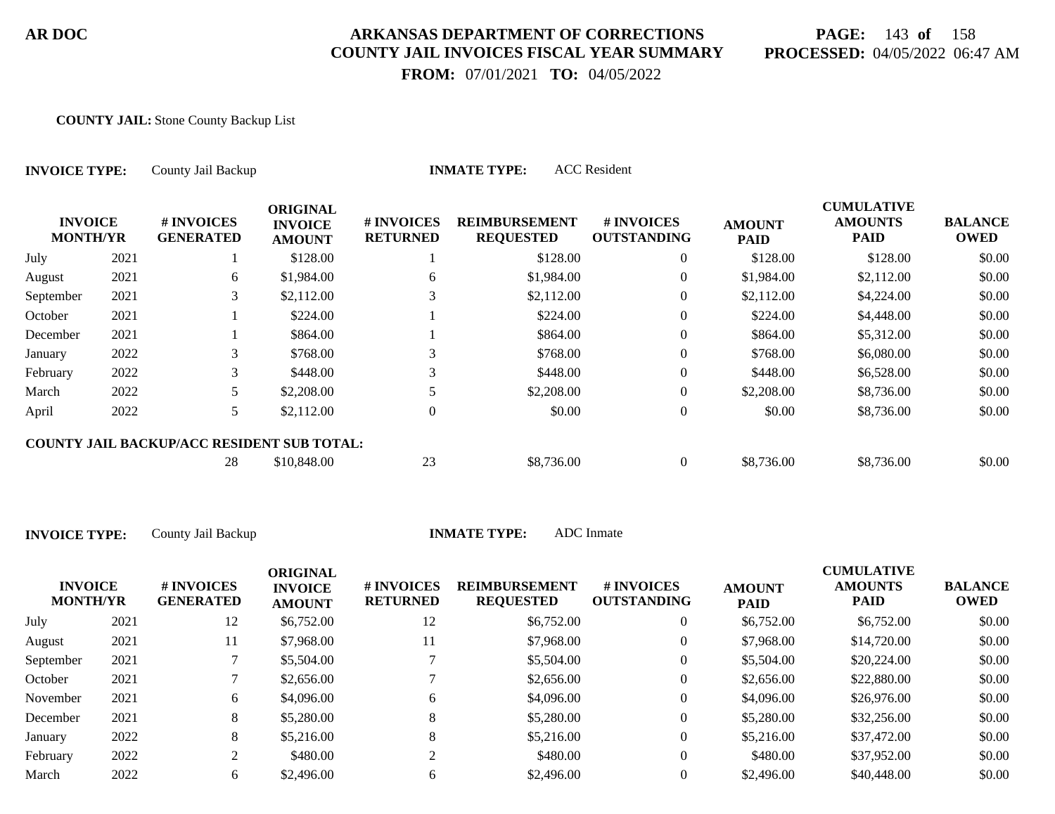**AR DOC**

# ARKANSAS DEPARTMENT OF CORRECTIONS
## COUNTY JAIL INVOICES FISCAL YEAR SUMMARY

**FROM:** 07/01/2021 **TO:** 04/05/2022

**PROCESSED:** 04/05/2022 06:47 AM

**COUNTY JAIL:** Stone County Backup List

**INVOICE TYPE:** County Jail Backup **INMATE TYPE:** ACC Resident

| INVOICE MONTH | YR | # INVOICES GENERATED | ORIGINAL INVOICE AMOUNT | # INVOICES RETURNED | REIMBURSEMENT REQUESTED | # INVOICES OUTSTANDING | AMOUNT PAID | CUMULATIVE AMOUNTS PAID | BALANCE OWED |
|---|---|---|---|---|---|---|---|---|---|
| July | 2021 | 1 | $128.00 | 1 | $128.00 | 0 | $128.00 | $128.00 | $0.00 |
| August | 2021 | 6 | $1,984.00 | 6 | $1,984.00 | 0 | $1,984.00 | $2,112.00 | $0.00 |
| September | 2021 | 3 | $2,112.00 | 3 | $2,112.00 | 0 | $2,112.00 | $4,224.00 | $0.00 |
| October | 2021 | 1 | $224.00 | 1 | $224.00 | 0 | $224.00 | $4,448.00 | $0.00 |
| December | 2021 | 1 | $864.00 | 1 | $864.00 | 0 | $864.00 | $5,312.00 | $0.00 |
| January | 2022 | 3 | $768.00 | 3 | $768.00 | 0 | $768.00 | $6,080.00 | $0.00 |
| February | 2022 | 3 | $448.00 | 3 | $448.00 | 0 | $448.00 | $6,528.00 | $0.00 |
| March | 2022 | 5 | $2,208.00 | 5 | $2,208.00 | 0 | $2,208.00 | $8,736.00 | $0.00 |
| April | 2022 | 5 | $2,112.00 | 0 | $0.00 | 0 | $0.00 | $8,736.00 | $0.00 |
| **COUNTY JAIL BACKUP/ACC RESIDENT SUB TOTAL:** | | 28 | $10,848.00 | 23 | $8,736.00 | 0 | $8,736.00 | $8,736.00 | $0.00 |

**INVOICE TYPE:** County Jail Backup **INMATE TYPE:** ADC Inmate

| INVOICE MONTH | YR | # INVOICES GENERATED | ORIGINAL INVOICE AMOUNT | # INVOICES RETURNED | REIMBURSEMENT REQUESTED | # INVOICES OUTSTANDING | AMOUNT PAID | CUMULATIVE AMOUNTS PAID | BALANCE OWED |
|---|---|---|---|---|---|---|---|---|---|
| July | 2021 | 12 | $6,752.00 | 12 | $6,752.00 | 0 | $6,752.00 | $6,752.00 | $0.00 |
| August | 2021 | 11 | $7,968.00 | 11 | $7,968.00 | 0 | $7,968.00 | $14,720.00 | $0.00 |
| September | 2021 | 7 | $5,504.00 | 7 | $5,504.00 | 0 | $5,504.00 | $20,224.00 | $0.00 |
| October | 2021 | 7 | $2,656.00 | 7 | $2,656.00 | 0 | $2,656.00 | $22,880.00 | $0.00 |
| November | 2021 | 6 | $4,096.00 | 6 | $4,096.00 | 0 | $4,096.00 | $26,976.00 | $0.00 |
| December | 2021 | 8 | $5,280.00 | 8 | $5,280.00 | 0 | $5,280.00 | $32,256.00 | $0.00 |
| January | 2022 | 8 | $5,216.00 | 8 | $5,216.00 | 0 | $5,216.00 | $37,472.00 | $0.00 |
| February | 2022 | 2 | $480.00 | 2 | $480.00 | 0 | $480.00 | $37,952.00 | $0.00 |
| March | 2022 | 6 | $2,496.00 | 6 | $2,496.00 | 0 | $2,496.00 | $40,448.00 | $0.00 |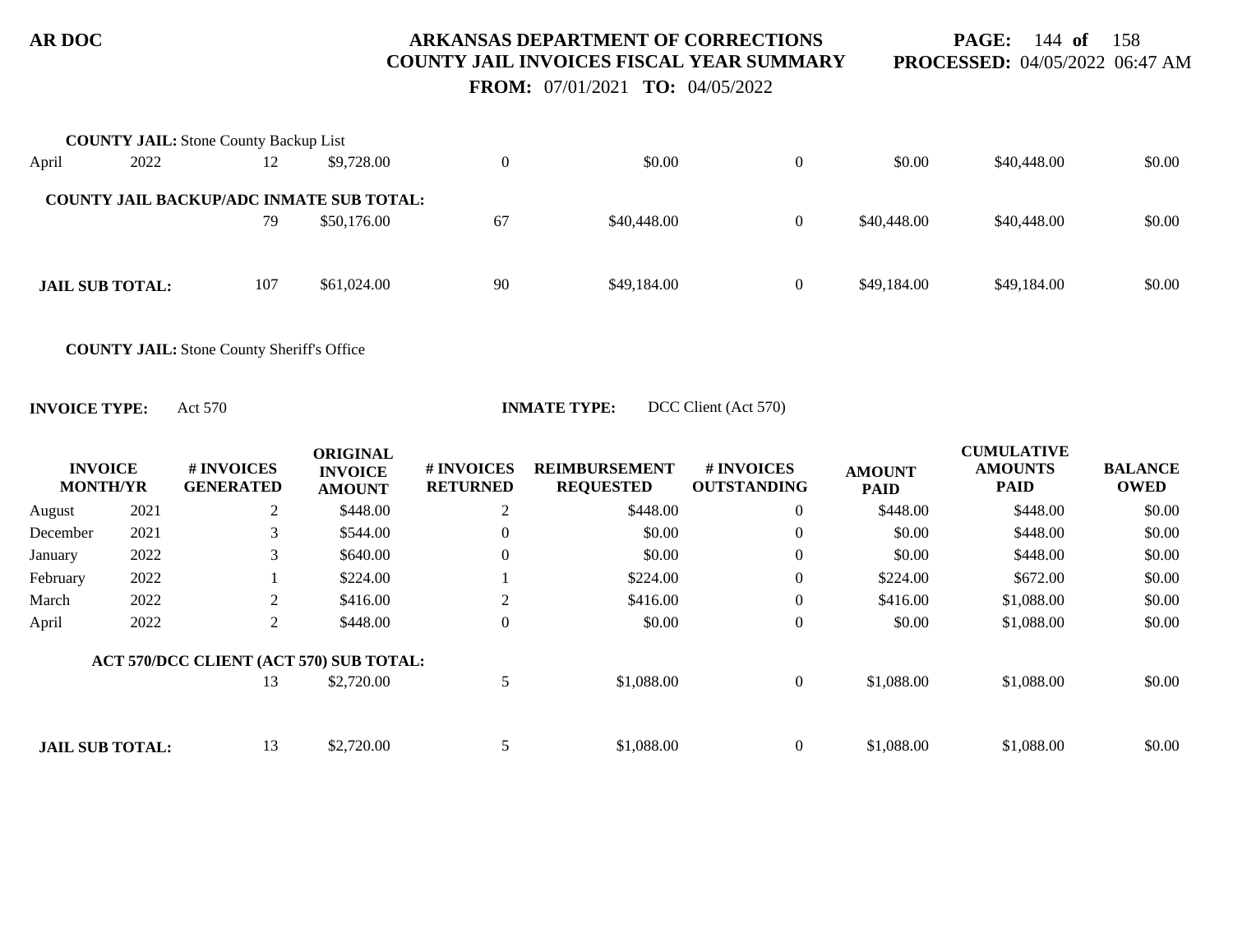**COUNTY JAIL:** Stone County Backup List

| | | | | | | | | | |
|---|---|---|---|---|---|---|---|---|---|
| April | 2022 | 12 | $9,728.00 | 0 | $0.00 | 0 | $0.00 | $40,448.00 | $0.00 |
| **COUNTY JAIL BACKUP/ADC INMATE SUB TOTAL:** | | | | | | | | | |
| | | 79 | $50,176.00 | 67 | $40,448.00 | 0 | $40,448.00 | $40,448.00 | $0.00 |
| **JAIL SUB TOTAL:** | | 107 | $61,024.00 | 90 | $49,184.00 | 0 | $49,184.00 | $49,184.00 | $0.00 |

**COUNTY JAIL:** Stone County Sheriff's Office

**INVOICE TYPE:** Act 570 **INMATE TYPE:** DCC Client (Act 570)

| INVOICE MONTH/YR | | # INVOICES GENERATED | ORIGINAL INVOICE AMOUNT | # INVOICES RETURNED | REIMBURSEMENT REQUESTED | # INVOICES OUTSTANDING | AMOUNT PAID | CUMULATIVE AMOUNTS PAID | BALANCE OWED |
|---|---|---|---|---|---|---|---|---|---|
| August | 2021 | 2 | $448.00 | 2 | $448.00 | 0 | $448.00 | $448.00 | $0.00 |
| December | 2021 | 3 | $544.00 | 0 | $0.00 | 0 | $0.00 | $448.00 | $0.00 |
| January | 2022 | 3 | $640.00 | 0 | $0.00 | 0 | $0.00 | $448.00 | $0.00 |
| February | 2022 | 1 | $224.00 | 1 | $224.00 | 0 | $224.00 | $672.00 | $0.00 |
| March | 2022 | 2 | $416.00 | 2 | $416.00 | 0 | $416.00 | $1,088.00 | $0.00 |
| April | 2022 | 2 | $448.00 | 0 | $0.00 | 0 | $0.00 | $1,088.00 | $0.00 |
| **ACT 570/DCC CLIENT (ACT 570) SUB TOTAL:** | | | | | | | | | |
| | | 13 | $2,720.00 | 5 | $1,088.00 | 0 | $1,088.00 | $1,088.00 | $0.00 |
| **JAIL SUB TOTAL:** | | 13 | $2,720.00 | 5 | $1,088.00 | 0 | $1,088.00 | $1,088.00 | $0.00 |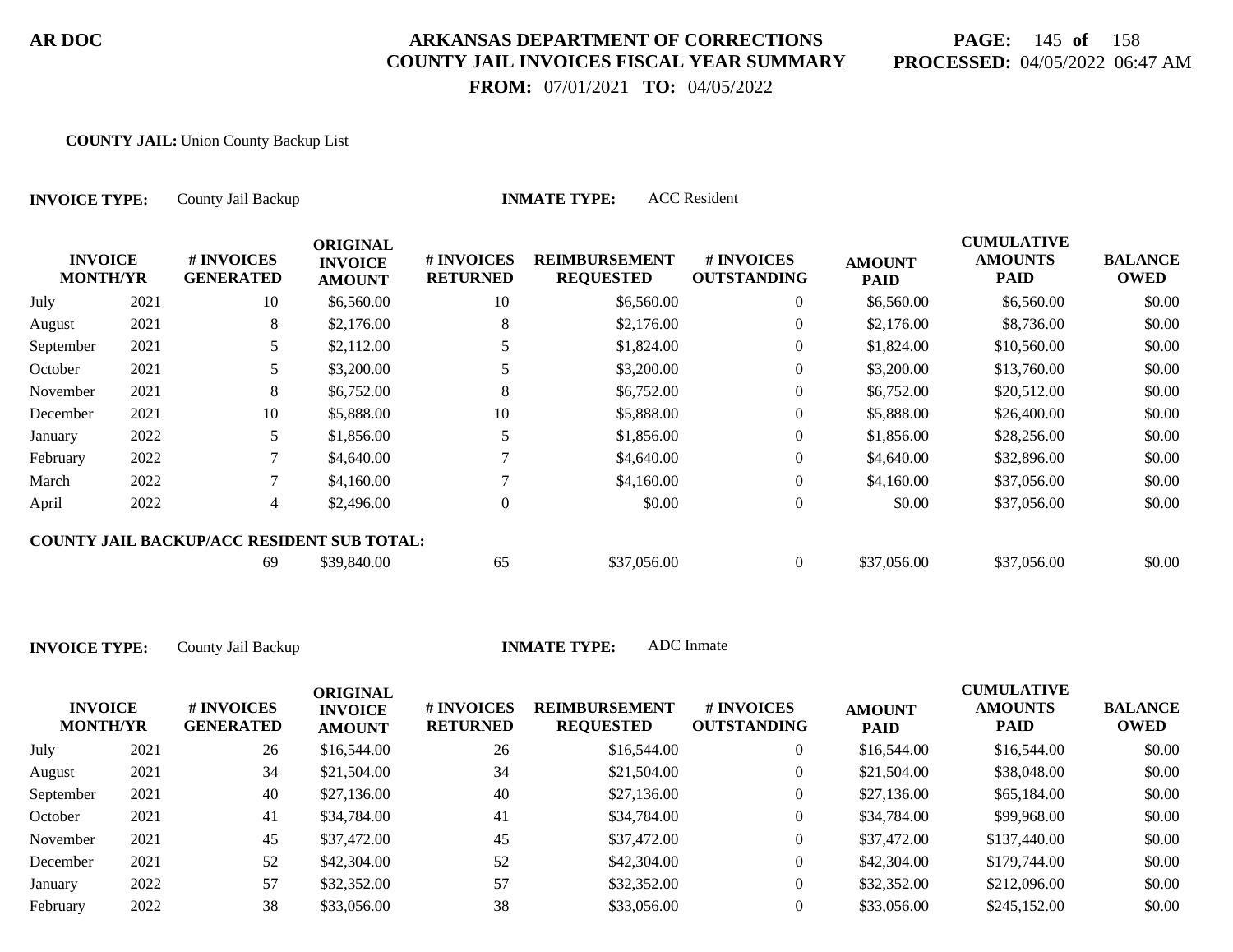AR DOC

**ARKANSAS DEPARTMENT OF CORRECTIONS**
**COUNTY JAIL INVOICES FISCAL YEAR SUMMARY**
**FROM:** 07/01/2021 **TO:** 04/05/2022

**PROCESSED:** 04/05/2022 06:47 AM

**COUNTY JAIL:** Union County Backup List

**INVOICE TYPE:** County Jail Backup **INMATE TYPE:** ACC Resident

| INVOICE MONTH/YR | | # INVOICES GENERATED | ORIGINAL INVOICE AMOUNT | # INVOICES RETURNED | REIMBURSEMENT REQUESTED | # INVOICES OUTSTANDING | AMOUNT PAID | CUMULATIVE AMOUNTS PAID | BALANCE OWED |
|---|---|---|---|---|---|---|---|---|---|
| July | 2021 | 10 | $6,560.00 | 10 | $6,560.00 | 0 | $6,560.00 | $6,560.00 | $0.00 |
| August | 2021 | 8 | $2,176.00 | 8 | $2,176.00 | 0 | $2,176.00 | $8,736.00 | $0.00 |
| September | 2021 | 5 | $2,112.00 | 5 | $1,824.00 | 0 | $1,824.00 | $10,560.00 | $0.00 |
| October | 2021 | 5 | $3,200.00 | 5 | $3,200.00 | 0 | $3,200.00 | $13,760.00 | $0.00 |
| November | 2021 | 8 | $6,752.00 | 8 | $6,752.00 | 0 | $6,752.00 | $20,512.00 | $0.00 |
| December | 2021 | 10 | $5,888.00 | 10 | $5,888.00 | 0 | $5,888.00 | $26,400.00 | $0.00 |
| January | 2022 | 5 | $1,856.00 | 5 | $1,856.00 | 0 | $1,856.00 | $28,256.00 | $0.00 |
| February | 2022 | 7 | $4,640.00 | 7 | $4,640.00 | 0 | $4,640.00 | $32,896.00 | $0.00 |
| March | 2022 | 7 | $4,160.00 | 7 | $4,160.00 | 0 | $4,160.00 | $37,056.00 | $0.00 |
| April | 2022 | 4 | $2,496.00 | 0 | $0.00 | 0 | $0.00 | $37,056.00 | $0.00 |
| **COUNTY JAIL BACKUP/ACC RESIDENT SUB TOTAL:** | | 69 | $39,840.00 | 65 | $37,056.00 | 0 | $37,056.00 | $37,056.00 | $0.00 |

**INVOICE TYPE:** County Jail Backup **INMATE TYPE:** ADC Inmate

| INVOICE MONTH/YR | | # INVOICES GENERATED | ORIGINAL INVOICE AMOUNT | # INVOICES RETURNED | REIMBURSEMENT REQUESTED | # INVOICES OUTSTANDING | AMOUNT PAID | CUMULATIVE AMOUNTS PAID | BALANCE OWED |
|---|---|---|---|---|---|---|---|---|---|
| July | 2021 | 26 | $16,544.00 | 26 | $16,544.00 | 0 | $16,544.00 | $16,544.00 | $0.00 |
| August | 2021 | 34 | $21,504.00 | 34 | $21,504.00 | 0 | $21,504.00 | $38,048.00 | $0.00 |
| September | 2021 | 40 | $27,136.00 | 40 | $27,136.00 | 0 | $27,136.00 | $65,184.00 | $0.00 |
| October | 2021 | 41 | $34,784.00 | 41 | $34,784.00 | 0 | $34,784.00 | $99,968.00 | $0.00 |
| November | 2021 | 45 | $37,472.00 | 45 | $37,472.00 | 0 | $37,472.00 | $137,440.00 | $0.00 |
| December | 2021 | 52 | $42,304.00 | 52 | $42,304.00 | 0 | $42,304.00 | $179,744.00 | $0.00 |
| January | 2022 | 57 | $32,352.00 | 57 | $32,352.00 | 0 | $32,352.00 | $212,096.00 | $0.00 |
| February | 2022 | 38 | $33,056.00 | 38 | $33,056.00 | 0 | $33,056.00 | $245,152.00 | $0.00 |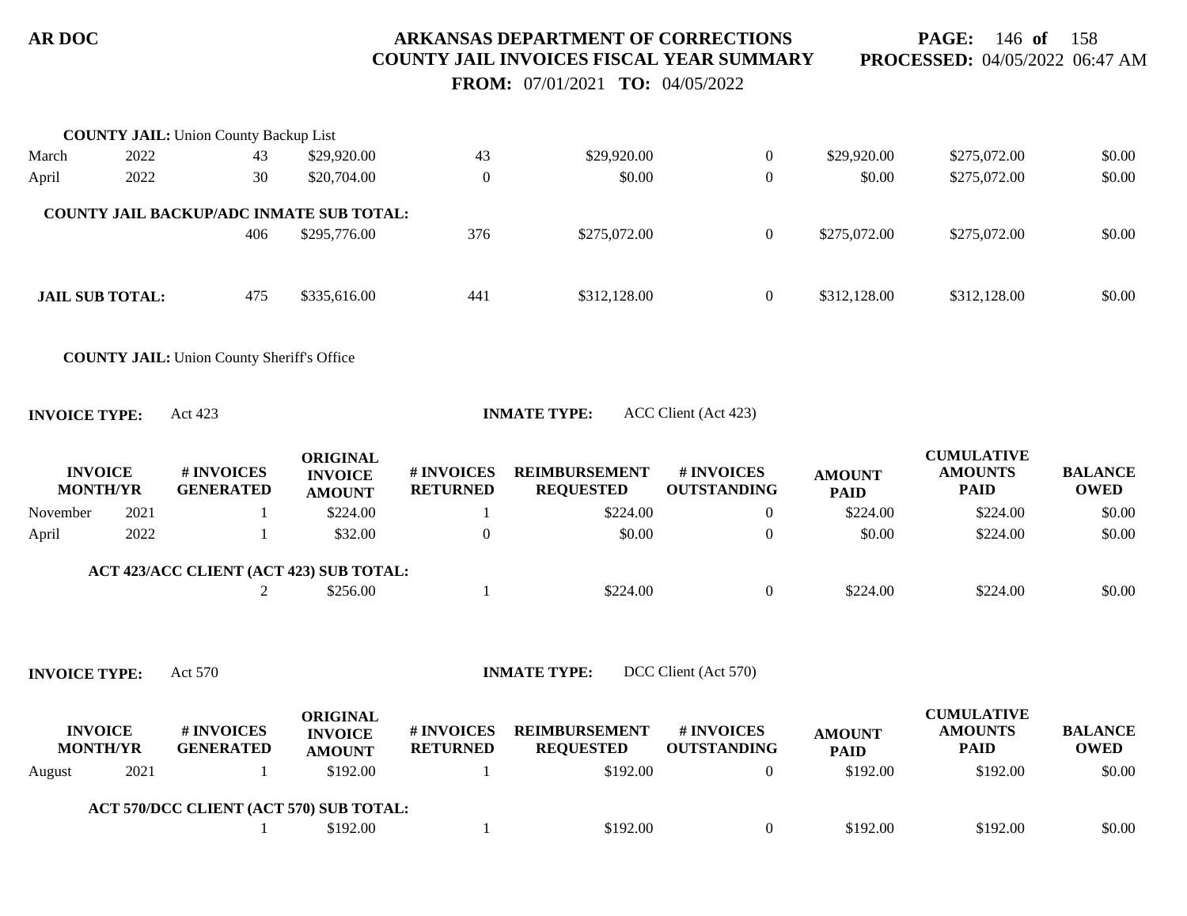**COUNTY JAIL:** Union County Backup List

| INVOICE MONTH/YR | | # INVOICES GENERATED | ORIGINAL INVOICE AMOUNT | # INVOICES RETURNED | REIMBURSEMENT REQUESTED | # INVOICES OUTSTANDING | AMOUNT PAID | CUMULATIVE AMOUNTS PAID | BALANCE OWED |
|---|---|---|---|---|---|---|---|---|---|
| March | 2022 | 43 | $29,920.00 | 43 | $29,920.00 | 0 | $29,920.00 | $275,072.00 | $0.00 |
| April | 2022 | 30 | $20,704.00 | 0 | $0.00 | 0 | $0.00 | $275,072.00 | $0.00 |
| **COUNTY JAIL BACKUP/ADC INMATE SUB TOTAL:** | | 406 | $295,776.00 | 376 | $275,072.00 | 0 | $275,072.00 | $275,072.00 | $0.00 |
| **JAIL SUB TOTAL:** | | 475 | $335,616.00 | 441 | $312,128.00 | 0 | $312,128.00 | $312,128.00 | $0.00 |

**COUNTY JAIL:** Union County Sheriff's Office

**INVOICE TYPE:** Act 423 **INMATE TYPE:** ACC Client (Act 423)

| INVOICE MONTH/YR | | # INVOICES GENERATED | ORIGINAL INVOICE AMOUNT | # INVOICES RETURNED | REIMBURSEMENT REQUESTED | # INVOICES OUTSTANDING | AMOUNT PAID | CUMULATIVE AMOUNTS PAID | BALANCE OWED |
|---|---|---|---|---|---|---|---|---|---|
| November | 2021 | 1 | $224.00 | 1 | $224.00 | 0 | $224.00 | $224.00 | $0.00 |
| April | 2022 | 1 | $32.00 | 0 | $0.00 | 0 | $0.00 | $224.00 | $0.00 |
| **ACT 423/ACC CLIENT (ACT 423) SUB TOTAL:** | | 2 | $256.00 | 1 | $224.00 | 0 | $224.00 | $224.00 | $0.00 |

**INVOICE TYPE:** Act 570 **INMATE TYPE:** DCC Client (Act 570)

| INVOICE MONTH/YR | | # INVOICES GENERATED | ORIGINAL INVOICE AMOUNT | # INVOICES RETURNED | REIMBURSEMENT REQUESTED | # INVOICES OUTSTANDING | AMOUNT PAID | CUMULATIVE AMOUNTS PAID | BALANCE OWED |
|---|---|---|---|---|---|---|---|---|---|
| August | 2021 | 1 | $192.00 | 1 | $192.00 | 0 | $192.00 | $192.00 | $0.00 |
| **ACT 570/DCC CLIENT (ACT 570) SUB TOTAL:** | | 1 | $192.00 | 1 | $192.00 | 0 | $192.00 | $192.00 | $0.00 |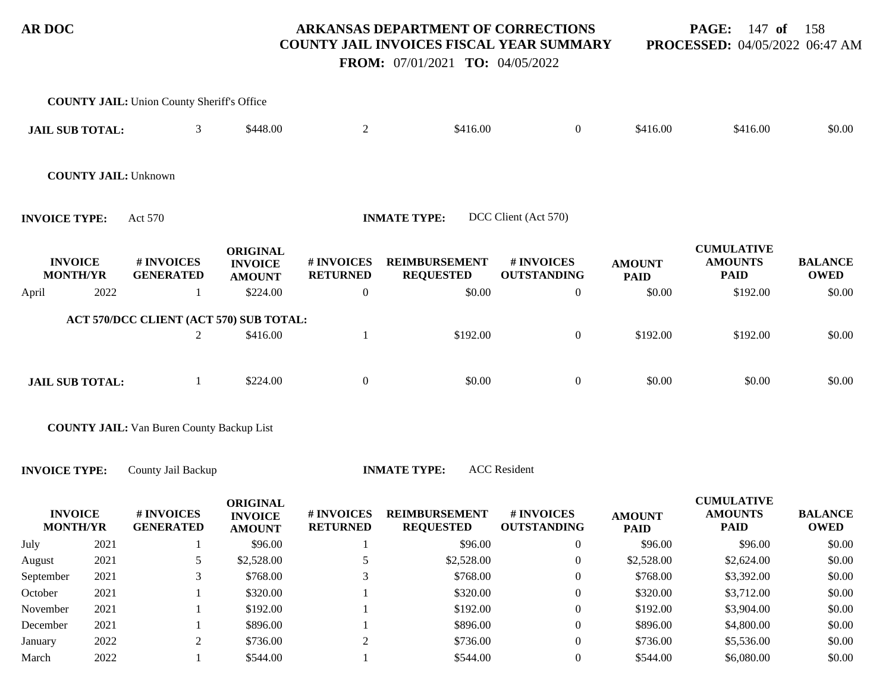**AR DOC**

**ARKANSAS DEPARTMENT OF CORRECTIONS**
**COUNTY JAIL INVOICES FISCAL YEAR SUMMARY**
**FROM:** 07/01/2021 **TO:** 04/05/2022

**PROCESSED:** 04/05/2022 06:47 AM

**COUNTY JAIL:** Union County Sheriff's Office

| | # INVOICES GENERATED | ORIGINAL INVOICE AMOUNT | # INVOICES RETURNED | REIMBURSEMENT REQUESTED | # INVOICES OUTSTANDING | AMOUNT PAID | CUMULATIVE AMOUNTS PAID | BALANCE OWED |
|---|---|---|---|---|---|---|---|---|
| **JAIL SUB TOTAL:** | 3 | $448.00 | 2 | $416.00 | 0 | $416.00 | $416.00 | $0.00 |

**COUNTY JAIL:** Unknown

**INVOICE TYPE:** Act 570 **INMATE TYPE:** DCC Client (Act 570)

| INVOICE MONTH/YR | | # INVOICES GENERATED | ORIGINAL INVOICE AMOUNT | # INVOICES RETURNED | REIMBURSEMENT REQUESTED | # INVOICES OUTSTANDING | AMOUNT PAID | CUMULATIVE AMOUNTS PAID | BALANCE OWED |
|---|---|---|---|---|---|---|---|---|---|
| April | 2022 | 1 | $224.00 | 0 | $0.00 | 0 | $0.00 | $192.00 | $0.00 |
| **ACT 570/DCC CLIENT (ACT 570) SUB TOTAL:** | | 2 | $416.00 | 1 | $192.00 | 0 | $192.00 | $192.00 | $0.00 |
| **JAIL SUB TOTAL:** | | 1 | $224.00 | 0 | $0.00 | 0 | $0.00 | $0.00 | $0.00 |

**COUNTY JAIL:** Van Buren County Backup List

**INVOICE TYPE:** County Jail Backup **INMATE TYPE:** ACC Resident

| INVOICE MONTH/YR | | # INVOICES GENERATED | ORIGINAL INVOICE AMOUNT | # INVOICES RETURNED | REIMBURSEMENT REQUESTED | # INVOICES OUTSTANDING | AMOUNT PAID | CUMULATIVE AMOUNTS PAID | BALANCE OWED |
|---|---|---|---|---|---|---|---|---|---|
| July | 2021 | 1 | $96.00 | 1 | $96.00 | 0 | $96.00 | $96.00 | $0.00 |
| August | 2021 | 5 | $2,528.00 | 5 | $2,528.00 | 0 | $2,528.00 | $2,624.00 | $0.00 |
| September | 2021 | 3 | $768.00 | 3 | $768.00 | 0 | $768.00 | $3,392.00 | $0.00 |
| October | 2021 | 1 | $320.00 | 1 | $320.00 | 0 | $320.00 | $3,712.00 | $0.00 |
| November | 2021 | 1 | $192.00 | 1 | $192.00 | 0 | $192.00 | $3,904.00 | $0.00 |
| December | 2021 | 1 | $896.00 | 1 | $896.00 | 0 | $896.00 | $4,800.00 | $0.00 |
| January | 2022 | 2 | $736.00 | 2 | $736.00 | 0 | $736.00 | $5,536.00 | $0.00 |
| March | 2022 | 1 | $544.00 | 1 | $544.00 | 0 | $544.00 | $6,080.00 | $0.00 |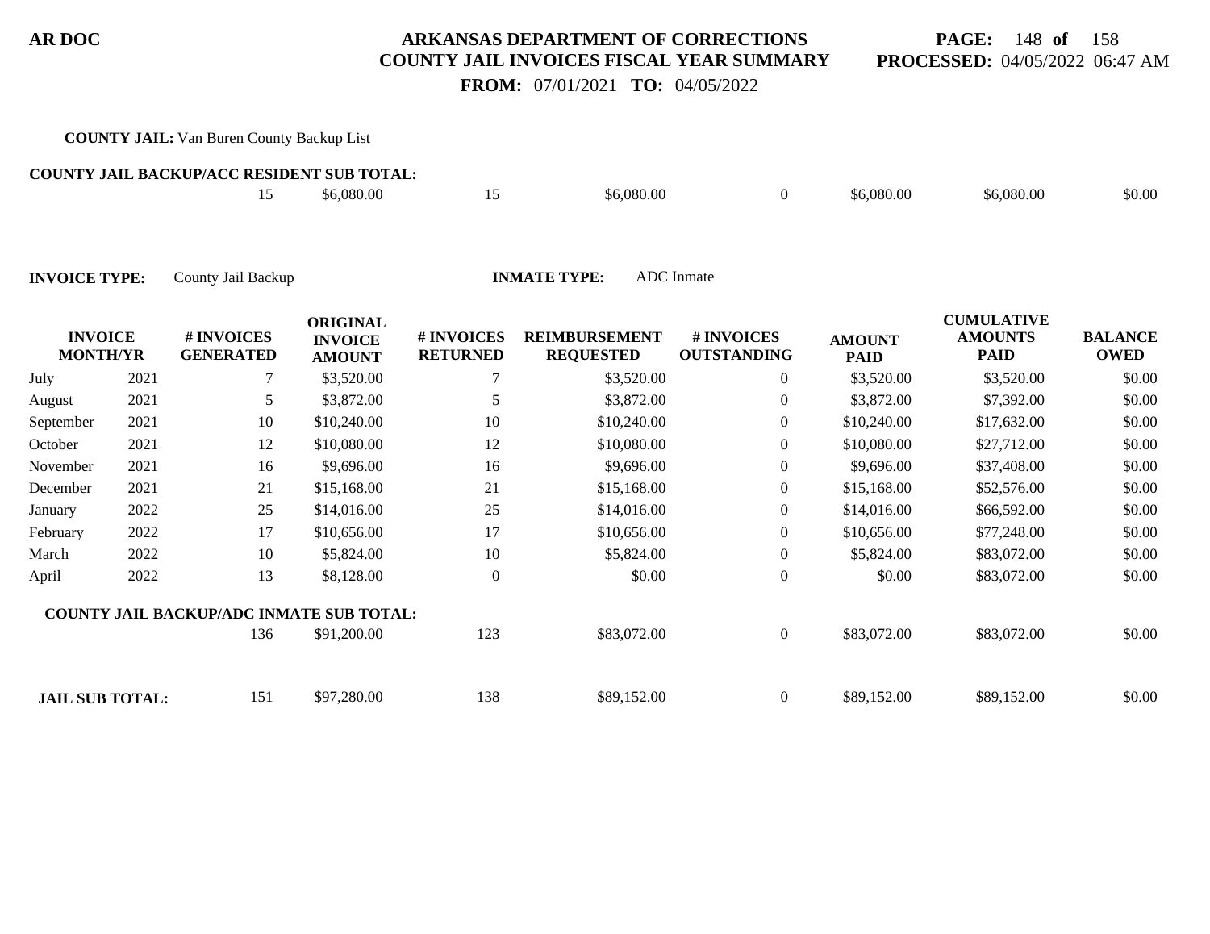**COUNTY JAIL:** Van Buren County Backup List

**COUNTY JAIL BACKUP/ACC RESIDENT SUB TOTAL:**

| | # INVOICES GENERATED | ORIGINAL INVOICE AMOUNT | # INVOICES RETURNED | REIMBURSEMENT REQUESTED | # INVOICES OUTSTANDING | AMOUNT PAID | CUMULATIVE AMOUNTS PAID | BALANCE OWED |
|---|---|---|---|---|---|---|---|---|
| | 15 | $6,080.00 | 15 | $6,080.00 | 0 | $6,080.00 | $6,080.00 | $0.00 |

**INVOICE TYPE:** County Jail Backup **INMATE TYPE:** ADC Inmate

| INVOICE MONTH/YR | | # INVOICES GENERATED | ORIGINAL INVOICE AMOUNT | # INVOICES RETURNED | REIMBURSEMENT REQUESTED | # INVOICES OUTSTANDING | AMOUNT PAID | CUMULATIVE AMOUNTS PAID | BALANCE OWED |
|---|---|---|---|---|---|---|---|---|---|
| July | 2021 | 7 | $3,520.00 | 7 | $3,520.00 | 0 | $3,520.00 | $3,520.00 | $0.00 |
| August | 2021 | 5 | $3,872.00 | 5 | $3,872.00 | 0 | $3,872.00 | $7,392.00 | $0.00 |
| September | 2021 | 10 | $10,240.00 | 10 | $10,240.00 | 0 | $10,240.00 | $17,632.00 | $0.00 |
| October | 2021 | 12 | $10,080.00 | 12 | $10,080.00 | 0 | $10,080.00 | $27,712.00 | $0.00 |
| November | 2021 | 16 | $9,696.00 | 16 | $9,696.00 | 0 | $9,696.00 | $37,408.00 | $0.00 |
| December | 2021 | 21 | $15,168.00 | 21 | $15,168.00 | 0 | $15,168.00 | $52,576.00 | $0.00 |
| January | 2022 | 25 | $14,016.00 | 25 | $14,016.00 | 0 | $14,016.00 | $66,592.00 | $0.00 |
| February | 2022 | 17 | $10,656.00 | 17 | $10,656.00 | 0 | $10,656.00 | $77,248.00 | $0.00 |
| March | 2022 | 10 | $5,824.00 | 10 | $5,824.00 | 0 | $5,824.00 | $83,072.00 | $0.00 |
| April | 2022 | 13 | $8,128.00 | 0 | $0.00 | 0 | $0.00 | $83,072.00 | $0.00 |
| **COUNTY JAIL BACKUP/ADC INMATE SUB TOTAL:** | | 136 | $91,200.00 | 123 | $83,072.00 | 0 | $83,072.00 | $83,072.00 | $0.00 |
| **JAIL SUB TOTAL:** | | 151 | $97,280.00 | 138 | $89,152.00 | 0 | $89,152.00 | $89,152.00 | $0.00 |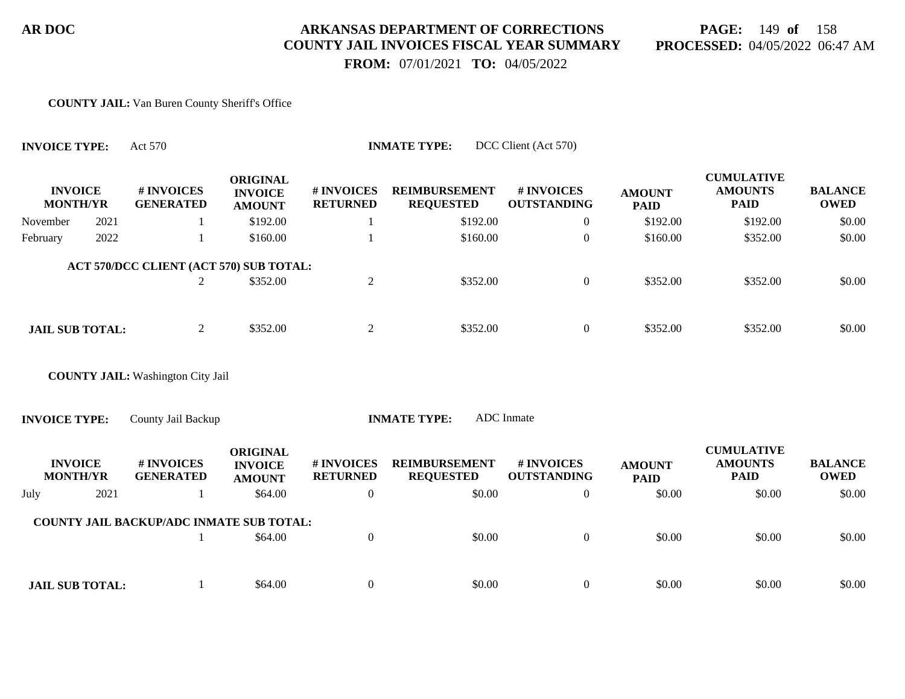**COUNTY JAIL:** Van Buren County Sheriff's Office

**INVOICE TYPE:** Act 570 **INMATE TYPE:** DCC Client (Act 570)

| INVOICE MONTH/YR | | # INVOICES GENERATED | ORIGINAL INVOICE AMOUNT | # INVOICES RETURNED | REIMBURSEMENT REQUESTED | # INVOICES OUTSTANDING | AMOUNT PAID | CUMULATIVE AMOUNTS PAID | BALANCE OWED |
|---|---|---|---|---|---|---|---|---|---|
| November | 2021 | 1 | $192.00 | 1 | $192.00 | 0 | $192.00 | $192.00 | $0.00 |
| February | 2022 | 1 | $160.00 | 1 | $160.00 | 0 | $160.00 | $352.00 | $0.00 |
| **ACT 570/DCC CLIENT (ACT 570) SUB TOTAL:** | | 2 | $352.00 | 2 | $352.00 | 0 | $352.00 | $352.00 | $0.00 |
| **JAIL SUB TOTAL:** | | 2 | $352.00 | 2 | $352.00 | 0 | $352.00 | $352.00 | $0.00 |

**COUNTY JAIL:** Washington City Jail

**INVOICE TYPE:** County Jail Backup **INMATE TYPE:** ADC Inmate

| INVOICE MONTH/YR | | # INVOICES GENERATED | ORIGINAL INVOICE AMOUNT | # INVOICES RETURNED | REIMBURSEMENT REQUESTED | # INVOICES OUTSTANDING | AMOUNT PAID | CUMULATIVE AMOUNTS PAID | BALANCE OWED |
|---|---|---|---|---|---|---|---|---|---|
| July | 2021 | 1 | $64.00 | 0 | $0.00 | 0 | $0.00 | $0.00 | $0.00 |
| **COUNTY JAIL BACKUP/ADC INMATE SUB TOTAL:** | | 1 | $64.00 | 0 | $0.00 | 0 | $0.00 | $0.00 | $0.00 |
| **JAIL SUB TOTAL:** | | 1 | $64.00 | 0 | $0.00 | 0 | $0.00 | $0.00 | $0.00 |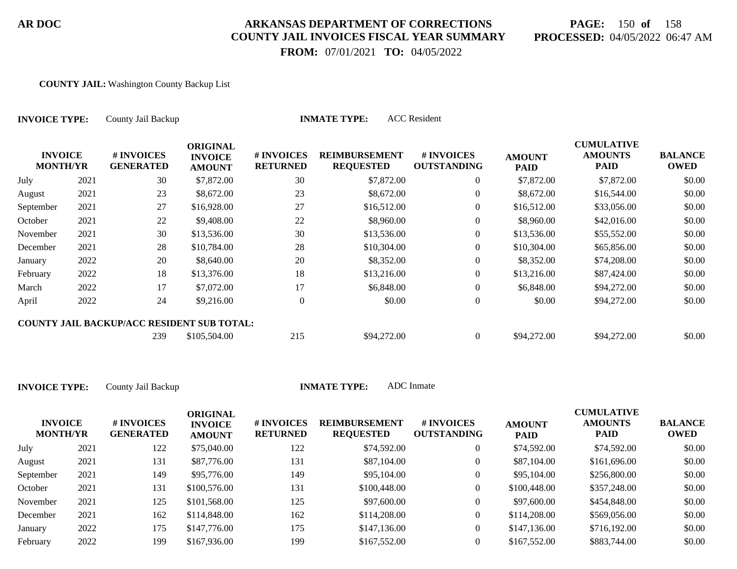**COUNTY JAIL:** Washington County Backup List

**INVOICE TYPE:** County Jail Backup **INMATE TYPE:** ACC Resident

| INVOICE MONTH/YR | | # INVOICES GENERATED | ORIGINAL INVOICE AMOUNT | # INVOICES RETURNED | REIMBURSEMENT REQUESTED | # INVOICES OUTSTANDING | AMOUNT PAID | CUMULATIVE AMOUNTS PAID | BALANCE OWED |
|---|---|---|---|---|---|---|---|---|---|
| July | 2021 | 30 | $7,872.00 | 30 | $7,872.00 | 0 | $7,872.00 | $7,872.00 | $0.00 |
| August | 2021 | 23 | $8,672.00 | 23 | $8,672.00 | 0 | $8,672.00 | $16,544.00 | $0.00 |
| September | 2021 | 27 | $16,928.00 | 27 | $16,512.00 | 0 | $16,512.00 | $33,056.00 | $0.00 |
| October | 2021 | 22 | $9,408.00 | 22 | $8,960.00 | 0 | $8,960.00 | $42,016.00 | $0.00 |
| November | 2021 | 30 | $13,536.00 | 30 | $13,536.00 | 0 | $13,536.00 | $55,552.00 | $0.00 |
| December | 2021 | 28 | $10,784.00 | 28 | $10,304.00 | 0 | $10,304.00 | $65,856.00 | $0.00 |
| January | 2022 | 20 | $8,640.00 | 20 | $8,352.00 | 0 | $8,352.00 | $74,208.00 | $0.00 |
| February | 2022 | 18 | $13,376.00 | 18 | $13,216.00 | 0 | $13,216.00 | $87,424.00 | $0.00 |
| March | 2022 | 17 | $7,072.00 | 17 | $6,848.00 | 0 | $6,848.00 | $94,272.00 | $0.00 |
| April | 2022 | 24 | $9,216.00 | 0 | $0.00 | 0 | $0.00 | $94,272.00 | $0.00 |
| **COUNTY JAIL BACKUP/ACC RESIDENT SUB TOTAL:** | | 239 | $105,504.00 | 215 | $94,272.00 | 0 | $94,272.00 | $94,272.00 | $0.00 |

**INVOICE TYPE:** County Jail Backup **INMATE TYPE:** ADC Inmate

| INVOICE MONTH/YR | | # INVOICES GENERATED | ORIGINAL INVOICE AMOUNT | # INVOICES RETURNED | REIMBURSEMENT REQUESTED | # INVOICES OUTSTANDING | AMOUNT PAID | CUMULATIVE AMOUNTS PAID | BALANCE OWED |
|---|---|---|---|---|---|---|---|---|---|
| July | 2021 | 122 | $75,040.00 | 122 | $74,592.00 | 0 | $74,592.00 | $74,592.00 | $0.00 |
| August | 2021 | 131 | $87,776.00 | 131 | $87,104.00 | 0 | $87,104.00 | $161,696.00 | $0.00 |
| September | 2021 | 149 | $95,776.00 | 149 | $95,104.00 | 0 | $95,104.00 | $256,800.00 | $0.00 |
| October | 2021 | 131 | $100,576.00 | 131 | $100,448.00 | 0 | $100,448.00 | $357,248.00 | $0.00 |
| November | 2021 | 125 | $101,568.00 | 125 | $97,600.00 | 0 | $97,600.00 | $454,848.00 | $0.00 |
| December | 2021 | 162 | $114,848.00 | 162 | $114,208.00 | 0 | $114,208.00 | $569,056.00 | $0.00 |
| January | 2022 | 175 | $147,776.00 | 175 | $147,136.00 | 0 | $147,136.00 | $716,192.00 | $0.00 |
| February | 2022 | 199 | $167,936.00 | 199 | $167,552.00 | 0 | $167,552.00 | $883,744.00 | $0.00 |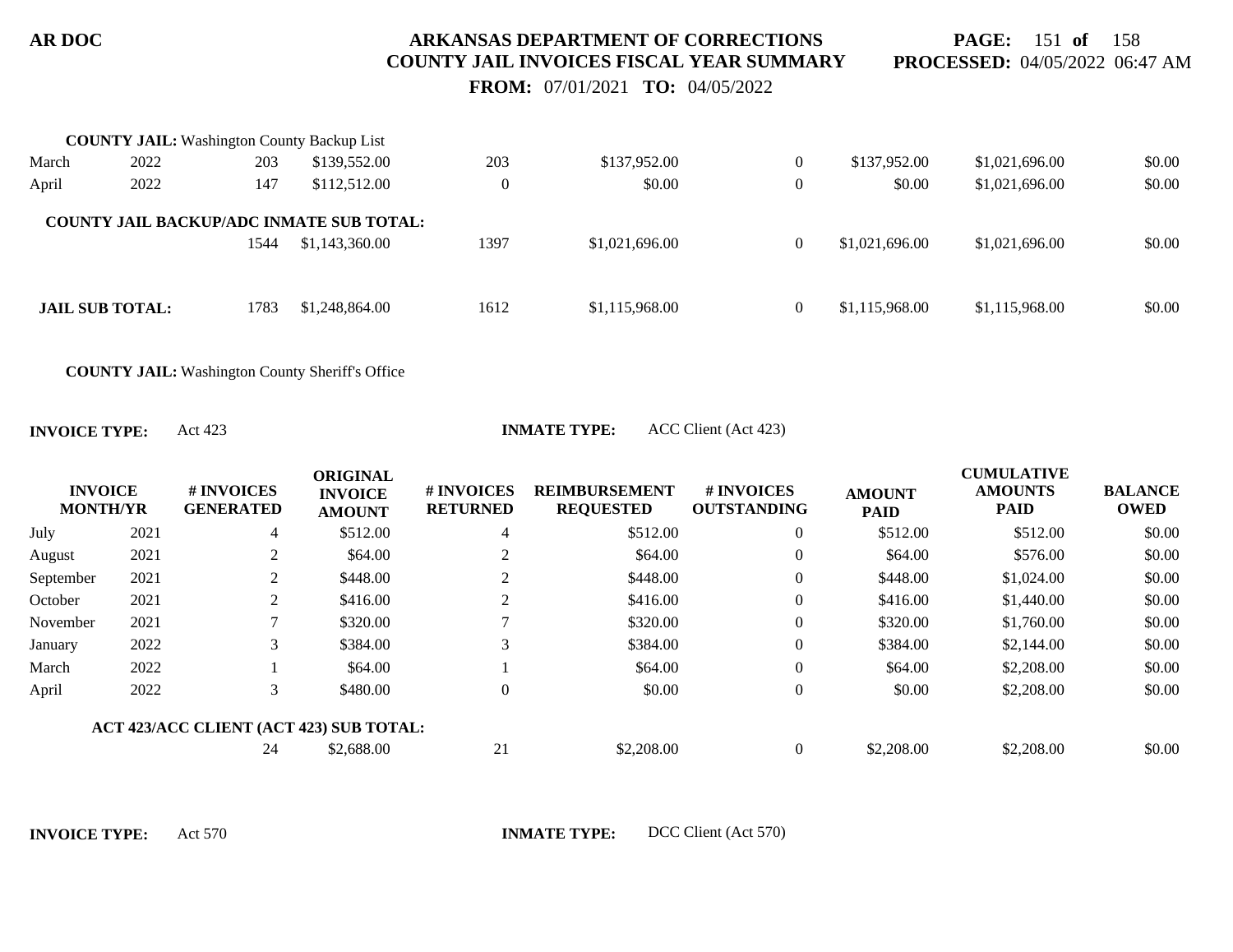**COUNTY JAIL:** Washington County Backup List

| | | | | | | | | | |
|---|---|---|---|---|---|---|---|---|---|
| March | 2022 | 203 | $139,552.00 | 203 | $137,952.00 | 0 | $137,952.00 | $1,021,696.00 | $0.00 |
| April | 2022 | 147 | $112,512.00 | 0 | $0.00 | 0 | $0.00 | $1,021,696.00 | $0.00 |

**COUNTY JAIL BACKUP/ADC INMATE SUB TOTAL:**

| | | | | | | | |
|---|---|---|---|---|---|---|---|
| 1544 | $1,143,360.00 | 1397 | $1,021,696.00 | 0 | $1,021,696.00 | $1,021,696.00 | $0.00 |

**JAIL SUB TOTAL:**

| | | | | | | | |
|---|---|---|---|---|---|---|---|
| 1783 | $1,248,864.00 | 1612 | $1,115,968.00 | 0 | $1,115,968.00 | $1,115,968.00 | $0.00 |

**COUNTY JAIL:** Washington County Sheriff's Office

**INVOICE TYPE:** Act 423 **INMATE TYPE:** ACC Client (Act 423)

| INVOICE MONTH/YR | | # INVOICES GENERATED | ORIGINAL INVOICE AMOUNT | # INVOICES RETURNED | REIMBURSEMENT REQUESTED | # INVOICES OUTSTANDING | AMOUNT PAID | CUMULATIVE AMOUNTS PAID | BALANCE OWED |
|---|---|---|---|---|---|---|---|---|---|
| July | 2021 | 4 | $512.00 | 4 | $512.00 | 0 | $512.00 | $512.00 | $0.00 |
| August | 2021 | 2 | $64.00 | 2 | $64.00 | 0 | $64.00 | $576.00 | $0.00 |
| September | 2021 | 2 | $448.00 | 2 | $448.00 | 0 | $448.00 | $1,024.00 | $0.00 |
| October | 2021 | 2 | $416.00 | 2 | $416.00 | 0 | $416.00 | $1,440.00 | $0.00 |
| November | 2021 | 7 | $320.00 | 7 | $320.00 | 0 | $320.00 | $1,760.00 | $0.00 |
| January | 2022 | 3 | $384.00 | 3 | $384.00 | 0 | $384.00 | $2,144.00 | $0.00 |
| March | 2022 | 1 | $64.00 | 1 | $64.00 | 0 | $64.00 | $2,208.00 | $0.00 |
| April | 2022 | 3 | $480.00 | 0 | $0.00 | 0 | $0.00 | $2,208.00 | $0.00 |

**ACT 423/ACC CLIENT (ACT 423) SUB TOTAL:**

| | | | | | | | |
|---|---|---|---|---|---|---|---|
| 24 | $2,688.00 | 21 | $2,208.00 | 0 | $2,208.00 | $2,208.00 | $0.00 |

**INVOICE TYPE:** Act 570 **INMATE TYPE:** DCC Client (Act 570)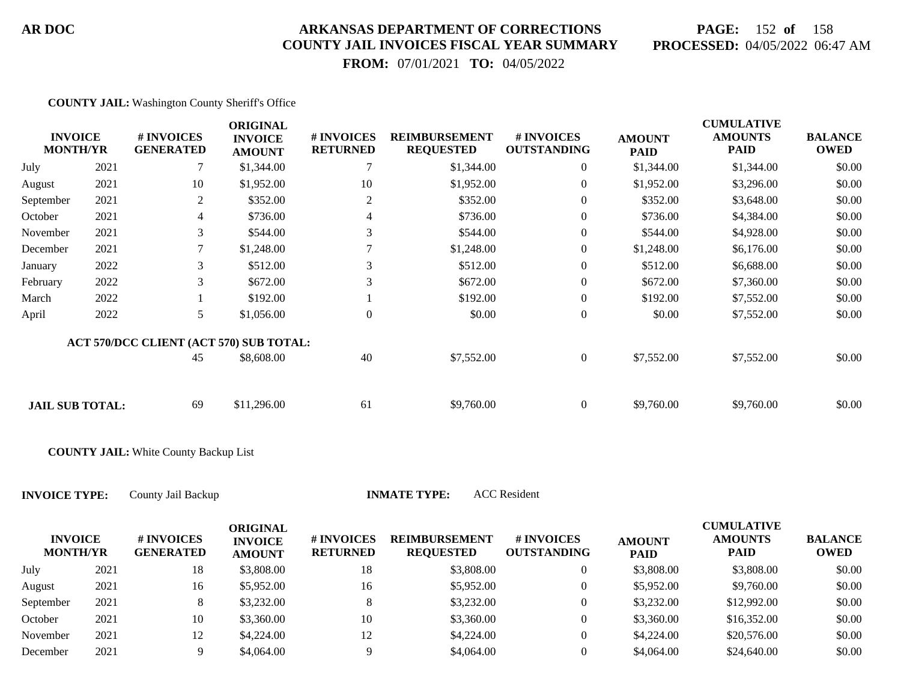**COUNTY JAIL:** Washington County Sheriff's Office

| INVOICE MONTH/YR | | # INVOICES GENERATED | ORIGINAL INVOICE AMOUNT | # INVOICES RETURNED | REIMBURSEMENT REQUESTED | # INVOICES OUTSTANDING | AMOUNT PAID | CUMULATIVE AMOUNTS PAID | BALANCE OWED |
|---|---|---|---|---|---|---|---|---|---|
| July | 2021 | 7 | $1,344.00 | 7 | $1,344.00 | 0 | $1,344.00 | $1,344.00 | $0.00 |
| August | 2021 | 10 | $1,952.00 | 10 | $1,952.00 | 0 | $1,952.00 | $3,296.00 | $0.00 |
| September | 2021 | 2 | $352.00 | 2 | $352.00 | 0 | $352.00 | $3,648.00 | $0.00 |
| October | 2021 | 4 | $736.00 | 4 | $736.00 | 0 | $736.00 | $4,384.00 | $0.00 |
| November | 2021 | 3 | $544.00 | 3 | $544.00 | 0 | $544.00 | $4,928.00 | $0.00 |
| December | 2021 | 7 | $1,248.00 | 7 | $1,248.00 | 0 | $1,248.00 | $6,176.00 | $0.00 |
| January | 2022 | 3 | $512.00 | 3 | $512.00 | 0 | $512.00 | $6,688.00 | $0.00 |
| February | 2022 | 3 | $672.00 | 3 | $672.00 | 0 | $672.00 | $7,360.00 | $0.00 |
| March | 2022 | 1 | $192.00 | 1 | $192.00 | 0 | $192.00 | $7,552.00 | $0.00 |
| April | 2022 | 5 | $1,056.00 | 0 | $0.00 | 0 | $0.00 | $7,552.00 | $0.00 |
| **ACT 570/DCC CLIENT (ACT 570) SUB TOTAL:** | | 45 | $8,608.00 | 40 | $7,552.00 | 0 | $7,552.00 | $7,552.00 | $0.00 |
| **JAIL SUB TOTAL:** | | 69 | $11,296.00 | 61 | $9,760.00 | 0 | $9,760.00 | $9,760.00 | $0.00 |

**COUNTY JAIL:** White County Backup List

**INVOICE TYPE:** County Jail Backup **INMATE TYPE:** ACC Resident

| INVOICE MONTH/YR | | # INVOICES GENERATED | ORIGINAL INVOICE AMOUNT | # INVOICES RETURNED | REIMBURSEMENT REQUESTED | # INVOICES OUTSTANDING | AMOUNT PAID | CUMULATIVE AMOUNTS PAID | BALANCE OWED |
|---|---|---|---|---|---|---|---|---|---|
| July | 2021 | 18 | $3,808.00 | 18 | $3,808.00 | 0 | $3,808.00 | $3,808.00 | $0.00 |
| August | 2021 | 16 | $5,952.00 | 16 | $5,952.00 | 0 | $5,952.00 | $9,760.00 | $0.00 |
| September | 2021 | 8 | $3,232.00 | 8 | $3,232.00 | 0 | $3,232.00 | $12,992.00 | $0.00 |
| October | 2021 | 10 | $3,360.00 | 10 | $3,360.00 | 0 | $3,360.00 | $16,352.00 | $0.00 |
| November | 2021 | 12 | $4,224.00 | 12 | $4,224.00 | 0 | $4,224.00 | $20,576.00 | $0.00 |
| December | 2021 | 9 | $4,064.00 | 9 | $4,064.00 | 0 | $4,064.00 | $24,640.00 | $0.00 |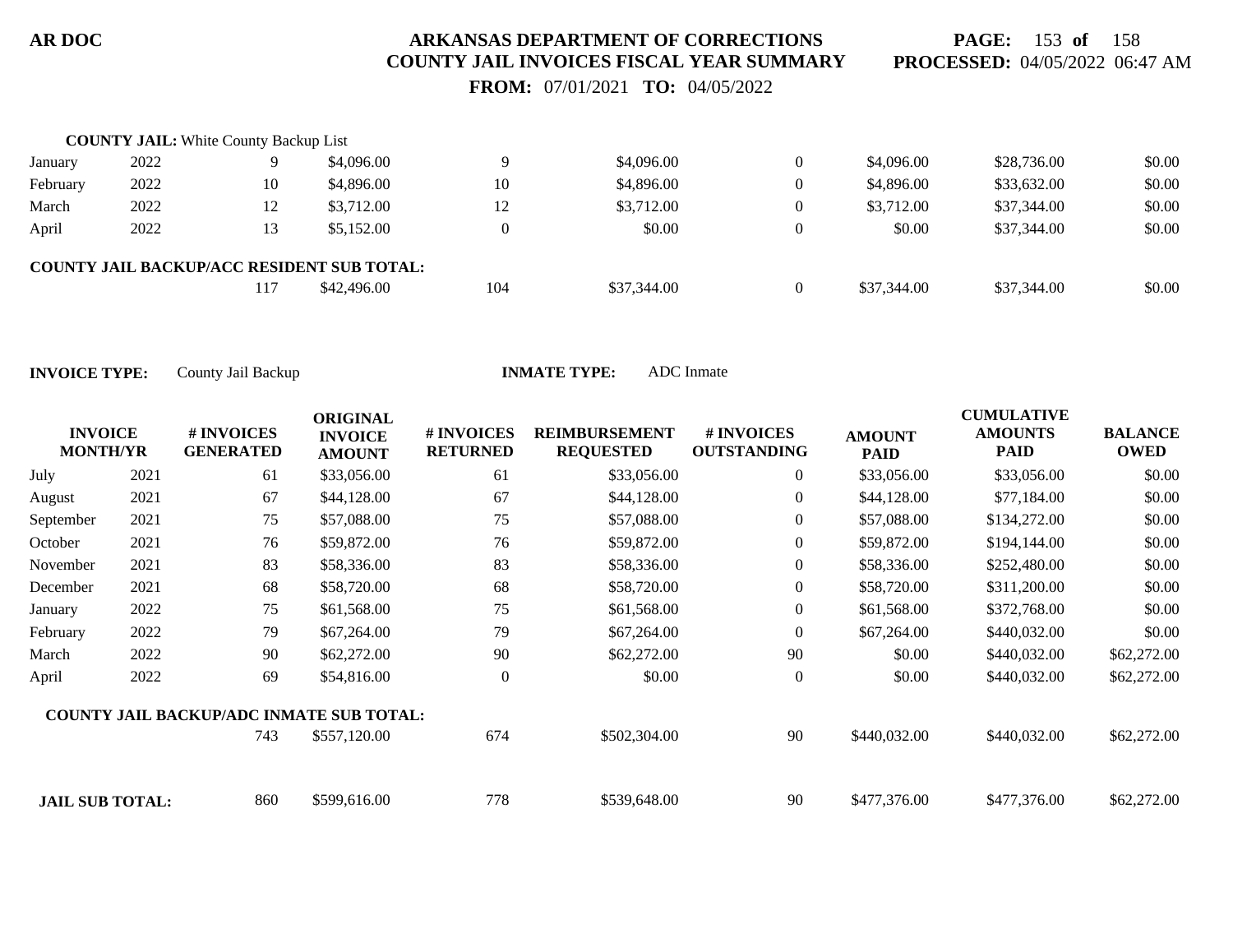**COUNTY JAIL:** White County Backup List

| INVOICE MONTH/YR | | # INVOICES GENERATED | ORIGINAL INVOICE AMOUNT | # INVOICES RETURNED | REIMBURSEMENT REQUESTED | # INVOICES OUTSTANDING | AMOUNT PAID | CUMULATIVE AMOUNTS PAID | BALANCE OWED |
|---|---|---|---|---|---|---|---|---|---|
| January | 2022 | 9 | $4,096.00 | 9 | $4,096.00 | 0 | $4,096.00 | $28,736.00 | $0.00 |
| February | 2022 | 10 | $4,896.00 | 10 | $4,896.00 | 0 | $4,896.00 | $33,632.00 | $0.00 |
| March | 2022 | 12 | $3,712.00 | 12 | $3,712.00 | 0 | $3,712.00 | $37,344.00 | $0.00 |
| April | 2022 | 13 | $5,152.00 | 0 | $0.00 | 0 | $0.00 | $37,344.00 | $0.00 |
| **COUNTY JAIL BACKUP/ACC RESIDENT SUB TOTAL:** | | 117 | $42,496.00 | 104 | $37,344.00 | 0 | $37,344.00 | $37,344.00 | $0.00 |

**INVOICE TYPE:** County Jail Backup **INMATE TYPE:** ADC Inmate

| INVOICE MONTH/YR | | # INVOICES GENERATED | ORIGINAL INVOICE AMOUNT | # INVOICES RETURNED | REIMBURSEMENT REQUESTED | # INVOICES OUTSTANDING | AMOUNT PAID | CUMULATIVE AMOUNTS PAID | BALANCE OWED |
|---|---|---|---|---|---|---|---|---|---|
| July | 2021 | 61 | $33,056.00 | 61 | $33,056.00 | 0 | $33,056.00 | $33,056.00 | $0.00 |
| August | 2021 | 67 | $44,128.00 | 67 | $44,128.00 | 0 | $44,128.00 | $77,184.00 | $0.00 |
| September | 2021 | 75 | $57,088.00 | 75 | $57,088.00 | 0 | $57,088.00 | $134,272.00 | $0.00 |
| October | 2021 | 76 | $59,872.00 | 76 | $59,872.00 | 0 | $59,872.00 | $194,144.00 | $0.00 |
| November | 2021 | 83 | $58,336.00 | 83 | $58,336.00 | 0 | $58,336.00 | $252,480.00 | $0.00 |
| December | 2021 | 68 | $58,720.00 | 68 | $58,720.00 | 0 | $58,720.00 | $311,200.00 | $0.00 |
| January | 2022 | 75 | $61,568.00 | 75 | $61,568.00 | 0 | $61,568.00 | $372,768.00 | $0.00 |
| February | 2022 | 79 | $67,264.00 | 79 | $67,264.00 | 0 | $67,264.00 | $440,032.00 | $0.00 |
| March | 2022 | 90 | $62,272.00 | 90 | $62,272.00 | 90 | $0.00 | $440,032.00 | $62,272.00 |
| April | 2022 | 69 | $54,816.00 | 0 | $0.00 | 0 | $0.00 | $440,032.00 | $62,272.00 |
| **COUNTY JAIL BACKUP/ADC INMATE SUB TOTAL:** | | 743 | $557,120.00 | 674 | $502,304.00 | 90 | $440,032.00 | $440,032.00 | $62,272.00 |
| **JAIL SUB TOTAL:** | | 860 | $599,616.00 | 778 | $539,648.00 | 90 | $477,376.00 | $477,376.00 | $62,272.00 |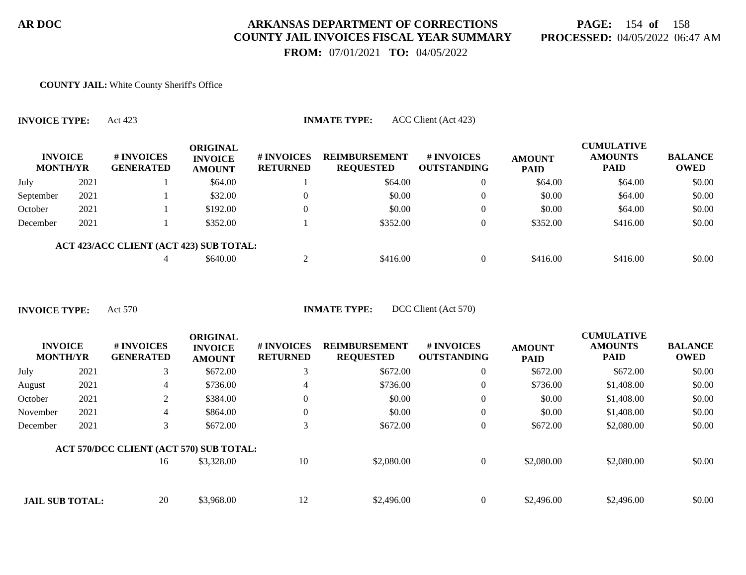**AR DOC**

# ARKANSAS DEPARTMENT OF CORRECTIONS
## COUNTY JAIL INVOICES FISCAL YEAR SUMMARY

**FROM:** 07/01/2021 **TO:** 04/05/2022

**PROCESSED:** 04/05/2022 06:47 AM

**COUNTY JAIL:** White County Sheriff's Office

**INVOICE TYPE:** Act 423 **INMATE TYPE:** ACC Client (Act 423)

| INVOICE MONTH/YR | | # INVOICES GENERATED | ORIGINAL INVOICE AMOUNT | # INVOICES RETURNED | REIMBURSEMENT REQUESTED | # INVOICES OUTSTANDING | AMOUNT PAID | CUMULATIVE AMOUNTS PAID | BALANCE OWED |
|---|---|---|---|---|---|---|---|---|---|
| July | 2021 | 1 | $64.00 | 1 | $64.00 | 0 | $64.00 | $64.00 | $0.00 |
| September | 2021 | 1 | $32.00 | 0 | $0.00 | 0 | $0.00 | $64.00 | $0.00 |
| October | 2021 | 1 | $192.00 | 0 | $0.00 | 0 | $0.00 | $64.00 | $0.00 |
| December | 2021 | 1 | $352.00 | 1 | $352.00 | 0 | $352.00 | $416.00 | $0.00 |
| **ACT 423/ACC CLIENT (ACT 423) SUB TOTAL:** | | 4 | $640.00 | 2 | $416.00 | 0 | $416.00 | $416.00 | $0.00 |

**INVOICE TYPE:** Act 570 **INMATE TYPE:** DCC Client (Act 570)

| INVOICE MONTH/YR | | # INVOICES GENERATED | ORIGINAL INVOICE AMOUNT | # INVOICES RETURNED | REIMBURSEMENT REQUESTED | # INVOICES OUTSTANDING | AMOUNT PAID | CUMULATIVE AMOUNTS PAID | BALANCE OWED |
|---|---|---|---|---|---|---|---|---|---|
| July | 2021 | 3 | $672.00 | 3 | $672.00 | 0 | $672.00 | $672.00 | $0.00 |
| August | 2021 | 4 | $736.00 | 4 | $736.00 | 0 | $736.00 | $1,408.00 | $0.00 |
| October | 2021 | 2 | $384.00 | 0 | $0.00 | 0 | $0.00 | $1,408.00 | $0.00 |
| November | 2021 | 4 | $864.00 | 0 | $0.00 | 0 | $0.00 | $1,408.00 | $0.00 |
| December | 2021 | 3 | $672.00 | 3 | $672.00 | 0 | $672.00 | $2,080.00 | $0.00 |
| **ACT 570/DCC CLIENT (ACT 570) SUB TOTAL:** | | 16 | $3,328.00 | 10 | $2,080.00 | 0 | $2,080.00 | $2,080.00 | $0.00 |
| **JAIL SUB TOTAL:** | | 20 | $3,968.00 | 12 | $2,496.00 | 0 | $2,496.00 | $2,496.00 | $0.00 |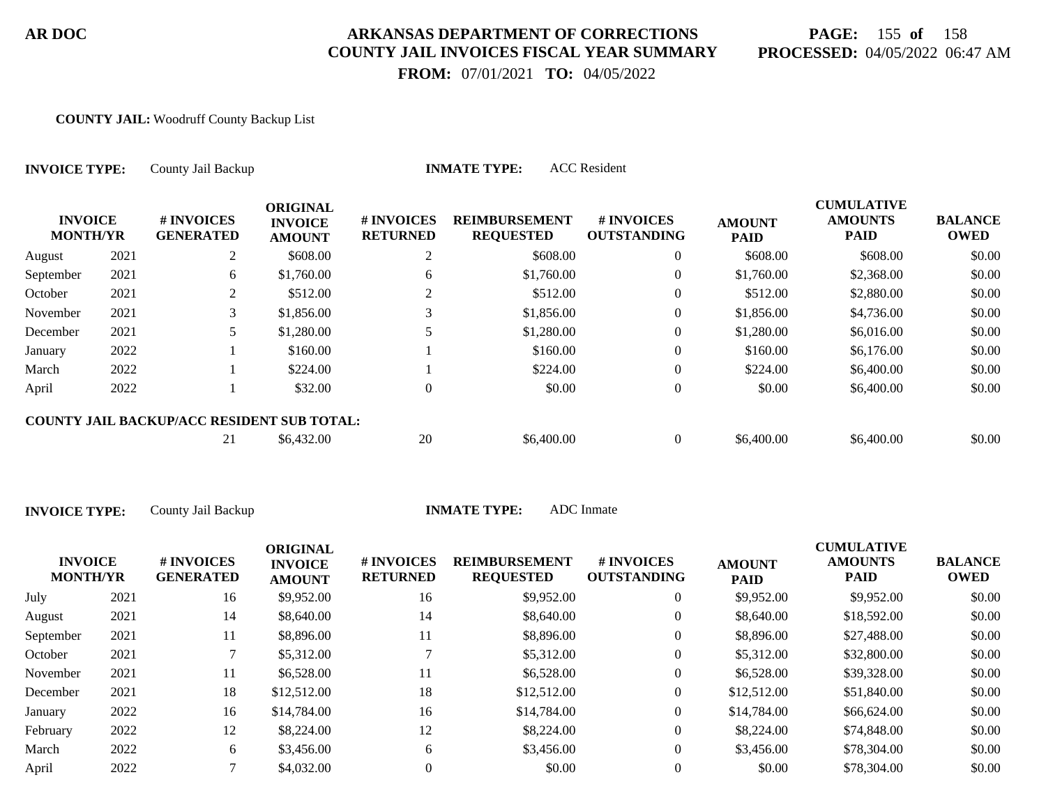**COUNTY JAIL:** Woodruff County Backup List

**INVOICE TYPE:** County Jail Backup **INMATE TYPE:** ACC Resident

| INVOICE MONTH/YR | | # INVOICES GENERATED | ORIGINAL INVOICE AMOUNT | # INVOICES RETURNED | REIMBURSEMENT REQUESTED | # INVOICES OUTSTANDING | AMOUNT PAID | CUMULATIVE AMOUNTS PAID | BALANCE OWED |
|---|---|---|---|---|---|---|---|---|---|
| August | 2021 | 2 | $608.00 | 2 | $608.00 | 0 | $608.00 | $608.00 | $0.00 |
| September | 2021 | 6 | $1,760.00 | 6 | $1,760.00 | 0 | $1,760.00 | $2,368.00 | $0.00 |
| October | 2021 | 2 | $512.00 | 2 | $512.00 | 0 | $512.00 | $2,880.00 | $0.00 |
| November | 2021 | 3 | $1,856.00 | 3 | $1,856.00 | 0 | $1,856.00 | $4,736.00 | $0.00 |
| December | 2021 | 5 | $1,280.00 | 5 | $1,280.00 | 0 | $1,280.00 | $6,016.00 | $0.00 |
| January | 2022 | 1 | $160.00 | 1 | $160.00 | 0 | $160.00 | $6,176.00 | $0.00 |
| March | 2022 | 1 | $224.00 | 1 | $224.00 | 0 | $224.00 | $6,400.00 | $0.00 |
| April | 2022 | 1 | $32.00 | 0 | $0.00 | 0 | $0.00 | $6,400.00 | $0.00 |
| **COUNTY JAIL BACKUP/ACC RESIDENT SUB TOTAL:** | | 21 | $6,432.00 | 20 | $6,400.00 | 0 | $6,400.00 | $6,400.00 | $0.00 |

**INVOICE TYPE:** County Jail Backup **INMATE TYPE:** ADC Inmate

| INVOICE MONTH/YR | | # INVOICES GENERATED | ORIGINAL INVOICE AMOUNT | # INVOICES RETURNED | REIMBURSEMENT REQUESTED | # INVOICES OUTSTANDING | AMOUNT PAID | CUMULATIVE AMOUNTS PAID | BALANCE OWED |
|---|---|---|---|---|---|---|---|---|---|
| July | 2021 | 16 | $9,952.00 | 16 | $9,952.00 | 0 | $9,952.00 | $9,952.00 | $0.00 |
| August | 2021 | 14 | $8,640.00 | 14 | $8,640.00 | 0 | $8,640.00 | $18,592.00 | $0.00 |
| September | 2021 | 11 | $8,896.00 | 11 | $8,896.00 | 0 | $8,896.00 | $27,488.00 | $0.00 |
| October | 2021 | 7 | $5,312.00 | 7 | $5,312.00 | 0 | $5,312.00 | $32,800.00 | $0.00 |
| November | 2021 | 11 | $6,528.00 | 11 | $6,528.00 | 0 | $6,528.00 | $39,328.00 | $0.00 |
| December | 2021 | 18 | $12,512.00 | 18 | $12,512.00 | 0 | $12,512.00 | $51,840.00 | $0.00 |
| January | 2022 | 16 | $14,784.00 | 16 | $14,784.00 | 0 | $14,784.00 | $66,624.00 | $0.00 |
| February | 2022 | 12 | $8,224.00 | 12 | $8,224.00 | 0 | $8,224.00 | $74,848.00 | $0.00 |
| March | 2022 | 6 | $3,456.00 | 6 | $3,456.00 | 0 | $3,456.00 | $78,304.00 | $0.00 |
| April | 2022 | 7 | $4,032.00 | 0 | $0.00 | 0 | $0.00 | $78,304.00 | $0.00 |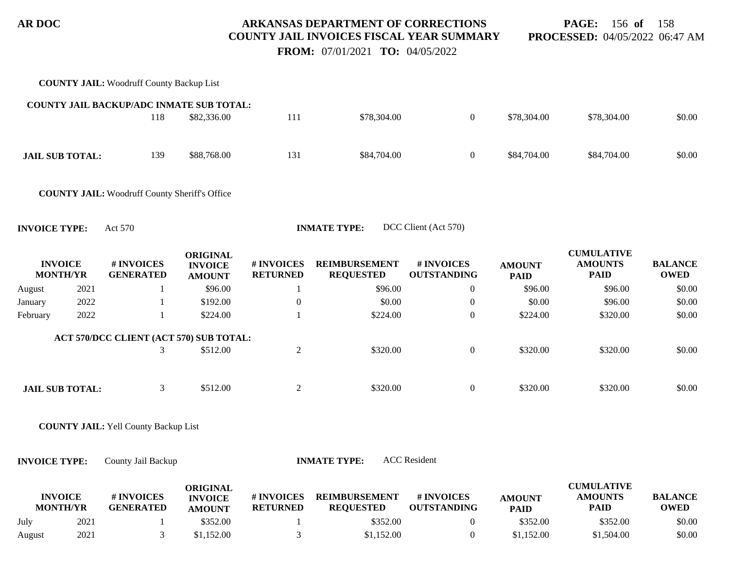**COUNTY JAIL:** Woodruff County Backup List

**COUNTY JAIL BACKUP/ADC INMATE SUB TOTAL:**

| | # INVOICES GENERATED | ORIGINAL INVOICE AMOUNT | # INVOICES RETURNED | REIMBURSEMENT REQUESTED | # INVOICES OUTSTANDING | AMOUNT PAID | CUMULATIVE AMOUNTS PAID | BALANCE OWED |
|---|---|---|---|---|---|---|---|---|
| COUNTY JAIL BACKUP/ADC INMATE SUB TOTAL: | 118 | $82,336.00 | 111 | $78,304.00 | 0 | $78,304.00 | $78,304.00 | $0.00 |
| **JAIL SUB TOTAL:** | 139 | $88,768.00 | 131 | $84,704.00 | 0 | $84,704.00 | $84,704.00 | $0.00 |

**COUNTY JAIL:** Woodruff County Sheriff's Office

**INVOICE TYPE:** Act 570 **INMATE TYPE:** DCC Client (Act 570)

| INVOICE MONTH/YR | | # INVOICES GENERATED | ORIGINAL INVOICE AMOUNT | # INVOICES RETURNED | REIMBURSEMENT REQUESTED | # INVOICES OUTSTANDING | AMOUNT PAID | CUMULATIVE AMOUNTS PAID | BALANCE OWED |
|---|---|---|---|---|---|---|---|---|---|
| August | 2021 | 1 | $96.00 | 1 | $96.00 | 0 | $96.00 | $96.00 | $0.00 |
| January | 2022 | 1 | $192.00 | 0 | $0.00 | 0 | $0.00 | $96.00 | $0.00 |
| February | 2022 | 1 | $224.00 | 1 | $224.00 | 0 | $224.00 | $320.00 | $0.00 |
| **ACT 570/DCC CLIENT (ACT 570) SUB TOTAL:** | | 3 | $512.00 | 2 | $320.00 | 0 | $320.00 | $320.00 | $0.00 |
| **JAIL SUB TOTAL:** | | 3 | $512.00 | 2 | $320.00 | 0 | $320.00 | $320.00 | $0.00 |

**COUNTY JAIL:** Yell County Backup List

**INVOICE TYPE:** County Jail Backup **INMATE TYPE:** ACC Resident

| INVOICE MONTH/YR | | # INVOICES GENERATED | ORIGINAL INVOICE AMOUNT | # INVOICES RETURNED | REIMBURSEMENT REQUESTED | # INVOICES OUTSTANDING | AMOUNT PAID | CUMULATIVE AMOUNTS PAID | BALANCE OWED |
|---|---|---|---|---|---|---|---|---|---|
| July | 2021 | 1 | $352.00 | 1 | $352.00 | 0 | $352.00 | $352.00 | $0.00 |
| August | 2021 | 3 | $1,152.00 | 3 | $1,152.00 | 0 | $1,152.00 | $1,504.00 | $0.00 |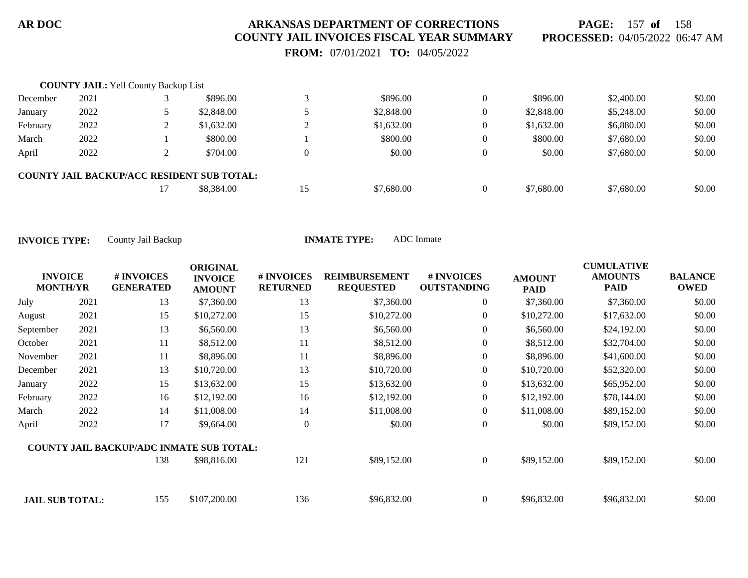**COUNTY JAIL:** Yell County Backup List

| INVOICE MONTH/YR | | # INVOICES GENERATED | ORIGINAL INVOICE AMOUNT | # INVOICES RETURNED | REIMBURSEMENT REQUESTED | # INVOICES OUTSTANDING | AMOUNT PAID | CUMULATIVE AMOUNTS PAID | BALANCE OWED |
|---|---|---|---|---|---|---|---|---|---|
| December | 2021 | 3 | $896.00 | 3 | $896.00 | 0 | $896.00 | $2,400.00 | $0.00 |
| January | 2022 | 5 | $2,848.00 | 5 | $2,848.00 | 0 | $2,848.00 | $5,248.00 | $0.00 |
| February | 2022 | 2 | $1,632.00 | 2 | $1,632.00 | 0 | $1,632.00 | $6,880.00 | $0.00 |
| March | 2022 | 1 | $800.00 | 1 | $800.00 | 0 | $800.00 | $7,680.00 | $0.00 |
| April | 2022 | 2 | $704.00 | 0 | $0.00 | 0 | $0.00 | $7,680.00 | $0.00 |
| **COUNTY JAIL BACKUP/ACC RESIDENT SUB TOTAL:** | | 17 | $8,384.00 | 15 | $7,680.00 | 0 | $7,680.00 | $7,680.00 | $0.00 |

**INVOICE TYPE:** County Jail Backup **INMATE TYPE:** ADC Inmate

| INVOICE MONTH/YR | | # INVOICES GENERATED | ORIGINAL INVOICE AMOUNT | # INVOICES RETURNED | REIMBURSEMENT REQUESTED | # INVOICES OUTSTANDING | AMOUNT PAID | CUMULATIVE AMOUNTS PAID | BALANCE OWED |
|---|---|---|---|---|---|---|---|---|---|
| July | 2021 | 13 | $7,360.00 | 13 | $7,360.00 | 0 | $7,360.00 | $7,360.00 | $0.00 |
| August | 2021 | 15 | $10,272.00 | 15 | $10,272.00 | 0 | $10,272.00 | $17,632.00 | $0.00 |
| September | 2021 | 13 | $6,560.00 | 13 | $6,560.00 | 0 | $6,560.00 | $24,192.00 | $0.00 |
| October | 2021 | 11 | $8,512.00 | 11 | $8,512.00 | 0 | $8,512.00 | $32,704.00 | $0.00 |
| November | 2021 | 11 | $8,896.00 | 11 | $8,896.00 | 0 | $8,896.00 | $41,600.00 | $0.00 |
| December | 2021 | 13 | $10,720.00 | 13 | $10,720.00 | 0 | $10,720.00 | $52,320.00 | $0.00 |
| January | 2022 | 15 | $13,632.00 | 15 | $13,632.00 | 0 | $13,632.00 | $65,952.00 | $0.00 |
| February | 2022 | 16 | $12,192.00 | 16 | $12,192.00 | 0 | $12,192.00 | $78,144.00 | $0.00 |
| March | 2022 | 14 | $11,008.00 | 14 | $11,008.00 | 0 | $11,008.00 | $89,152.00 | $0.00 |
| April | 2022 | 17 | $9,664.00 | 0 | $0.00 | 0 | $0.00 | $89,152.00 | $0.00 |
| **COUNTY JAIL BACKUP/ADC INMATE SUB TOTAL:** | | 138 | $98,816.00 | 121 | $89,152.00 | 0 | $89,152.00 | $89,152.00 | $0.00 |
| **JAIL SUB TOTAL:** | | 155 | $107,200.00 | 136 | $96,832.00 | 0 | $96,832.00 | $96,832.00 | $0.00 |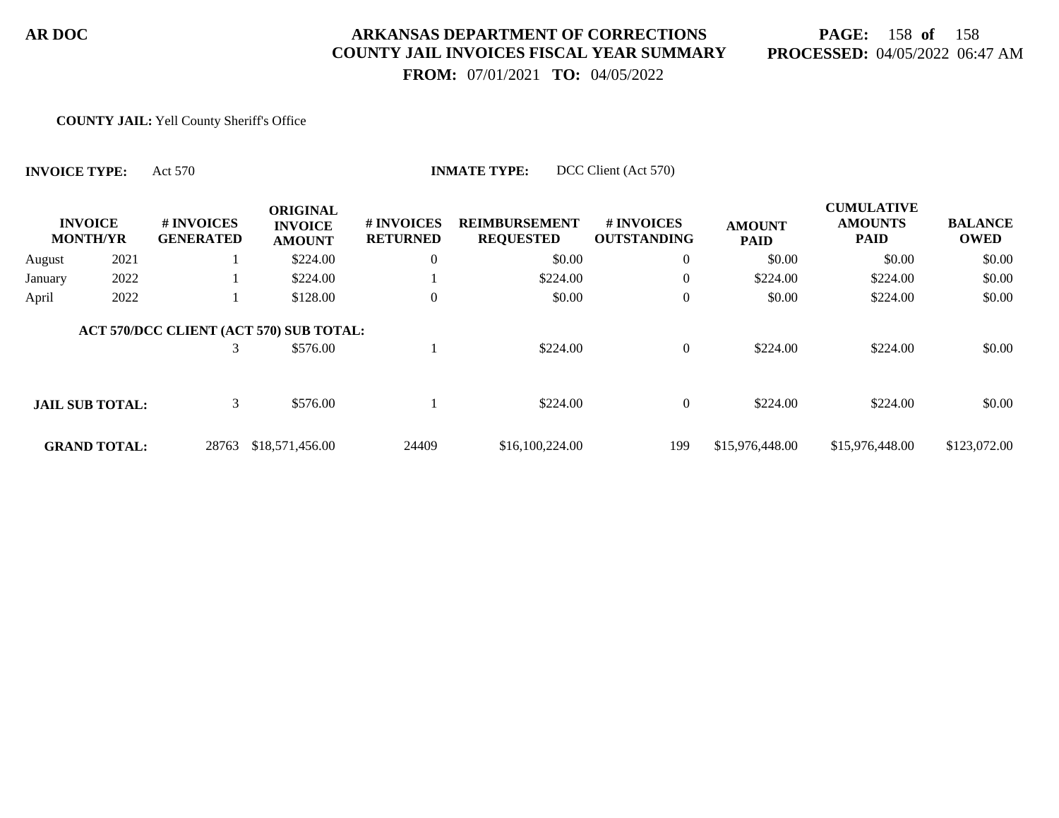**AR DOC**

# ARKANSAS DEPARTMENT OF CORRECTIONS
## COUNTY JAIL INVOICES FISCAL YEAR SUMMARY

**PROCESSED:** 04/05/2022 06:47 AM

**FROM:** 07/01/2021 **TO:** 04/05/2022

**COUNTY JAIL:** Yell County Sheriff's Office

**INVOICE TYPE:** Act 570 **INMATE TYPE:** DCC Client (Act 570)

| INVOICE MONTH/YR | | # INVOICES GENERATED | ORIGINAL INVOICE AMOUNT | # INVOICES RETURNED | REIMBURSEMENT REQUESTED | # INVOICES OUTSTANDING | AMOUNT PAID | CUMULATIVE AMOUNTS PAID | BALANCE OWED |
|---|---|---|---|---|---|---|---|---|---|
| August | 2021 | 1 | $224.00 | 0 | $0.00 | 0 | $0.00 | $0.00 | $0.00 |
| January | 2022 | 1 | $224.00 | 1 | $224.00 | 0 | $224.00 | $224.00 | $0.00 |
| April | 2022 | 1 | $128.00 | 0 | $0.00 | 0 | $0.00 | $224.00 | $0.00 |
| **ACT 570/DCC CLIENT (ACT 570) SUB TOTAL:** | | 3 | $576.00 | 1 | $224.00 | 0 | $224.00 | $224.00 | $0.00 |
| **JAIL SUB TOTAL:** | | 3 | $576.00 | 1 | $224.00 | 0 | $224.00 | $224.00 | $0.00 |
| **GRAND TOTAL:** | | 28763 | $18,571,456.00 | 24409 | $16,100,224.00 | 199 | $15,976,448.00 | $15,976,448.00 | $123,072.00 |